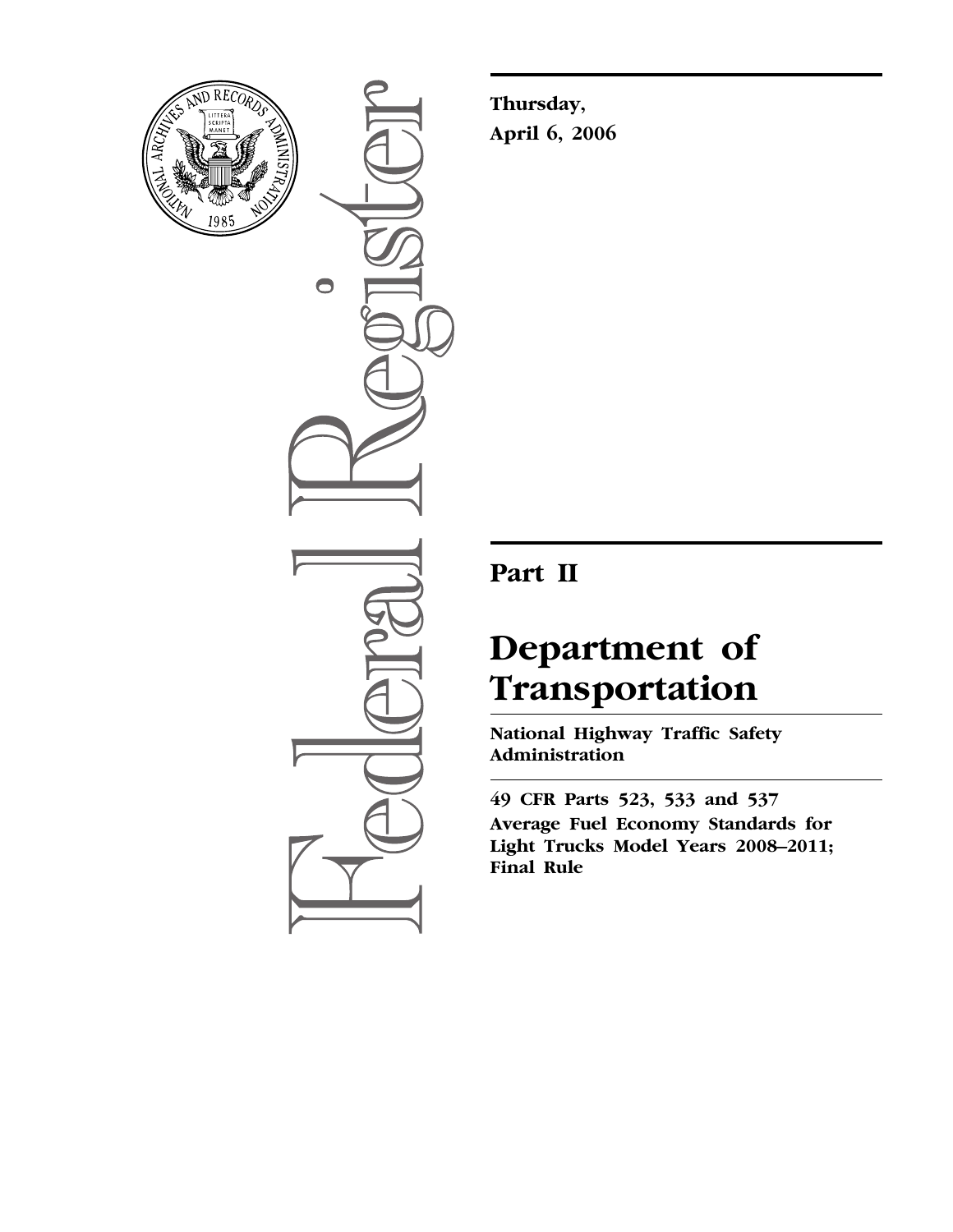**Thursday,**
**April 6, 2006**

# Part II

# Department of Transportation

**National Highway Traffic Safety Administration**

**49 CFR Parts 523, 533 and 537**
**Average Fuel Economy Standards for Light Trucks Model Years 2008–2011; Final Rule**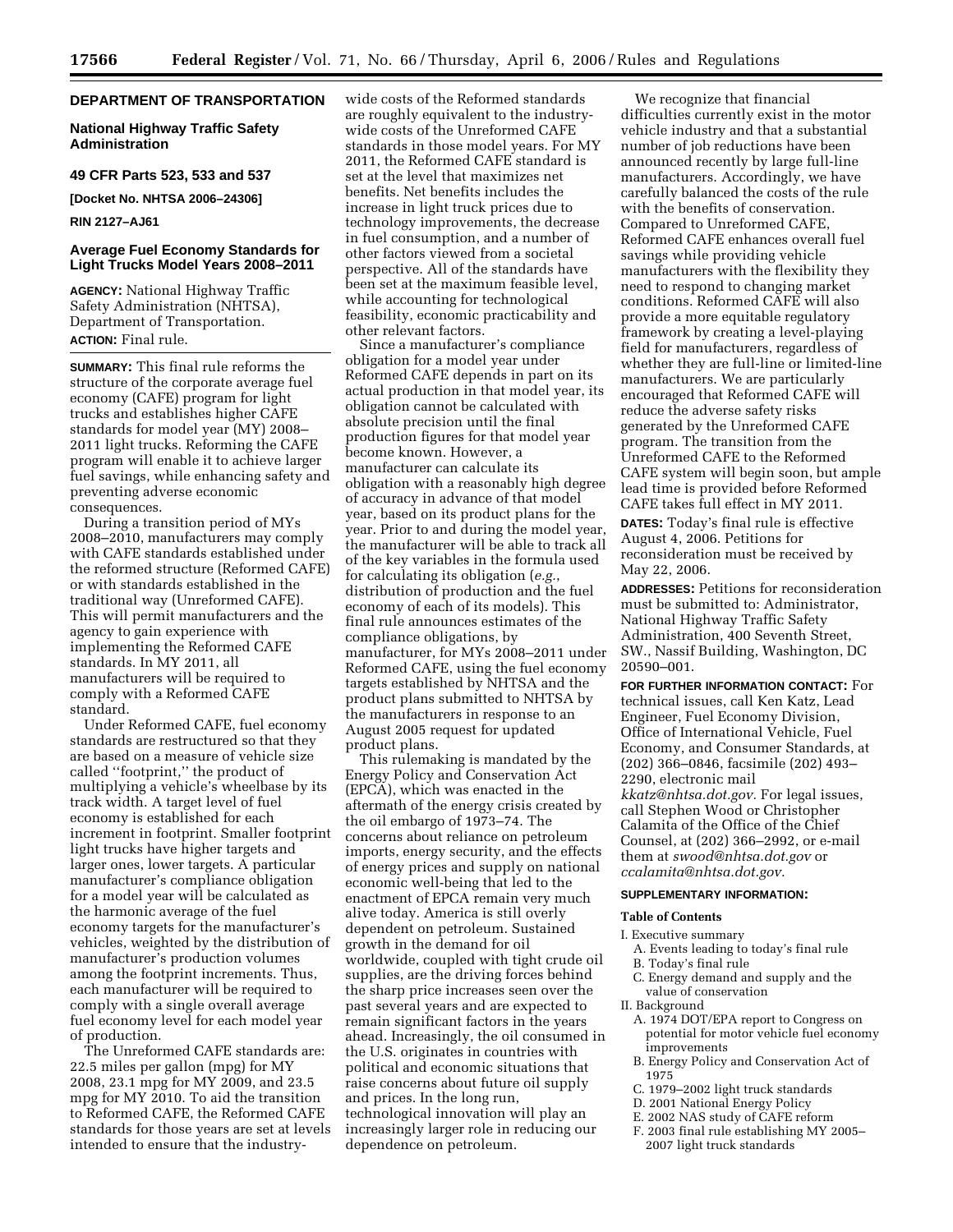**DEPARTMENT OF TRANSPORTATION**

**National Highway Traffic Safety Administration**

**49 CFR Parts 523, 533 and 537**

**[Docket No. NHTSA 2006–24306]**

**RIN 2127–AJ61**

## Average Fuel Economy Standards for Light Trucks Model Years 2008–2011

**AGENCY:** National Highway Traffic Safety Administration (NHTSA), Department of Transportation.

**ACTION:** Final rule.

**SUMMARY:** This final rule reforms the structure of the corporate average fuel economy (CAFE) program for light trucks and establishes higher CAFE standards for model year (MY) 2008–2011 light trucks. Reforming the CAFE program will enable it to achieve larger fuel savings, while enhancing safety and preventing adverse economic consequences.

During a transition period of MYs 2008–2010, manufacturers may comply with CAFE standards established under the reformed structure (Reformed CAFE) or with standards established in the traditional way (Unreformed CAFE). This will permit manufacturers and the agency to gain experience with implementing the Reformed CAFE standards. In MY 2011, all manufacturers will be required to comply with a Reformed CAFE standard.

Under Reformed CAFE, fuel economy standards are restructured so that they are based on a measure of vehicle size called ''footprint,'' the product of multiplying a vehicle's wheelbase by its track width. A target level of fuel economy is established for each increment in footprint. Smaller footprint light trucks have higher targets and larger ones, lower targets. A particular manufacturer's compliance obligation for a model year will be calculated as the harmonic average of the fuel economy targets for the manufacturer's vehicles, weighted by the distribution of manufacturer's production volumes among the footprint increments. Thus, each manufacturer will be required to comply with a single overall average fuel economy level for each model year of production.

The Unreformed CAFE standards are: 22.5 miles per gallon (mpg) for MY 2008, 23.1 mpg for MY 2009, and 23.5 mpg for MY 2010. To aid the transition to Reformed CAFE, the Reformed CAFE standards for those years are set at levels intended to ensure that the industry-wide costs of the Reformed standards are roughly equivalent to the industry-wide costs of the Unreformed CAFE standards in those model years. For MY 2011, the Reformed CAFE standard is set at the level that maximizes net benefits. Net benefits includes the increase in light truck prices due to technology improvements, the decrease in fuel consumption, and a number of other factors viewed from a societal perspective. All of the standards have been set at the maximum feasible level, while accounting for technological feasibility, economic practicability and other relevant factors.

Since a manufacturer's compliance obligation for a model year under Reformed CAFE depends in part on its actual production in that model year, its obligation cannot be calculated with absolute precision until the final production figures for that model year become known. However, a manufacturer can calculate its obligation with a reasonably high degree of accuracy in advance of that model year, based on its product plans for the year. Prior to and during the model year, the manufacturer will be able to track all of the key variables in the formula used for calculating its obligation (*e.g.*, distribution of production and the fuel economy of each of its models). This final rule announces estimates of the compliance obligations, by manufacturer, for MYs 2008–2011 under Reformed CAFE, using the fuel economy targets established by NHTSA and the product plans submitted to NHTSA by the manufacturers in response to an August 2005 request for updated product plans.

This rulemaking is mandated by the Energy Policy and Conservation Act (EPCA), which was enacted in the aftermath of the energy crisis created by the oil embargo of 1973–74. The concerns about reliance on petroleum imports, energy security, and the effects of energy prices and supply on national economic well-being that led to the enactment of EPCA remain very much alive today. America is still overly dependent on petroleum. Sustained growth in the demand for oil worldwide, coupled with tight crude oil supplies, are the driving forces behind the sharp price increases seen over the past several years and are expected to remain significant factors in the years ahead. Increasingly, the oil consumed in the U.S. originates in countries with political and economic situations that raise concerns about future oil supply and prices. In the long run, technological innovation will play an increasingly larger role in reducing our dependence on petroleum.

We recognize that financial difficulties currently exist in the motor vehicle industry and that a substantial number of job reductions have been announced recently by large full-line manufacturers. Accordingly, we have carefully balanced the costs of the rule with the benefits of conservation. Compared to Unreformed CAFE, Reformed CAFE enhances overall fuel savings while providing vehicle manufacturers with the flexibility they need to respond to changing market conditions. Reformed CAFE will also provide a more equitable regulatory framework by creating a level-playing field for manufacturers, regardless of whether they are full-line or limited-line manufacturers. We are particularly encouraged that Reformed CAFE will reduce the adverse safety risks generated by the Unreformed CAFE program. The transition from the Unreformed CAFE to the Reformed CAFE system will begin soon, but ample lead time is provided before Reformed CAFE takes full effect in MY 2011.

**DATES:** Today's final rule is effective August 4, 2006. Petitions for reconsideration must be received by May 22, 2006.

**ADDRESSES:** Petitions for reconsideration must be submitted to: Administrator, National Highway Traffic Safety Administration, 400 Seventh Street, SW., Nassif Building, Washington, DC 20590–001.

**FOR FURTHER INFORMATION CONTACT:** For technical issues, call Ken Katz, Lead Engineer, Fuel Economy Division, Office of International Vehicle, Fuel Economy, and Consumer Standards, at (202) 366–0846, facsimile (202) 493–2290, electronic mail *kkatz@nhtsa.dot.gov.* For legal issues, call Stephen Wood or Christopher Calamita of the Office of the Chief Counsel, at (202) 366–2992, or e-mail them at *swood@nhtsa.dot.gov* or *ccalamita@nhtsa.dot.gov.*

**SUPPLEMENTARY INFORMATION:**

**Table of Contents**

- I. Executive summary
  - A. Events leading to today's final rule
  - B. Today's final rule
  - C. Energy demand and supply and the value of conservation
- II. Background
  - A. 1974 DOT/EPA report to Congress on potential for motor vehicle fuel economy improvements
  - B. Energy Policy and Conservation Act of 1975
  - C. 1979–2002 light truck standards
  - D. 2001 National Energy Policy
  - E. 2002 NAS study of CAFE reform
  - F. 2003 final rule establishing MY 2005–2007 light truck standards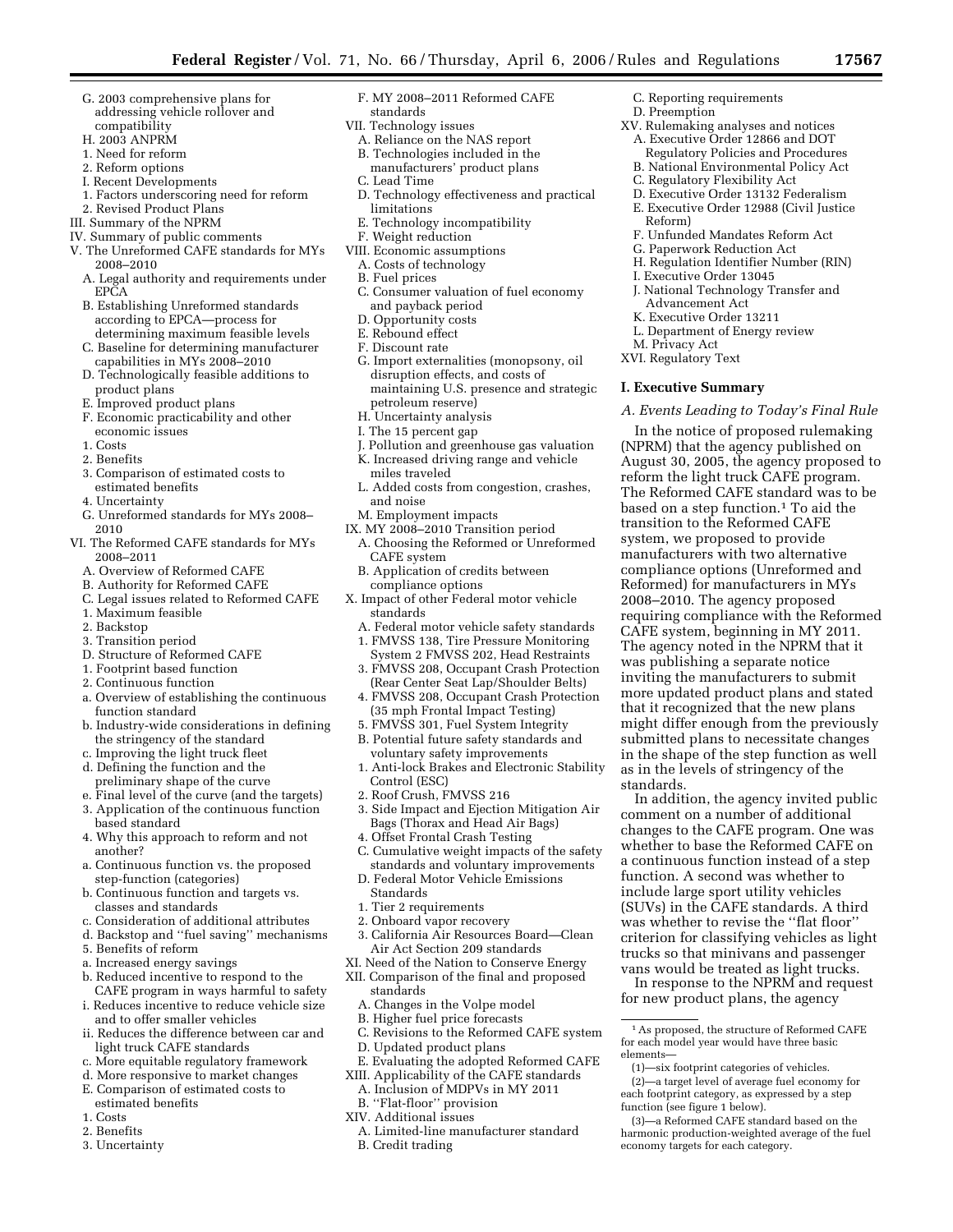G. 2003 comprehensive plans for addressing vehicle rollover and compatibility
H. 2003 ANPRM
1. Need for reform
2. Reform options
I. Recent Developments
1. Factors underscoring need for reform
2. Revised Product Plans
III. Summary of the NPRM
IV. Summary of public comments
V. The Unreformed CAFE standards for MYs 2008–2010
A. Legal authority and requirements under EPCA
B. Establishing Unreformed standards according to EPCA—process for determining maximum feasible levels
C. Baseline for determining manufacturer capabilities in MYs 2008–2010
D. Technologically feasible additions to product plans
E. Improved product plans
F. Economic practicability and other economic issues
1. Costs
2. Benefits
3. Comparison of estimated costs to estimated benefits
4. Uncertainty
G. Unreformed standards for MYs 2008–2010
VI. The Reformed CAFE standards for MYs 2008–2011
A. Overview of Reformed CAFE
B. Authority for Reformed CAFE
C. Legal issues related to Reformed CAFE
1. Maximum feasible
2. Backstop
3. Transition period
D. Structure of Reformed CAFE
1. Footprint based function
2. Continuous function
a. Overview of establishing the continuous function standard
b. Industry-wide considerations in defining the stringency of the standard
c. Improving the light truck fleet
d. Defining the function and the preliminary shape of the curve
e. Final level of the curve (and the targets)
3. Application of the continuous function based standard
4. Why this approach to reform and not another?
a. Continuous function vs. the proposed step-function (categories)
b. Continuous function and targets vs. classes and standards
c. Consideration of additional attributes
d. Backstop and "fuel saving" mechanisms
5. Benefits of reform
a. Increased energy savings
b. Reduced incentive to respond to the CAFE program in ways harmful to safety
i. Reduces incentive to reduce vehicle size and to offer smaller vehicles
ii. Reduces the difference between car and light truck CAFE standards
c. More equitable regulatory framework
d. More responsive to market changes
E. Comparison of estimated costs to estimated benefits
1. Costs
2. Benefits
3. Uncertainty
F. MY 2008–2011 Reformed CAFE standards
VII. Technology issues
A. Reliance on the NAS report
B. Technologies included in the manufacturers' product plans
C. Lead Time
D. Technology effectiveness and practical limitations
E. Technology incompatibility
F. Weight reduction
VIII. Economic assumptions
A. Costs of technology
B. Fuel prices
C. Consumer valuation of fuel economy and payback period
D. Opportunity costs
E. Rebound effect
F. Discount rate
G. Import externalities (monopsony, oil disruption effects, and costs of maintaining U.S. presence and strategic petroleum reserve)
H. Uncertainty analysis
I. The 15 percent gap
J. Pollution and greenhouse gas valuation
K. Increased driving range and vehicle miles traveled
L. Added costs from congestion, crashes, and noise
M. Employment impacts
IX. MY 2008–2010 Transition period
A. Choosing the Reformed or Unreformed CAFE system
B. Application of credits between compliance options
X. Impact of other Federal motor vehicle standards
A. Federal motor vehicle safety standards
1. FMVSS 138, Tire Pressure Monitoring System 2 FMVSS 202, Head Restraints
3. FMVSS 208, Occupant Crash Protection (Rear Center Seat Lap/Shoulder Belts)
4. FMVSS 208, Occupant Crash Protection (35 mph Frontal Impact Testing)
5. FMVSS 301, Fuel System Integrity
B. Potential future safety standards and voluntary safety improvements
1. Anti-lock Brakes and Electronic Stability Control (ESC)
2. Roof Crush, FMVSS 216
3. Side Impact and Ejection Mitigation Air Bags (Thorax and Head Air Bags)
4. Offset Frontal Crash Testing
C. Cumulative weight impacts of the safety standards and voluntary improvements
D. Federal Motor Vehicle Emissions Standards
1. Tier 2 requirements
2. Onboard vapor recovery
3. California Air Resources Board—Clean Air Act Section 209 standards
XI. Need of the Nation to Conserve Energy
XII. Comparison of the final and proposed standards
A. Changes in the Volpe model
B. Higher fuel price forecasts
C. Revisions to the Reformed CAFE system
D. Updated product plans
E. Evaluating the adopted Reformed CAFE
XIII. Applicability of the CAFE standards
A. Inclusion of MDPVs in MY 2011
B. "Flat-floor" provision
XIV. Additional issues
A. Limited-line manufacturer standard
B. Credit trading
C. Reporting requirements
D. Preemption
XV. Rulemaking analyses and notices
A. Executive Order 12866 and DOT Regulatory Policies and Procedures
B. National Environmental Policy Act
C. Regulatory Flexibility Act
D. Executive Order 13132 Federalism
E. Executive Order 12988 (Civil Justice Reform)
F. Unfunded Mandates Reform Act
G. Paperwork Reduction Act
H. Regulation Identifier Number (RIN)
I. Executive Order 13045
J. National Technology Transfer and Advancement Act
K. Executive Order 13211
L. Department of Energy review
M. Privacy Act
XVI. Regulatory Text

## I. Executive Summary

### *A. Events Leading to Today's Final Rule*

In the notice of proposed rulemaking (NPRM) that the agency published on August 30, 2005, the agency proposed to reform the light truck CAFE program. The Reformed CAFE standard was to be based on a step function.[1] To aid the transition to the Reformed CAFE system, we proposed to provide manufacturers with two alternative compliance options (Unreformed and Reformed) for manufacturers in MYs 2008–2010. The agency proposed requiring compliance with the Reformed CAFE system, beginning in MY 2011. The agency noted in the NPRM that it was publishing a separate notice inviting the manufacturers to submit more updated product plans and stated that it recognized that the new plans might differ enough from the previously submitted plans to necessitate changes in the shape of the step function as well as in the levels of stringency of the standards.

In addition, the agency invited public comment on a number of additional changes to the CAFE program. One was whether to base the Reformed CAFE on a continuous function instead of a step function. A second was whether to include large sport utility vehicles (SUVs) in the CAFE standards. A third was whether to revise the "flat floor" criterion for classifying vehicles as light trucks so that minivans and passenger vans would be treated as light trucks.

In response to the NPRM and request for new product plans, the agency

---

[1] As proposed, the structure of Reformed CAFE for each model year would have three basic elements—

(1)—six footprint categories of vehicles.

(2)—a target level of average fuel economy for each footprint category, as expressed by a step function (see figure 1 below).

(3)—a Reformed CAFE standard based on the harmonic production-weighted average of the fuel economy targets for each category.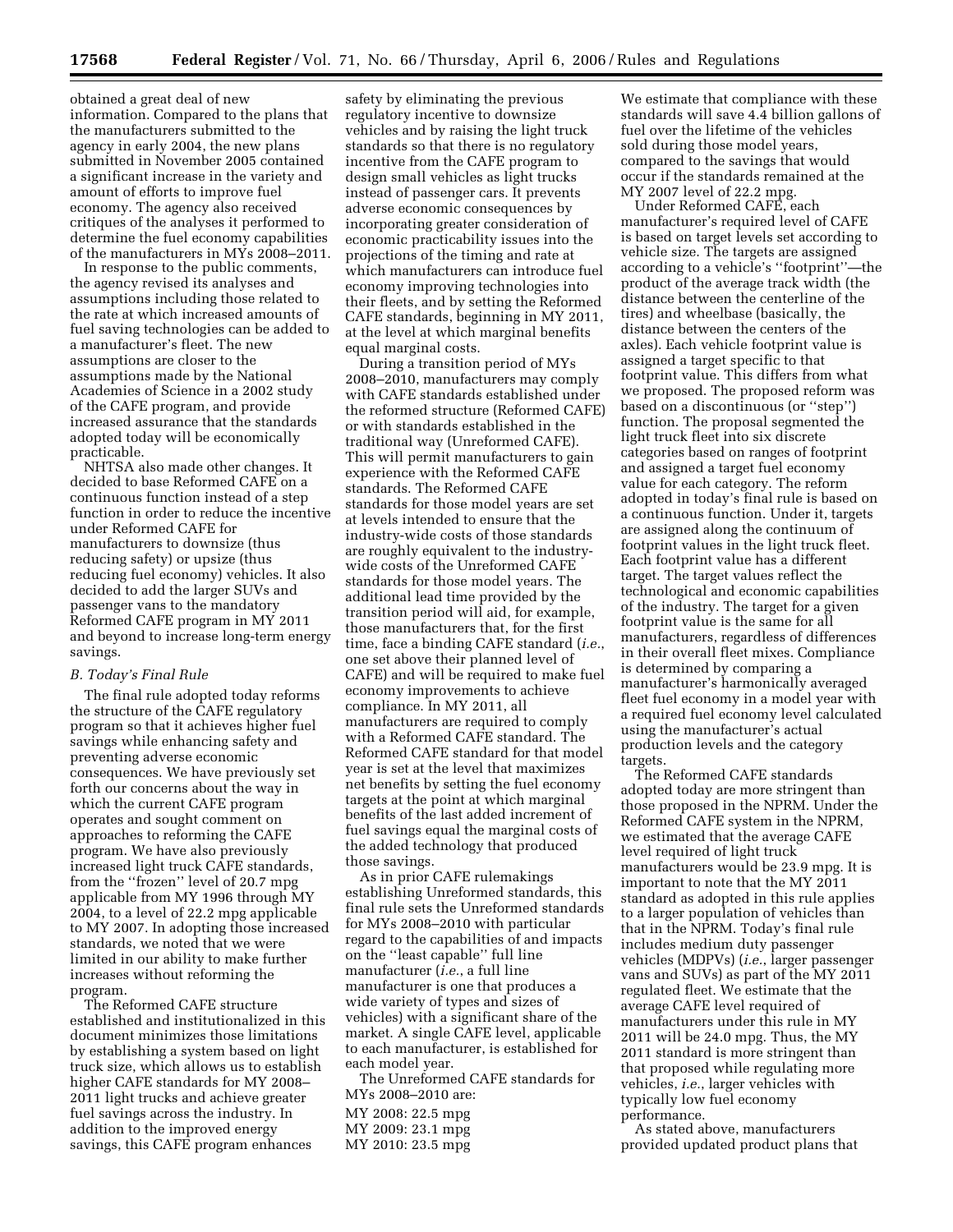obtained a great deal of new information. Compared to the plans that the manufacturers submitted to the agency in early 2004, the new plans submitted in November 2005 contained a significant increase in the variety and amount of efforts to improve fuel economy. The agency also received critiques of the analyses it performed to determine the fuel economy capabilities of the manufacturers in MYs 2008–2011.

In response to the public comments, the agency revised its analyses and assumptions including those related to the rate at which increased amounts of fuel saving technologies can be added to a manufacturer's fleet. The new assumptions are closer to the assumptions made by the National Academies of Science in a 2002 study of the CAFE program, and provide increased assurance that the standards adopted today will be economically practicable.

NHTSA also made other changes. It decided to base Reformed CAFE on a continuous function instead of a step function in order to reduce the incentive under Reformed CAFE for manufacturers to downsize (thus reducing safety) or upsize (thus reducing fuel economy) vehicles. It also decided to add the larger SUVs and passenger vans to the mandatory Reformed CAFE program in MY 2011 and beyond to increase long-term energy savings.

### *B. Today's Final Rule*

The final rule adopted today reforms the structure of the CAFE regulatory program so that it achieves higher fuel savings while enhancing safety and preventing adverse economic consequences. We have previously set forth our concerns about the way in which the current CAFE program operates and sought comment on approaches to reforming the CAFE program. We have also previously increased light truck CAFE standards, from the ''frozen'' level of 20.7 mpg applicable from MY 1996 through MY 2004, to a level of 22.2 mpg applicable to MY 2007. In adopting those increased standards, we noted that we were limited in our ability to make further increases without reforming the program.

The Reformed CAFE structure established and institutionalized in this document minimizes those limitations by establishing a system based on light truck size, which allows us to establish higher CAFE standards for MY 2008–2011 light trucks and achieve greater fuel savings across the industry. In addition to the improved energy savings, this CAFE program enhances safety by eliminating the previous regulatory incentive to downsize vehicles and by raising the light truck standards so that there is no regulatory incentive from the CAFE program to design small vehicles as light trucks instead of passenger cars. It prevents adverse economic consequences by incorporating greater consideration of economic practicability issues into the projections of the timing and rate at which manufacturers can introduce fuel economy improving technologies into their fleets, and by setting the Reformed CAFE standards, beginning in MY 2011, at the level at which marginal benefits equal marginal costs.

During a transition period of MYs 2008–2010, manufacturers may comply with CAFE standards established under the reformed structure (Reformed CAFE) or with standards established in the traditional way (Unreformed CAFE). This will permit manufacturers to gain experience with the Reformed CAFE standards. The Reformed CAFE standards for those model years are set at levels intended to ensure that the industry-wide costs of those standards are roughly equivalent to the industry-wide costs of the Unreformed CAFE standards for those model years. The additional lead time provided by the transition period will aid, for example, those manufacturers that, for the first time, face a binding CAFE standard (*i.e.*, one set above their planned level of CAFE) and will be required to make fuel economy improvements to achieve compliance. In MY 2011, all manufacturers are required to comply with a Reformed CAFE standard. The Reformed CAFE standard for that model year is set at the level that maximizes net benefits by setting the fuel economy targets at the point at which marginal benefits of the last added increment of fuel savings equal the marginal costs of the added technology that produced those savings.

As in prior CAFE rulemakings establishing Unreformed standards, this final rule sets the Unreformed standards for MYs 2008–2010 with particular regard to the capabilities of and impacts on the ''least capable'' full line manufacturer (*i.e.*, a full line manufacturer is one that produces a wide variety of types and sizes of vehicles) with a significant share of the market. A single CAFE level, applicable to each manufacturer, is established for each model year.

The Unreformed CAFE standards for MYs 2008–2010 are:

MY 2008: 22.5 mpg
MY 2009: 23.1 mpg
MY 2010: 23.5 mpg

We estimate that compliance with these standards will save 4.4 billion gallons of fuel over the lifetime of the vehicles sold during those model years, compared to the savings that would occur if the standards remained at the MY 2007 level of 22.2 mpg.

Under Reformed CAFE, each manufacturer's required level of CAFE is based on target levels set according to vehicle size. The targets are assigned according to a vehicle's ''footprint''—the product of the average track width (the distance between the centerline of the tires) and wheelbase (basically, the distance between the centers of the axles). Each vehicle footprint value is assigned a target specific to that footprint value. This differs from what we proposed. The proposed reform was based on a discontinuous (or ''step'') function. The proposal segmented the light truck fleet into six discrete categories based on ranges of footprint and assigned a target fuel economy value for each category. The reform adopted in today's final rule is based on a continuous function. Under it, targets are assigned along the continuum of footprint values in the light truck fleet. Each footprint value has a different target. The target values reflect the technological and economic capabilities of the industry. The target for a given footprint value is the same for all manufacturers, regardless of differences in their overall fleet mixes. Compliance is determined by comparing a manufacturer's harmonically averaged fleet fuel economy in a model year with a required fuel economy level calculated using the manufacturer's actual production levels and the category targets.

The Reformed CAFE standards adopted today are more stringent than those proposed in the NPRM. Under the Reformed CAFE system in the NPRM, we estimated that the average CAFE level required of light truck manufacturers would be 23.9 mpg. It is important to note that the MY 2011 standard as adopted in this rule applies to a larger population of vehicles than that in the NPRM. Today's final rule includes medium duty passenger vehicles (MDPVs) (*i.e.*, larger passenger vans and SUVs) as part of the MY 2011 regulated fleet. We estimate that the average CAFE level required of manufacturers under this rule in MY 2011 will be 24.0 mpg. Thus, the MY 2011 standard is more stringent than that proposed while regulating more vehicles, *i.e.*, larger vehicles with typically low fuel economy performance.

As stated above, manufacturers provided updated product plans that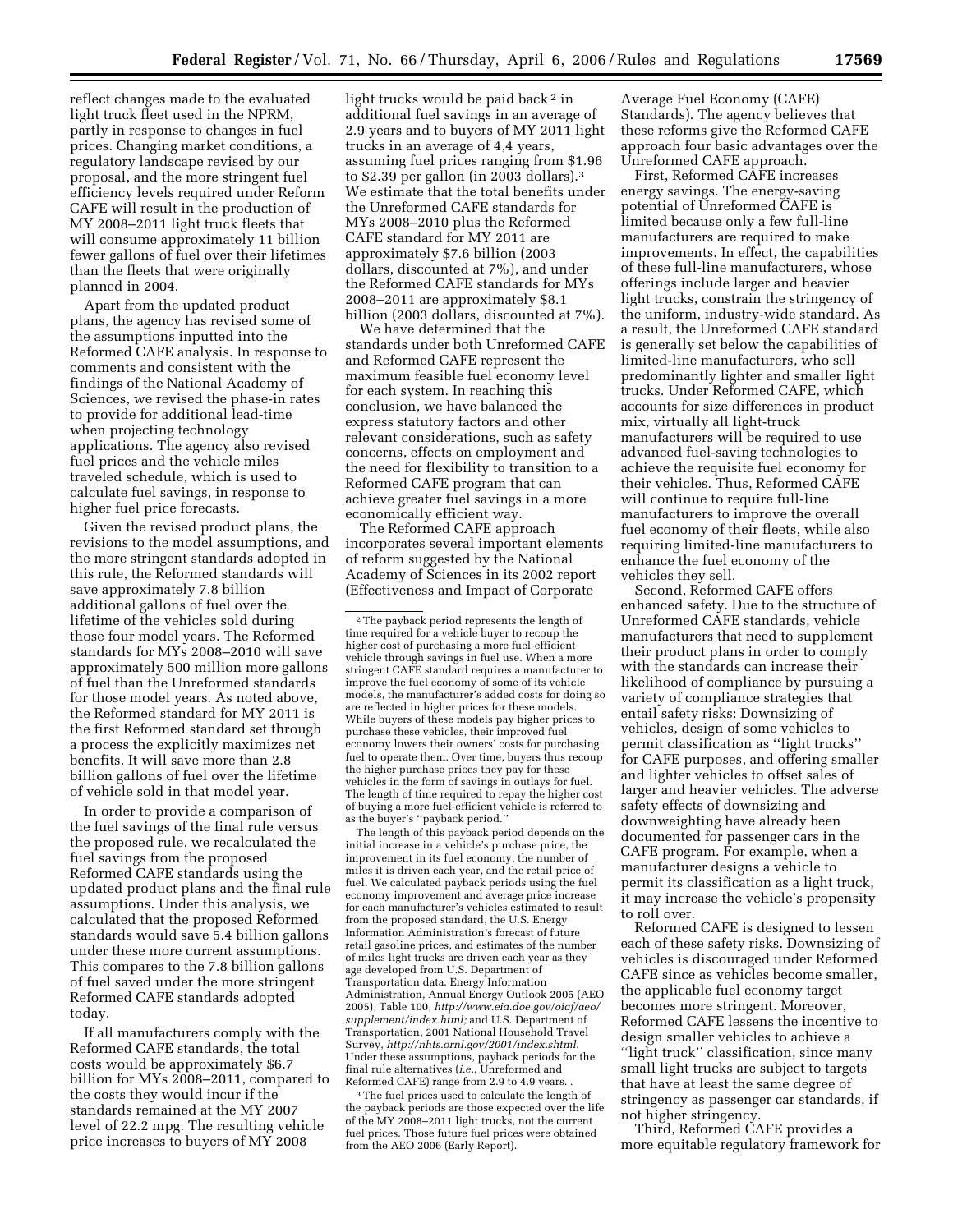reflect changes made to the evaluated light truck fleet used in the NPRM, partly in response to changes in fuel prices. Changing market conditions, a regulatory landscape revised by our proposal, and the more stringent fuel efficiency levels required under Reform CAFE will result in the production of MY 2008–2011 light truck fleets that will consume approximately 11 billion fewer gallons of fuel over their lifetimes than the fleets that were originally planned in 2004.

Apart from the updated product plans, the agency has revised some of the assumptions inputted into the Reformed CAFE analysis. In response to comments and consistent with the findings of the National Academy of Sciences, we revised the phase-in rates to provide for additional lead-time when projecting technology applications. The agency also revised fuel prices and the vehicle miles traveled schedule, which is used to calculate fuel savings, in response to higher fuel price forecasts.

Given the revised product plans, the revisions to the model assumptions, and the more stringent standards adopted in this rule, the Reformed standards will save approximately 7.8 billion additional gallons of fuel over the lifetime of the vehicles sold during those four model years. The Reformed standards for MYs 2008–2010 will save approximately 500 million more gallons of fuel than the Unreformed standards for those model years. As noted above, the Reformed standard for MY 2011 is the first Reformed standard set through a process the explicitly maximizes net benefits. It will save more than 2.8 billion gallons of fuel over the lifetime of vehicle sold in that model year.

In order to provide a comparison of the fuel savings of the final rule versus the proposed rule, we recalculated the fuel savings from the proposed Reformed CAFE standards using the updated product plans and the final rule assumptions. Under this analysis, we calculated that the proposed Reformed standards would save 5.4 billion gallons under these more current assumptions. This compares to the 7.8 billion gallons of fuel saved under the more stringent Reformed CAFE standards adopted today.

If all manufacturers comply with the Reformed CAFE standards, the total costs would be approximately $6.7 billion for MYs 2008–2011, compared to the costs they would incur if the standards remained at the MY 2007 level of 22.2 mpg. The resulting vehicle price increases to buyers of MY 2008 light trucks would be paid back [2] in additional fuel savings in an average of 2.9 years and to buyers of MY 2011 light trucks in an average of 4,4 years, assuming fuel prices ranging from $1.96 to $2.39 per gallon (in 2003 dollars).[3] We estimate that the total benefits under the Unreformed CAFE standards for MYs 2008–2010 plus the Reformed CAFE standard for MY 2011 are approximately $7.6 billion (2003 dollars, discounted at 7%), and under the Reformed CAFE standards for MYs 2008–2011 are approximately $8.1 billion (2003 dollars, discounted at 7%).

We have determined that the standards under both Unreformed CAFE and Reformed CAFE represent the maximum feasible fuel economy level for each system. In reaching this conclusion, we have balanced the express statutory factors and other relevant considerations, such as safety concerns, effects on employment and the need for flexibility to transition to a Reformed CAFE program that can achieve greater fuel savings in a more economically efficient way.

The Reformed CAFE approach incorporates several important elements of reform suggested by the National Academy of Sciences in its 2002 report (Effectiveness and Impact of Corporate Average Fuel Economy (CAFE) Standards). The agency believes that these reforms give the Reformed CAFE approach four basic advantages over the Unreformed CAFE approach.

First, Reformed CAFE increases energy savings. The energy-saving potential of Unreformed CAFE is limited because only a few full-line manufacturers are required to make improvements. In effect, the capabilities of these full-line manufacturers, whose offerings include larger and heavier light trucks, constrain the stringency of the uniform, industry-wide standard. As a result, the Unreformed CAFE standard is generally set below the capabilities of limited-line manufacturers, who sell predominantly lighter and smaller light trucks. Under Reformed CAFE, which accounts for size differences in product mix, virtually all light-truck manufacturers will be required to use advanced fuel-saving technologies to achieve the requisite fuel economy for their vehicles. Thus, Reformed CAFE will continue to require full-line manufacturers to improve the overall fuel economy of their fleets, while also requiring limited-line manufacturers to enhance the fuel economy of the vehicles they sell.

Second, Reformed CAFE offers enhanced safety. Due to the structure of Unreformed CAFE standards, vehicle manufacturers that need to supplement their product plans in order to comply with the standards can increase their likelihood of compliance by pursuing a variety of compliance strategies that entail safety risks: Downsizing of vehicles, design of some vehicles to permit classification as ''light trucks'' for CAFE purposes, and offering smaller and lighter vehicles to offset sales of larger and heavier vehicles. The adverse safety effects of downsizing and downweighting have already been documented for passenger cars in the CAFE program. For example, when a manufacturer designs a vehicle to permit its classification as a light truck, it may increase the vehicle's propensity to roll over.

Reformed CAFE is designed to lessen each of these safety risks. Downsizing of vehicles is discouraged under Reformed CAFE since as vehicles become smaller, the applicable fuel economy target becomes more stringent. Moreover, Reformed CAFE lessens the incentive to design smaller vehicles to achieve a ''light truck'' classification, since many small light trucks are subject to targets that have at least the same degree of stringency as passenger car standards, if not higher stringency.

Third, Reformed CAFE provides a more equitable regulatory framework for

---

[2] The payback period represents the length of time required for a vehicle buyer to recoup the higher cost of purchasing a more fuel-efficient vehicle through savings in fuel use. When a more stringent CAFE standard requires a manufacturer to improve the fuel economy of some of its vehicle models, the manufacturer's added costs for doing so are reflected in higher prices for these models. While buyers of these models pay higher prices to purchase these vehicles, their improved fuel economy lowers their owners' costs for purchasing fuel to operate them. Over time, buyers thus recoup the higher purchase prices they pay for these vehicles in the form of savings in outlays for fuel. The length of time required to repay the higher cost of buying a more fuel-efficient vehicle is referred to as the buyer's ''payback period.''

The length of this payback period depends on the initial increase in a vehicle's purchase price, the improvement in its fuel economy, the number of miles it is driven each year, and the retail price of fuel. We calculated payback periods using the fuel economy improvement and average price increase for each manufacturer's vehicles estimated to result from the proposed standard, the U.S. Energy Information Administration's forecast of future retail gasoline prices, and estimates of the number of miles light trucks are driven each year as they age developed from U.S. Department of Transportation data. Energy Information Administration, Annual Energy Outlook 2005 (AEO 2005), Table 100, *http://www.eia.doe.gov/oiaf/aeo/supplement/index.html;* and U.S. Department of Transportation, 2001 National Household Travel Survey, *http://nhts.ornl.gov/2001/index.shtml*. Under these assumptions, payback periods for the final rule alternatives (*i.e.*, Unreformed and Reformed CAFE) range from 2.9 to 4.9 years. .

[3] The fuel prices used to calculate the length of the payback periods are those expected over the life of the MY 2008–2011 light trucks, not the current fuel prices. Those future fuel prices were obtained from the AEO 2006 (Early Report).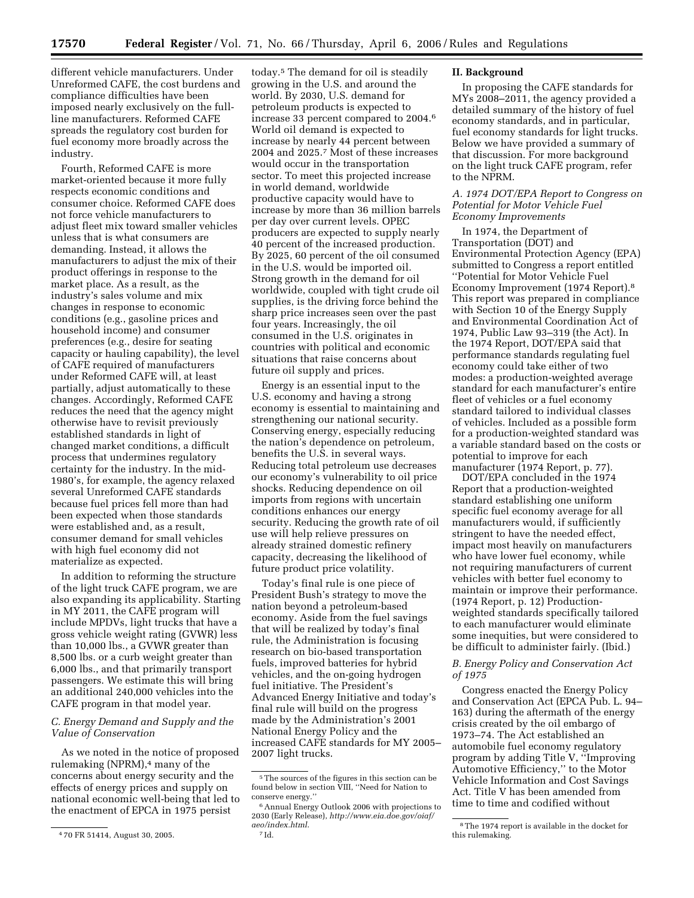different vehicle manufacturers. Under Unreformed CAFE, the cost burdens and compliance difficulties have been imposed nearly exclusively on the full-line manufacturers. Reformed CAFE spreads the regulatory cost burden for fuel economy more broadly across the industry.

Fourth, Reformed CAFE is more market-oriented because it more fully respects economic conditions and consumer choice. Reformed CAFE does not force vehicle manufacturers to adjust fleet mix toward smaller vehicles unless that is what consumers are demanding. Instead, it allows the manufacturers to adjust the mix of their product offerings in response to the market place. As a result, as the industry's sales volume and mix changes in response to economic conditions (e.g., gasoline prices and household income) and consumer preferences (e.g., desire for seating capacity or hauling capability), the level of CAFE required of manufacturers under Reformed CAFE will, at least partially, adjust automatically to these changes. Accordingly, Reformed CAFE reduces the need that the agency might otherwise have to revisit previously established standards in light of changed market conditions, a difficult process that undermines regulatory certainty for the industry. In the mid-1980's, for example, the agency relaxed several Unreformed CAFE standards because fuel prices fell more than had been expected when those standards were established and, as a result, consumer demand for small vehicles with high fuel economy did not materialize as expected.

In addition to reforming the structure of the light truck CAFE program, we are also expanding its applicability. Starting in MY 2011, the CAFE program will include MPDVs, light trucks that have a gross vehicle weight rating (GVWR) less than 10,000 lbs., a GVWR greater than 8,500 lbs. or a curb weight greater than 6,000 lbs., and that primarily transport passengers. We estimate this will bring an additional 240,000 vehicles into the CAFE program in that model year.

### *C. Energy Demand and Supply and the Value of Conservation*

As we noted in the notice of proposed rulemaking (NPRM),[4] many of the concerns about energy security and the effects of energy prices and supply on national economic well-being that led to the enactment of EPCA in 1975 persist today.[5] The demand for oil is steadily growing in the U.S. and around the world. By 2030, U.S. demand for petroleum products is expected to increase 33 percent compared to 2004.[6] World oil demand is expected to increase by nearly 44 percent between 2004 and 2025.[7] Most of these increases would occur in the transportation sector. To meet this projected increase in world demand, worldwide productive capacity would have to increase by more than 36 million barrels per day over current levels. OPEC producers are expected to supply nearly 40 percent of the increased production. By 2025, 60 percent of the oil consumed in the U.S. would be imported oil. Strong growth in the demand for oil worldwide, coupled with tight crude oil supplies, is the driving force behind the sharp price increases seen over the past four years. Increasingly, the oil consumed in the U.S. originates in countries with political and economic situations that raise concerns about future oil supply and prices.

Energy is an essential input to the U.S. economy and having a strong economy is essential to maintaining and strengthening our national security. Conserving energy, especially reducing the nation's dependence on petroleum, benefits the U.S. in several ways. Reducing total petroleum use decreases our economy's vulnerability to oil price shocks. Reducing dependence on oil imports from regions with uncertain conditions enhances our energy security. Reducing the growth rate of oil use will help relieve pressures on already strained domestic refinery capacity, decreasing the likelihood of future product price volatility.

Today's final rule is one piece of President Bush's strategy to move the nation beyond a petroleum-based economy. Aside from the fuel savings that will be realized by today's final rule, the Administration is focusing research on bio-based transportation fuels, improved batteries for hybrid vehicles, and the on-going hydrogen fuel initiative. The President's Advanced Energy Initiative and today's final rule will build on the progress made by the Administration's 2001 National Energy Policy and the increased CAFE standards for MY 2005–2007 light trucks.

## II. Background

In proposing the CAFE standards for MYs 2008–2011, the agency provided a detailed summary of the history of fuel economy standards, and in particular, fuel economy standards for light trucks. Below we have provided a summary of that discussion. For more background on the light truck CAFE program, refer to the NPRM.

### *A. 1974 DOT/EPA Report to Congress on Potential for Motor Vehicle Fuel Economy Improvements*

In 1974, the Department of Transportation (DOT) and Environmental Protection Agency (EPA) submitted to Congress a report entitled "Potential for Motor Vehicle Fuel Economy Improvement (1974 Report).[8] This report was prepared in compliance with Section 10 of the Energy Supply and Environmental Coordination Act of 1974, Public Law 93–319 (the Act). In the 1974 Report, DOT/EPA said that performance standards regulating fuel economy could take either of two modes: a production-weighted average standard for each manufacturer's entire fleet of vehicles or a fuel economy standard tailored to individual classes of vehicles. Included as a possible form for a production-weighted standard was a variable standard based on the costs or potential to improve for each manufacturer (1974 Report, p. 77).

DOT/EPA concluded in the 1974 Report that a production-weighted standard establishing one uniform specific fuel economy average for all manufacturers would, if sufficiently stringent to have the needed effect, impact most heavily on manufacturers who have lower fuel economy, while not requiring manufacturers of current vehicles with better fuel economy to maintain or improve their performance. (1974 Report, p. 12) Production-weighted standards specifically tailored to each manufacturer would eliminate some inequities, but were considered to be difficult to administer fairly. (Ibid.)

### *B. Energy Policy and Conservation Act of 1975*

Congress enacted the Energy Policy and Conservation Act (EPCA Pub. L. 94–163) during the aftermath of the energy crisis created by the oil embargo of 1973–74. The Act established an automobile fuel economy regulatory program by adding Title V, "Improving Automotive Efficiency," to the Motor Vehicle Information and Cost Savings Act. Title V has been amended from time to time and codified without

---

[4] 70 FR 51414, August 30, 2005.

[5] The sources of the figures in this section can be found below in section VIII, "Need for Nation to conserve energy."

[6] Annual Energy Outlook 2006 with projections to 2030 (Early Release), *http://www.eia.doe.gov/oiaf/aeo/index.html.*

[7] Id.

[8] The 1974 report is available in the docket for this rulemaking.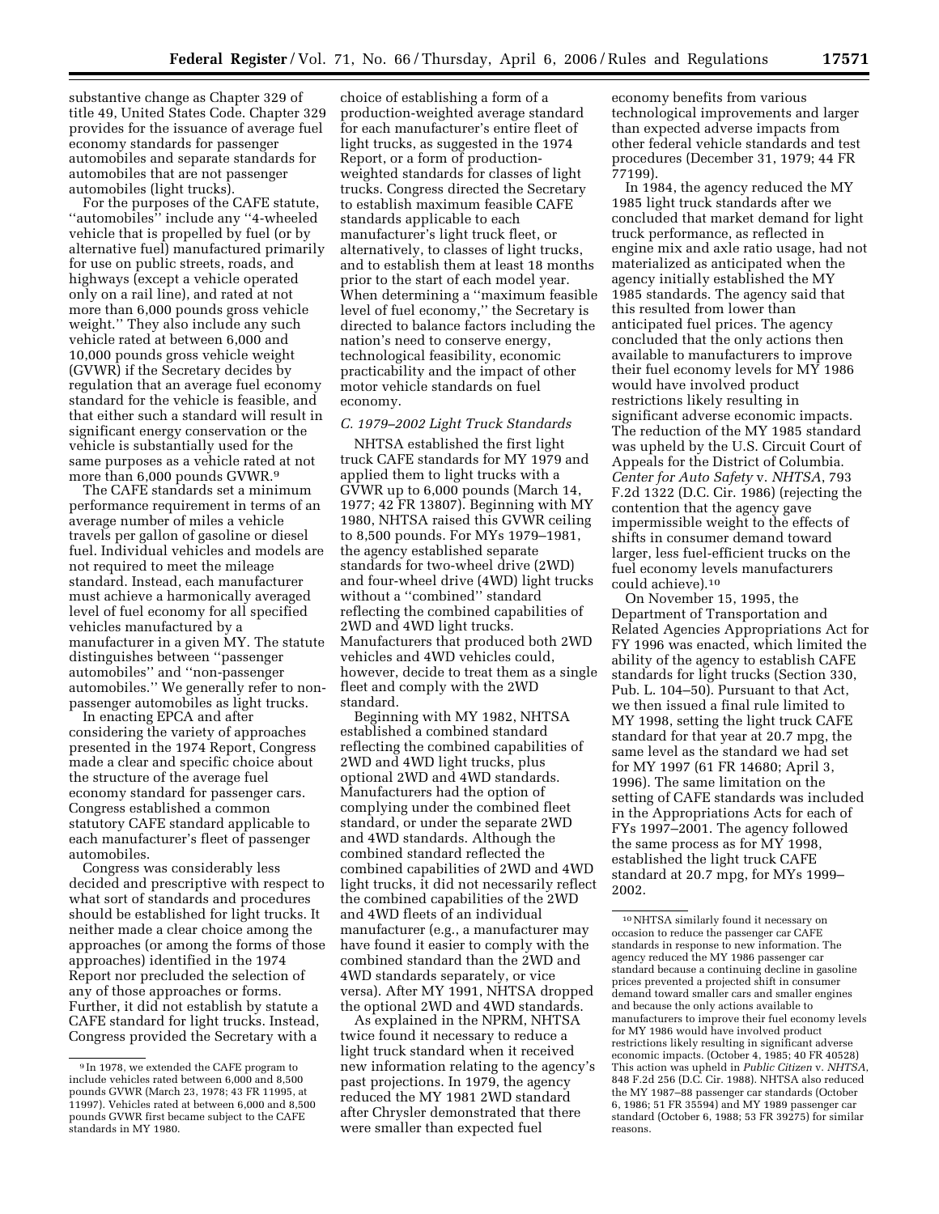substantive change as Chapter 329 of title 49, United States Code. Chapter 329 provides for the issuance of average fuel economy standards for passenger automobiles and separate standards for automobiles that are not passenger automobiles (light trucks).

For the purposes of the CAFE statute, ''automobiles'' include any ''4-wheeled vehicle that is propelled by fuel (or by alternative fuel) manufactured primarily for use on public streets, roads, and highways (except a vehicle operated only on a rail line), and rated at not more than 6,000 pounds gross vehicle weight.'' They also include any such vehicle rated at between 6,000 and 10,000 pounds gross vehicle weight (GVWR) if the Secretary decides by regulation that an average fuel economy standard for the vehicle is feasible, and that either such a standard will result in significant energy conservation or the vehicle is substantially used for the same purposes as a vehicle rated at not more than 6,000 pounds GVWR.[9]

The CAFE standards set a minimum performance requirement in terms of an average number of miles a vehicle travels per gallon of gasoline or diesel fuel. Individual vehicles and models are not required to meet the mileage standard. Instead, each manufacturer must achieve a harmonically averaged level of fuel economy for all specified vehicles manufactured by a manufacturer in a given MY. The statute distinguishes between ''passenger automobiles'' and ''non-passenger automobiles.'' We generally refer to non-passenger automobiles as light trucks.

In enacting EPCA and after considering the variety of approaches presented in the 1974 Report, Congress made a clear and specific choice about the structure of the average fuel economy standard for passenger cars. Congress established a common statutory CAFE standard applicable to each manufacturer's fleet of passenger automobiles.

Congress was considerably less decided and prescriptive with respect to what sort of standards and procedures should be established for light trucks. It neither made a clear choice among the approaches (or among the forms of those approaches) identified in the 1974 Report nor precluded the selection of any of those approaches or forms. Further, it did not establish by statute a CAFE standard for light trucks. Instead, Congress provided the Secretary with a choice of establishing a form of a production-weighted average standard for each manufacturer's entire fleet of light trucks, as suggested in the 1974 Report, or a form of production-weighted standards for classes of light trucks. Congress directed the Secretary to establish maximum feasible CAFE standards applicable to each manufacturer's light truck fleet, or alternatively, to classes of light trucks, and to establish them at least 18 months prior to the start of each model year. When determining a ''maximum feasible level of fuel economy,'' the Secretary is directed to balance factors including the nation's need to conserve energy, technological feasibility, economic practicability and the impact of other motor vehicle standards on fuel economy.

### *C. 1979–2002 Light Truck Standards*

NHTSA established the first light truck CAFE standards for MY 1979 and applied them to light trucks with a GVWR up to 6,000 pounds (March 14, 1977; 42 FR 13807). Beginning with MY 1980, NHTSA raised this GVWR ceiling to 8,500 pounds. For MYs 1979–1981, the agency established separate standards for two-wheel drive (2WD) and four-wheel drive (4WD) light trucks without a ''combined'' standard reflecting the combined capabilities of 2WD and 4WD light trucks. Manufacturers that produced both 2WD vehicles and 4WD vehicles could, however, decide to treat them as a single fleet and comply with the 2WD standard.

Beginning with MY 1982, NHTSA established a combined standard reflecting the combined capabilities of 2WD and 4WD light trucks, plus optional 2WD and 4WD standards. Manufacturers had the option of complying under the combined fleet standard, or under the separate 2WD and 4WD standards. Although the combined standard reflected the combined capabilities of 2WD and 4WD light trucks, it did not necessarily reflect the combined capabilities of the 2WD and 4WD fleets of an individual manufacturer (e.g., a manufacturer may have found it easier to comply with the combined standard than the 2WD and 4WD standards separately, or vice versa). After MY 1991, NHTSA dropped the optional 2WD and 4WD standards.

As explained in the NPRM, NHTSA twice found it necessary to reduce a light truck standard when it received new information relating to the agency's past projections. In 1979, the agency reduced the MY 1981 2WD standard after Chrysler demonstrated that there were smaller than expected fuel economy benefits from various technological improvements and larger than expected adverse impacts from other federal vehicle standards and test procedures (December 31, 1979; 44 FR 77199).

In 1984, the agency reduced the MY 1985 light truck standards after we concluded that market demand for light truck performance, as reflected in engine mix and axle ratio usage, had not materialized as anticipated when the agency initially established the MY 1985 standards. The agency said that this resulted from lower than anticipated fuel prices. The agency concluded that the only actions then available to manufacturers to improve their fuel economy levels for MY 1986 would have involved product restrictions likely resulting in significant adverse economic impacts. The reduction of the MY 1985 standard was upheld by the U.S. Circuit Court of Appeals for the District of Columbia. *Center for Auto Safety* v. *NHTSA*, 793 F.2d 1322 (D.C. Cir. 1986) (rejecting the contention that the agency gave impermissible weight to the effects of shifts in consumer demand toward larger, less fuel-efficient trucks on the fuel economy levels manufacturers could achieve).[10]

On November 15, 1995, the Department of Transportation and Related Agencies Appropriations Act for FY 1996 was enacted, which limited the ability of the agency to establish CAFE standards for light trucks (Section 330, Pub. L. 104–50). Pursuant to that Act, we then issued a final rule limited to MY 1998, setting the light truck CAFE standard for that year at 20.7 mpg, the same level as the standard we had set for MY 1997 (61 FR 14680; April 3, 1996). The same limitation on the setting of CAFE standards was included in the Appropriations Acts for each of FYs 1997–2001. The agency followed the same process as for MY 1998, established the light truck CAFE standard at 20.7 mpg, for MYs 1999–2002.

---

[9] In 1978, we extended the CAFE program to include vehicles rated between 6,000 and 8,500 pounds GVWR (March 23, 1978; 43 FR 11995, at 11997). Vehicles rated at between 6,000 and 8,500 pounds GVWR first became subject to the CAFE standards in MY 1980.

[10] NHTSA similarly found it necessary on occasion to reduce the passenger car CAFE standards in response to new information. The agency reduced the MY 1986 passenger car standard because a continuing decline in gasoline prices prevented a projected shift in consumer demand toward smaller cars and smaller engines and because the only actions available to manufacturers to improve their fuel economy levels for MY 1986 would have involved product restrictions likely resulting in significant adverse economic impacts. (October 4, 1985; 40 FR 40528) This action was upheld in *Public Citizen* v. *NHTSA*, 848 F.2d 256 (D.C. Cir. 1988). NHTSA also reduced the MY 1987–88 passenger car standards (October 6, 1986; 51 FR 35594) and MY 1989 passenger car standard (October 6, 1988; 53 FR 39275) for similar reasons.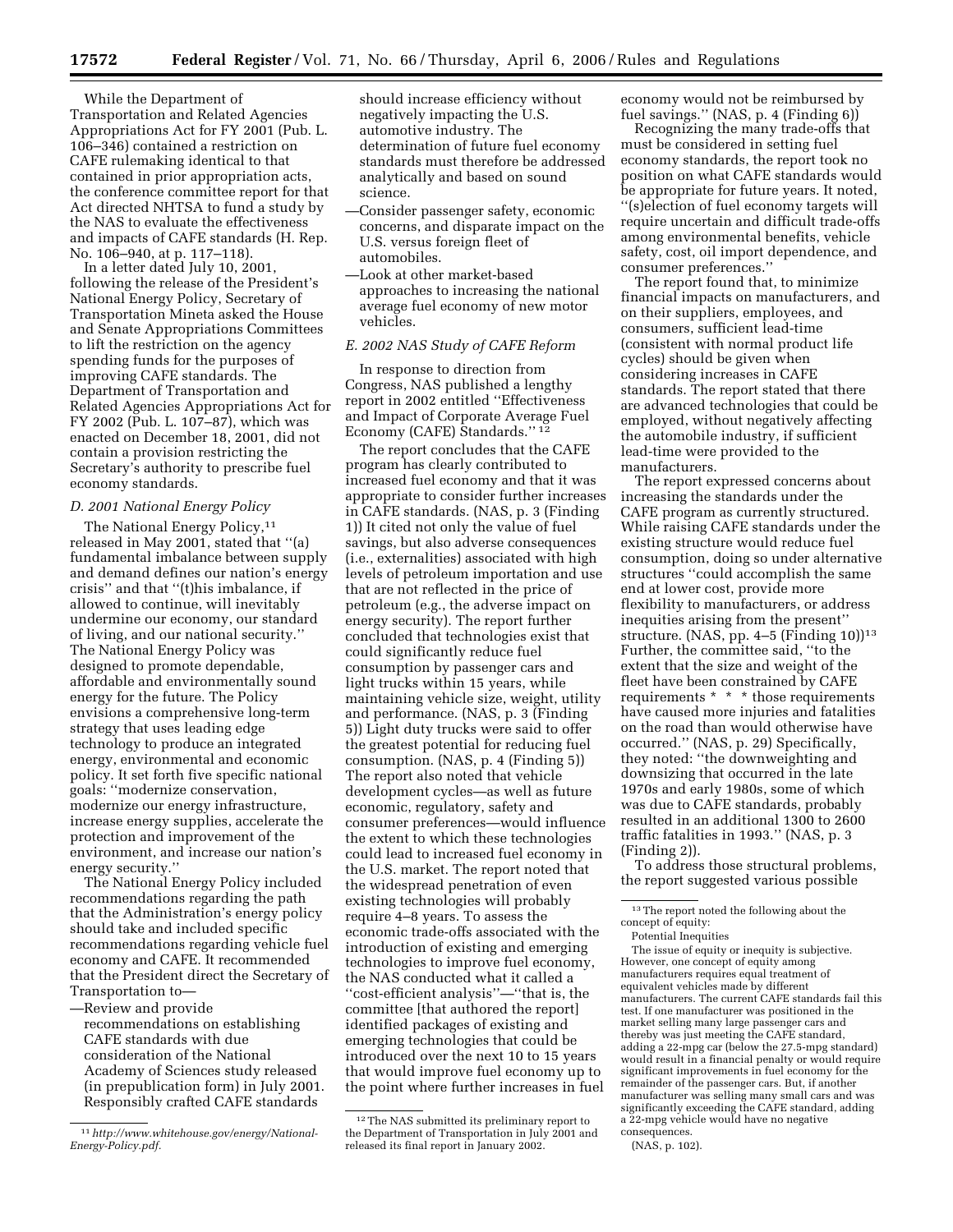While the Department of Transportation and Related Agencies Appropriations Act for FY 2001 (Pub. L. 106–346) contained a restriction on CAFE rulemaking identical to that contained in prior appropriation acts, the conference committee report for that Act directed NHTSA to fund a study by the NAS to evaluate the effectiveness and impacts of CAFE standards (H. Rep. No. 106–940, at p. 117–118).

In a letter dated July 10, 2001, following the release of the President's National Energy Policy, Secretary of Transportation Mineta asked the House and Senate Appropriations Committees to lift the restriction on the agency spending funds for the purposes of improving CAFE standards. The Department of Transportation and Related Agencies Appropriations Act for FY 2002 (Pub. L. 107–87), which was enacted on December 18, 2001, did not contain a provision restricting the Secretary's authority to prescribe fuel economy standards.

### D. 2001 National Energy Policy

The National Energy Policy,[11] released in May 2001, stated that ''(a) fundamental imbalance between supply and demand defines our nation's energy crisis'' and that ''(t)his imbalance, if allowed to continue, will inevitably undermine our economy, our standard of living, and our national security.'' The National Energy Policy was designed to promote dependable, affordable and environmentally sound energy for the future. The Policy envisions a comprehensive long-term strategy that uses leading edge technology to produce an integrated energy, environmental and economic policy. It set forth five specific national goals: ''modernize conservation, modernize our energy infrastructure, increase energy supplies, accelerate the protection and improvement of the environment, and increase our nation's energy security.''

The National Energy Policy included recommendations regarding the path that the Administration's energy policy should take and included specific recommendations regarding vehicle fuel economy and CAFE. It recommended that the President direct the Secretary of Transportation to—

—Review and provide recommendations on establishing CAFE standards with due consideration of the National Academy of Sciences study released (in prepublication form) in July 2001. Responsibly crafted CAFE standards should increase efficiency without negatively impacting the U.S. automotive industry. The determination of future fuel economy standards must therefore be addressed analytically and based on sound science.

—Consider passenger safety, economic concerns, and disparate impact on the U.S. versus foreign fleet of automobiles.

—Look at other market-based approaches to increasing the national average fuel economy of new motor vehicles.

### E. 2002 NAS Study of CAFE Reform

In response to direction from Congress, NAS published a lengthy report in 2002 entitled ''Effectiveness and Impact of Corporate Average Fuel Economy (CAFE) Standards.''[12]

The report concludes that the CAFE program has clearly contributed to increased fuel economy and that it was appropriate to consider further increases in CAFE standards. (NAS, p. 3 (Finding 1)) It cited not only the value of fuel savings, but also adverse consequences (i.e., externalities) associated with high levels of petroleum importation and use that are not reflected in the price of petroleum (e.g., the adverse impact on energy security). The report further concluded that technologies exist that could significantly reduce fuel consumption by passenger cars and light trucks within 15 years, while maintaining vehicle size, weight, utility and performance. (NAS, p. 3 (Finding 5)) Light duty trucks were said to offer the greatest potential for reducing fuel consumption. (NAS, p. 4 (Finding 5)) The report also noted that vehicle development cycles—as well as future economic, regulatory, safety and consumer preferences—would influence the extent to which these technologies could lead to increased fuel economy in the U.S. market. The report noted that the widespread penetration of even existing technologies will probably require 4–8 years. To assess the economic trade-offs associated with the introduction of existing and emerging technologies to improve fuel economy, the NAS conducted what it called a ''cost-efficient analysis''—''that is, the committee [that authored the report] identified packages of existing and emerging technologies that could be introduced over the next 10 to 15 years that would improve fuel economy up to the point where further increases in fuel economy would not be reimbursed by fuel savings.'' (NAS, p. 4 (Finding 6))

Recognizing the many trade-offs that must be considered in setting fuel economy standards, the report took no position on what CAFE standards would be appropriate for future years. It noted, ''(s)election of fuel economy targets will require uncertain and difficult trade-offs among environmental benefits, vehicle safety, cost, oil import dependence, and consumer preferences.''

The report found that, to minimize financial impacts on manufacturers, and on their suppliers, employees, and consumers, sufficient lead-time (consistent with normal product life cycles) should be given when considering increases in CAFE standards. The report stated that there are advanced technologies that could be employed, without negatively affecting the automobile industry, if sufficient lead-time were provided to the manufacturers.

The report expressed concerns about increasing the standards under the CAFE program as currently structured. While raising CAFE standards under the existing structure would reduce fuel consumption, doing so under alternative structures ''could accomplish the same end at lower cost, provide more flexibility to manufacturers, or address inequities arising from the present'' structure. (NAS, pp. 4–5 (Finding 10))[13] Further, the committee said, ''to the extent that the size and weight of the fleet have been constrained by CAFE requirements * * * those requirements have caused more injuries and fatalities on the road than would otherwise have occurred.'' (NAS, p. 29) Specifically, they noted: ''the downweighting and downsizing that occurred in the late 1970s and early 1980s, some of which was due to CAFE standards, probably resulted in an additional 1300 to 2600 traffic fatalities in 1993.'' (NAS, p. 3 (Finding 2)).

To address those structural problems, the report suggested various possible

---

[11] *http://www.whitehouse.gov/energy/National-Energy-Policy.pdf.*

[12] The NAS submitted its preliminary report to the Department of Transportation in July 2001 and released its final report in January 2002.

[13] The report noted the following about the concept of equity:

Potential Inequities

The issue of equity or inequity is subjective. However, one concept of equity among manufacturers requires equal treatment of equivalent vehicles made by different manufacturers. The current CAFE standards fail this test. If one manufacturer was positioned in the market selling many large passenger cars and thereby was just meeting the CAFE standard, adding a 22-mpg car (below the 27.5-mpg standard) would result in a financial penalty or would require significant improvements in fuel economy for the remainder of the passenger cars. But, if another manufacturer was selling many small cars and was significantly exceeding the CAFE standard, adding a 22-mpg vehicle would have no negative consequences.

(NAS, p. 102).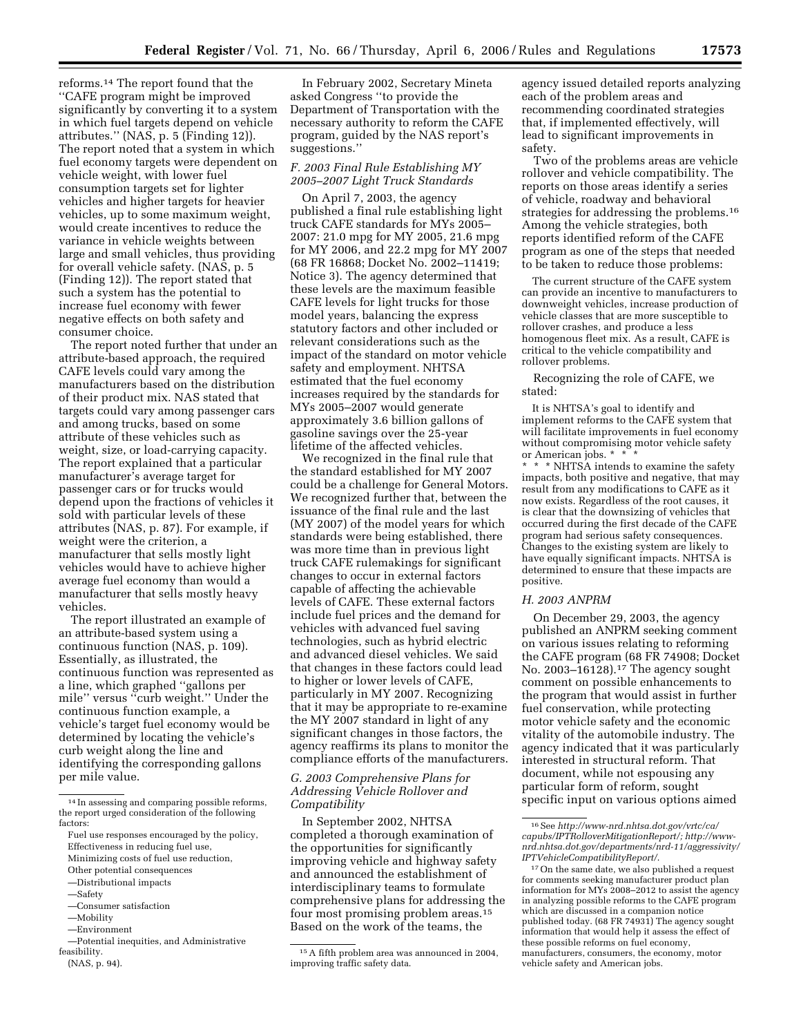reforms.[14] The report found that the ''CAFE program might be improved significantly by converting it to a system in which fuel targets depend on vehicle attributes.'' (NAS, p. 5 (Finding 12)). The report noted that a system in which fuel economy targets were dependent on vehicle weight, with lower fuel consumption targets set for lighter vehicles and higher targets for heavier vehicles, up to some maximum weight, would create incentives to reduce the variance in vehicle weights between large and small vehicles, thus providing for overall vehicle safety. (NAS, p. 5 (Finding 12)). The report stated that such a system has the potential to increase fuel economy with fewer negative effects on both safety and consumer choice.

The report noted further that under an attribute-based approach, the required CAFE levels could vary among the manufacturers based on the distribution of their product mix. NAS stated that targets could vary among passenger cars and among trucks, based on some attribute of these vehicles such as weight, size, or load-carrying capacity. The report explained that a particular manufacturer's average target for passenger cars or for trucks would depend upon the fractions of vehicles it sold with particular levels of these attributes (NAS, p. 87). For example, if weight were the criterion, a manufacturer that sells mostly light vehicles would have to achieve higher average fuel economy than would a manufacturer that sells mostly heavy vehicles.

The report illustrated an example of an attribute-based system using a continuous function (NAS, p. 109). Essentially, as illustrated, the continuous function was represented as a line, which graphed ''gallons per mile'' versus ''curb weight.'' Under the continuous function example, a vehicle's target fuel economy would be determined by locating the vehicle's curb weight along the line and identifying the corresponding gallons per mile value.

In February 2002, Secretary Mineta asked Congress ''to provide the Department of Transportation with the necessary authority to reform the CAFE program, guided by the NAS report's suggestions.''

### *F. 2003 Final Rule Establishing MY 2005–2007 Light Truck Standards*

On April 7, 2003, the agency published a final rule establishing light truck CAFE standards for MYs 2005–2007: 21.0 mpg for MY 2005, 21.6 mpg for MY 2006, and 22.2 mpg for MY 2007 (68 FR 16868; Docket No. 2002–11419; Notice 3). The agency determined that these levels are the maximum feasible CAFE levels for light trucks for those model years, balancing the express statutory factors and other included or relevant considerations such as the impact of the standard on motor vehicle safety and employment. NHTSA estimated that the fuel economy increases required by the standards for MYs 2005–2007 would generate approximately 3.6 billion gallons of gasoline savings over the 25-year lifetime of the affected vehicles.

We recognized in the final rule that the standard established for MY 2007 could be a challenge for General Motors. We recognized further that, between the issuance of the final rule and the last (MY 2007) of the model years for which standards were being established, there was more time than in previous light truck CAFE rulemakings for significant changes to occur in external factors capable of affecting the achievable levels of CAFE. These external factors include fuel prices and the demand for vehicles with advanced fuel saving technologies, such as hybrid electric and advanced diesel vehicles. We said that changes in these factors could lead to higher or lower levels of CAFE, particularly in MY 2007. Recognizing that it may be appropriate to re-examine the MY 2007 standard in light of any significant changes in those factors, the agency reaffirms its plans to monitor the compliance efforts of the manufacturers.

### *G. 2003 Comprehensive Plans for Addressing Vehicle Rollover and Compatibility*

In September 2002, NHTSA completed a thorough examination of the opportunities for significantly improving vehicle and highway safety and announced the establishment of interdisciplinary teams to formulate comprehensive plans for addressing the four most promising problem areas.[15] Based on the work of the teams, the agency issued detailed reports analyzing each of the problem areas and recommending coordinated strategies that, if implemented effectively, will lead to significant improvements in safety.

Two of the problems areas are vehicle rollover and vehicle compatibility. The reports on those areas identify a series of vehicle, roadway and behavioral strategies for addressing the problems.[16] Among the vehicle strategies, both reports identified reform of the CAFE program as one of the steps that needed to be taken to reduce those problems:

> The current structure of the CAFE system can provide an incentive to manufacturers to downweight vehicles, increase production of vehicle classes that are more susceptible to rollover crashes, and produce a less homogenous fleet mix. As a result, CAFE is critical to the vehicle compatibility and rollover problems.

Recognizing the role of CAFE, we stated:

> It is NHTSA's goal to identify and implement reforms to the CAFE system that will facilitate improvements in fuel economy without compromising motor vehicle safety or American jobs. * * *
>
> * * * NHTSA intends to examine the safety impacts, both positive and negative, that may result from any modifications to CAFE as it now exists. Regardless of the root causes, it is clear that the downsizing of vehicles that occurred during the first decade of the CAFE program had serious safety consequences. Changes to the existing system are likely to have equally significant impacts. NHTSA is determined to ensure that these impacts are positive.

### *H. 2003 ANPRM*

On December 29, 2003, the agency published an ANPRM seeking comment on various issues relating to reforming the CAFE program (68 FR 74908; Docket No. 2003–16128).[17] The agency sought comment on possible enhancements to the program that would assist in further fuel conservation, while protecting motor vehicle safety and the economic vitality of the automobile industry. The agency indicated that it was particularly interested in structural reform. That document, while not espousing any particular form of reform, sought specific input on various options aimed

---

[14] In assessing and comparing possible reforms, the report urged consideration of the following factors:

Fuel use responses encouraged by the policy,
Effectiveness in reducing fuel use,
Minimizing costs of fuel use reduction,
Other potential consequences
—Distributional impacts
—Safety
—Consumer satisfaction
—Mobility
—Environment
—Potential inequities, and Administrative feasibility.
(NAS, p. 94).

[15] A fifth problem area was announced in 2004, improving traffic safety data.

[16] See *http://www-nrd.nhtsa.dot.gov/vrtc/ca/capubs/IPTRolloverMitigationReport/; http://www-nrd.nhtsa.dot.gov/departments/nrd-11/aggressivity/IPTVehicleCompatibilityReport/*.

[17] On the same date, we also published a request for comments seeking manufacturer product plan information for MYs 2008–2012 to assist the agency in analyzing possible reforms to the CAFE program which are discussed in a companion notice published today. (68 FR 74931) The agency sought information that would help it assess the effect of these possible reforms on fuel economy, manufacturers, consumers, the economy, motor vehicle safety and American jobs.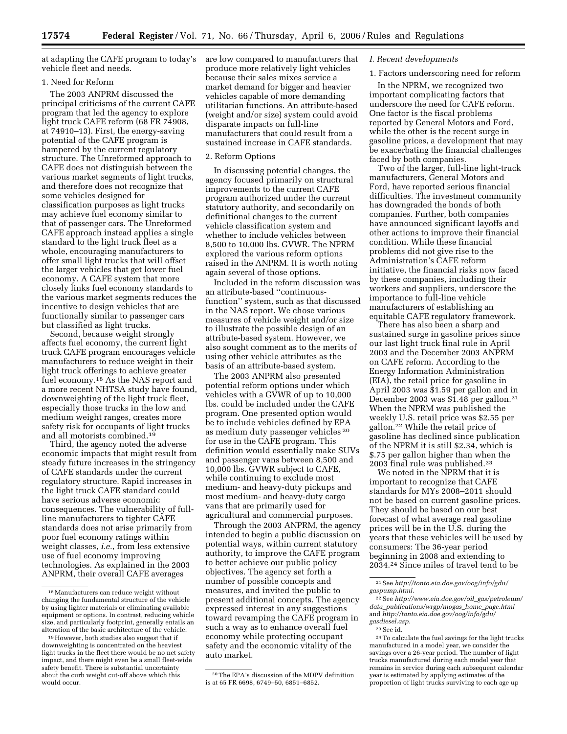at adapting the CAFE program to today's vehicle fleet and needs.

1. Need for Reform

The 2003 ANPRM discussed the principal criticisms of the current CAFE program that led the agency to explore light truck CAFE reform (68 FR 74908, at 74910–13). First, the energy-saving potential of the CAFE program is hampered by the current regulatory structure. The Unreformed approach to CAFE does not distinguish between the various market segments of light trucks, and therefore does not recognize that some vehicles designed for classification purposes as light trucks may achieve fuel economy similar to that of passenger cars. The Unreformed CAFE approach instead applies a single standard to the light truck fleet as a whole, encouraging manufacturers to offer small light trucks that will offset the larger vehicles that get lower fuel economy. A CAFE system that more closely links fuel economy standards to the various market segments reduces the incentive to design vehicles that are functionally similar to passenger cars but classified as light trucks.

Second, because weight strongly affects fuel economy, the current light truck CAFE program encourages vehicle manufacturers to reduce weight in their light truck offerings to achieve greater fuel economy.[18] As the NAS report and a more recent NHTSA study have found, downweighting of the light truck fleet, especially those trucks in the low and medium weight ranges, creates more safety risk for occupants of light trucks and all motorists combined.[19]

Third, the agency noted the adverse economic impacts that might result from steady future increases in the stringency of CAFE standards under the current regulatory structure. Rapid increases in the light truck CAFE standard could have serious adverse economic consequences. The vulnerability of full-line manufacturers to tighter CAFE standards does not arise primarily from poor fuel economy ratings within weight classes, *i.e.*, from less extensive use of fuel economy improving technologies. As explained in the 2003 ANPRM, their overall CAFE averages are low compared to manufacturers that produce more relatively light vehicles because their sales mixes service a market demand for bigger and heavier vehicles capable of more demanding utilitarian functions. An attribute-based (weight and/or size) system could avoid disparate impacts on full-line manufacturers that could result from a sustained increase in CAFE standards.

2. Reform Options

In discussing potential changes, the agency focused primarily on structural improvements to the current CAFE program authorized under the current statutory authority, and secondarily on definitional changes to the current vehicle classification system and whether to include vehicles between 8,500 to 10,000 lbs. GVWR. The NPRM explored the various reform options raised in the ANPRM. It is worth noting again several of those options.

Included in the reform discussion was an attribute-based ''continuous-function'' system, such as that discussed in the NAS report. We chose various measures of vehicle weight and/or size to illustrate the possible design of an attribute-based system. However, we also sought comment as to the merits of using other vehicle attributes as the basis of an attribute-based system.

The 2003 ANPRM also presented potential reform options under which vehicles with a GVWR of up to 10,000 lbs. could be included under the CAFE program. One presented option would be to include vehicles defined by EPA as medium duty passenger vehicles[20] for use in the CAFE program. This definition would essentially make SUVs and passenger vans between 8,500 and 10,000 lbs. GVWR subject to CAFE, while continuing to exclude most medium- and heavy-duty pickups and most medium- and heavy-duty cargo vans that are primarily used for agricultural and commercial purposes.

Through the 2003 ANPRM, the agency intended to begin a public discussion on potential ways, within current statutory authority, to improve the CAFE program to better achieve our public policy objectives. The agency set forth a number of possible concepts and measures, and invited the public to present additional concepts. The agency expressed interest in any suggestions toward revamping the CAFE program in such a way as to enhance overall fuel economy while protecting occupant safety and the economic vitality of the auto market.

*I. Recent developments*

1. Factors underscoring need for reform

In the NPRM, we recognized two important complicating factors that underscore the need for CAFE reform. One factor is the fiscal problems reported by General Motors and Ford, while the other is the recent surge in gasoline prices, a development that may be exacerbating the financial challenges faced by both companies.

Two of the larger, full-line light-truck manufacturers, General Motors and Ford, have reported serious financial difficulties. The investment community has downgraded the bonds of both companies. Further, both companies have announced significant layoffs and other actions to improve their financial condition. While these financial problems did not give rise to the Administration's CAFE reform initiative, the financial risks now faced by these companies, including their workers and suppliers, underscore the importance to full-line vehicle manufacturers of establishing an equitable CAFE regulatory framework.

There has also been a sharp and sustained surge in gasoline prices since our last light truck final rule in April 2003 and the December 2003 ANPRM on CAFE reform. According to the Energy Information Administration (EIA), the retail price for gasoline in April 2003 was $1.59 per gallon and in December 2003 was $1.48 per gallon.[21] When the NPRM was published the weekly U.S. retail price was $2.55 per gallon.[22] While the retail price of gasoline has declined since publication of the NPRM it is still $2.34, which is $.75 per gallon higher than when the 2003 final rule was published.[23]

We noted in the NPRM that it is important to recognize that CAFE standards for MYs 2008–2011 should not be based on current gasoline prices. They should be based on our best forecast of what average real gasoline prices will be in the U.S. during the years that these vehicles will be used by consumers: The 36-year period beginning in 2008 and extending to 2034.[24] Since miles of travel tend to be

---

[18] Manufacturers can reduce weight without changing the fundamental structure of the vehicle by using lighter materials or eliminating available equipment or options. In contrast, reducing vehicle size, and particularly footprint, generally entails an alteration of the basic architecture of the vehicle.

[19] However, both studies also suggest that if downweighting is concentrated on the heaviest light trucks in the fleet there would be no net safety impact, and there might even be a small fleet-wide safety benefit. There is substantial uncertainty about the curb weight cut-off above which this would occur.

[20] The EPA's discussion of the MDPV definition is at 65 FR 6698, 6749–50, 6851–6852.

[21] See *http://tonto.eia.doe.gov/oog/info/gdu/gaspump.html.*

[22] See *http://www.eia.doe.gov/oil_gas/petroleum/data_publications/wrgp/mogas_home_page.html* and *http://tonto.eia.doe.gov/oog/info/gdu/gasdiesel.asp.*

[23] See id.

[24] To calculate the fuel savings for the light trucks manufactured in a model year, we consider the savings over a 26-year period. The number of light trucks manufactured during each model year that remains in service during each subsequent calendar year is estimated by applying estimates of the proportion of light trucks surviving to each age up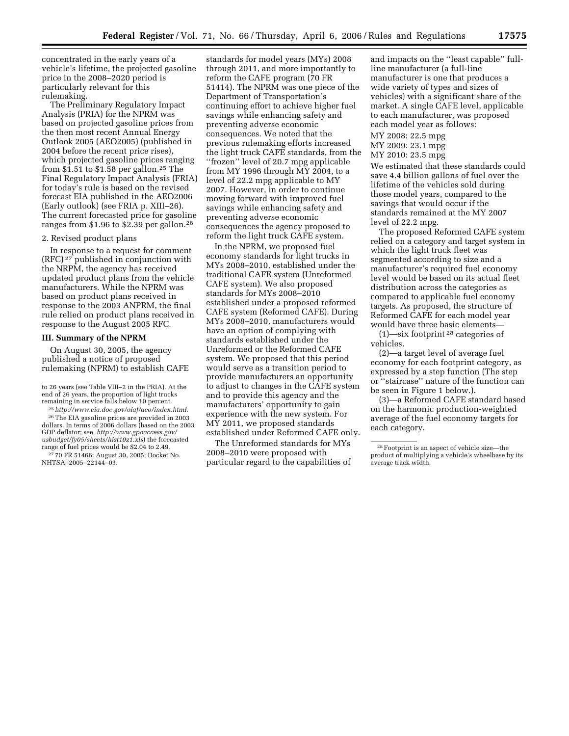concentrated in the early years of a vehicle's lifetime, the projected gasoline price in the 2008–2020 period is particularly relevant for this rulemaking.

The Preliminary Regulatory Impact Analysis (PRIA) for the NPRM was based on projected gasoline prices from the then most recent Annual Energy Outlook 2005 (AEO2005) (published in 2004 before the recent price rises), which projected gasoline prices ranging from $1.51 to $1.58 per gallon.[25] The Final Regulatory Impact Analysis (FRIA) for today's rule is based on the revised forecast EIA published in the AEO2006 (Early outlook) (see FRIA p. XIII–26). The current forecasted price for gasoline ranges from $1.96 to $2.39 per gallon.[26]

2. Revised product plans

In response to a request for comment (RFC)[27] published in conjunction with the NRPM, the agency has received updated product plans from the vehicle manufacturers. While the NPRM was based on product plans received in response to the 2003 ANPRM, the final rule relied on product plans received in response to the August 2005 RFC.

**III. Summary of the NPRM**

On August 30, 2005, the agency published a notice of proposed rulemaking (NPRM) to establish CAFE standards for model years (MYs) 2008 through 2011, and more importantly to reform the CAFE program (70 FR 51414). The NPRM was one piece of the Department of Transportation's continuing effort to achieve higher fuel savings while enhancing safety and preventing adverse economic consequences. We noted that the previous rulemaking efforts increased the light truck CAFE standards, from the ''frozen'' level of 20.7 mpg applicable from MY 1996 through MY 2004, to a level of 22.2 mpg applicable to MY 2007. However, in order to continue moving forward with improved fuel savings while enhancing safety and preventing adverse economic consequences the agency proposed to reform the light truck CAFE system.

In the NPRM, we proposed fuel economy standards for light trucks in MYs 2008–2011, established under the traditional CAFE system (Unreformed CAFE system). We also proposed standards for MYs 2008–2010 established under a proposed reformed CAFE system (Reformed CAFE). During MYs 2008–2010, manufacturers would have an option of complying with standards established under the Unreformed or the Reformed CAFE system. We proposed that this period would serve as a transition period to provide manufacturers an opportunity to adjust to changes in the CAFE system and to provide this agency and the manufacturers' opportunity to gain experience with the new system. For MY 2011, we proposed standards established under Reformed CAFE only.

The Unreformed standards for MYs 2008–2010 were proposed with particular regard to the capabilities of and impacts on the ''least capable'' full-line manufacturer (a full-line manufacturer is one that produces a wide variety of types and sizes of vehicles) with a significant share of the market. A single CAFE level, applicable to each manufacturer, was proposed each model year as follows:

MY 2008: 22.5 mpg
MY 2009: 23.1 mpg
MY 2010: 23.5 mpg

We estimated that these standards could save 4.4 billion gallons of fuel over the lifetime of the vehicles sold during those model years, compared to the savings that would occur if the standards remained at the MY 2007 level of 22.2 mpg.

The proposed Reformed CAFE system relied on a category and target system in which the light truck fleet was segmented according to size and a manufacturer's required fuel economy level would be based on its actual fleet distribution across the categories as compared to applicable fuel economy targets. As proposed, the structure of Reformed CAFE for each model year would have three basic elements—

(1)—six footprint[28] categories of vehicles.

(2)—a target level of average fuel economy for each footprint category, as expressed by a step function (The step or ''staircase'' nature of the function can be seen in Figure 1 below.).

(3)—a Reformed CAFE standard based on the harmonic production-weighted average of the fuel economy targets for each category.

---

to 26 years (see Table VIII–2 in the PRIA). At the end of 26 years, the proportion of light trucks remaining in service falls below 10 percent.

[25] *http://www.eia.doe.gov/oiaf/aeo/index.html.*

[26] The EIA gasoline prices are provided in 2003 dollars. In terms of 2006 dollars (based on the 2003 GDP deflator; see, *http://www.gpoaccess.gov/usbudget/fy05/sheets/hist10z1.xls*) the forecasted range of fuel prices would be $2.04 to 2.49.

[27] 70 FR 51466; August 30, 2005; Docket No. NHTSA–2005–22144–03.

[28] Footprint is an aspect of vehicle size—the product of multiplying a vehicle's wheelbase by its average track width.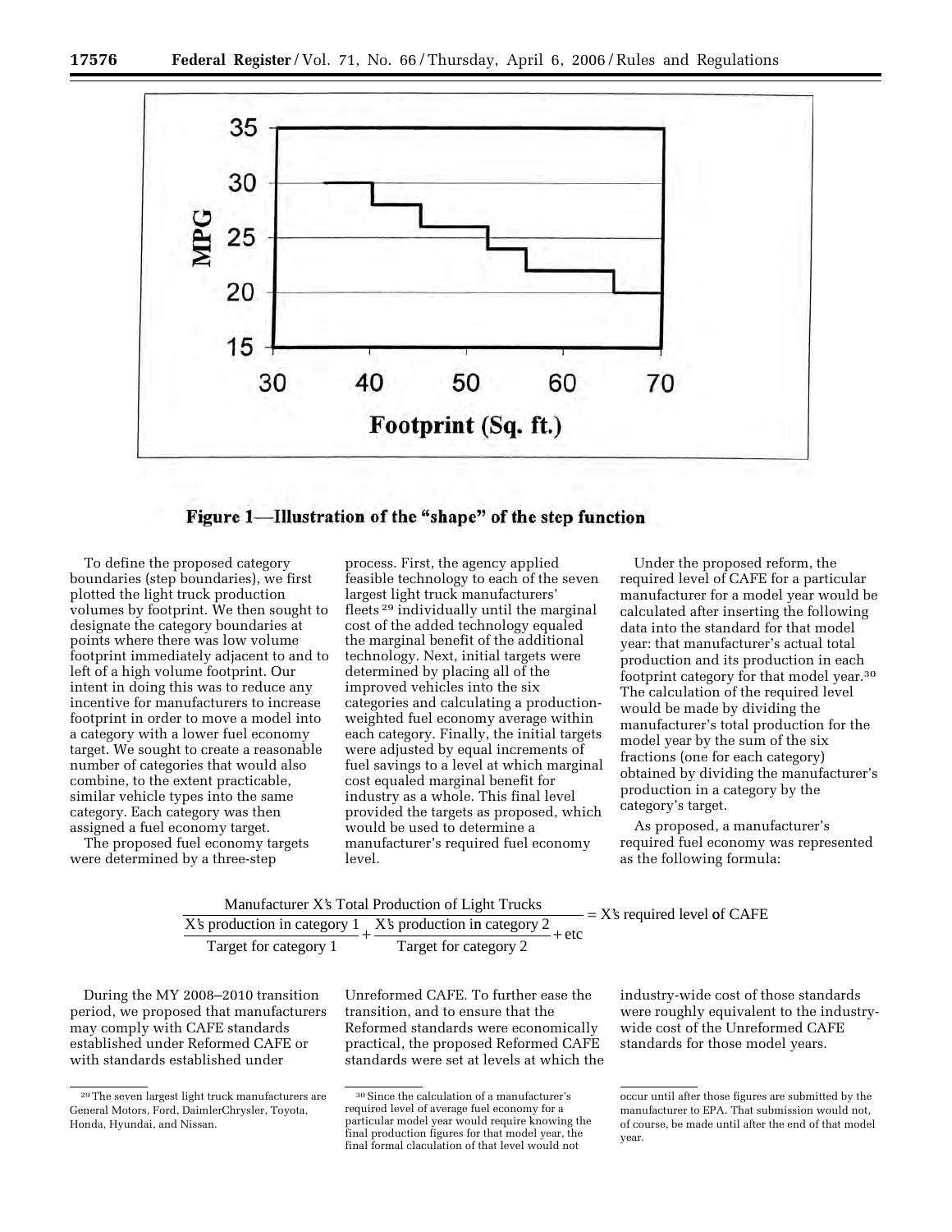Figure 1—Illustration of the "shape" of the step function

To define the proposed category boundaries (step boundaries), we first plotted the light truck production volumes by footprint. We then sought to designate the category boundaries at points where there was low volume footprint immediately adjacent to and to left of a high volume footprint. Our intent in doing this was to reduce any incentive for manufacturers to increase footprint in order to move a model into a category with a lower fuel economy target. We sought to create a reasonable number of categories that would also combine, to the extent practicable, similar vehicle types into the same category. Each category was then assigned a fuel economy target.

The proposed fuel economy targets were determined by a three-step process. First, the agency applied feasible technology to each of the seven largest light truck manufacturers' fleets[29] individually until the marginal cost of the added technology equaled the marginal benefit of the additional technology. Next, initial targets were determined by placing all of the improved vehicles into the six categories and calculating a production-weighted fuel economy average within each category. Finally, the initial targets were adjusted by equal increments of fuel savings to a level at which marginal cost equaled marginal benefit for industry as a whole. This final level provided the targets as proposed, which would be used to determine a manufacturer's required fuel economy level.

Under the proposed reform, the required level of CAFE for a particular manufacturer for a model year would be calculated after inserting the following data into the standard for that model year: that manufacturer's actual total production and its production in each footprint category for that model year.[30] The calculation of the required level would be made by dividing the manufacturer's total production for the model year by the sum of the six fractions (one for each category) obtained by dividing the manufacturer's production in a category by the category's target.

As proposed, a manufacturer's required fuel economy was represented as the following formula:

$$\frac{\text{Manufacturer X's Total Production of Light Trucks}}{\dfrac{\text{X's production in category 1}}{\text{Target for category 1}} + \dfrac{\text{X's production in category 2}}{\text{Target for category 2}} + \text{etc}} = \text{X's required level of CAFE}$$

During the MY 2008–2010 transition period, we proposed that manufacturers may comply with CAFE standards established under Reformed CAFE or with standards established under Unreformed CAFE. To further ease the transition, and to ensure that the Reformed standards were economically practical, the proposed Reformed CAFE standards were set at levels at which the industry-wide cost of those standards were roughly equivalent to the industry-wide cost of the Unreformed CAFE standards for those model years.

[29] The seven largest light truck manufacturers are General Motors, Ford, DaimlerChrysler, Toyota, Honda, Hyundai, and Nissan.

[30] Since the calculation of a manufacturer's required level of average fuel economy for a particular model year would require knowing the final production figures for that model year, the final formal claculation of that level would not occur until after those figures are submitted by the manufacturer to EPA. That submission would not, of course, be made until after the end of that model year.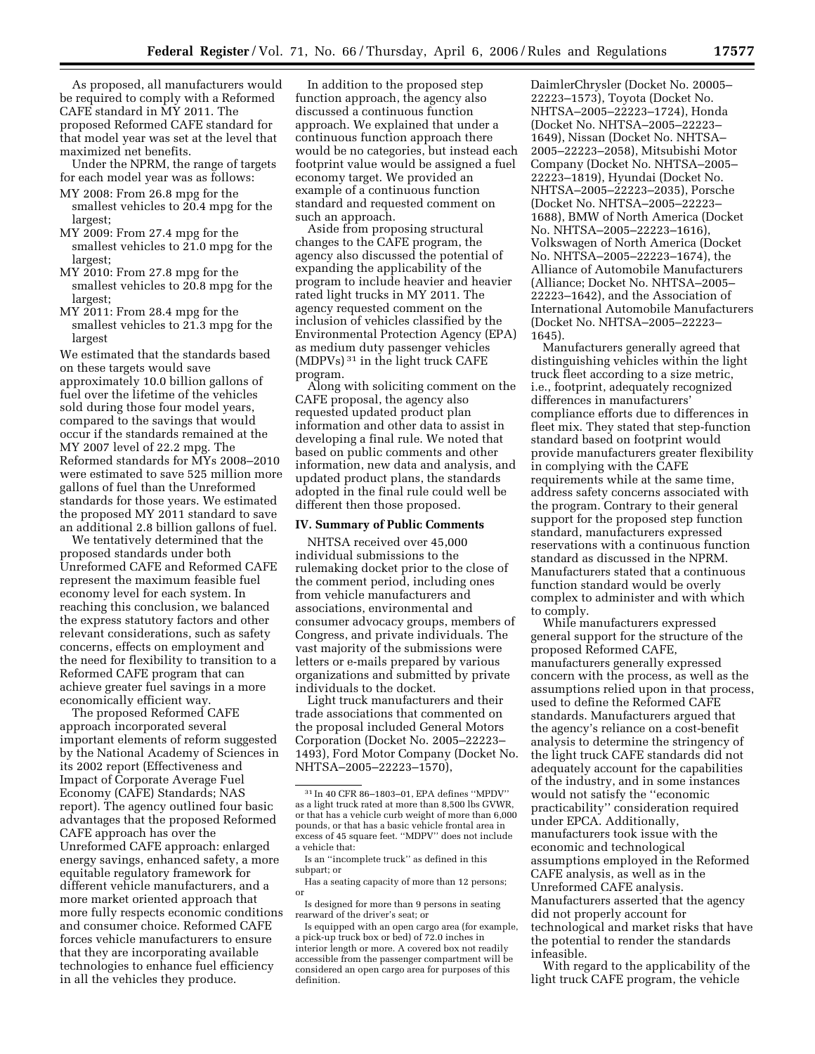As proposed, all manufacturers would be required to comply with a Reformed CAFE standard in MY 2011. The proposed Reformed CAFE standard for that model year was set at the level that maximized net benefits.

Under the NPRM, the range of targets for each model year was as follows:

MY 2008: From 26.8 mpg for the smallest vehicles to 20.4 mpg for the largest;
MY 2009: From 27.4 mpg for the smallest vehicles to 21.0 mpg for the largest;
MY 2010: From 27.8 mpg for the smallest vehicles to 20.8 mpg for the largest;
MY 2011: From 28.4 mpg for the smallest vehicles to 21.3 mpg for the largest

We estimated that the standards based on these targets would save approximately 10.0 billion gallons of fuel over the lifetime of the vehicles sold during those four model years, compared to the savings that would occur if the standards remained at the MY 2007 level of 22.2 mpg. The Reformed standards for MYs 2008–2010 were estimated to save 525 million more gallons of fuel than the Unreformed standards for those years. We estimated the proposed MY 2011 standard to save an additional 2.8 billion gallons of fuel.

We tentatively determined that the proposed standards under both Unreformed CAFE and Reformed CAFE represent the maximum feasible fuel economy level for each system. In reaching this conclusion, we balanced the express statutory factors and other relevant considerations, such as safety concerns, effects on employment and the need for flexibility to transition to a Reformed CAFE program that can achieve greater fuel savings in a more economically efficient way.

The proposed Reformed CAFE approach incorporated several important elements of reform suggested by the National Academy of Sciences in its 2002 report (Effectiveness and Impact of Corporate Average Fuel Economy (CAFE) Standards; NAS report). The agency outlined four basic advantages that the proposed Reformed CAFE approach has over the Unreformed CAFE approach: enlarged energy savings, enhanced safety, a more equitable regulatory framework for different vehicle manufacturers, and a more market oriented approach that more fully respects economic conditions and consumer choice. Reformed CAFE forces vehicle manufacturers to ensure that they are incorporating available technologies to enhance fuel efficiency in all the vehicles they produce.

In addition to the proposed step function approach, the agency also discussed a continuous function approach. We explained that under a continuous function approach there would be no categories, but instead each footprint value would be assigned a fuel economy target. We provided an example of a continuous function standard and requested comment on such an approach.

Aside from proposing structural changes to the CAFE program, the agency also discussed the potential of expanding the applicability of the program to include heavier and heavier rated light trucks in MY 2011. The agency requested comment on the inclusion of vehicles classified by the Environmental Protection Agency (EPA) as medium duty passenger vehicles (MDPVs)[31] in the light truck CAFE program.

Along with soliciting comment on the CAFE proposal, the agency also requested updated product plan information and other data to assist in developing a final rule. We noted that based on public comments and other information, new data and analysis, and updated product plans, the standards adopted in the final rule could well be different then those proposed.

## IV. Summary of Public Comments

NHTSA received over 45,000 individual submissions to the rulemaking docket prior to the close of the comment period, including ones from vehicle manufacturers and associations, environmental and consumer advocacy groups, members of Congress, and private individuals. The vast majority of the submissions were letters or e-mails prepared by various organizations and submitted by private individuals to the docket.

Light truck manufacturers and their trade associations that commented on the proposal included General Motors Corporation (Docket No. 2005–22223–1493), Ford Motor Company (Docket No. NHTSA–2005–22223–1570), DaimlerChrysler (Docket No. 20005–22223–1573), Toyota (Docket No. NHTSA–2005–22223–1724), Honda (Docket No. NHTSA–2005–22223–1649), Nissan (Docket No. NHTSA–2005–22223–2058), Mitsubishi Motor Company (Docket No. NHTSA–2005–22223–1819), Hyundai (Docket No. NHTSA–2005–22223–2035), Porsche (Docket No. NHTSA–2005–22223–1688), BMW of North America (Docket No. NHTSA–2005–22223–1616), Volkswagen of North America (Docket No. NHTSA–2005–22223–1674), the Alliance of Automobile Manufacturers (Alliance; Docket No. NHTSA–2005–22223–1642), and the Association of International Automobile Manufacturers (Docket No. NHTSA–2005–22223–1645).

Manufacturers generally agreed that distinguishing vehicles within the light truck fleet according to a size metric, i.e., footprint, adequately recognized differences in manufacturers' compliance efforts due to differences in fleet mix. They stated that step-function standard based on footprint would provide manufacturers greater flexibility in complying with the CAFE requirements while at the same time, address safety concerns associated with the program. Contrary to their general support for the proposed step function standard, manufacturers expressed reservations with a continuous function standard as discussed in the NPRM. Manufacturers stated that a continuous function standard would be overly complex to administer and with which to comply.

While manufacturers expressed general support for the structure of the proposed Reformed CAFE, manufacturers generally expressed concern with the process, as well as the assumptions relied upon in that process, used to define the Reformed CAFE standards. Manufacturers argued that the agency's reliance on a cost-benefit analysis to determine the stringency of the light truck CAFE standards did not adequately account for the capabilities of the industry, and in some instances would not satisfy the "economic practicability" consideration required under EPCA. Additionally, manufacturers took issue with the economic and technological assumptions employed in the Reformed CAFE analysis, as well as in the Unreformed CAFE analysis. Manufacturers asserted that the agency did not properly account for technological and market risks that have the potential to render the standards infeasible.

With regard to the applicability of the light truck CAFE program, the vehicle

---

[31] In 40 CFR 86–1803–01, EPA defines "MPDV" as a light truck rated at more than 8,500 lbs GVWR, or that has a vehicle curb weight of more than 6,000 pounds, or that has a basic vehicle frontal area in excess of 45 square feet. "MDPV" does not include a vehicle that:

Is an "incomplete truck" as defined in this subpart; or

Has a seating capacity of more than 12 persons; or

Is designed for more than 9 persons in seating rearward of the driver's seat; or

Is equipped with an open cargo area (for example, a pick-up truck box or bed) of 72.0 inches in interior length or more. A covered box not readily accessible from the passenger compartment will be considered an open cargo area for purposes of this definition.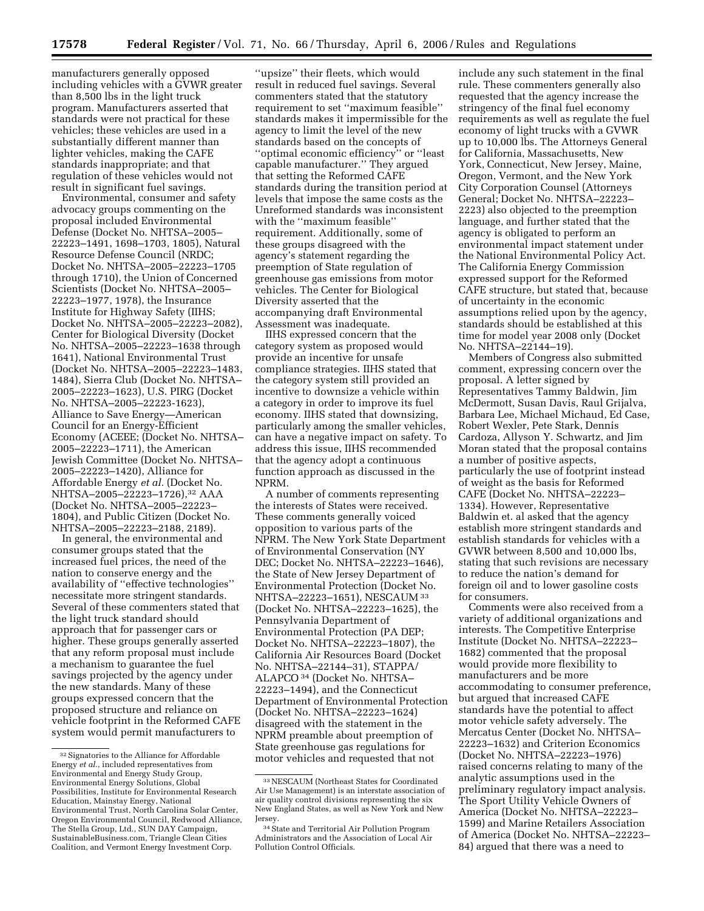manufacturers generally opposed including vehicles with a GVWR greater than 8,500 lbs in the light truck program. Manufacturers asserted that standards were not practical for these vehicles; these vehicles are used in a substantially different manner than lighter vehicles, making the CAFE standards inappropriate; and that regulation of these vehicles would not result in significant fuel savings.

Environmental, consumer and safety advocacy groups commenting on the proposal included Environmental Defense (Docket No. NHTSA–2005–22223–1491, 1698–1703, 1805), Natural Resource Defense Council (NRDC; Docket No. NHTSA–2005–22223–1705 through 1710), the Union of Concerned Scientists (Docket No. NHTSA–2005–22223–1977, 1978), the Insurance Institute for Highway Safety (IIHS; Docket No. NHTSA–2005–22223–2082), Center for Biological Diversity (Docket No. NHTSA–2005–22223–1638 through 1641), National Environmental Trust (Docket No. NHTSA–2005–22223–1483, 1484), Sierra Club (Docket No. NHTSA–2005–22223–1623), U.S. PIRG (Docket No. NHTSA–2005–22223-1623), Alliance to Save Energy—American Council for an Energy-Efficient Economy (ACEEE; (Docket No. NHTSA–2005–22223–1711), the American Jewish Committee (Docket No. NHTSA–2005–22223–1420), Alliance for Affordable Energy *et al.* (Docket No. NHTSA–2005–22223–1726),[32] AAA (Docket No. NHTSA–2005–22223–1804), and Public Citizen (Docket No. NHTSA–2005–22223–2188, 2189).

In general, the environmental and consumer groups stated that the increased fuel prices, the need of the nation to conserve energy and the availability of ''effective technologies'' necessitate more stringent standards. Several of these commenters stated that the light truck standard should approach that for passenger cars or higher. These groups generally asserted that any reform proposal must include a mechanism to guarantee the fuel savings projected by the agency under the new standards. Many of these groups expressed concern that the proposed structure and reliance on vehicle footprint in the Reformed CAFE system would permit manufacturers to ''upsize'' their fleets, which would result in reduced fuel savings. Several commenters stated that the statutory requirement to set ''maximum feasible'' standards makes it impermissible for the agency to limit the level of the new standards based on the concepts of ''optimal economic efficiency'' or ''least capable manufacturer.'' They argued that setting the Reformed CAFE standards during the transition period at levels that impose the same costs as the Unreformed standards was inconsistent with the ''maximum feasible'' requirement. Additionally, some of these groups disagreed with the agency's statement regarding the preemption of State regulation of greenhouse gas emissions from motor vehicles. The Center for Biological Diversity asserted that the accompanying draft Environmental Assessment was inadequate.

IIHS expressed concern that the category system as proposed would provide an incentive for unsafe compliance strategies. IIHS stated that the category system still provided an incentive to downsize a vehicle within a category in order to improve its fuel economy. IIHS stated that downsizing, particularly among the smaller vehicles, can have a negative impact on safety. To address this issue, IIHS recommended that the agency adopt a continuous function approach as discussed in the NPRM.

A number of comments representing the interests of States were received. These comments generally voiced opposition to various parts of the NPRM. The New York State Department of Environmental Conservation (NY DEC; Docket No. NHTSA–22223–1646), the State of New Jersey Department of Environmental Protection (Docket No. NHTSA–22223–1651), NESCAUM[33] (Docket No. NHTSA–22223–1625), the Pennsylvania Department of Environmental Protection (PA DEP; Docket No. NHTSA–22223–1807), the California Air Resources Board (Docket No. NHTSA–22144–31), STAPPA/ALAPCO[34] (Docket No. NHTSA–22223–1494), and the Connecticut Department of Environmental Protection (Docket No. NHTSA–22223–1624) disagreed with the statement in the NPRM preamble about preemption of State greenhouse gas regulations for motor vehicles and requested that not include any such statement in the final rule. These commenters generally also requested that the agency increase the stringency of the final fuel economy requirements as well as regulate the fuel economy of light trucks with a GVWR up to 10,000 lbs. The Attorneys General for California, Massachusetts, New York, Connecticut, New Jersey, Maine, Oregon, Vermont, and the New York City Corporation Counsel (Attorneys General; Docket No. NHTSA–22223–2223) also objected to the preemption language, and further stated that the agency is obligated to perform an environmental impact statement under the National Environmental Policy Act. The California Energy Commission expressed support for the Reformed CAFE structure, but stated that, because of uncertainty in the economic assumptions relied upon by the agency, standards should be established at this time for model year 2008 only (Docket No. NHTSA–22144–19).

Members of Congress also submitted comment, expressing concern over the proposal. A letter signed by Representatives Tammy Baldwin, Jim McDermott, Susan Davis, Raul Grijalva, Barbara Lee, Michael Michaud, Ed Case, Robert Wexler, Pete Stark, Dennis Cardoza, Allyson Y. Schwartz, and Jim Moran stated that the proposal contains a number of positive aspects, particularly the use of footprint instead of weight as the basis for Reformed CAFE (Docket No. NHTSA–22223–1334). However, Representative Baldwin et. al asked that the agency establish more stringent standards and establish standards for vehicles with a GVWR between 8,500 and 10,000 lbs, stating that such revisions are necessary to reduce the nation's demand for foreign oil and to lower gasoline costs for consumers.

Comments were also received from a variety of additional organizations and interests. The Competitive Enterprise Institute (Docket No. NHTSA–22223–1682) commented that the proposal would provide more flexibility to manufacturers and be more accommodating to consumer preference, but argued that increased CAFE standards have the potential to affect motor vehicle safety adversely. The Mercatus Center (Docket No. NHTSA–22223–1632) and Criterion Economics (Docket No. NHTSA–22223–1976) raised concerns relating to many of the analytic assumptions used in the preliminary regulatory impact analysis. The Sport Utility Vehicle Owners of America (Docket No. NHTSA–22223–1599) and Marine Retailers Association of America (Docket No. NHTSA–22223–84) argued that there was a need to

---

[32] Signatories to the Alliance for Affordable Energy *et al.*, included representatives from Environmental and Energy Study Group, Environmental Energy Solutions, Global Possibilities, Institute for Environmental Research Education, Mainstay Energy, National Environmental Trust, North Carolina Solar Center, Oregon Environmental Council, Redwood Alliance, The Stella Group, Ltd., SUN DAY Campaign, SustainableBusiness.com, Triangle Clean Cities Coalition, and Vermont Energy Investment Corp.

[33] NESCAUM (Northeast States for Coordinated Air Use Management) is an interstate association of air quality control divisions representing the six New England States, as well as New York and New Jersey.

[34] State and Territorial Air Pollution Program Administrators and the Association of Local Air Pollution Control Officials.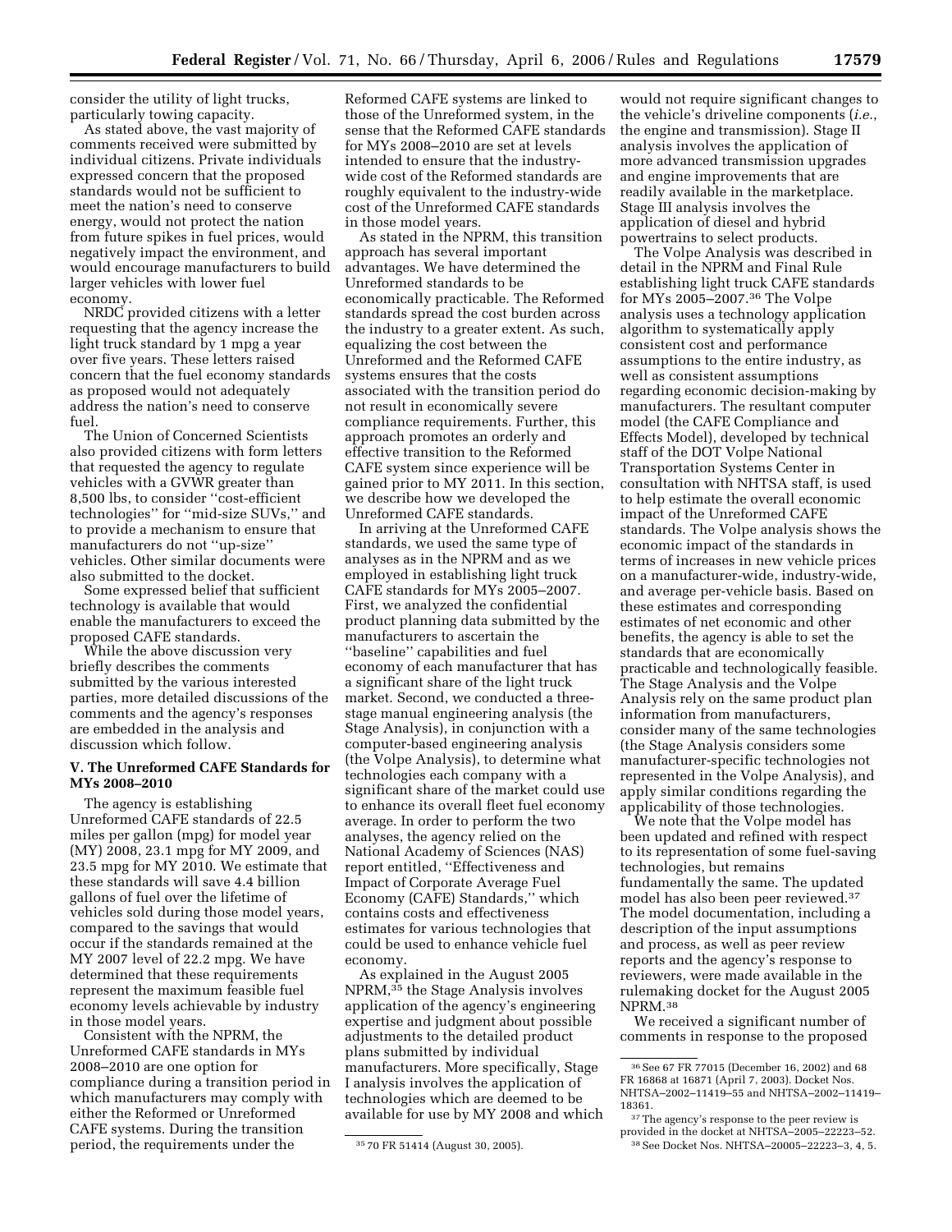consider the utility of light trucks, particularly towing capacity.

As stated above, the vast majority of comments received were submitted by individual citizens. Private individuals expressed concern that the proposed standards would not be sufficient to meet the nation's need to conserve energy, would not protect the nation from future spikes in fuel prices, would negatively impact the environment, and would encourage manufacturers to build larger vehicles with lower fuel economy.

NRDC provided citizens with a letter requesting that the agency increase the light truck standard by 1 mpg a year over five years. These letters raised concern that the fuel economy standards as proposed would not adequately address the nation's need to conserve fuel.

The Union of Concerned Scientists also provided citizens with form letters that requested the agency to regulate vehicles with a GVWR greater than 8,500 lbs, to consider ''cost-efficient technologies'' for ''mid-size SUVs,'' and to provide a mechanism to ensure that manufacturers do not ''up-size'' vehicles. Other similar documents were also submitted to the docket.

Some expressed belief that sufficient technology is available that would enable the manufacturers to exceed the proposed CAFE standards.

While the above discussion very briefly describes the comments submitted by the various interested parties, more detailed discussions of the comments and the agency's responses are embedded in the analysis and discussion which follow.

## V. The Unreformed CAFE Standards for MYs 2008–2010

The agency is establishing Unreformed CAFE standards of 22.5 miles per gallon (mpg) for model year (MY) 2008, 23.1 mpg for MY 2009, and 23.5 mpg for MY 2010. We estimate that these standards will save 4.4 billion gallons of fuel over the lifetime of vehicles sold during those model years, compared to the savings that would occur if the standards remained at the MY 2007 level of 22.2 mpg. We have determined that these requirements represent the maximum feasible fuel economy levels achievable by industry in those model years.

Consistent with the NPRM, the Unreformed CAFE standards in MYs 2008–2010 are one option for compliance during a transition period in which manufacturers may comply with either the Reformed or Unreformed CAFE systems. During the transition period, the requirements under the Reformed CAFE systems are linked to those of the Unreformed system, in the sense that the Reformed CAFE standards for MYs 2008–2010 are set at levels intended to ensure that the industry-wide cost of the Reformed standards are roughly equivalent to the industry-wide cost of the Unreformed CAFE standards in those model years.

As stated in the NPRM, this transition approach has several important advantages. We have determined the Unreformed standards to be economically practicable. The Reformed standards spread the cost burden across the industry to a greater extent. As such, equalizing the cost between the Unreformed and the Reformed CAFE systems ensures that the costs associated with the transition period do not result in economically severe compliance requirements. Further, this approach promotes an orderly and effective transition to the Reformed CAFE system since experience will be gained prior to MY 2011. In this section, we describe how we developed the Unreformed CAFE standards.

In arriving at the Unreformed CAFE standards, we used the same type of analyses as in the NPRM and as we employed in establishing light truck CAFE standards for MYs 2005–2007. First, we analyzed the confidential product planning data submitted by the manufacturers to ascertain the ''baseline'' capabilities and fuel economy of each manufacturer that has a significant share of the light truck market. Second, we conducted a three-stage manual engineering analysis (the Stage Analysis), in conjunction with a computer-based engineering analysis (the Volpe Analysis), to determine what technologies each company with a significant share of the market could use to enhance its overall fleet fuel economy average. In order to perform the two analyses, the agency relied on the National Academy of Sciences (NAS) report entitled, ''Effectiveness and Impact of Corporate Average Fuel Economy (CAFE) Standards,'' which contains costs and effectiveness estimates for various technologies that could be used to enhance vehicle fuel economy.

As explained in the August 2005 NPRM,[35] the Stage Analysis involves application of the agency's engineering expertise and judgment about possible adjustments to the detailed product plans submitted by individual manufacturers. More specifically, Stage I analysis involves the application of technologies which are deemed to be available for use by MY 2008 and which would not require significant changes to the vehicle's driveline components (*i.e.*, the engine and transmission). Stage II analysis involves the application of more advanced transmission upgrades and engine improvements that are readily available in the marketplace. Stage III analysis involves the application of diesel and hybrid powertrains to select products.

The Volpe Analysis was described in detail in the NPRM and Final Rule establishing light truck CAFE standards for MYs 2005–2007.[36] The Volpe analysis uses a technology application algorithm to systematically apply consistent cost and performance assumptions to the entire industry, as well as consistent assumptions regarding economic decision-making by manufacturers. The resultant computer model (the CAFE Compliance and Effects Model), developed by technical staff of the DOT Volpe National Transportation Systems Center in consultation with NHTSA staff, is used to help estimate the overall economic impact of the Unreformed CAFE standards. The Volpe analysis shows the economic impact of the standards in terms of increases in new vehicle prices on a manufacturer-wide, industry-wide, and average per-vehicle basis. Based on these estimates and corresponding estimates of net economic and other benefits, the agency is able to set the standards that are economically practicable and technologically feasible. The Stage Analysis and the Volpe Analysis rely on the same product plan information from manufacturers, consider many of the same technologies (the Stage Analysis considers some manufacturer-specific technologies not represented in the Volpe Analysis), and apply similar conditions regarding the applicability of those technologies.

We note that the Volpe model has been updated and refined with respect to its representation of some fuel-saving technologies, but remains fundamentally the same. The updated model has also been peer reviewed.[37] The model documentation, including a description of the input assumptions and process, as well as peer review reports and the agency's response to reviewers, were made available in the rulemaking docket for the August 2005 NPRM.[38]

We received a significant number of comments in response to the proposed

---

[35] 70 FR 51414 (August 30, 2005).

[36] See 67 FR 77015 (December 16, 2002) and 68 FR 16868 at 16871 (April 7, 2003). Docket Nos. NHTSA–2002–11419–55 and NHTSA–2002–11419–18361.

[37] The agency's response to the peer review is provided in the docket at NHTSA–2005–22223–52.

[38] See Docket Nos. NHTSA–20005–22223–3, 4, 5.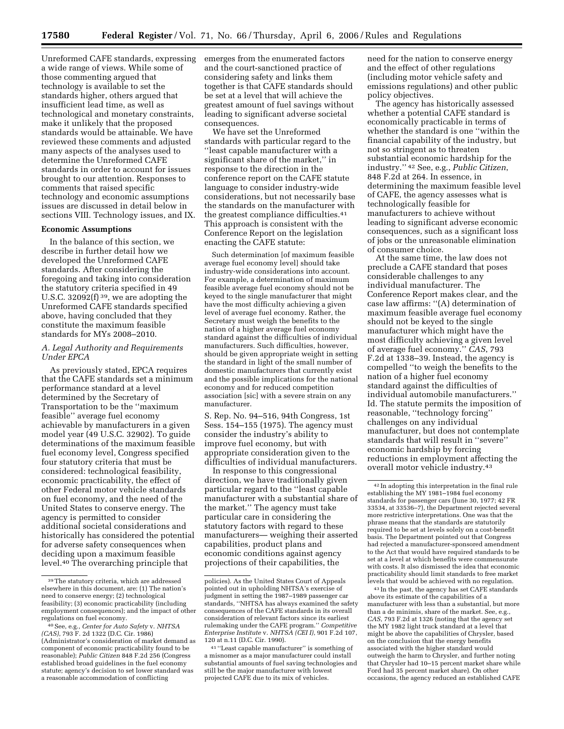Unreformed CAFE standards, expressing a wide range of views. While some of those commenting argued that technology is available to set the standards higher, others argued that insufficient lead time, as well as technological and monetary constraints, make it unlikely that the proposed standards would be attainable. We have reviewed these comments and adjusted many aspects of the analyses used to determine the Unreformed CAFE standards in order to account for issues brought to our attention. Responses to comments that raised specific technology and economic assumptions issues are discussed in detail below in sections VIII. Technology issues, and IX.

**Economic Assumptions**

In the balance of this section, we describe in further detail how we developed the Unreformed CAFE standards. After considering the foregoing and taking into consideration the statutory criteria specified in 49 U.S.C. 32092(f) [39], we are adopting the Unreformed CAFE standards specified above, having concluded that they constitute the maximum feasible standards for MYs 2008–2010.

### *A. Legal Authority and Requirements Under EPCA*

As previously stated, EPCA requires that the CAFE standards set a minimum performance standard at a level determined by the Secretary of Transportation to be the ''maximum feasible'' average fuel economy achievable by manufacturers in a given model year (49 U.S.C. 32902). To guide determinations of the maximum feasible fuel economy level, Congress specified four statutory criteria that must be considered: technological feasibility, economic practicability, the effect of other Federal motor vehicle standards on fuel economy, and the need of the United States to conserve energy. The agency is permitted to consider additional societal considerations and historically has considered the potential for adverse safety consequences when deciding upon a maximum feasible level.[40] The overarching principle that emerges from the enumerated factors and the court-sanctioned practice of considering safety and links them together is that CAFE standards should be set at a level that will achieve the greatest amount of fuel savings without leading to significant adverse societal consequences.

We have set the Unreformed standards with particular regard to the ''least capable manufacturer with a significant share of the market,'' in response to the direction in the conference report on the CAFE statute language to consider industry-wide considerations, but not necessarily base the standards on the manufacturer with the greatest compliance difficulties.[41] This approach is consistent with the Conference Report on the legislation enacting the CAFE statute:

> Such determination [of maximum feasible average fuel economy level] should take industry-wide considerations into account. For example, a determination of maximum feasible average fuel economy should not be keyed to the single manufacturer that might have the most difficulty achieving a given level of average fuel economy. Rather, the Secretary must weigh the benefits to the nation of a higher average fuel economy standard against the difficulties of individual manufacturers. Such difficulties, however, should be given appropriate weight in setting the standard in light of the small number of domestic manufacturers that currently exist and the possible implications for the national economy and for reduced competition association [sic] with a severe strain on any manufacturer.

S. Rep. No. 94–516, 94th Congress, 1st Sess. 154–155 (1975). The agency must consider the industry's ability to improve fuel economy, but with appropriate consideration given to the difficulties of individual manufacturers.

In response to this congressional direction, we have traditionally given particular regard to the ''least capable manufacturer with a substantial share of the market.'' The agency must take particular care in considering the statutory factors with regard to these manufacturers— weighing their asserted capabilities, product plans and economic conditions against agency projections of their capabilities, the need for the nation to conserve energy and the effect of other regulations (including motor vehicle safety and emissions regulations) and other public policy objectives.

The agency has historically assessed whether a potential CAFE standard is economically practicable in terms of whether the standard is one ''within the financial capability of the industry, but not so stringent as to threaten substantial economic hardship for the industry.'' [42] See, e.g., *Public Citizen*, 848 F.2d at 264. In essence, in determining the maximum feasible level of CAFE, the agency assesses what is technologically feasible for manufacturers to achieve without leading to significant adverse economic consequences, such as a significant loss of jobs or the unreasonable elimination of consumer choice.

At the same time, the law does not preclude a CAFE standard that poses considerable challenges to any individual manufacturer. The Conference Report makes clear, and the case law affirms: ''(A) determination of maximum feasible average fuel economy should not be keyed to the single manufacturer which might have the most difficulty achieving a given level of average fuel economy.'' *CAS*, 793 F.2d at 1338–39. Instead, the agency is compelled ''to weigh the benefits to the nation of a higher fuel economy standard against the difficulties of individual automobile manufacturers.'' Id. The statute permits the imposition of reasonable, ''technology forcing'' challenges on any individual manufacturer, but does not contemplate standards that will result in ''severe'' economic hardship by forcing reductions in employment affecting the overall motor vehicle industry.[43]

---

[39] The statutory criteria, which are addressed elsewhere in this document, are: (1) The nation's need to conserve energy; (2) technological feasibility; (3) economic practicability (including employment consequences); and the impact of other regulations on fuel economy.

[40] See, e.g., *Center for Auto Safety* v. *NHTSA (CAS)*, 793 F. 2d 1322 (D.C. Cir. 1986) (Administrator's consideration of market demand as component of economic practicability found to be reasonable); *Public Citizen* 848 F.2d 256 (Congress established broad guidelines in the fuel economy statute; agency's decision to set lower standard was a reasonable accommodation of conflicting policies). As the United States Court of Appeals pointed out in upholding NHTSA's exercise of judgment in setting the 1987–1989 passenger car standards, ''NHTSA has always examined the safety consequences of the CAFE standards in its overall consideration of relevant factors since its earliest rulemaking under the CAFE program.'' *Competitive Enterprise Institute* v. *NHTSA (CEI I)*, 901 F.2d 107, 120 at n.11 (D.C. Cir. 1990).

[41] ''Least capable manufacturer'' is something of a misnomer as a major manufacturer could install substantial amounts of fuel saving technologies and still be the major manufacturer with lowest projected CAFE due to its mix of vehicles.

[42] In adopting this interpretation in the final rule establishing the MY 1981–1984 fuel economy standards for passenger cars (June 30, 1977; 42 FR 33534, at 33536–7), the Department rejected several more restrictive interpretations. One was that the phrase means that the standards are statutorily required to be set at levels solely on a cost-benefit basis. The Department pointed out that Congress had rejected a manufacturer-sponsored amendment to the Act that would have required standards to be set at a level at which benefits were commensurate with costs. It also dismissed the idea that economic practicability should limit standards to free market levels that would be achieved with no regulation.

[43] In the past, the agency has set CAFE standards above its estimate of the capabilities of a manufacturer with less than a substantial, but more than a de minimis, share of the market. See, e.g., *CAS*, 793 F.2d at 1326 (noting that the agency set the MY 1982 light truck standard at a level that might be above the capabilities of Chrysler, based on the conclusion that the energy benefits associated with the higher standard would outweigh the harm to Chrysler, and further noting that Chrysler had 10–15 percent market share while Ford had 35 percent market share). On other occasions, the agency reduced an established CAFE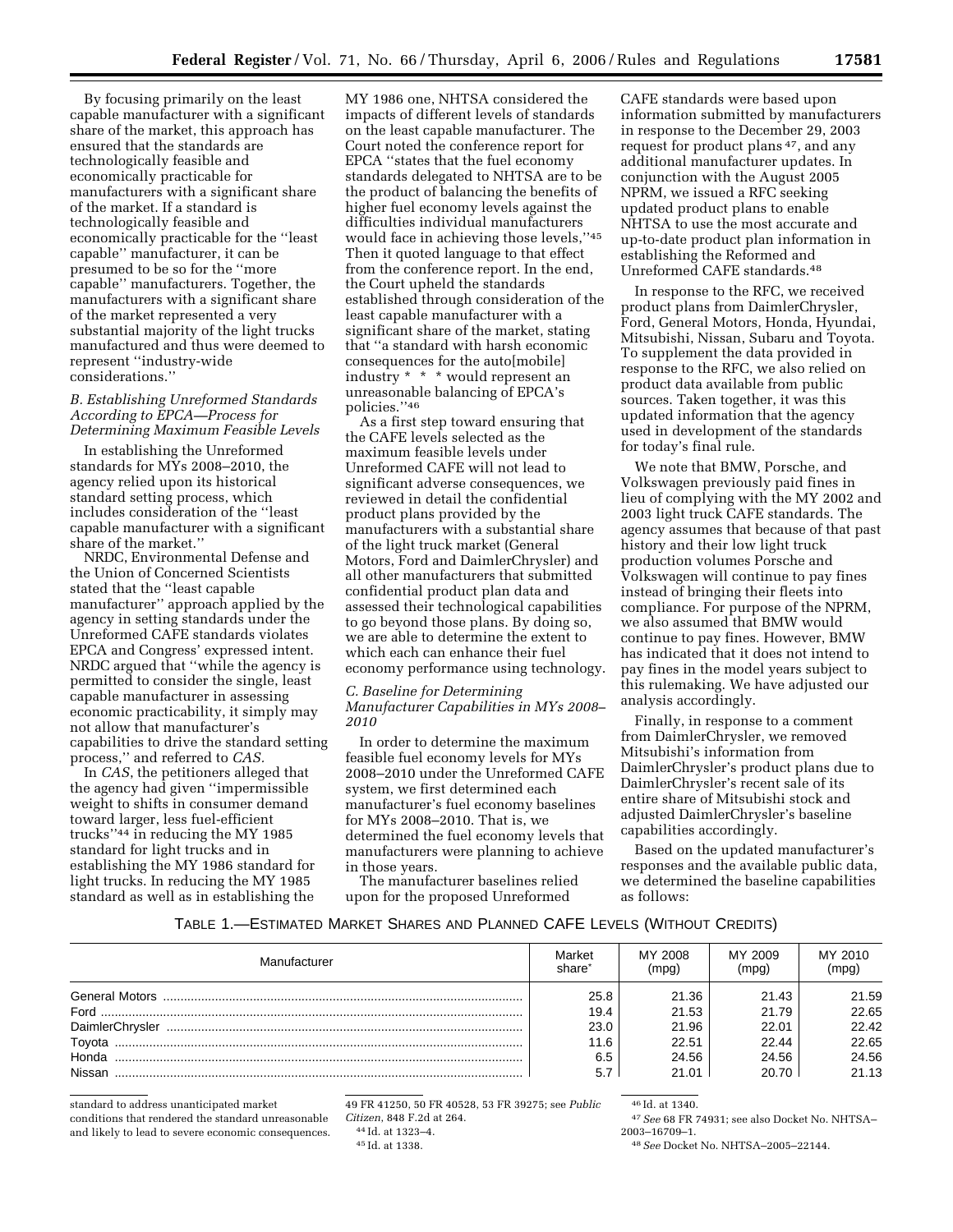By focusing primarily on the least capable manufacturer with a significant share of the market, this approach has ensured that the standards are technologically feasible and economically practicable for manufacturers with a significant share of the market. If a standard is technologically feasible and economically practicable for the ''least capable'' manufacturer, it can be presumed to be so for the ''more capable'' manufacturers. Together, the manufacturers with a significant share of the market represented a very substantial majority of the light trucks manufactured and thus were deemed to represent ''industry-wide considerations.''

### *B. Establishing Unreformed Standards According to EPCA—Process for Determining Maximum Feasible Levels*

In establishing the Unreformed standards for MYs 2008–2010, the agency relied upon its historical standard setting process, which includes consideration of the ''least capable manufacturer with a significant share of the market.''

NRDC, Environmental Defense and the Union of Concerned Scientists stated that the ''least capable manufacturer'' approach applied by the agency in setting standards under the Unreformed CAFE standards violates EPCA and Congress' expressed intent. NRDC argued that ''while the agency is permitted to consider the single, least capable manufacturer in assessing economic practicability, it simply may not allow that manufacturer's capabilities to drive the standard setting process,'' and referred to *CAS.*

In *CAS*, the petitioners alleged that the agency had given ''impermissible weight to shifts in consumer demand toward larger, less fuel-efficient trucks''[44] in reducing the MY 1985 standard for light trucks and in establishing the MY 1986 standard for light trucks. In reducing the MY 1985 standard as well as in establishing the MY 1986 one, NHTSA considered the impacts of different levels of standards on the least capable manufacturer. The Court noted the conference report for EPCA ''states that the fuel economy standards delegated to NHTSA are to be the product of balancing the benefits of higher fuel economy levels against the difficulties individual manufacturers would face in achieving those levels,''[45] Then it quoted language to that effect from the conference report. In the end, the Court upheld the standards established through consideration of the least capable manufacturer with a significant share of the market, stating that ''a standard with harsh economic consequences for the auto[mobile] industry * * * would represent an unreasonable balancing of EPCA's policies.''[46]

As a first step toward ensuring that the CAFE levels selected as the maximum feasible levels under Unreformed CAFE will not lead to significant adverse consequences, we reviewed in detail the confidential product plans provided by the manufacturers with a substantial share of the light truck market (General Motors, Ford and DaimlerChrysler) and all other manufacturers that submitted confidential product plan data and assessed their technological capabilities to go beyond those plans. By doing so, we are able to determine the extent to which each can enhance their fuel economy performance using technology.

### *C. Baseline for Determining Manufacturer Capabilities in MYs 2008–2010*

In order to determine the maximum feasible fuel economy levels for MYs 2008–2010 under the Unreformed CAFE system, we first determined each manufacturer's fuel economy baselines for MYs 2008–2010. That is, we determined the fuel economy levels that manufacturers were planning to achieve in those years.

The manufacturer baselines relied upon for the proposed Unreformed CAFE standards were based upon information submitted by manufacturers in response to the December 29, 2003 request for product plans[47], and any additional manufacturer updates. In conjunction with the August 2005 NPRM, we issued a RFC seeking updated product plans to enable NHTSA to use the most accurate and up-to-date product plan information in establishing the Reformed and Unreformed CAFE standards.[48]

In response to the RFC, we received product plans from DaimlerChrysler, Ford, General Motors, Honda, Hyundai, Mitsubishi, Nissan, Subaru and Toyota. To supplement the data provided in response to the RFC, we also relied on product data available from public sources. Taken together, it was this updated information that the agency used in development of the standards for today's final rule.

We note that BMW, Porsche, and Volkswagen previously paid fines in lieu of complying with the MY 2002 and 2003 light truck CAFE standards. The agency assumes that because of that past history and their low light truck production volumes Porsche and Volkswagen will continue to pay fines instead of bringing their fleets into compliance. For purpose of the NPRM, we also assumed that BMW would continue to pay fines. However, BMW has indicated that it does not intend to pay fines in the model years subject to this rulemaking. We have adjusted our analysis accordingly.

Finally, in response to a comment from DaimlerChrysler, we removed Mitsubishi's information from DaimlerChrysler's product plans due to DaimlerChrysler's recent sale of its entire share of Mitsubishi stock and adjusted DaimlerChrysler's baseline capabilities accordingly.

Based on the updated manufacturer's responses and the available public data, we determined the baseline capabilities as follows:

TABLE 1.—ESTIMATED MARKET SHARES AND PLANNED CAFE LEVELS (WITHOUT CREDITS)

| Manufacturer | Market share* | MY 2008 (mpg) | MY 2009 (mpg) | MY 2010 (mpg) |
|---|---|---|---|---|
| General Motors | 25.8 | 21.36 | 21.43 | 21.59 |
| Ford | 19.4 | 21.53 | 21.79 | 22.65 |
| DaimlerChrysler | 23.0 | 21.96 | 22.01 | 22.42 |
| Toyota | 11.6 | 22.51 | 22.44 | 22.65 |
| Honda | 6.5 | 24.56 | 24.56 | 24.56 |
| Nissan | 5.7 | 21.01 | 20.70 | 21.13 |

standard to address unanticipated market conditions that rendered the standard unreasonable and likely to lead to severe economic consequences. 49 FR 41250, 50 FR 40528, 53 FR 39275; see *Public Citizen*, 848 F.2d at 264.

[44] Id. at 1323–4.

[45] Id. at 1338.

[46] Id. at 1340.

[47] *See* 68 FR 74931; see also Docket No. NHTSA–2003–16709–1.

[48] *See* Docket No. NHTSA–2005–22144.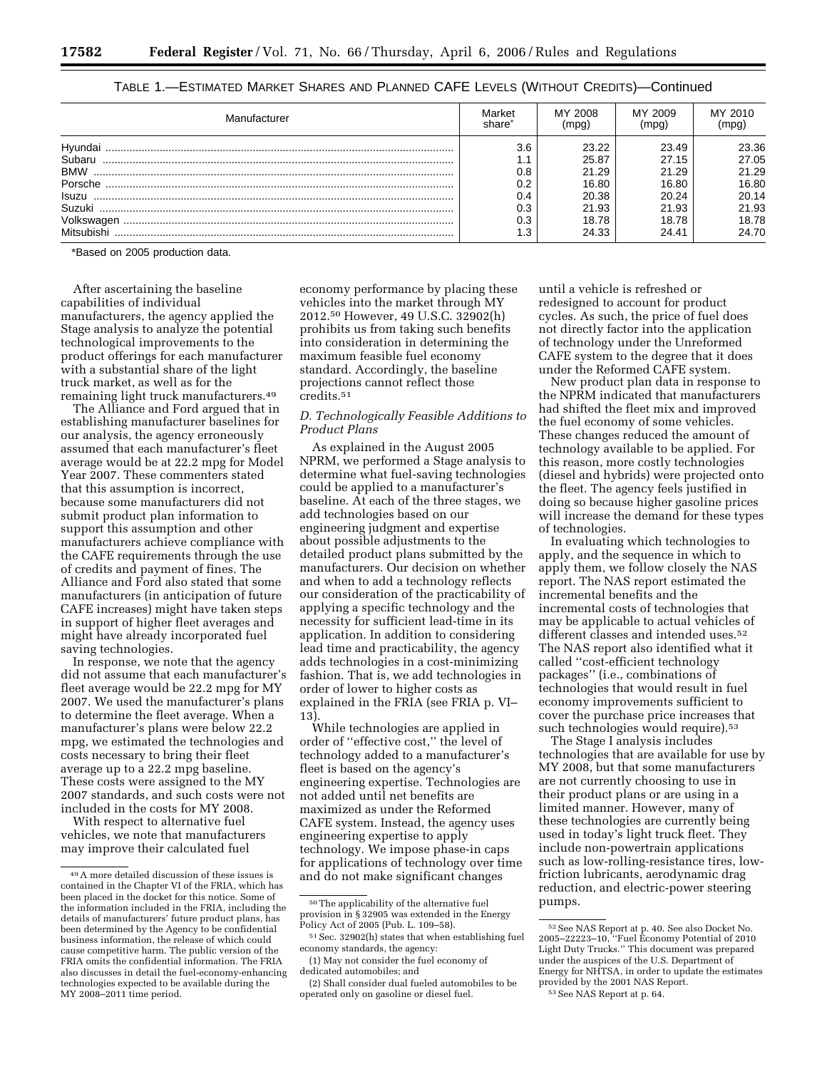TABLE 1.—ESTIMATED MARKET SHARES AND PLANNED CAFE LEVELS (WITHOUT CREDITS)—Continued

| Manufacturer | Market share* | MY 2008 (mpg) | MY 2009 (mpg) | MY 2010 (mpg) |
|---|---|---|---|---|
| Hyundai | 3.6 | 23.22 | 23.49 | 23.36 |
| Subaru | 1.1 | 25.87 | 27.15 | 27.05 |
| BMW | 0.8 | 21.29 | 21.29 | 21.29 |
| Porsche | 0.2 | 16.80 | 16.80 | 16.80 |
| Isuzu | 0.4 | 20.38 | 20.24 | 20.14 |
| Suzuki | 0.3 | 21.93 | 21.93 | 21.93 |
| Volkswagen | 0.3 | 18.78 | 18.78 | 18.78 |
| Mitsubishi | 1.3 | 24.33 | 24.41 | 24.70 |

*Based on 2005 production data.

After ascertaining the baseline capabilities of individual manufacturers, the agency applied the Stage analysis to analyze the potential technological improvements to the product offerings for each manufacturer with a substantial share of the light truck market, as well as for the remaining light truck manufacturers.[49]

The Alliance and Ford argued that in establishing manufacturer baselines for our analysis, the agency erroneously assumed that each manufacturer's fleet average would be at 22.2 mpg for Model Year 2007. These commenters stated that this assumption is incorrect, because some manufacturers did not submit product plan information to support this assumption and other manufacturers achieve compliance with the CAFE requirements through the use of credits and payment of fines. The Alliance and Ford also stated that some manufacturers (in anticipation of future CAFE increases) might have taken steps in support of higher fleet averages and might have already incorporated fuel saving technologies.

In response, we note that the agency did not assume that each manufacturer's fleet average would be 22.2 mpg for MY 2007. We used the manufacturer's plans to determine the fleet average. When a manufacturer's plans were below 22.2 mpg, we estimated the technologies and costs necessary to bring their fleet average up to a 22.2 mpg baseline. These costs were assigned to the MY 2007 standards, and such costs were not included in the costs for MY 2008.

With respect to alternative fuel vehicles, we note that manufacturers may improve their calculated fuel economy performance by placing these vehicles into the market through MY 2012.[50] However, 49 U.S.C. 32902(h) prohibits us from taking such benefits into consideration in determining the maximum feasible fuel economy standard. Accordingly, the baseline projections cannot reflect those credits.[51]

### D. Technologically Feasible Additions to Product Plans

As explained in the August 2005 NPRM, we performed a Stage analysis to determine what fuel-saving technologies could be applied to a manufacturer's baseline. At each of the three stages, we add technologies based on our engineering judgment and expertise about possible adjustments to the detailed product plans submitted by the manufacturers. Our decision on whether and when to add a technology reflects our consideration of the practicability of applying a specific technology and the necessity for sufficient lead-time in its application. In addition to considering lead time and practicability, the agency adds technologies in a cost-minimizing fashion. That is, we add technologies in order of lower to higher costs as explained in the FRIA (see FRIA p. VI–13).

While technologies are applied in order of "effective cost," the level of technology added to a manufacturer's fleet is based on the agency's engineering expertise. Technologies are not added until net benefits are maximized as under the Reformed CAFE system. Instead, the agency uses engineering expertise to apply technology. We impose phase-in caps for applications of technology over time and do not make significant changes until a vehicle is refreshed or redesigned to account for product cycles. As such, the price of fuel does not directly factor into the application of technology under the Unreformed CAFE system to the degree that it does under the Reformed CAFE system.

New product plan data in response to the NPRM indicated that manufacturers had shifted the fleet mix and improved the fuel economy of some vehicles. These changes reduced the amount of technology available to be applied. For this reason, more costly technologies (diesel and hybrids) were projected onto the fleet. The agency feels justified in doing so because higher gasoline prices will increase the demand for these types of technologies.

In evaluating which technologies to apply, and the sequence in which to apply them, we follow closely the NAS report. The NAS report estimated the incremental benefits and the incremental costs of technologies that may be applicable to actual vehicles of different classes and intended uses.[52] The NAS report also identified what it called "cost-efficient technology packages" (i.e., combinations of technologies that would result in fuel economy improvements sufficient to cover the purchase price increases that such technologies would require).[53]

The Stage I analysis includes technologies that are available for use by MY 2008, but that some manufacturers are not currently choosing to use in their product plans or are using in a limited manner. However, many of these technologies are currently being used in today's light truck fleet. They include non-powertrain applications such as low-rolling-resistance tires, low-friction lubricants, aerodynamic drag reduction, and electric-power steering pumps.

---

[49] A more detailed discussion of these issues is contained in the Chapter VI of the FRIA, which has been placed in the docket for this notice. Some of the information included in the FRIA, including the details of manufacturers' future product plans, has been determined by the Agency to be confidential business information, the release of which could cause competitive harm. The public version of the FRIA omits the confidential information. The FRIA also discusses in detail the fuel-economy-enhancing technologies expected to be available during the MY 2008–2011 time period.

[50] The applicability of the alternative fuel provision in § 32905 was extended in the Energy Policy Act of 2005 (Pub. L. 109–58).

[51] Sec. 32902(h) states that when establishing fuel economy standards, the agency:

(1) May not consider the fuel economy of dedicated automobiles; and

(2) Shall consider dual fueled automobiles to be operated only on gasoline or diesel fuel.

[52] See NAS Report at p. 40. See also Docket No. 2005–22223–10, "Fuel Economy Potential of 2010 Light Duty Trucks." This document was prepared under the auspices of the U.S. Department of Energy for NHTSA, in order to update the estimates provided by the 2001 NAS Report.

[53] See NAS Report at p. 64.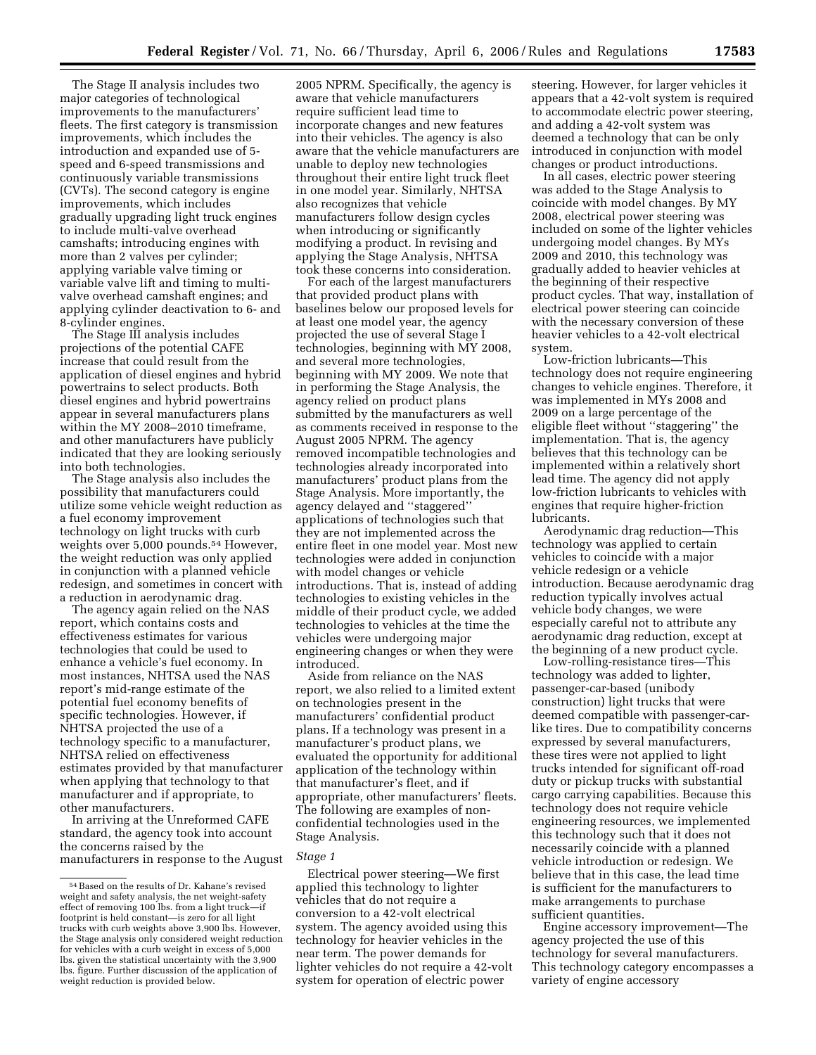The Stage II analysis includes two major categories of technological improvements to the manufacturers' fleets. The first category is transmission improvements, which includes the introduction and expanded use of 5-speed and 6-speed transmissions and continuously variable transmissions (CVTs). The second category is engine improvements, which includes gradually upgrading light truck engines to include multi-valve overhead camshafts; introducing engines with more than 2 valves per cylinder; applying variable valve timing or variable valve lift and timing to multi-valve overhead camshaft engines; and applying cylinder deactivation to 6- and 8-cylinder engines.

The Stage III analysis includes projections of the potential CAFE increase that could result from the application of diesel engines and hybrid powertrains to select products. Both diesel engines and hybrid powertrains appear in several manufacturers plans within the MY 2008–2010 timeframe, and other manufacturers have publicly indicated that they are looking seriously into both technologies.

The Stage analysis also includes the possibility that manufacturers could utilize some vehicle weight reduction as a fuel economy improvement technology on light trucks with curb weights over 5,000 pounds.[54] However, the weight reduction was only applied in conjunction with a planned vehicle redesign, and sometimes in concert with a reduction in aerodynamic drag.

The agency again relied on the NAS report, which contains costs and effectiveness estimates for various technologies that could be used to enhance a vehicle's fuel economy. In most instances, NHTSA used the NAS report's mid-range estimate of the potential fuel economy benefits of specific technologies. However, if NHTSA projected the use of a technology specific to a manufacturer, NHTSA relied on effectiveness estimates provided by that manufacturer when applying that technology to that manufacturer and if appropriate, to other manufacturers.

In arriving at the Unreformed CAFE standard, the agency took into account the concerns raised by the manufacturers in response to the August 2005 NPRM. Specifically, the agency is aware that vehicle manufacturers require sufficient lead time to incorporate changes and new features into their vehicles. The agency is also aware that the vehicle manufacturers are unable to deploy new technologies throughout their entire light truck fleet in one model year. Similarly, NHTSA also recognizes that vehicle manufacturers follow design cycles when introducing or significantly modifying a product. In revising and applying the Stage Analysis, NHTSA took these concerns into consideration.

For each of the largest manufacturers that provided product plans with baselines below our proposed levels for at least one model year, the agency projected the use of several Stage I technologies, beginning with MY 2008, and several more technologies, beginning with MY 2009. We note that in performing the Stage Analysis, the agency relied on product plans submitted by the manufacturers as well as comments received in response to the August 2005 NPRM. The agency removed incompatible technologies and technologies already incorporated into manufacturers' product plans from the Stage Analysis. More importantly, the agency delayed and "staggered" applications of technologies such that they are not implemented across the entire fleet in one model year. Most new technologies were added in conjunction with model changes or vehicle introductions. That is, instead of adding technologies to existing vehicles in the middle of their product cycle, we added technologies to vehicles at the time the vehicles were undergoing major engineering changes or when they were introduced.

Aside from reliance on the NAS report, we also relied to a limited extent on technologies present in the manufacturers' confidential product plans. If a technology was present in a manufacturer's product plans, we evaluated the opportunity for additional application of the technology within that manufacturer's fleet, and if appropriate, other manufacturers' fleets. The following are examples of non-confidential technologies used in the Stage Analysis.

*Stage 1*

Electrical power steering—We first applied this technology to lighter vehicles that do not require a conversion to a 42-volt electrical system. The agency avoided using this technology for heavier vehicles in the near term. The power demands for lighter vehicles do not require a 42-volt system for operation of electric power steering. However, for larger vehicles it appears that a 42-volt system is required to accommodate electric power steering, and adding a 42-volt system was deemed a technology that can be only introduced in conjunction with model changes or product introductions.

In all cases, electric power steering was added to the Stage Analysis to coincide with model changes. By MY 2008, electrical power steering was included on some of the lighter vehicles undergoing model changes. By MYs 2009 and 2010, this technology was gradually added to heavier vehicles at the beginning of their respective product cycles. That way, installation of electrical power steering can coincide with the necessary conversion of these heavier vehicles to a 42-volt electrical system.

Low-friction lubricants—This technology does not require engineering changes to vehicle engines. Therefore, it was implemented in MYs 2008 and 2009 on a large percentage of the eligible fleet without "staggering" the implementation. That is, the agency believes that this technology can be implemented within a relatively short lead time. The agency did not apply low-friction lubricants to vehicles with engines that require higher-friction lubricants.

Aerodynamic drag reduction—This technology was applied to certain vehicles to coincide with a major vehicle redesign or a vehicle introduction. Because aerodynamic drag reduction typically involves actual vehicle body changes, we were especially careful not to attribute any aerodynamic drag reduction, except at the beginning of a new product cycle.

Low-rolling-resistance tires—This technology was added to lighter, passenger-car-based (unibody construction) light trucks that were deemed compatible with passenger-car-like tires. Due to compatibility concerns expressed by several manufacturers, these tires were not applied to light trucks intended for significant off-road duty or pickup trucks with substantial cargo carrying capabilities. Because this technology does not require vehicle engineering resources, we implemented this technology such that it does not necessarily coincide with a planned vehicle introduction or redesign. We believe that in this case, the lead time is sufficient for the manufacturers to make arrangements to purchase sufficient quantities.

Engine accessory improvement—The agency projected the use of this technology for several manufacturers. This technology category encompasses a variety of engine accessory

---

[54] Based on the results of Dr. Kahane's revised weight and safety analysis, the net weight-safety effect of removing 100 lbs. from a light truck—if footprint is held constant—is zero for all light trucks with curb weights above 3,900 lbs. However, the Stage analysis only considered weight reduction for vehicles with a curb weight in excess of 5,000 lbs. given the statistical uncertainty with the 3,900 lbs. figure. Further discussion of the application of weight reduction is provided below.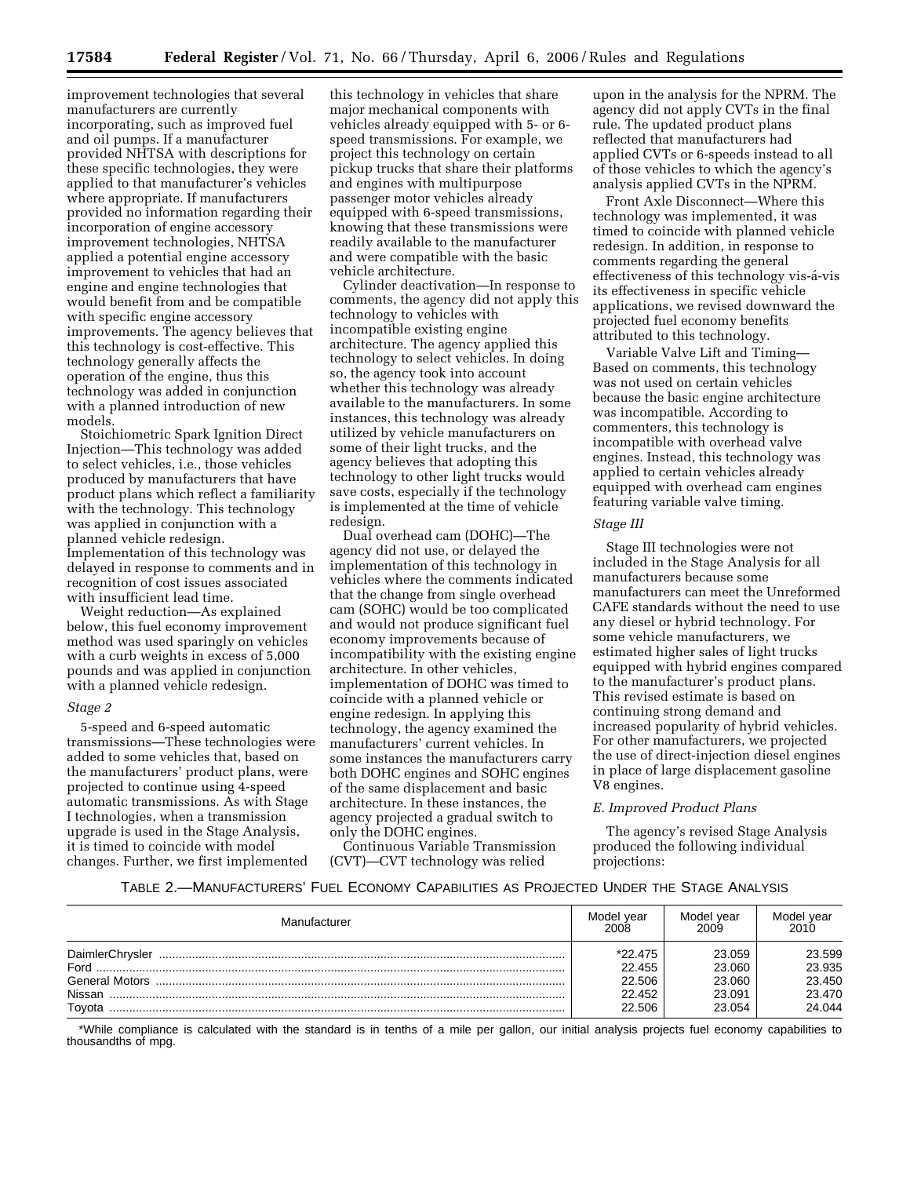improvement technologies that several manufacturers are currently incorporating, such as improved fuel and oil pumps. If a manufacturer provided NHTSA with descriptions for these specific technologies, they were applied to that manufacturer's vehicles where appropriate. If manufacturers provided no information regarding their incorporation of engine accessory improvement technologies, NHTSA applied a potential engine accessory improvement to vehicles that had an engine and engine technologies that would benefit from and be compatible with specific engine accessory improvements. The agency believes that this technology is cost-effective. This technology generally affects the operation of the engine, thus this technology was added in conjunction with a planned introduction of new models.

Stoichiometric Spark Ignition Direct Injection—This technology was added to select vehicles, i.e., those vehicles produced by manufacturers that have product plans which reflect a familiarity with the technology. This technology was applied in conjunction with a planned vehicle redesign. Implementation of this technology was delayed in response to comments and in recognition of cost issues associated with insufficient lead time.

Weight reduction—As explained below, this fuel economy improvement method was used sparingly on vehicles with a curb weights in excess of 5,000 pounds and was applied in conjunction with a planned vehicle redesign.

*Stage 2*

5-speed and 6-speed automatic transmissions—These technologies were added to some vehicles that, based on the manufacturers' product plans, were projected to continue using 4-speed automatic transmissions. As with Stage I technologies, when a transmission upgrade is used in the Stage Analysis, it is timed to coincide with model changes. Further, we first implemented this technology in vehicles that share major mechanical components with vehicles already equipped with 5- or 6-speed transmissions. For example, we project this technology on certain pickup trucks that share their platforms and engines with multipurpose passenger motor vehicles already equipped with 6-speed transmissions, knowing that these transmissions were readily available to the manufacturer and were compatible with the basic vehicle architecture.

Cylinder deactivation—In response to comments, the agency did not apply this technology to vehicles with incompatible existing engine architecture. The agency applied this technology to select vehicles. In doing so, the agency took into account whether this technology was already available to the manufacturers. In some instances, this technology was already utilized by vehicle manufacturers on some of their light trucks, and the agency believes that adopting this technology to other light trucks would save costs, especially if the technology is implemented at the time of vehicle redesign.

Dual overhead cam (DOHC)—The agency did not use, or delayed the implementation of this technology in vehicles where the comments indicated that the change from single overhead cam (SOHC) would be too complicated and would not produce significant fuel economy improvements because of incompatibility with the existing engine architecture. In other vehicles, implementation of DOHC was timed to coincide with a planned vehicle or engine redesign. In applying this technology, the agency examined the manufacturers' current vehicles. In some instances the manufacturers carry both DOHC engines and SOHC engines of the same displacement and basic architecture. In these instances, the agency projected a gradual switch to only the DOHC engines.

Continuous Variable Transmission (CVT)—CVT technology was relied upon in the analysis for the NPRM. The agency did not apply CVTs in the final rule. The updated product plans reflected that manufacturers had applied CVTs or 6-speeds instead to all of those vehicles to which the agency's analysis applied CVTs in the NPRM.

Front Axle Disconnect—Where this technology was implemented, it was timed to coincide with planned vehicle redesign. In addition, in response to comments regarding the general effectiveness of this technology vis-á-vis its effectiveness in specific vehicle applications, we revised downward the projected fuel economy benefits attributed to this technology.

Variable Valve Lift and Timing—Based on comments, this technology was not used on certain vehicles because the basic engine architecture was incompatible. According to commenters, this technology is incompatible with overhead valve engines. Instead, this technology was applied to certain vehicles already equipped with overhead cam engines featuring variable valve timing.

*Stage III*

Stage III technologies were not included in the Stage Analysis for all manufacturers because some manufacturers can meet the Unreformed CAFE standards without the need to use any diesel or hybrid technology. For some vehicle manufacturers, we estimated higher sales of light trucks equipped with hybrid engines compared to the manufacturer's product plans. This revised estimate is based on continuing strong demand and increased popularity of hybrid vehicles. For other manufacturers, we projected the use of direct-injection diesel engines in place of large displacement gasoline V8 engines.

*E. Improved Product Plans*

The agency's revised Stage Analysis produced the following individual projections:

TABLE 2.—MANUFACTURERS' FUEL ECONOMY CAPABILITIES AS PROJECTED UNDER THE STAGE ANALYSIS

| Manufacturer | Model year 2008 | Model year 2009 | Model year 2010 |
|---|---|---|---|
| DaimlerChrysler | *22.475 | 23.059 | 23.599 |
| Ford | 22.455 | 23.060 | 23.935 |
| General Motors | 22.506 | 23.060 | 23.450 |
| Nissan | 22.452 | 23.091 | 23.470 |
| Toyota | 22.506 | 23.054 | 24.044 |

*While compliance is calculated with the standard is in tenths of a mile per gallon, our initial analysis projects fuel economy capabilities to thousandths of mpg.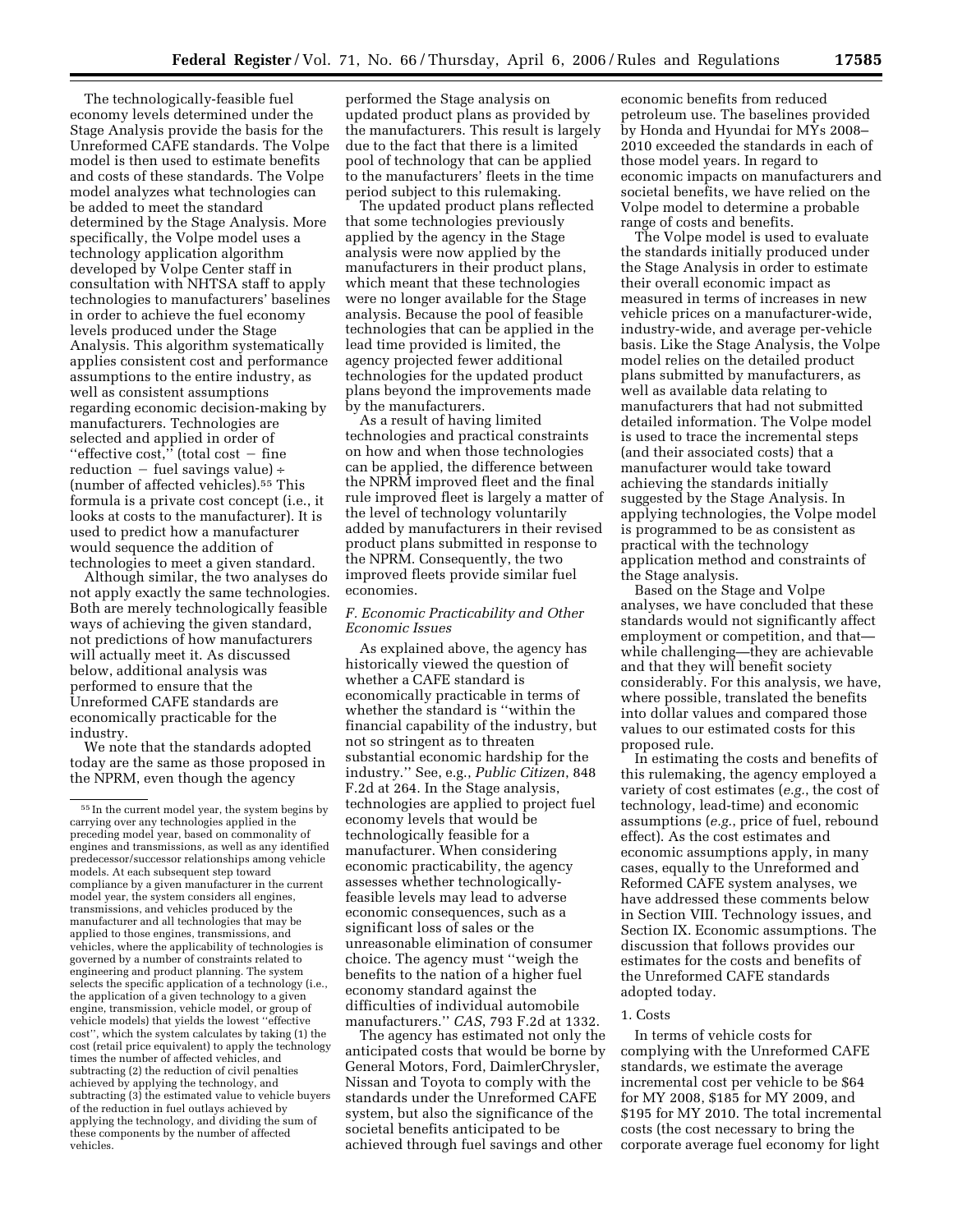The technologically-feasible fuel economy levels determined under the Stage Analysis provide the basis for the Unreformed CAFE standards. The Volpe model is then used to estimate benefits and costs of these standards. The Volpe model analyzes what technologies can be added to meet the standard determined by the Stage Analysis. More specifically, the Volpe model uses a technology application algorithm developed by Volpe Center staff in consultation with NHTSA staff to apply technologies to manufacturers' baselines in order to achieve the fuel economy levels produced under the Stage Analysis. This algorithm systematically applies consistent cost and performance assumptions to the entire industry, as well as consistent assumptions regarding economic decision-making by manufacturers. Technologies are selected and applied in order of "effective cost," (total cost − fine reduction − fuel savings value) ÷ (number of affected vehicles).[55] This formula is a private cost concept (i.e., it looks at costs to the manufacturer). It is used to predict how a manufacturer would sequence the addition of technologies to meet a given standard.

Although similar, the two analyses do not apply exactly the same technologies. Both are merely technologically feasible ways of achieving the given standard, not predictions of how manufacturers will actually meet it. As discussed below, additional analysis was performed to ensure that the Unreformed CAFE standards are economically practicable for the industry.

We note that the standards adopted today are the same as those proposed in the NPRM, even though the agency performed the Stage analysis on updated product plans as provided by the manufacturers. This result is largely due to the fact that there is a limited pool of technology that can be applied to the manufacturers' fleets in the time period subject to this rulemaking.

The updated product plans reflected that some technologies previously applied by the agency in the Stage analysis were now applied by the manufacturers in their product plans, which meant that these technologies were no longer available for the Stage analysis. Because the pool of feasible technologies that can be applied in the lead time provided is limited, the agency projected fewer additional technologies for the updated product plans beyond the improvements made by the manufacturers.

As a result of having limited technologies and practical constraints on how and when those technologies can be applied, the difference between the NPRM improved fleet and the final rule improved fleet is largely a matter of the level of technology voluntarily added by manufacturers in their revised product plans submitted in response to the NPRM. Consequently, the two improved fleets provide similar fuel economies.

### *F. Economic Practicability and Other Economic Issues*

As explained above, the agency has historically viewed the question of whether a CAFE standard is economically practicable in terms of whether the standard is "within the financial capability of the industry, but not so stringent as to threaten substantial economic hardship for the industry." See, e.g., *Public Citizen*, 848 F.2d at 264. In the Stage analysis, technologies are applied to project fuel economy levels that would be technologically feasible for a manufacturer. When considering economic practicability, the agency assesses whether technologically-feasible levels may lead to adverse economic consequences, such as a significant loss of sales or the unreasonable elimination of consumer choice. The agency must "weigh the benefits to the nation of a higher fuel economy standard against the difficulties of individual automobile manufacturers." *CAS*, 793 F.2d at 1332.

The agency has estimated not only the anticipated costs that would be borne by General Motors, Ford, DaimlerChrysler, Nissan and Toyota to comply with the standards under the Unreformed CAFE system, but also the significance of the societal benefits anticipated to be achieved through fuel savings and other economic benefits from reduced petroleum use. The baselines provided by Honda and Hyundai for MYs 2008–2010 exceeded the standards in each of those model years. In regard to economic impacts on manufacturers and societal benefits, we have relied on the Volpe model to determine a probable range of costs and benefits.

The Volpe model is used to evaluate the standards initially produced under the Stage Analysis in order to estimate their overall economic impact as measured in terms of increases in new vehicle prices on a manufacturer-wide, industry-wide, and average per-vehicle basis. Like the Stage Analysis, the Volpe model relies on the detailed product plans submitted by manufacturers, as well as available data relating to manufacturers that had not submitted detailed information. The Volpe model is used to trace the incremental steps (and their associated costs) that a manufacturer would take toward achieving the standards initially suggested by the Stage Analysis. In applying technologies, the Volpe model is programmed to be as consistent as practical with the technology application method and constraints of the Stage analysis.

Based on the Stage and Volpe analyses, we have concluded that these standards would not significantly affect employment or competition, and that—while challenging—they are achievable and that they will benefit society considerably. For this analysis, we have, where possible, translated the benefits into dollar values and compared those values to our estimated costs for this proposed rule.

In estimating the costs and benefits of this rulemaking, the agency employed a variety of cost estimates (*e.g.*, the cost of technology, lead-time) and economic assumptions (*e.g.*, price of fuel, rebound effect). As the cost estimates and economic assumptions apply, in many cases, equally to the Unreformed and Reformed CAFE system analyses, we have addressed these comments below in Section VIII. Technology issues, and Section IX. Economic assumptions. The discussion that follows provides our estimates for the costs and benefits of the Unreformed CAFE standards adopted today.

#### 1. Costs

In terms of vehicle costs for complying with the Unreformed CAFE standards, we estimate the average incremental cost per vehicle to be $64 for MY 2008, $185 for MY 2009, and $195 for MY 2010. The total incremental costs (the cost necessary to bring the corporate average fuel economy for light

---

[55] In the current model year, the system begins by carrying over any technologies applied in the preceding model year, based on commonality of engines and transmissions, as well as any identified predecessor/successor relationships among vehicle models. At each subsequent step toward compliance by a given manufacturer in the current model year, the system considers all engines, transmissions, and vehicles produced by the manufacturer and all technologies that may be applied to those engines, transmissions, and vehicles, where the applicability of technologies is governed by a number of constraints related to engineering and product planning. The system selects the specific application of a technology (i.e., the application of a given technology to a given engine, transmission, vehicle model, or group of vehicle models) that yields the lowest "effective cost", which the system calculates by taking (1) the cost (retail price equivalent) to apply the technology times the number of affected vehicles, and subtracting (2) the reduction of civil penalties achieved by applying the technology, and subtracting (3) the estimated value to vehicle buyers of the reduction in fuel outlays achieved by applying the technology, and dividing the sum of these components by the number of affected vehicles.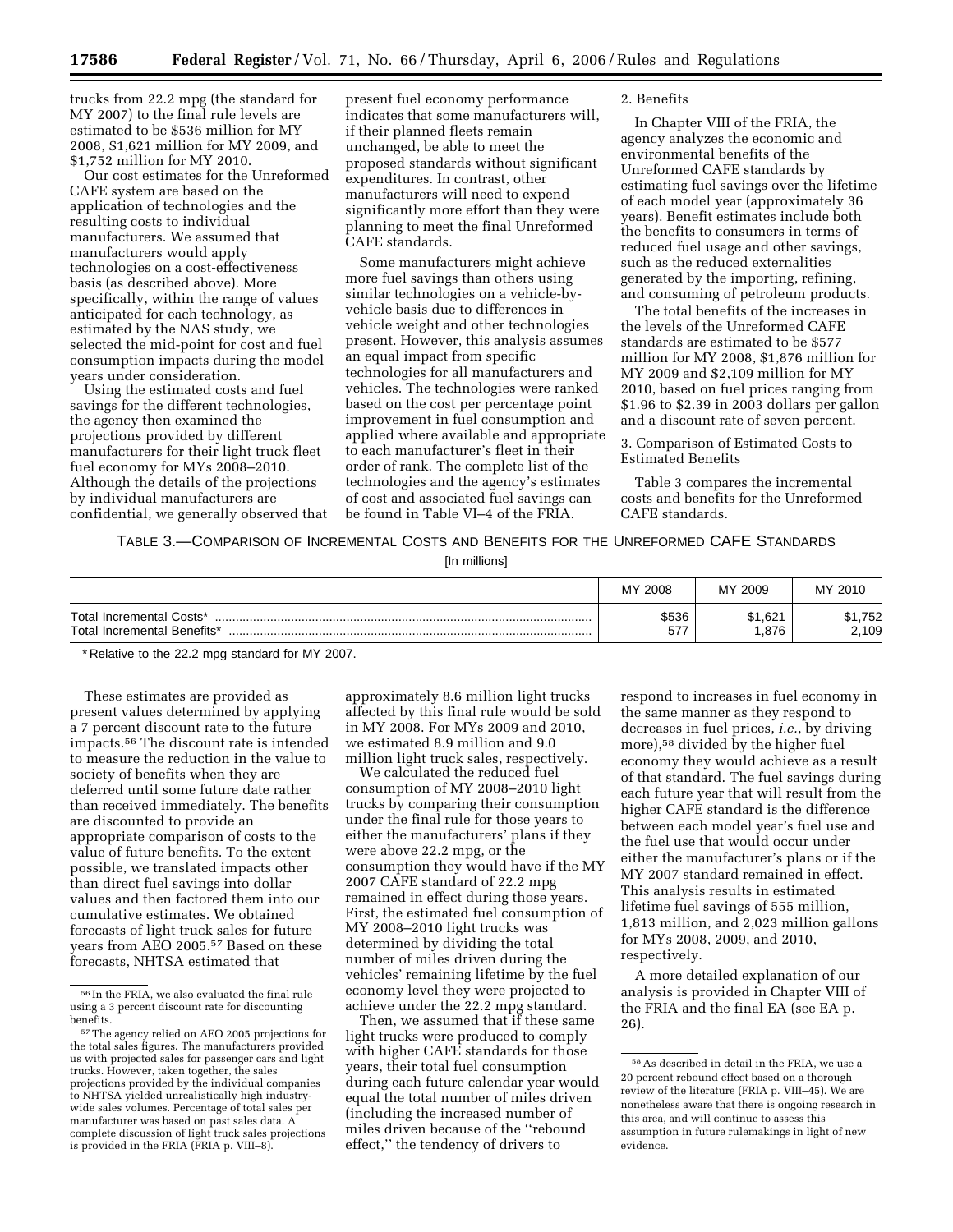trucks from 22.2 mpg (the standard for MY 2007) to the final rule levels are estimated to be $536 million for MY 2008, $1,621 million for MY 2009, and $1,752 million for MY 2010.

Our cost estimates for the Unreformed CAFE system are based on the application of technologies and the resulting costs to individual manufacturers. We assumed that manufacturers would apply technologies on a cost-effectiveness basis (as described above). More specifically, within the range of values anticipated for each technology, as estimated by the NAS study, we selected the mid-point for cost and fuel consumption impacts during the model years under consideration.

Using the estimated costs and fuel savings for the different technologies, the agency then examined the projections provided by different manufacturers for their light truck fleet fuel economy for MYs 2008–2010. Although the details of the projections by individual manufacturers are confidential, we generally observed that present fuel economy performance indicates that some manufacturers will, if their planned fleets remain unchanged, be able to meet the proposed standards without significant expenditures. In contrast, other manufacturers will need to expend significantly more effort than they were planning to meet the final Unreformed CAFE standards.

Some manufacturers might achieve more fuel savings than others using similar technologies on a vehicle-by-vehicle basis due to differences in vehicle weight and other technologies present. However, this analysis assumes an equal impact from specific technologies for all manufacturers and vehicles. The technologies were ranked based on the cost per percentage point improvement in fuel consumption and applied where available and appropriate to each manufacturer's fleet in their order of rank. The complete list of the technologies and the agency's estimates of cost and associated fuel savings can be found in Table VI–4 of the FRIA.

2. Benefits

In Chapter VIII of the FRIA, the agency analyzes the economic and environmental benefits of the Unreformed CAFE standards by estimating fuel savings over the lifetime of each model year (approximately 36 years). Benefit estimates include both the benefits to consumers in terms of reduced fuel usage and other savings, such as the reduced externalities generated by the importing, refining, and consuming of petroleum products.

The total benefits of the increases in the levels of the Unreformed CAFE standards are estimated to be $577 million for MY 2008, $1,876 million for MY 2009 and $2,109 million for MY 2010, based on fuel prices ranging from $1.96 to $2.39 in 2003 dollars per gallon and a discount rate of seven percent.

3. Comparison of Estimated Costs to Estimated Benefits

Table 3 compares the incremental costs and benefits for the Unreformed CAFE standards.

TABLE 3.—COMPARISON OF INCREMENTAL COSTS AND BENEFITS FOR THE UNREFORMED CAFE STANDARDS

[In millions]

| | MY 2008 | MY 2009 | MY 2010 |
|---|---|---|---|
| Total Incremental Costs* | $536 | $1,621 | $1,752 |
| Total Incremental Benefits* | 577 | 1,876 | 2,109 |

* Relative to the 22.2 mpg standard for MY 2007.

These estimates are provided as present values determined by applying a 7 percent discount rate to the future impacts.[56] The discount rate is intended to measure the reduction in the value to society of benefits when they are deferred until some future date rather than received immediately. The benefits are discounted to provide an appropriate comparison of costs to the value of future benefits. To the extent possible, we translated impacts other than direct fuel savings into dollar values and then factored them into our cumulative estimates. We obtained forecasts of light truck sales for future years from AEO 2005.[57] Based on these forecasts, NHTSA estimated that approximately 8.6 million light trucks affected by this final rule would be sold in MY 2008. For MYs 2009 and 2010, we estimated 8.9 million and 9.0 million light truck sales, respectively.

We calculated the reduced fuel consumption of MY 2008–2010 light trucks by comparing their consumption under the final rule for those years to either the manufacturers' plans if they were above 22.2 mpg, or the consumption they would have if the MY 2007 CAFE standard of 22.2 mpg remained in effect during those years. First, the estimated fuel consumption of MY 2008–2010 light trucks was determined by dividing the total number of miles driven during the vehicles' remaining lifetime by the fuel economy level they were projected to achieve under the 22.2 mpg standard.

Then, we assumed that if these same light trucks were produced to comply with higher CAFE standards for those years, their total fuel consumption during each future calendar year would equal the total number of miles driven (including the increased number of miles driven because of the "rebound effect," the tendency of drivers to respond to increases in fuel economy in the same manner as they respond to decreases in fuel prices, *i.e.*, by driving more),[58] divided by the higher fuel economy they would achieve as a result of that standard. The fuel savings during each future year that will result from the higher CAFE standard is the difference between each model year's fuel use and the fuel use that would occur under either the manufacturer's plans or if the MY 2007 standard remained in effect. This analysis results in estimated lifetime fuel savings of 555 million, 1,813 million, and 2,023 million gallons for MYs 2008, 2009, and 2010, respectively.

A more detailed explanation of our analysis is provided in Chapter VIII of the FRIA and the final EA (see EA p. 26).

---

[56] In the FRIA, we also evaluated the final rule using a 3 percent discount rate for discounting benefits.

[57] The agency relied on AEO 2005 projections for the total sales figures. The manufacturers provided us with projected sales for passenger cars and light trucks. However, taken together, the sales projections provided by the individual companies to NHTSA yielded unrealistically high industry-wide sales volumes. Percentage of total sales per manufacturer was based on past sales data. A complete discussion of light truck sales projections is provided in the FRIA (FRIA p. VIII–8).

[58] As described in detail in the FRIA, we use a 20 percent rebound effect based on a thorough review of the literature (FRIA p. VIII–45). We are nonetheless aware that there is ongoing research in this area, and will continue to assess this assumption in future rulemakings in light of new evidence.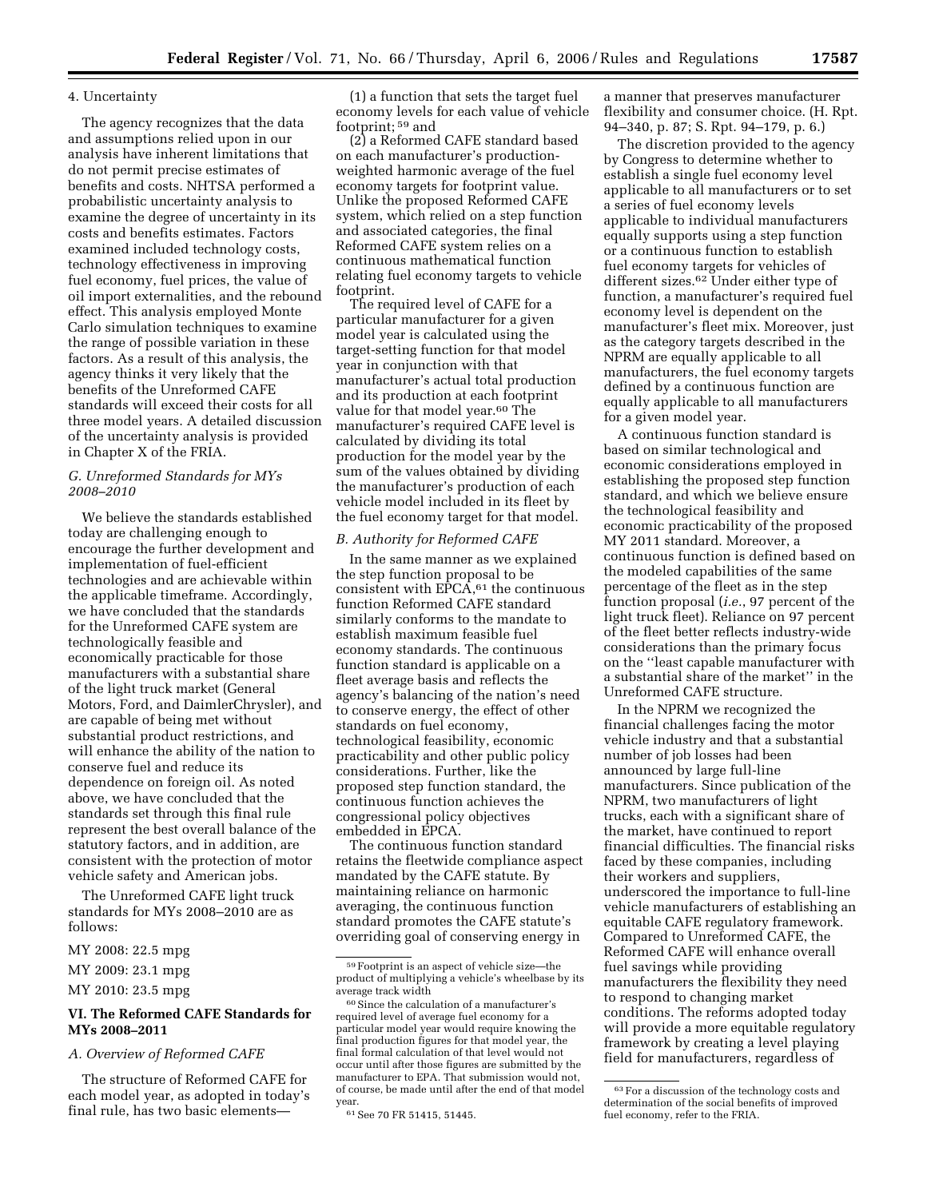#### 4. Uncertainty

The agency recognizes that the data and assumptions relied upon in our analysis have inherent limitations that do not permit precise estimates of benefits and costs. NHTSA performed a probabilistic uncertainty analysis to examine the degree of uncertainty in its costs and benefits estimates. Factors examined included technology costs, technology effectiveness in improving fuel economy, fuel prices, the value of oil import externalities, and the rebound effect. This analysis employed Monte Carlo simulation techniques to examine the range of possible variation in these factors. As a result of this analysis, the agency thinks it very likely that the benefits of the Unreformed CAFE standards will exceed their costs for all three model years. A detailed discussion of the uncertainty analysis is provided in Chapter X of the FRIA.

### *G. Unreformed Standards for MYs 2008–2010*

We believe the standards established today are challenging enough to encourage the further development and implementation of fuel-efficient technologies and are achievable within the applicable timeframe. Accordingly, we have concluded that the standards for the Unreformed CAFE system are technologically feasible and economically practicable for those manufacturers with a substantial share of the light truck market (General Motors, Ford, and DaimlerChrysler), and are capable of being met without substantial product restrictions, and will enhance the ability of the nation to conserve fuel and reduce its dependence on foreign oil. As noted above, we have concluded that the standards set through this final rule represent the best overall balance of the statutory factors, and in addition, are consistent with the protection of motor vehicle safety and American jobs.

The Unreformed CAFE light truck standards for MYs 2008–2010 are as follows:

MY 2008: 22.5 mpg

MY 2009: 23.1 mpg

MY 2010: 23.5 mpg

## VI. The Reformed CAFE Standards for MYs 2008–2011

### *A. Overview of Reformed CAFE*

The structure of Reformed CAFE for each model year, as adopted in today's final rule, has two basic elements—

(1) a function that sets the target fuel economy levels for each value of vehicle footprint; [59] and

(2) a Reformed CAFE standard based on each manufacturer's production-weighted harmonic average of the fuel economy targets for footprint value. Unlike the proposed Reformed CAFE system, which relied on a step function and associated categories, the final Reformed CAFE system relies on a continuous mathematical function relating fuel economy targets to vehicle footprint.

The required level of CAFE for a particular manufacturer for a given model year is calculated using the target-setting function for that model year in conjunction with that manufacturer's actual total production and its production at each footprint value for that model year.[60] The manufacturer's required CAFE level is calculated by dividing its total production for the model year by the sum of the values obtained by dividing the manufacturer's production of each vehicle model included in its fleet by the fuel economy target for that model.

### *B. Authority for Reformed CAFE*

In the same manner as we explained the step function proposal to be consistent with EPCA,[61] the continuous function Reformed CAFE standard similarly conforms to the mandate to establish maximum feasible fuel economy standards. The continuous function standard is applicable on a fleet average basis and reflects the agency's balancing of the nation's need to conserve energy, the effect of other standards on fuel economy, technological feasibility, economic practicability and other public policy considerations. Further, like the proposed step function standard, the continuous function achieves the congressional policy objectives embedded in EPCA.

The continuous function standard retains the fleetwide compliance aspect mandated by the CAFE statute. By maintaining reliance on harmonic averaging, the continuous function standard promotes the CAFE statute's overriding goal of conserving energy in a manner that preserves manufacturer flexibility and consumer choice. (H. Rpt. 94–340, p. 87; S. Rpt. 94–179, p. 6.)

The discretion provided to the agency by Congress to determine whether to establish a single fuel economy level applicable to all manufacturers or to set a series of fuel economy levels applicable to individual manufacturers equally supports using a step function or a continuous function to establish fuel economy targets for vehicles of different sizes.[62] Under either type of function, a manufacturer's required fuel economy level is dependent on the manufacturer's fleet mix. Moreover, just as the category targets described in the NPRM are equally applicable to all manufacturers, the fuel economy targets defined by a continuous function are equally applicable to all manufacturers for a given model year.

A continuous function standard is based on similar technological and economic considerations employed in establishing the proposed step function standard, and which we believe ensure the technological feasibility and economic practicability of the proposed MY 2011 standard. Moreover, a continuous function is defined based on the modeled capabilities of the same percentage of the fleet as in the step function proposal (*i.e.*, 97 percent of the light truck fleet). Reliance on 97 percent of the fleet better reflects industry-wide considerations than the primary focus on the "least capable manufacturer with a substantial share of the market" in the Unreformed CAFE structure.

In the NPRM we recognized the financial challenges facing the motor vehicle industry and that a substantial number of job losses had been announced by large full-line manufacturers. Since publication of the NPRM, two manufacturers of light trucks, each with a significant share of the market, have continued to report financial difficulties. The financial risks faced by these companies, including their workers and suppliers, underscored the importance to full-line vehicle manufacturers of establishing an equitable CAFE regulatory framework. Compared to Unreformed CAFE, the Reformed CAFE will enhance overall fuel savings while providing manufacturers the flexibility they need to respond to changing market conditions. The reforms adopted today will provide a more equitable regulatory framework by creating a level playing field for manufacturers, regardless of

---

[59] Footprint is an aspect of vehicle size—the product of multiplying a vehicle's wheelbase by its average track width

[60] Since the calculation of a manufacturer's required level of average fuel economy for a particular model year would require knowing the final production figures for that model year, the final formal calculation of that level would not occur until after those figures are submitted by the manufacturer to EPA. That submission would not, of course, be made until after the end of that model year.

[61] See 70 FR 51415, 51445.

[63] For a discussion of the technology costs and determination of the social benefits of improved fuel economy, refer to the FRIA.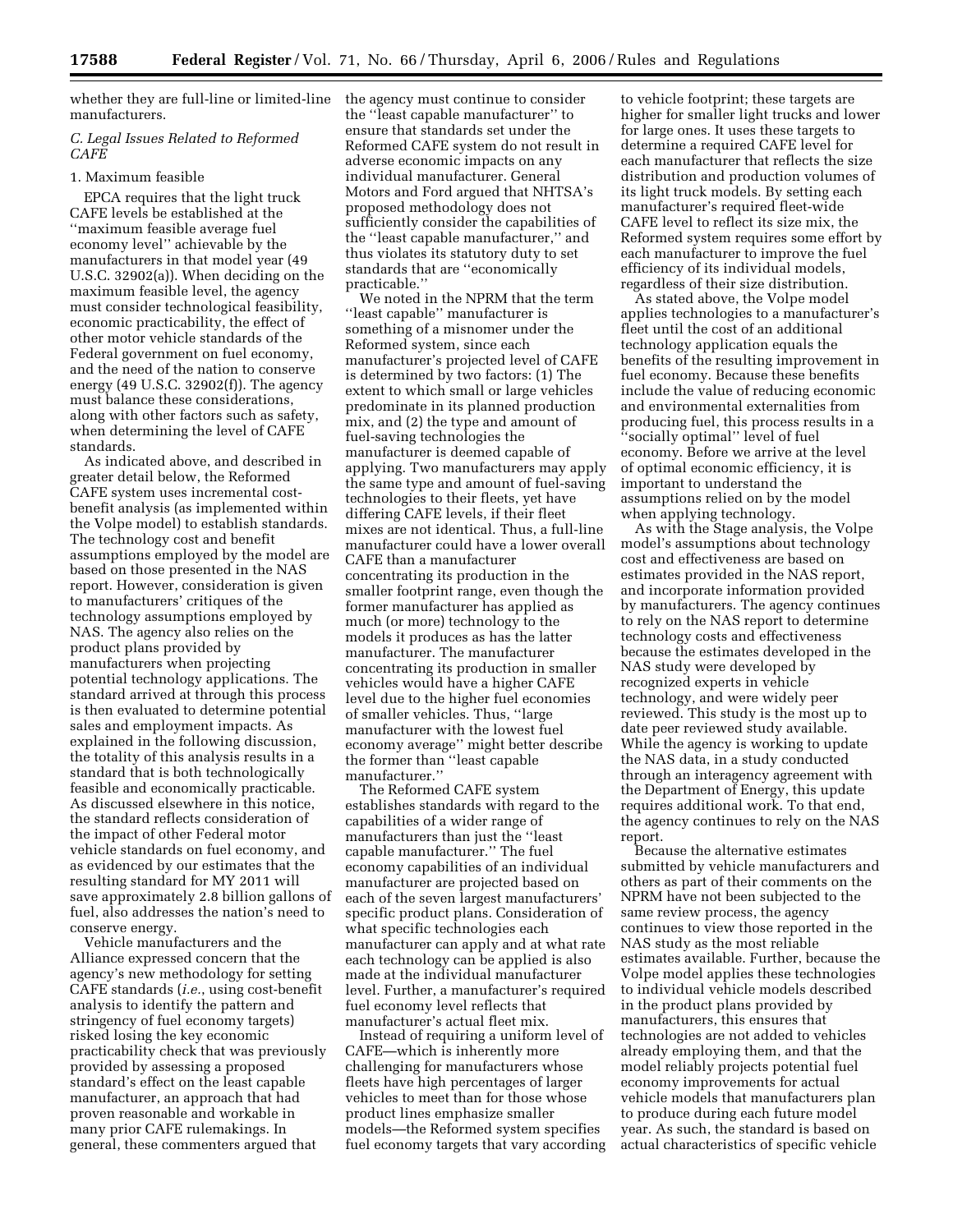whether they are full-line or limited-line manufacturers.

### C. Legal Issues Related to Reformed CAFE

#### 1. Maximum feasible

EPCA requires that the light truck CAFE levels be established at the ''maximum feasible average fuel economy level'' achievable by the manufacturers in that model year (49 U.S.C. 32902(a)). When deciding on the maximum feasible level, the agency must consider technological feasibility, economic practicability, the effect of other motor vehicle standards of the Federal government on fuel economy, and the need of the nation to conserve energy (49 U.S.C. 32902(f)). The agency must balance these considerations, along with other factors such as safety, when determining the level of CAFE standards.

As indicated above, and described in greater detail below, the Reformed CAFE system uses incremental cost-benefit analysis (as implemented within the Volpe model) to establish standards. The technology cost and benefit assumptions employed by the model are based on those presented in the NAS report. However, consideration is given to manufacturers' critiques of the technology assumptions employed by NAS. The agency also relies on the product plans provided by manufacturers when projecting potential technology applications. The standard arrived at through this process is then evaluated to determine potential sales and employment impacts. As explained in the following discussion, the totality of this analysis results in a standard that is both technologically feasible and economically practicable. As discussed elsewhere in this notice, the standard reflects consideration of the impact of other Federal motor vehicle standards on fuel economy, and as evidenced by our estimates that the resulting standard for MY 2011 will save approximately 2.8 billion gallons of fuel, also addresses the nation's need to conserve energy.

Vehicle manufacturers and the Alliance expressed concern that the agency's new methodology for setting CAFE standards (*i.e.*, using cost-benefit analysis to identify the pattern and stringency of fuel economy targets) risked losing the key economic practicability check that was previously provided by assessing a proposed standard's effect on the least capable manufacturer, an approach that had proven reasonable and workable in many prior CAFE rulemakings. In general, these commenters argued that the agency must continue to consider the ''least capable manufacturer'' to ensure that standards set under the Reformed CAFE system do not result in adverse economic impacts on any individual manufacturer. General Motors and Ford argued that NHTSA's proposed methodology does not sufficiently consider the capabilities of the ''least capable manufacturer,'' and thus violates its statutory duty to set standards that are ''economically practicable.''

We noted in the NPRM that the term ''least capable'' manufacturer is something of a misnomer under the Reformed system, since each manufacturer's projected level of CAFE is determined by two factors: (1) The extent to which small or large vehicles predominate in its planned production mix, and (2) the type and amount of fuel-saving technologies the manufacturer is deemed capable of applying. Two manufacturers may apply the same type and amount of fuel-saving technologies to their fleets, yet have differing CAFE levels, if their fleet mixes are not identical. Thus, a full-line manufacturer could have a lower overall CAFE than a manufacturer concentrating its production in the smaller footprint range, even though the former manufacturer has applied as much (or more) technology to the models it produces as has the latter manufacturer. The manufacturer concentrating its production in smaller vehicles would have a higher CAFE level due to the higher fuel economies of smaller vehicles. Thus, ''large manufacturer with the lowest fuel economy average'' might better describe the former than ''least capable manufacturer.''

The Reformed CAFE system establishes standards with regard to the capabilities of a wider range of manufacturers than just the ''least capable manufacturer.'' The fuel economy capabilities of an individual manufacturer are projected based on each of the seven largest manufacturers' specific product plans. Consideration of what specific technologies each manufacturer can apply and at what rate each technology can be applied is also made at the individual manufacturer level. Further, a manufacturer's required fuel economy level reflects that manufacturer's actual fleet mix.

Instead of requiring a uniform level of CAFE—which is inherently more challenging for manufacturers whose fleets have high percentages of larger vehicles to meet than for those whose product lines emphasize smaller models—the Reformed system specifies fuel economy targets that vary according to vehicle footprint; these targets are higher for smaller light trucks and lower for large ones. It uses these targets to determine a required CAFE level for each manufacturer that reflects the size distribution and production volumes of its light truck models. By setting each manufacturer's required fleet-wide CAFE level to reflect its size mix, the Reformed system requires some effort by each manufacturer to improve the fuel efficiency of its individual models, regardless of their size distribution.

As stated above, the Volpe model applies technologies to a manufacturer's fleet until the cost of an additional technology application equals the benefits of the resulting improvement in fuel economy. Because these benefits include the value of reducing economic and environmental externalities from producing fuel, this process results in a ''socially optimal'' level of fuel economy. Before we arrive at the level of optimal economic efficiency, it is important to understand the assumptions relied on by the model when applying technology.

As with the Stage analysis, the Volpe model's assumptions about technology cost and effectiveness are based on estimates provided in the NAS report, and incorporate information provided by manufacturers. The agency continues to rely on the NAS report to determine technology costs and effectiveness because the estimates developed in the NAS study were developed by recognized experts in vehicle technology, and were widely peer reviewed. This study is the most up to date peer reviewed study available. While the agency is working to update the NAS data, in a study conducted through an interagency agreement with the Department of Energy, this update requires additional work. To that end, the agency continues to rely on the NAS report.

Because the alternative estimates submitted by vehicle manufacturers and others as part of their comments on the NPRM have not been subjected to the same review process, the agency continues to view those reported in the NAS study as the most reliable estimates available. Further, because the Volpe model applies these technologies to individual vehicle models described in the product plans provided by manufacturers, this ensures that technologies are not added to vehicles already employing them, and that the model reliably projects potential fuel economy improvements for actual vehicle models that manufacturers plan to produce during each future model year. As such, the standard is based on actual characteristics of specific vehicle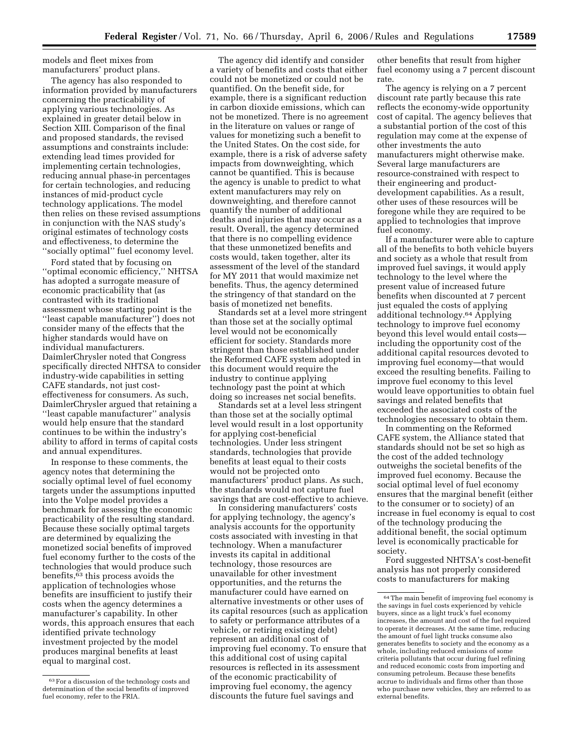models and fleet mixes from manufacturers' product plans.

The agency has also responded to information provided by manufacturers concerning the practicability of applying various technologies. As explained in greater detail below in Section XIII. Comparison of the final and proposed standards, the revised assumptions and constraints include: extending lead times provided for implementing certain technologies, reducing annual phase-in percentages for certain technologies, and reducing instances of mid-product cycle technology applications. The model then relies on these revised assumptions in conjunction with the NAS study's original estimates of technology costs and effectiveness, to determine the ''socially optimal'' fuel economy level.

Ford stated that by focusing on ''optimal economic efficiency,'' NHTSA has adopted a surrogate measure of economic practicability that (as contrasted with its traditional assessment whose starting point is the ''least capable manufacturer'') does not consider many of the effects that the higher standards would have on individual manufacturers. DaimlerChrysler noted that Congress specifically directed NHTSA to consider industry-wide capabilities in setting CAFE standards, not just cost-effectiveness for consumers. As such, DaimlerChrysler argued that retaining a ''least capable manufacturer'' analysis would help ensure that the standard continues to be within the industry's ability to afford in terms of capital costs and annual expenditures.

In response to these comments, the agency notes that determining the socially optimal level of fuel economy targets under the assumptions inputted into the Volpe model provides a benchmark for assessing the economic practicability of the resulting standard. Because these socially optimal targets are determined by equalizing the monetized social benefits of improved fuel economy further to the costs of the technologies that would produce such benefits,[63] this process avoids the application of technologies whose benefits are insufficient to justify their costs when the agency determines a manufacturer's capability. In other words, this approach ensures that each identified private technology investment projected by the model produces marginal benefits at least equal to marginal cost.

The agency did identify and consider a variety of benefits and costs that either could not be monetized or could not be quantified. On the benefit side, for example, there is a significant reduction in carbon dioxide emissions, which can not be monetized. There is no agreement in the literature on values or range of values for monetizing such a benefit to the United States. On the cost side, for example, there is a risk of adverse safety impacts from downweighting, which cannot be quantified. This is because the agency is unable to predict to what extent manufacturers may rely on downweighting, and therefore cannot quantify the number of additional deaths and injuries that may occur as a result. Overall, the agency determined that there is no compelling evidence that these unmonetized benefits and costs would, taken together, alter its assessment of the level of the standard for MY 2011 that would maximize net benefits. Thus, the agency determined the stringency of that standard on the basis of monetized net benefits.

Standards set at a level more stringent than those set at the socially optimal level would not be economically efficient for society. Standards more stringent than those established under the Reformed CAFE system adopted in this document would require the industry to continue applying technology past the point at which doing so increases net social benefits.

Standards set at a level less stringent than those set at the socially optimal level would result in a lost opportunity for applying cost-beneficial technologies. Under less stringent standards, technologies that provide benefits at least equal to their costs would not be projected onto manufacturers' product plans. As such, the standards would not capture fuel savings that are cost-effective to achieve.

In considering manufacturers' costs for applying technology, the agency's analysis accounts for the opportunity costs associated with investing in that technology. When a manufacturer invests its capital in additional technology, those resources are unavailable for other investment opportunities, and the returns the manufacturer could have earned on alternative investments or other uses of its capital resources (such as application to safety or performance attributes of a vehicle, or retiring existing debt) represent an additional cost of improving fuel economy. To ensure that this additional cost of using capital resources is reflected in its assessment of the economic practicability of improving fuel economy, the agency discounts the future fuel savings and other benefits that result from higher fuel economy using a 7 percent discount rate.

The agency is relying on a 7 percent discount rate partly because this rate reflects the economy-wide opportunity cost of capital. The agency believes that a substantial portion of the cost of this regulation may come at the expense of other investments the auto manufacturers might otherwise make. Several large manufacturers are resource-constrained with respect to their engineering and product-development capabilities. As a result, other uses of these resources will be foregone while they are required to be applied to technologies that improve fuel economy.

If a manufacturer were able to capture all of the benefits to both vehicle buyers and society as a whole that result from improved fuel savings, it would apply technology to the level where the present value of increased future benefits when discounted at 7 percent just equaled the costs of applying additional technology.[64] Applying technology to improve fuel economy beyond this level would entail costs—including the opportunity cost of the additional capital resources devoted to improving fuel economy—that would exceed the resulting benefits. Failing to improve fuel economy to this level would leave opportunities to obtain fuel savings and related benefits that exceeded the associated costs of the technologies necessary to obtain them.

In commenting on the Reformed CAFE system, the Alliance stated that standards should not be set so high as the cost of the added technology outweighs the societal benefits of the improved fuel economy. Because the social optimal level of fuel economy ensures that the marginal benefit (either to the consumer or to society) of an increase in fuel economy is equal to cost of the technology producing the additional benefit, the social optimum level is economically practicable for society.

Ford suggested NHTSA's cost-benefit analysis has not properly considered costs to manufacturers for making

---

[63] For a discussion of the technology costs and determination of the social benefits of improved fuel economy, refer to the FRIA.

[64] The main benefit of improving fuel economy is the savings in fuel costs experienced by vehicle buyers, since as a light truck's fuel economy increases, the amount and cost of the fuel required to operate it decreases. At the same time, reducing the amount of fuel light trucks consume also generates benefits to society and the economy as a whole, including reduced emissions of some criteria pollutants that occur during fuel refining and reduced economic costs from importing and consuming petroleum. Because these benefits accrue to individuals and firms other than those who purchase new vehicles, they are referred to as external benefits.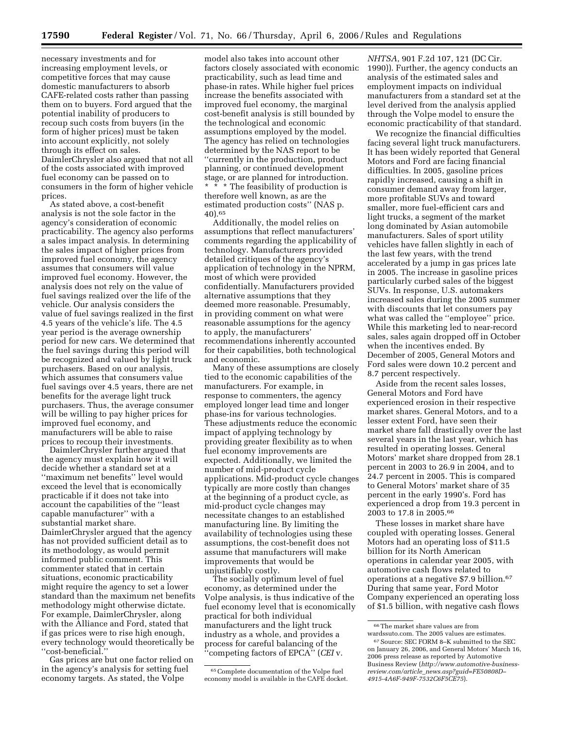necessary investments and for increasing employment levels, or competitive forces that may cause domestic manufacturers to absorb CAFE-related costs rather than passing them on to buyers. Ford argued that the potential inability of producers to recoup such costs from buyers (in the form of higher prices) must be taken into account explicitly, not solely through its effect on sales. DaimlerChrysler also argued that not all of the costs associated with improved fuel economy can be passed on to consumers in the form of higher vehicle prices.

As stated above, a cost-benefit analysis is not the sole factor in the agency's consideration of economic practicability. The agency also performs a sales impact analysis. In determining the sales impact of higher prices from improved fuel economy, the agency assumes that consumers will value improved fuel economy. However, the analysis does not rely on the value of fuel savings realized over the life of the vehicle. Our analysis considers the value of fuel savings realized in the first 4.5 years of the vehicle's life. The 4.5 year period is the average ownership period for new cars. We determined that the fuel savings during this period will be recognized and valued by light truck purchasers. Based on our analysis, which assumes that consumers value fuel savings over 4.5 years, there are net benefits for the average light truck purchasers. Thus, the average consumer will be willing to pay higher prices for improved fuel economy, and manufacturers will be able to raise prices to recoup their investments.

DaimlerChrysler further argued that the agency must explain how it will decide whether a standard set at a ''maximum net benefits'' level would exceed the level that is economically practicable if it does not take into account the capabilities of the ''least capable manufacturer'' with a substantial market share. DaimlerChrysler argued that the agency has not provided sufficient detail as to its methodology, as would permit informed public comment. This commenter stated that in certain situations, economic practicability might require the agency to set a lower standard than the maximum net benefits methodology might otherwise dictate. For example, DaimlerChrysler, along with the Alliance and Ford, stated that if gas prices were to rise high enough, every technology would theoretically be ''cost-beneficial.''

Gas prices are but one factor relied on in the agency's analysis for setting fuel economy targets. As stated, the Volpe model also takes into account other factors closely associated with economic practicability, such as lead time and phase-in rates. While higher fuel prices increase the benefits associated with improved fuel economy, the marginal cost-benefit analysis is still bounded by the technological and economic assumptions employed by the model. The agency has relied on technologies determined by the NAS report to be ''currently in the production, product planning, or continued development stage, or are planned for introduction. * * * The feasibility of production is therefore well known, as are the estimated production costs'' (NAS p. 40).[65]

Additionally, the model relies on assumptions that reflect manufacturers' comments regarding the applicability of technology. Manufacturers provided detailed critiques of the agency's application of technology in the NPRM, most of which were provided confidentially. Manufacturers provided alternative assumptions that they deemed more reasonable. Presumably, in providing comment on what were reasonable assumptions for the agency to apply, the manufacturers' recommendations inherently accounted for their capabilities, both technological and economic.

Many of these assumptions are closely tied to the economic capabilities of the manufacturers. For example, in response to commenters, the agency employed longer lead time and longer phase-ins for various technologies. These adjustments reduce the economic impact of applying technology by providing greater flexibility as to when fuel economy improvements are expected. Additionally, we limited the number of mid-product cycle applications. Mid-product cycle changes typically are more costly than changes at the beginning of a product cycle, as mid-product cycle changes may necessitate changes to an established manufacturing line. By limiting the availability of technologies using these assumptions, the cost-benefit does not assume that manufacturers will make improvements that would be unjustifiably costly.

The socially optimum level of fuel economy, as determined under the Volpe analysis, is thus indicative of the fuel economy level that is economically practical for both individual manufacturers and the light truck industry as a whole, and provides a process for careful balancing of the ''competing factors of EPCA'' (*CEI* v. *NHTSA*, 901 F.2d 107, 121 (DC Cir. 1990)). Further, the agency conducts an analysis of the estimated sales and employment impacts on individual manufacturers from a standard set at the level derived from the analysis applied through the Volpe model to ensure the economic practicability of that standard.

We recognize the financial difficulties facing several light truck manufacturers. It has been widely reported that General Motors and Ford are facing financial difficulties. In 2005, gasoline prices rapidly increased, causing a shift in consumer demand away from larger, more profitable SUVs and toward smaller, more fuel-efficient cars and light trucks, a segment of the market long dominated by Asian automobile manufacturers. Sales of sport utility vehicles have fallen slightly in each of the last few years, with the trend accelerated by a jump in gas prices late in 2005. The increase in gasoline prices particularly curbed sales of the biggest SUVs. In response, U.S. automakers increased sales during the 2005 summer with discounts that let consumers pay what was called the ''employee'' price. While this marketing led to near-record sales, sales again dropped off in October when the incentives ended. By December of 2005, General Motors and Ford sales were down 10.2 percent and 8.7 percent respectively.

Aside from the recent sales losses, General Motors and Ford have experienced erosion in their respective market shares. General Motors, and to a lesser extent Ford, have seen their market share fall drastically over the last several years in the last year, which has resulted in operating losses. General Motors' market share dropped from 28.1 percent in 2003 to 26.9 in 2004, and to 24.7 percent in 2005. This is compared to General Motors' market share of 35 percent in the early 1990's. Ford has experienced a drop from 19.3 percent in 2003 to 17.8 in 2005.[66]

These losses in market share have coupled with operating losses. General Motors had an operating loss of $11.5 billion for its North American operations in calendar year 2005, with automotive cash flows related to operations at a negative $7.9 billion.[67] During that same year, Ford Motor Company experienced an operating loss of $1.5 billion, with negative cash flows

---

[65] Complete documentation of the Volpe fuel economy model is available in the CAFE docket.

[66] The market share values are from wardssuto.com. The 2005 values are estimates.

[67] Source: SEC FORM 8–K submitted to the SEC on January 26, 2006, and General Motors' March 16, 2006 press release as reported by Automotive Business Review (*http://www.automotive-business-review.com/article_news.asp?guid=FE50808D–4915-4A6F-949F-7532C6F5CE75*).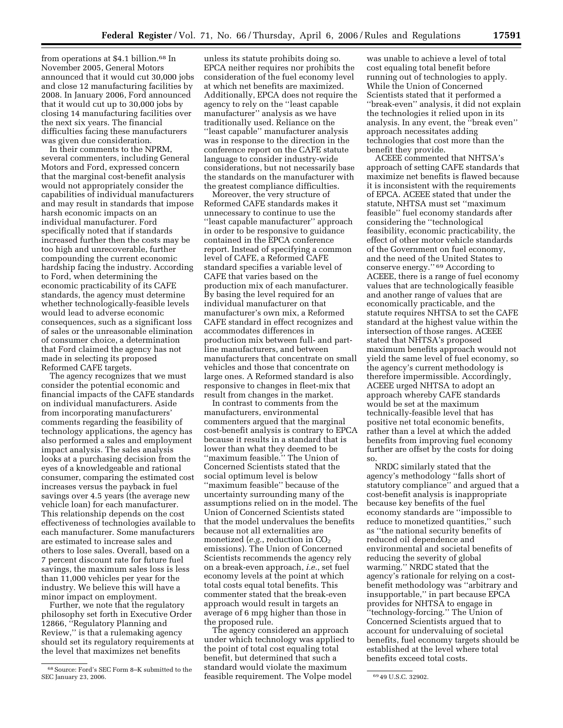from operations at $4.1 billion.[68] In November 2005, General Motors announced that it would cut 30,000 jobs and close 12 manufacturing facilities by 2008. In January 2006, Ford announced that it would cut up to 30,000 jobs by closing 14 manufacturing facilities over the next six years. The financial difficulties facing these manufacturers was given due consideration.

In their comments to the NPRM, several commenters, including General Motors and Ford, expressed concern that the marginal cost-benefit analysis would not appropriately consider the capabilities of individual manufacturers and may result in standards that impose harsh economic impacts on an individual manufacturer. Ford specifically noted that if standards increased further then the costs may be too high and unrecoverable, further compounding the current economic hardship facing the industry. According to Ford, when determining the economic practicability of its CAFE standards, the agency must determine whether technologically-feasible levels would lead to adverse economic consequences, such as a significant loss of sales or the unreasonable elimination of consumer choice, a determination that Ford claimed the agency has not made in selecting its proposed Reformed CAFE targets.

The agency recognizes that we must consider the potential economic and financial impacts of the CAFE standards on individual manufacturers. Aside from incorporating manufacturers' comments regarding the feasibility of technology applications, the agency has also performed a sales and employment impact analysis. The sales analysis looks at a purchasing decision from the eyes of a knowledgeable and rational consumer, comparing the estimated cost increases versus the payback in fuel savings over 4.5 years (the average new vehicle loan) for each manufacturer. This relationship depends on the cost effectiveness of technologies available to each manufacturer. Some manufacturers are estimated to increase sales and others to lose sales. Overall, based on a 7 percent discount rate for future fuel savings, the maximum sales loss is less than 11,000 vehicles per year for the industry. We believe this will have a minor impact on employment.

Further, we note that the regulatory philosophy set forth in Executive Order 12866, "Regulatory Planning and Review," is that a rulemaking agency should set its regulatory requirements at the level that maximizes net benefits unless its statute prohibits doing so. EPCA neither requires nor prohibits the consideration of the fuel economy level at which net benefits are maximized. Additionally, EPCA does not require the agency to rely on the "least capable manufacturer" analysis as we have traditionally used. Reliance on the "least capable" manufacturer analysis was in response to the direction in the conference report on the CAFE statute language to consider industry-wide considerations, but not necessarily base the standards on the manufacturer with the greatest compliance difficulties.

Moreover, the very structure of Reformed CAFE standards makes it unnecessary to continue to use the "least capable manufacturer" approach in order to be responsive to guidance contained in the EPCA conference report. Instead of specifying a common level of CAFE, a Reformed CAFE standard specifies a variable level of CAFE that varies based on the production mix of each manufacturer. By basing the level required for an individual manufacturer on that manufacturer's own mix, a Reformed CAFE standard in effect recognizes and accommodates differences in production mix between full- and part-line manufacturers, and between manufacturers that concentrate on small vehicles and those that concentrate on large ones. A Reformed standard is also responsive to changes in fleet-mix that result from changes in the market.

In contrast to comments from the manufacturers, environmental commenters argued that the marginal cost-benefit analysis is contrary to EPCA because it results in a standard that is lower than what they deemed to be "maximum feasible." The Union of Concerned Scientists stated that the social optimum level is below "maximum feasible" because of the uncertainty surrounding many of the assumptions relied on in the model. The Union of Concerned Scientists stated that the model undervalues the benefits because not all externalities are monetized (*e.g.*, reduction in $CO_2$ emissions). The Union of Concerned Scientists recommends the agency rely on a break-even approach, *i.e.*, set fuel economy levels at the point at which total costs equal total benefits. This commenter stated that the break-even approach would result in targets an average of 6 mpg higher than those in the proposed rule.

The agency considered an approach under which technology was applied to the point of total cost equaling total benefit, but determined that such a standard would violate the maximum feasible requirement. The Volpe model was unable to achieve a level of total cost equaling total benefit before running out of technologies to apply. While the Union of Concerned Scientists stated that it performed a "break-even" analysis, it did not explain the technologies it relied upon in its analysis. In any event, the "break even" approach necessitates adding technologies that cost more than the benefit they provide.

ACEEE commented that NHTSA's approach of setting CAFE standards that maximize net benefits is flawed because it is inconsistent with the requirements of EPCA. ACEEE stated that under the statute, NHTSA must set "maximum feasible" fuel economy standards after considering the "technological feasibility, economic practicability, the effect of other motor vehicle standards of the Government on fuel economy, and the need of the United States to conserve energy." [69] According to ACEEE, there is a range of fuel economy values that are technologically feasible and another range of values that are economically practicable, and the statute requires NHTSA to set the CAFE standard at the highest value within the intersection of those ranges. ACEEE stated that NHTSA's proposed maximum benefits approach would not yield the same level of fuel economy, so the agency's current methodology is therefore impermissible. Accordingly, ACEEE urged NHTSA to adopt an approach whereby CAFE standards would be set at the maximum technically-feasible level that has positive net total economic benefits, rather than a level at which the added benefits from improving fuel economy further are offset by the costs for doing so.

NRDC similarly stated that the agency's methodology "falls short of statutory compliance" and argued that a cost-benefit analysis is inappropriate because key benefits of the fuel economy standards are "impossible to reduce to monetized quantities," such as "the national security benefits of reduced oil dependence and environmental and societal benefits of reducing the severity of global warming." NRDC stated that the agency's rationale for relying on a cost-benefit methodology was "arbitrary and insupportable," in part because EPCA provides for NHTSA to engage in "technology-forcing." The Union of Concerned Scientists argued that to account for undervaluing of societal benefits, fuel economy targets should be established at the level where total benefits exceed total costs.

---

[68] Source: Ford's SEC Form 8–K submitted to the SEC January 23, 2006.

[69] 49 U.S.C. 32902.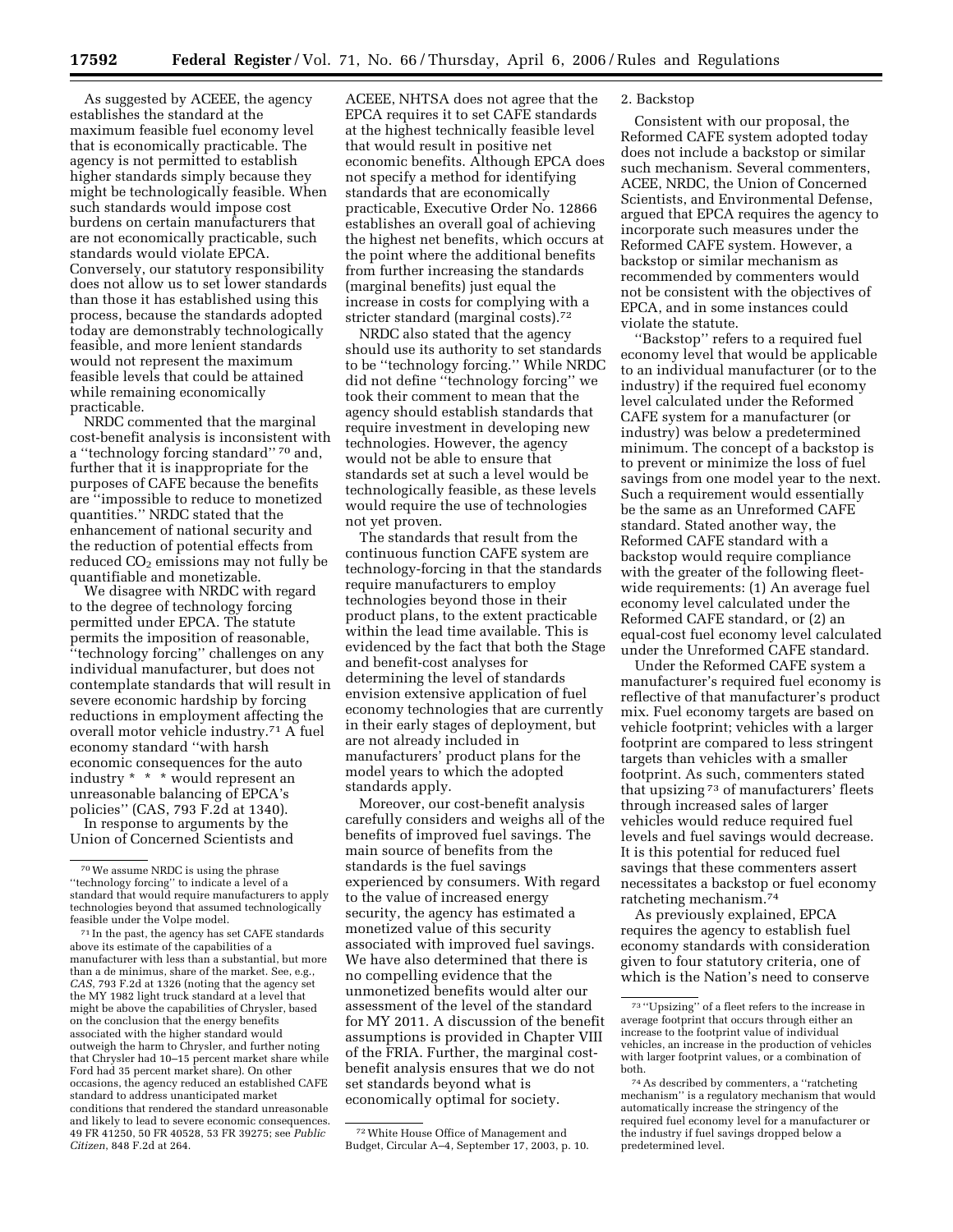As suggested by ACEEE, the agency establishes the standard at the maximum feasible fuel economy level that is economically practicable. The agency is not permitted to establish higher standards simply because they might be technologically feasible. When such standards would impose cost burdens on certain manufacturers that are not economically practicable, such standards would violate EPCA. Conversely, our statutory responsibility does not allow us to set lower standards than those it has established using this process, because the standards adopted today are demonstrably technologically feasible, and more lenient standards would not represent the maximum feasible levels that could be attained while remaining economically practicable.

NRDC commented that the marginal cost-benefit analysis is inconsistent with a ''technology forcing standard'' [70] and, further that it is inappropriate for the purposes of CAFE because the benefits are ''impossible to reduce to monetized quantities.'' NRDC stated that the enhancement of national security and the reduction of potential effects from reduced $CO_2$ emissions may not fully be quantifiable and monetizable.

We disagree with NRDC with regard to the degree of technology forcing permitted under EPCA. The statute permits the imposition of reasonable, ''technology forcing'' challenges on any individual manufacturer, but does not contemplate standards that will result in severe economic hardship by forcing reductions in employment affecting the overall motor vehicle industry.[71] A fuel economy standard ''with harsh economic consequences for the auto industry * * * would represent an unreasonable balancing of EPCA's policies'' (CAS, 793 F.2d at 1340).

In response to arguments by the Union of Concerned Scientists and ACEEE, NHTSA does not agree that the EPCA requires it to set CAFE standards at the highest technically feasible level that would result in positive net economic benefits. Although EPCA does not specify a method for identifying standards that are economically practicable, Executive Order No. 12866 establishes an overall goal of achieving the highest net benefits, which occurs at the point where the additional benefits from further increasing the standards (marginal benefits) just equal the increase in costs for complying with a stricter standard (marginal costs).[72]

NRDC also stated that the agency should use its authority to set standards to be ''technology forcing.'' While NRDC did not define ''technology forcing'' we took their comment to mean that the agency should establish standards that require investment in developing new technologies. However, the agency would not be able to ensure that standards set at such a level would be technologically feasible, as these levels would require the use of technologies not yet proven.

The standards that result from the continuous function CAFE system are technology-forcing in that the standards require manufacturers to employ technologies beyond those in their product plans, to the extent practicable within the lead time available. This is evidenced by the fact that both the Stage and benefit-cost analyses for determining the level of standards envision extensive application of fuel economy technologies that are currently in their early stages of deployment, but are not already included in manufacturers' product plans for the model years to which the adopted standards apply.

Moreover, our cost-benefit analysis carefully considers and weighs all of the benefits of improved fuel savings. The main source of benefits from the standards is the fuel savings experienced by consumers. With regard to the value of increased energy security, the agency has estimated a monetized value of this security associated with improved fuel savings. We have also determined that there is no compelling evidence that the unmonetized benefits would alter our assessment of the level of the standard for MY 2011. A discussion of the benefit assumptions is provided in Chapter VIII of the FRIA. Further, the marginal cost-benefit analysis ensures that we do not set standards beyond what is economically optimal for society.

2. Backstop

Consistent with our proposal, the Reformed CAFE system adopted today does not include a backstop or similar such mechanism. Several commenters, ACEE, NRDC, the Union of Concerned Scientists, and Environmental Defense, argued that EPCA requires the agency to incorporate such measures under the Reformed CAFE system. However, a backstop or similar mechanism as recommended by commenters would not be consistent with the objectives of EPCA, and in some instances could violate the statute.

''Backstop'' refers to a required fuel economy level that would be applicable to an individual manufacturer (or to the industry) if the required fuel economy level calculated under the Reformed CAFE system for a manufacturer (or industry) was below a predetermined minimum. The concept of a backstop is to prevent or minimize the loss of fuel savings from one model year to the next. Such a requirement would essentially be the same as an Unreformed CAFE standard. Stated another way, the Reformed CAFE standard with a backstop would require compliance with the greater of the following fleet-wide requirements: (1) An average fuel economy level calculated under the Reformed CAFE standard, or (2) an equal-cost fuel economy level calculated under the Unreformed CAFE standard.

Under the Reformed CAFE system a manufacturer's required fuel economy is reflective of that manufacturer's product mix. Fuel economy targets are based on vehicle footprint; vehicles with a larger footprint are compared to less stringent targets than vehicles with a smaller footprint. As such, commenters stated that upsizing [73] of manufacturers' fleets through increased sales of larger vehicles would reduce required fuel levels and fuel savings would decrease. It is this potential for reduced fuel savings that these commenters assert necessitates a backstop or fuel economy ratcheting mechanism.[74]

As previously explained, EPCA requires the agency to establish fuel economy standards with consideration given to four statutory criteria, one of which is the Nation's need to conserve

---

[70] We assume NRDC is using the phrase ''technology forcing'' to indicate a level of a standard that would require manufacturers to apply technologies beyond that assumed technologically feasible under the Volpe model.

[71] In the past, the agency has set CAFE standards above its estimate of the capabilities of a manufacturer with less than a substantial, but more than a de minimus, share of the market. See, e.g., *CAS*, 793 F.2d at 1326 (noting that the agency set the MY 1982 light truck standard at a level that might be above the capabilities of Chrysler, based on the conclusion that the energy benefits associated with the higher standard would outweigh the harm to Chrysler, and further noting that Chrysler had 10–15 percent market share while Ford had 35 percent market share). On other occasions, the agency reduced an established CAFE standard to address unanticipated market conditions that rendered the standard unreasonable and likely to lead to severe economic consequences. 49 FR 41250, 50 FR 40528, 53 FR 39275; see *Public Citizen*, 848 F.2d at 264.

[72] White House Office of Management and Budget, Circular A–4, September 17, 2003, p. 10.

[73] ''Upsizing'' of a fleet refers to the increase in average footprint that occurs through either an increase to the footprint value of individual vehicles, an increase in the production of vehicles with larger footprint values, or a combination of both.

[74] As described by commenters, a ''ratcheting mechanism'' is a regulatory mechanism that would automatically increase the stringency of the required fuel economy level for a manufacturer or the industry if fuel savings dropped below a predetermined level.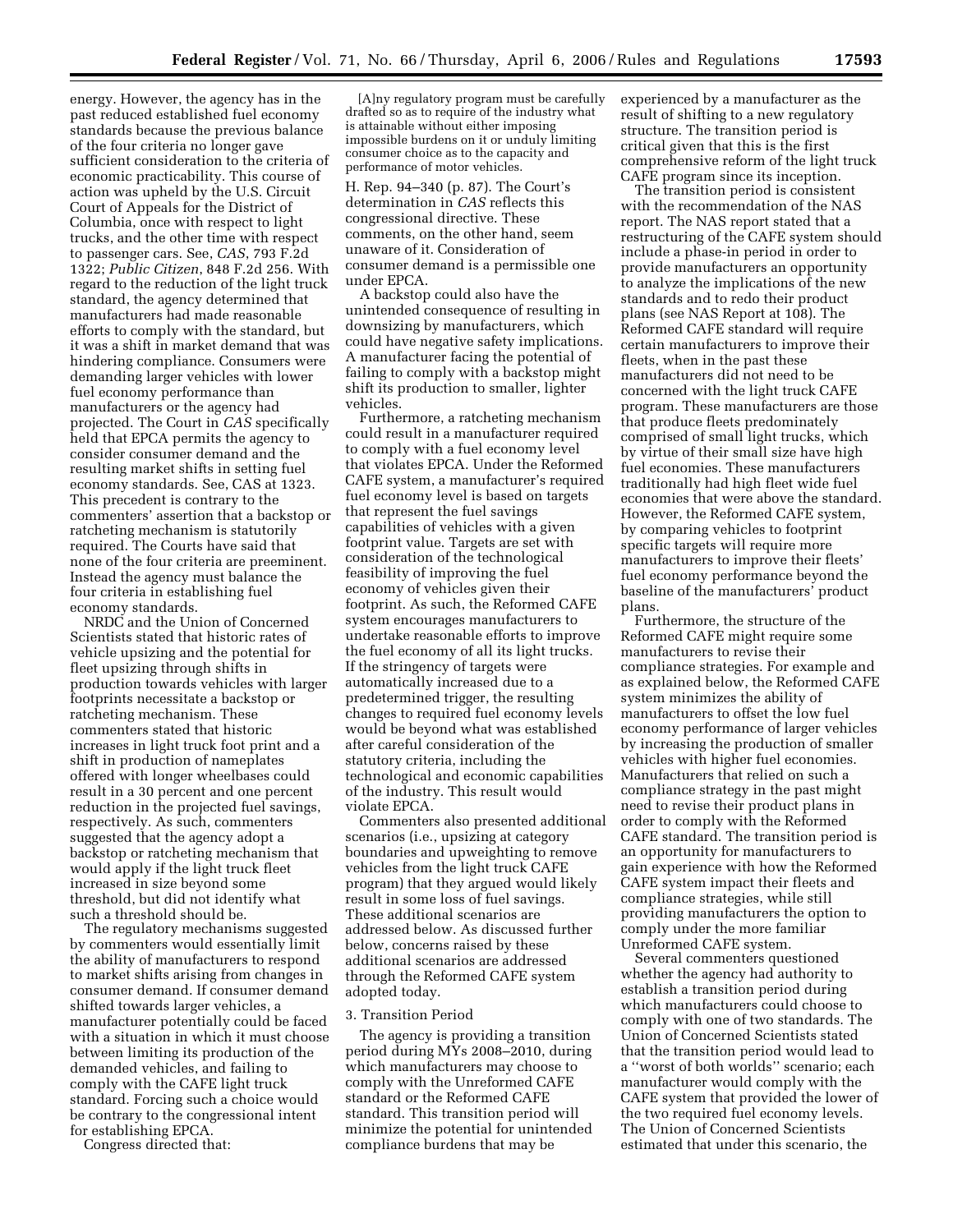energy. However, the agency has in the past reduced established fuel economy standards because the previous balance of the four criteria no longer gave sufficient consideration to the criteria of economic practicability. This course of action was upheld by the U.S. Circuit Court of Appeals for the District of Columbia, once with respect to light trucks, and the other time with respect to passenger cars. See, *CAS*, 793 F.2d 1322; *Public Citizen*, 848 F.2d 256. With regard to the reduction of the light truck standard, the agency determined that manufacturers had made reasonable efforts to comply with the standard, but it was a shift in market demand that was hindering compliance. Consumers were demanding larger vehicles with lower fuel economy performance than manufacturers or the agency had projected. The Court in *CAS* specifically held that EPCA permits the agency to consider consumer demand and the resulting market shifts in setting fuel economy standards. See, CAS at 1323. This precedent is contrary to the commenters' assertion that a backstop or ratcheting mechanism is statutorily required. The Courts have said that none of the four criteria are preeminent. Instead the agency must balance the four criteria in establishing fuel economy standards.

NRDC and the Union of Concerned Scientists stated that historic rates of vehicle upsizing and the potential for fleet upsizing through shifts in production towards vehicles with larger footprints necessitate a backstop or ratcheting mechanism. These commenters stated that historic increases in light truck foot print and a shift in production of nameplates offered with longer wheelbases could result in a 30 percent and one percent reduction in the projected fuel savings, respectively. As such, commenters suggested that the agency adopt a backstop or ratcheting mechanism that would apply if the light truck fleet increased in size beyond some threshold, but did not identify what such a threshold should be.

The regulatory mechanisms suggested by commenters would essentially limit the ability of manufacturers to respond to market shifts arising from changes in consumer demand. If consumer demand shifted towards larger vehicles, a manufacturer potentially could be faced with a situation in which it must choose between limiting its production of the demanded vehicles, and failing to comply with the CAFE light truck standard. Forcing such a choice would be contrary to the congressional intent for establishing EPCA.

Congress directed that:

> [A]ny regulatory program must be carefully drafted so as to require of the industry what is attainable without either imposing impossible burdens on it or unduly limiting consumer choice as to the capacity and performance of motor vehicles.

H. Rep. 94–340 (p. 87). The Court's determination in *CAS* reflects this congressional directive. These comments, on the other hand, seem unaware of it. Consideration of consumer demand is a permissible one under EPCA.

A backstop could also have the unintended consequence of resulting in downsizing by manufacturers, which could have negative safety implications. A manufacturer facing the potential of failing to comply with a backstop might shift its production to smaller, lighter vehicles.

Furthermore, a ratcheting mechanism could result in a manufacturer required to comply with a fuel economy level that violates EPCA. Under the Reformed CAFE system, a manufacturer's required fuel economy level is based on targets that represent the fuel savings capabilities of vehicles with a given footprint value. Targets are set with consideration of the technological feasibility of improving the fuel economy of vehicles given their footprint. As such, the Reformed CAFE system encourages manufacturers to undertake reasonable efforts to improve the fuel economy of all its light trucks. If the stringency of targets were automatically increased due to a predetermined trigger, the resulting changes to required fuel economy levels would be beyond what was established after careful consideration of the statutory criteria, including the technological and economic capabilities of the industry. This result would violate EPCA.

Commenters also presented additional scenarios (i.e., upsizing at category boundaries and upweighting to remove vehicles from the light truck CAFE program) that they argued would likely result in some loss of fuel savings. These additional scenarios are addressed below. As discussed further below, concerns raised by these additional scenarios are addressed through the Reformed CAFE system adopted today.

3. Transition Period

The agency is providing a transition period during MYs 2008–2010, during which manufacturers may choose to comply with the Unreformed CAFE standard or the Reformed CAFE standard. This transition period will minimize the potential for unintended compliance burdens that may be experienced by a manufacturer as the result of shifting to a new regulatory structure. The transition period is critical given that this is the first comprehensive reform of the light truck CAFE program since its inception.

The transition period is consistent with the recommendation of the NAS report. The NAS report stated that a restructuring of the CAFE system should include a phase-in period in order to provide manufacturers an opportunity to analyze the implications of the new standards and to redo their product plans (see NAS Report at 108). The Reformed CAFE standard will require certain manufacturers to improve their fleets, when in the past these manufacturers did not need to be concerned with the light truck CAFE program. These manufacturers are those that produce fleets predominately comprised of small light trucks, which by virtue of their small size have high fuel economies. These manufacturers traditionally had high fleet wide fuel economies that were above the standard. However, the Reformed CAFE system, by comparing vehicles to footprint specific targets will require more manufacturers to improve their fleets' fuel economy performance beyond the baseline of the manufacturers' product plans.

Furthermore, the structure of the Reformed CAFE might require some manufacturers to revise their compliance strategies. For example and as explained below, the Reformed CAFE system minimizes the ability of manufacturers to offset the low fuel economy performance of larger vehicles by increasing the production of smaller vehicles with higher fuel economies. Manufacturers that relied on such a compliance strategy in the past might need to revise their product plans in order to comply with the Reformed CAFE standard. The transition period is an opportunity for manufacturers to gain experience with how the Reformed CAFE system impact their fleets and compliance strategies, while still providing manufacturers the option to comply under the more familiar Unreformed CAFE system.

Several commenters questioned whether the agency had authority to establish a transition period during which manufacturers could choose to comply with one of two standards. The Union of Concerned Scientists stated that the transition period would lead to a "worst of both worlds" scenario; each manufacturer would comply with the CAFE system that provided the lower of the two required fuel economy levels. The Union of Concerned Scientists estimated that under this scenario, the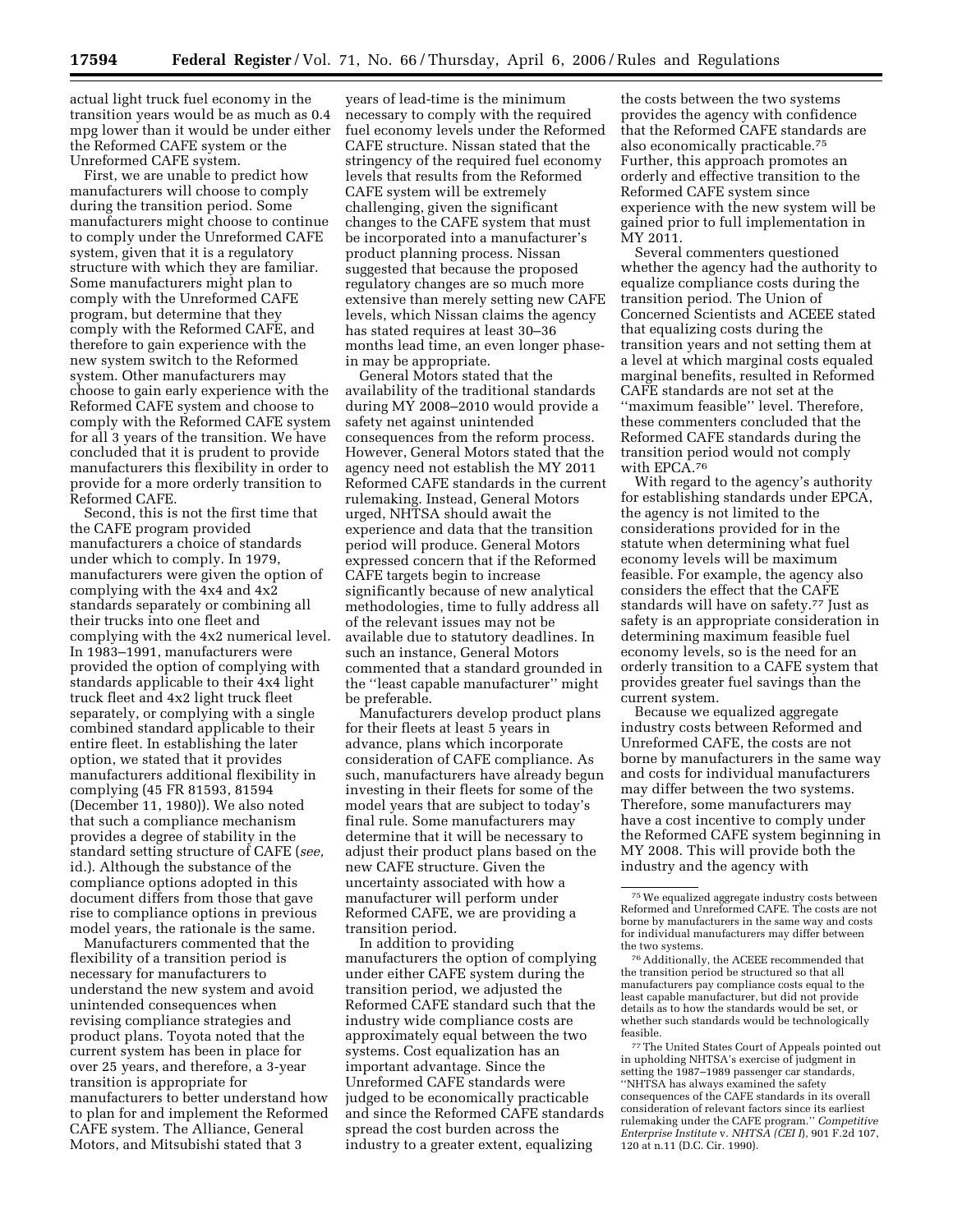actual light truck fuel economy in the transition years would be as much as 0.4 mpg lower than it would be under either the Reformed CAFE system or the Unreformed CAFE system.

First, we are unable to predict how manufacturers will choose to comply during the transition period. Some manufacturers might choose to continue to comply under the Unreformed CAFE system, given that it is a regulatory structure with which they are familiar. Some manufacturers might plan to comply with the Unreformed CAFE program, but determine that they comply with the Reformed CAFE, and therefore to gain experience with the new system switch to the Reformed system. Other manufacturers may choose to gain early experience with the Reformed CAFE system and choose to comply with the Reformed CAFE system for all 3 years of the transition. We have concluded that it is prudent to provide manufacturers this flexibility in order to provide for a more orderly transition to Reformed CAFE.

Second, this is not the first time that the CAFE program provided manufacturers a choice of standards under which to comply. In 1979, manufacturers were given the option of complying with the 4x4 and 4x2 standards separately or combining all their trucks into one fleet and complying with the 4x2 numerical level. In 1983–1991, manufacturers were provided the option of complying with standards applicable to their 4x4 light truck fleet and 4x2 light truck fleet separately, or complying with a single combined standard applicable to their entire fleet. In establishing the later option, we stated that it provides manufacturers additional flexibility in complying (45 FR 81593, 81594 (December 11, 1980)). We also noted that such a compliance mechanism provides a degree of stability in the standard setting structure of CAFE (*see,* id.). Although the substance of the compliance options adopted in this document differs from those that gave rise to compliance options in previous model years, the rationale is the same.

Manufacturers commented that the flexibility of a transition period is necessary for manufacturers to understand the new system and avoid unintended consequences when revising compliance strategies and product plans. Toyota noted that the current system has been in place for over 25 years, and therefore, a 3-year transition is appropriate for manufacturers to better understand how to plan for and implement the Reformed CAFE system. The Alliance, General Motors, and Mitsubishi stated that 3 years of lead-time is the minimum necessary to comply with the required fuel economy levels under the Reformed CAFE structure. Nissan stated that the stringency of the required fuel economy levels that results from the Reformed CAFE system will be extremely challenging, given the significant changes to the CAFE system that must be incorporated into a manufacturer's product planning process. Nissan suggested that because the proposed regulatory changes are so much more extensive than merely setting new CAFE levels, which Nissan claims the agency has stated requires at least 30–36 months lead time, an even longer phase-in may be appropriate.

General Motors stated that the availability of the traditional standards during MY 2008–2010 would provide a safety net against unintended consequences from the reform process. However, General Motors stated that the agency need not establish the MY 2011 Reformed CAFE standards in the current rulemaking. Instead, General Motors urged, NHTSA should await the experience and data that the transition period will produce. General Motors expressed concern that if the Reformed CAFE targets begin to increase significantly because of new analytical methodologies, time to fully address all of the relevant issues may not be available due to statutory deadlines. In such an instance, General Motors commented that a standard grounded in the "least capable manufacturer" might be preferable.

Manufacturers develop product plans for their fleets at least 5 years in advance, plans which incorporate consideration of CAFE compliance. As such, manufacturers have already begun investing in their fleets for some of the model years that are subject to today's final rule. Some manufacturers may determine that it will be necessary to adjust their product plans based on the new CAFE structure. Given the uncertainty associated with how a manufacturer will perform under Reformed CAFE, we are providing a transition period.

In addition to providing manufacturers the option of complying under either CAFE system during the transition period, we adjusted the Reformed CAFE standard such that the industry wide compliance costs are approximately equal between the two systems. Cost equalization has an important advantage. Since the Unreformed CAFE standards were judged to be economically practicable and since the Reformed CAFE standards spread the cost burden across the industry to a greater extent, equalizing the costs between the two systems provides the agency with confidence that the Reformed CAFE standards are also economically practicable.[75] Further, this approach promotes an orderly and effective transition to the Reformed CAFE system since experience with the new system will be gained prior to full implementation in MY 2011.

Several commenters questioned whether the agency had the authority to equalize compliance costs during the transition period. The Union of Concerned Scientists and ACEEE stated that equalizing costs during the transition years and not setting them at a level at which marginal costs equaled marginal benefits, resulted in Reformed CAFE standards are not set at the "maximum feasible" level. Therefore, these commenters concluded that the Reformed CAFE standards during the transition period would not comply with EPCA.[76]

With regard to the agency's authority for establishing standards under EPCA, the agency is not limited to the considerations provided for in the statute when determining what fuel economy levels will be maximum feasible. For example, the agency also considers the effect that the CAFE standards will have on safety.[77] Just as safety is an appropriate consideration in determining maximum feasible fuel economy levels, so is the need for an orderly transition to a CAFE system that provides greater fuel savings than the current system.

Because we equalized aggregate industry costs between Reformed and Unreformed CAFE, the costs are not borne by manufacturers in the same way and costs for individual manufacturers may differ between the two systems. Therefore, some manufacturers may have a cost incentive to comply under the Reformed CAFE system beginning in MY 2008. This will provide both the industry and the agency with

---

[75] We equalized aggregate industry costs between Reformed and Unreformed CAFE. The costs are not borne by manufacturers in the same way and costs for individual manufacturers may differ between the two systems.

[76] Additionally, the ACEEE recommended that the transition period be structured so that all manufacturers pay compliance costs equal to the least capable manufacturer, but did not provide details as to how the standards would be set, or whether such standards would be technologically feasible.

[77] The United States Court of Appeals pointed out in upholding NHTSA's exercise of judgment in setting the 1987–1989 passenger car standards, "NHTSA has always examined the safety consequences of the CAFE standards in its overall consideration of relevant factors since its earliest rulemaking under the CAFE program." *Competitive Enterprise Institute* v. *NHTSA (CEI I*), 901 F.2d 107, 120 at n.11 (D.C. Cir. 1990).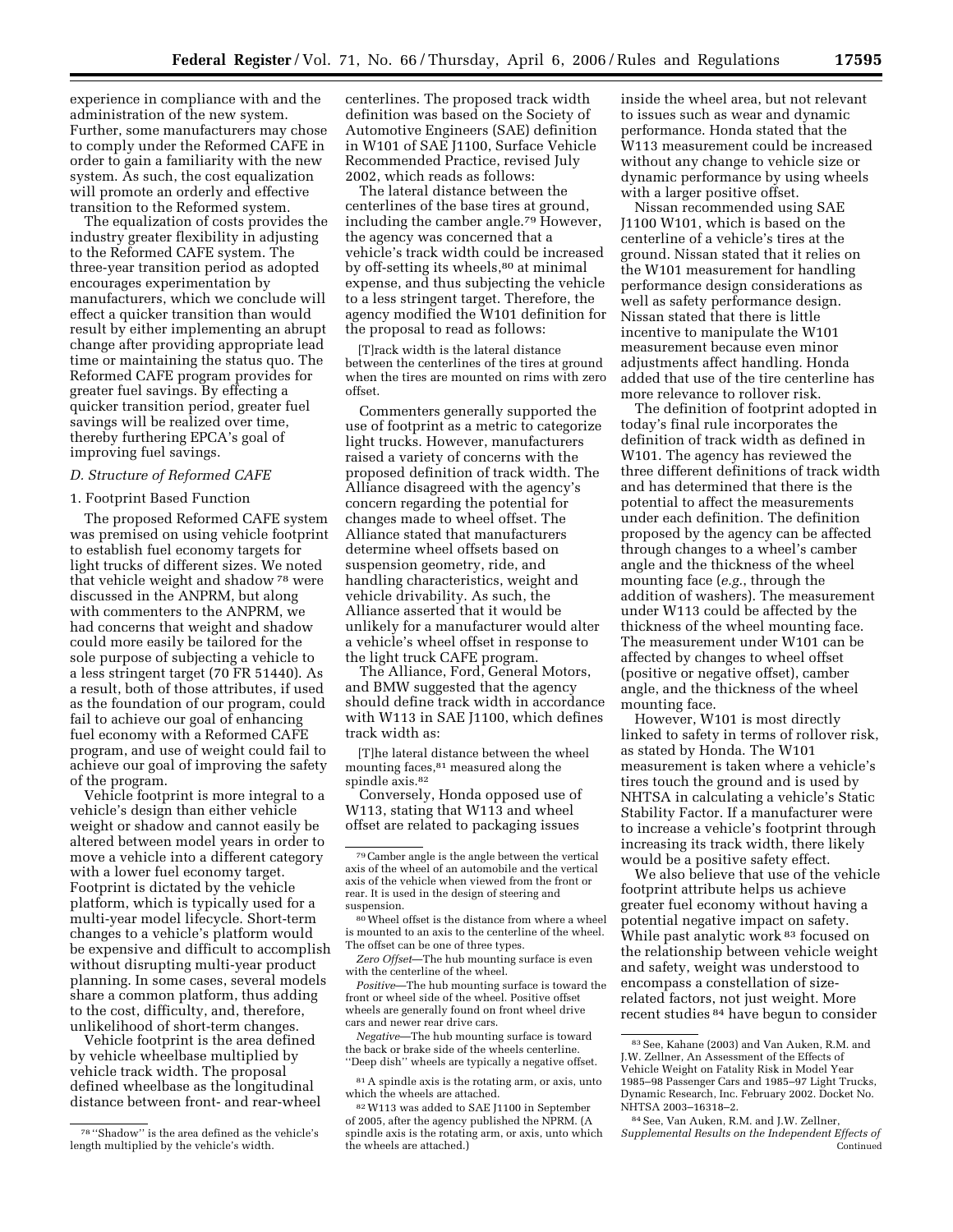experience in compliance with and the administration of the new system. Further, some manufacturers may chose to comply under the Reformed CAFE in order to gain a familiarity with the new system. As such, the cost equalization will promote an orderly and effective transition to the Reformed system.

The equalization of costs provides the industry greater flexibility in adjusting to the Reformed CAFE system. The three-year transition period as adopted encourages experimentation by manufacturers, which we conclude will effect a quicker transition than would result by either implementing an abrupt change after providing appropriate lead time or maintaining the status quo. The Reformed CAFE program provides for greater fuel savings. By effecting a quicker transition period, greater fuel savings will be realized over time, thereby furthering EPCA's goal of improving fuel savings.

### D. Structure of Reformed CAFE

#### 1. Footprint Based Function

The proposed Reformed CAFE system was premised on using vehicle footprint to establish fuel economy targets for light trucks of different sizes. We noted that vehicle weight and shadow [78] were discussed in the ANPRM, but along with commenters to the ANPRM, we had concerns that weight and shadow could more easily be tailored for the sole purpose of subjecting a vehicle to a less stringent target (70 FR 51440). As a result, both of those attributes, if used as the foundation of our program, could fail to achieve our goal of enhancing fuel economy with a Reformed CAFE program, and use of weight could fail to achieve our goal of improving the safety of the program.

Vehicle footprint is more integral to a vehicle's design than either vehicle weight or shadow and cannot easily be altered between model years in order to move a vehicle into a different category with a lower fuel economy target. Footprint is dictated by the vehicle platform, which is typically used for a multi-year model lifecycle. Short-term changes to a vehicle's platform would be expensive and difficult to accomplish without disrupting multi-year product planning. In some cases, several models share a common platform, thus adding to the cost, difficulty, and, therefore, unlikelihood of short-term changes.

Vehicle footprint is the area defined by vehicle wheelbase multiplied by vehicle track width. The proposal defined wheelbase as the longitudinal distance between front- and rear-wheel centerlines. The proposed track width definition was based on the Society of Automotive Engineers (SAE) definition in W101 of SAE J1100, Surface Vehicle Recommended Practice, revised July 2002, which reads as follows:

The lateral distance between the centerlines of the base tires at ground, including the camber angle.[79] However, the agency was concerned that a vehicle's track width could be increased by off-setting its wheels,[80] at minimal expense, and thus subjecting the vehicle to a less stringent target. Therefore, the agency modified the W101 definition for the proposal to read as follows:

> [T]rack width is the lateral distance between the centerlines of the tires at ground when the tires are mounted on rims with zero offset.

Commenters generally supported the use of footprint as a metric to categorize light trucks. However, manufacturers raised a variety of concerns with the proposed definition of track width. The Alliance disagreed with the agency's concern regarding the potential for changes made to wheel offset. The Alliance stated that manufacturers determine wheel offsets based on suspension geometry, ride, and handling characteristics, weight and vehicle drivability. As such, the Alliance asserted that it would be unlikely for a manufacturer would alter a vehicle's wheel offset in response to the light truck CAFE program.

The Alliance, Ford, General Motors, and BMW suggested that the agency should define track width in accordance with W113 in SAE J1100, which defines track width as:

> [T]he lateral distance between the wheel mounting faces,[81] measured along the spindle axis.[82]

Conversely, Honda opposed use of W113, stating that W113 and wheel offset are related to packaging issues inside the wheel area, but not relevant to issues such as wear and dynamic performance. Honda stated that the W113 measurement could be increased without any change to vehicle size or dynamic performance by using wheels with a larger positive offset.

Nissan recommended using SAE J1100 W101, which is based on the centerline of a vehicle's tires at the ground. Nissan stated that it relies on the W101 measurement for handling performance design considerations as well as safety performance design. Nissan stated that there is little incentive to manipulate the W101 measurement because even minor adjustments affect handling. Honda added that use of the tire centerline has more relevance to rollover risk.

The definition of footprint adopted in today's final rule incorporates the definition of track width as defined in W101. The agency has reviewed the three different definitions of track width and has determined that there is the potential to affect the measurements under each definition. The definition proposed by the agency can be affected through changes to a wheel's camber angle and the thickness of the wheel mounting face (*e.g.*, through the addition of washers). The measurement under W113 could be affected by the thickness of the wheel mounting face. The measurement under W101 can be affected by changes to wheel offset (positive or negative offset), camber angle, and the thickness of the wheel mounting face.

However, W101 is most directly linked to safety in terms of rollover risk, as stated by Honda. The W101 measurement is taken where a vehicle's tires touch the ground and is used by NHTSA in calculating a vehicle's Static Stability Factor. If a manufacturer were to increase a vehicle's footprint through increasing its track width, there likely would be a positive safety effect.

We also believe that use of the vehicle footprint attribute helps us achieve greater fuel economy without having a potential negative impact on safety. While past analytic work [83] focused on the relationship between vehicle weight and safety, weight was understood to encompass a constellation of size-related factors, not just weight. More recent studies [84] have begun to consider

---

[78] "Shadow" is the area defined as the vehicle's length multiplied by the vehicle's width.

[79] Camber angle is the angle between the vertical axis of the wheel of an automobile and the vertical axis of the vehicle when viewed from the front or rear. It is used in the design of steering and suspension.

[80] Wheel offset is the distance from where a wheel is mounted to an axis to the centerline of the wheel. The offset can be one of three types.

*Zero Offset*—The hub mounting surface is even with the centerline of the wheel.

*Positive*—The hub mounting surface is toward the front or wheel side of the wheel. Positive offset wheels are generally found on front wheel drive cars and newer rear drive cars.

*Negative*—The hub mounting surface is toward the back or brake side of the wheels centerline. "Deep dish" wheels are typically a negative offset.

[81] A spindle axis is the rotating arm, or axis, unto which the wheels are attached.

[82] W113 was added to SAE J1100 in September of 2005, after the agency published the NPRM. (A spindle axis is the rotating arm, or axis, unto which the wheels are attached.)

[83] See, Kahane (2003) and Van Auken, R.M. and J.W. Zellner, An Assessment of the Effects of Vehicle Weight on Fatality Risk in Model Year 1985–98 Passenger Cars and 1985–97 Light Trucks, Dynamic Research, Inc. February 2002. Docket No. NHTSA 2003–16318–2.

[84] See, Van Auken, R.M. and J.W. Zellner, *Supplemental Results on the Independent Effects of* Continued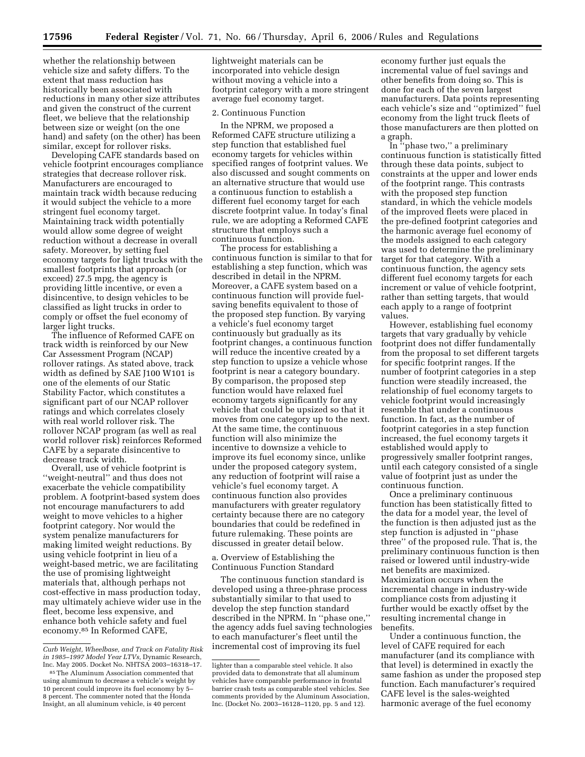whether the relationship between vehicle size and safety differs. To the extent that mass reduction has historically been associated with reductions in many other size attributes and given the construct of the current fleet, we believe that the relationship between size or weight (on the one hand) and safety (on the other) has been similar, except for rollover risks.

Developing CAFE standards based on vehicle footprint encourages compliance strategies that decrease rollover risk. Manufacturers are encouraged to maintain track width because reducing it would subject the vehicle to a more stringent fuel economy target. Maintaining track width potentially would allow some degree of weight reduction without a decrease in overall safety. Moreover, by setting fuel economy targets for light trucks with the smallest footprints that approach (or exceed) 27.5 mpg, the agency is providing little incentive, or even a disincentive, to design vehicles to be classified as light trucks in order to comply or offset the fuel economy of larger light trucks.

The influence of Reformed CAFE on track width is reinforced by our New Car Assessment Program (NCAP) rollover ratings. As stated above, track width as defined by SAE J100 W101 is one of the elements of our Static Stability Factor, which constitutes a significant part of our NCAP rollover ratings and which correlates closely with real world rollover risk. The rollover NCAP program (as well as real world rollover risk) reinforces Reformed CAFE by a separate disincentive to decrease track width.

Overall, use of vehicle footprint is "weight-neutral" and thus does not exacerbate the vehicle compatibility problem. A footprint-based system does not encourage manufacturers to add weight to move vehicles to a higher footprint category. Nor would the system penalize manufacturers for making limited weight reductions. By using vehicle footprint in lieu of a weight-based metric, we are facilitating the use of promising lightweight materials that, although perhaps not cost-effective in mass production today, may ultimately achieve wider use in the fleet, become less expensive, and enhance both vehicle safety and fuel economy.[85] In Reformed CAFE, lightweight materials can be incorporated into vehicle design without moving a vehicle into a footprint category with a more stringent average fuel economy target.

2. Continuous Function

In the NPRM, we proposed a Reformed CAFE structure utilizing a step function that established fuel economy targets for vehicles within specified ranges of footprint values. We also discussed and sought comments on an alternative structure that would use a continuous function to establish a different fuel economy target for each discrete footprint value. In today's final rule, we are adopting a Reformed CAFE structure that employs such a continuous function.

The process for establishing a continuous function is similar to that for establishing a step function, which was described in detail in the NPRM. Moreover, a CAFE system based on a continuous function will provide fuel-saving benefits equivalent to those of the proposed step function. By varying a vehicle's fuel economy target continuously but gradually as its footprint changes, a continuous function will reduce the incentive created by a step function to upsize a vehicle whose footprint is near a category boundary. By comparison, the proposed step function would have relaxed fuel economy targets significantly for any vehicle that could be upsized so that it moves from one category up to the next. At the same time, the continuous function will also minimize the incentive to downsize a vehicle to improve its fuel economy since, unlike under the proposed category system, any reduction of footprint will raise a vehicle's fuel economy target. A continuous function also provides manufacturers with greater regulatory certainty because there are no category boundaries that could be redefined in future rulemaking. These points are discussed in greater detail below.

a. Overview of Establishing the Continuous Function Standard

The continuous function standard is developed using a three-phrase process substantially similar to that used to develop the step function standard described in the NPRM. In "phase one," the agency adds fuel saving technologies to each manufacturer's fleet until the incremental cost of improving its fuel economy further just equals the incremental value of fuel savings and other benefits from doing so. This is done for each of the seven largest manufacturers. Data points representing each vehicle's size and "optimized" fuel economy from the light truck fleets of those manufacturers are then plotted on a graph.

In "phase two," a preliminary continuous function is statistically fitted through these data points, subject to constraints at the upper and lower ends of the footprint range. This contrasts with the proposed step function standard, in which the vehicle models of the improved fleets were placed in the pre-defined footprint categories and the harmonic average fuel economy of the models assigned to each category was used to determine the preliminary target for that category. With a continuous function, the agency sets different fuel economy targets for each increment or value of vehicle footprint, rather than setting targets, that would each apply to a range of footprint values.

However, establishing fuel economy targets that vary gradually by vehicle footprint does not differ fundamentally from the proposal to set different targets for specific footprint ranges. If the number of footprint categories in a step function were steadily increased, the relationship of fuel economy targets to vehicle footprint would increasingly resemble that under a continuous function. In fact, as the number of footprint categories in a step function increased, the fuel economy targets it established would apply to progressively smaller footprint ranges, until each category consisted of a single value of footprint just as under the continuous function.

Once a preliminary continuous function has been statistically fitted to the data for a model year, the level of the function is then adjusted just as the step function is adjusted in "phase three" of the proposed rule. That is, the preliminary continuous function is then raised or lowered until industry-wide net benefits are maximized. Maximization occurs when the incremental change in industry-wide compliance costs from adjusting it further would be exactly offset by the resulting incremental change in benefits.

Under a continuous function, the level of CAFE required for each manufacturer (and its compliance with that level) is determined in exactly the same fashion as under the proposed step function. Each manufacturer's required CAFE level is the sales-weighted harmonic average of the fuel economy

---

*Curb Weight, Wheelbase, and Track on Fatality Risk in 1985–1997 Model Year LTVs*, Dynamic Research, Inc. May 2005. Docket No. NHTSA 2003–16318–17.

[85] The Aluminum Association commented that using aluminum to decrease a vehicle's weight by 10 percent could improve its fuel economy by 5–8 percent. The commenter noted that the Honda Insight, an all aluminum vehicle, is 40 percent lighter than a comparable steel vehicle. It also provided data to demonstrate that all aluminum vehicles have comparable performance in frontal barrier crash tests as comparable steel vehicles. See comments provided by the Aluminum Association, Inc. (Docket No. 2003–16128–1120, pp. 5 and 12).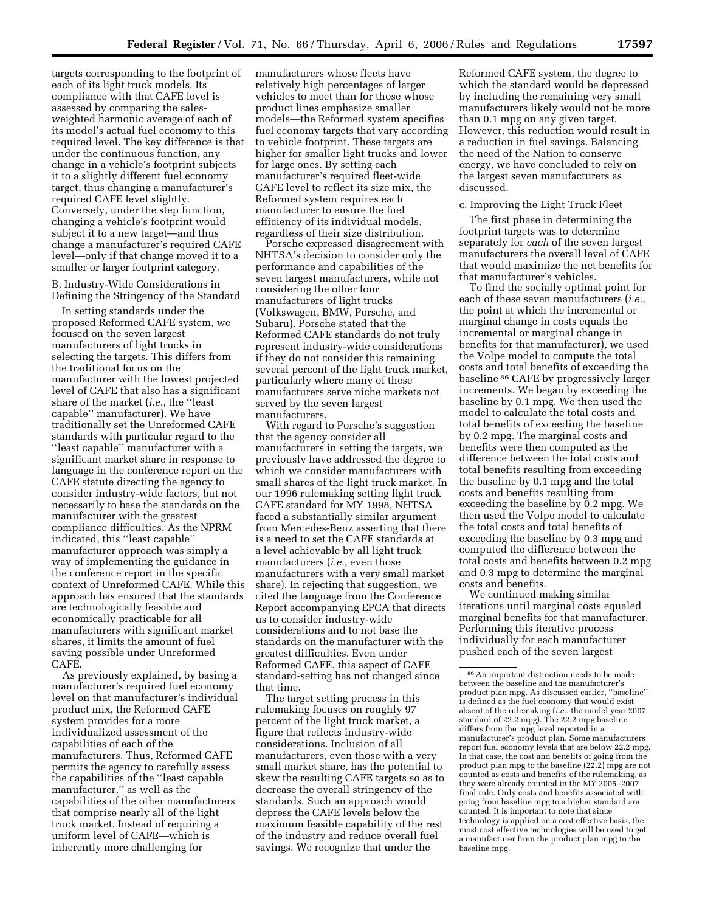targets corresponding to the footprint of each of its light truck models. Its compliance with that CAFE level is assessed by comparing the sales-weighted harmonic average of each of its model's actual fuel economy to this required level. The key difference is that under the continuous function, any change in a vehicle's footprint subjects it to a slightly different fuel economy target, thus changing a manufacturer's required CAFE level slightly. Conversely, under the step function, changing a vehicle's footprint would subject it to a new target—and thus change a manufacturer's required CAFE level—only if that change moved it to a smaller or larger footprint category.

### B. Industry-Wide Considerations in Defining the Stringency of the Standard

In setting standards under the proposed Reformed CAFE system, we focused on the seven largest manufacturers of light trucks in selecting the targets. This differs from the traditional focus on the manufacturer with the lowest projected level of CAFE that also has a significant share of the market (*i.e.*, the ''least capable'' manufacturer). We have traditionally set the Unreformed CAFE standards with particular regard to the ''least capable'' manufacturer with a significant market share in response to language in the conference report on the CAFE statute directing the agency to consider industry-wide factors, but not necessarily to base the standards on the manufacturer with the greatest compliance difficulties. As the NPRM indicated, this ''least capable'' manufacturer approach was simply a way of implementing the guidance in the conference report in the specific context of Unreformed CAFE. While this approach has ensured that the standards are technologically feasible and economically practicable for all manufacturers with significant market shares, it limits the amount of fuel saving possible under Unreformed CAFE.

As previously explained, by basing a manufacturer's required fuel economy level on that manufacturer's individual product mix, the Reformed CAFE system provides for a more individualized assessment of the capabilities of each of the manufacturers. Thus, Reformed CAFE permits the agency to carefully assess the capabilities of the ''least capable manufacturer,'' as well as the capabilities of the other manufacturers that comprise nearly all of the light truck market. Instead of requiring a uniform level of CAFE—which is inherently more challenging for manufacturers whose fleets have relatively high percentages of larger vehicles to meet than for those whose product lines emphasize smaller models—the Reformed system specifies fuel economy targets that vary according to vehicle footprint. These targets are higher for smaller light trucks and lower for large ones. By setting each manufacturer's required fleet-wide CAFE level to reflect its size mix, the Reformed system requires each manufacturer to ensure the fuel efficiency of its individual models, regardless of their size distribution.

Porsche expressed disagreement with NHTSA's decision to consider only the performance and capabilities of the seven largest manufacturers, while not considering the other four manufacturers of light trucks (Volkswagen, BMW, Porsche, and Subaru). Porsche stated that the Reformed CAFE standards do not truly represent industry-wide considerations if they do not consider this remaining several percent of the light truck market, particularly where many of these manufacturers serve niche markets not served by the seven largest manufacturers.

With regard to Porsche's suggestion that the agency consider all manufacturers in setting the targets, we previously have addressed the degree to which we consider manufacturers with small shares of the light truck market. In our 1996 rulemaking setting light truck CAFE standard for MY 1998, NHTSA faced a substantially similar argument from Mercedes-Benz asserting that there is a need to set the CAFE standards at a level achievable by all light truck manufacturers (*i.e.*, even those manufacturers with a very small market share). In rejecting that suggestion, we cited the language from the Conference Report accompanying EPCA that directs us to consider industry-wide considerations and to not base the standards on the manufacturer with the greatest difficulties. Even under Reformed CAFE, this aspect of CAFE standard-setting has not changed since that time.

The target setting process in this rulemaking focuses on roughly 97 percent of the light truck market, a figure that reflects industry-wide considerations. Inclusion of all manufacturers, even those with a very small market share, has the potential to skew the resulting CAFE targets so as to decrease the overall stringency of the standards. Such an approach would depress the CAFE levels below the maximum feasible capability of the rest of the industry and reduce overall fuel savings. We recognize that under the Reformed CAFE system, the degree to which the standard would be depressed by including the remaining very small manufacturers likely would not be more than 0.1 mpg on any given target. However, this reduction would result in a reduction in fuel savings. Balancing the need of the Nation to conserve energy, we have concluded to rely on the largest seven manufacturers as discussed.

### c. Improving the Light Truck Fleet

The first phase in determining the footprint targets was to determine separately for *each* of the seven largest manufacturers the overall level of CAFE that would maximize the net benefits for that manufacturer's vehicles.

To find the socially optimal point for each of these seven manufacturers (*i.e.*, the point at which the incremental or marginal change in costs equals the incremental or marginal change in benefits for that manufacturer), we used the Volpe model to compute the total costs and total benefits of exceeding the baseline[86] CAFE by progressively larger increments. We began by exceeding the baseline by 0.1 mpg. We then used the model to calculate the total costs and total benefits of exceeding the baseline by 0.2 mpg. The marginal costs and benefits were then computed as the difference between the total costs and total benefits resulting from exceeding the baseline by 0.1 mpg and the total costs and benefits resulting from exceeding the baseline by 0.2 mpg. We then used the Volpe model to calculate the total costs and total benefits of exceeding the baseline by 0.3 mpg and computed the difference between the total costs and benefits between 0.2 mpg and 0.3 mpg to determine the marginal costs and benefits.

We continued making similar iterations until marginal costs equaled marginal benefits for that manufacturer. Performing this iterative process individually for each manufacturer pushed each of the seven largest

[86] An important distinction needs to be made between the baseline and the manufacturer's product plan mpg. As discussed earlier, ''baseline'' is defined as the fuel economy that would exist absent of the rulemaking (*i.e.*, the model year 2007 standard of 22.2 mpg). The 22.2 mpg baseline differs from the mpg level reported in a manufacturer's product plan. Some manufacturers report fuel economy levels that are below 22.2 mpg. In that case, the cost and benefits of going from the product plan mpg to the baseline (22.2) mpg are not counted as costs and benefits of the rulemaking, as they were already counted in the MY 2005–2007 final rule. Only costs and benefits associated with going from baseline mpg to a higher standard are counted. It is important to note that since technology is applied on a cost effective basis, the most cost effective technologies will be used to get a manufacturer from the product plan mpg to the baseline mpg.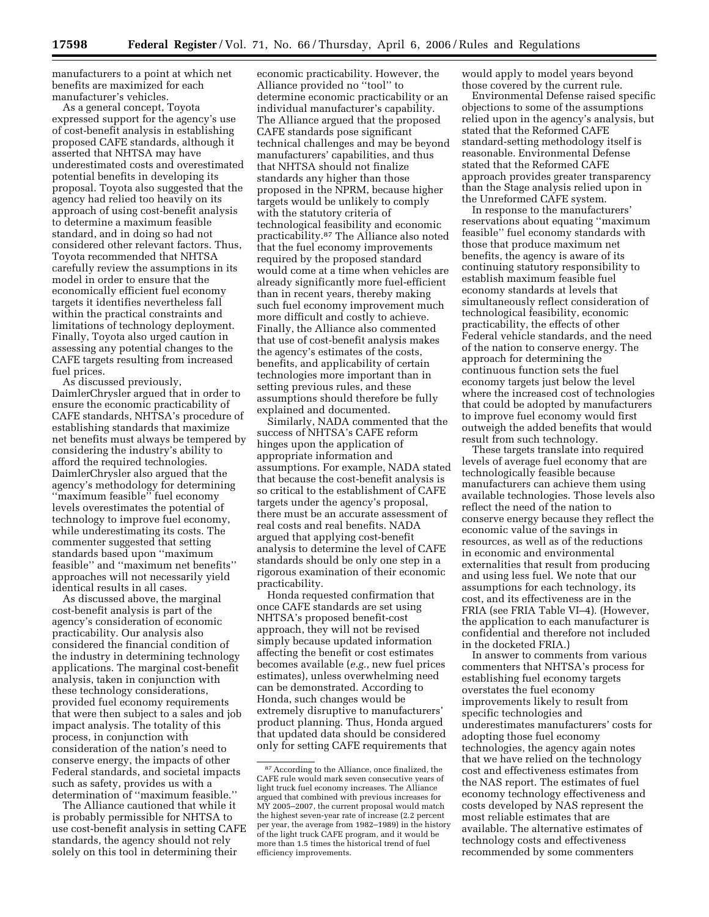manufacturers to a point at which net benefits are maximized for each manufacturer's vehicles.

As a general concept, Toyota expressed support for the agency's use of cost-benefit analysis in establishing proposed CAFE standards, although it asserted that NHTSA may have underestimated costs and overestimated potential benefits in developing its proposal. Toyota also suggested that the agency had relied too heavily on its approach of using cost-benefit analysis to determine a maximum feasible standard, and in doing so had not considered other relevant factors. Thus, Toyota recommended that NHTSA carefully review the assumptions in its model in order to ensure that the economically efficient fuel economy targets it identifies nevertheless fall within the practical constraints and limitations of technology deployment. Finally, Toyota also urged caution in assessing any potential changes to the CAFE targets resulting from increased fuel prices.

As discussed previously, DaimlerChrysler argued that in order to ensure the economic practicability of CAFE standards, NHTSA's procedure of establishing standards that maximize net benefits must always be tempered by considering the industry's ability to afford the required technologies. DaimlerChrysler also argued that the agency's methodology for determining ''maximum feasible'' fuel economy levels overestimates the potential of technology to improve fuel economy, while underestimating its costs. The commenter suggested that setting standards based upon ''maximum feasible'' and ''maximum net benefits'' approaches will not necessarily yield identical results in all cases.

As discussed above, the marginal cost-benefit analysis is part of the agency's consideration of economic practicability. Our analysis also considered the financial condition of the industry in determining technology applications. The marginal cost-benefit analysis, taken in conjunction with these technology considerations, provided fuel economy requirements that were then subject to a sales and job impact analysis. The totality of this process, in conjunction with consideration of the nation's need to conserve energy, the impacts of other Federal standards, and societal impacts such as safety, provides us with a determination of ''maximum feasible.''

The Alliance cautioned that while it is probably permissible for NHTSA to use cost-benefit analysis in setting CAFE standards, the agency should not rely solely on this tool in determining their economic practicability. However, the Alliance provided no ''tool'' to determine economic practicability or an individual manufacturer's capability. The Alliance argued that the proposed CAFE standards pose significant technical challenges and may be beyond manufacturers' capabilities, and thus that NHTSA should not finalize standards any higher than those proposed in the NPRM, because higher targets would be unlikely to comply with the statutory criteria of technological feasibility and economic practicability.[87] The Alliance also noted that the fuel economy improvements required by the proposed standard would come at a time when vehicles are already significantly more fuel-efficient than in recent years, thereby making such fuel economy improvement much more difficult and costly to achieve. Finally, the Alliance also commented that use of cost-benefit analysis makes the agency's estimates of the costs, benefits, and applicability of certain technologies more important than in setting previous rules, and these assumptions should therefore be fully explained and documented.

Similarly, NADA commented that the success of NHTSA's CAFE reform hinges upon the application of appropriate information and assumptions. For example, NADA stated that because the cost-benefit analysis is so critical to the establishment of CAFE targets under the agency's proposal, there must be an accurate assessment of real costs and real benefits. NADA argued that applying cost-benefit analysis to determine the level of CAFE standards should be only one step in a rigorous examination of their economic practicability.

Honda requested confirmation that once CAFE standards are set using NHTSA's proposed benefit-cost approach, they will not be revised simply because updated information affecting the benefit or cost estimates becomes available (*e.g.*, new fuel prices estimates), unless overwhelming need can be demonstrated. According to Honda, such changes would be extremely disruptive to manufacturers' product planning. Thus, Honda argued that updated data should be considered only for setting CAFE requirements that would apply to model years beyond those covered by the current rule.

Environmental Defense raised specific objections to some of the assumptions relied upon in the agency's analysis, but stated that the Reformed CAFE standard-setting methodology itself is reasonable. Environmental Defense stated that the Reformed CAFE approach provides greater transparency than the Stage analysis relied upon in the Unreformed CAFE system.

In response to the manufacturers' reservations about equating ''maximum feasible'' fuel economy standards with those that produce maximum net benefits, the agency is aware of its continuing statutory responsibility to establish maximum feasible fuel economy standards at levels that simultaneously reflect consideration of technological feasibility, economic practicability, the effects of other Federal vehicle standards, and the need of the nation to conserve energy. The approach for determining the continuous function sets the fuel economy targets just below the level where the increased cost of technologies that could be adopted by manufacturers to improve fuel economy would first outweigh the added benefits that would result from such technology.

These targets translate into required levels of average fuel economy that are technologically feasible because manufacturers can achieve them using available technologies. Those levels also reflect the need of the nation to conserve energy because they reflect the economic value of the savings in resources, as well as of the reductions in economic and environmental externalities that result from producing and using less fuel. We note that our assumptions for each technology, its cost, and its effectiveness are in the FRIA (see FRIA Table VI–4). (However, the application to each manufacturer is confidential and therefore not included in the docketed FRIA.)

In answer to comments from various commenters that NHTSA's process for establishing fuel economy targets overstates the fuel economy improvements likely to result from specific technologies and underestimates manufacturers' costs for adopting those fuel economy technologies, the agency again notes that we have relied on the technology cost and effectiveness estimates from the NAS report. The estimates of fuel economy technology effectiveness and costs developed by NAS represent the most reliable estimates that are available. The alternative estimates of technology costs and effectiveness recommended by some commenters

[87] According to the Alliance, once finalized, the CAFE rule would mark seven consecutive years of light truck fuel economy increases. The Alliance argued that combined with previous increases for MY 2005–2007, the current proposal would match the highest seven-year rate of increase (2.2 percent per year, the average from 1982–1989) in the history of the light truck CAFE program, and it would be more than 1.5 times the historical trend of fuel efficiency improvements.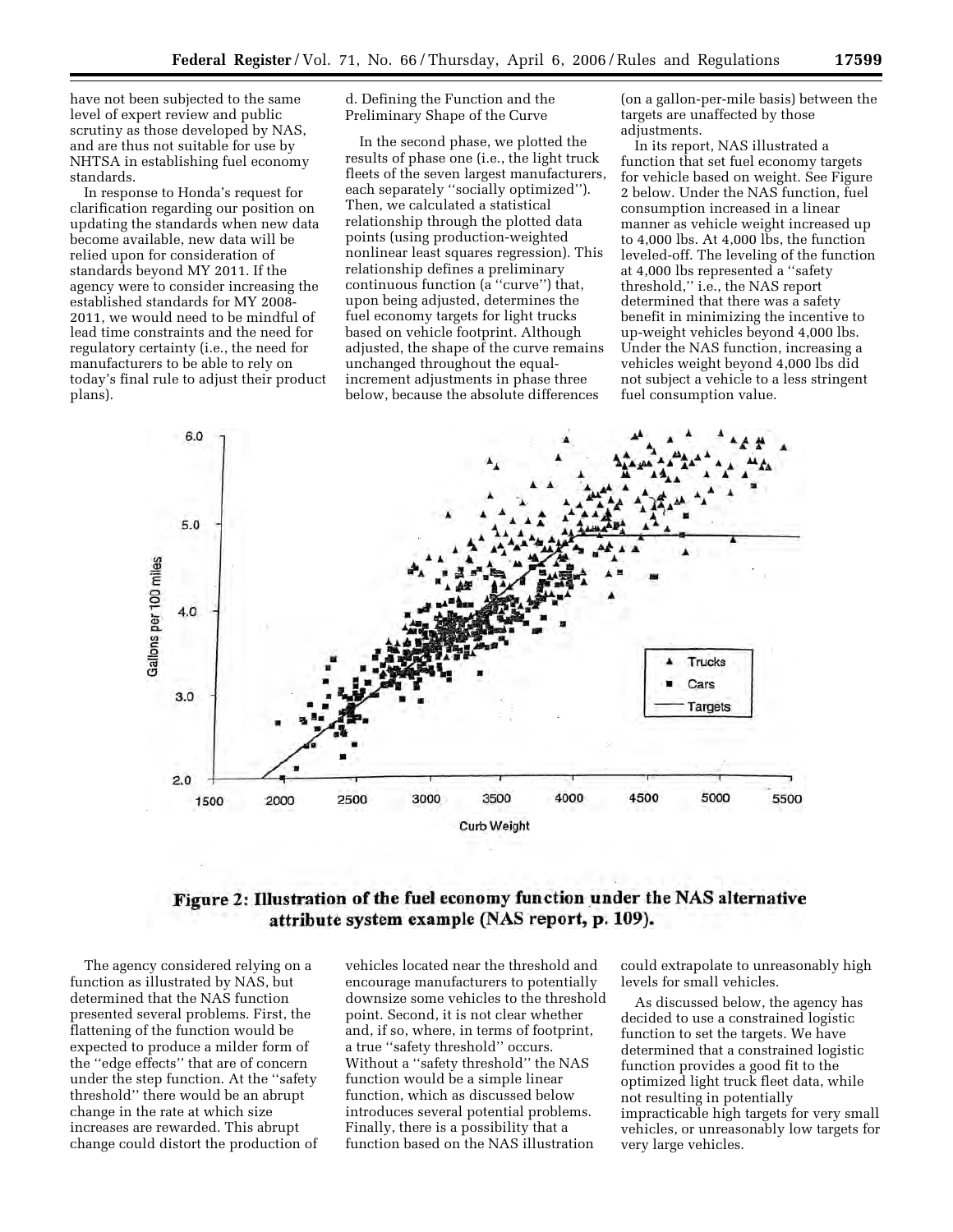have not been subjected to the same level of expert review and public scrutiny as those developed by NAS, and are thus not suitable for use by NHTSA in establishing fuel economy standards.

In response to Honda's request for clarification regarding our position on updating the standards when new data become available, new data will be relied upon for consideration of standards beyond MY 2011. If the agency were to consider increasing the established standards for MY 2008-2011, we would need to be mindful of lead time constraints and the need for regulatory certainty (i.e., the need for manufacturers to be able to rely on today's final rule to adjust their product plans).

d. Defining the Function and the Preliminary Shape of the Curve

In the second phase, we plotted the results of phase one (i.e., the light truck fleets of the seven largest manufacturers, each separately ''socially optimized''). Then, we calculated a statistical relationship through the plotted data points (using production-weighted nonlinear least squares regression). This relationship defines a preliminary continuous function (a ''curve'') that, upon being adjusted, determines the fuel economy targets for light trucks based on vehicle footprint. Although adjusted, the shape of the curve remains unchanged throughout the equal-increment adjustments in phase three below, because the absolute differences (on a gallon-per-mile basis) between the targets are unaffected by those adjustments.

In its report, NAS illustrated a function that set fuel economy targets for vehicle based on weight. See Figure 2 below. Under the NAS function, fuel consumption increased in a linear manner as vehicle weight increased up to 4,000 lbs. At 4,000 lbs, the function leveled-off. The leveling of the function at 4,000 lbs represented a ''safety threshold,'' i.e., the NAS report determined that there was a safety benefit in minimizing the incentive to up-weight vehicles beyond 4,000 lbs. Under the NAS function, increasing a vehicles weight beyond 4,000 lbs did not subject a vehicle to a less stringent fuel consumption value.

**Figure 2: Illustration of the fuel economy function under the NAS alternative attribute system example (NAS report, p. 109).**

The agency considered relying on a function as illustrated by NAS, but determined that the NAS function presented several problems. First, the flattening of the function would be expected to produce a milder form of the ''edge effects'' that are of concern under the step function. At the ''safety threshold'' there would be an abrupt change in the rate at which size increases are rewarded. This abrupt change could distort the production of vehicles located near the threshold and encourage manufacturers to potentially downsize some vehicles to the threshold point. Second, it is not clear whether and, if so, where, in terms of footprint, a true ''safety threshold'' occurs. Without a ''safety threshold'' the NAS function would be a simple linear function, which as discussed below introduces several potential problems. Finally, there is a possibility that a function based on the NAS illustration could extrapolate to unreasonably high levels for small vehicles.

As discussed below, the agency has decided to use a constrained logistic function to set the targets. We have determined that a constrained logistic function provides a good fit to the optimized light truck fleet data, while not resulting in potentially impracticable high targets for very small vehicles, or unreasonably low targets for very large vehicles.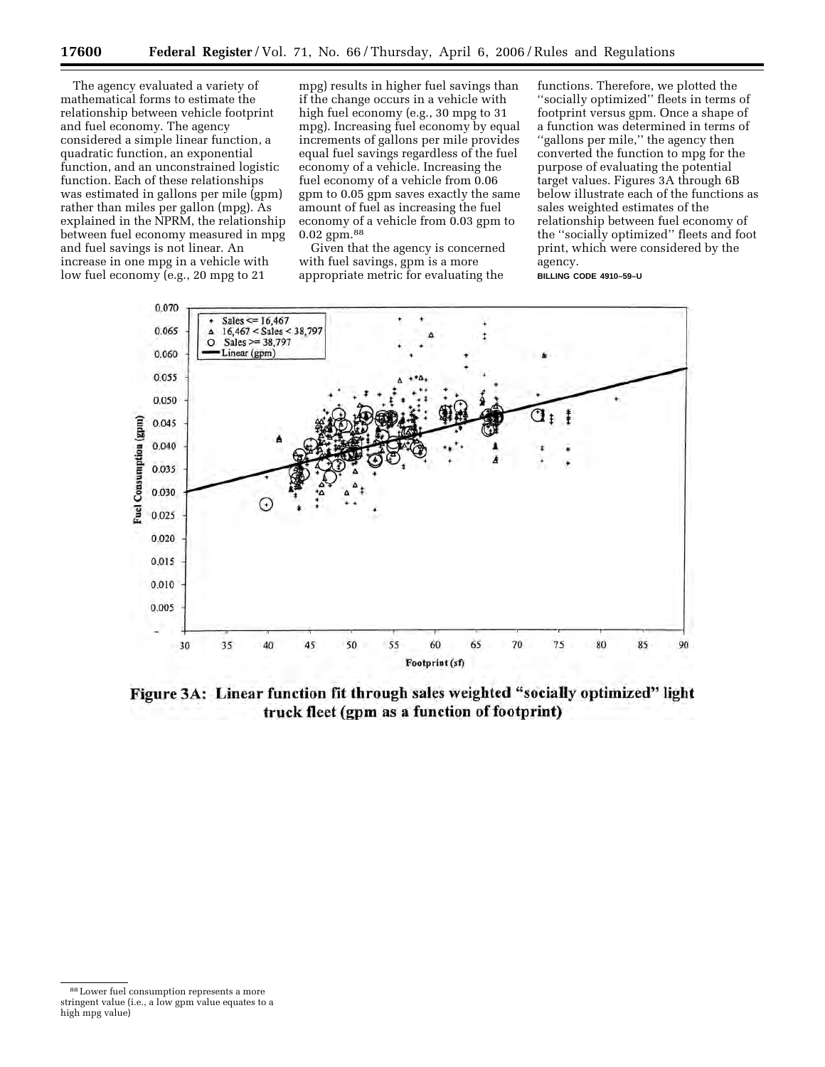The agency evaluated a variety of mathematical forms to estimate the relationship between vehicle footprint and fuel economy. The agency considered a simple linear function, a quadratic function, an exponential function, and an unconstrained logistic function. Each of these relationships was estimated in gallons per mile (gpm) rather than miles per gallon (mpg). As explained in the NPRM, the relationship between fuel economy measured in mpg and fuel savings is not linear. An increase in one mpg in a vehicle with low fuel economy (e.g., 20 mpg to 21 mpg) results in higher fuel savings than if the change occurs in a vehicle with high fuel economy (e.g., 30 mpg to 31 mpg). Increasing fuel economy by equal increments of gallons per mile provides equal fuel savings regardless of the fuel economy of a vehicle. Increasing the fuel economy of a vehicle from 0.06 gpm to 0.05 gpm saves exactly the same amount of fuel as increasing the fuel economy of a vehicle from 0.03 gpm to 0.02 gpm.[88]

Given that the agency is concerned with fuel savings, gpm is a more appropriate metric for evaluating the functions. Therefore, we plotted the ''socially optimized'' fleets in terms of footprint versus gpm. Once a shape of a function was determined in terms of ''gallons per mile,'' the agency then converted the function to mpg for the purpose of evaluating the potential target values. Figures 3A through 6B below illustrate each of the functions as sales weighted estimates of the relationship between fuel economy of the ''socially optimized'' fleets and foot print, which were considered by the agency.

BILLING CODE 4910–59–U

**Figure 3A: Linear function fit through sales weighted "socially optimized" light truck fleet (gpm as a function of footprint)**

[88] Lower fuel consumption represents a more stringent value (i.e., a low gpm value equates to a high mpg value)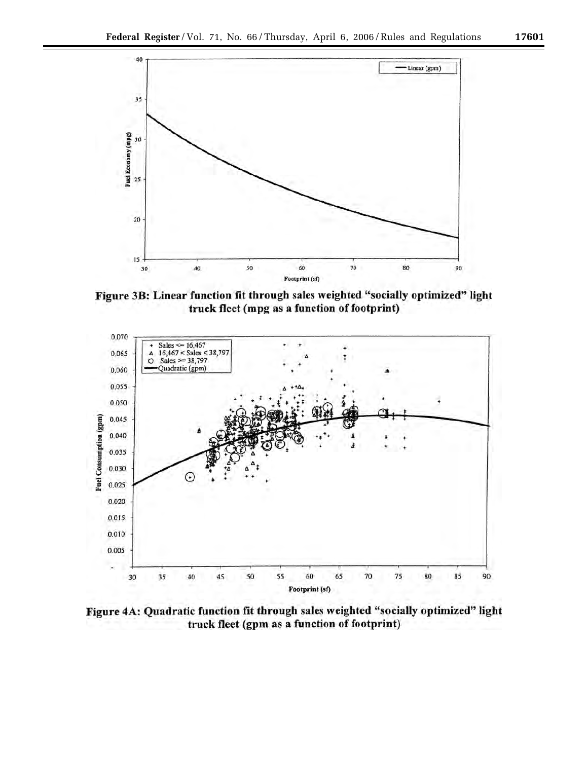**Figure 3B: Linear function fit through sales weighted "socially optimized" light truck fleet (mpg as a function of footprint)**

**Figure 4A: Quadratic function fit through sales weighted "socially optimized" light truck fleet (gpm as a function of footprint)**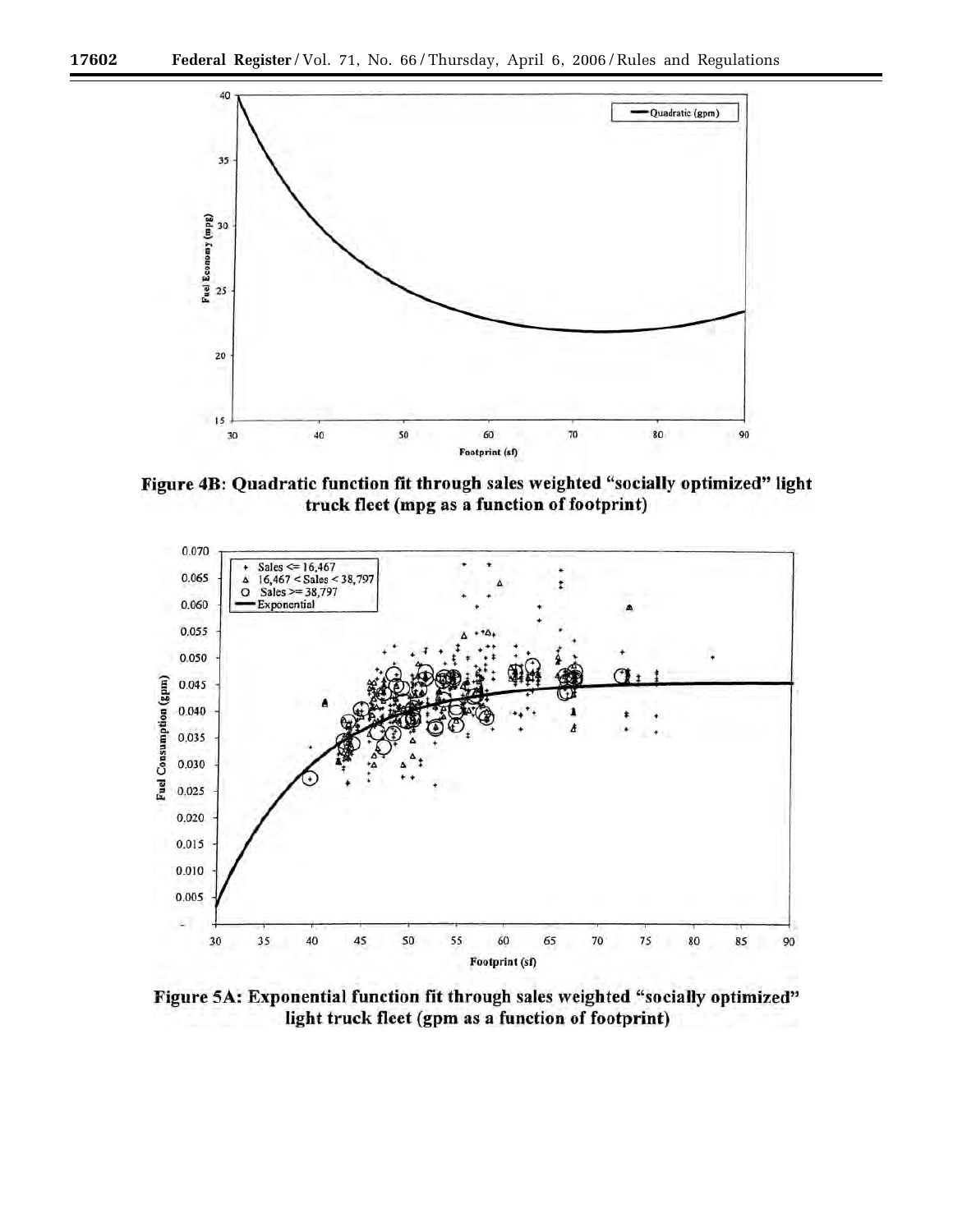**Figure 4B: Quadratic function fit through sales weighted "socially optimized" light truck fleet (mpg as a function of footprint)**

**Figure 5A: Exponential function fit through sales weighted "socially optimized" light truck fleet (gpm as a function of footprint)**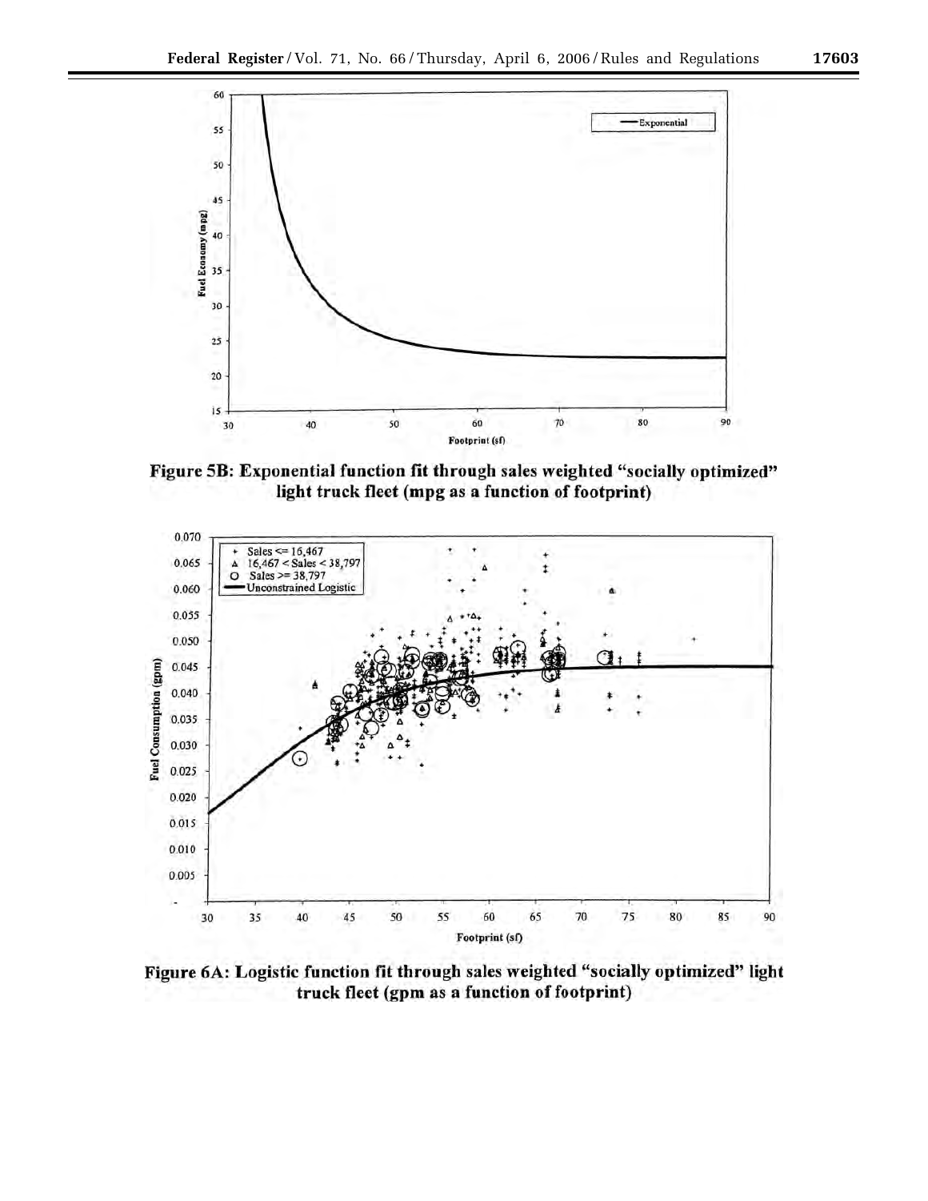Figure 5B: Exponential function fit through sales weighted "socially optimized" light truck fleet (mpg as a function of footprint)

Figure 6A: Logistic function fit through sales weighted "socially optimized" light truck fleet (gpm as a function of footprint)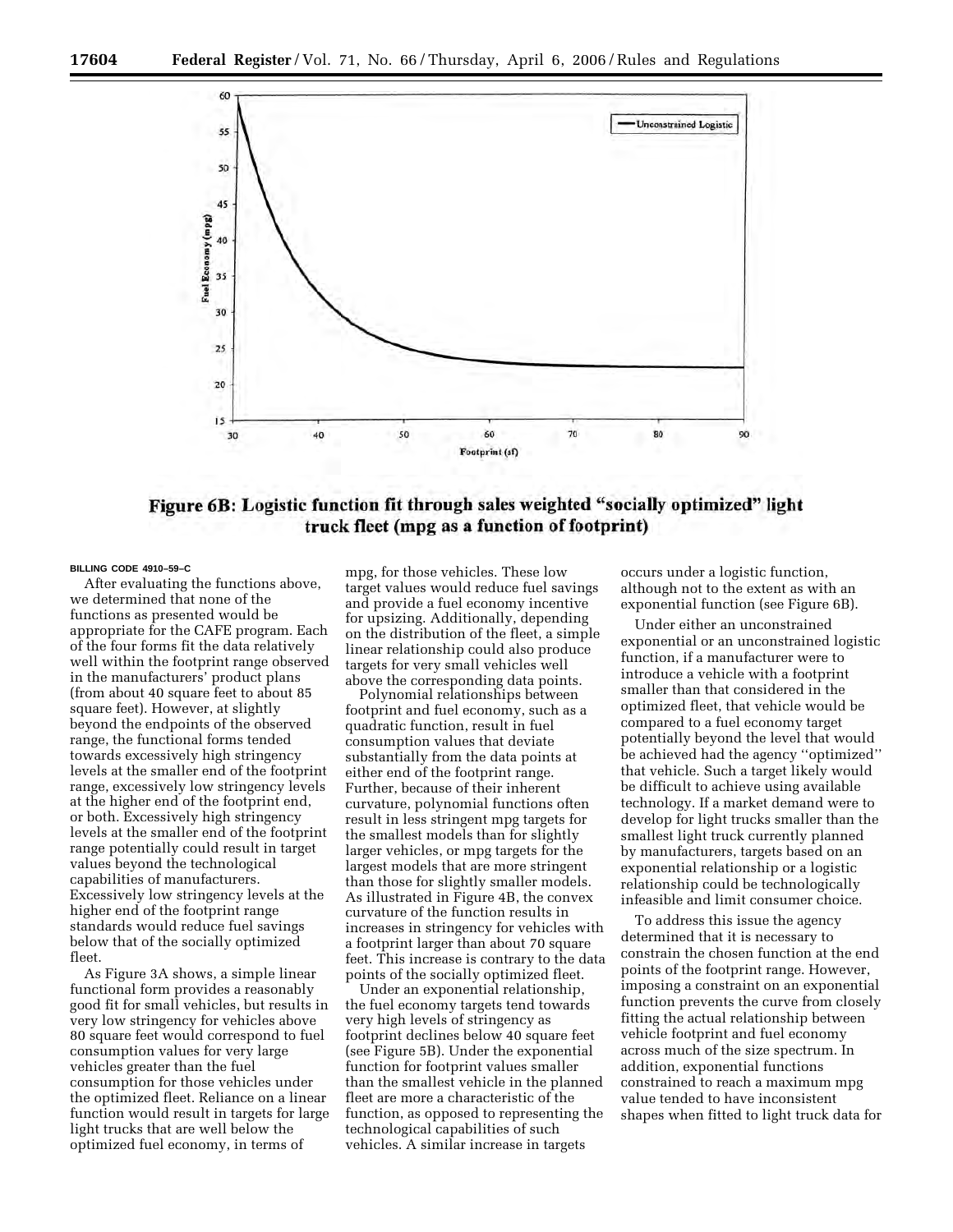**Figure 6B: Logistic function fit through sales weighted "socially optimized" light truck fleet (mpg as a function of footprint)**

BILLING CODE 4910–59–C

After evaluating the functions above, we determined that none of the functions as presented would be appropriate for the CAFE program. Each of the four forms fit the data relatively well within the footprint range observed in the manufacturers' product plans (from about 40 square feet to about 85 square feet). However, at slightly beyond the endpoints of the observed range, the functional forms tended towards excessively high stringency levels at the smaller end of the footprint range, excessively low stringency levels at the higher end of the footprint end, or both. Excessively high stringency levels at the smaller end of the footprint range potentially could result in target values beyond the technological capabilities of manufacturers. Excessively low stringency levels at the higher end of the footprint range standards would reduce fuel savings below that of the socially optimized fleet.

As Figure 3A shows, a simple linear functional form provides a reasonably good fit for small vehicles, but results in very low stringency for vehicles above 80 square feet would correspond to fuel consumption values for very large vehicles greater than the fuel consumption for those vehicles under the optimized fleet. Reliance on a linear function would result in targets for large light trucks that are well below the optimized fuel economy, in terms of mpg, for those vehicles. These low target values would reduce fuel savings and provide a fuel economy incentive for upsizing. Additionally, depending on the distribution of the fleet, a simple linear relationship could also produce targets for very small vehicles well above the corresponding data points.

Polynomial relationships between footprint and fuel economy, such as a quadratic function, result in fuel consumption values that deviate substantially from the data points at either end of the footprint range. Further, because of their inherent curvature, polynomial functions often result in less stringent mpg targets for the smallest models than for slightly larger vehicles, or mpg targets for the largest models that are more stringent than those for slightly smaller models. As illustrated in Figure 4B, the convex curvature of the function results in increases in stringency for vehicles with a footprint larger than about 70 square feet. This increase is contrary to the data points of the socially optimized fleet.

Under an exponential relationship, the fuel economy targets tend towards very high levels of stringency as footprint declines below 40 square feet (see Figure 5B). Under the exponential function for footprint values smaller than the smallest vehicle in the planned fleet are more a characteristic of the function, as opposed to representing the technological capabilities of such vehicles. A similar increase in targets occurs under a logistic function, although not to the extent as with an exponential function (see Figure 6B).

Under either an unconstrained exponential or an unconstrained logistic function, if a manufacturer were to introduce a vehicle with a footprint smaller than that considered in the optimized fleet, that vehicle would be compared to a fuel economy target potentially beyond the level that would be achieved had the agency "optimized" that vehicle. Such a target likely would be difficult to achieve using available technology. If a market demand were to develop for light trucks smaller than the smallest light truck currently planned by manufacturers, targets based on an exponential relationship or a logistic relationship could be technologically infeasible and limit consumer choice.

To address this issue the agency determined that it is necessary to constrain the chosen function at the end points of the footprint range. However, imposing a constraint on an exponential function prevents the curve from closely fitting the actual relationship between vehicle footprint and fuel economy across much of the size spectrum. In addition, exponential functions constrained to reach a maximum mpg value tended to have inconsistent shapes when fitted to light truck data for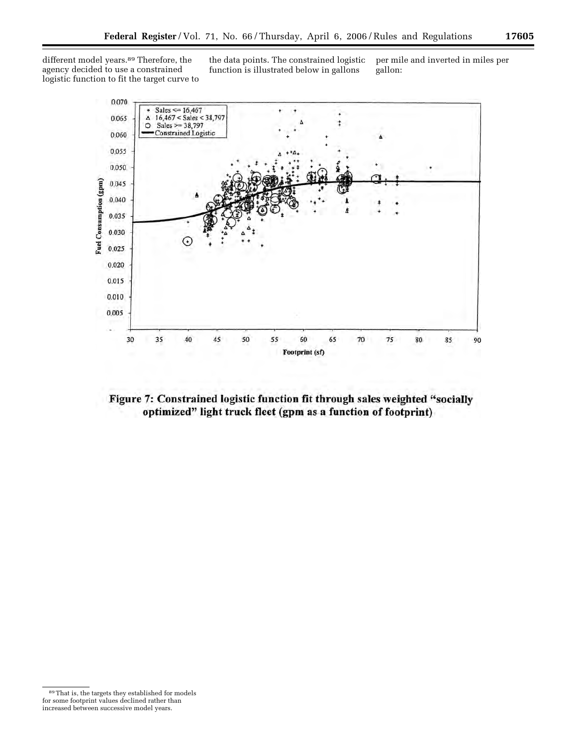different model years.[89] Therefore, the agency decided to use a constrained logistic function to fit the target curve to the data points. The constrained logistic function is illustrated below in gallons per mile and inverted in miles per gallon:

**Figure 7: Constrained logistic function fit through sales weighted "socially optimized" light truck fleet (gpm as a function of footprint)**

[89] That is, the targets they established for models for some footprint values declined rather than increased between successive model years.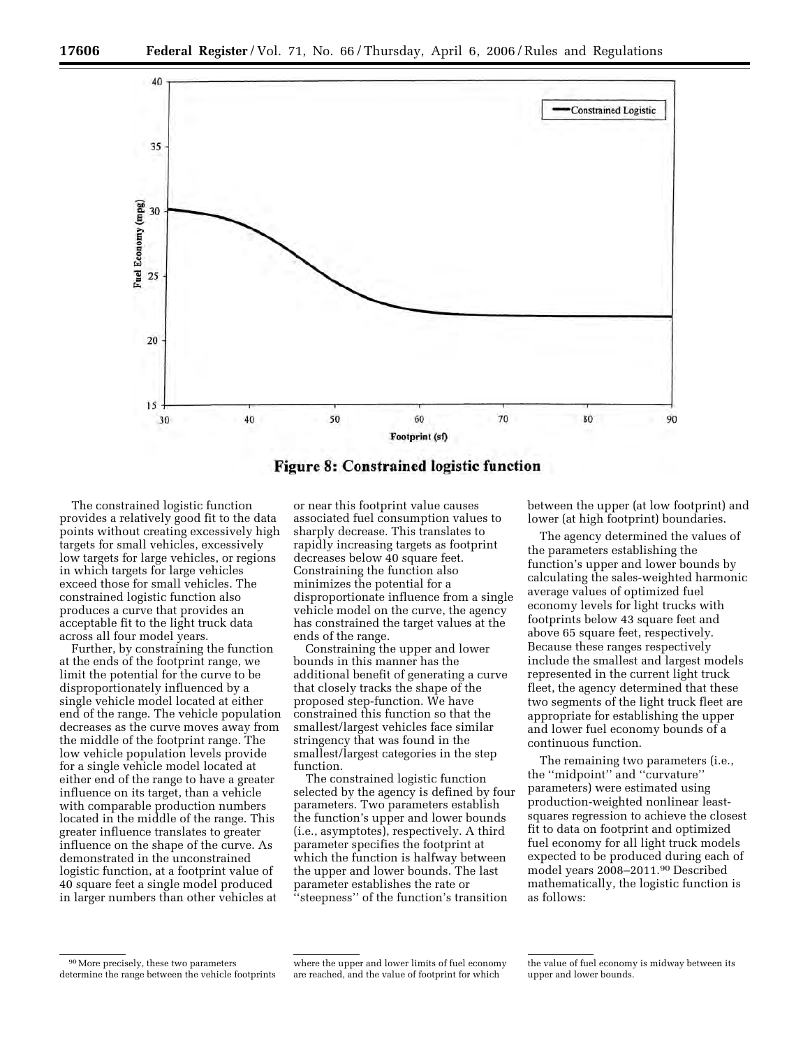**Figure 8: Constrained logistic function**

The constrained logistic function provides a relatively good fit to the data points without creating excessively high targets for small vehicles, excessively low targets for large vehicles, or regions in which targets for large vehicles exceed those for small vehicles. The constrained logistic function also produces a curve that provides an acceptable fit to the light truck data across all four model years.

Further, by constraining the function at the ends of the footprint range, we limit the potential for the curve to be disproportionately influenced by a single vehicle model located at either end of the range. The vehicle population decreases as the curve moves away from the middle of the footprint range. The low vehicle population levels provide for a single vehicle model located at either end of the range to have a greater influence on its target, than a vehicle with comparable production numbers located in the middle of the range. This greater influence translates to greater influence on the shape of the curve. As demonstrated in the unconstrained logistic function, at a footprint value of 40 square feet a single model produced in larger numbers than other vehicles at or near this footprint value causes associated fuel consumption values to sharply decrease. This translates to rapidly increasing targets as footprint decreases below 40 square feet. Constraining the function also minimizes the potential for a disproportionate influence from a single vehicle model on the curve, the agency has constrained the target values at the ends of the range.

Constraining the upper and lower bounds in this manner has the additional benefit of generating a curve that closely tracks the shape of the proposed step-function. We have constrained this function so that the smallest/largest vehicles face similar stringency that was found in the smallest/largest categories in the step function.

The constrained logistic function selected by the agency is defined by four parameters. Two parameters establish the function's upper and lower bounds (i.e., asymptotes), respectively. A third parameter specifies the footprint at which the function is halfway between the upper and lower bounds. The last parameter establishes the rate or "steepness" of the function's transition between the upper (at low footprint) and lower (at high footprint) boundaries.

The agency determined the values of the parameters establishing the function's upper and lower bounds by calculating the sales-weighted harmonic average values of optimized fuel economy levels for light trucks with footprints below 43 square feet and above 65 square feet, respectively. Because these ranges respectively include the smallest and largest models represented in the current light truck fleet, the agency determined that these two segments of the light truck fleet are appropriate for establishing the upper and lower fuel economy bounds of a continuous function.

The remaining two parameters (i.e., the "midpoint" and "curvature" parameters) were estimated using production-weighted nonlinear least-squares regression to achieve the closest fit to data on footprint and optimized fuel economy for all light truck models expected to be produced during each of model years 2008–2011.[90] Described mathematically, the logistic function is as follows:

[90] More precisely, these two parameters determine the range between the vehicle footprints where the upper and lower limits of fuel economy are reached, and the value of footprint for which the value of fuel economy is midway between its upper and lower bounds.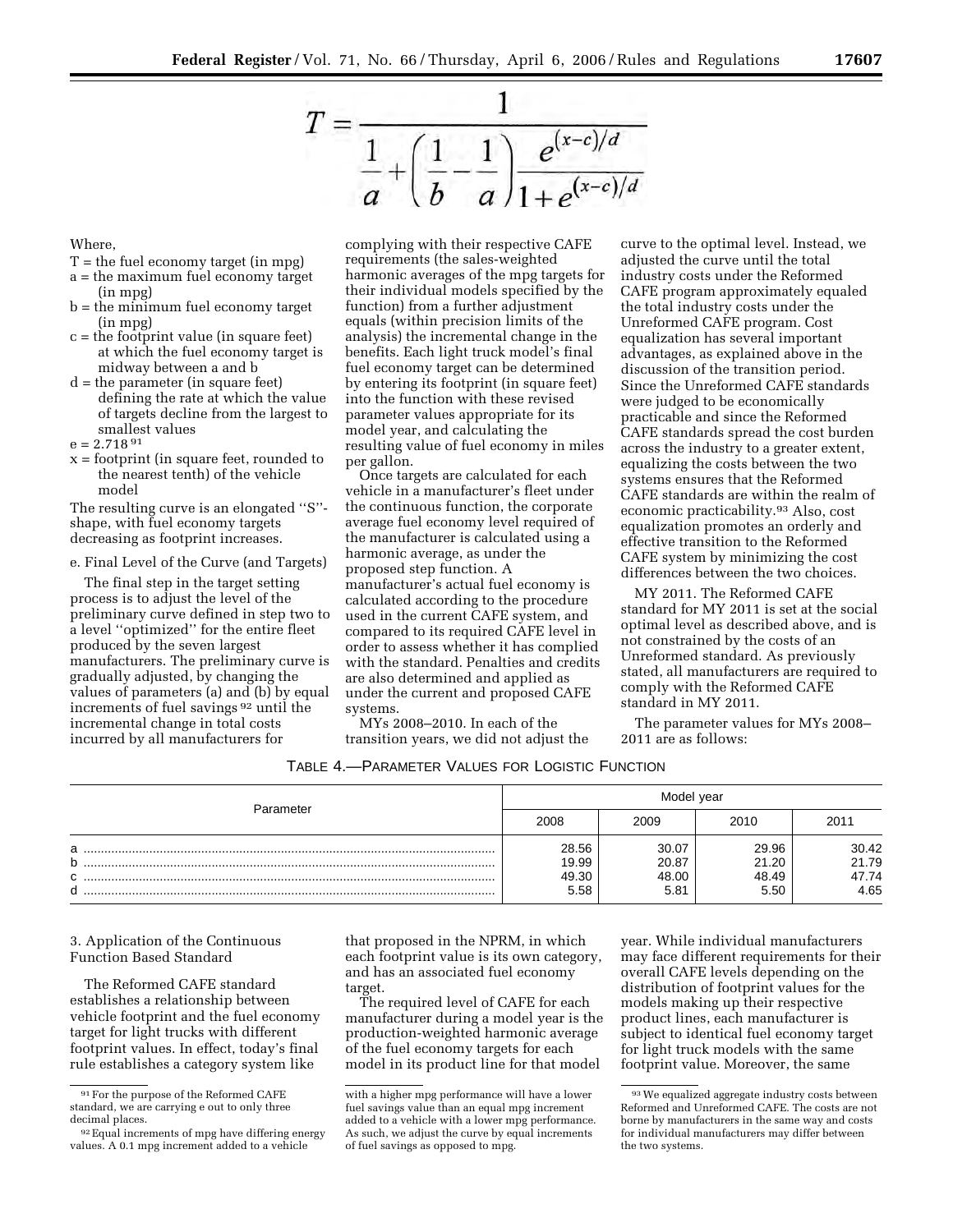$$T = \frac{1}{\frac{1}{a} + \left(\frac{1}{b} - \frac{1}{a}\right)\frac{e^{(x-c)/d}}{1+e^{(x-c)/d}}}$$

Where,

T = the fuel economy target (in mpg)
a = the maximum fuel economy target (in mpg)
b = the minimum fuel economy target (in mpg)
c = the footprint value (in square feet) at which the fuel economy target is midway between a and b
d = the parameter (in square feet) defining the rate at which the value of targets decline from the largest to smallest values
e = 2.718 [91]
x = footprint (in square feet, rounded to the nearest tenth) of the vehicle model

The resulting curve is an elongated "S"-shape, with fuel economy targets decreasing as footprint increases.

e. Final Level of the Curve (and Targets)

The final step in the target setting process is to adjust the level of the preliminary curve defined in step two to a level "optimized" for the entire fleet produced by the seven largest manufacturers. The preliminary curve is gradually adjusted, by changing the values of parameters (a) and (b) by equal increments of fuel savings [92] until the incremental change in total costs incurred by all manufacturers for complying with their respective CAFE requirements (the sales-weighted harmonic averages of the mpg targets for their individual models specified by the function) from a further adjustment equals (within precision limits of the analysis) the incremental change in the benefits. Each light truck model's final fuel economy target can be determined by entering its footprint (in square feet) into the function with these revised parameter values appropriate for its model year, and calculating the resulting value of fuel economy in miles per gallon.

Once targets are calculated for each vehicle in a manufacturer's fleet under the continuous function, the corporate average fuel economy level required of the manufacturer is calculated using a harmonic average, as under the proposed step function. A manufacturer's actual fuel economy is calculated according to the procedure used in the current CAFE system, and compared to its required CAFE level in order to assess whether it has complied with the standard. Penalties and credits are also determined and applied as under the current and proposed CAFE systems.

MYs 2008–2010. In each of the transition years, we did not adjust the curve to the optimal level. Instead, we adjusted the curve until the total industry costs under the Reformed CAFE program approximately equaled the total industry costs under the Unreformed CAFE program. Cost equalization has several important advantages, as explained above in the discussion of the transition period. Since the Unreformed CAFE standards were judged to be economically practicable and since the Reformed CAFE standards spread the cost burden across the industry to a greater extent, equalizing the costs between the two systems ensures that the Reformed CAFE standards are within the realm of economic practicability.[93] Also, cost equalization promotes an orderly and effective transition to the Reformed CAFE system by minimizing the cost differences between the two choices.

MY 2011. The Reformed CAFE standard for MY 2011 is set at the social optimal level as described above, and is not constrained by the costs of an Unreformed standard. As previously stated, all manufacturers are required to comply with the Reformed CAFE standard in MY 2011.

The parameter values for MYs 2008–2011 are as follows:

TABLE 4.—PARAMETER VALUES FOR LOGISTIC FUNCTION

| Parameter | Model year | | | |
|---|---|---|---|---|
| | 2008 | 2009 | 2010 | 2011 |
| a | 28.56 | 30.07 | 29.96 | 30.42 |
| b | 19.99 | 20.87 | 21.20 | 21.79 |
| c | 49.30 | 48.00 | 48.49 | 47.74 |
| d | 5.58 | 5.81 | 5.50 | 4.65 |

3. Application of the Continuous Function Based Standard

The Reformed CAFE standard establishes a relationship between vehicle footprint and the fuel economy target for light trucks with different footprint values. In effect, today's final rule establishes a category system like that proposed in the NPRM, in which each footprint value is its own category, and has an associated fuel economy target.

The required level of CAFE for each manufacturer during a model year is the production-weighted harmonic average of the fuel economy targets for each model in its product line for that model year. While individual manufacturers may face different requirements for their overall CAFE levels depending on the distribution of footprint values for the models making up their respective product lines, each manufacturer is subject to identical fuel economy target for light truck models with the same footprint value. Moreover, the same

[91] For the purpose of the Reformed CAFE standard, we are carrying e out to only three decimal places.

[92] Equal increments of mpg have differing energy values. A 0.1 mpg increment added to a vehicle with a higher mpg performance will have a lower fuel savings value than an equal mpg increment added to a vehicle with a lower mpg performance. As such, we adjust the curve by equal increments of fuel savings as opposed to mpg.

[93] We equalized aggregate industry costs between Reformed and Unreformed CAFE. The costs are not borne by manufacturers in the same way and costs for individual manufacturers may differ between the two systems.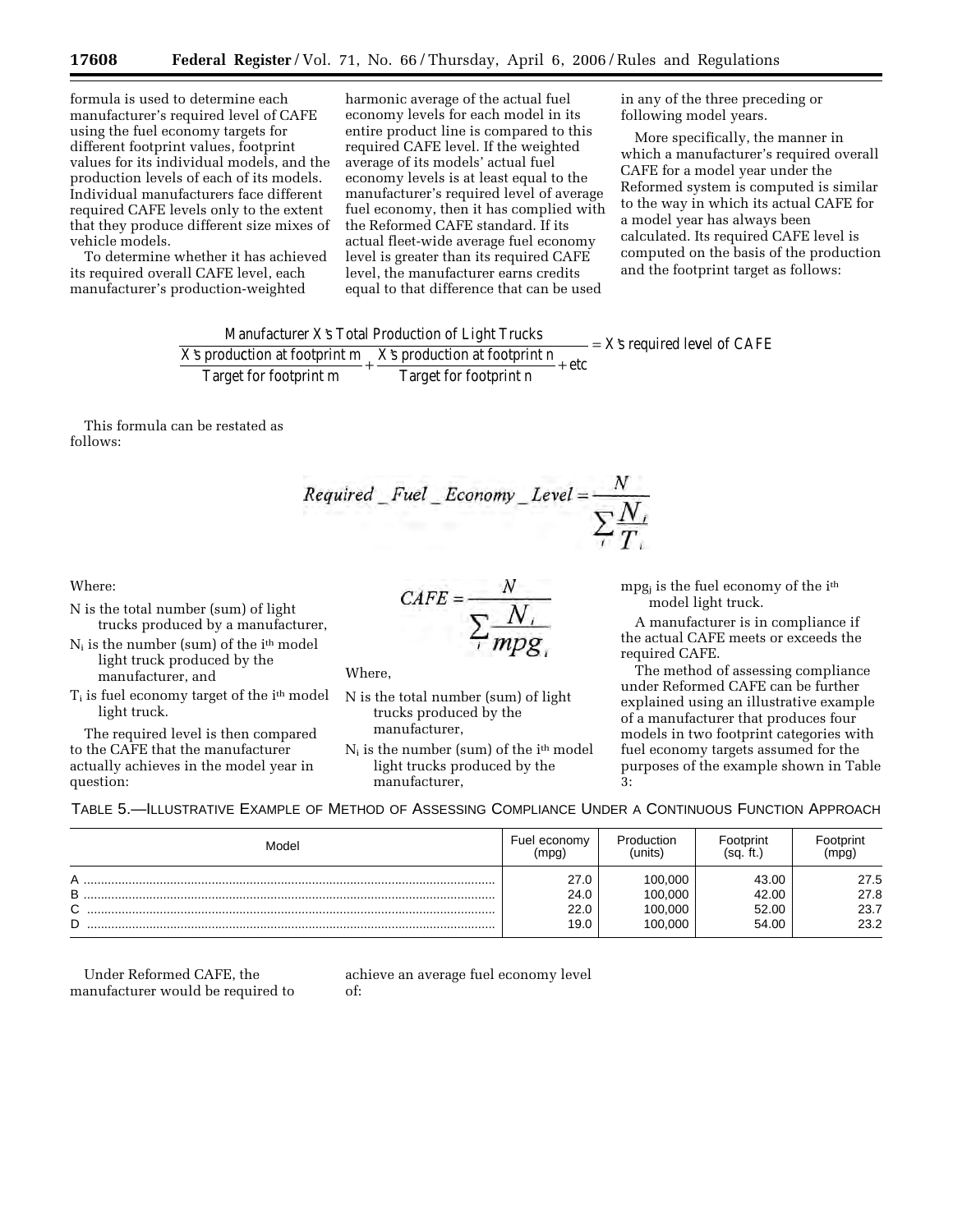formula is used to determine each manufacturer's required level of CAFE using the fuel economy targets for different footprint values, footprint values for its individual models, and the production levels of each of its models. Individual manufacturers face different required CAFE levels only to the extent that they produce different size mixes of vehicle models.

To determine whether it has achieved its required overall CAFE level, each manufacturer's production-weighted harmonic average of the actual fuel economy levels for each model in its entire product line is compared to this required CAFE level. If the weighted average of its models' actual fuel economy levels is at least equal to the manufacturer's required level of average fuel economy, then it has complied with the Reformed CAFE standard. If its actual fleet-wide average fuel economy level is greater than its required CAFE level, the manufacturer earns credits equal to that difference that can be used in any of the three preceding or following model years.

More specifically, the manner in which a manufacturer's required overall CAFE for a model year under the Reformed system is computed is similar to the way in which its actual CAFE for a model year has always been calculated. Its required CAFE level is computed on the basis of the production and the footprint target as follows:

$$\frac{\text{Manufacturer X's Total Production of Light Trucks}}{\frac{\text{X's production at footprint m}}{\text{Target for footprint m}} + \frac{\text{X's production at footprint n}}{\text{Target for footprint n}} + \text{etc}} = \text{X's required level of CAFE}$$

This formula can be restated as follows:

$$Required\_Fuel\_Economy\_Level = \frac{N}{\sum_i \frac{N_i}{T_i}}$$

Where:

- N is the total number (sum) of light trucks produced by a manufacturer,
- $N_i$ is the number (sum) of the $i^{th}$ model light truck produced by the manufacturer, and
- $T_i$ is fuel economy target of the $i^{th}$ model light truck.

The required level is then compared to the CAFE that the manufacturer actually achieves in the model year in question:

$$CAFE = \frac{N}{\sum_i \frac{N_i}{mpg_i}}$$

Where,

- N is the total number (sum) of light trucks produced by the manufacturer,
- $N_i$ is the number (sum) of the $i^{th}$ model light trucks produced by the manufacturer,
- $mpg_i$ is the fuel economy of the $i^{th}$ model light truck.

A manufacturer is in compliance if the actual CAFE meets or exceeds the required CAFE.

The method of assessing compliance under Reformed CAFE can be further explained using an illustrative example of a manufacturer that produces four models in two footprint categories with fuel economy targets assumed for the purposes of the example shown in Table 3:

TABLE 5.—ILLUSTRATIVE EXAMPLE OF METHOD OF ASSESSING COMPLIANCE UNDER A CONTINUOUS FUNCTION APPROACH

| Model | Fuel economy (mpg) | Production (units) | Footprint (sq. ft.) | Footprint (mpg) |
|---|---|---|---|---|
| A | 27.0 | 100,000 | 43.00 | 27.5 |
| B | 24.0 | 100,000 | 42.00 | 27.8 |
| C | 22.0 | 100,000 | 52.00 | 23.7 |
| D | 19.0 | 100,000 | 54.00 | 23.2 |

Under Reformed CAFE, the manufacturer would be required to achieve an average fuel economy level of: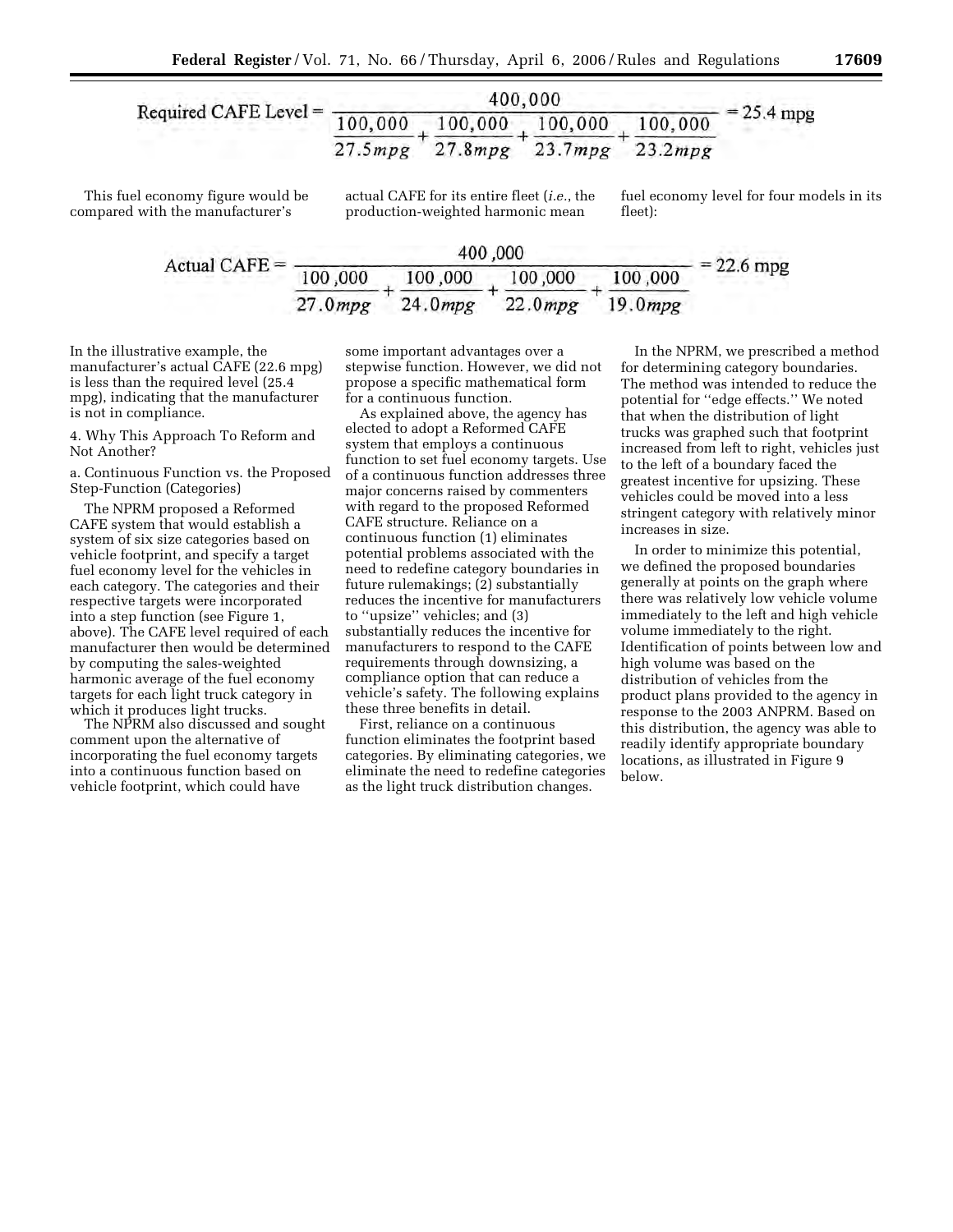$$\text{Required CAFE Level} = \frac{400{,}000}{\frac{100{,}000}{27.5mpg} + \frac{100{,}000}{27.8mpg} + \frac{100{,}000}{23.7mpg} + \frac{100{,}000}{23.2mpg}} = 25.4 \text{ mpg}$$

This fuel economy figure would be compared with the manufacturer's actual CAFE for its entire fleet (*i.e.*, the production-weighted harmonic mean fuel economy level for four models in its fleet):

$$\text{Actual CAFE} = \frac{400{,}000}{\frac{100{,}000}{27.0mpg} + \frac{100{,}000}{24.0mpg} + \frac{100{,}000}{22.0mpg} + \frac{100{,}000}{19.0mpg}} = 22.6 \text{ mpg}$$

In the illustrative example, the manufacturer's actual CAFE (22.6 mpg) is less than the required level (25.4 mpg), indicating that the manufacturer is not in compliance.

4. Why This Approach To Reform and Not Another?

a. Continuous Function vs. the Proposed Step-Function (Categories)

The NPRM proposed a Reformed CAFE system that would establish a system of six size categories based on vehicle footprint, and specify a target fuel economy level for the vehicles in each category. The categories and their respective targets were incorporated into a step function (see Figure 1, above). The CAFE level required of each manufacturer then would be determined by computing the sales-weighted harmonic average of the fuel economy targets for each light truck category in which it produces light trucks.

The NPRM also discussed and sought comment upon the alternative of incorporating the fuel economy targets into a continuous function based on vehicle footprint, which could have some important advantages over a stepwise function. However, we did not propose a specific mathematical form for a continuous function.

As explained above, the agency has elected to adopt a Reformed CAFE system that employs a continuous function to set fuel economy targets. Use of a continuous function addresses three major concerns raised by commenters with regard to the proposed Reformed CAFE structure. Reliance on a continuous function (1) eliminates potential problems associated with the need to redefine category boundaries in future rulemakings; (2) substantially reduces the incentive for manufacturers to "upsize" vehicles; and (3) substantially reduces the incentive for manufacturers to respond to the CAFE requirements through downsizing, a compliance option that can reduce a vehicle's safety. The following explains these three benefits in detail.

First, reliance on a continuous function eliminates the footprint based categories. By eliminating categories, we eliminate the need to redefine categories as the light truck distribution changes.

In the NPRM, we prescribed a method for determining category boundaries. The method was intended to reduce the potential for "edge effects." We noted that when the distribution of light trucks was graphed such that footprint increased from left to right, vehicles just to the left of a boundary faced the greatest incentive for upsizing. These vehicles could be moved into a less stringent category with relatively minor increases in size.

In order to minimize this potential, we defined the proposed boundaries generally at points on the graph where there was relatively low vehicle volume immediately to the left and high vehicle volume immediately to the right. Identification of points between low and high volume was based on the distribution of vehicles from the product plans provided to the agency in response to the 2003 ANPRM. Based on this distribution, the agency was able to readily identify appropriate boundary locations, as illustrated in Figure 9 below.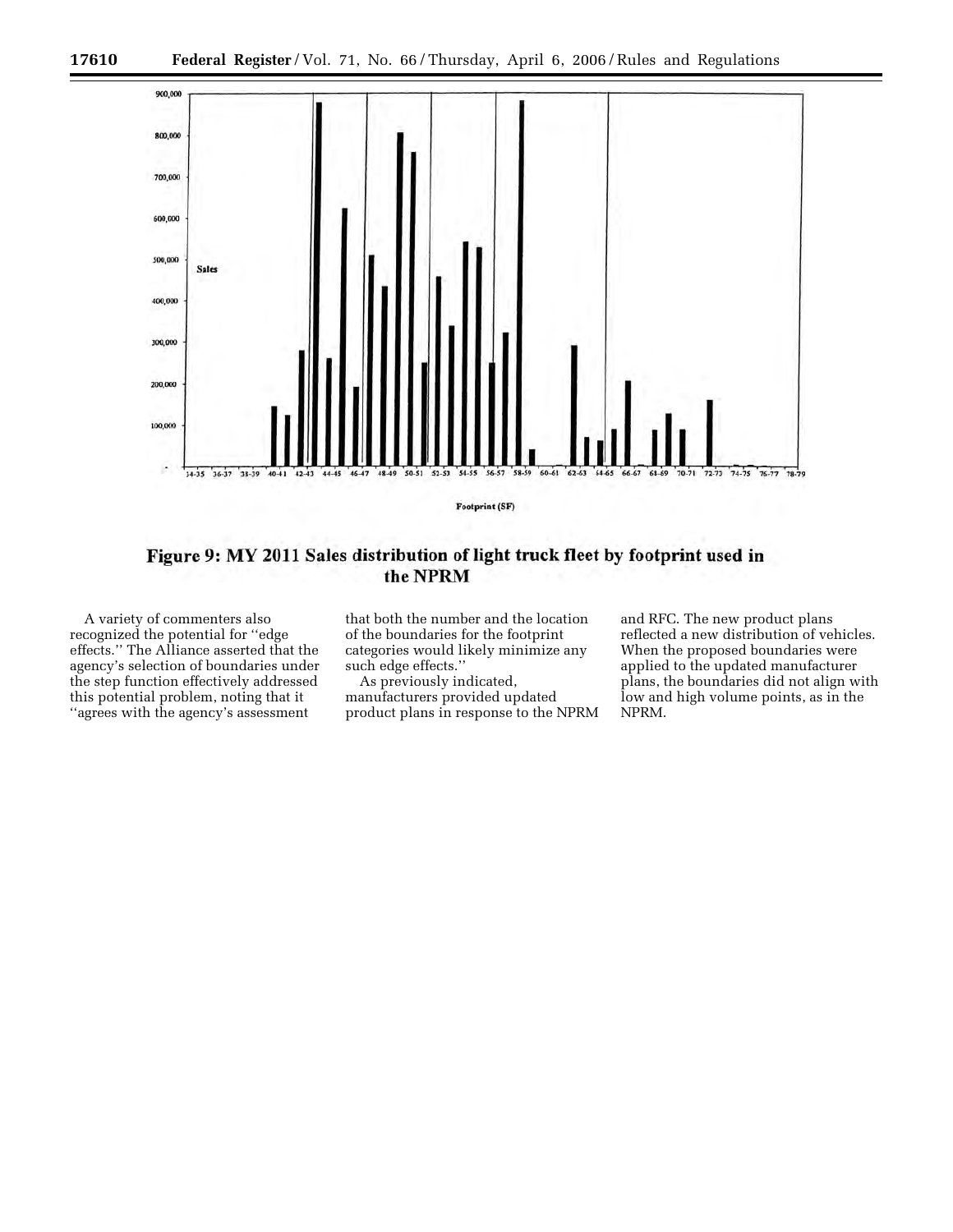**Figure 9: MY 2011 Sales distribution of light truck fleet by footprint used in the NPRM**

A variety of commenters also recognized the potential for "edge effects." The Alliance asserted that the agency's selection of boundaries under the step function effectively addressed this potential problem, noting that it "agrees with the agency's assessment that both the number and the location of the boundaries for the footprint categories would likely minimize any such edge effects."

As previously indicated, manufacturers provided updated product plans in response to the NPRM and RFC. The new product plans reflected a new distribution of vehicles. When the proposed boundaries were applied to the updated manufacturer plans, the boundaries did not align with low and high volume points, as in the NPRM.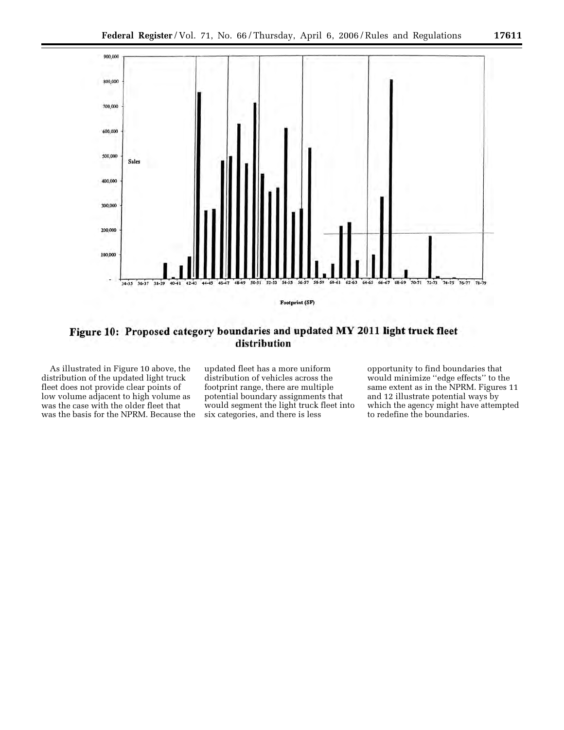**Figure 10: Proposed category boundaries and updated MY 2011 light truck fleet distribution**

As illustrated in Figure 10 above, the distribution of the updated light truck fleet does not provide clear points of low volume adjacent to high volume as was the case with the older fleet that was the basis for the NPRM. Because the updated fleet has a more uniform distribution of vehicles across the footprint range, there are multiple potential boundary assignments that would segment the light truck fleet into six categories, and there is less opportunity to find boundaries that would minimize "edge effects" to the same extent as in the NPRM. Figures 11 and 12 illustrate potential ways by which the agency might have attempted to redefine the boundaries.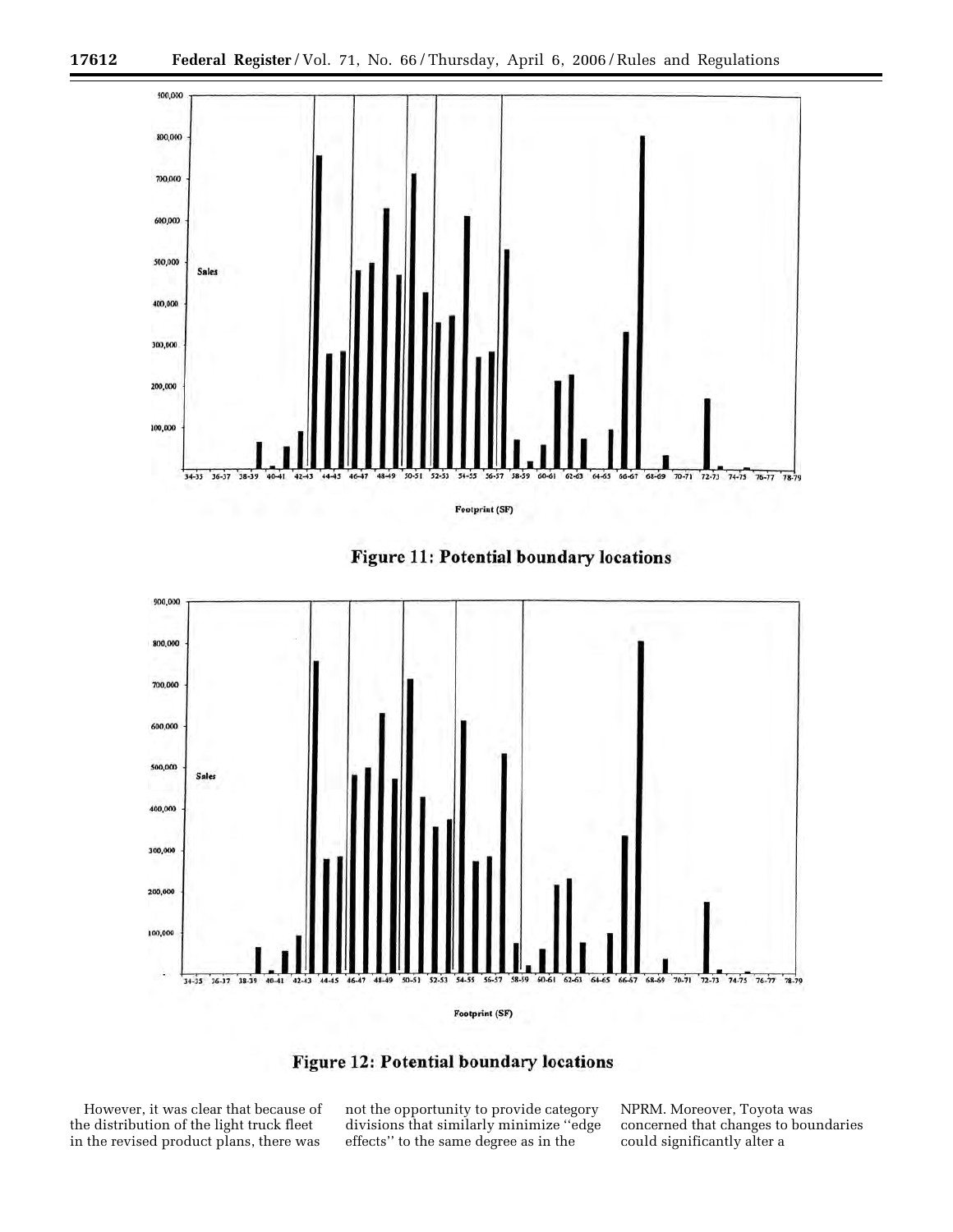Figure 11: Potential boundary locations

Figure 12: Potential boundary locations

However, it was clear that because of the distribution of the light truck fleet in the revised product plans, there was not the opportunity to provide category divisions that similarly minimize ''edge effects'' to the same degree as in the NPRM. Moreover, Toyota was concerned that changes to boundaries could significantly alter a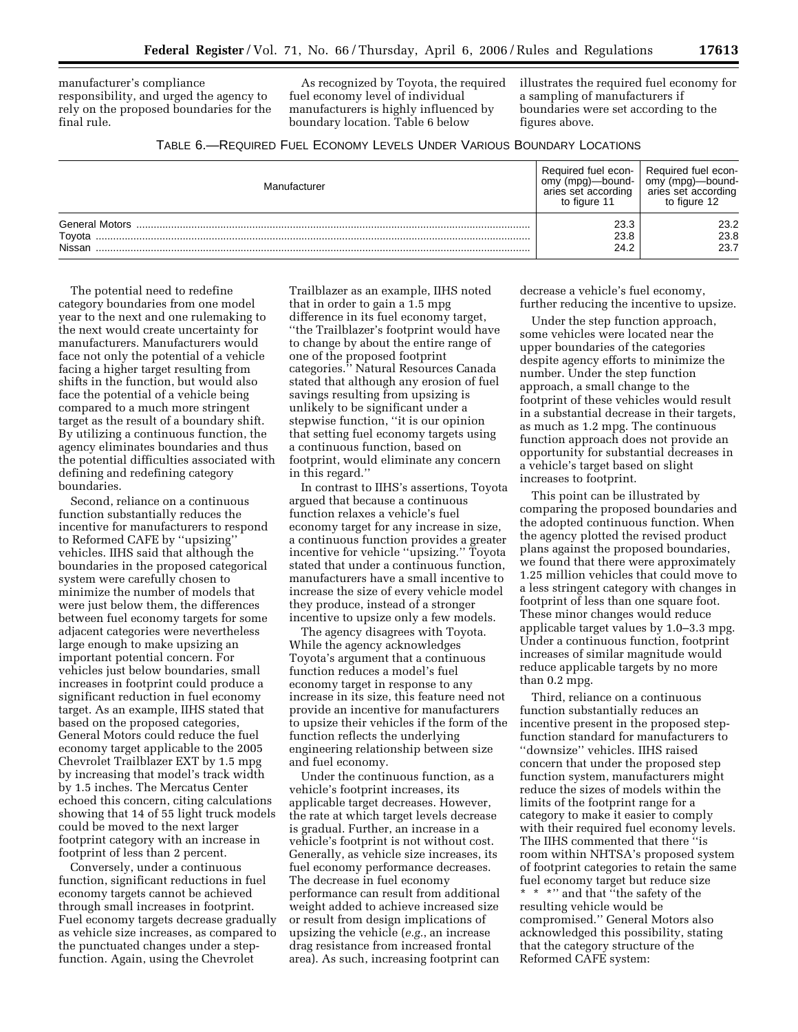manufacturer's compliance responsibility, and urged the agency to rely on the proposed boundaries for the final rule.

As recognized by Toyota, the required fuel economy level of individual manufacturers is highly influenced by boundary location. Table 6 below illustrates the required fuel economy for a sampling of manufacturers if boundaries were set according to the figures above.

TABLE 6.—REQUIRED FUEL ECONOMY LEVELS UNDER VARIOUS BOUNDARY LOCATIONS

| Manufacturer | Required fuel economy (mpg)—boundaries set according to figure 11 | Required fuel economy (mpg)—boundaries set according to figure 12 |
|---|---|---|
| General Motors | 23.3 | 23.2 |
| Toyota | 23.8 | 23.8 |
| Nissan | 24.2 | 23.7 |

The potential need to redefine category boundaries from one model year to the next and one rulemaking to the next would create uncertainty for manufacturers. Manufacturers would face not only the potential of a vehicle facing a higher target resulting from shifts in the function, but would also face the potential of a vehicle being compared to a much more stringent target as the result of a boundary shift. By utilizing a continuous function, the agency eliminates boundaries and thus the potential difficulties associated with defining and redefining category boundaries.

Second, reliance on a continuous function substantially reduces the incentive for manufacturers to respond to Reformed CAFE by ''upsizing'' vehicles. IIHS said that although the boundaries in the proposed categorical system were carefully chosen to minimize the number of models that were just below them, the differences between fuel economy targets for some adjacent categories were nevertheless large enough to make upsizing an important potential concern. For vehicles just below boundaries, small increases in footprint could produce a significant reduction in fuel economy target. As an example, IIHS stated that based on the proposed categories, General Motors could reduce the fuel economy target applicable to the 2005 Chevrolet Trailblazer EXT by 1.5 mpg by increasing that model's track width by 1.5 inches. The Mercatus Center echoed this concern, citing calculations showing that 14 of 55 light truck models could be moved to the next larger footprint category with an increase in footprint of less than 2 percent.

Conversely, under a continuous function, significant reductions in fuel economy targets cannot be achieved through small increases in footprint. Fuel economy targets decrease gradually as vehicle size increases, as compared to the punctuated changes under a step-function. Again, using the Chevrolet Trailblazer as an example, IIHS noted that in order to gain a 1.5 mpg difference in its fuel economy target, ''the Trailblazer's footprint would have to change by about the entire range of one of the proposed footprint categories.'' Natural Resources Canada stated that although any erosion of fuel savings resulting from upsizing is unlikely to be significant under a stepwise function, ''it is our opinion that setting fuel economy targets using a continuous function, based on footprint, would eliminate any concern in this regard.''

In contrast to IIHS's assertions, Toyota argued that because a continuous function relaxes a vehicle's fuel economy target for any increase in size, a continuous function provides a greater incentive for vehicle ''upsizing.'' Toyota stated that under a continuous function, manufacturers have a small incentive to increase the size of every vehicle model they produce, instead of a stronger incentive to upsize only a few models.

The agency disagrees with Toyota. While the agency acknowledges Toyota's argument that a continuous function reduces a model's fuel economy target in response to any increase in its size, this feature need not provide an incentive for manufacturers to upsize their vehicles if the form of the function reflects the underlying engineering relationship between size and fuel economy.

Under the continuous function, as a vehicle's footprint increases, its applicable target decreases. However, the rate at which target levels decrease is gradual. Further, an increase in a vehicle's footprint is not without cost. Generally, as vehicle size increases, its fuel economy performance decreases. The decrease in fuel economy performance can result from additional weight added to achieve increased size or result from design implications of upsizing the vehicle (*e.g.*, an increase drag resistance from increased frontal area). As such, increasing footprint can decrease a vehicle's fuel economy, further reducing the incentive to upsize.

Under the step function approach, some vehicles were located near the upper boundaries of the categories despite agency efforts to minimize the number. Under the step function approach, a small change to the footprint of these vehicles would result in a substantial decrease in their targets, as much as 1.2 mpg. The continuous function approach does not provide an opportunity for substantial decreases in a vehicle's target based on slight increases to footprint.

This point can be illustrated by comparing the proposed boundaries and the adopted continuous function. When the agency plotted the revised product plans against the proposed boundaries, we found that there were approximately 1.25 million vehicles that could move to a less stringent category with changes in footprint of less than one square foot. These minor changes would reduce applicable target values by 1.0–3.3 mpg. Under a continuous function, footprint increases of similar magnitude would reduce applicable targets by no more than 0.2 mpg.

Third, reliance on a continuous function substantially reduces an incentive present in the proposed step-function standard for manufacturers to ''downsize'' vehicles. IIHS raised concern that under the proposed step function system, manufacturers might reduce the sizes of models within the limits of the footprint range for a category to make it easier to comply with their required fuel economy levels. The IIHS commented that there ''is room within NHTSA's proposed system of footprint categories to retain the same fuel economy target but reduce size * * *'' and that ''the safety of the resulting vehicle would be compromised.'' General Motors also acknowledged this possibility, stating that the category structure of the Reformed CAFE system: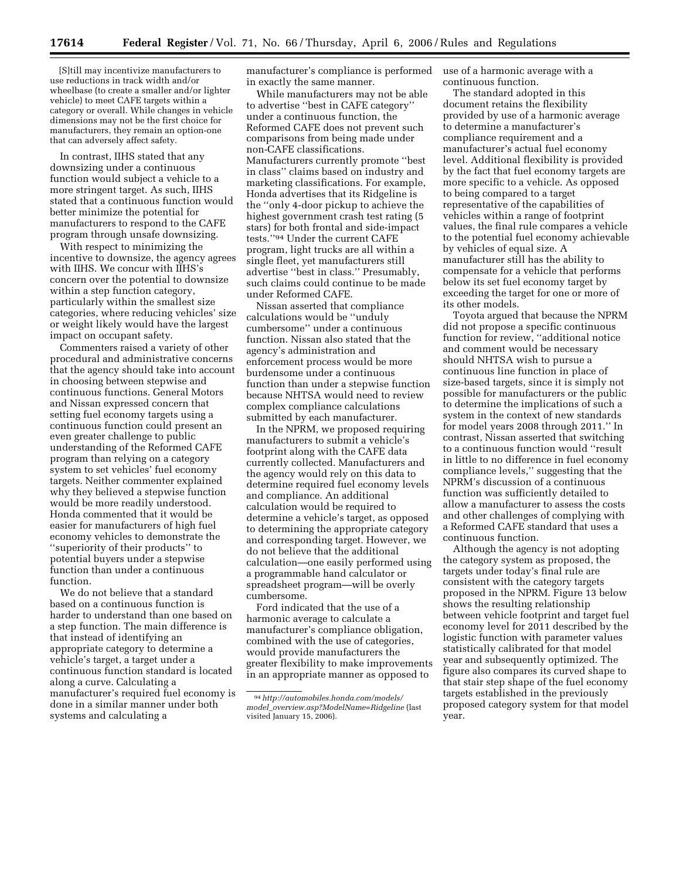[S]till may incentivize manufacturers to use reductions in track width and/or wheelbase (to create a smaller and/or lighter vehicle) to meet CAFE targets within a category or overall. While changes in vehicle dimensions may not be the first choice for manufacturers, they remain an option-one that can adversely affect safety.

In contrast, IIHS stated that any downsizing under a continuous function would subject a vehicle to a more stringent target. As such, IIHS stated that a continuous function would better minimize the potential for manufacturers to respond to the CAFE program through unsafe downsizing.

With respect to minimizing the incentive to downsize, the agency agrees with IIHS. We concur with IIHS's concern over the potential to downsize within a step function category, particularly within the smallest size categories, where reducing vehicles' size or weight likely would have the largest impact on occupant safety.

Commenters raised a variety of other procedural and administrative concerns that the agency should take into account in choosing between stepwise and continuous functions. General Motors and Nissan expressed concern that setting fuel economy targets using a continuous function could present an even greater challenge to public understanding of the Reformed CAFE program than relying on a category system to set vehicles' fuel economy targets. Neither commenter explained why they believed a stepwise function would be more readily understood. Honda commented that it would be easier for manufacturers of high fuel economy vehicles to demonstrate the ''superiority of their products'' to potential buyers under a stepwise function than under a continuous function.

We do not believe that a standard based on a continuous function is harder to understand than one based on a step function. The main difference is that instead of identifying an appropriate category to determine a vehicle's target, a target under a continuous function standard is located along a curve. Calculating a manufacturer's required fuel economy is done in a similar manner under both systems and calculating a manufacturer's compliance is performed in exactly the same manner.

While manufacturers may not be able to advertise ''best in CAFE category'' under a continuous function, the Reformed CAFE does not prevent such comparisons from being made under non-CAFE classifications. Manufacturers currently promote ''best in class'' claims based on industry and marketing classifications. For example, Honda advertises that its Ridgeline is the ''only 4-door pickup to achieve the highest government crash test rating (5 stars) for both frontal and side-impact tests.''[94] Under the current CAFE program, light trucks are all within a single fleet, yet manufacturers still advertise ''best in class.'' Presumably, such claims could continue to be made under Reformed CAFE.

Nissan asserted that compliance calculations would be ''unduly cumbersome'' under a continuous function. Nissan also stated that the agency's administration and enforcement process would be more burdensome under a continuous function than under a stepwise function because NHTSA would need to review complex compliance calculations submitted by each manufacturer.

In the NPRM, we proposed requiring manufacturers to submit a vehicle's footprint along with the CAFE data currently collected. Manufacturers and the agency would rely on this data to determine required fuel economy levels and compliance. An additional calculation would be required to determine a vehicle's target, as opposed to determining the appropriate category and corresponding target. However, we do not believe that the additional calculation—one easily performed using a programmable hand calculator or spreadsheet program—will be overly cumbersome.

Ford indicated that the use of a harmonic average to calculate a manufacturer's compliance obligation, combined with the use of categories, would provide manufacturers the greater flexibility to make improvements in an appropriate manner as opposed to use of a harmonic average with a continuous function.

The standard adopted in this document retains the flexibility provided by use of a harmonic average to determine a manufacturer's compliance requirement and a manufacturer's actual fuel economy level. Additional flexibility is provided by the fact that fuel economy targets are more specific to a vehicle. As opposed to being compared to a target representative of the capabilities of vehicles within a range of footprint values, the final rule compares a vehicle to the potential fuel economy achievable by vehicles of equal size. A manufacturer still has the ability to compensate for a vehicle that performs below its set fuel economy target by exceeding the target for one or more of its other models.

Toyota argued that because the NPRM did not propose a specific continuous function for review, ''additional notice and comment would be necessary should NHTSA wish to pursue a continuous line function in place of size-based targets, since it is simply not possible for manufacturers or the public to determine the implications of such a system in the context of new standards for model years 2008 through 2011.'' In contrast, Nissan asserted that switching to a continuous function would ''result in little to no difference in fuel economy compliance levels,'' suggesting that the NPRM's discussion of a continuous function was sufficiently detailed to allow a manufacturer to assess the costs and other challenges of complying with a Reformed CAFE standard that uses a continuous function.

Although the agency is not adopting the category system as proposed, the targets under today's final rule are consistent with the category targets proposed in the NPRM. Figure 13 below shows the resulting relationship between vehicle footprint and target fuel economy level for 2011 described by the logistic function with parameter values statistically calibrated for that model year and subsequently optimized. The figure also compares its curved shape to that stair step shape of the fuel economy targets established in the previously proposed category system for that model year.

[94] *http://automobiles.honda.com/models/model_overview.asp?ModelName=Ridgeline* (last visited January 15, 2006).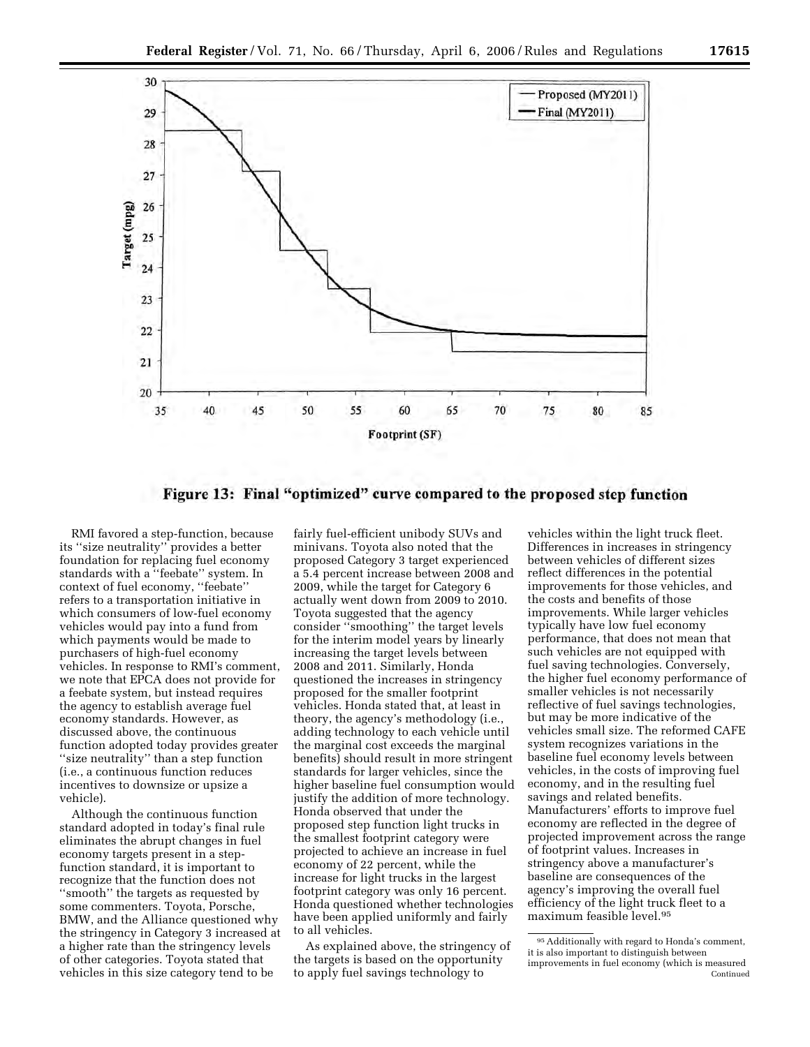Figure 13: Final "optimized" curve compared to the proposed step function

RMI favored a step-function, because its ''size neutrality'' provides a better foundation for replacing fuel economy standards with a ''feebate'' system. In context of fuel economy, ''feebate'' refers to a transportation initiative in which consumers of low-fuel economy vehicles would pay into a fund from which payments would be made to purchasers of high-fuel economy vehicles. In response to RMI's comment, we note that EPCA does not provide for a feebate system, but instead requires the agency to establish average fuel economy standards. However, as discussed above, the continuous function adopted today provides greater ''size neutrality'' than a step function (i.e., a continuous function reduces incentives to downsize or upsize a vehicle).

Although the continuous function standard adopted in today's final rule eliminates the abrupt changes in fuel economy targets present in a step-function standard, it is important to recognize that the function does not ''smooth'' the targets as requested by some commenters. Toyota, Porsche, BMW, and the Alliance questioned why the stringency in Category 3 increased at a higher rate than the stringency levels of other categories. Toyota stated that vehicles in this size category tend to be fairly fuel-efficient unibody SUVs and minivans. Toyota also noted that the proposed Category 3 target experienced a 5.4 percent increase between 2008 and 2009, while the target for Category 6 actually went down from 2009 to 2010. Toyota suggested that the agency consider ''smoothing'' the target levels for the interim model years by linearly increasing the target levels between 2008 and 2011. Similarly, Honda questioned the increases in stringency proposed for the smaller footprint vehicles. Honda stated that, at least in theory, the agency's methodology (i.e., adding technology to each vehicle until the marginal cost exceeds the marginal benefits) should result in more stringent standards for larger vehicles, since the higher baseline fuel consumption would justify the addition of more technology. Honda observed that under the proposed step function light trucks in the smallest footprint category were projected to achieve an increase in fuel economy of 22 percent, while the increase for light trucks in the largest footprint category was only 16 percent. Honda questioned whether technologies have been applied uniformly and fairly to all vehicles.

As explained above, the stringency of the targets is based on the opportunity to apply fuel savings technology to vehicles within the light truck fleet. Differences in increases in stringency between vehicles of different sizes reflect differences in the potential improvements for those vehicles, and the costs and benefits of those improvements. While larger vehicles typically have low fuel economy performance, that does not mean that such vehicles are not equipped with fuel saving technologies. Conversely, the higher fuel economy performance of smaller vehicles is not necessarily reflective of fuel savings technologies, but may be more indicative of the vehicles small size. The reformed CAFE system recognizes variations in the baseline fuel economy levels between vehicles, in the costs of improving fuel economy, and in the resulting fuel savings and related benefits. Manufacturers' efforts to improve fuel economy are reflected in the degree of projected improvement across the range of footprint values. Increases in stringency above a manufacturer's baseline are consequences of the agency's improving the overall fuel efficiency of the light truck fleet to a maximum feasible level.[95]

[95] Additionally with regard to Honda's comment, it is also important to distinguish between improvements in fuel economy (which is measured

Continued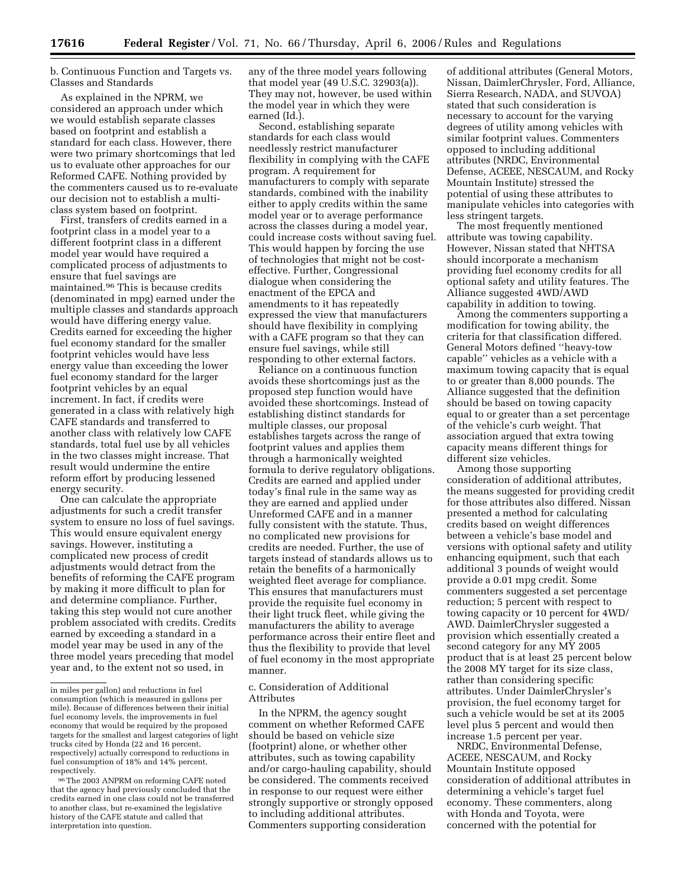b. Continuous Function and Targets vs. Classes and Standards

As explained in the NPRM, we considered an approach under which we would establish separate classes based on footprint and establish a standard for each class. However, there were two primary shortcomings that led us to evaluate other approaches for our Reformed CAFE. Nothing provided by the commenters caused us to re-evaluate our decision not to establish a multi-class system based on footprint.

First, transfers of credits earned in a footprint class in a model year to a different footprint class in a different model year would have required a complicated process of adjustments to ensure that fuel savings are maintained.[96] This is because credits (denominated in mpg) earned under the multiple classes and standards approach would have differing energy value. Credits earned for exceeding the higher fuel economy standard for the smaller footprint vehicles would have less energy value than exceeding the lower fuel economy standard for the larger footprint vehicles by an equal increment. In fact, if credits were generated in a class with relatively high CAFE standards and transferred to another class with relatively low CAFE standards, total fuel use by all vehicles in the two classes might increase. That result would undermine the entire reform effort by producing lessened energy security.

One can calculate the appropriate adjustments for such a credit transfer system to ensure no loss of fuel savings. This would ensure equivalent energy savings. However, instituting a complicated new process of credit adjustments would detract from the benefits of reforming the CAFE program by making it more difficult to plan for and determine compliance. Further, taking this step would not cure another problem associated with credits. Credits earned by exceeding a standard in a model year may be used in any of the three model years preceding that model year and, to the extent not so used, in any of the three model years following that model year (49 U.S.C. 32903(a)). They may not, however, be used within the model year in which they were earned (Id.).

Second, establishing separate standards for each class would needlessly restrict manufacturer flexibility in complying with the CAFE program. A requirement for manufacturers to comply with separate standards, combined with the inability either to apply credits within the same model year or to average performance across the classes during a model year, could increase costs without saving fuel. This would happen by forcing the use of technologies that might not be cost-effective. Further, Congressional dialogue when considering the enactment of the EPCA and amendments to it has repeatedly expressed the view that manufacturers should have flexibility in complying with a CAFE program so that they can ensure fuel savings, while still responding to other external factors.

Reliance on a continuous function avoids these shortcomings just as the proposed step function would have avoided these shortcomings. Instead of establishing distinct standards for multiple classes, our proposal establishes targets across the range of footprint values and applies them through a harmonically weighted formula to derive regulatory obligations. Credits are earned and applied under today's final rule in the same way as they are earned and applied under Unreformed CAFE and in a manner fully consistent with the statute. Thus, no complicated new provisions for credits are needed. Further, the use of targets instead of standards allows us to retain the benefits of a harmonically weighted fleet average for compliance. This ensures that manufacturers must provide the requisite fuel economy in their light truck fleet, while giving the manufacturers the ability to average performance across their entire fleet and thus the flexibility to provide that level of fuel economy in the most appropriate manner.

c. Consideration of Additional Attributes

In the NPRM, the agency sought comment on whether Reformed CAFE should be based on vehicle size (footprint) alone, or whether other attributes, such as towing capability and/or cargo-hauling capability, should be considered. The comments received in response to our request were either strongly supportive or strongly opposed to including additional attributes. Commenters supporting consideration of additional attributes (General Motors, Nissan, DaimlerChrysler, Ford, Alliance, Sierra Research, NADA, and SUVOA) stated that such consideration is necessary to account for the varying degrees of utility among vehicles with similar footprint values. Commenters opposed to including additional attributes (NRDC, Environmental Defense, ACEEE, NESCAUM, and Rocky Mountain Institute) stressed the potential of using these attributes to manipulate vehicles into categories with less stringent targets.

The most frequently mentioned attribute was towing capability. However, Nissan stated that NHTSA should incorporate a mechanism providing fuel economy credits for all optional safety and utility features. The Alliance suggested 4WD/AWD capability in addition to towing.

Among the commenters supporting a modification for towing ability, the criteria for that classification differed. General Motors defined "heavy-tow capable" vehicles as a vehicle with a maximum towing capacity that is equal to or greater than 8,000 pounds. The Alliance suggested that the definition should be based on towing capacity equal to or greater than a set percentage of the vehicle's curb weight. That association argued that extra towing capacity means different things for different size vehicles.

Among those supporting consideration of additional attributes, the means suggested for providing credit for those attributes also differed. Nissan presented a method for calculating credits based on weight differences between a vehicle's base model and versions with optional safety and utility enhancing equipment, such that each additional 3 pounds of weight would provide a 0.01 mpg credit. Some commenters suggested a set percentage reduction; 5 percent with respect to towing capacity or 10 percent for 4WD/AWD. DaimlerChrysler suggested a provision which essentially created a second category for any MY 2005 product that is at least 25 percent below the 2008 MY target for its size class, rather than considering specific attributes. Under DaimlerChrysler's provision, the fuel economy target for such a vehicle would be set at its 2005 level plus 5 percent and would then increase 1.5 percent per year.

NRDC, Environmental Defense, ACEEE, NESCAUM, and Rocky Mountain Institute opposed consideration of additional attributes in determining a vehicle's target fuel economy. These commenters, along with Honda and Toyota, were concerned with the potential for

---

in miles per gallon) and reductions in fuel consumption (which is measured in gallons per mile). Because of differences between their initial fuel economy levels, the improvements in fuel economy that would be required by the proposed targets for the smallest and largest categories of light trucks cited by Honda (22 and 16 percent, respectively) actually correspond to reductions in fuel consumption of 18% and 14% percent, respectively.

[96] The 2003 ANPRM on reforming CAFE noted that the agency had previously concluded that the credits earned in one class could not be transferred to another class, but re-examined the legislative history of the CAFE statute and called that interpretation into question.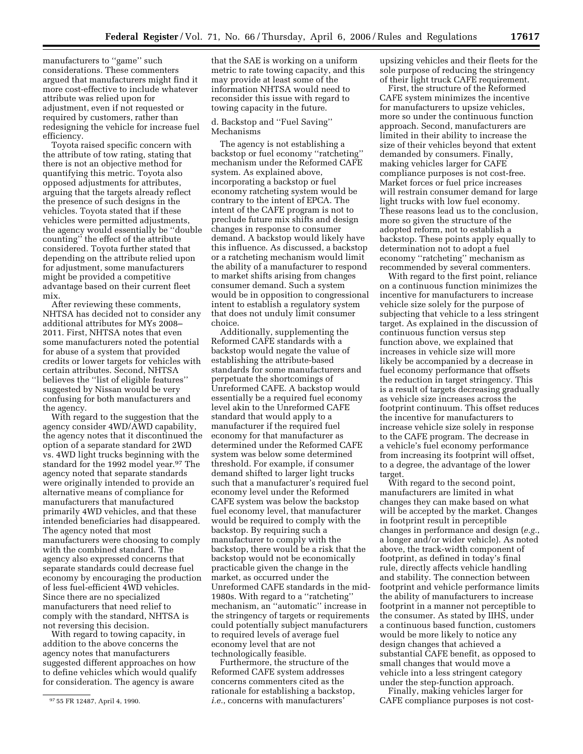manufacturers to ''game'' such considerations. These commenters argued that manufacturers might find it more cost-effective to include whatever attribute was relied upon for adjustment, even if not requested or required by customers, rather than redesigning the vehicle for increase fuel efficiency.

Toyota raised specific concern with the attribute of tow rating, stating that there is not an objective method for quantifying this metric. Toyota also opposed adjustments for attributes, arguing that the targets already reflect the presence of such designs in the vehicles. Toyota stated that if these vehicles were permitted adjustments, the agency would essentially be ''double counting'' the effect of the attribute considered. Toyota further stated that depending on the attribute relied upon for adjustment, some manufacturers might be provided a competitive advantage based on their current fleet mix.

After reviewing these comments, NHTSA has decided not to consider any additional attributes for MYs 2008–2011. First, NHTSA notes that even some manufacturers noted the potential for abuse of a system that provided credits or lower targets for vehicles with certain attributes. Second, NHTSA believes the ''list of eligible features'' suggested by Nissan would be very confusing for both manufacturers and the agency.

With regard to the suggestion that the agency consider 4WD/AWD capability, the agency notes that it discontinued the option of a separate standard for 2WD vs. 4WD light trucks beginning with the standard for the 1992 model year.[97] The agency noted that separate standards were originally intended to provide an alternative means of compliance for manufacturers that manufactured primarily 4WD vehicles, and that these intended beneficiaries had disappeared. The agency noted that most manufacturers were choosing to comply with the combined standard. The agency also expressed concerns that separate standards could decrease fuel economy by encouraging the production of less fuel-efficient 4WD vehicles. Since there are no specialized manufacturers that need relief to comply with the standard, NHTSA is not reversing this decision.

With regard to towing capacity, in addition to the above concerns the agency notes that manufacturers suggested different approaches on how to define vehicles which would qualify for consideration. The agency is aware that the SAE is working on a uniform metric to rate towing capacity, and this may provide at least some of the information NHTSA would need to reconsider this issue with regard to towing capacity in the future.

d. Backstop and ''Fuel Saving'' Mechanisms

The agency is not establishing a backstop or fuel economy ''ratcheting'' mechanism under the Reformed CAFE system. As explained above, incorporating a backstop or fuel economy ratcheting system would be contrary to the intent of EPCA. The intent of the CAFE program is not to preclude future mix shifts and design changes in response to consumer demand. A backstop would likely have this influence. As discussed, a backstop or a ratcheting mechanism would limit the ability of a manufacturer to respond to market shifts arising from changes consumer demand. Such a system would be in opposition to congressional intent to establish a regulatory system that does not unduly limit consumer choice.

Additionally, supplementing the Reformed CAFE standards with a backstop would negate the value of establishing the attribute-based standards for some manufacturers and perpetuate the shortcomings of Unreformed CAFE. A backstop would essentially be a required fuel economy level akin to the Unreformed CAFE standard that would apply to a manufacturer if the required fuel economy for that manufacturer as determined under the Reformed CAFE system was below some determined threshold. For example, if consumer demand shifted to larger light trucks such that a manufacturer's required fuel economy level under the Reformed CAFE system was below the backstop fuel economy level, that manufacturer would be required to comply with the backstop. By requiring such a manufacturer to comply with the backstop, there would be a risk that the backstop would not be economically practicable given the change in the market, as occurred under the Unreformed CAFE standards in the mid-1980s. With regard to a ''ratcheting'' mechanism, an ''automatic'' increase in the stringency of targets or requirements could potentially subject manufacturers to required levels of average fuel economy level that are not technologically feasible.

Furthermore, the structure of the Reformed CAFE system addresses concerns commenters cited as the rationale for establishing a backstop, *i.e.*, concerns with manufacturers' upsizing vehicles and their fleets for the sole purpose of reducing the stringency of their light truck CAFE requirement.

First, the structure of the Reformed CAFE system minimizes the incentive for manufacturers to upsize vehicles, more so under the continuous function approach. Second, manufacturers are limited in their ability to increase the size of their vehicles beyond that extent demanded by consumers. Finally, making vehicles larger for CAFE compliance purposes is not cost-free. Market forces or fuel price increases will restrain consumer demand for large light trucks with low fuel economy. These reasons lead us to the conclusion, more so given the structure of the adopted reform, not to establish a backstop. These points apply equally to determination not to adopt a fuel economy ''ratcheting'' mechanism as recommended by several commenters.

With regard to the first point, reliance on a continuous function minimizes the incentive for manufacturers to increase vehicle size solely for the purpose of subjecting that vehicle to a less stringent target. As explained in the discussion of continuous function versus step function above, we explained that increases in vehicle size will more likely be accompanied by a decrease in fuel economy performance that offsets the reduction in target stringency. This is a result of targets decreasing gradually as vehicle size increases across the footprint continuum. This offset reduces the incentive for manufacturers to increase vehicle size solely in response to the CAFE program. The decrease in a vehicle's fuel economy performance from increasing its footprint will offset, to a degree, the advantage of the lower target.

With regard to the second point, manufacturers are limited in what changes they can make based on what will be accepted by the market. Changes in footprint result in perceptible changes in performance and design (*e.g.*, a longer and/or wider vehicle). As noted above, the track-width component of footprint, as defined in today's final rule, directly affects vehicle handling and stability. The connection between footprint and vehicle performance limits the ability of manufacturers to increase footprint in a manner not perceptible to the consumer. As stated by IIHS, under a continuous based function, customers would be more likely to notice any design changes that achieved a substantial CAFE benefit, as opposed to small changes that would move a vehicle into a less stringent category under the step-function approach.

Finally, making vehicles larger for CAFE compliance purposes is not cost-

[97] 55 FR 12487, April 4, 1990.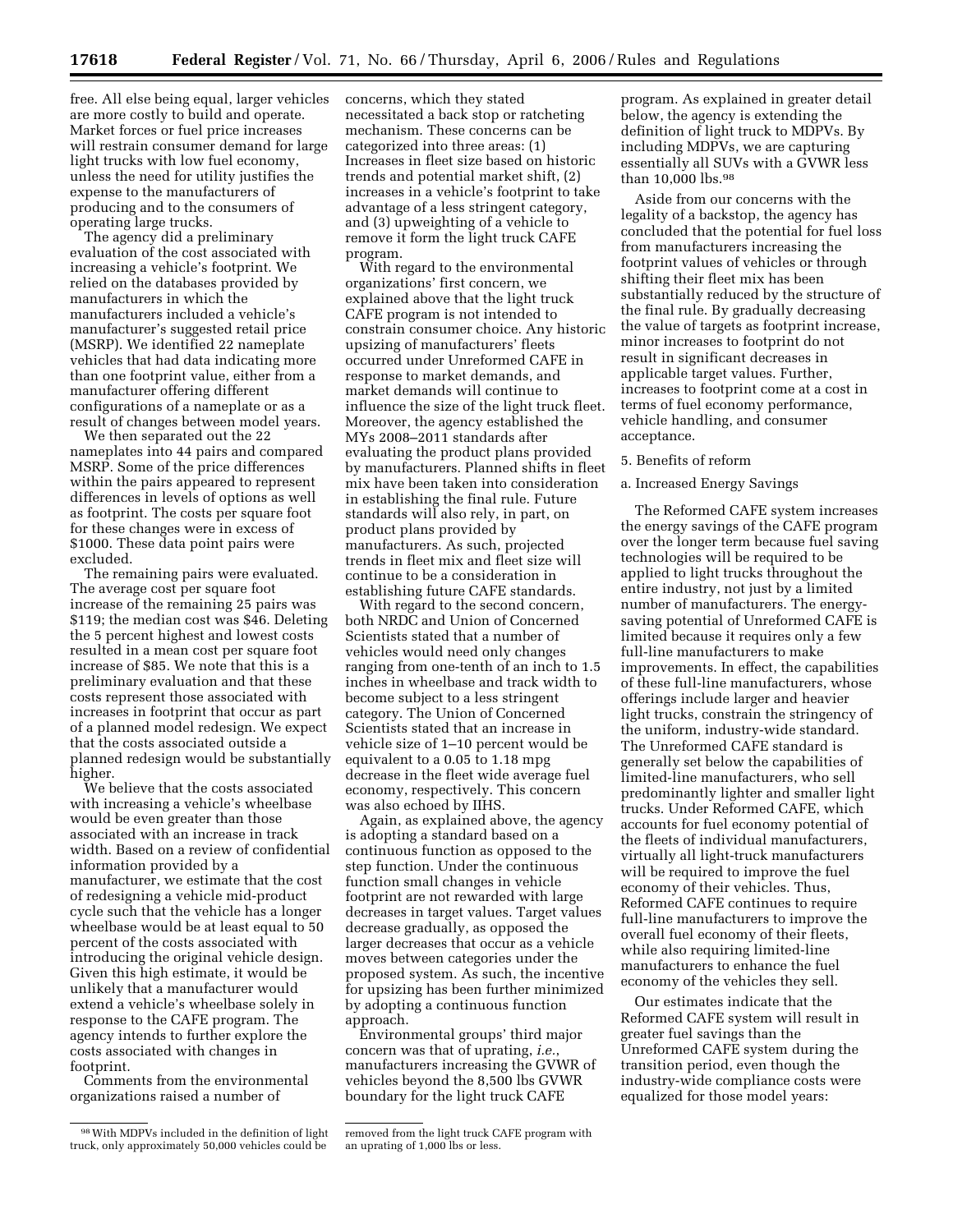free. All else being equal, larger vehicles are more costly to build and operate. Market forces or fuel price increases will restrain consumer demand for large light trucks with low fuel economy, unless the need for utility justifies the expense to the manufacturers of producing and to the consumers of operating large trucks.

The agency did a preliminary evaluation of the cost associated with increasing a vehicle's footprint. We relied on the databases provided by manufacturers in which the manufacturers included a vehicle's manufacturer's suggested retail price (MSRP). We identified 22 nameplate vehicles that had data indicating more than one footprint value, either from a manufacturer offering different configurations of a nameplate or as a result of changes between model years.

We then separated out the 22 nameplates into 44 pairs and compared MSRP. Some of the price differences within the pairs appeared to represent differences in levels of options as well as footprint. The costs per square foot for these changes were in excess of $1000. These data point pairs were excluded.

The remaining pairs were evaluated. The average cost per square foot increase of the remaining 25 pairs was $119; the median cost was $46. Deleting the 5 percent highest and lowest costs resulted in a mean cost per square foot increase of $85. We note that this is a preliminary evaluation and that these costs represent those associated with increases in footprint that occur as part of a planned model redesign. We expect that the costs associated outside a planned redesign would be substantially higher.

We believe that the costs associated with increasing a vehicle's wheelbase would be even greater than those associated with an increase in track width. Based on a review of confidential information provided by a manufacturer, we estimate that the cost of redesigning a vehicle mid-product cycle such that the vehicle has a longer wheelbase would be at least equal to 50 percent of the costs associated with introducing the original vehicle design. Given this high estimate, it would be unlikely that a manufacturer would extend a vehicle's wheelbase solely in response to the CAFE program. The agency intends to further explore the costs associated with changes in footprint.

Comments from the environmental organizations raised a number of concerns, which they stated necessitated a back stop or ratcheting mechanism. These concerns can be categorized into three areas: (1) Increases in fleet size based on historic trends and potential market shift, (2) increases in a vehicle's footprint to take advantage of a less stringent category, and (3) upweighting of a vehicle to remove it form the light truck CAFE program.

With regard to the environmental organizations' first concern, we explained above that the light truck CAFE program is not intended to constrain consumer choice. Any historic upsizing of manufacturers' fleets occurred under Unreformed CAFE in response to market demands, and market demands will continue to influence the size of the light truck fleet. Moreover, the agency established the MYs 2008–2011 standards after evaluating the product plans provided by manufacturers. Planned shifts in fleet mix have been taken into consideration in establishing the final rule. Future standards will also rely, in part, on product plans provided by manufacturers. As such, projected trends in fleet mix and fleet size will continue to be a consideration in establishing future CAFE standards.

With regard to the second concern, both NRDC and Union of Concerned Scientists stated that a number of vehicles would need only changes ranging from one-tenth of an inch to 1.5 inches in wheelbase and track width to become subject to a less stringent category. The Union of Concerned Scientists stated that an increase in vehicle size of 1–10 percent would be equivalent to a 0.05 to 1.18 mpg decrease in the fleet wide average fuel economy, respectively. This concern was also echoed by IIHS.

Again, as explained above, the agency is adopting a standard based on a continuous function as opposed to the step function. Under the continuous function small changes in vehicle footprint are not rewarded with large decreases in target values. Target values decrease gradually, as opposed the larger decreases that occur as a vehicle moves between categories under the proposed system. As such, the incentive for upsizing has been further minimized by adopting a continuous function approach.

Environmental groups' third major concern was that of uprating, *i.e.*, manufacturers increasing the GVWR of vehicles beyond the 8,500 lbs GVWR boundary for the light truck CAFE program. As explained in greater detail below, the agency is extending the definition of light truck to MDPVs. By including MDPVs, we are capturing essentially all SUVs with a GVWR less than 10,000 lbs.[98]

Aside from our concerns with the legality of a backstop, the agency has concluded that the potential for fuel loss from manufacturers increasing the footprint values of vehicles or through shifting their fleet mix has been substantially reduced by the structure of the final rule. By gradually decreasing the value of targets as footprint increase, minor increases to footprint do not result in significant decreases in applicable target values. Further, increases to footprint come at a cost in terms of fuel economy performance, vehicle handling, and consumer acceptance.

5. Benefits of reform

a. Increased Energy Savings

The Reformed CAFE system increases the energy savings of the CAFE program over the longer term because fuel saving technologies will be required to be applied to light trucks throughout the entire industry, not just by a limited number of manufacturers. The energy-saving potential of Unreformed CAFE is limited because it requires only a few full-line manufacturers to make improvements. In effect, the capabilities of these full-line manufacturers, whose offerings include larger and heavier light trucks, constrain the stringency of the uniform, industry-wide standard. The Unreformed CAFE standard is generally set below the capabilities of limited-line manufacturers, who sell predominantly lighter and smaller light trucks. Under Reformed CAFE, which accounts for fuel economy potential of the fleets of individual manufacturers, virtually all light-truck manufacturers will be required to improve the fuel economy of their vehicles. Thus, Reformed CAFE continues to require full-line manufacturers to improve the overall fuel economy of their fleets, while also requiring limited-line manufacturers to enhance the fuel economy of the vehicles they sell.

Our estimates indicate that the Reformed CAFE system will result in greater fuel savings than the Unreformed CAFE system during the transition period, even though the industry-wide compliance costs were equalized for those model years:

[98] With MDPVs included in the definition of light truck, only approximately 50,000 vehicles could be removed from the light truck CAFE program with an uprating of 1,000 lbs or less.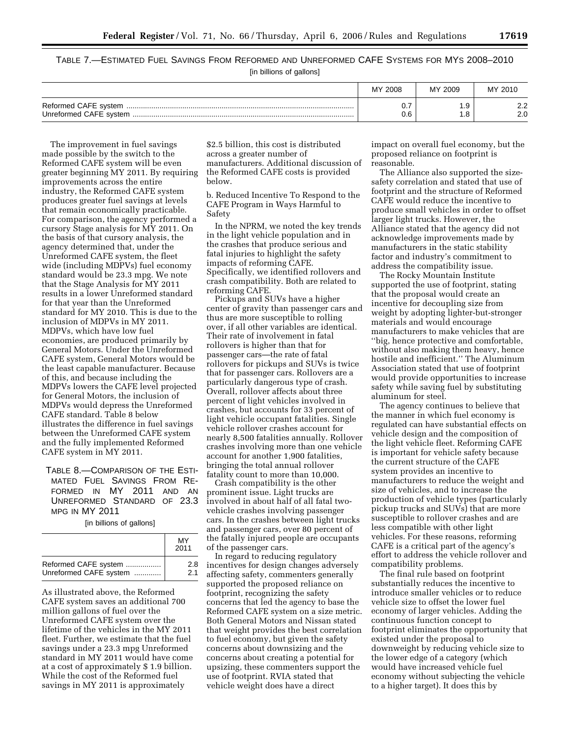TABLE 7.—ESTIMATED FUEL SAVINGS FROM REFORMED AND UNREFORMED CAFE SYSTEMS FOR MYS 2008–2010

[in billions of gallons]

| | MY 2008 | MY 2009 | MY 2010 |
|---|---|---|---|
| Reformed CAFE system | 0.7 | 1.9 | 2.2 |
| Unreformed CAFE system | 0.6 | 1.8 | 2.0 |

The improvement in fuel savings made possible by the switch to the Reformed CAFE system will be even greater beginning MY 2011. By requiring improvements across the entire industry, the Reformed CAFE system produces greater fuel savings at levels that remain economically practicable. For comparison, the agency performed a cursory Stage analysis for MY 2011. On the basis of that cursory analysis, the agency determined that, under the Unreformed CAFE system, the fleet wide (including MDPVs) fuel economy standard would be 23.3 mpg. We note that the Stage Analysis for MY 2011 results in a lower Unreformed standard for that year than the Unreformed standard for MY 2010. This is due to the inclusion of MDPVs in MY 2011. MDPVs, which have low fuel economies, are produced primarily by General Motors. Under the Unreformed CAFE system, General Motors would be the least capable manufacturer. Because of this, and because including the MDPVs lowers the CAFE level projected for General Motors, the inclusion of MDPVs would depress the Unreformed CAFE standard. Table 8 below illustrates the difference in fuel savings between the Unreformed CAFE system and the fully implemented Reformed CAFE system in MY 2011.

TABLE 8.—COMPARISON OF THE ESTIMATED FUEL SAVINGS FROM REFORMED IN MY 2011 AND AN UNREFORMED STANDARD OF 23.3 MPG IN MY 2011

[in billions of gallons]

| | MY 2011 |
|---|---|
| Reformed CAFE system | 2.8 |
| Unreformed CAFE system | 2.1 |

As illustrated above, the Reformed CAFE system saves an additional 700 million gallons of fuel over the Unreformed CAFE system over the lifetime of the vehicles in the MY 2011 fleet. Further, we estimate that the fuel savings under a 23.3 mpg Unreformed standard in MY 2011 would have come at a cost of approximately $ 1.9 billion. While the cost of the Reformed fuel savings in MY 2011 is approximately $2.5 billion, this cost is distributed across a greater number of manufacturers. Additional discussion of the Reformed CAFE costs is provided below.

b. Reduced Incentive To Respond to the CAFE Program in Ways Harmful to Safety

In the NPRM, we noted the key trends in the light vehicle population and in the crashes that produce serious and fatal injuries to highlight the safety impacts of reforming CAFE. Specifically, we identified rollovers and crash compatibility. Both are related to reforming CAFE.

Pickups and SUVs have a higher center of gravity than passenger cars and thus are more susceptible to rolling over, if all other variables are identical. Their rate of involvement in fatal rollovers is higher than that for passenger cars—the rate of fatal rollovers for pickups and SUVs is twice that for passenger cars. Rollovers are a particularly dangerous type of crash. Overall, rollover affects about three percent of light vehicles involved in crashes, but accounts for 33 percent of light vehicle occupant fatalities. Single vehicle rollover crashes account for nearly 8,500 fatalities annually. Rollover crashes involving more than one vehicle account for another 1,900 fatalities, bringing the total annual rollover fatality count to more than 10,000.

Crash compatibility is the other prominent issue. Light trucks are involved in about half of all fatal two-vehicle crashes involving passenger cars. In the crashes between light trucks and passenger cars, over 80 percent of the fatally injured people are occupants of the passenger cars.

In regard to reducing regulatory incentives for design changes adversely affecting safety, commenters generally supported the proposed reliance on footprint, recognizing the safety concerns that led the agency to base the Reformed CAFE system on a size metric. Both General Motors and Nissan stated that weight provides the best correlation to fuel economy, but given the safety concerns about downsizing and the concerns about creating a potential for upsizing, these commenters support the use of footprint. RVIA stated that vehicle weight does have a direct impact on overall fuel economy, but the proposed reliance on footprint is reasonable.

The Alliance also supported the size-safety correlation and stated that use of footprint and the structure of Reformed CAFE would reduce the incentive to produce small vehicles in order to offset larger light trucks. However, the Alliance stated that the agency did not acknowledge improvements made by manufacturers in the static stability factor and industry's commitment to address the compatibility issue.

The Rocky Mountain Institute supported the use of footprint, stating that the proposal would create an incentive for decoupling size from weight by adopting lighter-but-stronger materials and would encourage manufacturers to make vehicles that are ''big, hence protective and comfortable, without also making them heavy, hence hostile and inefficient.'' The Aluminum Association stated that use of footprint would provide opportunities to increase safety while saving fuel by substituting aluminum for steel.

The agency continues to believe that the manner in which fuel economy is regulated can have substantial effects on vehicle design and the composition of the light vehicle fleet. Reforming CAFE is important for vehicle safety because the current structure of the CAFE system provides an incentive to manufacturers to reduce the weight and size of vehicles, and to increase the production of vehicle types (particularly pickup trucks and SUVs) that are more susceptible to rollover crashes and are less compatible with other light vehicles. For these reasons, reforming CAFE is a critical part of the agency's effort to address the vehicle rollover and compatibility problems.

The final rule based on footprint substantially reduces the incentive to introduce smaller vehicles or to reduce vehicle size to offset the lower fuel economy of larger vehicles. Adding the continuous function concept to footprint eliminates the opportunity that existed under the proposal to downweight by reducing vehicle size to the lower edge of a category (which would have increased vehicle fuel economy without subjecting the vehicle to a higher target). It does this by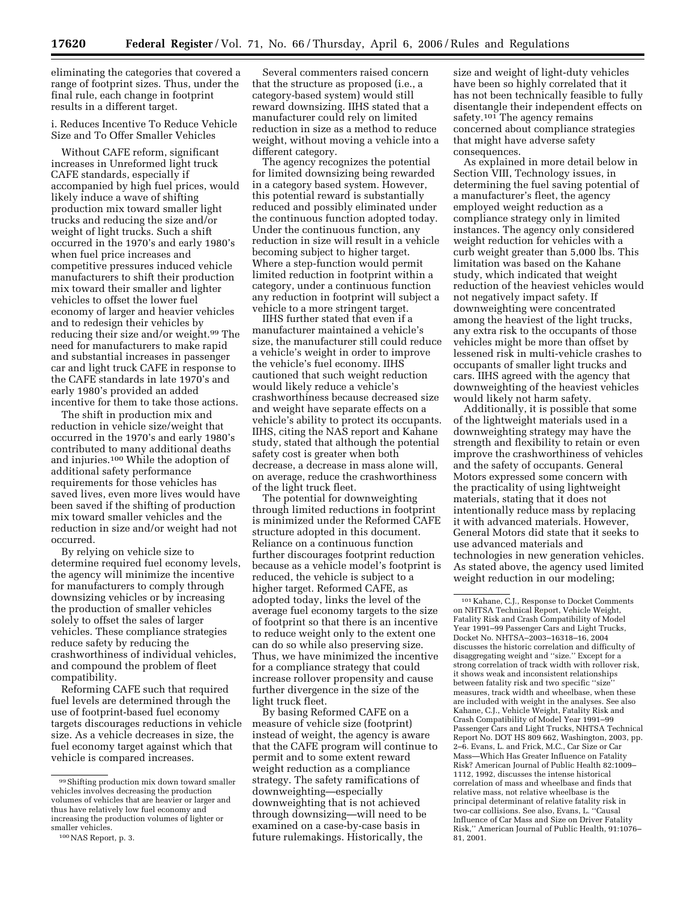eliminating the categories that covered a range of footprint sizes. Thus, under the final rule, each change in footprint results in a different target.

i. Reduces Incentive To Reduce Vehicle Size and To Offer Smaller Vehicles

Without CAFE reform, significant increases in Unreformed light truck CAFE standards, especially if accompanied by high fuel prices, would likely induce a wave of shifting production mix toward smaller light trucks and reducing the size and/or weight of light trucks. Such a shift occurred in the 1970's and early 1980's when fuel price increases and competitive pressures induced vehicle manufacturers to shift their production mix toward their smaller and lighter vehicles to offset the lower fuel economy of larger and heavier vehicles and to redesign their vehicles by reducing their size and/or weight.[99] The need for manufacturers to make rapid and substantial increases in passenger car and light truck CAFE in response to the CAFE standards in late 1970's and early 1980's provided an added incentive for them to take those actions.

The shift in production mix and reduction in vehicle size/weight that occurred in the 1970's and early 1980's contributed to many additional deaths and injuries.[100] While the adoption of additional safety performance requirements for those vehicles has saved lives, even more lives would have been saved if the shifting of production mix toward smaller vehicles and the reduction in size and/or weight had not occurred.

By relying on vehicle size to determine required fuel economy levels, the agency will minimize the incentive for manufacturers to comply through downsizing vehicles or by increasing the production of smaller vehicles solely to offset the sales of larger vehicles. These compliance strategies reduce safety by reducing the crashworthiness of individual vehicles, and compound the problem of fleet compatibility.

Reforming CAFE such that required fuel levels are determined through the use of footprint-based fuel economy targets discourages reductions in vehicle size. As a vehicle decreases in size, the fuel economy target against which that vehicle is compared increases.

Several commenters raised concern that the structure as proposed (i.e., a category-based system) would still reward downsizing. IIHS stated that a manufacturer could rely on limited reduction in size as a method to reduce weight, without moving a vehicle into a different category.

The agency recognizes the potential for limited downsizing being rewarded in a category based system. However, this potential reward is substantially reduced and possibly eliminated under the continuous function adopted today. Under the continuous function, any reduction in size will result in a vehicle becoming subject to higher target. Where a step-function would permit limited reduction in footprint within a category, under a continuous function any reduction in footprint will subject a vehicle to a more stringent target.

IIHS further stated that even if a manufacturer maintained a vehicle's size, the manufacturer still could reduce a vehicle's weight in order to improve the vehicle's fuel economy. IIHS cautioned that such weight reduction would likely reduce a vehicle's crashworthiness because decreased size and weight have separate effects on a vehicle's ability to protect its occupants. IIHS, citing the NAS report and Kahane study, stated that although the potential safety cost is greater when both decrease, a decrease in mass alone will, on average, reduce the crashworthiness of the light truck fleet.

The potential for downweighting through limited reductions in footprint is minimized under the Reformed CAFE structure adopted in this document. Reliance on a continuous function further discourages footprint reduction because as a vehicle model's footprint is reduced, the vehicle is subject to a higher target. Reformed CAFE, as adopted today, links the level of the average fuel economy targets to the size of footprint so that there is an incentive to reduce weight only to the extent one can do so while also preserving size. Thus, we have minimized the incentive for a compliance strategy that could increase rollover propensity and cause further divergence in the size of the light truck fleet.

By basing Reformed CAFE on a measure of vehicle size (footprint) instead of weight, the agency is aware that the CAFE program will continue to permit and to some extent reward weight reduction as a compliance strategy. The safety ramifications of downweighting—especially downweighting that is not achieved through downsizing—will need to be examined on a case-by-case basis in future rulemakings. Historically, the size and weight of light-duty vehicles have been so highly correlated that it has not been technically feasible to fully disentangle their independent effects on safety.[101] The agency remains concerned about compliance strategies that might have adverse safety consequences.

As explained in more detail below in Section VIII, Technology issues, in determining the fuel saving potential of a manufacturer's fleet, the agency employed weight reduction as a compliance strategy only in limited instances. The agency only considered weight reduction for vehicles with a curb weight greater than 5,000 lbs. This limitation was based on the Kahane study, which indicated that weight reduction of the heaviest vehicles would not negatively impact safety. If downweighting were concentrated among the heaviest of the light trucks, any extra risk to the occupants of those vehicles might be more than offset by lessened risk in multi-vehicle crashes to occupants of smaller light trucks and cars. IIHS agreed with the agency that downweighting of the heaviest vehicles would likely not harm safety.

Additionally, it is possible that some of the lightweight materials used in a downweighting strategy may have the strength and flexibility to retain or even improve the crashworthiness of vehicles and the safety of occupants. General Motors expressed some concern with the practicality of using lightweight materials, stating that it does not intentionally reduce mass by replacing it with advanced materials. However, General Motors did state that it seeks to use advanced materials and technologies in new generation vehicles. As stated above, the agency used limited weight reduction in our modeling;

---

[99] Shifting production mix down toward smaller vehicles involves decreasing the production volumes of vehicles that are heavier or larger and thus have relatively low fuel economy and increasing the production volumes of lighter or smaller vehicles.

[100] NAS Report, p. 3.

[101] Kahane, C.J., Response to Docket Comments on NHTSA Technical Report, Vehicle Weight, Fatality Risk and Crash Compatibility of Model Year 1991–99 Passenger Cars and Light Trucks, Docket No. NHTSA–2003–16318–16, 2004 discusses the historic correlation and difficulty of disaggregating weight and "size." Except for a strong correlation of track width with rollover risk, it shows weak and inconsistent relationships between fatality risk and two specific "size" measures, track width and wheelbase, when these are included with weight in the analyses. See also Kahane, C.J., Vehicle Weight, Fatality Risk and Crash Compatibility of Model Year 1991–99 Passenger Cars and Light Trucks, NHTSA Technical Report No. DOT HS 809 662, Washington, 2003, pp. 2–6. Evans, L. and Frick, M.C., Car Size or Car Mass—Which Has Greater Influence on Fatality Risk? American Journal of Public Health 82:1009–1112, 1992, discusses the intense historical correlation of mass and wheelbase and finds that relative mass, not relative wheelbase is the principal determinant of relative fatality risk in two-car collisions. See also, Evans, L. "Causal Influence of Car Mass and Size on Driver Fatality Risk," American Journal of Public Health, 91:1076–81, 2001.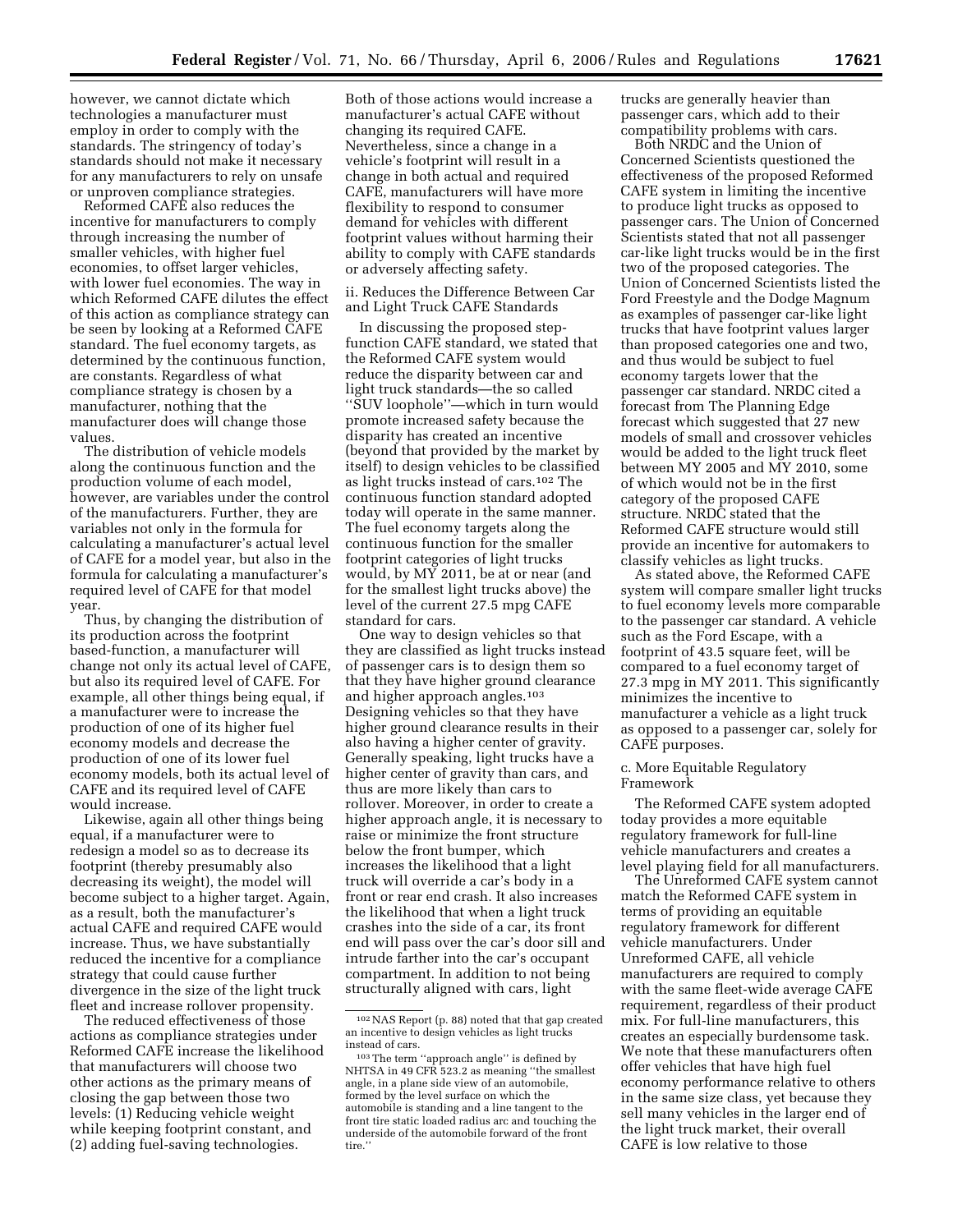however, we cannot dictate which technologies a manufacturer must employ in order to comply with the standards. The stringency of today's standards should not make it necessary for any manufacturers to rely on unsafe or unproven compliance strategies.

Reformed CAFE also reduces the incentive for manufacturers to comply through increasing the number of smaller vehicles, with higher fuel economies, to offset larger vehicles, with lower fuel economies. The way in which Reformed CAFE dilutes the effect of this action as compliance strategy can be seen by looking at a Reformed CAFE standard. The fuel economy targets, as determined by the continuous function, are constants. Regardless of what compliance strategy is chosen by a manufacturer, nothing that the manufacturer does will change those values.

The distribution of vehicle models along the continuous function and the production volume of each model, however, are variables under the control of the manufacturers. Further, they are variables not only in the formula for calculating a manufacturer's actual level of CAFE for a model year, but also in the formula for calculating a manufacturer's required level of CAFE for that model year.

Thus, by changing the distribution of its production across the footprint based-function, a manufacturer will change not only its actual level of CAFE, but also its required level of CAFE. For example, all other things being equal, if a manufacturer were to increase the production of one of its higher fuel economy models and decrease the production of one of its lower fuel economy models, both its actual level of CAFE and its required level of CAFE would increase.

Likewise, again all other things being equal, if a manufacturer were to redesign a model so as to decrease its footprint (thereby presumably also decreasing its weight), the model will become subject to a higher target. Again, as a result, both the manufacturer's actual CAFE and required CAFE would increase. Thus, we have substantially reduced the incentive for a compliance strategy that could cause further divergence in the size of the light truck fleet and increase rollover propensity.

The reduced effectiveness of those actions as compliance strategies under Reformed CAFE increase the likelihood that manufacturers will choose two other actions as the primary means of closing the gap between those two levels: (1) Reducing vehicle weight while keeping footprint constant, and (2) adding fuel-saving technologies.

Both of those actions would increase a manufacturer's actual CAFE without changing its required CAFE. Nevertheless, since a change in a vehicle's footprint will result in a change in both actual and required CAFE, manufacturers will have more flexibility to respond to consumer demand for vehicles with different footprint values without harming their ability to comply with CAFE standards or adversely affecting safety.

ii. Reduces the Difference Between Car and Light Truck CAFE Standards

In discussing the proposed step-function CAFE standard, we stated that the Reformed CAFE system would reduce the disparity between car and light truck standards—the so called "SUV loophole"—which in turn would promote increased safety because the disparity has created an incentive (beyond that provided by the market by itself) to design vehicles to be classified as light trucks instead of cars.[102] The continuous function standard adopted today will operate in the same manner. The fuel economy targets along the continuous function for the smaller footprint categories of light trucks would, by MY 2011, be at or near (and for the smallest light trucks above) the level of the current 27.5 mpg CAFE standard for cars.

One way to design vehicles so that they are classified as light trucks instead of passenger cars is to design them so that they have higher ground clearance and higher approach angles.[103] Designing vehicles so that they have higher ground clearance results in their also having a higher center of gravity. Generally speaking, light trucks have a higher center of gravity than cars, and thus are more likely than cars to rollover. Moreover, in order to create a higher approach angle, it is necessary to raise or minimize the front structure below the front bumper, which increases the likelihood that a light truck will override a car's body in a front or rear end crash. It also increases the likelihood that when a light truck crashes into the side of a car, its front end will pass over the car's door sill and intrude farther into the car's occupant compartment. In addition to not being structurally aligned with cars, light trucks are generally heavier than passenger cars, which add to their compatibility problems with cars.

Both NRDC and the Union of Concerned Scientists questioned the effectiveness of the proposed Reformed CAFE system in limiting the incentive to produce light trucks as opposed to passenger cars. The Union of Concerned Scientists stated that not all passenger car-like light trucks would be in the first two of the proposed categories. The Union of Concerned Scientists listed the Ford Freestyle and the Dodge Magnum as examples of passenger car-like light trucks that have footprint values larger than proposed categories one and two, and thus would be subject to fuel economy targets lower that the passenger car standard. NRDC cited a forecast from The Planning Edge forecast which suggested that 27 new models of small and crossover vehicles would be added to the light truck fleet between MY 2005 and MY 2010, some of which would not be in the first category of the proposed CAFE structure. NRDC stated that the Reformed CAFE structure would still provide an incentive for automakers to classify vehicles as light trucks.

As stated above, the Reformed CAFE system will compare smaller light trucks to fuel economy levels more comparable to the passenger car standard. A vehicle such as the Ford Escape, with a footprint of 43.5 square feet, will be compared to a fuel economy target of 27.3 mpg in MY 2011. This significantly minimizes the incentive to manufacturer a vehicle as a light truck as opposed to a passenger car, solely for CAFE purposes.

c. More Equitable Regulatory Framework

The Reformed CAFE system adopted today provides a more equitable regulatory framework for full-line vehicle manufacturers and creates a level playing field for all manufacturers.

The Unreformed CAFE system cannot match the Reformed CAFE system in terms of providing an equitable regulatory framework for different vehicle manufacturers. Under Unreformed CAFE, all vehicle manufacturers are required to comply with the same fleet-wide average CAFE requirement, regardless of their product mix. For full-line manufacturers, this creates an especially burdensome task. We note that these manufacturers often offer vehicles that have high fuel economy performance relative to others in the same size class, yet because they sell many vehicles in the larger end of the light truck market, their overall CAFE is low relative to those

---

[102] NAS Report (p. 88) noted that that gap created an incentive to design vehicles as light trucks instead of cars.

[103] The term "approach angle" is defined by NHTSA in 49 CFR 523.2 as meaning "the smallest angle, in a plane side view of an automobile, formed by the level surface on which the automobile is standing and a line tangent to the front tire static loaded radius arc and touching the underside of the automobile forward of the front tire."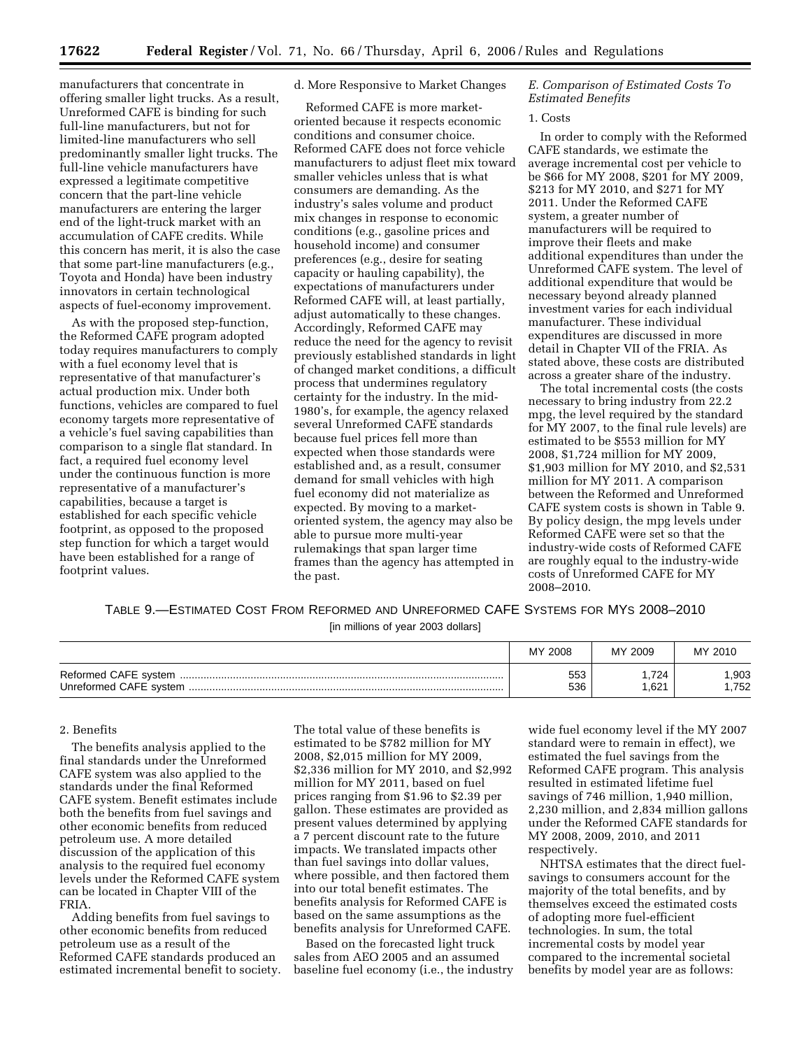manufacturers that concentrate in offering smaller light trucks. As a result, Unreformed CAFE is binding for such full-line manufacturers, but not for limited-line manufacturers who sell predominantly smaller light trucks. The full-line vehicle manufacturers have expressed a legitimate competitive concern that the part-line vehicle manufacturers are entering the larger end of the light-truck market with an accumulation of CAFE credits. While this concern has merit, it is also the case that some part-line manufacturers (e.g., Toyota and Honda) have been industry innovators in certain technological aspects of fuel-economy improvement.

As with the proposed step-function, the Reformed CAFE program adopted today requires manufacturers to comply with a fuel economy level that is representative of that manufacturer's actual production mix. Under both functions, vehicles are compared to fuel economy targets more representative of a vehicle's fuel saving capabilities than comparison to a single flat standard. In fact, a required fuel economy level under the continuous function is more representative of a manufacturer's capabilities, because a target is established for each specific vehicle footprint, as opposed to the proposed step function for which a target would have been established for a range of footprint values.

d. More Responsive to Market Changes

Reformed CAFE is more market-oriented because it respects economic conditions and consumer choice. Reformed CAFE does not force vehicle manufacturers to adjust fleet mix toward smaller vehicles unless that is what consumers are demanding. As the industry's sales volume and product mix changes in response to economic conditions (e.g., gasoline prices and household income) and consumer preferences (e.g., desire for seating capacity or hauling capability), the expectations of manufacturers under Reformed CAFE will, at least partially, adjust automatically to these changes. Accordingly, Reformed CAFE may reduce the need for the agency to revisit previously established standards in light of changed market conditions, a difficult process that undermines regulatory certainty for the industry. In the mid-1980's, for example, the agency relaxed several Unreformed CAFE standards because fuel prices fell more than expected when those standards were established and, as a result, consumer demand for small vehicles with high fuel economy did not materialize as expected. By moving to a market-oriented system, the agency may also be able to pursue more multi-year rulemakings that span larger time frames than the agency has attempted in the past.

*E. Comparison of Estimated Costs To Estimated Benefits*

1. Costs

In order to comply with the Reformed CAFE standards, we estimate the average incremental cost per vehicle to be $66 for MY 2008, $201 for MY 2009, $213 for MY 2010, and $271 for MY 2011. Under the Reformed CAFE system, a greater number of manufacturers will be required to improve their fleets and make additional expenditures than under the Unreformed CAFE system. The level of additional expenditure that would be necessary beyond already planned investment varies for each individual manufacturer. These individual expenditures are discussed in more detail in Chapter VII of the FRIA. As stated above, these costs are distributed across a greater share of the industry.

The total incremental costs (the costs necessary to bring industry from 22.2 mpg, the level required by the standard for MY 2007, to the final rule levels) are estimated to be $553 million for MY 2008, $1,724 million for MY 2009, $1,903 million for MY 2010, and $2,531 million for MY 2011. A comparison between the Reformed and Unreformed CAFE system costs is shown in Table 9. By policy design, the mpg levels under Reformed CAFE were set so that the industry-wide costs of Reformed CAFE are roughly equal to the industry-wide costs of Unreformed CAFE for MY 2008–2010.

TABLE 9.—ESTIMATED COST FROM REFORMED AND UNREFORMED CAFE SYSTEMS FOR MYS 2008–2010

[in millions of year 2003 dollars]

| | MY 2008 | MY 2009 | MY 2010 |
|---|---|---|---|
| Reformed CAFE system | 553 | 1,724 | 1,903 |
| Unreformed CAFE system | 536 | 1,621 | 1,752 |

2. Benefits

The benefits analysis applied to the final standards under the Unreformed CAFE system was also applied to the standards under the final Reformed CAFE system. Benefit estimates include both the benefits from fuel savings and other economic benefits from reduced petroleum use. A more detailed discussion of the application of this analysis to the required fuel economy levels under the Reformed CAFE system can be located in Chapter VIII of the FRIA.

Adding benefits from fuel savings to other economic benefits from reduced petroleum use as a result of the Reformed CAFE standards produced an estimated incremental benefit to society. The total value of these benefits is estimated to be $782 million for MY 2008, $2,015 million for MY 2009, $2,336 million for MY 2010, and $2,992 million for MY 2011, based on fuel prices ranging from $1.96 to $2.39 per gallon. These estimates are provided as present values determined by applying a 7 percent discount rate to the future impacts. We translated impacts other than fuel savings into dollar values, where possible, and then factored them into our total benefit estimates. The benefits analysis for Reformed CAFE is based on the same assumptions as the benefits analysis for Unreformed CAFE.

Based on the forecasted light truck sales from AEO 2005 and an assumed baseline fuel economy (i.e., the industry wide fuel economy level if the MY 2007 standard were to remain in effect), we estimated the fuel savings from the Reformed CAFE program. This analysis resulted in estimated lifetime fuel savings of 746 million, 1,940 million, 2,230 million, and 2,834 million gallons under the Reformed CAFE standards for MY 2008, 2009, 2010, and 2011 respectively.

NHTSA estimates that the direct fuel-savings to consumers account for the majority of the total benefits, and by themselves exceed the estimated costs of adopting more fuel-efficient technologies. In sum, the total incremental costs by model year compared to the incremental societal benefits by model year are as follows: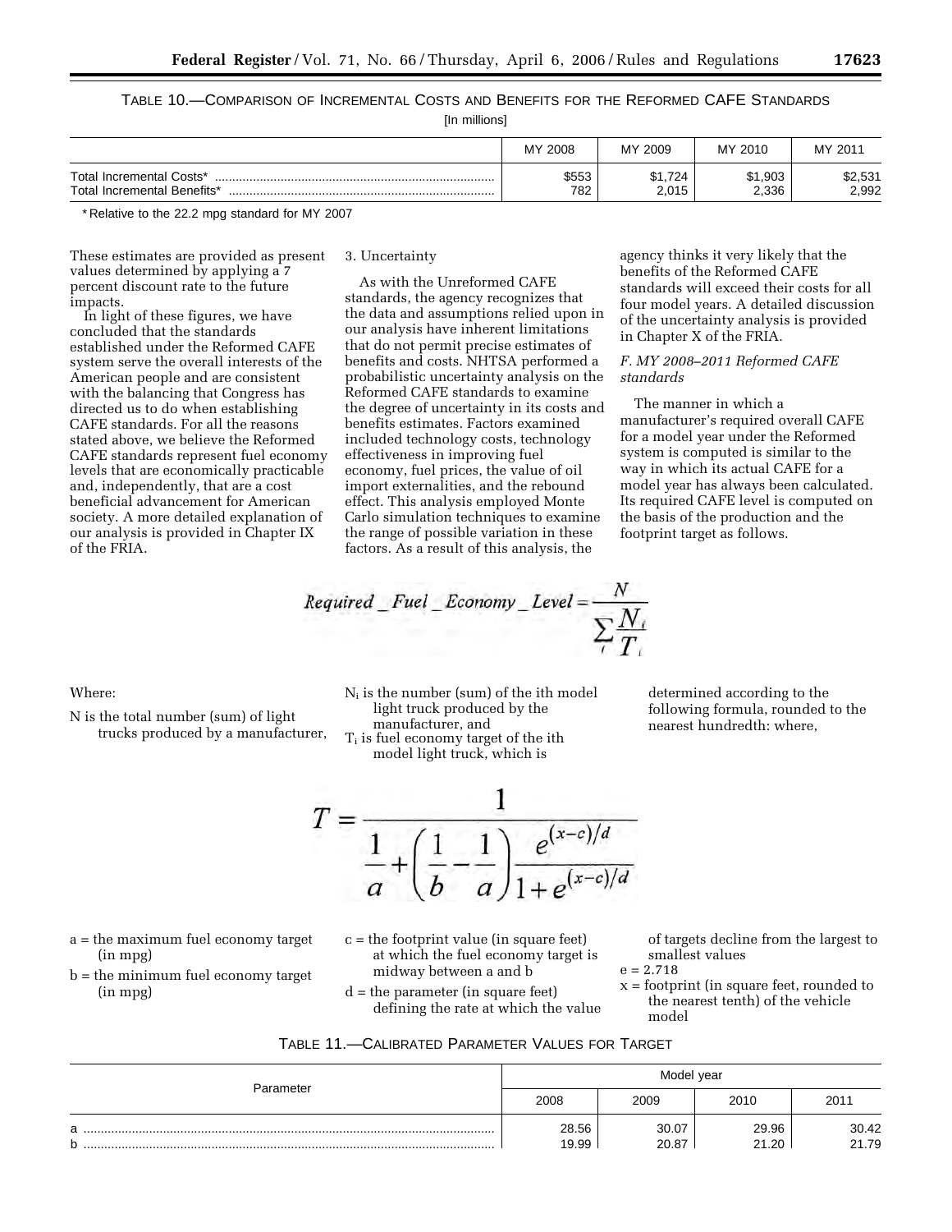TABLE 10.—COMPARISON OF INCREMENTAL COSTS AND BENEFITS FOR THE REFORMED CAFE STANDARDS

[In millions]

| | MY 2008 | MY 2009 | MY 2010 | MY 2011 |
|---|---|---|---|---|
| Total Incremental Costs* | $553 | $1,724 | $1,903 | $2,531 |
| Total Incremental Benefits* | 782 | 2,015 | 2,336 | 2,992 |

* Relative to the 22.2 mpg standard for MY 2007

These estimates are provided as present values determined by applying a 7 percent discount rate to the future impacts.

In light of these figures, we have concluded that the standards established under the Reformed CAFE system serve the overall interests of the American people and are consistent with the balancing that Congress has directed us to do when establishing CAFE standards. For all the reasons stated above, we believe the Reformed CAFE standards represent fuel economy levels that are economically practicable and, independently, that are a cost beneficial advancement for American society. A more detailed explanation of our analysis is provided in Chapter IX of the FRIA.

3. Uncertainty

As with the Unreformed CAFE standards, the agency recognizes that the data and assumptions relied upon in our analysis have inherent limitations that do not permit precise estimates of benefits and costs. NHTSA performed a probabilistic uncertainty analysis on the Reformed CAFE standards to examine the degree of uncertainty in its costs and benefits estimates. Factors examined included technology costs, technology effectiveness in improving fuel economy, fuel prices, the value of oil import externalities, and the rebound effect. This analysis employed Monte Carlo simulation techniques to examine the range of possible variation in these factors. As a result of this analysis, the agency thinks it very likely that the benefits of the Reformed CAFE standards will exceed their costs for all four model years. A detailed discussion of the uncertainty analysis is provided in Chapter X of the FRIA.

*F. MY 2008–2011 Reformed CAFE standards*

The manner in which a manufacturer's required overall CAFE for a model year under the Reformed system is computed is similar to the way in which its actual CAFE for a model year has always been calculated. Its required CAFE level is computed on the basis of the production and the footprint target as follows.

$$Required\_Fuel\_Economy\_Level = \frac{N}{\sum_i \frac{N_i}{T_i}}$$

Where:

N is the total number (sum) of light trucks produced by a manufacturer,

$N_i$ is the number (sum) of the ith model light truck produced by the manufacturer, and

$T_i$ is fuel economy target of the ith model light truck, which is determined according to the following formula, rounded to the nearest hundredth: where,

$$T = \frac{1}{\frac{1}{a} + \left(\frac{1}{b} - \frac{1}{a}\right)\frac{e^{(x-c)/d}}{1+e^{(x-c)/d}}}$$

a = the maximum fuel economy target (in mpg)

b = the minimum fuel economy target (in mpg)

c = the footprint value (in square feet) at which the fuel economy target is midway between a and b

d = the parameter (in square feet) defining the rate at which the value of targets decline from the largest to smallest values

e = 2.718

x = footprint (in square feet, rounded to the nearest tenth) of the vehicle model

TABLE 11.—CALIBRATED PARAMETER VALUES FOR TARGET

| Parameter | Model year | | | |
|---|---|---|---|---|
| | 2008 | 2009 | 2010 | 2011 |
| a | 28.56 | 30.07 | 29.96 | 30.42 |
| b | 19.99 | 20.87 | 21.20 | 21.79 |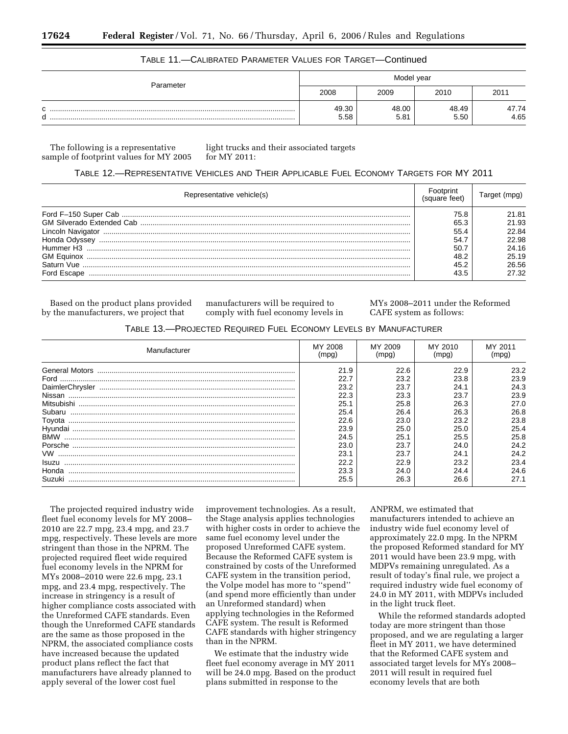TABLE 11.—CALIBRATED PARAMETER VALUES FOR TARGET—Continued

| Parameter | Model year | | | |
|---|---|---|---|---|
| | 2008 | 2009 | 2010 | 2011 |
| c | 49.30 | 48.00 | 48.49 | 47.74 |
| d | 5.58 | 5.81 | 5.50 | 4.65 |

The following is a representative sample of footprint values for MY 2005 light trucks and their associated targets for MY 2011:

TABLE 12.—REPRESENTATIVE VEHICLES AND THEIR APPLICABLE FUEL ECONOMY TARGETS FOR MY 2011

| Representative vehicle(s) | Footprint (square feet) | Target (mpg) |
|---|---|---|
| Ford F–150 Super Cab | 75.8 | 21.81 |
| GM Silverado Extended Cab | 65.3 | 21.93 |
| Lincoln Navigator | 55.4 | 22.84 |
| Honda Odyssey | 54.7 | 22.98 |
| Hummer H3 | 50.7 | 24.16 |
| GM Equinox | 48.2 | 25.19 |
| Saturn Vue | 45.2 | 26.56 |
| Ford Escape | 43.5 | 27.32 |

Based on the product plans provided by the manufacturers, we project that manufacturers will be required to comply with fuel economy levels in MYs 2008–2011 under the Reformed CAFE system as follows:

TABLE 13.—PROJECTED REQUIRED FUEL ECONOMY LEVELS BY MANUFACTURER

| Manufacturer | MY 2008 (mpg) | MY 2009 (mpg) | MY 2010 (mpg) | MY 2011 (mpg) |
|---|---|---|---|---|
| General Motors | 21.9 | 22.6 | 22.9 | 23.2 |
| Ford | 22.7 | 23.2 | 23.8 | 23.9 |
| DaimlerChrysler | 23.2 | 23.7 | 24.1 | 24.3 |
| Nissan | 22.3 | 23.3 | 23.7 | 23.9 |
| Mitsubishi | 25.1 | 25.8 | 26.3 | 27.0 |
| Subaru | 25.4 | 26.4 | 26.3 | 26.8 |
| Toyota | 22.6 | 23.0 | 23.2 | 23.8 |
| Hyundai | 23.9 | 25.0 | 25.0 | 25.4 |
| BMW | 24.5 | 25.1 | 25.5 | 25.8 |
| Porsche | 23.0 | 23.7 | 24.0 | 24.2 |
| VW | 23.1 | 23.7 | 24.1 | 24.2 |
| Isuzu | 22.2 | 22.9 | 23.2 | 23.4 |
| Honda | 23.3 | 24.0 | 24.4 | 24.6 |
| Suzuki | 25.5 | 26.3 | 26.6 | 27.1 |

The projected required industry wide fleet fuel economy levels for MY 2008–2010 are 22.7 mpg, 23.4 mpg, and 23.7 mpg, respectively. These levels are more stringent than those in the NPRM. The projected required fleet wide required fuel economy levels in the NPRM for MYs 2008–2010 were 22.6 mpg, 23.1 mpg, and 23.4 mpg, respectively. The increase in stringency is a result of higher compliance costs associated with the Unreformed CAFE standards. Even though the Unreformed CAFE standards are the same as those proposed in the NPRM, the associated compliance costs have increased because the updated product plans reflect the fact that manufacturers have already planned to apply several of the lower cost fuel improvement technologies. As a result, the Stage analysis applies technologies with higher costs in order to achieve the same fuel economy level under the proposed Unreformed CAFE system. Because the Reformed CAFE system is constrained by costs of the Unreformed CAFE system in the transition period, the Volpe model has more to ''spend'' (and spend more efficiently than under an Unreformed standard) when applying technologies in the Reformed CAFE system. The result is Reformed CAFE standards with higher stringency than in the NPRM.

We estimate that the industry wide fleet fuel economy average in MY 2011 will be 24.0 mpg. Based on the product plans submitted in response to the ANPRM, we estimated that manufacturers intended to achieve an industry wide fuel economy level of approximately 22.0 mpg. In the NPRM the proposed Reformed standard for MY 2011 would have been 23.9 mpg, with MDPVs remaining unregulated. As a result of today's final rule, we project a required industry wide fuel economy of 24.0 in MY 2011, with MDPVs included in the light truck fleet.

While the reformed standards adopted today are more stringent than those proposed, and we are regulating a larger fleet in MY 2011, we have determined that the Reformed CAFE system and associated target levels for MYs 2008–2011 will result in required fuel economy levels that are both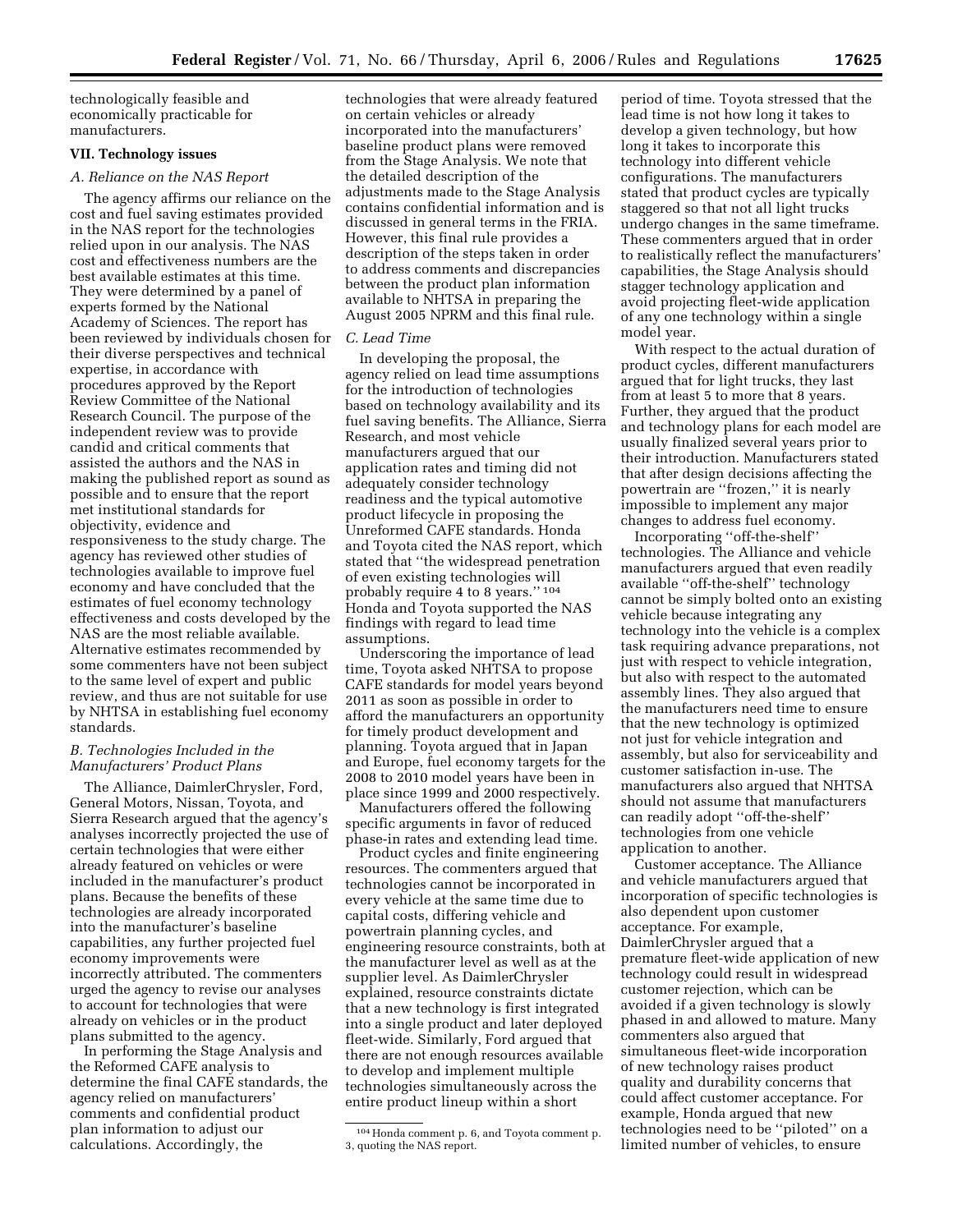technologically feasible and economically practicable for manufacturers.

## VII. Technology issues

### A. Reliance on the NAS Report

The agency affirms our reliance on the cost and fuel saving estimates provided in the NAS report for the technologies relied upon in our analysis. The NAS cost and effectiveness numbers are the best available estimates at this time. They were determined by a panel of experts formed by the National Academy of Sciences. The report has been reviewed by individuals chosen for their diverse perspectives and technical expertise, in accordance with procedures approved by the Report Review Committee of the National Research Council. The purpose of the independent review was to provide candid and critical comments that assisted the authors and the NAS in making the published report as sound as possible and to ensure that the report met institutional standards for objectivity, evidence and responsiveness to the study charge. The agency has reviewed other studies of technologies available to improve fuel economy and have concluded that the estimates of fuel economy technology effectiveness and costs developed by the NAS are the most reliable available. Alternative estimates recommended by some commenters have not been subject to the same level of expert and public review, and thus are not suitable for use by NHTSA in establishing fuel economy standards.

### B. Technologies Included in the Manufacturers' Product Plans

The Alliance, DaimlerChrysler, Ford, General Motors, Nissan, Toyota, and Sierra Research argued that the agency's analyses incorrectly projected the use of certain technologies that were either already featured on vehicles or were included in the manufacturer's product plans. Because the benefits of these technologies are already incorporated into the manufacturer's baseline capabilities, any further projected fuel economy improvements were incorrectly attributed. The commenters urged the agency to revise our analyses to account for technologies that were already on vehicles or in the product plans submitted to the agency.

In performing the Stage Analysis and the Reformed CAFE analysis to determine the final CAFE standards, the agency relied on manufacturers' comments and confidential product plan information to adjust our calculations. Accordingly, the technologies that were already featured on certain vehicles or already incorporated into the manufacturers' baseline product plans were removed from the Stage Analysis. We note that the detailed description of the adjustments made to the Stage Analysis contains confidential information and is discussed in general terms in the FRIA. However, this final rule provides a description of the steps taken in order to address comments and discrepancies between the product plan information available to NHTSA in preparing the August 2005 NPRM and this final rule.

### C. Lead Time

In developing the proposal, the agency relied on lead time assumptions for the introduction of technologies based on technology availability and its fuel saving benefits. The Alliance, Sierra Research, and most vehicle manufacturers argued that our application rates and timing did not adequately consider technology readiness and the typical automotive product lifecycle in proposing the Unreformed CAFE standards. Honda and Toyota cited the NAS report, which stated that "the widespread penetration of even existing technologies will probably require 4 to 8 years." [104] Honda and Toyota supported the NAS findings with regard to lead time assumptions.

Underscoring the importance of lead time, Toyota asked NHTSA to propose CAFE standards for model years beyond 2011 as soon as possible in order to afford the manufacturers an opportunity for timely product development and planning. Toyota argued that in Japan and Europe, fuel economy targets for the 2008 to 2010 model years have been in place since 1999 and 2000 respectively.

Manufacturers offered the following specific arguments in favor of reduced phase-in rates and extending lead time.

Product cycles and finite engineering resources. The commenters argued that technologies cannot be incorporated in every vehicle at the same time due to capital costs, differing vehicle and powertrain planning cycles, and engineering resource constraints, both at the manufacturer level as well as at the supplier level. As DaimlerChrysler explained, resource constraints dictate that a new technology is first integrated into a single product and later deployed fleet-wide. Similarly, Ford argued that there are not enough resources available to develop and implement multiple technologies simultaneously across the entire product lineup within a short period of time. Toyota stressed that the lead time is not how long it takes to develop a given technology, but how long it takes to incorporate this technology into different vehicle configurations. The manufacturers stated that product cycles are typically staggered so that not all light trucks undergo changes in the same timeframe. These commenters argued that in order to realistically reflect the manufacturers' capabilities, the Stage Analysis should stagger technology application and avoid projecting fleet-wide application of any one technology within a single model year.

With respect to the actual duration of product cycles, different manufacturers argued that for light trucks, they last from at least 5 to more that 8 years. Further, they argued that the product and technology plans for each model are usually finalized several years prior to their introduction. Manufacturers stated that after design decisions affecting the powertrain are "frozen," it is nearly impossible to implement any major changes to address fuel economy.

Incorporating "off-the-shelf" technologies. The Alliance and vehicle manufacturers argued that even readily available "off-the-shelf" technology cannot be simply bolted onto an existing vehicle because integrating any technology into the vehicle is a complex task requiring advance preparations, not just with respect to vehicle integration, but also with respect to the automated assembly lines. They also argued that the manufacturers need time to ensure that the new technology is optimized not just for vehicle integration and assembly, but also for serviceability and customer satisfaction in-use. The manufacturers also argued that NHTSA should not assume that manufacturers can readily adopt "off-the-shelf" technologies from one vehicle application to another.

Customer acceptance. The Alliance and vehicle manufacturers argued that incorporation of specific technologies is also dependent upon customer acceptance. For example, DaimlerChrysler argued that a premature fleet-wide application of new technology could result in widespread customer rejection, which can be avoided if a given technology is slowly phased in and allowed to mature. Many commenters also argued that simultaneous fleet-wide incorporation of new technology raises product quality and durability concerns that could affect customer acceptance. For example, Honda argued that new technologies need to be "piloted" on a limited number of vehicles, to ensure

[104] Honda comment p. 6, and Toyota comment p. 3, quoting the NAS report.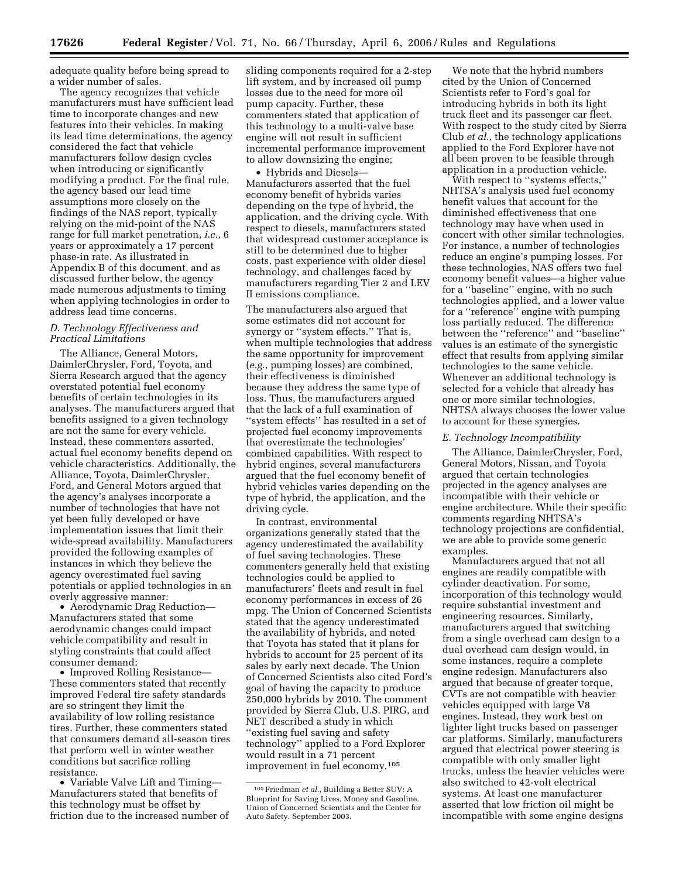adequate quality before being spread to a wider number of sales.

The agency recognizes that vehicle manufacturers must have sufficient lead time to incorporate changes and new features into their vehicles. In making its lead time determinations, the agency considered the fact that vehicle manufacturers follow design cycles when introducing or significantly modifying a product. For the final rule, the agency based our lead time assumptions more closely on the findings of the NAS report, typically relying on the mid-point of the NAS range for full market penetration, *i.e.*, 6 years or approximately a 17 percent phase-in rate. As illustrated in Appendix B of this document, and as discussed further below, the agency made numerous adjustments to timing when applying technologies in order to address lead time concerns.

### *D. Technology Effectiveness and Practical Limitations*

The Alliance, General Motors, DaimlerChrysler, Ford, Toyota, and Sierra Research argued that the agency overstated potential fuel economy benefits of certain technologies in its analyses. The manufacturers argued that benefits assigned to a given technology are not the same for every vehicle. Instead, these commenters asserted, actual fuel economy benefits depend on vehicle characteristics. Additionally, the Alliance, Toyota, DaimlerChrysler, Ford, and General Motors argued that the agency's analyses incorporate a number of technologies that have not yet been fully developed or have implementation issues that limit their wide-spread availability. Manufacturers provided the following examples of instances in which they believe the agency overestimated fuel saving potentials or applied technologies in an overly aggressive manner:

- Aerodynamic Drag Reduction—Manufacturers stated that some aerodynamic changes could impact vehicle compatibility and result in styling constraints that could affect consumer demand;
- Improved Rolling Resistance—These commenters stated that recently improved Federal tire safety standards are so stringent they limit the availability of low rolling resistance tires. Further, these commenters stated that consumers demand all-season tires that perform well in winter weather conditions but sacrifice rolling resistance.
- Variable Valve Lift and Timing—Manufacturers stated that benefits of this technology must be offset by friction due to the increased number of sliding components required for a 2-step lift system, and by increased oil pump losses due to the need for more oil pump capacity. Further, these commenters stated that application of this technology to a multi-valve base engine will not result in sufficient incremental performance improvement to allow downsizing the engine;
- Hybrids and Diesels—Manufacturers asserted that the fuel economy benefit of hybrids varies depending on the type of hybrid, the application, and the driving cycle. With respect to diesels, manufacturers stated that widespread customer acceptance is still to be determined due to higher costs, past experience with older diesel technology, and challenges faced by manufacturers regarding Tier 2 and LEV II emissions compliance.

The manufacturers also argued that some estimates did not account for synergy or ''system effects.'' That is, when multiple technologies that address the same opportunity for improvement (*e.g.*, pumping losses) are combined, their effectiveness is diminished because they address the same type of loss. Thus, the manufacturers argued that the lack of a full examination of ''system effects'' has resulted in a set of projected fuel economy improvements that overestimate the technologies' combined capabilities. With respect to hybrid engines, several manufacturers argued that the fuel economy benefit of hybrid vehicles varies depending on the type of hybrid, the application, and the driving cycle.

In contrast, environmental organizations generally stated that the agency underestimated the availability of fuel saving technologies. These commenters generally held that existing technologies could be applied to manufacturers' fleets and result in fuel economy performances in excess of 26 mpg. The Union of Concerned Scientists stated that the agency underestimated the availability of hybrids, and noted that Toyota has stated that it plans for hybrids to account for 25 percent of its sales by early next decade. The Union of Concerned Scientists also cited Ford's goal of having the capacity to produce 250,000 hybrids by 2010. The comment provided by Sierra Club, U.S. PIRG, and NET described a study in which ''existing fuel saving and safety technology'' applied to a Ford Explorer would result in a 71 percent improvement in fuel economy.[105]

We note that the hybrid numbers cited by the Union of Concerned Scientists refer to Ford's goal for introducing hybrids in both its light truck fleet and its passenger car fleet. With respect to the study cited by Sierra Club *et al.*, the technology applications applied to the Ford Explorer have not all been proven to be feasible through application in a production vehicle.

With respect to ''systems effects,'' NHTSA's analysis used fuel economy benefit values that account for the diminished effectiveness that one technology may have when used in concert with other similar technologies. For instance, a number of technologies reduce an engine's pumping losses. For these technologies, NAS offers two fuel economy benefit values—a higher value for a ''baseline'' engine, with no such technologies applied, and a lower value for a ''reference'' engine with pumping loss partially reduced. The difference between the ''reference'' and ''baseline'' values is an estimate of the synergistic effect that results from applying similar technologies to the same vehicle. Whenever an additional technology is selected for a vehicle that already has one or more similar technologies, NHTSA always chooses the lower value to account for these synergies.

### *E. Technology Incompatibility*

The Alliance, DaimlerChrysler, Ford, General Motors, Nissan, and Toyota argued that certain technologies projected in the agency analyses are incompatible with their vehicle or engine architecture. While their specific comments regarding NHTSA's technology projections are confidential, we are able to provide some generic examples.

Manufacturers argued that not all engines are readily compatible with cylinder deactivation. For some, incorporation of this technology would require substantial investment and engineering resources. Similarly, manufacturers argued that switching from a single overhead cam design to a dual overhead cam design would, in some instances, require a complete engine redesign. Manufacturers also argued that because of greater torque, CVTs are not compatible with heavier vehicles equipped with large V8 engines. Instead, they work best on lighter light trucks based on passenger car platforms. Similarly, manufacturers argued that electrical power steering is compatible with only smaller light trucks, unless the heavier vehicles were also switched to 42-volt electrical systems. At least one manufacturer asserted that low friction oil might be incompatible with some engine designs

---

[105] Friedman *et al.*, Building a Better SUV: A Blueprint for Saving Lives, Money and Gasoline. Union of Concerned Scientists and the Center for Auto Safety. September 2003.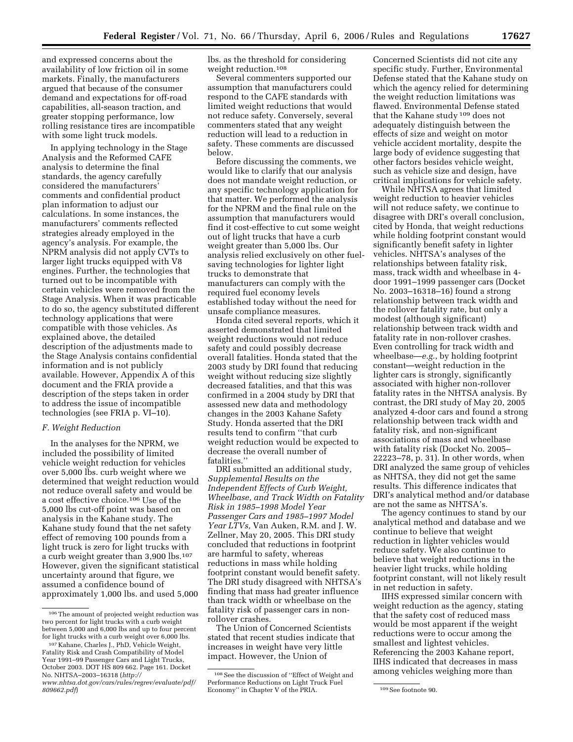and expressed concerns about the availability of low friction oil in some markets. Finally, the manufacturers argued that because of the consumer demand and expectations for off-road capabilities, all-season traction, and greater stopping performance, low rolling resistance tires are incompatible with some light truck models.

In applying technology in the Stage Analysis and the Reformed CAFE analysis to determine the final standards, the agency carefully considered the manufacturers' comments and confidential product plan information to adjust our calculations. In some instances, the manufacturers' comments reflected strategies already employed in the agency's analysis. For example, the NPRM analysis did not apply CVTs to larger light trucks equipped with V8 engines. Further, the technologies that turned out to be incompatible with certain vehicles were removed from the Stage Analysis. When it was practicable to do so, the agency substituted different technology applications that were compatible with those vehicles. As explained above, the detailed description of the adjustments made to the Stage Analysis contains confidential information and is not publicly available. However, Appendix A of this document and the FRIA provide a description of the steps taken in order to address the issue of incompatible technologies (see FRIA p. VI–10).

### *F. Weight Reduction*

In the analyses for the NPRM, we included the possibility of limited vehicle weight reduction for vehicles over 5,000 lbs. curb weight where we determined that weight reduction would not reduce overall safety and would be a cost effective choice.[106] Use of the 5,000 lbs cut-off point was based on analysis in the Kahane study. The Kahane study found that the net safety effect of removing 100 pounds from a light truck is zero for light trucks with a curb weight greater than 3,900 lbs.[107] However, given the significant statistical uncertainty around that figure, we assumed a confidence bound of approximately 1,000 lbs. and used 5,000 lbs. as the threshold for considering weight reduction.[108]

Several commenters supported our assumption that manufacturers could respond to the CAFE standards with limited weight reductions that would not reduce safety. Conversely, several commenters stated that any weight reduction will lead to a reduction in safety. These comments are discussed below.

Before discussing the comments, we would like to clarify that our analysis does not mandate weight reduction, or any specific technology application for that matter. We performed the analysis for the NPRM and the final rule on the assumption that manufacturers would find it cost-effective to cut some weight out of light trucks that have a curb weight greater than 5,000 lbs. Our analysis relied exclusively on other fuel-saving technologies for lighter light trucks to demonstrate that manufacturers can comply with the required fuel economy levels established today without the need for unsafe compliance measures.

Honda cited several reports, which it asserted demonstrated that limited weight reductions would not reduce safety and could possibly decrease overall fatalities. Honda stated that the 2003 study by DRI found that reducing weight without reducing size slightly decreased fatalities, and that this was confirmed in a 2004 study by DRI that assessed new data and methodology changes in the 2003 Kahane Safety Study. Honda asserted that the DRI results tend to confirm ''that curb weight reduction would be expected to decrease the overall number of fatalities.''

DRI submitted an additional study, *Supplemental Results on the Independent Effects of Curb Weight, Wheelbase, and Track Width on Fatality Risk in 1985–1998 Model Year Passenger Cars and 1985–1997 Model Year LTVs,* Van Auken, R.M. and J. W. Zellner, May 20, 2005. This DRI study concluded that reductions in footprint are harmful to safety, whereas reductions in mass while holding footprint constant would benefit safety. The DRI study disagreed with NHTSA's finding that mass had greater influence than track width or wheelbase on the fatality risk of passenger cars in non-rollover crashes.

The Union of Concerned Scientists stated that recent studies indicate that increases in weight have very little impact. However, the Union of Concerned Scientists did not cite any specific study. Further, Environmental Defense stated that the Kahane study on which the agency relied for determining the weight reduction limitations was flawed. Environmental Defense stated that the Kahane study[109] does not adequately distinguish between the effects of size and weight on motor vehicle accident mortality, despite the large body of evidence suggesting that other factors besides vehicle weight, such as vehicle size and design, have critical implications for vehicle safety.

While NHTSA agrees that limited weight reduction to heavier vehicles will not reduce safety, we continue to disagree with DRI's overall conclusion, cited by Honda, that weight reductions while holding footprint constant would significantly benefit safety in lighter vehicles. NHTSA's analyses of the relationships between fatality risk, mass, track width and wheelbase in 4-door 1991–1999 passenger cars (Docket No. 2003–16318–16) found a strong relationship between track width and the rollover fatality rate, but only a modest (although significant) relationship between track width and fatality rate in non-rollover crashes. Even controlling for track width and wheelbase—*e.g.*, by holding footprint constant—weight reduction in the lighter cars is strongly, significantly associated with higher non-rollover fatality rates in the NHTSA analysis. By contrast, the DRI study of May 20, 2005 analyzed 4-door cars and found a strong relationship between track width and fatality risk, and non-significant associations of mass and wheelbase with fatality risk (Docket No. 2005–22223–78, p. 31). In other words, when DRI analyzed the same group of vehicles as NHTSA, they did not get the same results. This difference indicates that DRI's analytical method and/or database are not the same as NHTSA's.

The agency continues to stand by our analytical method and database and we continue to believe that weight reduction in lighter vehicles would reduce safety. We also continue to believe that weight reductions in the heavier light trucks, while holding footprint constant, will not likely result in net reduction in safety.

IIHS expressed similar concern with weight reduction as the agency, stating that the safety cost of reduced mass would be most apparent if the weight reductions were to occur among the smallest and lightest vehicles. Referencing the 2003 Kahane report, IIHS indicated that decreases in mass among vehicles weighing more than

---

[106] The amount of projected weight reduction was two percent for light trucks with a curb weight between 5,000 and 6,000 lbs and up to four percent for light trucks with a curb weight over 6,000 lbs.

[107] Kahane, Charles J., PhD, Vehicle Weight, Fatality Risk and Crash Compatibility of Model Year 1991–99 Passenger Cars and Light Trucks, October 2003. DOT HS 809 662. Page 161. Docket No. NHTSA–2003–16318 (*http://www.nhtsa.dot.gov/cars/rules/regrev/evaluate/pdf/809662.pdf*)

[108] See the discussion of ''Effect of Weight and Performance Reductions on Light Truck Fuel Economy'' in Chapter V of the PRIA.

[109] See footnote 90.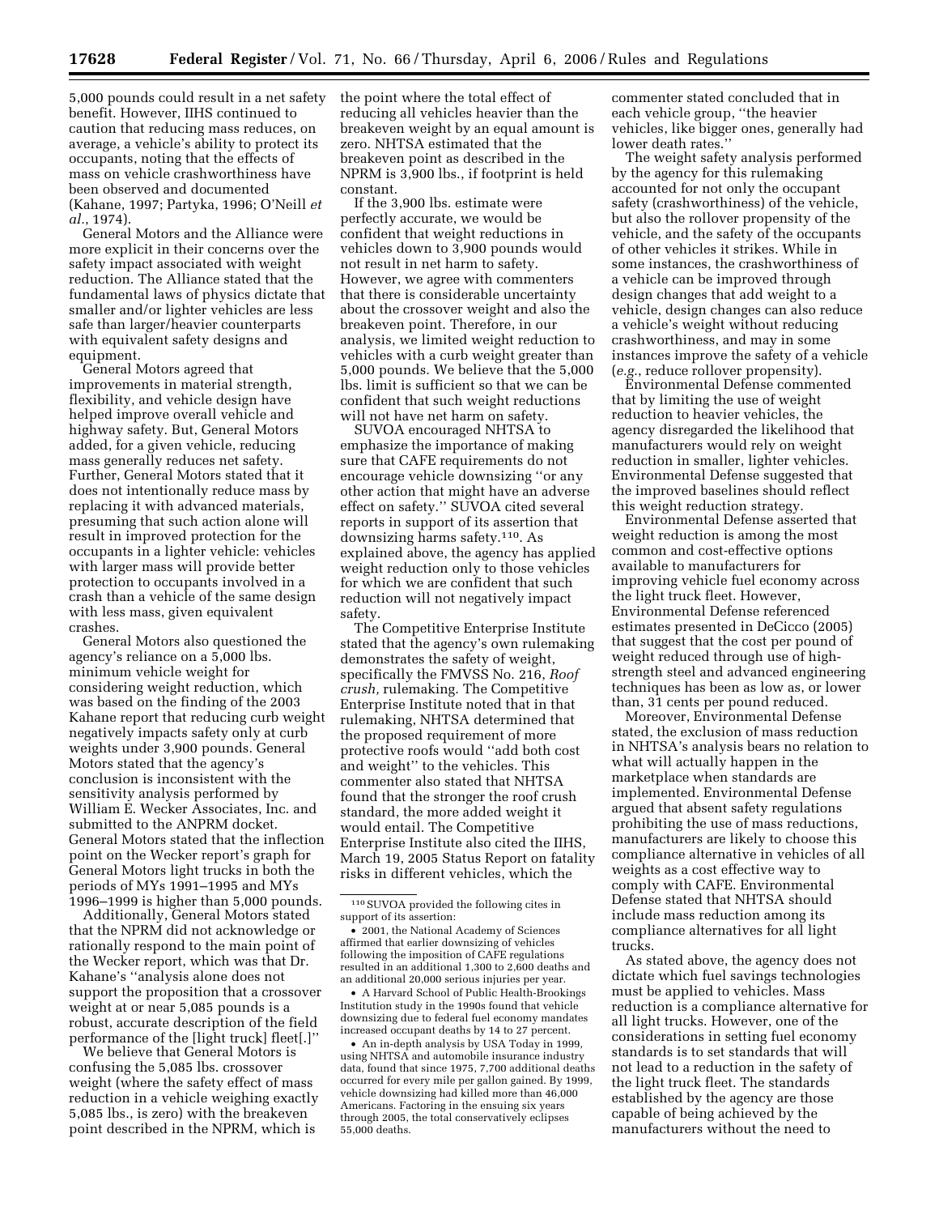5,000 pounds could result in a net safety benefit. However, IIHS continued to caution that reducing mass reduces, on average, a vehicle's ability to protect its occupants, noting that the effects of mass on vehicle crashworthiness have been observed and documented (Kahane, 1997; Partyka, 1996; O'Neill *et al.*, 1974).

General Motors and the Alliance were more explicit in their concerns over the safety impact associated with weight reduction. The Alliance stated that the fundamental laws of physics dictate that smaller and/or lighter vehicles are less safe than larger/heavier counterparts with equivalent safety designs and equipment.

General Motors agreed that improvements in material strength, flexibility, and vehicle design have helped improve overall vehicle and highway safety. But, General Motors added, for a given vehicle, reducing mass generally reduces net safety. Further, General Motors stated that it does not intentionally reduce mass by replacing it with advanced materials, presuming that such action alone will result in improved protection for the occupants in a lighter vehicle: vehicles with larger mass will provide better protection to occupants involved in a crash than a vehicle of the same design with less mass, given equivalent crashes.

General Motors also questioned the agency's reliance on a 5,000 lbs. minimum vehicle weight for considering weight reduction, which was based on the finding of the 2003 Kahane report that reducing curb weight negatively impacts safety only at curb weights under 3,900 pounds. General Motors stated that the agency's conclusion is inconsistent with the sensitivity analysis performed by William E. Wecker Associates, Inc. and submitted to the ANPRM docket. General Motors stated that the inflection point on the Wecker report's graph for General Motors light trucks in both the periods of MYs 1991–1995 and MYs 1996–1999 is higher than 5,000 pounds.

Additionally, General Motors stated that the NPRM did not acknowledge or rationally respond to the main point of the Wecker report, which was that Dr. Kahane's "analysis alone does not support the proposition that a crossover weight at or near 5,085 pounds is a robust, accurate description of the field performance of the [light truck] fleet[.]"

We believe that General Motors is confusing the 5,085 lbs. crossover weight (where the safety effect of mass reduction in a vehicle weighing exactly 5,085 lbs., is zero) with the breakeven point described in the NPRM, which is the point where the total effect of reducing all vehicles heavier than the breakeven weight by an equal amount is zero. NHTSA estimated that the breakeven point as described in the NPRM is 3,900 lbs., if footprint is held constant.

If the 3,900 lbs. estimate were perfectly accurate, we would be confident that weight reductions in vehicles down to 3,900 pounds would not result in net harm to safety. However, we agree with commenters that there is considerable uncertainty about the crossover weight and also the breakeven point. Therefore, in our analysis, we limited weight reduction to vehicles with a curb weight greater than 5,000 pounds. We believe that the 5,000 lbs. limit is sufficient so that we can be confident that such weight reductions will not have net harm on safety.

SUVOA encouraged NHTSA to emphasize the importance of making sure that CAFE requirements do not encourage vehicle downsizing "or any other action that might have an adverse effect on safety." SUVOA cited several reports in support of its assertion that downsizing harms safety.[110]. As explained above, the agency has applied weight reduction only to those vehicles for which we are confident that such reduction will not negatively impact safety.

The Competitive Enterprise Institute stated that the agency's own rulemaking demonstrates the safety of weight, specifically the FMVSS No. 216, *Roof crush,* rulemaking. The Competitive Enterprise Institute noted that in that rulemaking, NHTSA determined that the proposed requirement of more protective roofs would "add both cost and weight" to the vehicles. This commenter also stated that NHTSA found that the stronger the roof crush standard, the more added weight it would entail. The Competitive Enterprise Institute also cited the IIHS, March 19, 2005 Status Report on fatality risks in different vehicles, which the commenter stated concluded that in each vehicle group, "the heavier vehicles, like bigger ones, generally had lower death rates."

The weight safety analysis performed by the agency for this rulemaking accounted for not only the occupant safety (crashworthiness) of the vehicle, but also the rollover propensity of the vehicle, and the safety of the occupants of other vehicles it strikes. While in some instances, the crashworthiness of a vehicle can be improved through design changes that add weight to a vehicle, design changes can also reduce a vehicle's weight without reducing crashworthiness, and may in some instances improve the safety of a vehicle (*e.g.*, reduce rollover propensity).

Environmental Defense commented that by limiting the use of weight reduction to heavier vehicles, the agency disregarded the likelihood that manufacturers would rely on weight reduction in smaller, lighter vehicles. Environmental Defense suggested that the improved baselines should reflect this weight reduction strategy.

Environmental Defense asserted that weight reduction is among the most common and cost-effective options available to manufacturers for improving vehicle fuel economy across the light truck fleet. However, Environmental Defense referenced estimates presented in DeCicco (2005) that suggest that the cost per pound of weight reduced through use of high-strength steel and advanced engineering techniques has been as low as, or lower than, 31 cents per pound reduced.

Moreover, Environmental Defense stated, the exclusion of mass reduction in NHTSA's analysis bears no relation to what will actually happen in the marketplace when standards are implemented. Environmental Defense argued that absent safety regulations prohibiting the use of mass reductions, manufacturers are likely to choose this compliance alternative in vehicles of all weights as a cost effective way to comply with CAFE. Environmental Defense stated that NHTSA should include mass reduction among its compliance alternatives for all light trucks.

As stated above, the agency does not dictate which fuel savings technologies must be applied to vehicles. Mass reduction is a compliance alternative for all light trucks. However, one of the considerations in setting fuel economy standards is to set standards that will not lead to a reduction in the safety of the light truck fleet. The standards established by the agency are those capable of being achieved by the manufacturers without the need to

---

[110] SUVOA provided the following cites in support of its assertion:

- 2001, the National Academy of Sciences affirmed that earlier downsizing of vehicles following the imposition of CAFE regulations resulted in an additional 1,300 to 2,600 deaths and an additional 20,000 serious injuries per year.
- A Harvard School of Public Health-Brookings Institution study in the 1990s found that vehicle downsizing due to federal fuel economy mandates increased occupant deaths by 14 to 27 percent.
- An in-depth analysis by USA Today in 1999, using NHTSA and automobile insurance industry data, found that since 1975, 7,700 additional deaths occurred for every mile per gallon gained. By 1999, vehicle downsizing had killed more than 46,000 Americans. Factoring in the ensuing six years through 2005, the total conservatively eclipses 55,000 deaths.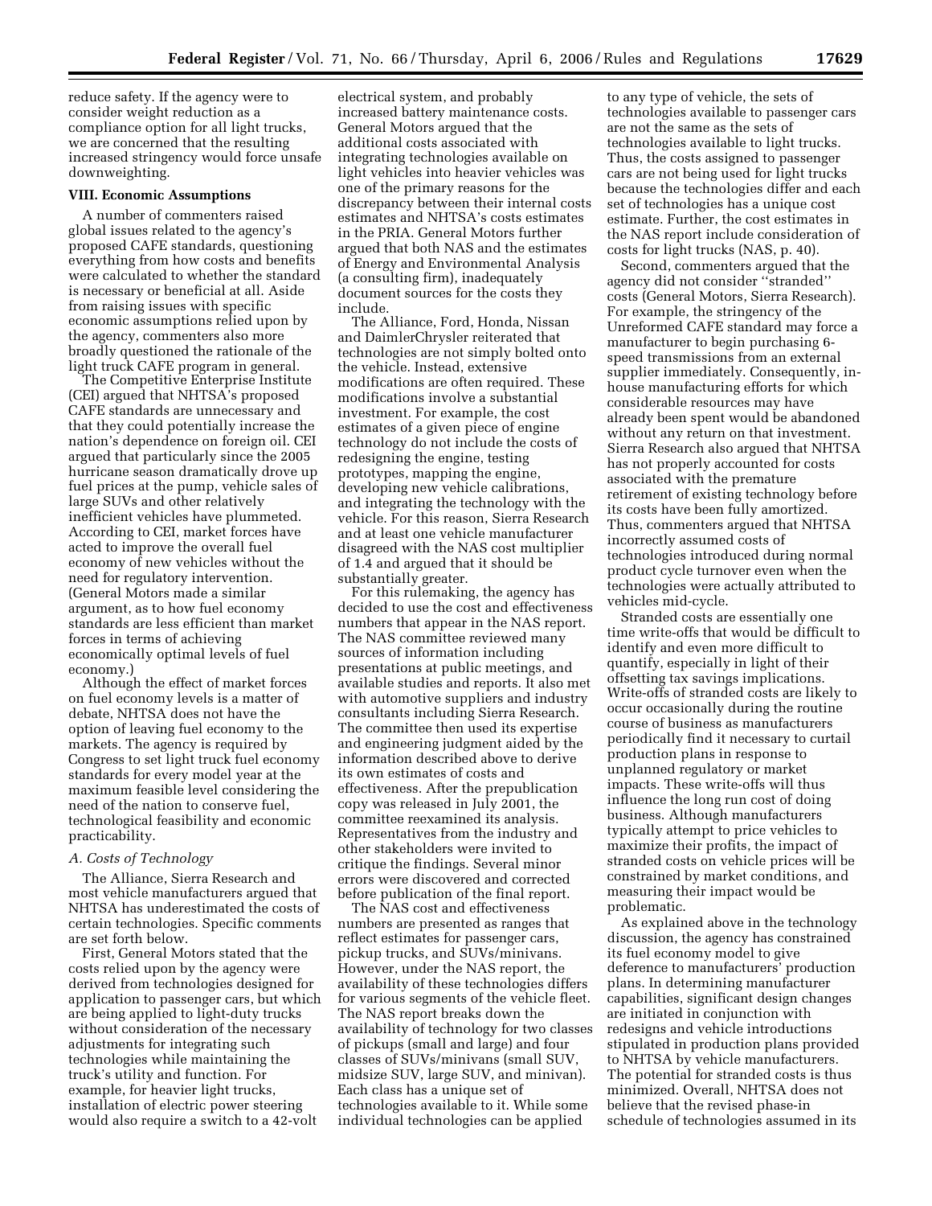reduce safety. If the agency were to consider weight reduction as a compliance option for all light trucks, we are concerned that the resulting increased stringency would force unsafe downweighting.

## VIII. Economic Assumptions

A number of commenters raised global issues related to the agency's proposed CAFE standards, questioning everything from how costs and benefits were calculated to whether the standard is necessary or beneficial at all. Aside from raising issues with specific economic assumptions relied upon by the agency, commenters also more broadly questioned the rationale of the light truck CAFE program in general.

The Competitive Enterprise Institute (CEI) argued that NHTSA's proposed CAFE standards are unnecessary and that they could potentially increase the nation's dependence on foreign oil. CEI argued that particularly since the 2005 hurricane season dramatically drove up fuel prices at the pump, vehicle sales of large SUVs and other relatively inefficient vehicles have plummeted. According to CEI, market forces have acted to improve the overall fuel economy of new vehicles without the need for regulatory intervention. (General Motors made a similar argument, as to how fuel economy standards are less efficient than market forces in terms of achieving economically optimal levels of fuel economy.)

Although the effect of market forces on fuel economy levels is a matter of debate, NHTSA does not have the option of leaving fuel economy to the markets. The agency is required by Congress to set light truck fuel economy standards for every model year at the maximum feasible level considering the need of the nation to conserve fuel, technological feasibility and economic practicability.

### A. Costs of Technology

The Alliance, Sierra Research and most vehicle manufacturers argued that NHTSA has underestimated the costs of certain technologies. Specific comments are set forth below.

First, General Motors stated that the costs relied upon by the agency were derived from technologies designed for application to passenger cars, but which are being applied to light-duty trucks without consideration of the necessary adjustments for integrating such technologies while maintaining the truck's utility and function. For example, for heavier light trucks, installation of electric power steering would also require a switch to a 42-volt electrical system, and probably increased battery maintenance costs. General Motors argued that the additional costs associated with integrating technologies available on light vehicles into heavier vehicles was one of the primary reasons for the discrepancy between their internal costs estimates and NHTSA's costs estimates in the PRIA. General Motors further argued that both NAS and the estimates of Energy and Environmental Analysis (a consulting firm), inadequately document sources for the costs they include.

The Alliance, Ford, Honda, Nissan and DaimlerChrysler reiterated that technologies are not simply bolted onto the vehicle. Instead, extensive modifications are often required. These modifications involve a substantial investment. For example, the cost estimates of a given piece of engine technology do not include the costs of redesigning the engine, testing prototypes, mapping the engine, developing new vehicle calibrations, and integrating the technology with the vehicle. For this reason, Sierra Research and at least one vehicle manufacturer disagreed with the NAS cost multiplier of 1.4 and argued that it should be substantially greater.

For this rulemaking, the agency has decided to use the cost and effectiveness numbers that appear in the NAS report. The NAS committee reviewed many sources of information including presentations at public meetings, and available studies and reports. It also met with automotive suppliers and industry consultants including Sierra Research. The committee then used its expertise and engineering judgment aided by the information described above to derive its own estimates of costs and effectiveness. After the prepublication copy was released in July 2001, the committee reexamined its analysis. Representatives from the industry and other stakeholders were invited to critique the findings. Several minor errors were discovered and corrected before publication of the final report.

The NAS cost and effectiveness numbers are presented as ranges that reflect estimates for passenger cars, pickup trucks, and SUVs/minivans. However, under the NAS report, the availability of these technologies differs for various segments of the vehicle fleet. The NAS report breaks down the availability of technology for two classes of pickups (small and large) and four classes of SUVs/minivans (small SUV, midsize SUV, large SUV, and minivan). Each class has a unique set of technologies available to it. While some individual technologies can be applied to any type of vehicle, the sets of technologies available to passenger cars are not the same as the sets of technologies available to light trucks. Thus, the costs assigned to passenger cars are not being used for light trucks because the technologies differ and each set of technologies has a unique cost estimate. Further, the cost estimates in the NAS report include consideration of costs for light trucks (NAS, p. 40).

Second, commenters argued that the agency did not consider "stranded" costs (General Motors, Sierra Research). For example, the stringency of the Unreformed CAFE standard may force a manufacturer to begin purchasing 6-speed transmissions from an external supplier immediately. Consequently, in-house manufacturing efforts for which considerable resources may have already been spent would be abandoned without any return on that investment. Sierra Research also argued that NHTSA has not properly accounted for costs associated with the premature retirement of existing technology before its costs have been fully amortized. Thus, commenters argued that NHTSA incorrectly assumed costs of technologies introduced during normal product cycle turnover even when the technologies were actually attributed to vehicles mid-cycle.

Stranded costs are essentially one time write-offs that would be difficult to identify and even more difficult to quantify, especially in light of their offsetting tax savings implications. Write-offs of stranded costs are likely to occur occasionally during the routine course of business as manufacturers periodically find it necessary to curtail production plans in response to unplanned regulatory or market impacts. These write-offs will thus influence the long run cost of doing business. Although manufacturers typically attempt to price vehicles to maximize their profits, the impact of stranded costs on vehicle prices will be constrained by market conditions, and measuring their impact would be problematic.

As explained above in the technology discussion, the agency has constrained its fuel economy model to give deference to manufacturers' production plans. In determining manufacturer capabilities, significant design changes are initiated in conjunction with redesigns and vehicle introductions stipulated in production plans provided to NHTSA by vehicle manufacturers. The potential for stranded costs is thus minimized. Overall, NHTSA does not believe that the revised phase-in schedule of technologies assumed in its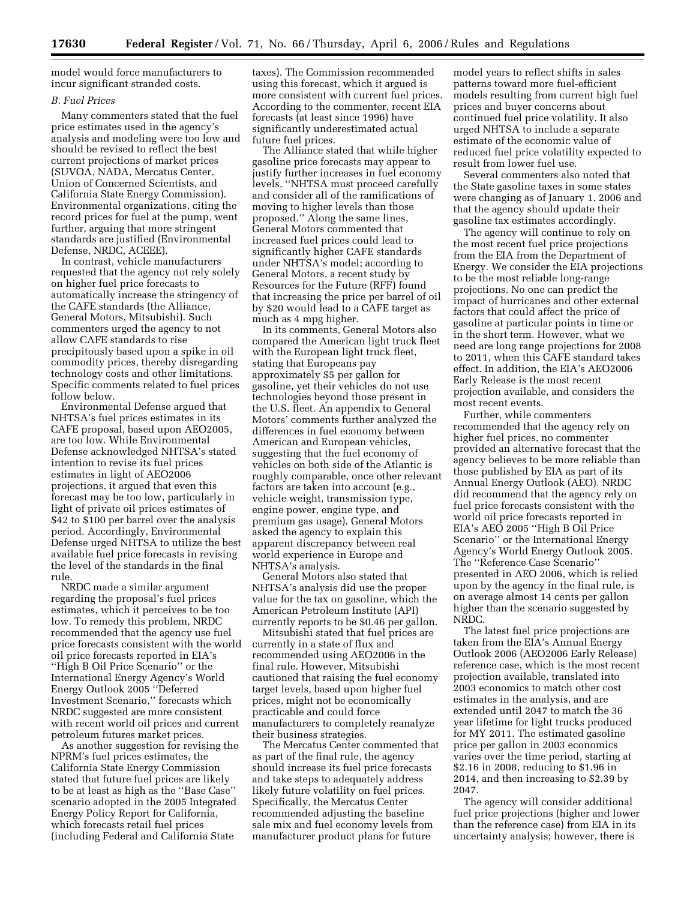model would force manufacturers to incur significant stranded costs.

*B. Fuel Prices*

Many commenters stated that the fuel price estimates used in the agency's analysis and modeling were too low and should be revised to reflect the best current projections of market prices (SUVOA, NADA, Mercatus Center, Union of Concerned Scientists, and California State Energy Commission). Environmental organizations, citing the record prices for fuel at the pump, went further, arguing that more stringent standards are justified (Environmental Defense, NRDC, ACEEE).

In contrast, vehicle manufacturers requested that the agency not rely solely on higher fuel price forecasts to automatically increase the stringency of the CAFE standards (the Alliance, General Motors, Mitsubishi). Such commenters urged the agency to not allow CAFE standards to rise precipitously based upon a spike in oil commodity prices, thereby disregarding technology costs and other limitations. Specific comments related to fuel prices follow below.

Environmental Defense argued that NHTSA's fuel prices estimates in its CAFE proposal, based upon AEO2005, are too low. While Environmental Defense acknowledged NHTSA's stated intention to revise its fuel prices estimates in light of AEO2006 projections, it argued that even this forecast may be too low, particularly in light of private oil prices estimates of $42 to $100 per barrel over the analysis period. Accordingly, Environmental Defense urged NHTSA to utilize the best available fuel price forecasts in revising the level of the standards in the final rule.

NRDC made a similar argument regarding the proposal's fuel prices estimates, which it perceives to be too low. To remedy this problem, NRDC recommended that the agency use fuel price forecasts consistent with the world oil price forecasts reported in EIA's "High B Oil Price Scenario" or the International Energy Agency's World Energy Outlook 2005 "Deferred Investment Scenario," forecasts which NRDC suggested are more consistent with recent world oil prices and current petroleum futures market prices.

As another suggestion for revising the NPRM's fuel prices estimates, the California State Energy Commission stated that future fuel prices are likely to be at least as high as the "Base Case" scenario adopted in the 2005 Integrated Energy Policy Report for California, which forecasts retail fuel prices (including Federal and California State taxes). The Commission recommended using this forecast, which it argued is more consistent with current fuel prices. According to the commenter, recent EIA forecasts (at least since 1996) have significantly underestimated actual future fuel prices.

The Alliance stated that while higher gasoline price forecasts may appear to justify further increases in fuel economy levels, "NHTSA must proceed carefully and consider all of the ramifications of moving to higher levels than those proposed." Along the same lines, General Motors commented that increased fuel prices could lead to significantly higher CAFE standards under NHTSA's model; according to General Motors, a recent study by Resources for the Future (RFF) found that increasing the price per barrel of oil by $20 would lead to a CAFE target as much as 4 mpg higher.

In its comments, General Motors also compared the American light truck fleet with the European light truck fleet, stating that Europeans pay approximately $5 per gallon for gasoline, yet their vehicles do not use technologies beyond those present in the U.S. fleet. An appendix to General Motors' comments further analyzed the differences in fuel economy between American and European vehicles, suggesting that the fuel economy of vehicles on both side of the Atlantic is roughly comparable, once other relevant factors are taken into account (e.g., vehicle weight, transmission type, engine power, engine type, and premium gas usage). General Motors asked the agency to explain this apparent discrepancy between real world experience in Europe and NHTSA's analysis.

General Motors also stated that NHTSA's analysis did use the proper value for the tax on gasoline, which the American Petroleum Institute (API) currently reports to be $0.46 per gallon.

Mitsubishi stated that fuel prices are currently in a state of flux and recommended using AEO2006 in the final rule. However, Mitsubishi cautioned that raising the fuel economy target levels, based upon higher fuel prices, might not be economically practicable and could force manufacturers to completely reanalyze their business strategies.

The Mercatus Center commented that as part of the final rule, the agency should increase its fuel price forecasts and take steps to adequately address likely future volatility on fuel prices. Specifically, the Mercatus Center recommended adjusting the baseline sale mix and fuel economy levels from manufacturer product plans for future model years to reflect shifts in sales patterns toward more fuel-efficient models resulting from current high fuel prices and buyer concerns about continued fuel price volatility. It also urged NHTSA to include a separate estimate of the economic value of reduced fuel price volatility expected to result from lower fuel use.

Several commenters also noted that the State gasoline taxes in some states were changing as of January 1, 2006 and that the agency should update their gasoline tax estimates accordingly.

The agency will continue to rely on the most recent fuel price projections from the EIA from the Department of Energy. We consider the EIA projections to be the most reliable long-range projections. No one can predict the impact of hurricanes and other external factors that could affect the price of gasoline at particular points in time or in the short term. However, what we need are long range projections for 2008 to 2011, when this CAFE standard takes effect. In addition, the EIA's AEO2006 Early Release is the most recent projection available, and considers the most recent events.

Further, while commenters recommended that the agency rely on higher fuel prices, no commenter provided an alternative forecast that the agency believes to be more reliable than those published by EIA as part of its Annual Energy Outlook (AEO). NRDC did recommend that the agency rely on fuel price forecasts consistent with the world oil price forecasts reported in EIA's AEO 2005 "High B Oil Price Scenario" or the International Energy Agency's World Energy Outlook 2005. The "Reference Case Scenario" presented in AEO 2006, which is relied upon by the agency in the final rule, is on average almost 14 cents per gallon higher than the scenario suggested by NRDC.

The latest fuel price projections are taken from the EIA's Annual Energy Outlook 2006 (AEO2006 Early Release) reference case, which is the most recent projection available, translated into 2003 economics to match other cost estimates in the analysis, and are extended until 2047 to match the 36 year lifetime for light trucks produced for MY 2011. The estimated gasoline price per gallon in 2003 economics varies over the time period, starting at $2.16 in 2008, reducing to $1.96 in 2014, and then increasing to $2.39 by 2047.

The agency will consider additional fuel price projections (higher and lower than the reference case) from EIA in its uncertainty analysis; however, there is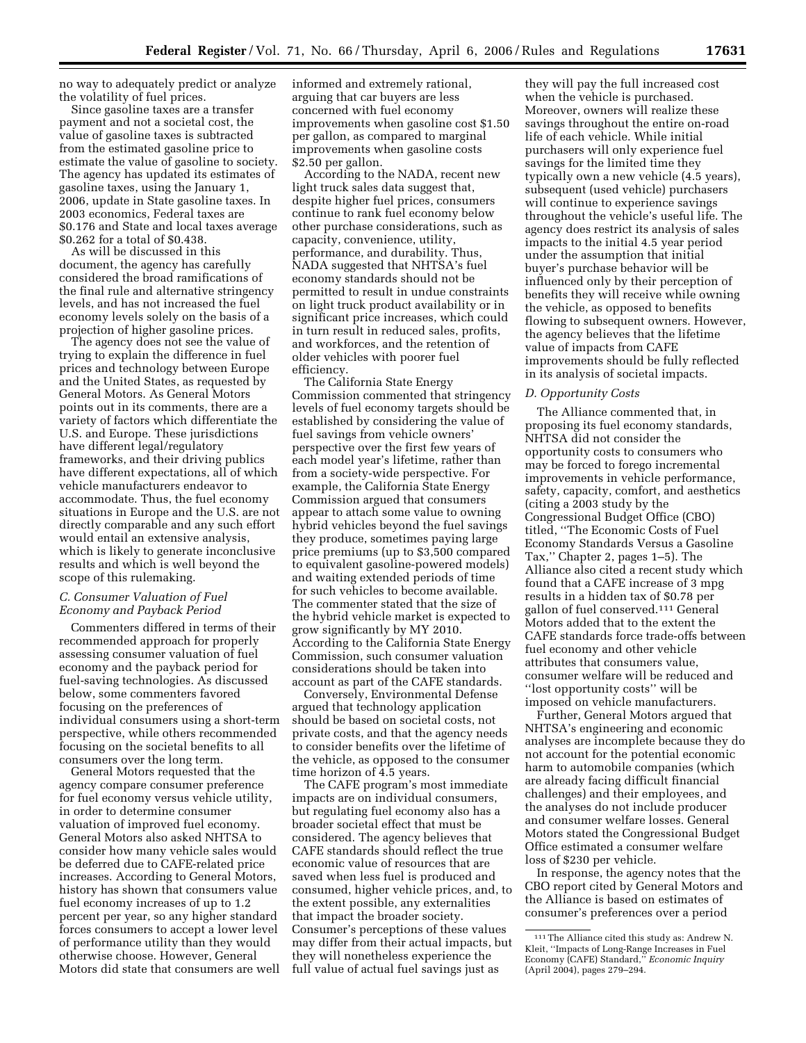no way to adequately predict or analyze the volatility of fuel prices.

Since gasoline taxes are a transfer payment and not a societal cost, the value of gasoline taxes is subtracted from the estimated gasoline price to estimate the value of gasoline to society. The agency has updated its estimates of gasoline taxes, using the January 1, 2006, update in State gasoline taxes. In 2003 economics, Federal taxes are $0.176 and State and local taxes average $0.262 for a total of $0.438.

As will be discussed in this document, the agency has carefully considered the broad ramifications of the final rule and alternative stringency levels, and has not increased the fuel economy levels solely on the basis of a projection of higher gasoline prices.

The agency does not see the value of trying to explain the difference in fuel prices and technology between Europe and the United States, as requested by General Motors. As General Motors points out in its comments, there are a variety of factors which differentiate the U.S. and Europe. These jurisdictions have different legal/regulatory frameworks, and their driving publics have different expectations, all of which vehicle manufacturers endeavor to accommodate. Thus, the fuel economy situations in Europe and the U.S. are not directly comparable and any such effort would entail an extensive analysis, which is likely to generate inconclusive results and which is well beyond the scope of this rulemaking.

### *C. Consumer Valuation of Fuel Economy and Payback Period*

Commenters differed in terms of their recommended approach for properly assessing consumer valuation of fuel economy and the payback period for fuel-saving technologies. As discussed below, some commenters favored focusing on the preferences of individual consumers using a short-term perspective, while others recommended focusing on the societal benefits to all consumers over the long term.

General Motors requested that the agency compare consumer preference for fuel economy versus vehicle utility, in order to determine consumer valuation of improved fuel economy. General Motors also asked NHTSA to consider how many vehicle sales would be deferred due to CAFE-related price increases. According to General Motors, history has shown that consumers value fuel economy increases of up to 1.2 percent per year, so any higher standard forces consumers to accept a lower level of performance utility than they would otherwise choose. However, General Motors did state that consumers are well informed and extremely rational, arguing that car buyers are less concerned with fuel economy improvements when gasoline cost $1.50 per gallon, as compared to marginal improvements when gasoline costs $2.50 per gallon.

According to the NADA, recent new light truck sales data suggest that, despite higher fuel prices, consumers continue to rank fuel economy below other purchase considerations, such as capacity, convenience, utility, performance, and durability. Thus, NADA suggested that NHTSA's fuel economy standards should not be permitted to result in undue constraints on light truck product availability or in significant price increases, which could in turn result in reduced sales, profits, and workforces, and the retention of older vehicles with poorer fuel efficiency.

The California State Energy Commission commented that stringency levels of fuel economy targets should be established by considering the value of fuel savings from vehicle owners' perspective over the first few years of each model year's lifetime, rather than from a society-wide perspective. For example, the California State Energy Commission argued that consumers appear to attach some value to owning hybrid vehicles beyond the fuel savings they produce, sometimes paying large price premiums (up to $3,500 compared to equivalent gasoline-powered models) and waiting extended periods of time for such vehicles to become available. The commenter stated that the size of the hybrid vehicle market is expected to grow significantly by MY 2010. According to the California State Energy Commission, such consumer valuation considerations should be taken into account as part of the CAFE standards.

Conversely, Environmental Defense argued that technology application should be based on societal costs, not private costs, and that the agency needs to consider benefits over the lifetime of the vehicle, as opposed to the consumer time horizon of 4.5 years.

The CAFE program's most immediate impacts are on individual consumers, but regulating fuel economy also has a broader societal effect that must be considered. The agency believes that CAFE standards should reflect the true economic value of resources that are saved when less fuel is produced and consumed, higher vehicle prices, and, to the extent possible, any externalities that impact the broader society. Consumer's perceptions of these values may differ from their actual impacts, but they will nonetheless experience the full value of actual fuel savings just as they will pay the full increased cost when the vehicle is purchased. Moreover, owners will realize these savings throughout the entire on-road life of each vehicle. While initial purchasers will only experience fuel savings for the limited time they typically own a new vehicle (4.5 years), subsequent (used vehicle) purchasers will continue to experience savings throughout the vehicle's useful life. The agency does restrict its analysis of sales impacts to the initial 4.5 year period under the assumption that initial buyer's purchase behavior will be influenced only by their perception of benefits they will receive while owning the vehicle, as opposed to benefits flowing to subsequent owners. However, the agency believes that the lifetime value of impacts from CAFE improvements should be fully reflected in its analysis of societal impacts.

### *D. Opportunity Costs*

The Alliance commented that, in proposing its fuel economy standards, NHTSA did not consider the opportunity costs to consumers who may be forced to forego incremental improvements in vehicle performance, safety, capacity, comfort, and aesthetics (citing a 2003 study by the Congressional Budget Office (CBO) titled, ''The Economic Costs of Fuel Economy Standards Versus a Gasoline Tax,'' Chapter 2, pages 1–5). The Alliance also cited a recent study which found that a CAFE increase of 3 mpg results in a hidden tax of $0.78 per gallon of fuel conserved.[111] General Motors added that to the extent the CAFE standards force trade-offs between fuel economy and other vehicle attributes that consumers value, consumer welfare will be reduced and ''lost opportunity costs'' will be imposed on vehicle manufacturers.

Further, General Motors argued that NHTSA's engineering and economic analyses are incomplete because they do not account for the potential economic harm to automobile companies (which are already facing difficult financial challenges) and their employees, and the analyses do not include producer and consumer welfare losses. General Motors stated the Congressional Budget Office estimated a consumer welfare loss of $230 per vehicle.

In response, the agency notes that the CBO report cited by General Motors and the Alliance is based on estimates of consumer's preferences over a period

[111] The Alliance cited this study as: Andrew N. Kleit, ''Impacts of Long-Range Increases in Fuel Economy (CAFE) Standard,'' *Economic Inquiry* (April 2004), pages 279–294.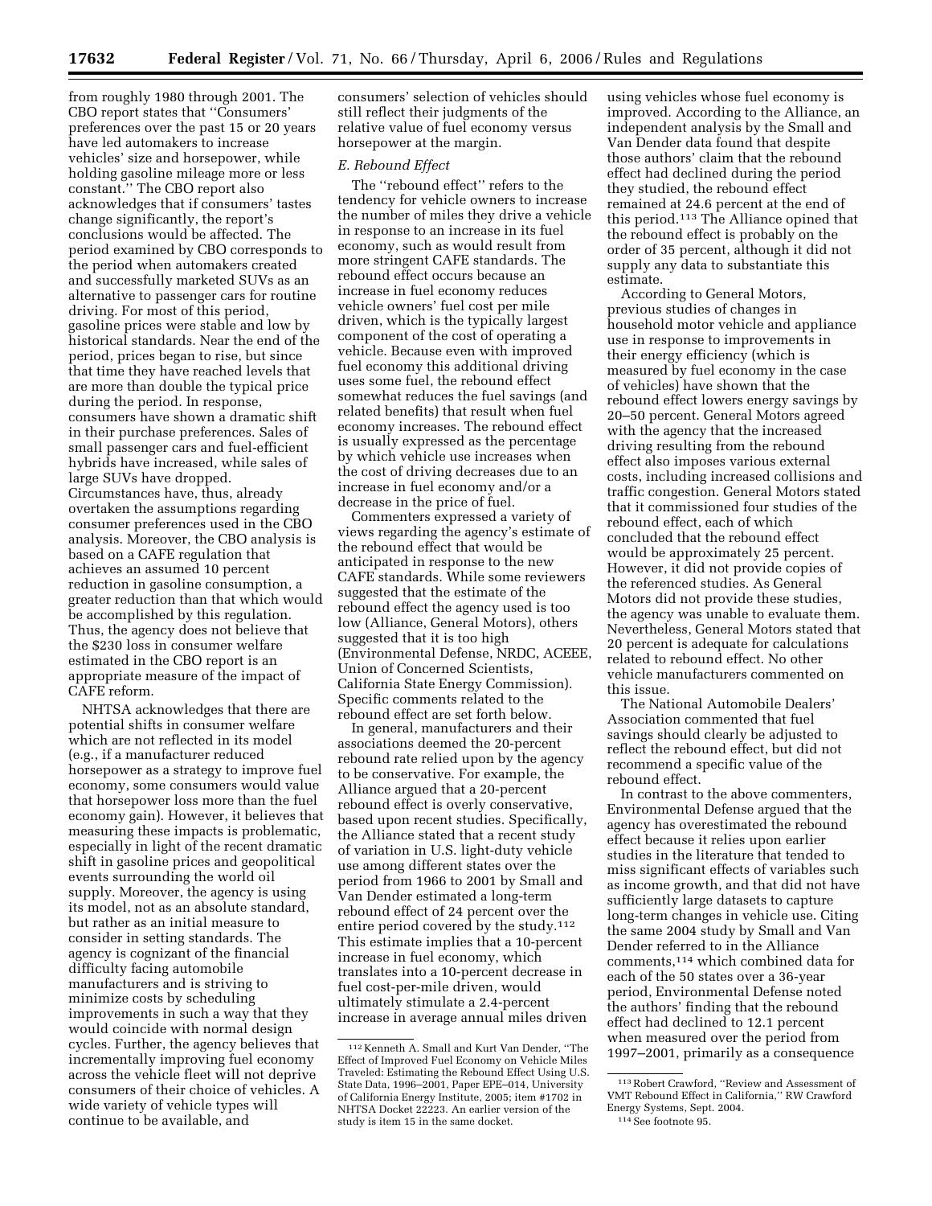from roughly 1980 through 2001. The CBO report states that ''Consumers' preferences over the past 15 or 20 years have led automakers to increase vehicles' size and horsepower, while holding gasoline mileage more or less constant.'' The CBO report also acknowledges that if consumers' tastes change significantly, the report's conclusions would be affected. The period examined by CBO corresponds to the period when automakers created and successfully marketed SUVs as an alternative to passenger cars for routine driving. For most of this period, gasoline prices were stable and low by historical standards. Near the end of the period, prices began to rise, but since that time they have reached levels that are more than double the typical price during the period. In response, consumers have shown a dramatic shift in their purchase preferences. Sales of small passenger cars and fuel-efficient hybrids have increased, while sales of large SUVs have dropped. Circumstances have, thus, already overtaken the assumptions regarding consumer preferences used in the CBO analysis. Moreover, the CBO analysis is based on a CAFE regulation that achieves an assumed 10 percent reduction in gasoline consumption, a greater reduction than that which would be accomplished by this regulation. Thus, the agency does not believe that the $230 loss in consumer welfare estimated in the CBO report is an appropriate measure of the impact of CAFE reform.

NHTSA acknowledges that there are potential shifts in consumer welfare which are not reflected in its model (e.g., if a manufacturer reduced horsepower as a strategy to improve fuel economy, some consumers would value that horsepower loss more than the fuel economy gain). However, it believes that measuring these impacts is problematic, especially in light of the recent dramatic shift in gasoline prices and geopolitical events surrounding the world oil supply. Moreover, the agency is using its model, not as an absolute standard, but rather as an initial measure to consider in setting standards. The agency is cognizant of the financial difficulty facing automobile manufacturers and is striving to minimize costs by scheduling improvements in such a way that they would coincide with normal design cycles. Further, the agency believes that incrementally improving fuel economy across the vehicle fleet will not deprive consumers of their choice of vehicles. A wide variety of vehicle types will continue to be available, and consumers' selection of vehicles should still reflect their judgments of the relative value of fuel economy versus horsepower at the margin.

*E. Rebound Effect*

The ''rebound effect'' refers to the tendency for vehicle owners to increase the number of miles they drive a vehicle in response to an increase in its fuel economy, such as would result from more stringent CAFE standards. The rebound effect occurs because an increase in fuel economy reduces vehicle owners' fuel cost per mile driven, which is the typically largest component of the cost of operating a vehicle. Because even with improved fuel economy this additional driving uses some fuel, the rebound effect somewhat reduces the fuel savings (and related benefits) that result when fuel economy increases. The rebound effect is usually expressed as the percentage by which vehicle use increases when the cost of driving decreases due to an increase in fuel economy and/or a decrease in the price of fuel.

Commenters expressed a variety of views regarding the agency's estimate of the rebound effect that would be anticipated in response to the new CAFE standards. While some reviewers suggested that the estimate of the rebound effect the agency used is too low (Alliance, General Motors), others suggested that it is too high (Environmental Defense, NRDC, ACEEE, Union of Concerned Scientists, California State Energy Commission). Specific comments related to the rebound effect are set forth below.

In general, manufacturers and their associations deemed the 20-percent rebound rate relied upon by the agency to be conservative. For example, the Alliance argued that a 20-percent rebound effect is overly conservative, based upon recent studies. Specifically, the Alliance stated that a recent study of variation in U.S. light-duty vehicle use among different states over the period from 1966 to 2001 by Small and Van Dender estimated a long-term rebound effect of 24 percent over the entire period covered by the study.[112] This estimate implies that a 10-percent increase in fuel economy, which translates into a 10-percent decrease in fuel cost-per-mile driven, would ultimately stimulate a 2.4-percent increase in average annual miles driven using vehicles whose fuel economy is improved. According to the Alliance, an independent analysis by the Small and Van Dender data found that despite those authors' claim that the rebound effect had declined during the period they studied, the rebound effect remained at 24.6 percent at the end of this period.[113] The Alliance opined that the rebound effect is probably on the order of 35 percent, although it did not supply any data to substantiate this estimate.

According to General Motors, previous studies of changes in household motor vehicle and appliance use in response to improvements in their energy efficiency (which is measured by fuel economy in the case of vehicles) have shown that the rebound effect lowers energy savings by 20–50 percent. General Motors agreed with the agency that the increased driving resulting from the rebound effect also imposes various external costs, including increased collisions and traffic congestion. General Motors stated that it commissioned four studies of the rebound effect, each of which concluded that the rebound effect would be approximately 25 percent. However, it did not provide copies of the referenced studies. As General Motors did not provide these studies, the agency was unable to evaluate them. Nevertheless, General Motors stated that 20 percent is adequate for calculations related to rebound effect. No other vehicle manufacturers commented on this issue.

The National Automobile Dealers' Association commented that fuel savings should clearly be adjusted to reflect the rebound effect, but did not recommend a specific value of the rebound effect.

In contrast to the above commenters, Environmental Defense argued that the agency has overestimated the rebound effect because it relies upon earlier studies in the literature that tended to miss significant effects of variables such as income growth, and that did not have sufficiently large datasets to capture long-term changes in vehicle use. Citing the same 2004 study by Small and Van Dender referred to in the Alliance comments,[114] which combined data for each of the 50 states over a 36-year period, Environmental Defense noted the authors' finding that the rebound effect had declined to 12.1 percent when measured over the period from 1997–2001, primarily as a consequence

[112] Kenneth A. Small and Kurt Van Dender, ''The Effect of Improved Fuel Economy on Vehicle Miles Traveled: Estimating the Rebound Effect Using U.S. State Data, 1996–2001, Paper EPE–014, University of California Energy Institute, 2005; item #1702 in NHTSA Docket 22223. An earlier version of the study is item 15 in the same docket.

[113] Robert Crawford, ''Review and Assessment of VMT Rebound Effect in California,'' RW Crawford Energy Systems, Sept. 2004.

[114] See footnote 95.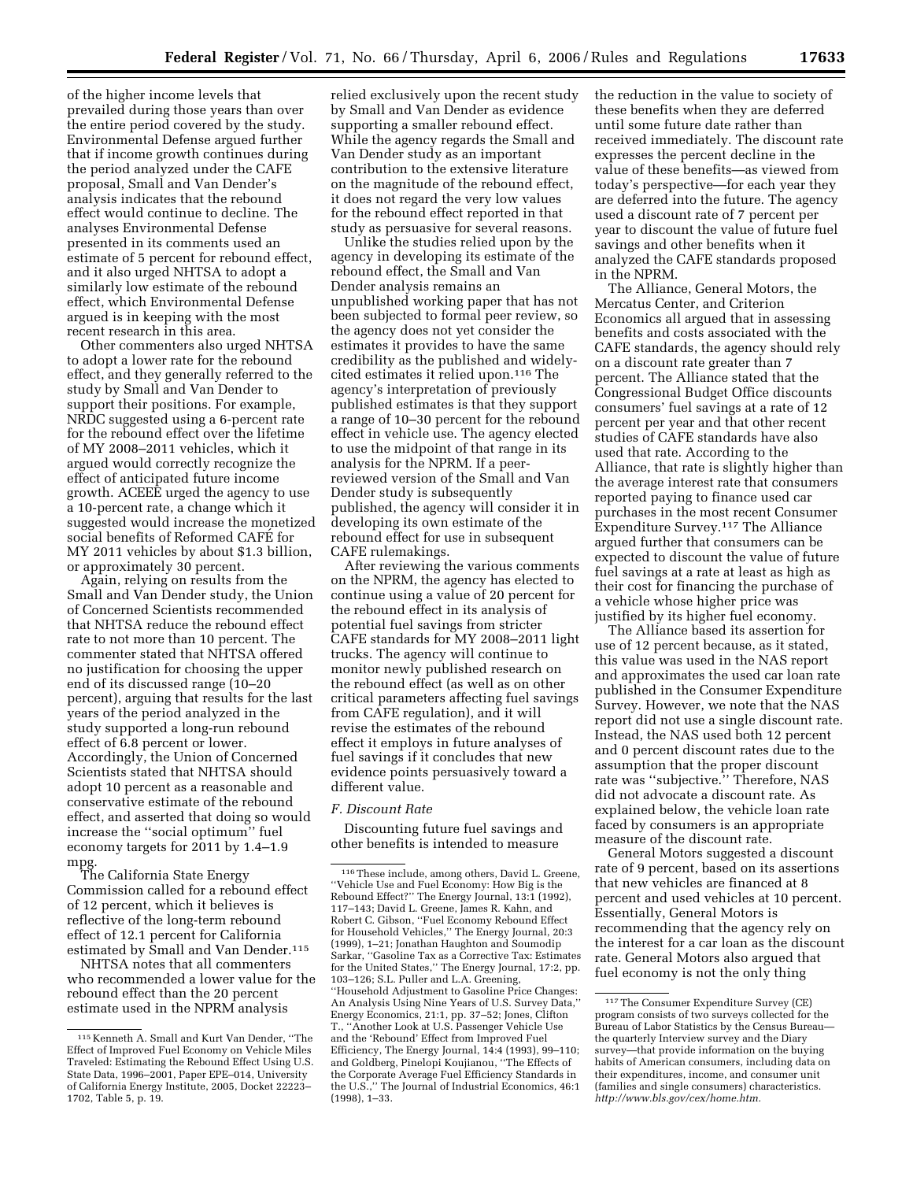of the higher income levels that prevailed during those years than over the entire period covered by the study. Environmental Defense argued further that if income growth continues during the period analyzed under the CAFE proposal, Small and Van Dender's analysis indicates that the rebound effect would continue to decline. The analyses Environmental Defense presented in its comments used an estimate of 5 percent for rebound effect, and it also urged NHTSA to adopt a similarly low estimate of the rebound effect, which Environmental Defense argued is in keeping with the most recent research in this area.

Other commenters also urged NHTSA to adopt a lower rate for the rebound effect, and they generally referred to the study by Small and Van Dender to support their positions. For example, NRDC suggested using a 6-percent rate for the rebound effect over the lifetime of MY 2008–2011 vehicles, which it argued would correctly recognize the effect of anticipated future income growth. ACEEE urged the agency to use a 10-percent rate, a change which it suggested would increase the monetized social benefits of Reformed CAFÉ for MY 2011 vehicles by about $1.3 billion, or approximately 30 percent.

Again, relying on results from the Small and Van Dender study, the Union of Concerned Scientists recommended that NHTSA reduce the rebound effect rate to not more than 10 percent. The commenter stated that NHTSA offered no justification for choosing the upper end of its discussed range (10–20 percent), arguing that results for the last years of the period analyzed in the study supported a long-run rebound effect of 6.8 percent or lower. Accordingly, the Union of Concerned Scientists stated that NHTSA should adopt 10 percent as a reasonable and conservative estimate of the rebound effect, and asserted that doing so would increase the ''social optimum'' fuel economy targets for 2011 by 1.4–1.9 mpg.

The California State Energy Commission called for a rebound effect of 12 percent, which it believes is reflective of the long-term rebound effect of 12.1 percent for California estimated by Small and Van Dender.[115]

NHTSA notes that all commenters who recommended a lower value for the rebound effect than the 20 percent estimate used in the NPRM analysis relied exclusively upon the recent study by Small and Van Dender as evidence supporting a smaller rebound effect. While the agency regards the Small and Van Dender study as an important contribution to the extensive literature on the magnitude of the rebound effect, it does not regard the very low values for the rebound effect reported in that study as persuasive for several reasons.

Unlike the studies relied upon by the agency in developing its estimate of the rebound effect, the Small and Van Dender analysis remains an unpublished working paper that has not been subjected to formal peer review, so the agency does not yet consider the estimates it provides to have the same credibility as the published and widely-cited estimates it relied upon.[116] The agency's interpretation of previously published estimates is that they support a range of 10–30 percent for the rebound effect in vehicle use. The agency elected to use the midpoint of that range in its analysis for the NPRM. If a peer-reviewed version of the Small and Van Dender study is subsequently published, the agency will consider it in developing its own estimate of the rebound effect for use in subsequent CAFE rulemakings.

After reviewing the various comments on the NPRM, the agency has elected to continue using a value of 20 percent for the rebound effect in its analysis of potential fuel savings from stricter CAFE standards for MY 2008–2011 light trucks. The agency will continue to monitor newly published research on the rebound effect (as well as on other critical parameters affecting fuel savings from CAFE regulation), and it will revise the estimates of the rebound effect it employs in future analyses of fuel savings if it concludes that new evidence points persuasively toward a different value.

*F. Discount Rate*

Discounting future fuel savings and other benefits is intended to measure the reduction in the value to society of these benefits when they are deferred until some future date rather than received immediately. The discount rate expresses the percent decline in the value of these benefits—as viewed from today's perspective—for each year they are deferred into the future. The agency used a discount rate of 7 percent per year to discount the value of future fuel savings and other benefits when it analyzed the CAFE standards proposed in the NPRM.

The Alliance, General Motors, the Mercatus Center, and Criterion Economics all argued that in assessing benefits and costs associated with the CAFE standards, the agency should rely on a discount rate greater than 7 percent. The Alliance stated that the Congressional Budget Office discounts consumers' fuel savings at a rate of 12 percent per year and that other recent studies of CAFE standards have also used that rate. According to the Alliance, that rate is slightly higher than the average interest rate that consumers reported paying to finance used car purchases in the most recent Consumer Expenditure Survey.[117] The Alliance argued further that consumers can be expected to discount the value of future fuel savings at a rate at least as high as their cost for financing the purchase of a vehicle whose higher price was justified by its higher fuel economy.

The Alliance based its assertion for use of 12 percent because, as it stated, this value was used in the NAS report and approximates the used car loan rate published in the Consumer Expenditure Survey. However, we note that the NAS report did not use a single discount rate. Instead, the NAS used both 12 percent and 0 percent discount rates due to the assumption that the proper discount rate was ''subjective.'' Therefore, NAS did not advocate a discount rate. As explained below, the vehicle loan rate faced by consumers is an appropriate measure of the discount rate.

General Motors suggested a discount rate of 9 percent, based on its assertions that new vehicles are financed at 8 percent and used vehicles at 10 percent. Essentially, General Motors is recommending that the agency rely on the interest for a car loan as the discount rate. General Motors also argued that fuel economy is not the only thing

---

[115] Kenneth A. Small and Kurt Van Dender, ''The Effect of Improved Fuel Economy on Vehicle Miles Traveled: Estimating the Rebound Effect Using U.S. State Data, 1996–2001, Paper EPE–014, University of California Energy Institute, 2005, Docket 22223–1702, Table 5, p. 19.

[116] These include, among others, David L. Greene, ''Vehicle Use and Fuel Economy: How Big is the Rebound Effect?'' The Energy Journal, 13:1 (1992), 117–143; David L. Greene, James R. Kahn, and Robert C. Gibson, ''Fuel Economy Rebound Effect for Household Vehicles,'' The Energy Journal, 20:3 (1999), 1–21; Jonathan Haughton and Soumodip Sarkar, ''Gasoline Tax as a Corrective Tax: Estimates for the United States,'' The Energy Journal, 17:2, pp. 103–126; S.L. Puller and L.A. Greening, ''Household Adjustment to Gasoline Price Changes: An Analysis Using Nine Years of U.S. Survey Data,'' Energy Economics, 21:1, pp. 37–52; Jones, Clifton T., ''Another Look at U.S. Passenger Vehicle Use and the 'Rebound' Effect from Improved Fuel Efficiency, The Energy Journal, 14:4 (1993), 99–110; and Goldberg, Pinelopi Koujianou, ''The Effects of the Corporate Average Fuel Efficiency Standards in the U.S.,'' The Journal of Industrial Economics, 46:1 (1998), 1–33.

[117] The Consumer Expenditure Survey (CE) program consists of two surveys collected for the Bureau of Labor Statistics by the Census Bureau—the quarterly Interview survey and the Diary survey—that provide information on the buying habits of American consumers, including data on their expenditures, income, and consumer unit (families and single consumers) characteristics. *http://www.bls.gov/cex/home.htm.*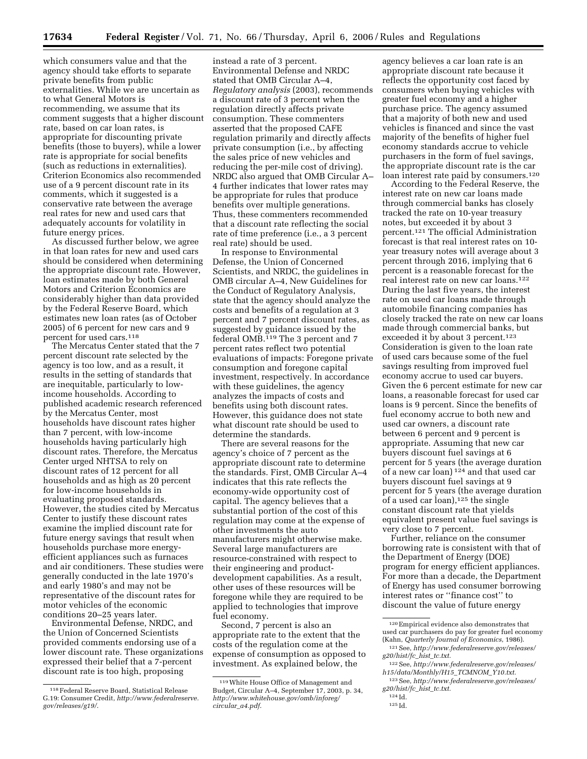which consumers value and that the agency should take efforts to separate private benefits from public externalities. While we are uncertain as to what General Motors is recommending, we assume that its comment suggests that a higher discount rate, based on car loan rates, is appropriate for discounting private benefits (those to buyers), while a lower rate is appropriate for social benefits (such as reductions in externalities). Criterion Economics also recommended use of a 9 percent discount rate in its comments, which it suggested is a conservative rate between the average real rates for new and used cars that adequately accounts for volatility in future energy prices.

As discussed further below, we agree in that loan rates for new and used cars should be considered when determining the appropriate discount rate. However, loan estimates made by both General Motors and Criterion Economics are considerably higher than data provided by the Federal Reserve Board, which estimates new loan rates (as of October 2005) of 6 percent for new cars and 9 percent for used cars.[118]

The Mercatus Center stated that the 7 percent discount rate selected by the agency is too low, and as a result, it results in the setting of standards that are inequitable, particularly to low-income households. According to published academic research referenced by the Mercatus Center, most households have discount rates higher than 7 percent, with low-income households having particularly high discount rates. Therefore, the Mercatus Center urged NHTSA to rely on discount rates of 12 percent for all households and as high as 20 percent for low-income households in evaluating proposed standards. However, the studies cited by Mercatus Center to justify these discount rates examine the implied discount rate for future energy savings that result when households purchase more energy-efficient appliances such as furnaces and air conditioners. These studies were generally conducted in the late 1970's and early 1980's and may not be representative of the discount rates for motor vehicles of the economic conditions 20–25 years later.

Environmental Defense, NRDC, and the Union of Concerned Scientists provided comments endorsing use of a lower discount rate. These organizations expressed their belief that a 7-percent discount rate is too high, proposing instead a rate of 3 percent. Environmental Defense and NRDC stated that OMB Circular A–4, *Regulatory analysis* (2003), recommends a discount rate of 3 percent when the regulation directly affects private consumption. These commenters asserted that the proposed CAFE regulation primarily and directly affects private consumption (i.e., by affecting the sales price of new vehicles and reducing the per-mile cost of driving). NRDC also argued that OMB Circular A–4 further indicates that lower rates may be appropriate for rules that produce benefits over multiple generations. Thus, these commenters recommended that a discount rate reflecting the social rate of time preference (i.e., a 3 percent real rate) should be used.

In response to Environmental Defense, the Union of Concerned Scientists, and NRDC, the guidelines in OMB circular A–4, New Guidelines for the Conduct of Regulatory Analysis, state that the agency should analyze the costs and benefits of a regulation at 3 percent and 7 percent discount rates, as suggested by guidance issued by the federal OMB.[119] The 3 percent and 7 percent rates reflect two potential evaluations of impacts: Foregone private consumption and foregone capital investment, respectively. In accordance with these guidelines, the agency analyzes the impacts of costs and benefits using both discount rates. However, this guidance does not state what discount rate should be used to determine the standards.

There are several reasons for the agency's choice of 7 percent as the appropriate discount rate to determine the standards. First, OMB Circular A–4 indicates that this rate reflects the economy-wide opportunity cost of capital. The agency believes that a substantial portion of the cost of this regulation may come at the expense of other investments the auto manufacturers might otherwise make. Several large manufacturers are resource-constrained with respect to their engineering and product-development capabilities. As a result, other uses of these resources will be foregone while they are required to be applied to technologies that improve fuel economy.

Second, 7 percent is also an appropriate rate to the extent that the costs of the regulation come at the expense of consumption as opposed to investment. As explained below, the agency believes a car loan rate is an appropriate discount rate because it reflects the opportunity cost faced by consumers when buying vehicles with greater fuel economy and a higher purchase price. The agency assumed that a majority of both new and used vehicles is financed and since the vast majority of the benefits of higher fuel economy standards accrue to vehicle purchasers in the form of fuel savings, the appropriate discount rate is the car loan interest rate paid by consumers.[120]

According to the Federal Reserve, the interest rate on new car loans made through commercial banks has closely tracked the rate on 10-year treasury notes, but exceeded it by about 3 percent.[121] The official Administration forecast is that real interest rates on 10-year treasury notes will average about 3 percent through 2016, implying that 6 percent is a reasonable forecast for the real interest rate on new car loans.[122] During the last five years, the interest rate on used car loans made through automobile financing companies has closely tracked the rate on new car loans made through commercial banks, but exceeded it by about 3 percent.[123] Consideration is given to the loan rate of used cars because some of the fuel savings resulting from improved fuel economy accrue to used car buyers. Given the 6 percent estimate for new car loans, a reasonable forecast for used car loans is 9 percent. Since the benefits of fuel economy accrue to both new and used car owners, a discount rate between 6 percent and 9 percent is appropriate. Assuming that new car buyers discount fuel savings at 6 percent for 5 years (the average duration of a new car loan)[124] and that used car buyers discount fuel savings at 9 percent for 5 years (the average duration of a used car loan),[125] the single constant discount rate that yields equivalent present value fuel savings is very close to 7 percent.

Further, reliance on the consumer borrowing rate is consistent with that of the Department of Energy (DOE) program for energy efficient appliances. For more than a decade, the Department of Energy has used consumer borrowing interest rates or "finance cost" to discount the value of future energy

---

[118] Federal Reserve Board, Statistical Release G.19: Consumer Credit, *http://www.federalreserve.gov/releases/g19/*.

[119] White House Office of Management and Budget, Circular A–4, September 17, 2003, p. 34, *http://www.whitehouse.gov/omb/inforeg/circular_a4.pdf*.

[120] Empirical evidence also demonstrates that used car purchasers do pay for greater fuel economy (Kahn, *Quarterly Journal of Economics*, 1986).

[121] See, *http://www.federalreserve.gov/releases/g20/hist/fc_hist_tc.txt*.

[122] See, *http://www.federalreserve.gov/releases/h15/data/Monthly/H15_TCMNOM_Y10.txt*.

[123] See, *http://www.federalreserve.gov/releases/g20/hist/fc_hist_tc.txt*.

[124] Id.

[125] Id.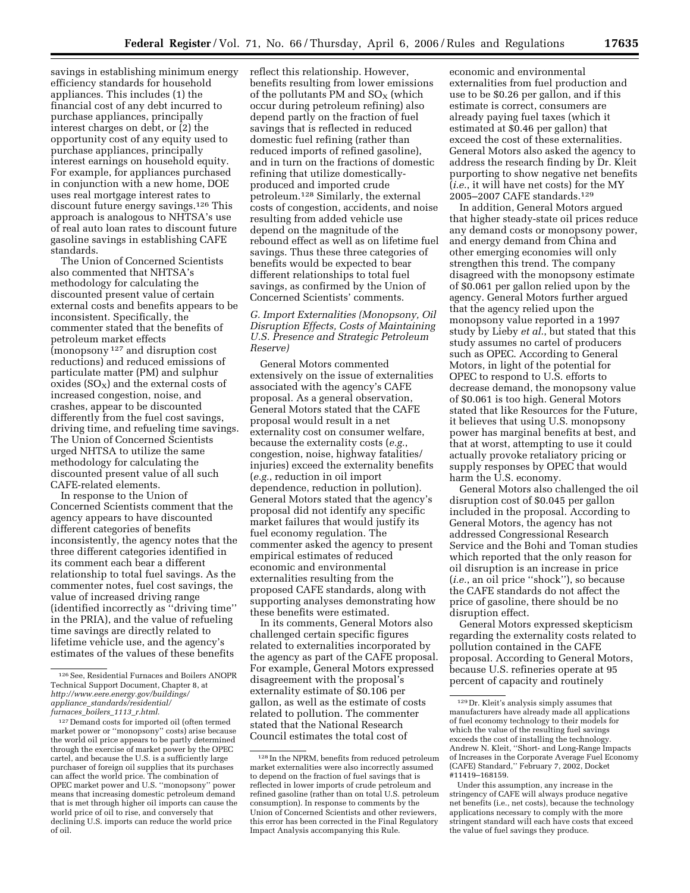savings in establishing minimum energy efficiency standards for household appliances. This includes (1) the financial cost of any debt incurred to purchase appliances, principally interest charges on debt, or (2) the opportunity cost of any equity used to purchase appliances, principally interest earnings on household equity. For example, for appliances purchased in conjunction with a new home, DOE uses real mortgage interest rates to discount future energy savings.[126] This approach is analogous to NHTSA's use of real auto loan rates to discount future gasoline savings in establishing CAFE standards.

The Union of Concerned Scientists also commented that NHTSA's methodology for calculating the discounted present value of certain external costs and benefits appears to be inconsistent. Specifically, the commenter stated that the benefits of petroleum market effects (monopsony [127] and disruption cost reductions) and reduced emissions of particulate matter (PM) and sulphur oxides ($SO_X$) and the external costs of increased congestion, noise, and crashes, appear to be discounted differently from the fuel cost savings, driving time, and refueling time savings. The Union of Concerned Scientists urged NHTSA to utilize the same methodology for calculating the discounted present value of all such CAFE-related elements.

In response to the Union of Concerned Scientists comment that the agency appears to have discounted different categories of benefits inconsistently, the agency notes that the three different categories identified in its comment each bear a different relationship to total fuel savings. As the commenter notes, fuel cost savings, the value of increased driving range (identified incorrectly as "driving time" in the PRIA), and the value of refueling time savings are directly related to lifetime vehicle use, and the agency's estimates of the values of these benefits reflect this relationship. However, benefits resulting from lower emissions of the pollutants PM and $SO_X$ (which occur during petroleum refining) also depend partly on the fraction of fuel savings that is reflected in reduced domestic fuel refining (rather than reduced imports of refined gasoline), and in turn on the fractions of domestic refining that utilize domestically-produced and imported crude petroleum.[128] Similarly, the external costs of congestion, accidents, and noise resulting from added vehicle use depend on the magnitude of the rebound effect as well as on lifetime fuel savings. Thus these three categories of benefits would be expected to bear different relationships to total fuel savings, as confirmed by the Union of Concerned Scientists' comments.

### *G. Import Externalities (Monopsony, Oil Disruption Effects, Costs of Maintaining U.S. Presence and Strategic Petroleum Reserve)*

General Motors commented extensively on the issue of externalities associated with the agency's CAFE proposal. As a general observation, General Motors stated that the CAFE proposal would result in a net externality cost on consumer welfare, because the externality costs (*e.g.*, congestion, noise, highway fatalities/injuries) exceed the externality benefits (*e.g.*, reduction in oil import dependence, reduction in pollution). General Motors stated that the agency's proposal did not identify any specific market failures that would justify its fuel economy regulation. The commenter asked the agency to present empirical estimates of reduced economic and environmental externalities resulting from the proposed CAFE standards, along with supporting analyses demonstrating how these benefits were estimated.

In its comments, General Motors also challenged certain specific figures related to externalities incorporated by the agency as part of the CAFE proposal. For example, General Motors expressed disagreement with the proposal's externality estimate of $0.106 per gallon, as well as the estimate of costs related to pollution. The commenter stated that the National Research Council estimates the total cost of economic and environmental externalities from fuel production and use to be $0.26 per gallon, and if this estimate is correct, consumers are already paying fuel taxes (which it estimated at $0.46 per gallon) that exceed the cost of these externalities. General Motors also asked the agency to address the research finding by Dr. Kleit purporting to show negative net benefits (*i.e.*, it will have net costs) for the MY 2005–2007 CAFE standards.[129]

In addition, General Motors argued that higher steady-state oil prices reduce any demand costs or monopsony power, and energy demand from China and other emerging economies will only strengthen this trend. The company disagreed with the monopsony estimate of $0.061 per gallon relied upon by the agency. General Motors further argued that the agency relied upon the monopsony value reported in a 1997 study by Lieby *et al.*, but stated that this study assumes no cartel of producers such as OPEC. According to General Motors, in light of the potential for OPEC to respond to U.S. efforts to decrease demand, the monopsony value of $0.061 is too high. General Motors stated that like Resources for the Future, it believes that using U.S. monopsony power has marginal benefits at best, and that at worst, attempting to use it could actually provoke retaliatory pricing or supply responses by OPEC that would harm the U.S. economy.

General Motors also challenged the oil disruption cost of $0.045 per gallon included in the proposal. According to General Motors, the agency has not addressed Congressional Research Service and the Bohi and Toman studies which reported that the only reason for oil disruption is an increase in price (*i.e.*, an oil price "shock"), so because the CAFE standards do not affect the price of gasoline, there should be no disruption effect.

General Motors expressed skepticism regarding the externality costs related to pollution contained in the CAFE proposal. According to General Motors, because U.S. refineries operate at 95 percent of capacity and routinely

---

[126] See, Residential Furnaces and Boilers ANOPR Technical Support Document, Chapter 8, at *http://www.eere.energy.gov/buildings/appliance_standards/residential/furnaces_boilers_1113_r.html.*

[127] Demand costs for imported oil (often termed market power or "monopsony" costs) arise because the world oil price appears to be partly determined through the exercise of market power by the OPEC cartel, and because the U.S. is a sufficiently large purchaser of foreign oil supplies that its purchases can affect the world price. The combination of OPEC market power and U.S. "monopsony" power means that increasing domestic petroleum demand that is met through higher oil imports can cause the world price of oil to rise, and conversely that declining U.S. imports can reduce the world price of oil.

[128] In the NPRM, benefits from reduced petroleum market externalities were also incorrectly assumed to depend on the fraction of fuel savings that is reflected in lower imports of crude petroleum and refined gasoline (rather than on total U.S. petroleum consumption). In response to comments by the Union of Concerned Scientists and other reviewers, this error has been corrected in the Final Regulatory Impact Analysis accompanying this Rule.

[129] Dr. Kleit's analysis simply assumes that manufacturers have already made all applications of fuel economy technology to their models for which the value of the resulting fuel savings exceeds the cost of installing the technology. Andrew N. Kleit, "Short- and Long-Range Impacts of Increases in the Corporate Average Fuel Economy (CAFE) Standard," February 7, 2002, Docket #11419–168159.

Under this assumption, any increase in the stringency of CAFE will always produce negative net benefits (i.e., net costs), because the technology applications necessary to comply with the more stringent standard will each have costs that exceed the value of fuel savings they produce.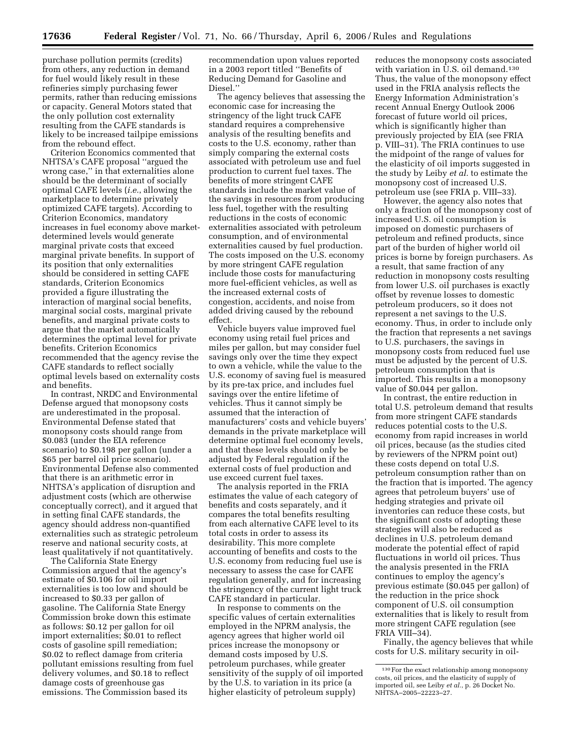purchase pollution permits (credits) from others, any reduction in demand for fuel would likely result in these refineries simply purchasing fewer permits, rather than reducing emissions or capacity. General Motors stated that the only pollution cost externality resulting from the CAFE standards is likely to be increased tailpipe emissions from the rebound effect.

Criterion Economics commented that NHTSA's CAFE proposal ''argued the wrong case,'' in that externalities alone should be the determinant of socially optimal CAFE levels (*i.e.*, allowing the marketplace to determine privately optimized CAFE targets). According to Criterion Economics, mandatory increases in fuel economy above market-determined levels would generate marginal private costs that exceed marginal private benefits. In support of its position that only externalities should be considered in setting CAFE standards, Criterion Economics provided a figure illustrating the interaction of marginal social benefits, marginal social costs, marginal private benefits, and marginal private costs to argue that the market automatically determines the optimal level for private benefits. Criterion Economics recommended that the agency revise the CAFE standards to reflect socially optimal levels based on externality costs and benefits.

In contrast, NRDC and Environmental Defense argued that monopsony costs are underestimated in the proposal. Environmental Defense stated that monopsony costs should range from \$0.083 (under the EIA reference scenario) to \$0.198 per gallon (under a \$65 per barrel oil price scenario). Environmental Defense also commented that there is an arithmetic error in NHTSA's application of disruption and adjustment costs (which are otherwise conceptually correct), and it argued that in setting final CAFE standards, the agency should address non-quantified externalities such as strategic petroleum reserve and national security costs, at least qualitatively if not quantitatively.

The California State Energy Commission argued that the agency's estimate of \$0.106 for oil import externalities is too low and should be increased to \$0.33 per gallon of gasoline. The California State Energy Commission broke down this estimate as follows: \$0.12 per gallon for oil import externalities; \$0.01 to reflect costs of gasoline spill remediation; \$0.02 to reflect damage from criteria pollutant emissions resulting from fuel delivery volumes, and \$0.18 to reflect damage costs of greenhouse gas emissions. The Commission based its recommendation upon values reported in a 2003 report titled ''Benefits of Reducing Demand for Gasoline and Diesel.''

The agency believes that assessing the economic case for increasing the stringency of the light truck CAFE standard requires a comprehensive analysis of the resulting benefits and costs to the U.S. economy, rather than simply comparing the external costs associated with petroleum use and fuel production to current fuel taxes. The benefits of more stringent CAFE standards include the market value of the savings in resources from producing less fuel, together with the resulting reductions in the costs of economic externalities associated with petroleum consumption, and of environmental externalities caused by fuel production. The costs imposed on the U.S. economy by more stringent CAFE regulation include those costs for manufacturing more fuel-efficient vehicles, as well as the increased external costs of congestion, accidents, and noise from added driving caused by the rebound effect.

Vehicle buyers value improved fuel economy using retail fuel prices and miles per gallon, but may consider fuel savings only over the time they expect to own a vehicle, while the value to the U.S. economy of saving fuel is measured by its pre-tax price, and includes fuel savings over the entire lifetime of vehicles. Thus it cannot simply be assumed that the interaction of manufacturers' costs and vehicle buyers' demands in the private marketplace will determine optimal fuel economy levels, and that these levels should only be adjusted by Federal regulation if the external costs of fuel production and use exceed current fuel taxes.

The analysis reported in the FRIA estimates the value of each category of benefits and costs separately, and it compares the total benefits resulting from each alternative CAFE level to its total costs in order to assess its desirability. This more complete accounting of benefits and costs to the U.S. economy from reducing fuel use is necessary to assess the case for CAFE regulation generally, and for increasing the stringency of the current light truck CAFE standard in particular.

In response to comments on the specific values of certain externalities employed in the NPRM analysis, the agency agrees that higher world oil prices increase the monopsony or demand costs imposed by U.S. petroleum purchases, while greater sensitivity of the supply of oil imported by the U.S. to variation in its price (a higher elasticity of petroleum supply) reduces the monopsony costs associated with variation in U.S. oil demand.[130] Thus, the value of the monopsony effect used in the FRIA analysis reflects the Energy Information Administration's recent Annual Energy Outlook 2006 forecast of future world oil prices, which is significantly higher than previously projected by EIA (see FRIA p. VIII–31). The FRIA continues to use the midpoint of the range of values for the elasticity of oil imports suggested in the study by Leiby *et al.* to estimate the monopsony cost of increased U.S. petroleum use (see FRIA p. VIII–33).

However, the agency also notes that only a fraction of the monopsony cost of increased U.S. oil consumption is imposed on domestic purchasers of petroleum and refined products, since part of the burden of higher world oil prices is borne by foreign purchasers. As a result, that same fraction of any reduction in monopsony costs resulting from lower U.S. oil purchases is exactly offset by revenue losses to domestic petroleum producers, so it does not represent a net savings to the U.S. economy. Thus, in order to include only the fraction that represents a net savings to U.S. purchasers, the savings in monopsony costs from reduced fuel use must be adjusted by the percent of U.S. petroleum consumption that is imported. This results in a monopsony value of \$0.044 per gallon.

In contrast, the entire reduction in total U.S. petroleum demand that results from more stringent CAFE standards reduces potential costs to the U.S. economy from rapid increases in world oil prices, because (as the studies cited by reviewers of the NPRM point out) these costs depend on total U.S. petroleum consumption rather than on the fraction that is imported. The agency agrees that petroleum buyers' use of hedging strategies and private oil inventories can reduce these costs, but the significant costs of adopting these strategies will also be reduced as declines in U.S. petroleum demand moderate the potential effect of rapid fluctuations in world oil prices. Thus the analysis presented in the FRIA continues to employ the agency's previous estimate (\$0.045 per gallon) of the reduction in the price shock component of U.S. oil consumption externalities that is likely to result from more stringent CAFE regulation (see FRIA VIII–34).

Finally, the agency believes that while costs for U.S. military security in oil-

[130] For the exact relationship among monopsony costs, oil prices, and the elasticity of supply of imported oil, see Leiby *et al.*, p. 26 Docket No. NHTSA–2005–22223–27.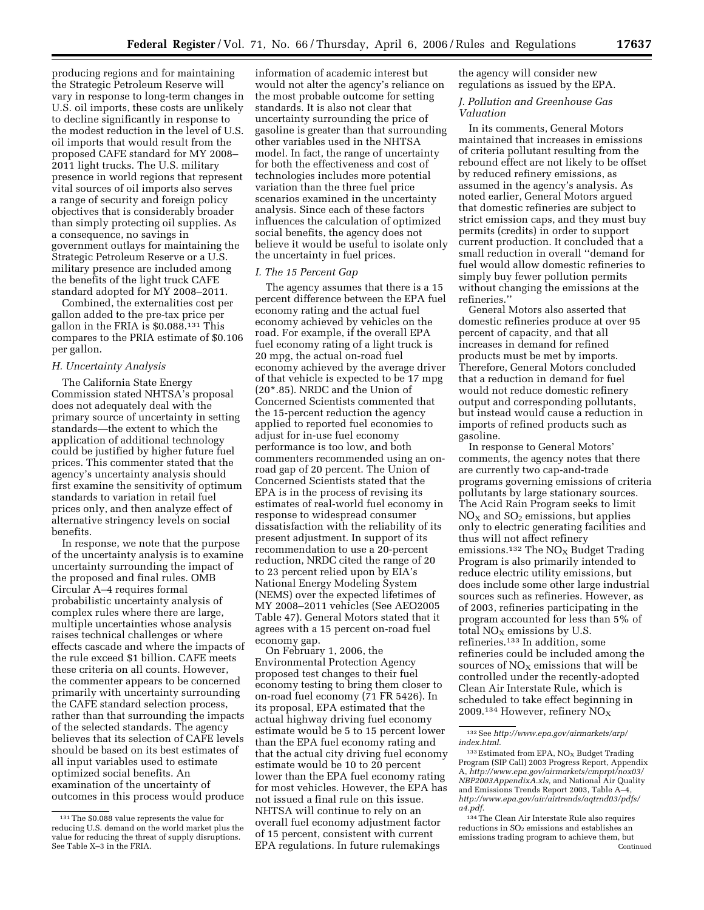producing regions and for maintaining the Strategic Petroleum Reserve will vary in response to long-term changes in U.S. oil imports, these costs are unlikely to decline significantly in response to the modest reduction in the level of U.S. oil imports that would result from the proposed CAFE standard for MY 2008–2011 light trucks. The U.S. military presence in world regions that represent vital sources of oil imports also serves a range of security and foreign policy objectives that is considerably broader than simply protecting oil supplies. As a consequence, no savings in government outlays for maintaining the Strategic Petroleum Reserve or a U.S. military presence are included among the benefits of the light truck CAFE standard adopted for MY 2008–2011.

Combined, the externalities cost per gallon added to the pre-tax price per gallon in the FRIA is $0.088.[131] This compares to the PRIA estimate of $0.106 per gallon.

### *H. Uncertainty Analysis*

The California State Energy Commission stated NHTSA's proposal does not adequately deal with the primary source of uncertainty in setting standards—the extent to which the application of additional technology could be justified by higher future fuel prices. This commenter stated that the agency's uncertainty analysis should first examine the sensitivity of optimum standards to variation in retail fuel prices only, and then analyze effect of alternative stringency levels on social benefits.

In response, we note that the purpose of the uncertainty analysis is to examine uncertainty surrounding the impact of the proposed and final rules. OMB Circular A–4 requires formal probabilistic uncertainty analysis of complex rules where there are large, multiple uncertainties whose analysis raises technical challenges or where effects cascade and where the impacts of the rule exceed $1 billion. CAFE meets these criteria on all counts. However, the commenter appears to be concerned primarily with uncertainty surrounding the CAFE standard selection process, rather than that surrounding the impacts of the selected standards. The agency believes that its selection of CAFE levels should be based on its best estimates of all input variables used to estimate optimized social benefits. An examination of the uncertainty of outcomes in this process would produce information of academic interest but would not alter the agency's reliance on the most probable outcome for setting standards. It is also not clear that uncertainty surrounding the price of gasoline is greater than that surrounding other variables used in the NHTSA model. In fact, the range of uncertainty for both the effectiveness and cost of technologies includes more potential variation than the three fuel price scenarios examined in the uncertainty analysis. Since each of these factors influences the calculation of optimized social benefits, the agency does not believe it would be useful to isolate only the uncertainty in fuel prices.

### *I. The 15 Percent Gap*

The agency assumes that there is a 15 percent difference between the EPA fuel economy rating and the actual fuel economy achieved by vehicles on the road. For example, if the overall EPA fuel economy rating of a light truck is 20 mpg, the actual on-road fuel economy achieved by the average driver of that vehicle is expected to be 17 mpg (20*.85). NRDC and the Union of Concerned Scientists commented that the 15-percent reduction the agency applied to reported fuel economies to adjust for in-use fuel economy performance is too low, and both commenters recommended using an on-road gap of 20 percent. The Union of Concerned Scientists stated that the EPA is in the process of revising its estimates of real-world fuel economy in response to widespread consumer dissatisfaction with the reliability of its present adjustment. In support of its recommendation to use a 20-percent reduction, NRDC cited the range of 20 to 23 percent relied upon by EIA's National Energy Modeling System (NEMS) over the expected lifetimes of MY 2008–2011 vehicles (See AEO2005 Table 47). General Motors stated that it agrees with a 15 percent on-road fuel economy gap.

On February 1, 2006, the Environmental Protection Agency proposed test changes to their fuel economy testing to bring them closer to on-road fuel economy (71 FR 5426). In its proposal, EPA estimated that the actual highway driving fuel economy estimate would be 5 to 15 percent lower than the EPA fuel economy rating and that the actual city driving fuel economy estimate would be 10 to 20 percent lower than the EPA fuel economy rating for most vehicles. However, the EPA has not issued a final rule on this issue. NHTSA will continue to rely on an overall fuel economy adjustment factor of 15 percent, consistent with current EPA regulations. In future rulemakings the agency will consider new regulations as issued by the EPA.

### *J. Pollution and Greenhouse Gas Valuation*

In its comments, General Motors maintained that increases in emissions of criteria pollutant resulting from the rebound effect are not likely to be offset by reduced refinery emissions, as assumed in the agency's analysis. As noted earlier, General Motors argued that domestic refineries are subject to strict emission caps, and they must buy permits (credits) in order to support current production. It concluded that a small reduction in overall "demand for fuel would allow domestic refineries to simply buy fewer pollution permits without changing the emissions at the refineries."

General Motors also asserted that domestic refineries produce at over 95 percent of capacity, and that all increases in demand for refined products must be met by imports. Therefore, General Motors concluded that a reduction in demand for fuel would not reduce domestic refinery output and corresponding pollutants, but instead would cause a reduction in imports of refined products such as gasoline.

In response to General Motors' comments, the agency notes that there are currently two cap-and-trade programs governing emissions of criteria pollutants by large stationary sources. The Acid Rain Program seeks to limit $NO_X$ and $SO_2$ emissions, but applies only to electric generating facilities and thus will not affect refinery emissions.[132] The $NO_X$ Budget Trading Program is also primarily intended to reduce electric utility emissions, but does include some other large industrial sources such as refineries. However, as of 2003, refineries participating in the program accounted for less than 5% of total $NO_X$ emissions by U.S. refineries.[133] In addition, some refineries could be included among the sources of $NO_X$ emissions that will be controlled under the recently-adopted Clean Air Interstate Rule, which is scheduled to take effect beginning in 2009.[134] However, refinery $NO_X$

---

[131] The $0.088 value represents the value for reducing U.S. demand on the world market plus the value for reducing the threat of supply disruptions. See Table X–3 in the FRIA.

[132] See *http://www.epa.gov/airmarkets/arp/index.html.*

[133] Estimated from EPA, $NO_X$ Budget Trading Program (SIP Call) 2003 Progress Report, Appendix A, *http://www.epa.gov/airmarkets/cmprpt/nox03/NBP2003AppendixA.xls,* and National Air Quality and Emissions Trends Report 2003, Table A–4, *http://www.epa.gov/air/airtrends/aqtrnd03/pdfs/a4.pdf.*

[134] The Clean Air Interstate Rule also requires reductions in $SO_2$ emissions and establishes an emissions trading program to achieve them, but Continued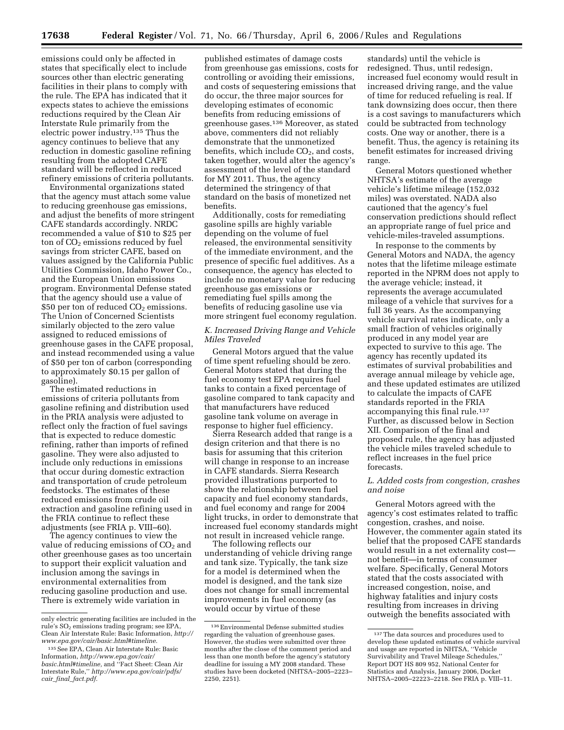emissions could only be affected in states that specifically elect to include sources other than electric generating facilities in their plans to comply with the rule. The EPA has indicated that it expects states to achieve the emissions reductions required by the Clean Air Interstate Rule primarily from the electric power industry.[135] Thus the agency continues to believe that any reduction in domestic gasoline refining resulting from the adopted CAFE standard will be reflected in reduced refinery emissions of criteria pollutants.

Environmental organizations stated that the agency must attach some value to reducing greenhouse gas emissions, and adjust the benefits of more stringent CAFE standards accordingly. NRDC recommended a value of $10 to $25 per ton of $CO_2$ emissions reduced by fuel savings from stricter CAFE, based on values assigned by the California Public Utilities Commission, Idaho Power Co., and the European Union emissions program. Environmental Defense stated that the agency should use a value of $50 per ton of reduced $CO_2$ emissions. The Union of Concerned Scientists similarly objected to the zero value assigned to reduced emissions of greenhouse gases in the CAFE proposal, and instead recommended using a value of $50 per ton of carbon (corresponding to approximately $0.15 per gallon of gasoline).

The estimated reductions in emissions of criteria pollutants from gasoline refining and distribution used in the PRIA analysis were adjusted to reflect only the fraction of fuel savings that is expected to reduce domestic refining, rather than imports of refined gasoline. They were also adjusted to include only reductions in emissions that occur during domestic extraction and transportation of crude petroleum feedstocks. The estimates of these reduced emissions from crude oil extraction and gasoline refining used in the FRIA continue to reflect these adjustments (see FRIA p. VIII–60).

The agency continues to view the value of reducing emissions of $CO_2$ and other greenhouse gases as too uncertain to support their explicit valuation and inclusion among the savings in environmental externalities from reducing gasoline production and use. There is extremely wide variation in published estimates of damage costs from greenhouse gas emissions, costs for controlling or avoiding their emissions, and costs of sequestering emissions that do occur, the three major sources for developing estimates of economic benefits from reducing emissions of greenhouse gases.[136] Moreover, as stated above, commenters did not reliably demonstrate that the unmonetized benefits, which include $CO_2$, and costs, taken together, would alter the agency's assessment of the level of the standard for MY 2011. Thus, the agency determined the stringency of that standard on the basis of monetized net benefits.

Additionally, costs for remediating gasoline spills are highly variable depending on the volume of fuel released, the environmental sensitivity of the immediate environment, and the presence of specific fuel additives. As a consequence, the agency has elected to include no monetary value for reducing greenhouse gas emissions or remediating fuel spills among the benefits of reducing gasoline use via more stringent fuel economy regulation.

### K. Increased Driving Range and Vehicle Miles Traveled

General Motors argued that the value of time spent refueling should be zero. General Motors stated that during the fuel economy test EPA requires fuel tanks to contain a fixed percentage of gasoline compared to tank capacity and that manufacturers have reduced gasoline tank volume on average in response to higher fuel efficiency.

Sierra Research added that range is a design criterion and that there is no basis for assuming that this criterion will change in response to an increase in CAFE standards. Sierra Research provided illustrations purported to show the relationship between fuel capacity and fuel economy standards, and fuel economy and range for 2004 light trucks, in order to demonstrate that increased fuel economy standards might not result in increased vehicle range.

The following reflects our understanding of vehicle driving range and tank size. Typically, the tank size for a model is determined when the model is designed, and the tank size does not change for small incremental improvements in fuel economy (as would occur by virtue of these standards) until the vehicle is redesigned. Thus, until redesign, increased fuel economy would result in increased driving range, and the value of time for reduced refueling is real. If tank downsizing does occur, then there is a cost savings to manufacturers which could be subtracted from technology costs. One way or another, there is a benefit. Thus, the agency is retaining its benefit estimates for increased driving range.

General Motors questioned whether NHTSA's estimate of the average vehicle's lifetime mileage (152,032 miles) was overstated. NADA also cautioned that the agency's fuel conservation predictions should reflect an appropriate range of fuel price and vehicle-miles-traveled assumptions.

In response to the comments by General Motors and NADA, the agency notes that the lifetime mileage estimate reported in the NPRM does not apply to the average vehicle; instead, it represents the average accumulated mileage of a vehicle that survives for a full 36 years. As the accompanying vehicle survival rates indicate, only a small fraction of vehicles originally produced in any model year are expected to survive to this age. The agency has recently updated its estimates of survival probabilities and average annual mileage by vehicle age, and these updated estimates are utilized to calculate the impacts of CAFE standards reported in the FRIA accompanying this final rule.[137] Further, as discussed below in Section XII. Comparison of the final and proposed rule, the agency has adjusted the vehicle miles traveled schedule to reflect increases in the fuel price forecasts.

### L. Added costs from congestion, crashes and noise

General Motors agreed with the agency's cost estimates related to traffic congestion, crashes, and noise. However, the commenter again stated its belief that the proposed CAFE standards would result in a net externality cost—not benefit—in terms of consumer welfare. Specifically, General Motors stated that the costs associated with increased congestion, noise, and highway fatalities and injury costs resulting from increases in driving outweigh the benefits associated with

---

only electric generating facilities are included in the rule's $SO_2$ emissions trading program; see EPA, Clean Air Interstate Rule: Basic Information, *http://www.epa.gov/cair/basic.html#timeline.*

[135] See EPA, Clean Air Interstate Rule: Basic Information, *http://www.epa.gov/cair/basic.html#timeline,* and "Fact Sheet: Clean Air Interstate Rule," *http://www.epa.gov/cair/pdfs/cair_final_fact.pdf.*

[136] Environmental Defense submitted studies regarding the valuation of greenhouse gases. However, the studies were submitted over three months after the close of the comment period and less than one month before the agency's statutory deadline for issuing a MY 2008 standard. These studies have been docketed (NHTSA–2005–2223–2250, 2251).

[137] The data sources and procedures used to develop these updated estimates of vehicle survival and usage are reported in NHTSA, "Vehicle Survivability and Travel Mileage Schedules," Report DOT HS 809 952, National Center for Statistics and Analysis, January 2006, Docket NHTSA–2005–22223–2218. See FRIA p. VIII–11.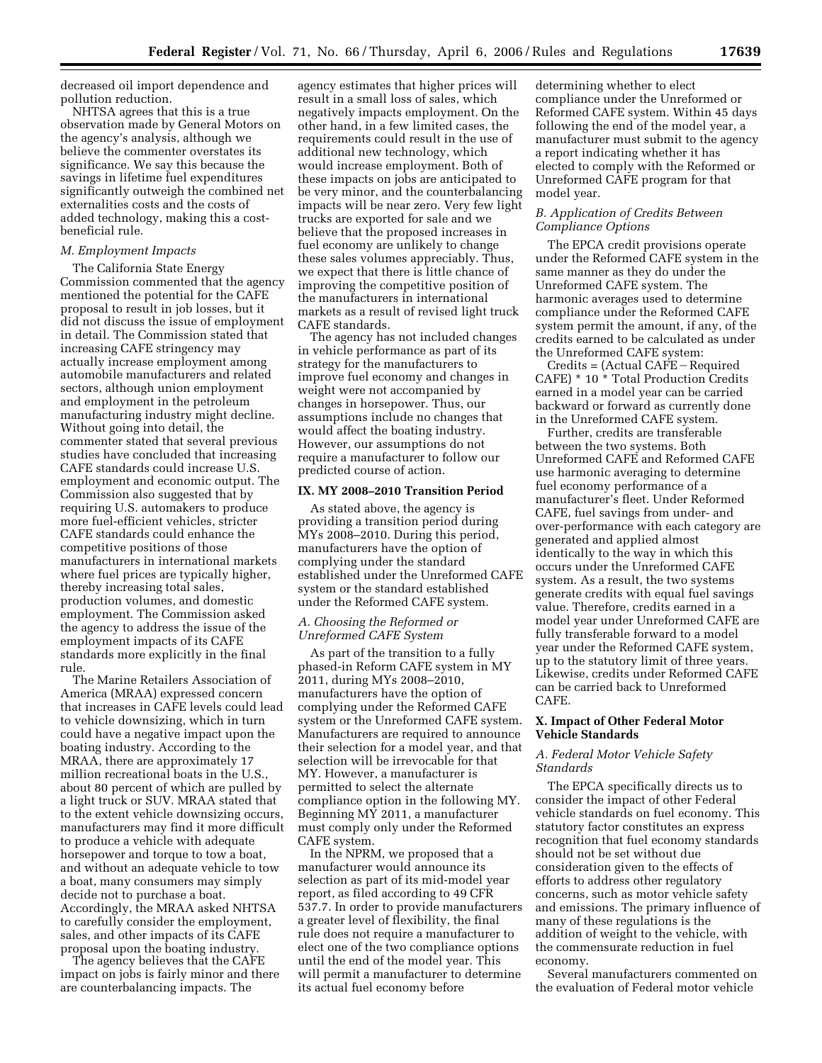decreased oil import dependence and pollution reduction.

NHTSA agrees that this is a true observation made by General Motors on the agency's analysis, although we believe the commenter overstates its significance. We say this because the savings in lifetime fuel expenditures significantly outweigh the combined net externalities costs and the costs of added technology, making this a cost-beneficial rule.

### M. Employment Impacts

The California State Energy Commission commented that the agency mentioned the potential for the CAFE proposal to result in job losses, but it did not discuss the issue of employment in detail. The Commission stated that increasing CAFE stringency may actually increase employment among automobile manufacturers and related sectors, although union employment and employment in the petroleum manufacturing industry might decline. Without going into detail, the commenter stated that several previous studies have concluded that increasing CAFE standards could increase U.S. employment and economic output. The Commission also suggested that by requiring U.S. automakers to produce more fuel-efficient vehicles, stricter CAFE standards could enhance the competitive positions of those manufacturers in international markets where fuel prices are typically higher, thereby increasing total sales, production volumes, and domestic employment. The Commission asked the agency to address the issue of the employment impacts of its CAFE standards more explicitly in the final rule.

The Marine Retailers Association of America (MRAA) expressed concern that increases in CAFE levels could lead to vehicle downsizing, which in turn could have a negative impact upon the boating industry. According to the MRAA, there are approximately 17 million recreational boats in the U.S., about 80 percent of which are pulled by a light truck or SUV. MRAA stated that to the extent vehicle downsizing occurs, manufacturers may find it more difficult to produce a vehicle with adequate horsepower and torque to tow a boat, and without an adequate vehicle to tow a boat, many consumers may simply decide not to purchase a boat. Accordingly, the MRAA asked NHTSA to carefully consider the employment, sales, and other impacts of its CAFE proposal upon the boating industry.

The agency believes that the CAFE impact on jobs is fairly minor and there are counterbalancing impacts. The agency estimates that higher prices will result in a small loss of sales, which negatively impacts employment. On the other hand, in a few limited cases, the requirements could result in the use of additional new technology, which would increase employment. Both of these impacts on jobs are anticipated to be very minor, and the counterbalancing impacts will be near zero. Very few light trucks are exported for sale and we believe that the proposed increases in fuel economy are unlikely to change these sales volumes appreciably. Thus, we expect that there is little chance of improving the competitive position of the manufacturers in international markets as a result of revised light truck CAFE standards.

The agency has not included changes in vehicle performance as part of its strategy for the manufacturers to improve fuel economy and changes in weight were not accompanied by changes in horsepower. Thus, our assumptions include no changes that would affect the boating industry. However, our assumptions do not require a manufacturer to follow our predicted course of action.

## IX. MY 2008–2010 Transition Period

As stated above, the agency is providing a transition period during MYs 2008–2010. During this period, manufacturers have the option of complying under the standard established under the Unreformed CAFE system or the standard established under the Reformed CAFE system.

### A. Choosing the Reformed or Unreformed CAFE System

As part of the transition to a fully phased-in Reform CAFE system in MY 2011, during MYs 2008–2010, manufacturers have the option of complying under the Reformed CAFE system or the Unreformed CAFE system. Manufacturers are required to announce their selection for a model year, and that selection will be irrevocable for that MY. However, a manufacturer is permitted to select the alternate compliance option in the following MY. Beginning MY 2011, a manufacturer must comply only under the Reformed CAFE system.

In the NPRM, we proposed that a manufacturer would announce its selection as part of its mid-model year report, as filed according to 49 CFR 537.7. In order to provide manufacturers a greater level of flexibility, the final rule does not require a manufacturer to elect one of the two compliance options until the end of the model year. This will permit a manufacturer to determine its actual fuel economy before determining whether to elect compliance under the Unreformed or Reformed CAFE system. Within 45 days following the end of the model year, a manufacturer must submit to the agency a report indicating whether it has elected to comply with the Reformed or Unreformed CAFE program for that model year.

### B. Application of Credits Between Compliance Options

The EPCA credit provisions operate under the Reformed CAFE system in the same manner as they do under the Unreformed CAFE system. The harmonic averages used to determine compliance under the Reformed CAFE system permit the amount, if any, of the credits earned to be calculated as under the Unreformed CAFE system:

Credits = (Actual CAFE − Required CAFE) * 10 * Total Production Credits earned in a model year can be carried backward or forward as currently done in the Unreformed CAFE system.

Further, credits are transferable between the two systems. Both Unreformed CAFE and Reformed CAFE use harmonic averaging to determine fuel economy performance of a manufacturer's fleet. Under Reformed CAFE, fuel savings from under- and over-performance with each category are generated and applied almost identically to the way in which this occurs under the Unreformed CAFE system. As a result, the two systems generate credits with equal fuel savings value. Therefore, credits earned in a model year under Unreformed CAFE are fully transferable forward to a model year under the Reformed CAFE system, up to the statutory limit of three years. Likewise, credits under Reformed CAFE can be carried back to Unreformed CAFE.

## X. Impact of Other Federal Motor Vehicle Standards

### A. Federal Motor Vehicle Safety Standards

The EPCA specifically directs us to consider the impact of other Federal vehicle standards on fuel economy. This statutory factor constitutes an express recognition that fuel economy standards should not be set without due consideration given to the effects of efforts to address other regulatory concerns, such as motor vehicle safety and emissions. The primary influence of many of these regulations is the addition of weight to the vehicle, with the commensurate reduction in fuel economy.

Several manufacturers commented on the evaluation of Federal motor vehicle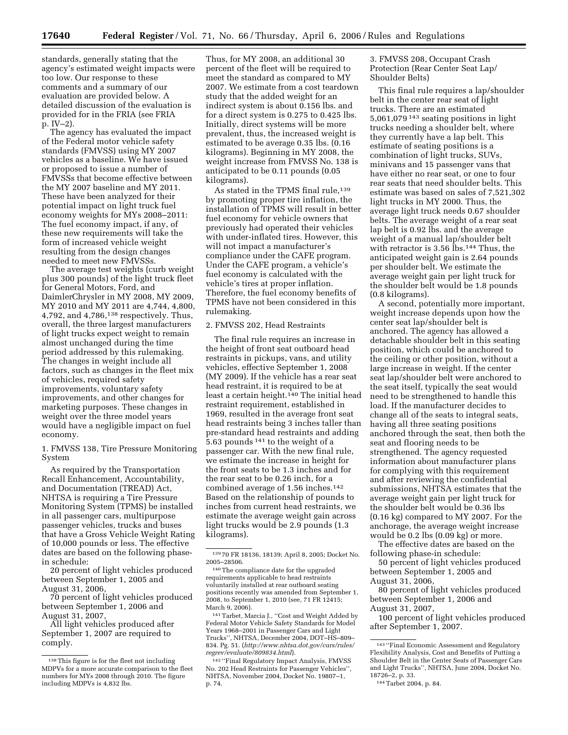standards, generally stating that the agency's estimated weight impacts were too low. Our response to these comments and a summary of our evaluation are provided below. A detailed discussion of the evaluation is provided for in the FRIA (see FRIA p. IV–2).

The agency has evaluated the impact of the Federal motor vehicle safety standards (FMVSS) using MY 2007 vehicles as a baseline. We have issued or proposed to issue a number of FMVSSs that become effective between the MY 2007 baseline and MY 2011. These have been analyzed for their potential impact on light truck fuel economy weights for MYs 2008–2011: The fuel economy impact, if any, of these new requirements will take the form of increased vehicle weight resulting from the design changes needed to meet new FMVSSs.

The average test weights (curb weight plus 300 pounds) of the light truck fleet for General Motors, Ford, and DaimlerChrysler in MY 2008, MY 2009, MY 2010 and MY 2011 are 4,744, 4,800, 4,792, and 4,786,[138] respectively. Thus, overall, the three largest manufacturers of light trucks expect weight to remain almost unchanged during the time period addressed by this rulemaking. The changes in weight include all factors, such as changes in the fleet mix of vehicles, required safety improvements, voluntary safety improvements, and other changes for marketing purposes. These changes in weight over the three model years would have a negligible impact on fuel economy.

1. FMVSS 138, Tire Pressure Monitoring System

As required by the Transportation Recall Enhancement, Accountability, and Documentation (TREAD) Act, NHTSA is requiring a Tire Pressure Monitoring System (TPMS) be installed in all passenger cars, multipurpose passenger vehicles, trucks and buses that have a Gross Vehicle Weight Rating of 10,000 pounds or less. The effective dates are based on the following phase-in schedule:

20 percent of light vehicles produced between September 1, 2005 and August 31, 2006,

70 percent of light vehicles produced between September 1, 2006 and August 31, 2007,

All light vehicles produced after September 1, 2007 are required to comply.

Thus, for MY 2008, an additional 30 percent of the fleet will be required to meet the standard as compared to MY 2007. We estimate from a cost teardown study that the added weight for an indirect system is about 0.156 lbs. and for a direct system is 0.275 to 0.425 lbs. Initially, direct systems will be more prevalent, thus, the increased weight is estimated to be average 0.35 lbs. (0.16 kilograms). Beginning in MY 2008, the weight increase from FMVSS No. 138 is anticipated to be 0.11 pounds (0.05 kilograms).

As stated in the TPMS final rule,[139] by promoting proper tire inflation, the installation of TPMS will result in better fuel economy for vehicle owners that previously had operated their vehicles with under-inflated tires. However, this will not impact a manufacturer's compliance under the CAFE program. Under the CAFE program, a vehicle's fuel economy is calculated with the vehicle's tires at proper inflation. Therefore, the fuel economy benefits of TPMS have not been considered in this rulemaking.

2. FMVSS 202, Head Restraints

The final rule requires an increase in the height of front seat outboard head restraints in pickups, vans, and utility vehicles, effective September 1, 2008 (MY 2009). If the vehicle has a rear seat head restraint, it is required to be at least a certain height.[140] The initial head restraint requirement, established in 1969, resulted in the average front seat head restraints being 3 inches taller than pre-standard head restraints and adding 5.63 pounds[141] to the weight of a passenger car. With the new final rule, we estimate the increase in height for the front seats to be 1.3 inches and for the rear seat to be 0.26 inch, for a combined average of 1.56 inches.[142] Based on the relationship of pounds to inches from current head restraints, we estimate the average weight gain across light trucks would be 2.9 pounds (1.3 kilograms).

3. FMVSS 208, Occupant Crash Protection (Rear Center Seat Lap/Shoulder Belts)

This final rule requires a lap/shoulder belt in the center rear seat of light trucks. There are an estimated 5,061,079[143] seating positions in light trucks needing a shoulder belt, where they currently have a lap belt. This estimate of seating positions is a combination of light trucks, SUVs, minivans and 15 passenger vans that have either no rear seat, or one to four rear seats that need shoulder belts. This estimate was based on sales of 7,521,302 light trucks in MY 2000. Thus, the average light truck needs 0.67 shoulder belts. The average weight of a rear seat lap belt is 0.92 lbs. and the average weight of a manual lap/shoulder belt with retractor is 3.56 lbs.[144] Thus, the anticipated weight gain is 2.64 pounds per shoulder belt. We estimate the average weight gain per light truck for the shoulder belt would be 1.8 pounds (0.8 kilograms).

A second, potentially more important, weight increase depends upon how the center seat lap/shoulder belt is anchored. The agency has allowed a detachable shoulder belt in this seating position, which could be anchored to the ceiling or other position, without a large increase in weight. If the center seat lap/shoulder belt were anchored to the seat itself, typically the seat would need to be strengthened to handle this load. If the manufacturer decides to change all of the seats to integral seats, having all three seating positions anchored through the seat, then both the seat and flooring needs to be strengthened. The agency requested information about manufacturer plans for complying with this requirement and after reviewing the confidential submissions, NHTSA estimates that the average weight gain per light truck for the shoulder belt would be 0.36 lbs (0.16 kg) compared to MY 2007. For the anchorage, the average weight increase would be 0.2 lbs (0.09 kg) or more.

The effective dates are based on the following phase-in schedule:

50 percent of light vehicles produced between September 1, 2005 and August 31, 2006,

80 percent of light vehicles produced between September 1, 2006 and August 31, 2007,

100 percent of light vehicles produced after September 1, 2007.

---

[138] This figure is for the fleet not including MDPVs for a more accurate comparison to the fleet numbers for MYs 2008 through 2010. The figure including MDPVs is 4,832 lbs.

[139] 70 FR 18136, 18139; April 8, 2005; Docket No. 2005–28506.

[140] The compliance date for the upgraded requirements applicable to head restraints voluntarily installed at rear outboard seating positions recently was amended from September 1, 2008, to September 1, 2010 (see, 71 FR 12415; March 9, 2006).

[141] Tarbet, Marcia J., ''Cost and Weight Added by Federal Motor Vehicle Safety Standards for Model Years 1968–2001 in Passenger Cars and Light Trucks'', NHTSA, December 2004, DOT–HS–809–834. Pg. 51. (*http://www.nhtsa.dot.gov/cars/rules/regrev/evaluate/809834.html*).

[142] ''Final Regulatory Impact Analysis, FMVSS No. 202 Head Restraints for Passenger Vehicles'', NHTSA, November 2004, Docket No. 19807–1, p. 74.

[143] ''Final Economic Assessment and Regulatory Flexibility Analysis, Cost and Benefits of Putting a Shoulder Belt in the Center Seats of Passenger Cars and Light Trucks'', NHTSA, June 2004, Docket No. 18726–2, p. 33.

[144] Tarbet 2004, p. 84.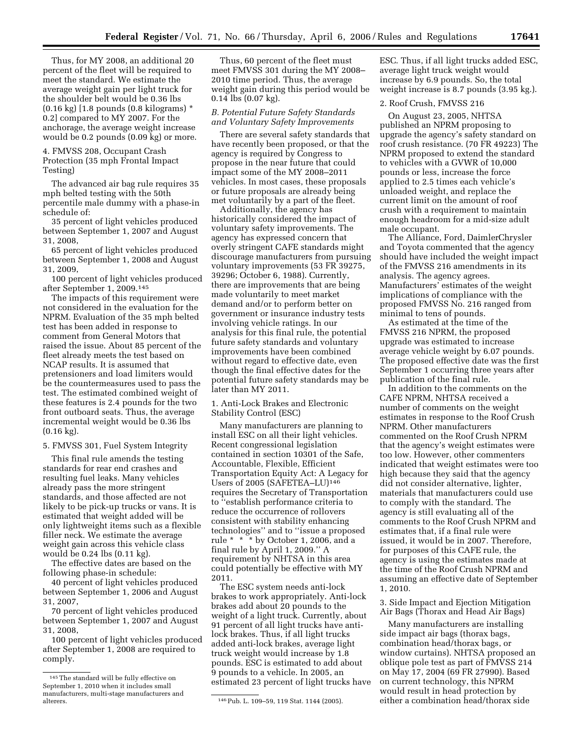Thus, for MY 2008, an additional 20 percent of the fleet will be required to meet the standard. We estimate the average weight gain per light truck for the shoulder belt would be 0.36 lbs (0.16 kg) [1.8 pounds (0.8 kilograms) * 0.2] compared to MY 2007. For the anchorage, the average weight increase would be 0.2 pounds (0.09 kg) or more.

4. FMVSS 208, Occupant Crash Protection (35 mph Frontal Impact Testing)

The advanced air bag rule requires 35 mph belted testing with the 50th percentile male dummy with a phase-in schedule of:

35 percent of light vehicles produced between September 1, 2007 and August 31, 2008,

65 percent of light vehicles produced between September 1, 2008 and August 31, 2009,

100 percent of light vehicles produced after September 1, 2009.[145]

The impacts of this requirement were not considered in the evaluation for the NPRM. Evaluation of the 35 mph belted test has been added in response to comment from General Motors that raised the issue. About 85 percent of the fleet already meets the test based on NCAP results. It is assumed that pretensioners and load limiters would be the countermeasures used to pass the test. The estimated combined weight of these features is 2.4 pounds for the two front outboard seats. Thus, the average incremental weight would be 0.36 lbs (0.16 kg).

5. FMVSS 301, Fuel System Integrity

This final rule amends the testing standards for rear end crashes and resulting fuel leaks. Many vehicles already pass the more stringent standards, and those affected are not likely to be pick-up trucks or vans. It is estimated that weight added will be only lightweight items such as a flexible filler neck. We estimate the average weight gain across this vehicle class would be 0.24 lbs (0.11 kg).

The effective dates are based on the following phase-in schedule:

40 percent of light vehicles produced between September 1, 2006 and August 31, 2007,

70 percent of light vehicles produced between September 1, 2007 and August 31, 2008,

100 percent of light vehicles produced after September 1, 2008 are required to comply.

Thus, 60 percent of the fleet must meet FMVSS 301 during the MY 2008–2010 time period. Thus, the average weight gain during this period would be 0.14 lbs (0.07 kg).

*B. Potential Future Safety Standards and Voluntary Safety Improvements*

There are several safety standards that have recently been proposed, or that the agency is required by Congress to propose in the near future that could impact some of the MY 2008–2011 vehicles. In most cases, these proposals or future proposals are already being met voluntarily by a part of the fleet.

Additionally, the agency has historically considered the impact of voluntary safety improvements. The agency has expressed concern that overly stringent CAFE standards might discourage manufacturers from pursuing voluntary improvements (53 FR 39275, 39296; October 6, 1988). Currently, there are improvements that are being made voluntarily to meet market demand and/or to perform better on government or insurance industry tests involving vehicle ratings. In our analysis for this final rule, the potential future safety standards and voluntary improvements have been combined without regard to effective date, even though the final effective dates for the potential future safety standards may be later than MY 2011.

1. Anti-Lock Brakes and Electronic Stability Control (ESC)

Many manufacturers are planning to install ESC on all their light vehicles. Recent congressional legislation contained in section 10301 of the Safe, Accountable, Flexible, Efficient Transportation Equity Act: A Legacy for Users of 2005 (SAFETEA–LU)[146] requires the Secretary of Transportation to "establish performance criteria to reduce the occurrence of rollovers consistent with stability enhancing technologies" and to "issue a proposed rule * * * by October 1, 2006, and a final rule by April 1, 2009." A requirement by NHTSA in this area could potentially be effective with MY 2011.

The ESC system needs anti-lock brakes to work appropriately. Anti-lock brakes add about 20 pounds to the weight of a light truck. Currently, about 91 percent of all light trucks have anti-lock brakes. Thus, if all light trucks added anti-lock brakes, average light truck weight would increase by 1.8 pounds. ESC is estimated to add about 9 pounds to a vehicle. In 2005, an estimated 23 percent of light trucks have ESC. Thus, if all light trucks added ESC, average light truck weight would increase by 6.9 pounds. So, the total weight increase is 8.7 pounds (3.95 kg.).

2. Roof Crush, FMVSS 216

On August 23, 2005, NHTSA published an NPRM proposing to upgrade the agency's safety standard on roof crush resistance. (70 FR 49223) The NPRM proposed to extend the standard to vehicles with a GVWR of 10,000 pounds or less, increase the force applied to 2.5 times each vehicle's unloaded weight, and replace the current limit on the amount of roof crush with a requirement to maintain enough headroom for a mid-size adult male occupant.

The Alliance, Ford, DaimlerChrysler and Toyota commented that the agency should have included the weight impact of the FMVSS 216 amendments in its analysis. The agency agrees. Manufacturers' estimates of the weight implications of compliance with the proposed FMVSS No. 216 ranged from minimal to tens of pounds.

As estimated at the time of the FMVSS 216 NPRM, the proposed upgrade was estimated to increase average vehicle weight by 6.07 pounds. The proposed effective date was the first September 1 occurring three years after publication of the final rule.

In addition to the comments on the CAFE NPRM, NHTSA received a number of comments on the weight estimates in response to the Roof Crush NPRM. Other manufacturers commented on the Roof Crush NPRM that the agency's weight estimates were too low. However, other commenters indicated that weight estimates were too high because they said that the agency did not consider alternative, lighter, materials that manufacturers could use to comply with the standard. The agency is still evaluating all of the comments to the Roof Crush NPRM and estimates that, if a final rule were issued, it would be in 2007. Therefore, for purposes of this CAFE rule, the agency is using the estimates made at the time of the Roof Crush NPRM and assuming an effective date of September 1, 2010.

3. Side Impact and Ejection Mitigation Air Bags (Thorax and Head Air Bags)

Many manufacturers are installing side impact air bags (thorax bags, combination head/thorax bags, or window curtains). NHTSA proposed an oblique pole test as part of FMVSS 214 on May 17, 2004 (69 FR 27990). Based on current technology, this NPRM would result in head protection by either a combination head/thorax side

[145] The standard will be fully effective on September 1, 2010 when it includes small manufacturers, multi-stage manufacturers and alterers.

[146] Pub. L. 109–59, 119 Stat. 1144 (2005).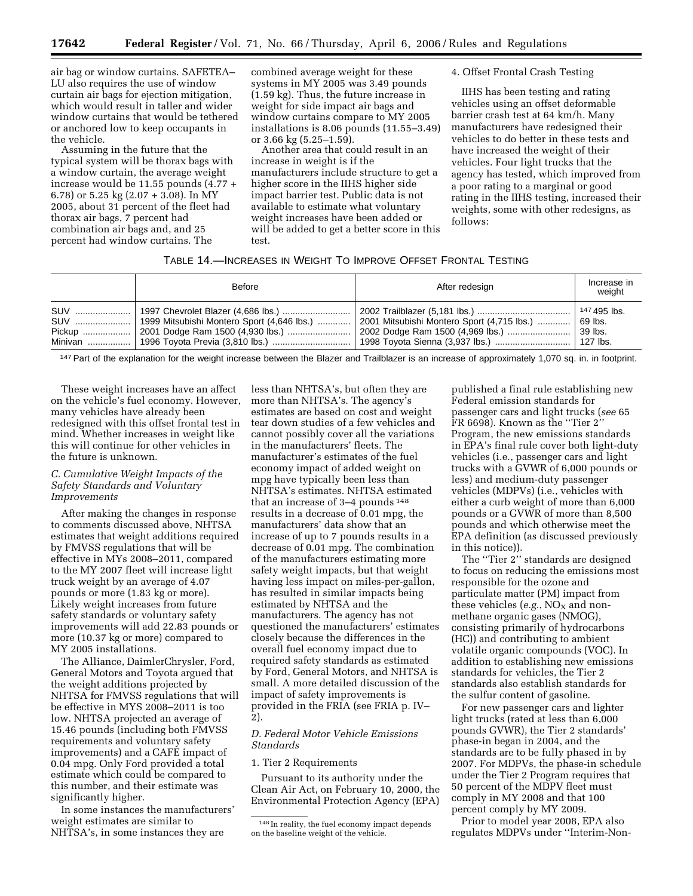air bag or window curtains. SAFETEA–LU also requires the use of window curtain air bags for ejection mitigation, which would result in taller and wider window curtains that would be tethered or anchored low to keep occupants in the vehicle.

Assuming in the future that the typical system will be thorax bags with a window curtain, the average weight increase would be 11.55 pounds (4.77 + 6.78) or 5.25 kg (2.07 + 3.08). In MY 2005, about 31 percent of the fleet had thorax air bags, 7 percent had combination air bags and, and 25 percent had window curtains. The combined average weight for these systems in MY 2005 was 3.49 pounds (1.59 kg). Thus, the future increase in weight for side impact air bags and window curtains compare to MY 2005 installations is 8.06 pounds (11.55–3.49) or 3.66 kg (5.25–1.59).

Another area that could result in an increase in weight is if the manufacturers include structure to get a higher score in the IIHS higher side impact barrier test. Public data is not available to estimate what voluntary weight increases have been added or will be added to get a better score in this test.

4. Offset Frontal Crash Testing

IIHS has been testing and rating vehicles using an offset deformable barrier crash test at 64 km/h. Many manufacturers have redesigned their vehicles to do better in these tests and have increased the weight of their vehicles. Four light trucks that the agency has tested, which improved from a poor rating to a marginal or good rating in the IIHS testing, increased their weights, some with other redesigns, as follows:

TABLE 14.—INCREASES IN WEIGHT TO IMPROVE OFFSET FRONTAL TESTING

| | Before | After redesign | Increase in weight |
|---|---|---|---|
| SUV | 1997 Chevrolet Blazer (4,686 lbs.) | 2002 Trailblazer (5,181 lbs.) | [147] 495 lbs. |
| SUV | 1999 Mitsubishi Montero Sport (4,646 lbs.) | 2001 Mitsubishi Montero Sport (4,715 lbs.) | 69 lbs. |
| Pickup | 2001 Dodge Ram 1500 (4,930 lbs.) | 2002 Dodge Ram 1500 (4,969 lbs.) | 39 lbs. |
| Minivan | 1996 Toyota Previa (3,810 lbs.) | 1998 Toyota Sienna (3,937 lbs.) | 127 lbs. |

[147] Part of the explanation for the weight increase between the Blazer and Trailblazer is an increase of approximately 1,070 sq. in. in footprint.

These weight increases have an affect on the vehicle's fuel economy. However, many vehicles have already been redesigned with this offset frontal test in mind. Whether increases in weight like this will continue for other vehicles in the future is unknown.

*C. Cumulative Weight Impacts of the Safety Standards and Voluntary Improvements*

After making the changes in response to comments discussed above, NHTSA estimates that weight additions required by FMVSS regulations that will be effective in MYs 2008–2011, compared to the MY 2007 fleet will increase light truck weight by an average of 4.07 pounds or more (1.83 kg or more). Likely weight increases from future safety standards or voluntary safety improvements will add 22.83 pounds or more (10.37 kg or more) compared to MY 2005 installations.

The Alliance, DaimlerChrysler, Ford, General Motors and Toyota argued that the weight additions projected by NHTSA for FMVSS regulations that will be effective in MYS 2008–2011 is too low. NHTSA projected an average of 15.46 pounds (including both FMVSS requirements and voluntary safety improvements) and a CAFE impact of 0.04 mpg. Only Ford provided a total estimate which could be compared to this number, and their estimate was significantly higher.

In some instances the manufacturers' weight estimates are similar to NHTSA's, in some instances they are less than NHTSA's, but often they are more than NHTSA's. The agency's estimates are based on cost and weight tear down studies of a few vehicles and cannot possibly cover all the variations in the manufacturers' fleets. The manufacturer's estimates of the fuel economy impact of added weight on mpg have typically been less than NHTSA's estimates. NHTSA estimated that an increase of 3–4 pounds [148] results in a decrease of 0.01 mpg, the manufacturers' data show that an increase of up to 7 pounds results in a decrease of 0.01 mpg. The combination of the manufacturers estimating more safety weight impacts, but that weight having less impact on miles-per-gallon, has resulted in similar impacts being estimated by NHTSA and the manufacturers. The agency has not questioned the manufacturers' estimates closely because the differences in the overall fuel economy impact due to required safety standards as estimated by Ford, General Motors, and NHTSA is small. A more detailed discussion of the impact of safety improvements is provided in the FRIA (see FRIA p. IV–2).

*D. Federal Motor Vehicle Emissions Standards*

1. Tier 2 Requirements

Pursuant to its authority under the Clean Air Act, on February 10, 2000, the Environmental Protection Agency (EPA) published a final rule establishing new Federal emission standards for passenger cars and light trucks (*see* 65 FR 6698). Known as the ''Tier 2'' Program, the new emissions standards in EPA's final rule cover both light-duty vehicles (i.e., passenger cars and light trucks with a GVWR of 6,000 pounds or less) and medium-duty passenger vehicles (MDPVs) (i.e., vehicles with either a curb weight of more than 6,000 pounds or a GVWR of more than 8,500 pounds and which otherwise meet the EPA definition (as discussed previously in this notice)).

The ''Tier 2'' standards are designed to focus on reducing the emissions most responsible for the ozone and particulate matter (PM) impact from these vehicles (*e.g.*, $NO_X$ and non-methane organic gases (NMOG), consisting primarily of hydrocarbons (HC)) and contributing to ambient volatile organic compounds (VOC). In addition to establishing new emissions standards for vehicles, the Tier 2 standards also establish standards for the sulfur content of gasoline.

For new passenger cars and lighter light trucks (rated at less than 6,000 pounds GVWR), the Tier 2 standards' phase-in began in 2004, and the standards are to be fully phased in by 2007. For MDPVs, the phase-in schedule under the Tier 2 Program requires that 50 percent of the MDPV fleet must comply in MY 2008 and that 100 percent comply by MY 2009.

Prior to model year 2008, EPA also regulates MDPVs under ''Interim-Non-

[148] In reality, the fuel economy impact depends on the baseline weight of the vehicle.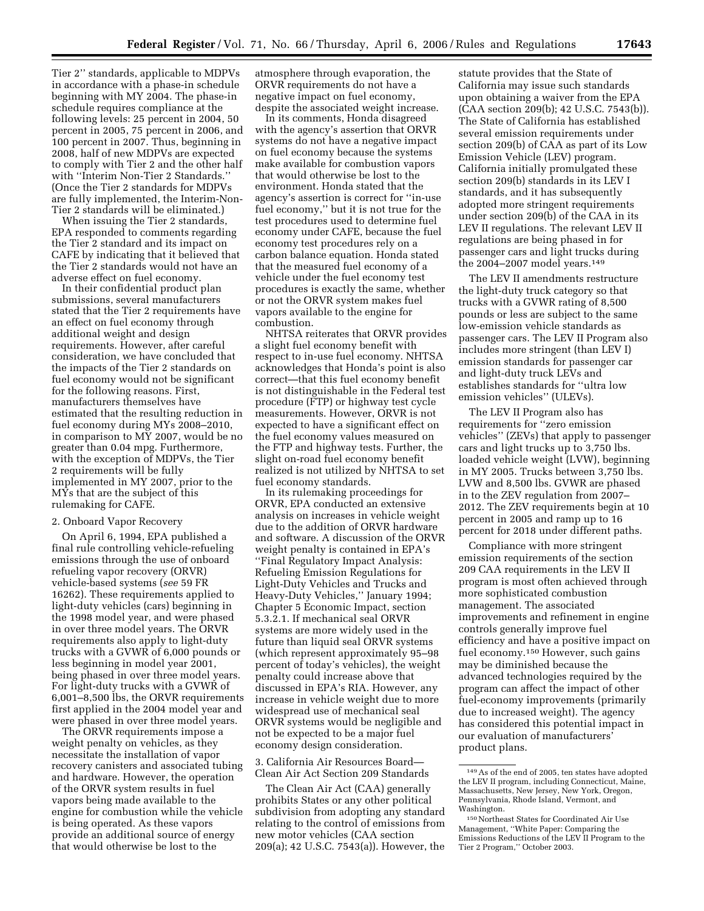Tier 2'' standards, applicable to MDPVs in accordance with a phase-in schedule beginning with MY 2004. The phase-in schedule requires compliance at the following levels: 25 percent in 2004, 50 percent in 2005, 75 percent in 2006, and 100 percent in 2007. Thus, beginning in 2008, half of new MDPVs are expected to comply with Tier 2 and the other half with ''Interim Non-Tier 2 Standards.'' (Once the Tier 2 standards for MDPVs are fully implemented, the Interim-Non-Tier 2 standards will be eliminated.)

When issuing the Tier 2 standards, EPA responded to comments regarding the Tier 2 standard and its impact on CAFE by indicating that it believed that the Tier 2 standards would not have an adverse effect on fuel economy.

In their confidential product plan submissions, several manufacturers stated that the Tier 2 requirements have an effect on fuel economy through additional weight and design requirements. However, after careful consideration, we have concluded that the impacts of the Tier 2 standards on fuel economy would not be significant for the following reasons. First, manufacturers themselves have estimated that the resulting reduction in fuel economy during MYs 2008–2010, in comparison to MY 2007, would be no greater than 0.04 mpg. Furthermore, with the exception of MDPVs, the Tier 2 requirements will be fully implemented in MY 2007, prior to the MYs that are the subject of this rulemaking for CAFE.

2. Onboard Vapor Recovery

On April 6, 1994, EPA published a final rule controlling vehicle-refueling emissions through the use of onboard refueling vapor recovery (ORVR) vehicle-based systems (*see* 59 FR 16262). These requirements applied to light-duty vehicles (cars) beginning in the 1998 model year, and were phased in over three model years. The ORVR requirements also apply to light-duty trucks with a GVWR of 6,000 pounds or less beginning in model year 2001, being phased in over three model years. For light-duty trucks with a GVWR of 6,001–8,500 lbs, the ORVR requirements first applied in the 2004 model year and were phased in over three model years.

The ORVR requirements impose a weight penalty on vehicles, as they necessitate the installation of vapor recovery canisters and associated tubing and hardware. However, the operation of the ORVR system results in fuel vapors being made available to the engine for combustion while the vehicle is being operated. As these vapors provide an additional source of energy that would otherwise be lost to the atmosphere through evaporation, the ORVR requirements do not have a negative impact on fuel economy, despite the associated weight increase.

In its comments, Honda disagreed with the agency's assertion that ORVR systems do not have a negative impact on fuel economy because the systems make available for combustion vapors that would otherwise be lost to the environment. Honda stated that the agency's assertion is correct for ''in-use fuel economy,'' but it is not true for the test procedures used to determine fuel economy under CAFE, because the fuel economy test procedures rely on a carbon balance equation. Honda stated that the measured fuel economy of a vehicle under the fuel economy test procedures is exactly the same, whether or not the ORVR system makes fuel vapors available to the engine for combustion.

NHTSA reiterates that ORVR provides a slight fuel economy benefit with respect to in-use fuel economy. NHTSA acknowledges that Honda's point is also correct—that this fuel economy benefit is not distinguishable in the Federal test procedure (FTP) or highway test cycle measurements. However, ORVR is not expected to have a significant effect on the fuel economy values measured on the FTP and highway tests. Further, the slight on-road fuel economy benefit realized is not utilized by NHTSA to set fuel economy standards.

In its rulemaking proceedings for ORVR, EPA conducted an extensive analysis on increases in vehicle weight due to the addition of ORVR hardware and software. A discussion of the ORVR weight penalty is contained in EPA's ''Final Regulatory Impact Analysis: Refueling Emission Regulations for Light-Duty Vehicles and Trucks and Heavy-Duty Vehicles,'' January 1994; Chapter 5 Economic Impact, section 5.3.2.1. If mechanical seal ORVR systems are more widely used in the future than liquid seal ORVR systems (which represent approximately 95–98 percent of today's vehicles), the weight penalty could increase above that discussed in EPA's RIA. However, any increase in vehicle weight due to more widespread use of mechanical seal ORVR systems would be negligible and not be expected to be a major fuel economy design consideration.

3. California Air Resources Board—Clean Air Act Section 209 Standards

The Clean Air Act (CAA) generally prohibits States or any other political subdivision from adopting any standard relating to the control of emissions from new motor vehicles (CAA section 209(a); 42 U.S.C. 7543(a)). However, the statute provides that the State of California may issue such standards upon obtaining a waiver from the EPA (CAA section 209(b); 42 U.S.C. 7543(b)). The State of California has established several emission requirements under section 209(b) of CAA as part of its Low Emission Vehicle (LEV) program. California initially promulgated these section 209(b) standards in its LEV I standards, and it has subsequently adopted more stringent requirements under section 209(b) of the CAA in its LEV II regulations. The relevant LEV II regulations are being phased in for passenger cars and light trucks during the 2004–2007 model years.[149]

The LEV II amendments restructure the light-duty truck category so that trucks with a GVWR rating of 8,500 pounds or less are subject to the same low-emission vehicle standards as passenger cars. The LEV II Program also includes more stringent (than LEV I) emission standards for passenger car and light-duty truck LEVs and establishes standards for ''ultra low emission vehicles'' (ULEVs).

The LEV II Program also has requirements for ''zero emission vehicles'' (ZEVs) that apply to passenger cars and light trucks up to 3,750 lbs. loaded vehicle weight (LVW), beginning in MY 2005. Trucks between 3,750 lbs. LVW and 8,500 lbs. GVWR are phased in to the ZEV regulation from 2007–2012. The ZEV requirements begin at 10 percent in 2005 and ramp up to 16 percent for 2018 under different paths.

Compliance with more stringent emission requirements of the section 209 CAA requirements in the LEV II program is most often achieved through more sophisticated combustion management. The associated improvements and refinement in engine controls generally improve fuel efficiency and have a positive impact on fuel economy.[150] However, such gains may be diminished because the advanced technologies required by the program can affect the impact of other fuel-economy improvements (primarily due to increased weight). The agency has considered this potential impact in our evaluation of manufacturers' product plans.

[149] As of the end of 2005, ten states have adopted the LEV II program, including Connecticut, Maine, Massachusetts, New Jersey, New York, Oregon, Pennsylvania, Rhode Island, Vermont, and Washington.

[150] Northeast States for Coordinated Air Use Management, ''White Paper: Comparing the Emissions Reductions of the LEV II Program to the Tier 2 Program,'' October 2003.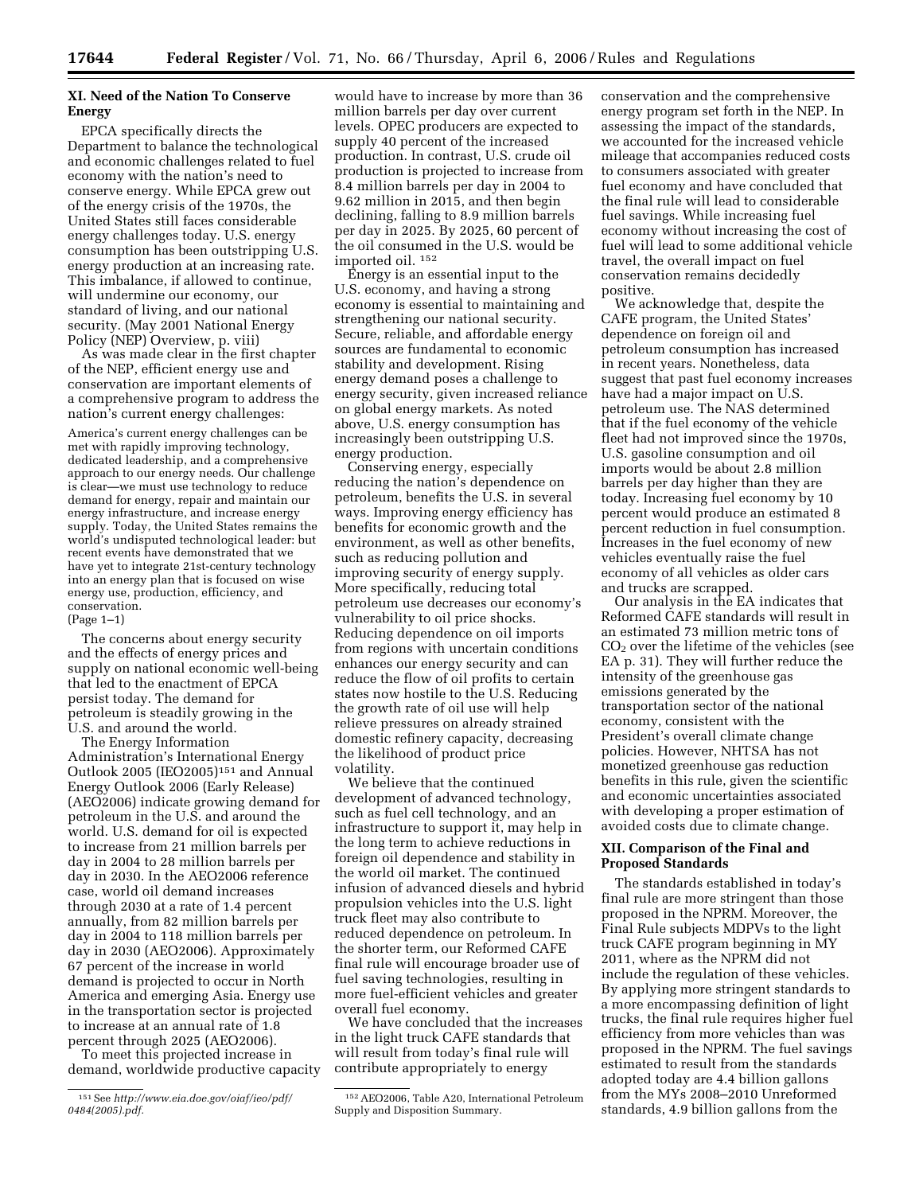## XI. Need of the Nation To Conserve Energy

EPCA specifically directs the Department to balance the technological and economic challenges related to fuel economy with the nation's need to conserve energy. While EPCA grew out of the energy crisis of the 1970s, the United States still faces considerable energy challenges today. U.S. energy consumption has been outstripping U.S. energy production at an increasing rate. This imbalance, if allowed to continue, will undermine our economy, our standard of living, and our national security. (May 2001 National Energy Policy (NEP) Overview, p. viii)

As was made clear in the first chapter of the NEP, efficient energy use and conservation are important elements of a comprehensive program to address the nation's current energy challenges:

> America's current energy challenges can be met with rapidly improving technology, dedicated leadership, and a comprehensive approach to our energy needs. Our challenge is clear—we must use technology to reduce demand for energy, repair and maintain our energy infrastructure, and increase energy supply. Today, the United States remains the world's undisputed technological leader: but recent events have demonstrated that we have yet to integrate 21st-century technology into an energy plan that is focused on wise energy use, production, efficiency, and conservation.
> (Page 1–1)

The concerns about energy security and the effects of energy prices and supply on national economic well-being that led to the enactment of EPCA persist today. The demand for petroleum is steadily growing in the U.S. and around the world.

The Energy Information Administration's International Energy Outlook 2005 (IEO2005)[151] and Annual Energy Outlook 2006 (Early Release) (AEO2006) indicate growing demand for petroleum in the U.S. and around the world. U.S. demand for oil is expected to increase from 21 million barrels per day in 2004 to 28 million barrels per day in 2030. In the AEO2006 reference case, world oil demand increases through 2030 at a rate of 1.4 percent annually, from 82 million barrels per day in 2004 to 118 million barrels per day in 2030 (AEO2006). Approximately 67 percent of the increase in world demand is projected to occur in North America and emerging Asia. Energy use in the transportation sector is projected to increase at an annual rate of 1.8 percent through 2025 (AEO2006).

To meet this projected increase in demand, worldwide productive capacity would have to increase by more than 36 million barrels per day over current levels. OPEC producers are expected to supply 40 percent of the increased production. In contrast, U.S. crude oil production is projected to increase from 8.4 million barrels per day in 2004 to 9.62 million in 2015, and then begin declining, falling to 8.9 million barrels per day in 2025. By 2025, 60 percent of the oil consumed in the U.S. would be imported oil. [152]

Energy is an essential input to the U.S. economy, and having a strong economy is essential to maintaining and strengthening our national security. Secure, reliable, and affordable energy sources are fundamental to economic stability and development. Rising energy demand poses a challenge to energy security, given increased reliance on global energy markets. As noted above, U.S. energy consumption has increasingly been outstripping U.S. energy production.

Conserving energy, especially reducing the nation's dependence on petroleum, benefits the U.S. in several ways. Improving energy efficiency has benefits for economic growth and the environment, as well as other benefits, such as reducing pollution and improving security of energy supply. More specifically, reducing total petroleum use decreases our economy's vulnerability to oil price shocks. Reducing dependence on oil imports from regions with uncertain conditions enhances our energy security and can reduce the flow of oil profits to certain states now hostile to the U.S. Reducing the growth rate of oil use will help relieve pressures on already strained domestic refinery capacity, decreasing the likelihood of product price volatility.

We believe that the continued development of advanced technology, such as fuel cell technology, and an infrastructure to support it, may help in the long term to achieve reductions in foreign oil dependence and stability in the world oil market. The continued infusion of advanced diesels and hybrid propulsion vehicles into the U.S. light truck fleet may also contribute to reduced dependence on petroleum. In the shorter term, our Reformed CAFE final rule will encourage broader use of fuel saving technologies, resulting in more fuel-efficient vehicles and greater overall fuel economy.

We have concluded that the increases in the light truck CAFE standards that will result from today's final rule will contribute appropriately to energy conservation and the comprehensive energy program set forth in the NEP. In assessing the impact of the standards, we accounted for the increased vehicle mileage that accompanies reduced costs to consumers associated with greater fuel economy and have concluded that the final rule will lead to considerable fuel savings. While increasing fuel economy without increasing the cost of fuel will lead to some additional vehicle travel, the overall impact on fuel conservation remains decidedly positive.

We acknowledge that, despite the CAFE program, the United States' dependence on foreign oil and petroleum consumption has increased in recent years. Nonetheless, data suggest that past fuel economy increases have had a major impact on U.S. petroleum use. The NAS determined that if the fuel economy of the vehicle fleet had not improved since the 1970s, U.S. gasoline consumption and oil imports would be about 2.8 million barrels per day higher than they are today. Increasing fuel economy by 10 percent would produce an estimated 8 percent reduction in fuel consumption. Increases in the fuel economy of new vehicles eventually raise the fuel economy of all vehicles as older cars and trucks are scrapped.

Our analysis in the EA indicates that Reformed CAFE standards will result in an estimated 73 million metric tons of $CO_2$ over the lifetime of the vehicles (see EA p. 31). They will further reduce the intensity of the greenhouse gas emissions generated by the transportation sector of the national economy, consistent with the President's overall climate change policies. However, NHTSA has not monetized greenhouse gas reduction benefits in this rule, given the scientific and economic uncertainties associated with developing a proper estimation of avoided costs due to climate change.

## XII. Comparison of the Final and Proposed Standards

The standards established in today's final rule are more stringent than those proposed in the NPRM. Moreover, the Final Rule subjects MDPVs to the light truck CAFE program beginning in MY 2011, where as the NPRM did not include the regulation of these vehicles. By applying more stringent standards to a more encompassing definition of light trucks, the final rule requires higher fuel efficiency from more vehicles than was proposed in the NPRM. The fuel savings estimated to result from the standards adopted today are 4.4 billion gallons from the MYs 2008–2010 Unreformed standards, 4.9 billion gallons from the

---

[151] See *http://www.eia.doe.gov/oiaf/ieo/pdf/0484(2005).pdf.*

[152] AEO2006, Table A20, International Petroleum Supply and Disposition Summary.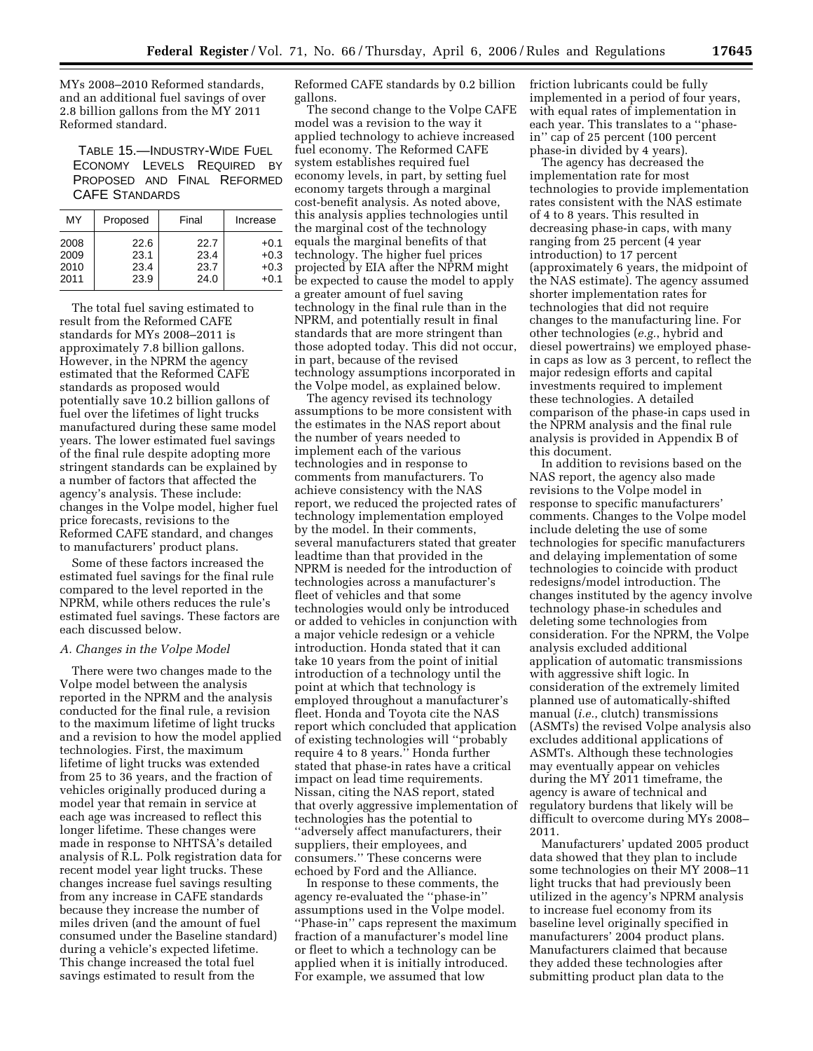MYs 2008–2010 Reformed standards, and an additional fuel savings of over 2.8 billion gallons from the MY 2011 Reformed standard.

TABLE 15.—INDUSTRY-WIDE FUEL ECONOMY LEVELS REQUIRED BY PROPOSED AND FINAL REFORMED CAFE STANDARDS

| MY | Proposed | Final | Increase |
|---|---|---|---|
| 2008 | 22.6 | 22.7 | +0.1 |
| 2009 | 23.1 | 23.4 | +0.3 |
| 2010 | 23.4 | 23.7 | +0.3 |
| 2011 | 23.9 | 24.0 | +0.1 |

The total fuel saving estimated to result from the Reformed CAFE standards for MYs 2008–2011 is approximately 7.8 billion gallons. However, in the NPRM the agency estimated that the Reformed CAFE standards as proposed would potentially save 10.2 billion gallons of fuel over the lifetimes of light trucks manufactured during these same model years. The lower estimated fuel savings of the final rule despite adopting more stringent standards can be explained by a number of factors that affected the agency's analysis. These include: changes in the Volpe model, higher fuel price forecasts, revisions to the Reformed CAFE standard, and changes to manufacturers' product plans.

Some of these factors increased the estimated fuel savings for the final rule compared to the level reported in the NPRM, while others reduces the rule's estimated fuel savings. These factors are each discussed below.

### *A. Changes in the Volpe Model*

There were two changes made to the Volpe model between the analysis reported in the NPRM and the analysis conducted for the final rule, a revision to the maximum lifetime of light trucks and a revision to how the model applied technologies. First, the maximum lifetime of light trucks was extended from 25 to 36 years, and the fraction of vehicles originally produced during a model year that remain in service at each age was increased to reflect this longer lifetime. These changes were made in response to NHTSA's detailed analysis of R.L. Polk registration data for recent model year light trucks. These changes increase fuel savings resulting from any increase in CAFE standards because they increase the number of miles driven (and the amount of fuel consumed under the Baseline standard) during a vehicle's expected lifetime. This change increased the total fuel savings estimated to result from the Reformed CAFE standards by 0.2 billion gallons.

The second change to the Volpe CAFE model was a revision to the way it applied technology to achieve increased fuel economy. The Reformed CAFE system establishes required fuel economy levels, in part, by setting fuel economy targets through a marginal cost-benefit analysis. As noted above, this analysis applies technologies until the marginal cost of the technology equals the marginal benefits of that technology. The higher fuel prices projected by EIA after the NPRM might be expected to cause the model to apply a greater amount of fuel saving technology in the final rule than in the NPRM, and potentially result in final standards that are more stringent than those adopted today. This did not occur, in part, because of the revised technology assumptions incorporated in the Volpe model, as explained below.

The agency revised its technology assumptions to be more consistent with the estimates in the NAS report about the number of years needed to implement each of the various technologies and in response to comments from manufacturers. To achieve consistency with the NAS report, we reduced the projected rates of technology implementation employed by the model. In their comments, several manufacturers stated that greater leadtime than that provided in the NPRM is needed for the introduction of technologies across a manufacturer's fleet of vehicles and that some technologies would only be introduced or added to vehicles in conjunction with a major vehicle redesign or a vehicle introduction. Honda stated that it can take 10 years from the point of initial introduction of a technology until the point at which that technology is employed throughout a manufacturer's fleet. Honda and Toyota cite the NAS report which concluded that application of existing technologies will ''probably require 4 to 8 years.'' Honda further stated that phase-in rates have a critical impact on lead time requirements. Nissan, citing the NAS report, stated that overly aggressive implementation of technologies has the potential to ''adversely affect manufacturers, their suppliers, their employees, and consumers.'' These concerns were echoed by Ford and the Alliance.

In response to these comments, the agency re-evaluated the ''phase-in'' assumptions used in the Volpe model. ''Phase-in'' caps represent the maximum fraction of a manufacturer's model line or fleet to which a technology can be applied when it is initially introduced. For example, we assumed that low friction lubricants could be fully implemented in a period of four years, with equal rates of implementation in each year. This translates to a ''phase-in'' cap of 25 percent (100 percent phase-in divided by 4 years).

The agency has decreased the implementation rate for most technologies to provide implementation rates consistent with the NAS estimate of 4 to 8 years. This resulted in decreasing phase-in caps, with many ranging from 25 percent (4 year introduction) to 17 percent (approximately 6 years, the midpoint of the NAS estimate). The agency assumed shorter implementation rates for technologies that did not require changes to the manufacturing line. For other technologies (*e.g.*, hybrid and diesel powertrains) we employed phase-in caps as low as 3 percent, to reflect the major redesign efforts and capital investments required to implement these technologies. A detailed comparison of the phase-in caps used in the NPRM analysis and the final rule analysis is provided in Appendix B of this document.

In addition to revisions based on the NAS report, the agency also made revisions to the Volpe model in response to specific manufacturers' comments. Changes to the Volpe model include deleting the use of some technologies for specific manufacturers and delaying implementation of some technologies to coincide with product redesigns/model introduction. The changes instituted by the agency involve technology phase-in schedules and deleting some technologies from consideration. For the NPRM, the Volpe analysis excluded additional application of automatic transmissions with aggressive shift logic. In consideration of the extremely limited planned use of automatically-shifted manual (*i.e.*, clutch) transmissions (ASMTs) the revised Volpe analysis also excludes additional applications of ASMTs. Although these technologies may eventually appear on vehicles during the MY 2011 timeframe, the agency is aware of technical and regulatory burdens that likely will be difficult to overcome during MYs 2008–2011.

Manufacturers' updated 2005 product data showed that they plan to include some technologies on their MY 2008–11 light trucks that had previously been utilized in the agency's NPRM analysis to increase fuel economy from its baseline level originally specified in manufacturers' 2004 product plans. Manufacturers claimed that because they added these technologies after submitting product plan data to the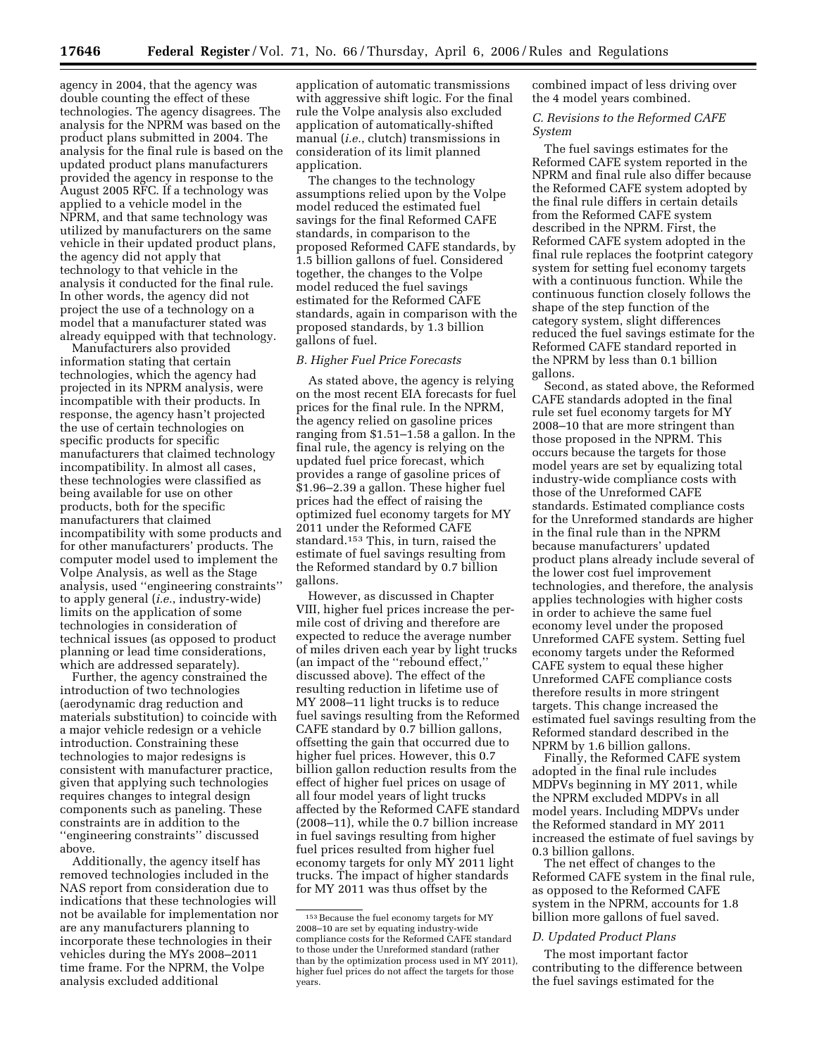agency in 2004, that the agency was double counting the effect of these technologies. The agency disagrees. The analysis for the NPRM was based on the product plans submitted in 2004. The analysis for the final rule is based on the updated product plans manufacturers provided the agency in response to the August 2005 RFC. If a technology was applied to a vehicle model in the NPRM, and that same technology was utilized by manufacturers on the same vehicle in their updated product plans, the agency did not apply that technology to that vehicle in the analysis it conducted for the final rule. In other words, the agency did not project the use of a technology on a model that a manufacturer stated was already equipped with that technology.

Manufacturers also provided information stating that certain technologies, which the agency had projected in its NPRM analysis, were incompatible with their products. In response, the agency hasn't projected the use of certain technologies on specific products for specific manufacturers that claimed technology incompatibility. In almost all cases, these technologies were classified as being available for use on other products, both for the specific manufacturers that claimed incompatibility with some products and for other manufacturers' products. The computer model used to implement the Volpe Analysis, as well as the Stage analysis, used ''engineering constraints'' to apply general (*i.e.*, industry-wide) limits on the application of some technologies in consideration of technical issues (as opposed to product planning or lead time considerations, which are addressed separately).

Further, the agency constrained the introduction of two technologies (aerodynamic drag reduction and materials substitution) to coincide with a major vehicle redesign or a vehicle introduction. Constraining these technologies to major redesigns is consistent with manufacturer practice, given that applying such technologies requires changes to integral design components such as paneling. These constraints are in addition to the ''engineering constraints'' discussed above.

Additionally, the agency itself has removed technologies included in the NAS report from consideration due to indications that these technologies will not be available for implementation nor are any manufacturers planning to incorporate these technologies in their vehicles during the MYs 2008–2011 time frame. For the NPRM, the Volpe analysis excluded additional application of automatic transmissions with aggressive shift logic. For the final rule the Volpe analysis also excluded application of automatically-shifted manual (*i.e.*, clutch) transmissions in consideration of its limit planned application.

The changes to the technology assumptions relied upon by the Volpe model reduced the estimated fuel savings for the final Reformed CAFE standards, in comparison to the proposed Reformed CAFE standards, by 1.5 billion gallons of fuel. Considered together, the changes to the Volpe model reduced the fuel savings estimated for the Reformed CAFE standards, again in comparison with the proposed standards, by 1.3 billion gallons of fuel.

*B. Higher Fuel Price Forecasts*

As stated above, the agency is relying on the most recent EIA forecasts for fuel prices for the final rule. In the NPRM, the agency relied on gasoline prices ranging from $1.51–1.58 a gallon. In the final rule, the agency is relying on the updated fuel price forecast, which provides a range of gasoline prices of $1.96–2.39 a gallon. These higher fuel prices had the effect of raising the optimized fuel economy targets for MY 2011 under the Reformed CAFE standard.[153] This, in turn, raised the estimate of fuel savings resulting from the Reformed standard by 0.7 billion gallons.

However, as discussed in Chapter VIII, higher fuel prices increase the per-mile cost of driving and therefore are expected to reduce the average number of miles driven each year by light trucks (an impact of the ''rebound effect,'' discussed above). The effect of the resulting reduction in lifetime use of MY 2008–11 light trucks is to reduce fuel savings resulting from the Reformed CAFE standard by 0.7 billion gallons, offsetting the gain that occurred due to higher fuel prices. However, this 0.7 billion gallon reduction results from the effect of higher fuel prices on usage of all four model years of light trucks affected by the Reformed CAFE standard (2008–11), while the 0.7 billion increase in fuel savings resulting from higher fuel prices resulted from higher fuel economy targets for only MY 2011 light trucks. The impact of higher standards for MY 2011 was thus offset by the combined impact of less driving over the 4 model years combined.

*C. Revisions to the Reformed CAFE System*

The fuel savings estimates for the Reformed CAFE system reported in the NPRM and final rule also differ because the Reformed CAFE system adopted by the final rule differs in certain details from the Reformed CAFE system described in the NPRM. First, the Reformed CAFE system adopted in the final rule replaces the footprint category system for setting fuel economy targets with a continuous function. While the continuous function closely follows the shape of the step function of the category system, slight differences reduced the fuel savings estimate for the Reformed CAFE standard reported in the NPRM by less than 0.1 billion gallons.

Second, as stated above, the Reformed CAFE standards adopted in the final rule set fuel economy targets for MY 2008–10 that are more stringent than those proposed in the NPRM. This occurs because the targets for those model years are set by equalizing total industry-wide compliance costs with those of the Unreformed CAFE standards. Estimated compliance costs for the Unreformed standards are higher in the final rule than in the NPRM because manufacturers' updated product plans already include several of the lower cost fuel improvement technologies, and therefore, the analysis applies technologies with higher costs in order to achieve the same fuel economy level under the proposed Unreformed CAFE system. Setting fuel economy targets under the Reformed CAFE system to equal these higher Unreformed CAFE compliance costs therefore results in more stringent targets. This change increased the estimated fuel savings resulting from the Reformed standard described in the NPRM by 1.6 billion gallons.

Finally, the Reformed CAFE system adopted in the final rule includes MDPVs beginning in MY 2011, while the NPRM excluded MDPVs in all model years. Including MDPVs under the Reformed standard in MY 2011 increased the estimate of fuel savings by 0.3 billion gallons.

The net effect of changes to the Reformed CAFE system in the final rule, as opposed to the Reformed CAFE system in the NPRM, accounts for 1.8 billion more gallons of fuel saved.

*D. Updated Product Plans*

The most important factor contributing to the difference between the fuel savings estimated for the

[153] Because the fuel economy targets for MY 2008–10 are set by equating industry-wide compliance costs for the Reformed CAFE standard to those under the Unreformed standard (rather than by the optimization process used in MY 2011), higher fuel prices do not affect the targets for those years.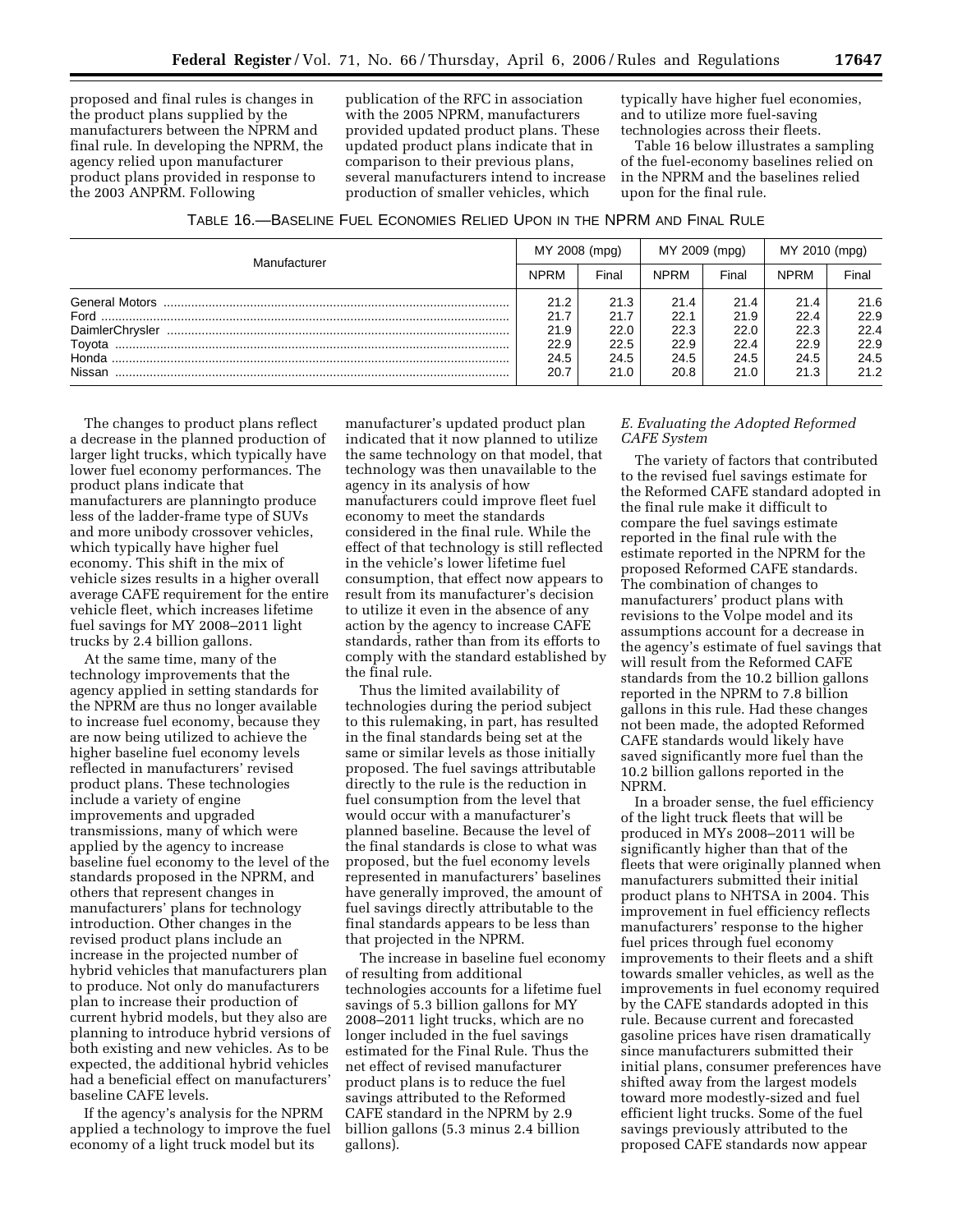proposed and final rules is changes in the product plans supplied by the manufacturers between the NPRM and final rule. In developing the NPRM, the agency relied upon manufacturer product plans provided in response to the 2003 ANPRM. Following publication of the RFC in association with the 2005 NPRM, manufacturers provided updated product plans. These updated product plans indicate that in comparison to their previous plans, several manufacturers intend to increase production of smaller vehicles, which typically have higher fuel economies, and to utilize more fuel-saving technologies across their fleets.

Table 16 below illustrates a sampling of the fuel-economy baselines relied on in the NPRM and the baselines relied upon for the final rule.

TABLE 16.—BASELINE FUEL ECONOMIES RELIED UPON IN THE NPRM AND FINAL RULE

| Manufacturer | MY 2008 (mpg) | | MY 2009 (mpg) | | MY 2010 (mpg) | |
|---|---|---|---|---|---|---|
| | NPRM | Final | NPRM | Final | NPRM | Final |
| General Motors | 21.2 | 21.3 | 21.4 | 21.4 | 21.4 | 21.6 |
| Ford | 21.7 | 21.7 | 22.1 | 21.9 | 22.4 | 22.9 |
| DaimlerChrysler | 21.9 | 22.0 | 22.3 | 22.0 | 22.3 | 22.4 |
| Toyota | 22.9 | 22.5 | 22.9 | 22.4 | 22.9 | 22.9 |
| Honda | 24.5 | 24.5 | 24.5 | 24.5 | 24.5 | 24.5 |
| Nissan | 20.7 | 21.0 | 20.8 | 21.0 | 21.3 | 21.2 |

The changes to product plans reflect a decrease in the planned production of larger light trucks, which typically have lower fuel economy performances. The product plans indicate that manufacturers are planningto produce less of the ladder-frame type of SUVs and more unibody crossover vehicles, which typically have higher fuel economy. This shift in the mix of vehicle sizes results in a higher overall average CAFE requirement for the entire vehicle fleet, which increases lifetime fuel savings for MY 2008–2011 light trucks by 2.4 billion gallons.

At the same time, many of the technology improvements that the agency applied in setting standards for the NPRM are thus no longer available to increase fuel economy, because they are now being utilized to achieve the higher baseline fuel economy levels reflected in manufacturers' revised product plans. These technologies include a variety of engine improvements and upgraded transmissions, many of which were applied by the agency to increase baseline fuel economy to the level of the standards proposed in the NPRM, and others that represent changes in manufacturers' plans for technology introduction. Other changes in the revised product plans include an increase in the projected number of hybrid vehicles that manufacturers plan to produce. Not only do manufacturers plan to increase their production of current hybrid models, but they also are planning to introduce hybrid versions of both existing and new vehicles. As to be expected, the additional hybrid vehicles had a beneficial effect on manufacturers' baseline CAFE levels.

If the agency's analysis for the NPRM applied a technology to improve the fuel economy of a light truck model but its manufacturer's updated product plan indicated that it now planned to utilize the same technology on that model, that technology was then unavailable to the agency in its analysis of how manufacturers could improve fleet fuel economy to meet the standards considered in the final rule. While the effect of that technology is still reflected in the vehicle's lower lifetime fuel consumption, that effect now appears to result from its manufacturer's decision to utilize it even in the absence of any action by the agency to increase CAFE standards, rather than from its efforts to comply with the standard established by the final rule.

Thus the limited availability of technologies during the period subject to this rulemaking, in part, has resulted in the final standards being set at the same or similar levels as those initially proposed. The fuel savings attributable directly to the rule is the reduction in fuel consumption from the level that would occur with a manufacturer's planned baseline. Because the level of the final standards is close to what was proposed, but the fuel economy levels represented in manufacturers' baselines have generally improved, the amount of fuel savings directly attributable to the final standards appears to be less than that projected in the NPRM.

The increase in baseline fuel economy of resulting from additional technologies accounts for a lifetime fuel savings of 5.3 billion gallons for MY 2008–2011 light trucks, which are no longer included in the fuel savings estimated for the Final Rule. Thus the net effect of revised manufacturer product plans is to reduce the fuel savings attributed to the Reformed CAFE standard in the NPRM by 2.9 billion gallons (5.3 minus 2.4 billion gallons).

### *E. Evaluating the Adopted Reformed CAFE System*

The variety of factors that contributed to the revised fuel savings estimate for the Reformed CAFE standard adopted in the final rule make it difficult to compare the fuel savings estimate reported in the final rule with the estimate reported in the NPRM for the proposed Reformed CAFE standards. The combination of changes to manufacturers' product plans with revisions to the Volpe model and its assumptions account for a decrease in the agency's estimate of fuel savings that will result from the Reformed CAFE standards from the 10.2 billion gallons reported in the NPRM to 7.8 billion gallons in this rule. Had these changes not been made, the adopted Reformed CAFE standards would likely have saved significantly more fuel than the 10.2 billion gallons reported in the NPRM.

In a broader sense, the fuel efficiency of the light truck fleets that will be produced in MYs 2008–2011 will be significantly higher than that of the fleets that were originally planned when manufacturers submitted their initial product plans to NHTSA in 2004. This improvement in fuel efficiency reflects manufacturers' response to the higher fuel prices through fuel economy improvements to their fleets and a shift towards smaller vehicles, as well as the improvements in fuel economy required by the CAFE standards adopted in this rule. Because current and forecasted gasoline prices have risen dramatically since manufacturers submitted their initial plans, consumer preferences have shifted away from the largest models toward more modestly-sized and fuel efficient light trucks. Some of the fuel savings previously attributed to the proposed CAFE standards now appear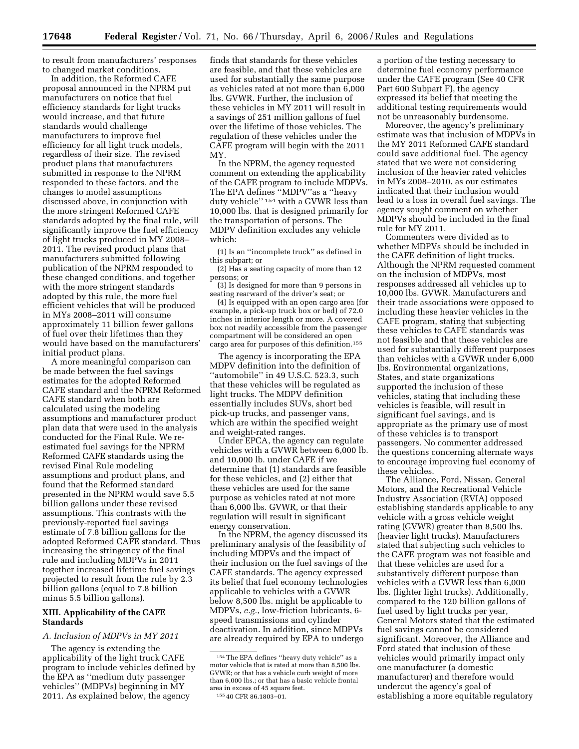to result from manufacturers' responses to changed market conditions.

In addition, the Reformed CAFE proposal announced in the NPRM put manufacturers on notice that fuel efficiency standards for light trucks would increase, and that future standards would challenge manufacturers to improve fuel efficiency for all light truck models, regardless of their size. The revised product plans that manufacturers submitted in response to the NPRM responded to these factors, and the changes to model assumptions discussed above, in conjunction with the more stringent Reformed CAFE standards adopted by the final rule, will significantly improve the fuel efficiency of light trucks produced in MY 2008–2011. The revised product plans that manufacturers submitted following publication of the NPRM responded to these changed conditions, and together with the more stringent standards adopted by this rule, the more fuel efficient vehicles that will be produced in MYs 2008–2011 will consume approximately 11 billion fewer gallons of fuel over their lifetimes than they would have based on the manufacturers' initial product plans.

A more meaningful comparison can be made between the fuel savings estimates for the adopted Reformed CAFE standard and the NPRM Reformed CAFE standard when both are calculated using the modeling assumptions and manufacturer product plan data that were used in the analysis conducted for the Final Rule. We re-estimated fuel savings for the NPRM Reformed CAFE standards using the revised Final Rule modeling assumptions and product plans, and found that the Reformed standard presented in the NPRM would save 5.5 billion gallons under these revised assumptions. This contrasts with the previously-reported fuel savings estimate of 7.8 billion gallons for the adopted Reformed CAFE standard. Thus increasing the stringency of the final rule and including MDPVs in 2011 together increased lifetime fuel savings projected to result from the rule by 2.3 billion gallons (equal to 7.8 billion minus 5.5 billion gallons).

## XIII. Applicability of the CAFE Standards

### A. Inclusion of MDPVs in MY 2011

The agency is extending the applicability of the light truck CAFE program to include vehicles defined by the EPA as "medium duty passenger vehicles" (MDPVs) beginning in MY 2011. As explained below, the agency finds that standards for these vehicles are feasible, and that these vehicles are used for substantially the same purpose as vehicles rated at not more than 6,000 lbs. GVWR. Further, the inclusion of these vehicles in MY 2011 will result in a savings of 251 million gallons of fuel over the lifetime of those vehicles. The regulation of these vehicles under the CAFE program will begin with the 2011 MY.

In the NPRM, the agency requested comment on extending the applicability of the CAFE program to include MDPVs. The EPA defines "MDPV"as a "heavy duty vehicle" [154] with a GVWR less than 10,000 lbs. that is designed primarily for the transportation of persons. The MDPV definition excludes any vehicle which:

(1) Is an "incomplete truck" as defined in this subpart; or

(2) Has a seating capacity of more than 12 persons; or

(3) Is designed for more than 9 persons in seating rearward of the driver's seat; or

(4) Is equipped with an open cargo area (for example, a pick-up truck box or bed) of 72.0 inches in interior length or more. A covered box not readily accessible from the passenger compartment will be considered an open cargo area for purposes of this definition.[155]

The agency is incorporating the EPA MDPV definition into the definition of "automobile" in 49 U.S.C. 523.3, such that these vehicles will be regulated as light trucks. The MDPV definition essentially includes SUVs, short bed pick-up trucks, and passenger vans, which are within the specified weight and weight-rated ranges.

Under EPCA, the agency can regulate vehicles with a GVWR between 6,000 lb. and 10,000 lb. under CAFE if we determine that (1) standards are feasible for these vehicles, and (2) either that these vehicles are used for the same purpose as vehicles rated at not more than 6,000 lbs. GVWR, or that their regulation will result in significant energy conservation.

In the NPRM, the agency discussed its preliminary analysis of the feasibility of including MDPVs and the impact of their inclusion on the fuel savings of the CAFE standards. The agency expressed its belief that fuel economy technologies applicable to vehicles with a GVWR below 8,500 lbs. might be applicable to MDPVs, *e.g.*, low-friction lubricants, 6-speed transmissions and cylinder deactivation. In addition, since MDPVs are already required by EPA to undergo a portion of the testing necessary to determine fuel economy performance under the CAFE program (See 40 CFR Part 600 Subpart F), the agency expressed its belief that meeting the additional testing requirements would not be unreasonably burdensome.

Moreover, the agency's preliminary estimate was that inclusion of MDPVs in the MY 2011 Reformed CAFE standard could save additional fuel. The agency stated that we were not considering inclusion of the heavier rated vehicles in MYs 2008–2010, as our estimates indicated that their inclusion would lead to a loss in overall fuel savings. The agency sought comment on whether MDPVs should be included in the final rule for MY 2011.

Commenters were divided as to whether MDPVs should be included in the CAFE definition of light trucks. Although the NPRM requested comment on the inclusion of MDPVs, most responses addressed all vehicles up to 10,000 lbs. GVWR. Manufacturers and their trade associations were opposed to including these heavier vehicles in the CAFE program, stating that subjecting these vehicles to CAFE standards was not feasible and that these vehicles are used for substantially different purposes than vehicles with a GVWR under 6,000 lbs. Environmental organizations, States, and state organizations supported the inclusion of these vehicles, stating that including these vehicles is feasible, will result in significant fuel savings, and is appropriate as the primary use of most of these vehicles is to transport passengers. No commenter addressed the questions concerning alternate ways to encourage improving fuel economy of these vehicles.

The Alliance, Ford, Nissan, General Motors, and the Recreational Vehicle Industry Association (RVIA) opposed establishing standards applicable to any vehicle with a gross vehicle weight rating (GVWR) greater than 8,500 lbs. (heavier light trucks). Manufacturers stated that subjecting such vehicles to the CAFE program was not feasible and that these vehicles are used for a substantively different purpose than vehicles with a GVWR less than 6,000 lbs. (lighter light trucks). Additionally, compared to the 120 billion gallons of fuel used by light trucks per year, General Motors stated that the estimated fuel savings cannot be considered significant. Moreover, the Alliance and Ford stated that inclusion of these vehicles would primarily impact only one manufacturer (a domestic manufacturer) and therefore would undercut the agency's goal of establishing a more equitable regulatory

[154] The EPA defines "heavy duty vehicle" as a motor vehicle that is rated at more than 8,500 lbs. GVWR; or that has a vehicle curb weight of more than 6,000 lbs.; or that has a basic vehicle frontal area in excess of 45 square feet.

[155] 40 CFR 86.1803–01.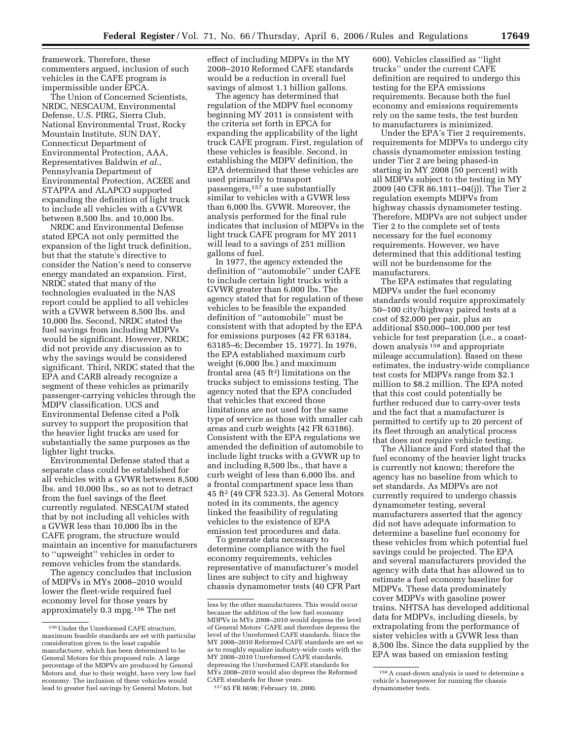framework. Therefore, these commenters argued, inclusion of such vehicles in the CAFE program is impermissible under EPCA.

The Union of Concerned Scientists, NRDC, NESCAUM, Environmental Defense, U.S. PIRG, Sierra Club, National Environmental Trust, Rocky Mountain Institute, SUN DAY, Connecticut Department of Environmental Protection, AAA, Representatives Baldwin *et al.*, Pennsylvania Department of Environmental Protection, ACEEE and STAPPA and ALAPCO supported expanding the definition of light truck to include all vehicles with a GVWR between 8,500 lbs. and 10,000 lbs.

NRDC and Environmental Defense stated EPCA not only permitted the expansion of the light truck definition, but that the statute's directive to consider the Nation's need to conserve energy mandated an expansion. First, NRDC stated that many of the technologies evaluated in the NAS report could be applied to all vehicles with a GVWR between 8,500 lbs. and 10,000 lbs. Second, NRDC stated the fuel savings from including MDPVs would be significant. However, NRDC did not provide any discussion as to why the savings would be considered significant. Third, NRDC stated that the EPA and CARB already recognize a segment of these vehicles as primarily passenger-carrying vehicles through the MDPV classification. UCS and Environmental Defense cited a Polk survey to support the proposition that the heavier light trucks are used for substantially the same purposes as the lighter light trucks.

Environmental Defense stated that a separate class could be established for all vehicles with a GVWR between 8,500 lbs. and 10,000 lbs., so as not to detract from the fuel savings of the fleet currently regulated. NESCAUM stated that by not including all vehicles with a GVWR less than 10,000 lbs in the CAFE program, the structure would maintain an incentive for manufacturers to ''upweight'' vehicles in order to remove vehicles from the standards.

The agency concludes that inclusion of MDPVs in MYs 2008–2010 would lower the fleet-wide required fuel economy level for those years by approximately 0.3 mpg.[156] The net effect of including MDPVs in the MY 2008–2010 Reformed CAFE standards would be a reduction in overall fuel savings of almost 1.1 billion gallons.

The agency has determined that regulation of the MDPV fuel economy beginning MY 2011 is consistent with the criteria set forth in EPCA for expanding the applicability of the light truck CAFE program. First, regulation of these vehicles is feasible. Second, in establishing the MDPV definition, the EPA determined that these vehicles are used primarily to transport passengers,[157] a use substantially similar to vehicles with a GVWR less than 6,000 lbs. GVWR. Moreover, the analysis performed for the final rule indicates that inclusion of MDPVs in the light truck CAFE program for MY 2011 will lead to a savings of 251 million gallons of fuel.

In 1977, the agency extended the definition of ''automobile'' under CAFE to include certain light trucks with a GVWR greater than 6,000 lbs. The agency stated that for regulation of these vehicles to be feasible the expanded definition of ''automobile'' must be consistent with that adopted by the EPA for emissions purposes (42 FR 63184, 63185–6; December 15, 1977). In 1976, the EPA established maximum curb weight (6,000 lbs.) and maximum frontal area (45 ft$^3$) limitations on the trucks subject to emissions testing. The agency noted that the EPA concluded that vehicles that exceed those limitations are not used for the same type of service as those with smaller cab areas and curb weights (42 FR 63186). Consistent with the EPA regulations we amended the definition of automobile to include light trucks with a GVWR up to and including 8,500 lbs., that have a curb weight of less than 6,000 lbs. and a frontal compartment space less than 45 ft$^2$ (49 CFR 523.3). As General Motors noted in its comments, the agency linked the feasibility of regulating vehicles to the existence of EPA emission test procedures and data.

To generate data necessary to determine compliance with the fuel economy requirements, vehicles representative of manufacturer's model lines are subject to city and highway chassis dynamometer tests (40 CFR Part 600). Vehicles classified as ''light trucks'' under the current CAFE definition are required to undergo this testing for the EPA emissions requirements. Because both the fuel economy and emissions requirements rely on the same tests, the test burden to manufacturers is minimized.

Under the EPA's Tier 2 requirements, requirements for MDPVs to undergo city chassis dynamometer emission testing under Tier 2 are being phased-in starting in MY 2008 (50 percent) with all MDPVs subject to the testing in MY 2009 (40 CFR 86.1811–04(j)). The Tier 2 regulation exempts MDPVs from highway chassis dynamometer testing. Therefore, MDPVs are not subject under Tier 2 to the complete set of tests necessary for the fuel economy requirements. However, we have determined that this additional testing will not be burdensome for the manufacturers.

The EPA estimates that regulating MDPVs under the fuel economy standards would require approximately 50–100 city/highway paired tests at a cost of $2,000 per pair, plus an additional $50,000–100,000 per test vehicle for test preparation (i.e., a coast-down analysis[158] and appropriate mileage accumulation). Based on these estimates, the industry-wide compliance test costs for MDPVs range from $2.1 million to $8.2 million. The EPA noted that this cost could potentially be further reduced due to carry-over tests and the fact that a manufacturer is permitted to certify up to 20 percent of its fleet through an analytical process that does not require vehicle testing.

The Alliance and Ford stated that the fuel economy of the heavier light trucks is currently not known; therefore the agency has no baseline from which to set standards. As MDPVs are not currently required to undergo chassis dynamometer testing, several manufacturers asserted that the agency did not have adequate information to determine a baseline fuel economy for these vehicles from which potential fuel savings could be projected. The EPA and several manufacturers provided the agency with data that has allowed us to estimate a fuel economy baseline for MDPVs. These data predominately cover MDPVs with gasoline power trains. NHTSA has developed additional data for MDPVs, including diesels, by extrapolating from the performance of sister vehicles with a GVWR less than 8,500 lbs. Since the data supplied by the EPA was based on emission testing

---

[156] Under the Unreformed CAFE structure, maximum feasible standards are set with particular consideration given to the least capable manufacturer, which has been determined to be General Motors for this proposed rule. A large percentage of the MDPVs are produced by General Motors and, due to their weight, have very low fuel economy. The inclusion of these vehicles would lead to greater fuel savings by General Motors, but less by the other manufacturers. This would occur because the addition of the low fuel economy MDPVs in MYs 2008–2010 would depress the level of General Motors' CAFE and therefore depress the level of the Unreformed CAFE standards. Since the MY 2008–2010 Reformed CAFE standards are set so as to roughly equalize industry-wide costs with the MY 2008–2010 Unreformed CAFE standards, depressing the Unreformed CAFE standards for MYs 2008–2010 would also depress the Reformed CAFE standards for those years.

[157] 65 FR 6698; February 10, 2000.

[158] A coast-down analysis is used to determine a vehicle's horsepower for running the chassis dynamometer tests.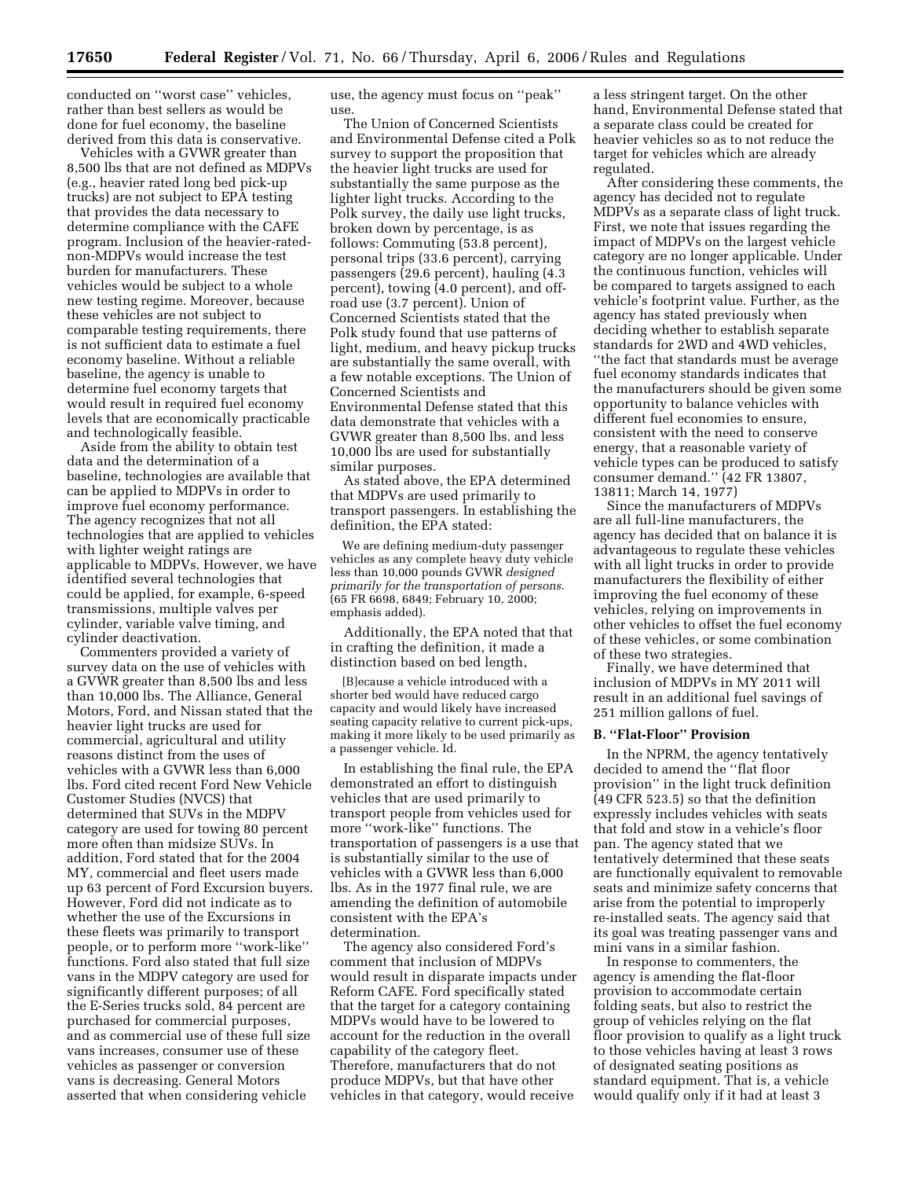conducted on ''worst case'' vehicles, rather than best sellers as would be done for fuel economy, the baseline derived from this data is conservative.

Vehicles with a GVWR greater than 8,500 lbs that are not defined as MDPVs (e.g., heavier rated long bed pick-up trucks) are not subject to EPA testing that provides the data necessary to determine compliance with the CAFE program. Inclusion of the heavier-rated-non-MDPVs would increase the test burden for manufacturers. These vehicles would be subject to a whole new testing regime. Moreover, because these vehicles are not subject to comparable testing requirements, there is not sufficient data to estimate a fuel economy baseline. Without a reliable baseline, the agency is unable to determine fuel economy targets that would result in required fuel economy levels that are economically practicable and technologically feasible.

Aside from the ability to obtain test data and the determination of a baseline, technologies are available that can be applied to MDPVs in order to improve fuel economy performance. The agency recognizes that not all technologies that are applied to vehicles with lighter weight ratings are applicable to MDPVs. However, we have identified several technologies that could be applied, for example, 6-speed transmissions, multiple valves per cylinder, variable valve timing, and cylinder deactivation.

Commenters provided a variety of survey data on the use of vehicles with a GVWR greater than 8,500 lbs and less than 10,000 lbs. The Alliance, General Motors, Ford, and Nissan stated that the heavier light trucks are used for commercial, agricultural and utility reasons distinct from the uses of vehicles with a GVWR less than 6,000 lbs. Ford cited recent Ford New Vehicle Customer Studies (NVCS) that determined that SUVs in the MDPV category are used for towing 80 percent more often than midsize SUVs. In addition, Ford stated that for the 2004 MY, commercial and fleet users made up 63 percent of Ford Excursion buyers. However, Ford did not indicate as to whether the use of the Excursions in these fleets was primarily to transport people, or to perform more ''work-like'' functions. Ford also stated that full size vans in the MDPV category are used for significantly different purposes; of all the E-Series trucks sold, 84 percent are purchased for commercial purposes, and as commercial use of these full size vans increases, consumer use of these vehicles as passenger or conversion vans is decreasing. General Motors asserted that when considering vehicle use, the agency must focus on ''peak'' use.

The Union of Concerned Scientists and Environmental Defense cited a Polk survey to support the proposition that the heavier light trucks are used for substantially the same purpose as the lighter light trucks. According to the Polk survey, the daily use light trucks, broken down by percentage, is as follows: Commuting (53.8 percent), personal trips (33.6 percent), carrying passengers (29.6 percent), hauling (4.3 percent), towing (4.0 percent), and off-road use (3.7 percent). Union of Concerned Scientists stated that the Polk study found that use patterns of light, medium, and heavy pickup trucks are substantially the same overall, with a few notable exceptions. The Union of Concerned Scientists and Environmental Defense stated that this data demonstrate that vehicles with a GVWR greater than 8,500 lbs. and less 10,000 lbs are used for substantially similar purposes.

As stated above, the EPA determined that MDPVs are used primarily to transport passengers. In establishing the definition, the EPA stated:

> We are defining medium-duty passenger vehicles as any complete heavy duty vehicle less than 10,000 pounds GVWR *designed primarily for the transportation of persons*. (65 FR 6698, 6849; February 10, 2000; emphasis added).

Additionally, the EPA noted that that in crafting the definition, it made a distinction based on bed length,

> [B]ecause a vehicle introduced with a shorter bed would have reduced cargo capacity and would likely have increased seating capacity relative to current pick-ups, making it more likely to be used primarily as a passenger vehicle. Id.

In establishing the final rule, the EPA demonstrated an effort to distinguish vehicles that are used primarily to transport people from vehicles used for more ''work-like'' functions. The transportation of passengers is a use that is substantially similar to the use of vehicles with a GVWR less than 6,000 lbs. As in the 1977 final rule, we are amending the definition of automobile consistent with the EPA's determination.

The agency also considered Ford's comment that inclusion of MDPVs would result in disparate impacts under Reform CAFE. Ford specifically stated that the target for a category containing MDPVs would have to be lowered to account for the reduction in the overall capability of the category fleet. Therefore, manufacturers that do not produce MDPVs, but that have other vehicles in that category, would receive a less stringent target. On the other hand, Environmental Defense stated that a separate class could be created for heavier vehicles so as to not reduce the target for vehicles which are already regulated.

After considering these comments, the agency has decided not to regulate MDPVs as a separate class of light truck. First, we note that issues regarding the impact of MDPVs on the largest vehicle category are no longer applicable. Under the continuous function, vehicles will be compared to targets assigned to each vehicle's footprint value. Further, as the agency has stated previously when deciding whether to establish separate standards for 2WD and 4WD vehicles, ''the fact that standards must be average fuel economy standards indicates that the manufacturers should be given some opportunity to balance vehicles with different fuel economies to ensure, consistent with the need to conserve energy, that a reasonable variety of vehicle types can be produced to satisfy consumer demand.'' (42 FR 13807, 13811; March 14, 1977)

Since the manufacturers of MDPVs are all full-line manufacturers, the agency has decided that on balance it is advantageous to regulate these vehicles with all light trucks in order to provide manufacturers the flexibility of either improving the fuel economy of these vehicles, relying on improvements in other vehicles to offset the fuel economy of these vehicles, or some combination of these two strategies.

Finally, we have determined that inclusion of MDPVs in MY 2011 will result in an additional fuel savings of 251 million gallons of fuel.

**B. ''Flat-Floor'' Provision**

In the NPRM, the agency tentatively decided to amend the ''flat floor provision'' in the light truck definition (49 CFR 523.5) so that the definition expressly includes vehicles with seats that fold and stow in a vehicle's floor pan. The agency stated that we tentatively determined that these seats are functionally equivalent to removable seats and minimize safety concerns that arise from the potential to improperly re-installed seats. The agency said that its goal was treating passenger vans and mini vans in a similar fashion.

In response to commenters, the agency is amending the flat-floor provision to accommodate certain folding seats, but also to restrict the group of vehicles relying on the flat floor provision to qualify as a light truck to those vehicles having at least 3 rows of designated seating positions as standard equipment. That is, a vehicle would qualify only if it had at least 3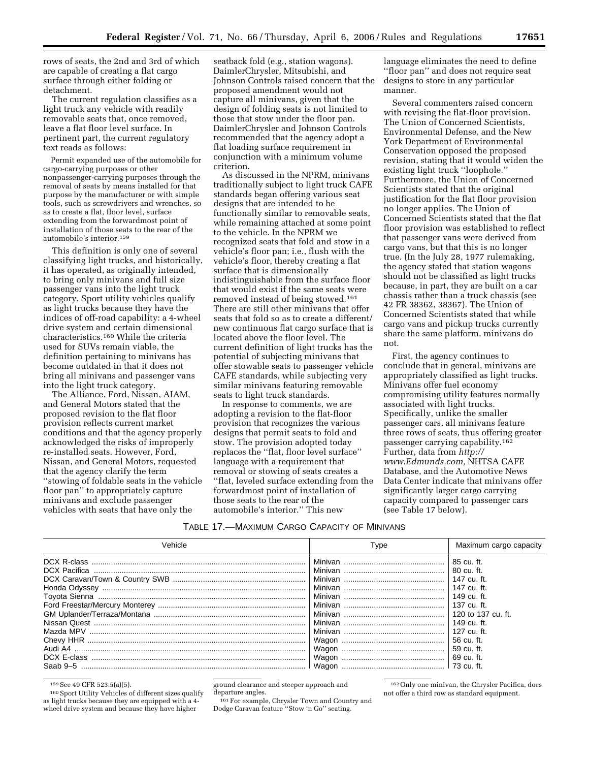rows of seats, the 2nd and 3rd of which are capable of creating a flat cargo surface through either folding or detachment.

The current regulation classifies as a light truck any vehicle with readily removable seats that, once removed, leave a flat floor level surface. In pertinent part, the current regulatory text reads as follows:

> Permit expanded use of the automobile for cargo-carrying purposes or other nonpassenger-carrying purposes through the removal of seats by means installed for that purpose by the manufacturer or with simple tools, such as screwdrivers and wrenches, so as to create a flat, floor level, surface extending from the forwardmost point of installation of those seats to the rear of the automobile's interior.[159]

This definition is only one of several classifying light trucks, and historically, it has operated, as originally intended, to bring only minivans and full size passenger vans into the light truck category. Sport utility vehicles qualify as light trucks because they have the indices of off-road capability: a 4-wheel drive system and certain dimensional characteristics.[160] While the criteria used for SUVs remain viable, the definition pertaining to minivans has become outdated in that it does not bring all minivans and passenger vans into the light truck category.

The Alliance, Ford, Nissan, AIAM, and General Motors stated that the proposed revision to the flat floor provision reflects current market conditions and that the agency properly acknowledged the risks of improperly re-installed seats. However, Ford, Nissan, and General Motors, requested that the agency clarify the term ''stowing of foldable seats in the vehicle floor pan'' to appropriately capture minivans and exclude passenger vehicles with seats that have only the seatback fold (e.g., station wagons). DaimlerChrysler, Mitsubishi, and Johnson Controls raised concern that the proposed amendment would not capture all minivans, given that the design of folding seats is not limited to those that stow under the floor pan. DaimlerChrysler and Johnson Controls recommended that the agency adopt a flat loading surface requirement in conjunction with a minimum volume criterion.

As discussed in the NPRM, minivans traditionally subject to light truck CAFE standards began offering various seat designs that are intended to be functionally similar to removable seats, while remaining attached at some point to the vehicle. In the NPRM we recognized seats that fold and stow in a vehicle's floor pan; i.e., flush with the vehicle's floor, thereby creating a flat surface that is dimensionally indistinguishable from the surface floor that would exist if the same seats were removed instead of being stowed.[161] There are still other minivans that offer seats that fold so as to create a different/new continuous flat cargo surface that is located above the floor level. The current definition of light trucks has the potential of subjecting minivans that offer stowable seats to passenger vehicle CAFE standards, while subjecting very similar minivans featuring removable seats to light truck standards.

In response to comments, we are adopting a revision to the flat-floor provision that recognizes the various designs that permit seats to fold and stow. The provision adopted today replaces the ''flat, floor level surface'' language with a requirement that removal or stowing of seats creates a ''flat, leveled surface extending from the forwardmost point of installation of those seats to the rear of the automobile's interior.'' This new language eliminates the need to define ''floor pan'' and does not require seat designs to store in any particular manner.

Several commenters raised concern with revising the flat-floor provision. The Union of Concerned Scientists, Environmental Defense, and the New York Department of Environmental Conservation opposed the proposed revision, stating that it would widen the existing light truck ''loophole.'' Furthermore, the Union of Concerned Scientists stated that the original justification for the flat floor provision no longer applies. The Union of Concerned Scientists stated that the flat floor provision was established to reflect that passenger vans were derived from cargo vans, but that this is no longer true. (In the July 28, 1977 rulemaking, the agency stated that station wagons should not be classified as light trucks because, in part, they are built on a car chassis rather than a truck chassis (see 42 FR 38362, 38367). The Union of Concerned Scientists stated that while cargo vans and pickup trucks currently share the same platform, minivans do not.

First, the agency continues to conclude that in general, minivans are appropriately classified as light trucks. Minivans offer fuel economy compromising utility features normally associated with light trucks. Specifically, unlike the smaller passenger cars, all minivans feature three rows of seats, thus offering greater passenger carrying capability.[162] Further, data from *http://www.Edmunds.com,* NHTSA CAFE Database, and the Automotive News Data Center indicate that minivans offer significantly larger cargo carrying capacity compared to passenger cars (see Table 17 below).

TABLE 17.—MAXIMUM CARGO CAPACITY OF MINIVANS

| Vehicle | Type | Maximum cargo capacity |
|---|---|---|
| DCX R-class | Minivan | 85 cu. ft. |
| DCX Pacifica | Minivan | 80 cu. ft. |
| DCX Caravan/Town & Country SWB | Minivan | 147 cu. ft. |
| Honda Odyssey | Minivan | 147 cu. ft. |
| Toyota Sienna | Minivan | 149 cu. ft. |
| Ford Freestar/Mercury Monterey | Minivan | 137 cu. ft. |
| GM Uplander/Terraza/Montana | Minivan | 120 to 137 cu. ft. |
| Nissan Quest | Minivan | 149 cu. ft. |
| Mazda MPV | Minivan | 127 cu. ft. |
| Chevy HHR | Wagon | 56 cu. ft. |
| Audi A4 | Wagon | 59 cu. ft. |
| DCX E-class | Wagon | 69 cu. ft. |
| Saab 9–5 | Wagon | 73 cu. ft. |

[159] See 49 CFR 523.5(a)(5).

[160] Sport Utility Vehicles of different sizes qualify as light trucks because they are equipped with a 4-wheel drive system and because they have higher ground clearance and steeper approach and departure angles.

[161] For example, Chrysler Town and Country and Dodge Caravan feature ''Stow 'n Go'' seating.

[162] Only one minivan, the Chrysler Pacifica, does not offer a third row as standard equipment.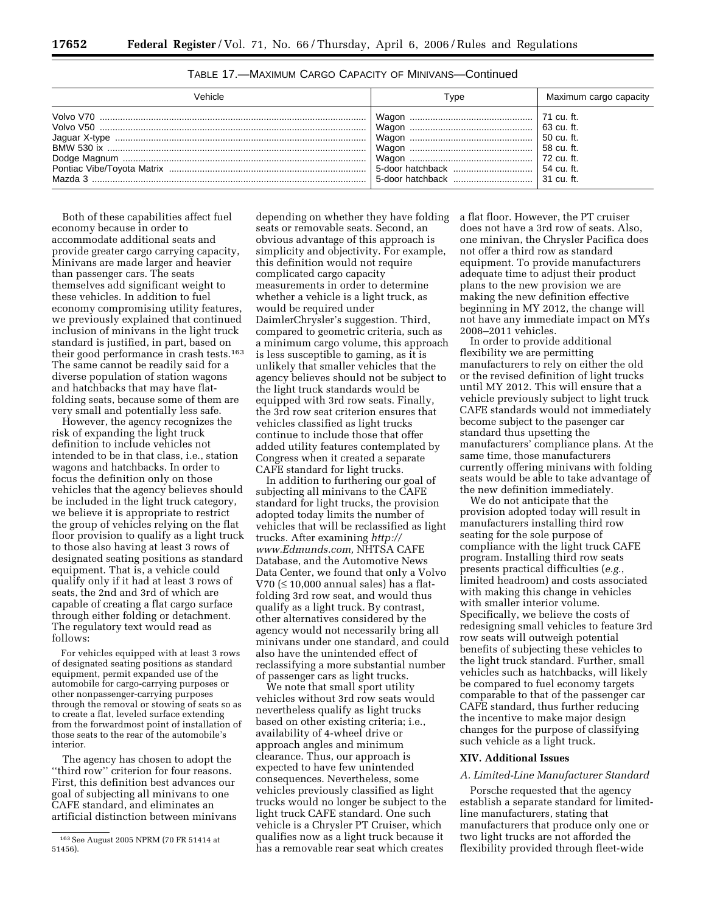TABLE 17.—MAXIMUM CARGO CAPACITY OF MINIVANS—Continued

| Vehicle | Type | Maximum cargo capacity |
| --- | --- | --- |
| Volvo V70 | Wagon | 71 cu. ft. |
| Volvo V50 | Wagon | 63 cu. ft. |
| Jaguar X-type | Wagon | 50 cu. ft. |
| BMW 530 ix | Wagon | 58 cu. ft. |
| Dodge Magnum | Wagon | 72 cu. ft. |
| Pontiac Vibe/Toyota Matrix | 5-door hatchback | 54 cu. ft. |
| Mazda 3 | 5-door hatchback | 31 cu. ft. |

Both of these capabilities affect fuel economy because in order to accommodate additional seats and provide greater cargo carrying capacity, Minivans are made larger and heavier than passenger cars. The seats themselves add significant weight to these vehicles. In addition to fuel economy compromising utility features, we previously explained that continued inclusion of minivans in the light truck standard is justified, in part, based on their good performance in crash tests.[163] The same cannot be readily said for a diverse population of station wagons and hatchbacks that may have flat-folding seats, because some of them are very small and potentially less safe.

However, the agency recognizes the risk of expanding the light truck definition to include vehicles not intended to be in that class, i.e., station wagons and hatchbacks. In order to focus the definition only on those vehicles that the agency believes should be included in the light truck category, we believe it is appropriate to restrict the group of vehicles relying on the flat floor provision to qualify as a light truck to those also having at least 3 rows of designated seating positions as standard equipment. That is, a vehicle could qualify only if it had at least 3 rows of seats, the 2nd and 3rd of which are capable of creating a flat cargo surface through either folding or detachment. The regulatory text would read as follows:

> For vehicles equipped with at least 3 rows of designated seating positions as standard equipment, permit expanded use of the automobile for cargo-carrying purposes or other nonpassenger-carrying purposes through the removal or stowing of seats so as to create a flat, leveled surface extending from the forwardmost point of installation of those seats to the rear of the automobile's interior.

The agency has chosen to adopt the "third row" criterion for four reasons. First, this definition best advances our goal of subjecting all minivans to one CAFE standard, and eliminates an artificial distinction between minivans depending on whether they have folding seats or removable seats. Second, an obvious advantage of this approach is simplicity and objectivity. For example, this definition would not require complicated cargo capacity measurements in order to determine whether a vehicle is a light truck, as would be required under DaimlerChrysler's suggestion. Third, compared to geometric criteria, such as a minimum cargo volume, this approach is less susceptible to gaming, as it is unlikely that smaller vehicles that the agency believes should not be subject to the light truck standards would be equipped with 3rd row seats. Finally, the 3rd row seat criterion ensures that vehicles classified as light trucks continue to include those that offer added utility features contemplated by Congress when it created a separate CAFE standard for light trucks.

In addition to furthering our goal of subjecting all minivans to the CAFE standard for light trucks, the provision adopted today limits the number of vehicles that will be reclassified as light trucks. After examining *http://www.Edmunds.com,* NHTSA CAFE Database, and the Automotive News Data Center, we found that only a Volvo V70 (≤ 10,000 annual sales) has a flat-folding 3rd row seat, and would thus qualify as a light truck. By contrast, other alternatives considered by the agency would not necessarily bring all minivans under one standard, and could also have the unintended effect of reclassifying a more substantial number of passenger cars as light trucks.

We note that small sport utility vehicles without 3rd row seats would nevertheless qualify as light trucks based on other existing criteria; i.e., availability of 4-wheel drive or approach angles and minimum clearance. Thus, our approach is expected to have few unintended consequences. Nevertheless, some vehicles previously classified as light trucks would no longer be subject to the light truck CAFE standard. One such vehicle is a Chrysler PT Cruiser, which qualifies now as a light truck because it has a removable rear seat which creates a flat floor. However, the PT cruiser does not have a 3rd row of seats. Also, one minivan, the Chrysler Pacifica does not offer a third row as standard equipment. To provide manufacturers adequate time to adjust their product plans to the new provision we are making the new definition effective beginning in MY 2012, the change will not have any immediate impact on MYs 2008–2011 vehicles.

In order to provide additional flexibility we are permitting manufacturers to rely on either the old or the revised definition of light trucks until MY 2012. This will ensure that a vehicle previously subject to light truck CAFE standards would not immediately become subject to the pasenger car standard thus upsetting the manufacturers' compliance plans. At the same time, those manufacturers currently offering minivans with folding seats would be able to take advantage of the new definition immediately.

We do not anticipate that the provision adopted today will result in manufacturers installing third row seating for the sole purpose of compliance with the light truck CAFE program. Installing third row seats presents practical difficulties (*e.g.*, limited headroom) and costs associated with making this change in vehicles with smaller interior volume. Specifically, we believe the costs of redesigning small vehicles to feature 3rd row seats will outweigh potential benefits of subjecting these vehicles to the light truck standard. Further, small vehicles such as hatchbacks, will likely be compared to fuel economy targets comparable to that of the passenger car CAFE standard, thus further reducing the incentive to make major design changes for the purpose of classifying such vehicle as a light truck.

## XIV. Additional Issues

### *A. Limited-Line Manufacturer Standard*

Porsche requested that the agency establish a separate standard for limited-line manufacturers, stating that manufacturers that produce only one or two light trucks are not afforded the flexibility provided through fleet-wide

[163] See August 2005 NPRM (70 FR 51414 at 51456).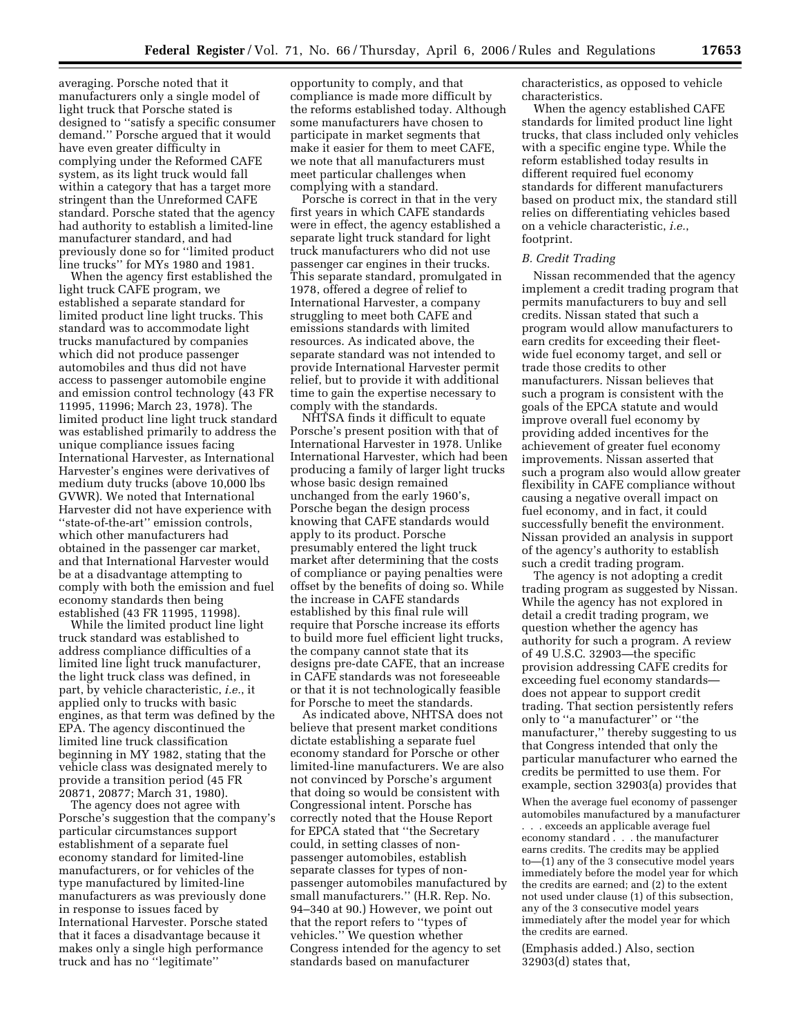averaging. Porsche noted that it manufacturers only a single model of light truck that Porsche stated is designed to ''satisfy a specific consumer demand.'' Porsche argued that it would have even greater difficulty in complying under the Reformed CAFE system, as its light truck would fall within a category that has a target more stringent than the Unreformed CAFE standard. Porsche stated that the agency had authority to establish a limited-line manufacturer standard, and had previously done so for ''limited product line trucks'' for MYs 1980 and 1981.

When the agency first established the light truck CAFE program, we established a separate standard for limited product line light trucks. This standard was to accommodate light trucks manufactured by companies which did not produce passenger automobiles and thus did not have access to passenger automobile engine and emission control technology (43 FR 11995, 11996; March 23, 1978). The limited product line light truck standard was established primarily to address the unique compliance issues facing International Harvester, as International Harvester's engines were derivatives of medium duty trucks (above 10,000 lbs GVWR). We noted that International Harvester did not have experience with ''state-of-the-art'' emission controls, which other manufacturers had obtained in the passenger car market, and that International Harvester would be at a disadvantage attempting to comply with both the emission and fuel economy standards then being established (43 FR 11995, 11998).

While the limited product line light truck standard was established to address compliance difficulties of a limited line light truck manufacturer, the light truck class was defined, in part, by vehicle characteristic, *i.e.*, it applied only to trucks with basic engines, as that term was defined by the EPA. The agency discontinued the limited line truck classification beginning in MY 1982, stating that the vehicle class was designated merely to provide a transition period (45 FR 20871, 20877; March 31, 1980).

The agency does not agree with Porsche's suggestion that the company's particular circumstances support establishment of a separate fuel economy standard for limited-line manufacturers, or for vehicles of the type manufactured by limited-line manufacturers as was previously done in response to issues faced by International Harvester. Porsche stated that it faces a disadvantage because it makes only a single high performance truck and has no ''legitimate'' opportunity to comply, and that compliance is made more difficult by the reforms established today. Although some manufacturers have chosen to participate in market segments that make it easier for them to meet CAFE, we note that all manufacturers must meet particular challenges when complying with a standard.

Porsche is correct in that in the very first years in which CAFE standards were in effect, the agency established a separate light truck standard for light truck manufacturers who did not use passenger car engines in their trucks. This separate standard, promulgated in 1978, offered a degree of relief to International Harvester, a company struggling to meet both CAFE and emissions standards with limited resources. As indicated above, the separate standard was not intended to provide International Harvester permit relief, but to provide it with additional time to gain the expertise necessary to comply with the standards.

NHTSA finds it difficult to equate Porsche's present position with that of International Harvester in 1978. Unlike International Harvester, which had been producing a family of larger light trucks whose basic design remained unchanged from the early 1960's, Porsche began the design process knowing that CAFE standards would apply to its product. Porsche presumably entered the light truck market after determining that the costs of compliance or paying penalties were offset by the benefits of doing so. While the increase in CAFE standards established by this final rule will require that Porsche increase its efforts to build more fuel efficient light trucks, the company cannot state that its designs pre-date CAFE, that an increase in CAFE standards was not foreseeable or that it is not technologically feasible for Porsche to meet the standards.

As indicated above, NHTSA does not believe that present market conditions dictate establishing a separate fuel economy standard for Porsche or other limited-line manufacturers. We are also not convinced by Porsche's argument that doing so would be consistent with Congressional intent. Porsche has correctly noted that the House Report for EPCA stated that ''the Secretary could, in setting classes of non-passenger automobiles, establish separate classes for types of non-passenger automobiles manufactured by small manufacturers.'' (H.R. Rep. No. 94–340 at 90.) However, we point out that the report refers to ''types of vehicles.'' We question whether Congress intended for the agency to set standards based on manufacturer characteristics, as opposed to vehicle characteristics.

When the agency established CAFE standards for limited product line light trucks, that class included only vehicles with a specific engine type. While the reform established today results in different required fuel economy standards for different manufacturers based on product mix, the standard still relies on differentiating vehicles based on a vehicle characteristic, *i.e.*, footprint.

### *B. Credit Trading*

Nissan recommended that the agency implement a credit trading program that permits manufacturers to buy and sell credits. Nissan stated that such a program would allow manufacturers to earn credits for exceeding their fleet-wide fuel economy target, and sell or trade those credits to other manufacturers. Nissan believes that such a program is consistent with the goals of the EPCA statute and would improve overall fuel economy by providing added incentives for the achievement of greater fuel economy improvements. Nissan asserted that such a program also would allow greater flexibility in CAFE compliance without causing a negative overall impact on fuel economy, and in fact, it could successfully benefit the environment. Nissan provided an analysis in support of the agency's authority to establish such a credit trading program.

The agency is not adopting a credit trading program as suggested by Nissan. While the agency has not explored in detail a credit trading program, we question whether the agency has authority for such a program. A review of 49 U.S.C. 32903—the specific provision addressing CAFE credits for exceeding fuel economy standards—does not appear to support credit trading. That section persistently refers only to ''a manufacturer'' or ''the manufacturer,'' thereby suggesting to us that Congress intended that only the particular manufacturer who earned the credits be permitted to use them. For example, section 32903(a) provides that

> When the average fuel economy of passenger automobiles manufactured by a manufacturer . . . exceeds an applicable average fuel economy standard . . . the manufacturer earns credits. The credits may be applied to—(1) any of the 3 consecutive model years immediately before the model year for which the credits are earned; and (2) to the extent not used under clause (1) of this subsection, any of the 3 consecutive model years immediately after the model year for which the credits are earned.

(Emphasis added.) Also, section 32903(d) states that,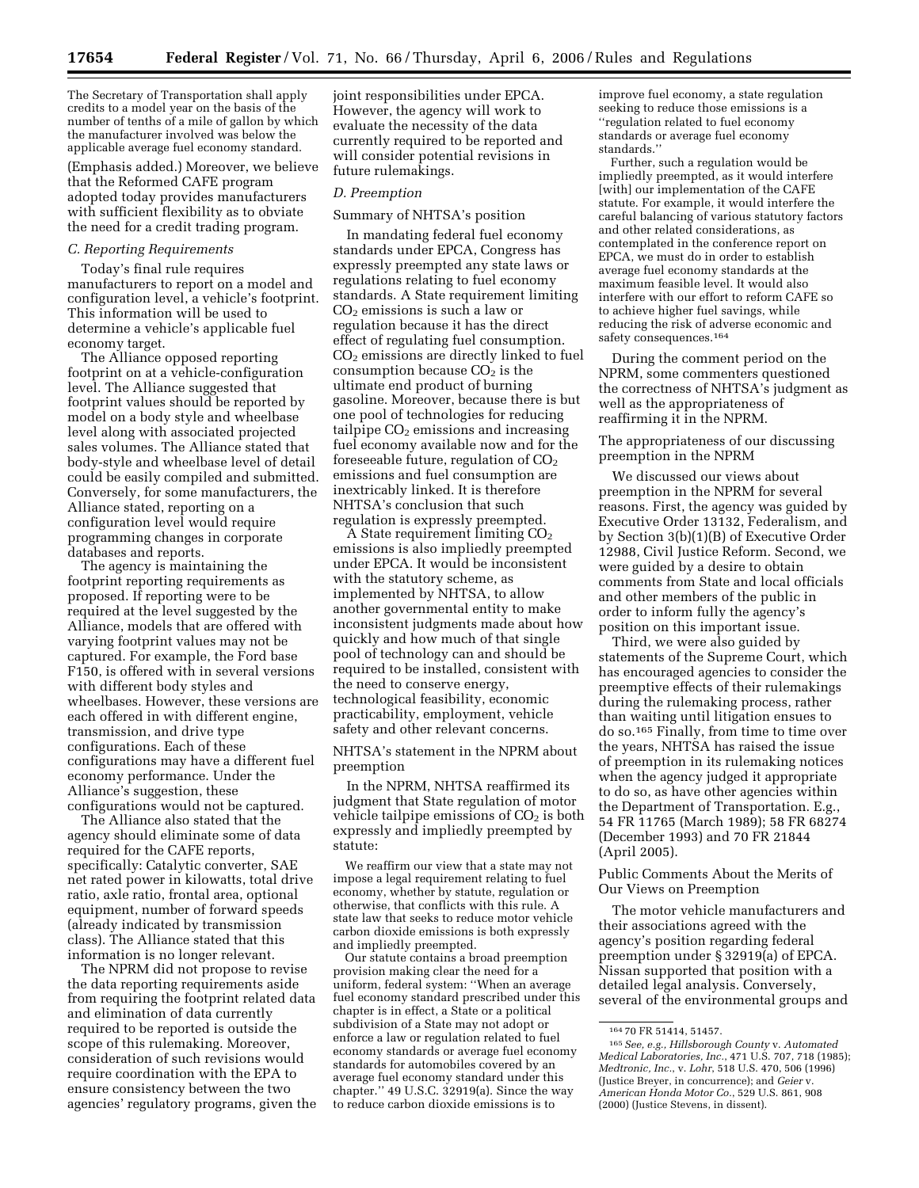The Secretary of Transportation shall apply credits to a model year on the basis of the number of tenths of a mile of gallon by which the manufacturer involved was below the applicable average fuel economy standard.

(Emphasis added.) Moreover, we believe that the Reformed CAFE program adopted today provides manufacturers with sufficient flexibility as to obviate the need for a credit trading program.

### C. Reporting Requirements

Today's final rule requires manufacturers to report on a model and configuration level, a vehicle's footprint. This information will be used to determine a vehicle's applicable fuel economy target.

The Alliance opposed reporting footprint on at a vehicle-configuration level. The Alliance suggested that footprint values should be reported by model on a body style and wheelbase level along with associated projected sales volumes. The Alliance stated that body-style and wheelbase level of detail could be easily compiled and submitted. Conversely, for some manufacturers, the Alliance stated, reporting on a configuration level would require programming changes in corporate databases and reports.

The agency is maintaining the footprint reporting requirements as proposed. If reporting were to be required at the level suggested by the Alliance, models that are offered with varying footprint values may not be captured. For example, the Ford base F150, is offered with in several versions with different body styles and wheelbases. However, these versions are each offered in with different engine, transmission, and drive type configurations. Each of these configurations may have a different fuel economy performance. Under the Alliance's suggestion, these configurations would not be captured.

The Alliance also stated that the agency should eliminate some of data required for the CAFE reports, specifically: Catalytic converter, SAE net rated power in kilowatts, total drive ratio, axle ratio, frontal area, optional equipment, number of forward speeds (already indicated by transmission class). The Alliance stated that this information is no longer relevant.

The NPRM did not propose to revise the data reporting requirements aside from requiring the footprint related data and elimination of data currently required to be reported is outside the scope of this rulemaking. Moreover, consideration of such revisions would require coordination with the EPA to ensure consistency between the two agencies' regulatory programs, given the joint responsibilities under EPCA. However, the agency will work to evaluate the necessity of the data currently required to be reported and will consider potential revisions in future rulemakings.

### D. Preemption

Summary of NHTSA's position

In mandating federal fuel economy standards under EPCA, Congress has expressly preempted any state laws or regulations relating to fuel economy standards. A State requirement limiting $CO_2$ emissions is such a law or regulation because it has the direct effect of regulating fuel consumption. $CO_2$ emissions are directly linked to fuel consumption because $CO_2$ is the ultimate end product of burning gasoline. Moreover, because there is but one pool of technologies for reducing tailpipe $CO_2$ emissions and increasing fuel economy available now and for the foreseeable future, regulation of $CO_2$ emissions and fuel consumption are inextricably linked. It is therefore NHTSA's conclusion that such regulation is expressly preempted.

A State requirement limiting $CO_2$ emissions is also impliedly preempted under EPCA. It would be inconsistent with the statutory scheme, as implemented by NHTSA, to allow another governmental entity to make inconsistent judgments made about how quickly and how much of that single pool of technology can and should be required to be installed, consistent with the need to conserve energy, technological feasibility, economic practicability, employment, vehicle safety and other relevant concerns.

NHTSA's statement in the NPRM about preemption

In the NPRM, NHTSA reaffirmed its judgment that State regulation of motor vehicle tailpipe emissions of $CO_2$ is both expressly and impliedly preempted by statute:

> We reaffirm our view that a state may not impose a legal requirement relating to fuel economy, whether by statute, regulation or otherwise, that conflicts with this rule. A state law that seeks to reduce motor vehicle carbon dioxide emissions is both expressly and impliedly preempted.
>
> Our statute contains a broad preemption provision making clear the need for a uniform, federal system: "When an average fuel economy standard prescribed under this chapter is in effect, a State or a political subdivision of a State may not adopt or enforce a law or regulation related to fuel economy standards or average fuel economy standards for automobiles covered by an average fuel economy standard under this chapter." 49 U.S.C. 32919(a). Since the way to reduce carbon dioxide emissions is to improve fuel economy, a state regulation seeking to reduce those emissions is a "regulation related to fuel economy standards or average fuel economy standards."
>
> Further, such a regulation would be impliedly preempted, as it would interfere [with] our implementation of the CAFE statute. For example, it would interfere the careful balancing of various statutory factors and other related considerations, as contemplated in the conference report on EPCA, we must do in order to establish average fuel economy standards at the maximum feasible level. It would also interfere with our effort to reform CAFE so to achieve higher fuel savings, while reducing the risk of adverse economic and safety consequences.[164]

During the comment period on the NPRM, some commenters questioned the correctness of NHTSA's judgment as well as the appropriateness of reaffirming it in the NPRM.

The appropriateness of our discussing preemption in the NPRM

We discussed our views about preemption in the NPRM for several reasons. First, the agency was guided by Executive Order 13132, Federalism, and by Section 3(b)(1)(B) of Executive Order 12988, Civil Justice Reform. Second, we were guided by a desire to obtain comments from State and local officials and other members of the public in order to inform fully the agency's position on this important issue.

Third, we were also guided by statements of the Supreme Court, which has encouraged agencies to consider the preemptive effects of their rulemakings during the rulemaking process, rather than waiting until litigation ensues to do so.[165] Finally, from time to time over the years, NHTSA has raised the issue of preemption in its rulemaking notices when the agency judged it appropriate to do so, as have other agencies within the Department of Transportation. E.g., 54 FR 11765 (March 1989); 58 FR 68274 (December 1993) and 70 FR 21844 (April 2005).

Public Comments About the Merits of Our Views on Preemption

The motor vehicle manufacturers and their associations agreed with the agency's position regarding federal preemption under § 32919(a) of EPCA. Nissan supported that position with a detailed legal analysis. Conversely, several of the environmental groups and

---

[164] 70 FR 51414, 51457.

[165] *See, e.g., Hillsborough County* v. *Automated Medical Laboratories, Inc.*, 471 U.S. 707, 718 (1985); *Medtronic, Inc.*, v. *Lohr*, 518 U.S. 470, 506 (1996) (Justice Breyer, in concurrence); and *Geier* v. *American Honda Motor Co.*, 529 U.S. 861, 908 (2000) (Justice Stevens, in dissent).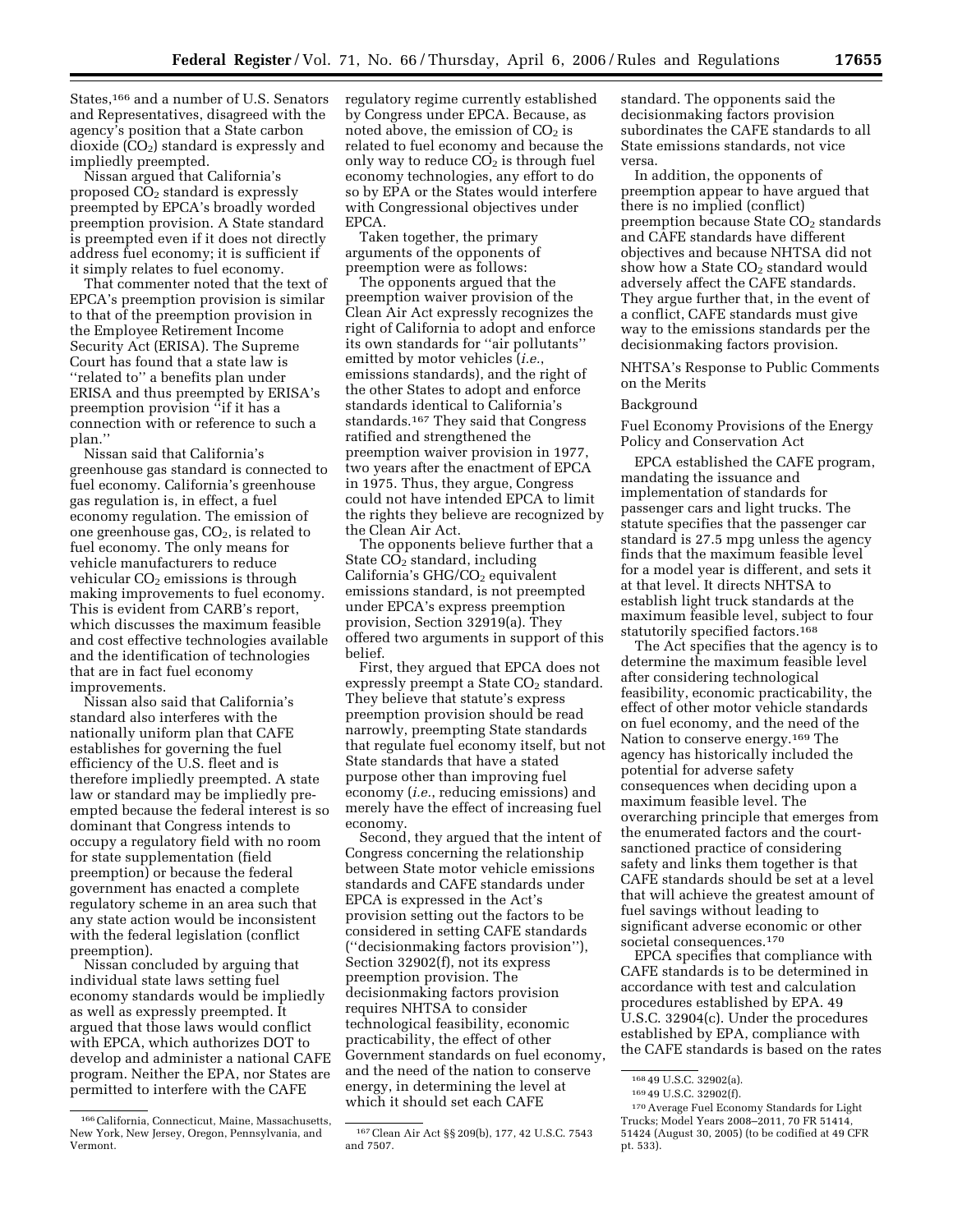States,[166] and a number of U.S. Senators and Representatives, disagreed with the agency's position that a State carbon dioxide ($CO_2$) standard is expressly and impliedly preempted.

Nissan argued that California's proposed $CO_2$ standard is expressly preempted by EPCA's broadly worded preemption provision. A State standard is preempted even if it does not directly address fuel economy; it is sufficient if it simply relates to fuel economy.

That commenter noted that the text of EPCA's preemption provision is similar to that of the preemption provision in the Employee Retirement Income Security Act (ERISA). The Supreme Court has found that a state law is ''related to'' a benefits plan under ERISA and thus preempted by ERISA's preemption provision ''if it has a connection with or reference to such a plan.''

Nissan said that California's greenhouse gas standard is connected to fuel economy. California's greenhouse gas regulation is, in effect, a fuel economy regulation. The emission of one greenhouse gas, $CO_2$, is related to fuel economy. The only means for vehicle manufacturers to reduce vehicular $CO_2$ emissions is through making improvements to fuel economy. This is evident from CARB's report, which discusses the maximum feasible and cost effective technologies available and the identification of technologies that are in fact fuel economy improvements.

Nissan also said that California's standard also interferes with the nationally uniform plan that CAFE establishes for governing the fuel efficiency of the U.S. fleet and is therefore impliedly preempted. A state law or standard may be impliedly preempted because the federal interest is so dominant that Congress intends to occupy a regulatory field with no room for state supplementation (field preemption) or because the federal government has enacted a complete regulatory scheme in an area such that any state action would be inconsistent with the federal legislation (conflict preemption).

Nissan concluded by arguing that individual state laws setting fuel economy standards would be impliedly as well as expressly preempted. It argued that those laws would conflict with EPCA, which authorizes DOT to develop and administer a national CAFE program. Neither the EPA, nor States are permitted to interfere with the CAFE regulatory regime currently established by Congress under EPCA. Because, as noted above, the emission of $CO_2$ is related to fuel economy and because the only way to reduce $CO_2$ is through fuel economy technologies, any effort to do so by EPA or the States would interfere with Congressional objectives under EPCA.

Taken together, the primary arguments of the opponents of preemption were as follows:

The opponents argued that the preemption waiver provision of the Clean Air Act expressly recognizes the right of California to adopt and enforce its own standards for ''air pollutants'' emitted by motor vehicles (*i.e.*, emissions standards), and the right of the other States to adopt and enforce standards identical to California's standards.[167] They said that Congress ratified and strengthened the preemption waiver provision in 1977, two years after the enactment of EPCA in 1975. Thus, they argue, Congress could not have intended EPCA to limit the rights they believe are recognized by the Clean Air Act.

The opponents believe further that a State $CO_2$ standard, including California's GHG/$CO_2$ equivalent emissions standard, is not preempted under EPCA's express preemption provision, Section 32919(a). They offered two arguments in support of this belief.

First, they argued that EPCA does not expressly preempt a State $CO_2$ standard. They believe that statute's express preemption provision should be read narrowly, preempting State standards that regulate fuel economy itself, but not State standards that have a stated purpose other than improving fuel economy (*i.e.*, reducing emissions) and merely have the effect of increasing fuel economy.

Second, they argued that the intent of Congress concerning the relationship between State motor vehicle emissions standards and CAFE standards under EPCA is expressed in the Act's provision setting out the factors to be considered in setting CAFE standards (''decisionmaking factors provision''), Section 32902(f), not its express preemption provision. The decisionmaking factors provision requires NHTSA to consider technological feasibility, economic practicability, the effect of other Government standards on fuel economy, and the need of the nation to conserve energy, in determining the level at which it should set each CAFE standard. The opponents said the decisionmaking factors provision subordinates the CAFE standards to all State emissions standards, not vice versa.

In addition, the opponents of preemption appear to have argued that there is no implied (conflict) preemption because State $CO_2$ standards and CAFE standards have different objectives and because NHTSA did not show how a State $CO_2$ standard would adversely affect the CAFE standards. They argue further that, in the event of a conflict, CAFE standards must give way to the emissions standards per the decisionmaking factors provision.

NHTSA's Response to Public Comments on the Merits

Background

Fuel Economy Provisions of the Energy Policy and Conservation Act

EPCA established the CAFE program, mandating the issuance and implementation of standards for passenger cars and light trucks. The statute specifies that the passenger car standard is 27.5 mpg unless the agency finds that the maximum feasible level for a model year is different, and sets it at that level. It directs NHTSA to establish light truck standards at the maximum feasible level, subject to four statutorily specified factors.[168]

The Act specifies that the agency is to determine the maximum feasible level after considering technological feasibility, economic practicability, the effect of other motor vehicle standards on fuel economy, and the need of the Nation to conserve energy.[169] The agency has historically included the potential for adverse safety consequences when deciding upon a maximum feasible level. The overarching principle that emerges from the enumerated factors and the court-sanctioned practice of considering safety and links them together is that CAFE standards should be set at a level that will achieve the greatest amount of fuel savings without leading to significant adverse economic or other societal consequences.[170]

EPCA specifies that compliance with CAFE standards is to be determined in accordance with test and calculation procedures established by EPA. 49 U.S.C. 32904(c). Under the procedures established by EPA, compliance with the CAFE standards is based on the rates

---

[166] California, Connecticut, Maine, Massachusetts, New York, New Jersey, Oregon, Pennsylvania, and Vermont.

[167] Clean Air Act §§ 209(b), 177, 42 U.S.C. 7543 and 7507.

[168] 49 U.S.C. 32902(a).

[169] 49 U.S.C. 32902(f).

[170] Average Fuel Economy Standards for Light Trucks; Model Years 2008–2011, 70 FR 51414, 51424 (August 30, 2005) (to be codified at 49 CFR pt. 533).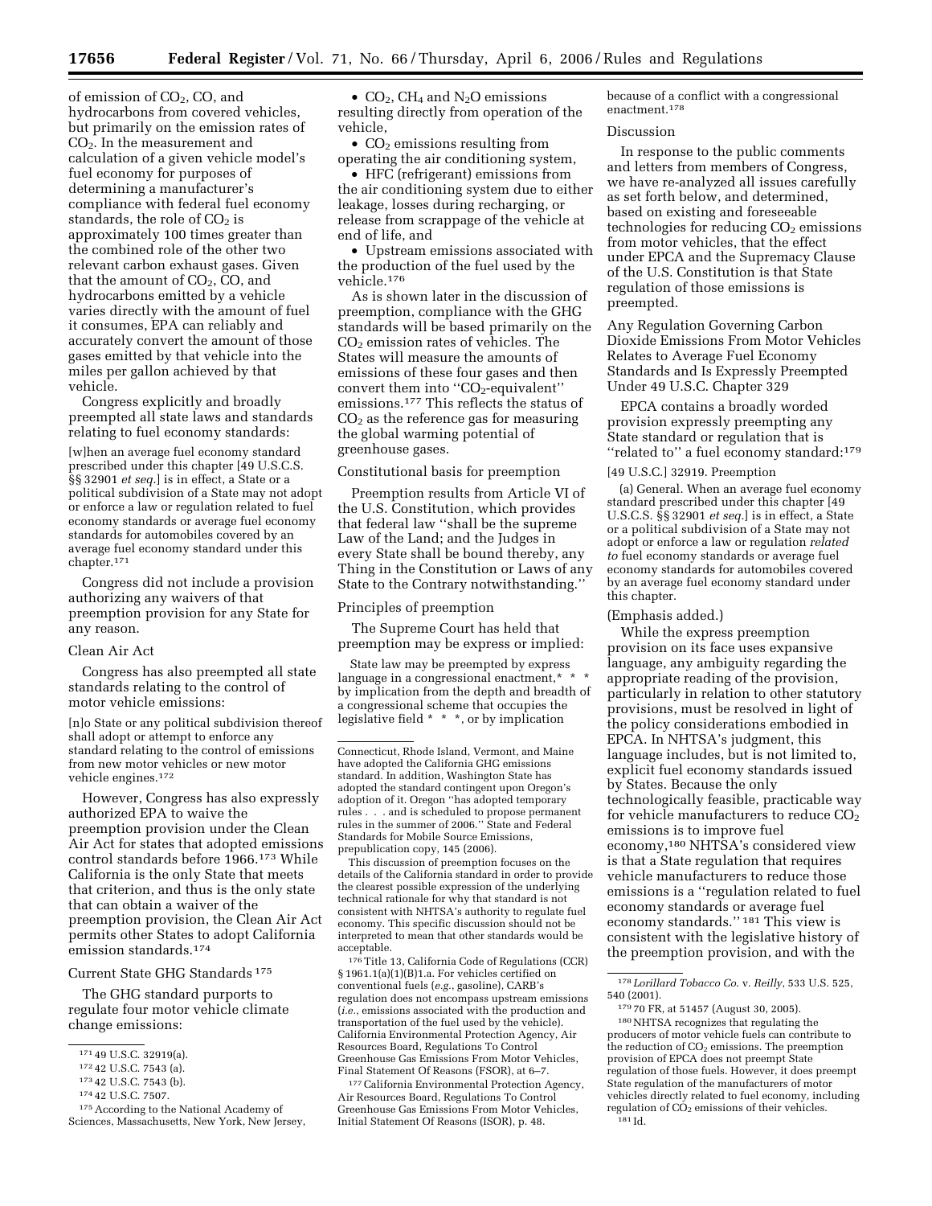of emission of $CO_2$, CO, and hydrocarbons from covered vehicles, but primarily on the emission rates of $CO_2$. In the measurement and calculation of a given vehicle model's fuel economy for purposes of determining a manufacturer's compliance with federal fuel economy standards, the role of $CO_2$ is approximately 100 times greater than the combined role of the other two relevant carbon exhaust gases. Given that the amount of $CO_2$, CO, and hydrocarbons emitted by a vehicle varies directly with the amount of fuel it consumes, EPA can reliably and accurately convert the amount of those gases emitted by that vehicle into the miles per gallon achieved by that vehicle.

Congress explicitly and broadly preempted all state laws and standards relating to fuel economy standards:

> [w]hen an average fuel economy standard prescribed under this chapter [49 U.S.C.S. §§ 32901 *et seq.*] is in effect, a State or a political subdivision of a State may not adopt or enforce a law or regulation related to fuel economy standards or average fuel economy standards for automobiles covered by an average fuel economy standard under this chapter.[171]

Congress did not include a provision authorizing any waivers of that preemption provision for any State for any reason.

### Clean Air Act

Congress has also preempted all state standards relating to the control of motor vehicle emissions:

> [n]o State or any political subdivision thereof shall adopt or attempt to enforce any standard relating to the control of emissions from new motor vehicles or new motor vehicle engines.[172]

However, Congress has also expressly authorized EPA to waive the preemption provision under the Clean Air Act for states that adopted emissions control standards before 1966.[173] While California is the only State that meets that criterion, and thus is the only state that can obtain a waiver of the preemption provision, the Clean Air Act permits other States to adopt California emission standards.[174]

### Current State GHG Standards [175]

The GHG standard purports to regulate four motor vehicle climate change emissions:

- $CO_2$, $CH_4$ and $N_2O$ emissions resulting directly from operation of the vehicle,
- $CO_2$ emissions resulting from operating the air conditioning system,
- HFC (refrigerant) emissions from the air conditioning system due to either leakage, losses during recharging, or release from scrappage of the vehicle at end of life, and
- Upstream emissions associated with the production of the fuel used by the vehicle.[176]

As is shown later in the discussion of preemption, compliance with the GHG standards will be based primarily on the $CO_2$ emission rates of vehicles. The States will measure the amounts of emissions of these four gases and then convert them into "$CO_2$-equivalent" emissions.[177] This reflects the status of $CO_2$ as the reference gas for measuring the global warming potential of greenhouse gases.

### Constitutional basis for preemption

Preemption results from Article VI of the U.S. Constitution, which provides that federal law "shall be the supreme Law of the Land; and the Judges in every State shall be bound thereby, any Thing in the Constitution or Laws of any State to the Contrary notwithstanding."

### Principles of preemption

The Supreme Court has held that preemption may be express or implied:

> State law may be preempted by express language in a congressional enactment,* * * by implication from the depth and breadth of a congressional scheme that occupies the legislative field * * *, or by implication because of a conflict with a congressional enactment.[178]

### Discussion

In response to the public comments and letters from members of Congress, we have re-analyzed all issues carefully as set forth below, and determined, based on existing and foreseeable technologies for reducing $CO_2$ emissions from motor vehicles, that the effect under EPCA and the Supremacy Clause of the U.S. Constitution is that State regulation of those emissions is preempted.

### Any Regulation Governing Carbon Dioxide Emissions From Motor Vehicles Relates to Average Fuel Economy Standards and Is Expressly Preempted Under 49 U.S.C. Chapter 329

EPCA contains a broadly worded provision expressly preempting any State standard or regulation that is "related to" a fuel economy standard:[179]

> [49 U.S.C.] 32919. Preemption
>
> (a) General. When an average fuel economy standard prescribed under this chapter [49 U.S.C.S. §§ 32901 *et seq.*] is in effect, a State or a political subdivision of a State may not adopt or enforce a law or regulation *related to* fuel economy standards or average fuel economy standards for automobiles covered by an average fuel economy standard under this chapter.
>
> (Emphasis added.)

While the express preemption provision on its face uses expansive language, any ambiguity regarding the appropriate reading of the provision, particularly in relation to other statutory provisions, must be resolved in light of the policy considerations embodied in EPCA. In NHTSA's judgment, this language includes, but is not limited to, explicit fuel economy standards issued by States. Because the only technologically feasible, practicable way for vehicle manufacturers to reduce $CO_2$ emissions is to improve fuel economy,[180] NHTSA's considered view is that a State regulation that requires vehicle manufacturers to reduce those emissions is a "regulation related to fuel economy standards or average fuel economy standards." [181] This view is consistent with the legislative history of the preemption provision, and with the

---

[171] 49 U.S.C. 32919(a).

[172] 42 U.S.C. 7543 (a).

[173] 42 U.S.C. 7543 (b).

[174] 42 U.S.C. 7507.

[175] According to the National Academy of Sciences, Massachusetts, New York, New Jersey, Connecticut, Rhode Island, Vermont, and Maine have adopted the California GHG emissions standard. In addition, Washington State has adopted the standard contingent upon Oregon's adoption of it. Oregon "has adopted temporary rules . . . and is scheduled to propose permanent rules in the summer of 2006." State and Federal Standards for Mobile Source Emissions, prepublication copy, 145 (2006).

This discussion of preemption focuses on the details of the California standard in order to provide the clearest possible expression of the underlying technical rationale for why that standard is not consistent with NHTSA's authority to regulate fuel economy. This specific discussion should not be interpreted to mean that other standards would be acceptable.

[176] Title 13, California Code of Regulations (CCR) § 1961.1(a)(1)(B)1.a. For vehicles certified on conventional fuels (*e.g.*, gasoline), CARB's regulation does not encompass upstream emissions (*i.e.*, emissions associated with the production and transportation of the fuel used by the vehicle). California Environmental Protection Agency, Air Resources Board, Regulations To Control Greenhouse Gas Emissions From Motor Vehicles, Final Statement Of Reasons (FSOR), at 6–7.

[177] California Environmental Protection Agency, Air Resources Board, Regulations To Control Greenhouse Gas Emissions From Motor Vehicles, Initial Statement Of Reasons (ISOR), p. 48.

[178] *Lorillard Tobacco Co.* v. *Reilly*, 533 U.S. 525, 540 (2001).

[179] 70 FR, at 51457 (August 30, 2005).

[180] NHTSA recognizes that regulating the producers of motor vehicle fuels can contribute to the reduction of $CO_2$ emissions. The preemption provision of EPCA does not preempt State regulation of those fuels. However, it does preempt State regulation of the manufacturers of motor vehicles directly related to fuel economy, including regulation of $CO_2$ emissions of their vehicles.

[181] Id.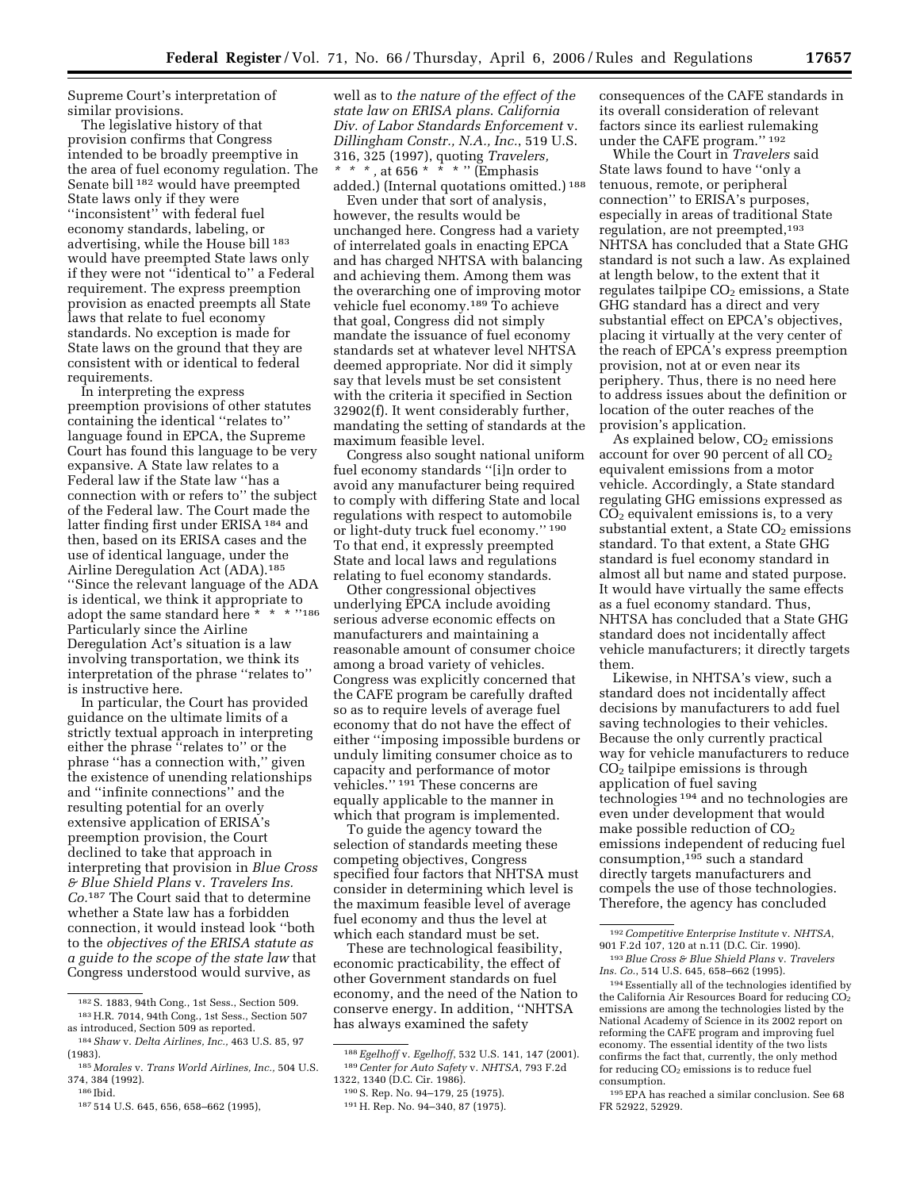Supreme Court's interpretation of similar provisions.

The legislative history of that provision confirms that Congress intended to be broadly preemptive in the area of fuel economy regulation. The Senate bill [182] would have preempted State laws only if they were ''inconsistent'' with federal fuel economy standards, labeling, or advertising, while the House bill [183] would have preempted State laws only if they were not ''identical to'' a Federal requirement. The express preemption provision as enacted preempts all State laws that relate to fuel economy standards. No exception is made for State laws on the ground that they are consistent with or identical to federal requirements.

In interpreting the express preemption provisions of other statutes containing the identical ''relates to'' language found in EPCA, the Supreme Court has found this language to be very expansive. A State law relates to a Federal law if the State law ''has a connection with or refers to'' the subject of the Federal law. The Court made the latter finding first under ERISA [184] and then, based on its ERISA cases and the use of identical language, under the Airline Deregulation Act (ADA).[185] ''Since the relevant language of the ADA is identical, we think it appropriate to adopt the same standard here * * * ''[186] Particularly since the Airline Deregulation Act's situation is a law involving transportation, we think its interpretation of the phrase ''relates to'' is instructive here.

In particular, the Court has provided guidance on the ultimate limits of a strictly textual approach in interpreting either the phrase ''relates to'' or the phrase ''has a connection with,'' given the existence of unending relationships and ''infinite connections'' and the resulting potential for an overly extensive application of ERISA's preemption provision, the Court declined to take that approach in interpreting that provision in *Blue Cross & Blue Shield Plans* v. *Travelers Ins. Co.*[187] The Court said that to determine whether a State law has a forbidden connection, it would instead look ''both to the *objectives of the ERISA statute as a guide to the scope of the state law* that Congress understood would survive, as well as to *the nature of the effect of the state law on ERISA plans. California Div. of Labor Standards Enforcement* v. *Dillingham Constr., N.A., Inc.*, 519 U.S. 316, 325 (1997), quoting *Travelers,* * * *, at 656 * * * '' (Emphasis added.) (Internal quotations omitted.) [188]

Even under that sort of analysis, however, the results would be unchanged here. Congress had a variety of interrelated goals in enacting EPCA and has charged NHTSA with balancing and achieving them. Among them was the overarching one of improving motor vehicle fuel economy.[189] To achieve that goal, Congress did not simply mandate the issuance of fuel economy standards set at whatever level NHTSA deemed appropriate. Nor did it simply say that levels must be set consistent with the criteria it specified in Section 32902(f). It went considerably further, mandating the setting of standards at the maximum feasible level.

Congress also sought national uniform fuel economy standards ''[i]n order to avoid any manufacturer being required to comply with differing State and local regulations with respect to automobile or light-duty truck fuel economy.'' [190] To that end, it expressly preempted State and local laws and regulations relating to fuel economy standards.

Other congressional objectives underlying EPCA include avoiding serious adverse economic effects on manufacturers and maintaining a reasonable amount of consumer choice among a broad variety of vehicles. Congress was explicitly concerned that the CAFE program be carefully drafted so as to require levels of average fuel economy that do not have the effect of either ''imposing impossible burdens or unduly limiting consumer choice as to capacity and performance of motor vehicles.'' [191] These concerns are equally applicable to the manner in which that program is implemented.

To guide the agency toward the selection of standards meeting these competing objectives, Congress specified four factors that NHTSA must consider in determining which level is the maximum feasible level of average fuel economy and thus the level at which each standard must be set.

These are technological feasibility, economic practicability, the effect of other Government standards on fuel economy, and the need of the Nation to conserve energy. In addition, ''NHTSA has always examined the safety consequences of the CAFE standards in its overall consideration of relevant factors since its earliest rulemaking under the CAFE program.'' [192]

While the Court in *Travelers* said State laws found to have ''only a tenuous, remote, or peripheral connection'' to ERISA's purposes, especially in areas of traditional State regulation, are not preempted,[193] NHTSA has concluded that a State GHG standard is not such a law. As explained at length below, to the extent that it regulates tailpipe $CO_2$ emissions, a State GHG standard has a direct and very substantial effect on EPCA's objectives, placing it virtually at the very center of the reach of EPCA's express preemption provision, not at or even near its periphery. Thus, there is no need here to address issues about the definition or location of the outer reaches of the provision's application.

As explained below, $CO_2$ emissions account for over 90 percent of all $CO_2$ equivalent emissions from a motor vehicle. Accordingly, a State standard regulating GHG emissions expressed as $CO_2$ equivalent emissions is, to a very substantial extent, a State $CO_2$ emissions standard. To that extent, a State GHG standard is fuel economy standard in almost all but name and stated purpose. It would have virtually the same effects as a fuel economy standard. Thus, NHTSA has concluded that a State GHG standard does not incidentally affect vehicle manufacturers; it directly targets them.

Likewise, in NHTSA's view, such a standard does not incidentally affect decisions by manufacturers to add fuel saving technologies to their vehicles. Because the only currently practical way for vehicle manufacturers to reduce $CO_2$ tailpipe emissions is through application of fuel saving technologies [194] and no technologies are even under development that would make possible reduction of $CO_2$ emissions independent of reducing fuel consumption,[195] such a standard directly targets manufacturers and compels the use of those technologies. Therefore, the agency has concluded

---

[182] S. 1883, 94th Cong., 1st Sess., Section 509.

[183] H.R. 7014, 94th Cong., 1st Sess., Section 507 as introduced, Section 509 as reported.

[184] *Shaw* v. *Delta Airlines, Inc.*, 463 U.S. 85, 97 (1983).

[185] *Morales* v. *Trans World Airlines, Inc.*, 504 U.S. 374, 384 (1992).

[186] Ibid.

[187] 514 U.S. 645, 656, 658–662 (1995).

[188] *Egelhoff* v. *Egelhoff*, 532 U.S. 141, 147 (2001).

[189] *Center for Auto Safety* v. *NHTSA*, 793 F.2d 1322, 1340 (D.C. Cir. 1986).

[190] S. Rep. No. 94–179, 25 (1975).

[191] H. Rep. No. 94–340, 87 (1975).

[192] *Competitive Enterprise Institute* v. *NHTSA*, 901 F.2d 107, 120 at n.11 (D.C. Cir. 1990).

[193] *Blue Cross & Blue Shield Plans* v. *Travelers Ins. Co.*, 514 U.S. 645, 658–662 (1995).

[194] Essentially all of the technologies identified by the California Air Resources Board for reducing $CO_2$ emissions are among the technologies listed by the National Academy of Science in its 2002 report on reforming the CAFE program and improving fuel economy. The essential identity of the two lists confirms the fact that, currently, the only method for reducing $CO_2$ emissions is to reduce fuel consumption.

[195] EPA has reached a similar conclusion. See 68 FR 52922, 52929.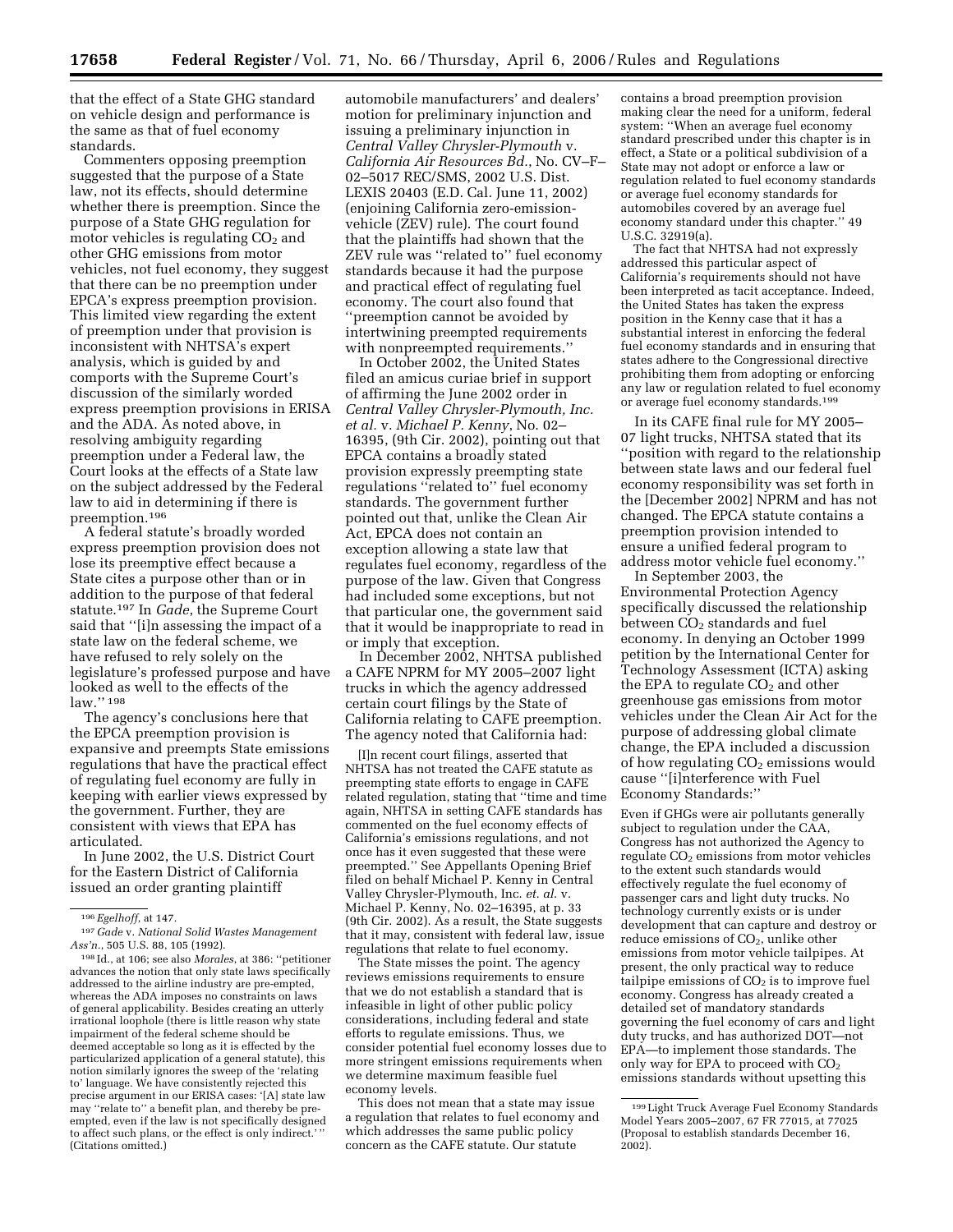that the effect of a State GHG standard on vehicle design and performance is the same as that of fuel economy standards.

Commenters opposing preemption suggested that the purpose of a State law, not its effects, should determine whether there is preemption. Since the purpose of a State GHG regulation for motor vehicles is regulating $CO_2$ and other GHG emissions from motor vehicles, not fuel economy, they suggest that there can be no preemption under EPCA's express preemption provision. This limited view regarding the extent of preemption under that provision is inconsistent with NHTSA's expert analysis, which is guided by and comports with the Supreme Court's discussion of the similarly worded express preemption provisions in ERISA and the ADA. As noted above, in resolving ambiguity regarding preemption under a Federal law, the Court looks at the effects of a State law on the subject addressed by the Federal law to aid in determining if there is preemption.[196]

A federal statute's broadly worded express preemption provision does not lose its preemptive effect because a State cites a purpose other than or in addition to the purpose of that federal statute.[197] In *Gade*, the Supreme Court said that ''[i]n assessing the impact of a state law on the federal scheme, we have refused to rely solely on the legislature's professed purpose and have looked as well to the effects of the law.'' [198]

The agency's conclusions here that the EPCA preemption provision is expansive and preempts State emissions regulations that have the practical effect of regulating fuel economy are fully in keeping with earlier views expressed by the government. Further, they are consistent with views that EPA has articulated.

In June 2002, the U.S. District Court for the Eastern District of California issued an order granting plaintiff automobile manufacturers' and dealers' motion for preliminary injunction and issuing a preliminary injunction in *Central Valley Chrysler-Plymouth* v. *California Air Resources Bd.*, No. CV–F–02–5017 REC/SMS, 2002 U.S. Dist. LEXIS 20403 (E.D. Cal. June 11, 2002) (enjoining California zero-emission-vehicle (ZEV) rule). The court found that the plaintiffs had shown that the ZEV rule was ''related to'' fuel economy standards because it had the purpose and practical effect of regulating fuel economy. The court also found that ''preemption cannot be avoided by intertwining preempted requirements with nonpreempted requirements.''

In October 2002, the United States filed an amicus curiae brief in support of affirming the June 2002 order in *Central Valley Chrysler-Plymouth, Inc. et al.* v. *Michael P. Kenny*, No. 02–16395, (9th Cir. 2002), pointing out that EPCA contains a broadly stated provision expressly preempting state regulations ''related to'' fuel economy standards. The government further pointed out that, unlike the Clean Air Act, EPCA does not contain an exception allowing a state law that regulates fuel economy, regardless of the purpose of the law. Given that Congress had included some exceptions, but not that particular one, the government said that it would be inappropriate to read in or imply that exception.

In December 2002, NHTSA published a CAFE NPRM for MY 2005–2007 light trucks in which the agency addressed certain court filings by the State of California relating to CAFE preemption. The agency noted that California had:

> [I]n recent court filings, asserted that NHTSA has not treated the CAFE statute as preempting state efforts to engage in CAFE related regulation, stating that ''time and time again, NHTSA in setting CAFE standards has commented on the fuel economy effects of California's emissions regulations, and not once has it even suggested that these were preempted.'' See Appellants Opening Brief filed on behalf Michael P. Kenny in Central Valley Chrysler-Plymouth, Inc. *et. al.* v. Michael P. Kenny, No. 02–16395, at p. 33 (9th Cir. 2002). As a result, the State suggests that it may, consistent with federal law, issue regulations that relate to fuel economy.

The State misses the point. The agency reviews emissions requirements to ensure that we do not establish a standard that is infeasible in light of other public policy considerations, including federal and state efforts to regulate emissions. Thus, we consider potential fuel economy losses due to more stringent emissions requirements when we determine maximum feasible fuel economy levels.

This does not mean that a state may issue a regulation that relates to fuel economy and which addresses the same public policy concern as the CAFE statute. Our statute contains a broad preemption provision making clear the need for a uniform, federal system: ''When an average fuel economy standard prescribed under this chapter is in effect, a State or a political subdivision of a State may not adopt or enforce a law or regulation related to fuel economy standards or average fuel economy standards for automobiles covered by an average fuel economy standard under this chapter.'' 49 U.S.C. 32919(a).

The fact that NHTSA had not expressly addressed this particular aspect of California's requirements should not have been interpreted as tacit acceptance. Indeed, the United States has taken the express position in the Kenny case that it has a substantial interest in enforcing the federal fuel economy standards and in ensuring that states adhere to the Congressional directive prohibiting them from adopting or enforcing any law or regulation related to fuel economy or average fuel economy standards.[199]

In its CAFE final rule for MY 2005–07 light trucks, NHTSA stated that its ''position with regard to the relationship between state laws and our federal fuel economy responsibility was set forth in the [December 2002] NPRM and has not changed. The EPCA statute contains a preemption provision intended to ensure a unified federal program to address motor vehicle fuel economy.''

In September 2003, the Environmental Protection Agency specifically discussed the relationship between $CO_2$ standards and fuel economy. In denying an October 1999 petition by the International Center for Technology Assessment (ICTA) asking the EPA to regulate $CO_2$ and other greenhouse gas emissions from motor vehicles under the Clean Air Act for the purpose of addressing global climate change, the EPA included a discussion of how regulating $CO_2$ emissions would cause ''[i]nterference with Fuel Economy Standards:''

> Even if GHGs were air pollutants generally subject to regulation under the CAA, Congress has not authorized the Agency to regulate $CO_2$ emissions from motor vehicles to the extent such standards would effectively regulate the fuel economy of passenger cars and light duty trucks. No technology currently exists or is under development that can capture and destroy or reduce emissions of $CO_2$, unlike other emissions from motor vehicle tailpipes. At present, the only practical way to reduce tailpipe emissions of $CO_2$ is to improve fuel economy. Congress has already created a detailed set of mandatory standards governing the fuel economy of cars and light duty trucks, and has authorized DOT—not EPA—to implement those standards. The only way for EPA to proceed with $CO_2$ emissions standards without upsetting this

---

[196] *Egelhoff*, at 147.

[197] *Gade* v. *National Solid Wastes Management Ass'n.*, 505 U.S. 88, 105 (1992).

[198] Id., at 106; see also *Morales*, at 386: ''petitioner advances the notion that only state laws specifically addressed to the airline industry are pre-empted, whereas the ADA imposes no constraints on laws of general applicability. Besides creating an utterly irrational loophole (there is little reason why state impairment of the federal scheme should be deemed acceptable so long as it is effected by the particularized application of a general statute), this notion similarly ignores the sweep of the 'relating to' language. We have consistently rejected this precise argument in our ERISA cases: '[A] state law may ''relate to'' a benefit plan, and thereby be pre-empted, even if the law is not specifically designed to affect such plans, or the effect is only indirect.' '' (Citations omitted.)

[199] Light Truck Average Fuel Economy Standards Model Years 2005–2007, 67 FR 77015, at 77025 (Proposal to establish standards December 16, 2002).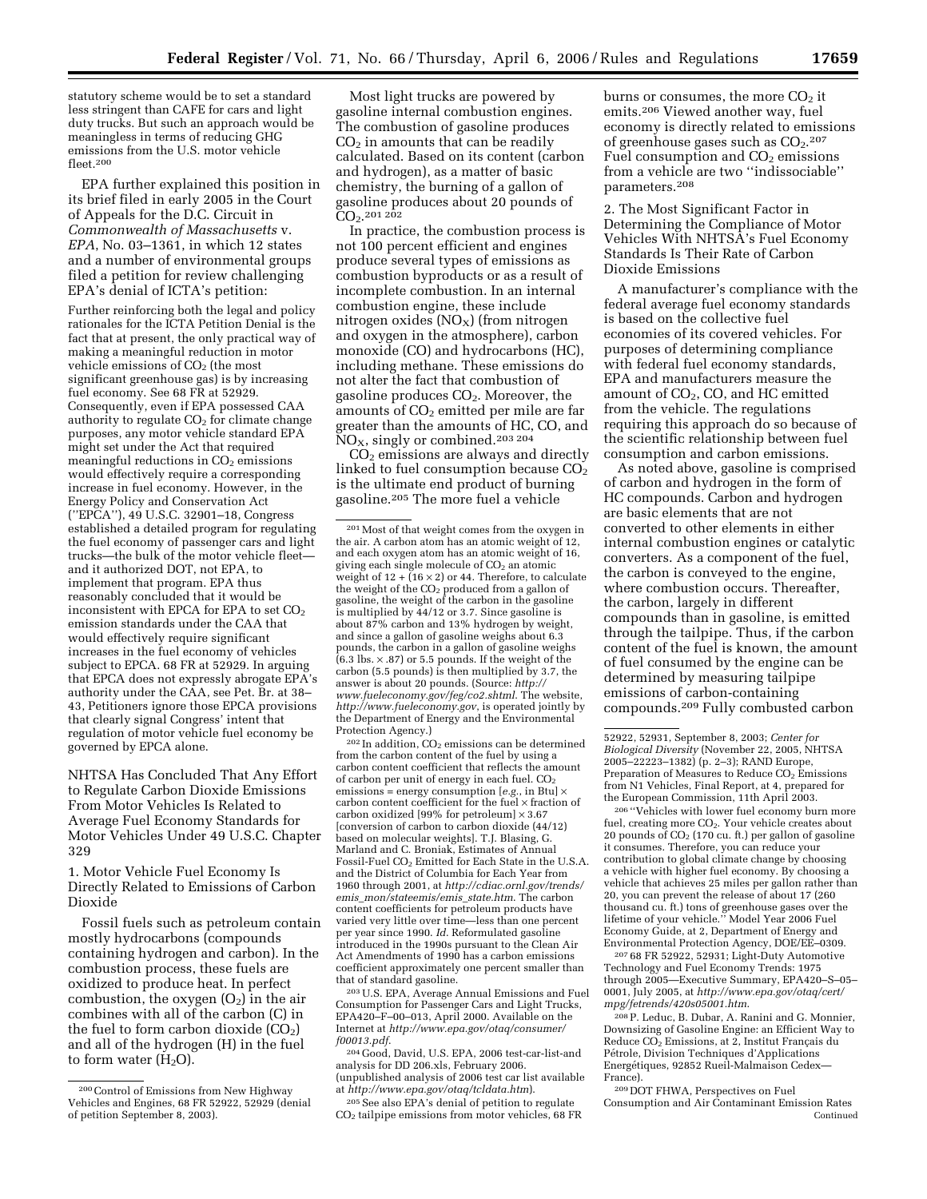statutory scheme would be to set a standard less stringent than CAFE for cars and light duty trucks. But such an approach would be meaningless in terms of reducing GHG emissions from the U.S. motor vehicle fleet.[200]

EPA further explained this position in its brief filed in early 2005 in the Court of Appeals for the D.C. Circuit in *Commonwealth of Massachusetts* v. *EPA*, No. 03–1361, in which 12 states and a number of environmental groups filed a petition for review challenging EPA's denial of ICTA's petition:

> Further reinforcing both the legal and policy rationales for the ICTA Petition Denial is the fact that at present, the only practical way of making a meaningful reduction in motor vehicle emissions of $CO_2$ (the most significant greenhouse gas) is by increasing fuel economy. See 68 FR at 52929. Consequently, even if EPA possessed CAA authority to regulate $CO_2$ for climate change purposes, any motor vehicle standard EPA might set under the Act that required meaningful reductions in $CO_2$ emissions would effectively require a corresponding increase in fuel economy. However, in the Energy Policy and Conservation Act (''EPCA''), 49 U.S.C. 32901–18, Congress established a detailed program for regulating the fuel economy of passenger cars and light trucks—the bulk of the motor vehicle fleet—and it authorized DOT, not EPA, to implement that program. EPA thus reasonably concluded that it would be inconsistent with EPCA for EPA to set $CO_2$ emission standards under the CAA that would effectively require significant increases in the fuel economy of vehicles subject to EPCA. 68 FR at 52929. In arguing that EPCA does not expressly abrogate EPA's authority under the CAA, see Pet. Br. at 38–43, Petitioners ignore those EPCA provisions that clearly signal Congress' intent that regulation of motor vehicle fuel economy be governed by EPCA alone.

## NHTSA Has Concluded That Any Effort to Regulate Carbon Dioxide Emissions From Motor Vehicles Is Related to Average Fuel Economy Standards for Motor Vehicles Under 49 U.S.C. Chapter 329

### 1. Motor Vehicle Fuel Economy Is Directly Related to Emissions of Carbon Dioxide

Fossil fuels such as petroleum contain mostly hydrocarbons (compounds containing hydrogen and carbon). In the combustion process, these fuels are oxidized to produce heat. In perfect combustion, the oxygen ($O_2$) in the air combines with all of the carbon (C) in the fuel to form carbon dioxide ($CO_2$) and all of the hydrogen (H) in the fuel to form water ($H_2O$).

Most light trucks are powered by gasoline internal combustion engines. The combustion of gasoline produces $CO_2$ in amounts that can be readily calculated. Based on its content (carbon and hydrogen), as a matter of basic chemistry, the burning of a gallon of gasoline produces about 20 pounds of $CO_2$.[201 202]

In practice, the combustion process is not 100 percent efficient and engines produce several types of emissions as combustion byproducts or as a result of incomplete combustion. In an internal combustion engine, these include nitrogen oxides ($NO_X$) (from nitrogen and oxygen in the atmosphere), carbon monoxide (CO) and hydrocarbons (HC), including methane. These emissions do not alter the fact that combustion of gasoline produces $CO_2$. Moreover, the amounts of $CO_2$ emitted per mile are far greater than the amounts of HC, CO, and $NO_X$, singly or combined.[203 204]

$CO_2$ emissions are always and directly linked to fuel consumption because $CO_2$ is the ultimate end product of burning gasoline.[205] The more fuel a vehicle burns or consumes, the more $CO_2$ it emits.[206] Viewed another way, fuel economy is directly related to emissions of greenhouse gases such as $CO_2$.[207] Fuel consumption and $CO_2$ emissions from a vehicle are two ''indissociable'' parameters.[208]

### 2. The Most Significant Factor in Determining the Compliance of Motor Vehicles With NHTSA's Fuel Economy Standards Is Their Rate of Carbon Dioxide Emissions

A manufacturer's compliance with the federal average fuel economy standards is based on the collective fuel economies of its covered vehicles. For purposes of determining compliance with federal fuel economy standards, EPA and manufacturers measure the amount of $CO_2$, CO, and HC emitted from the vehicle. The regulations requiring this approach do so because of the scientific relationship between fuel consumption and carbon emissions.

As noted above, gasoline is comprised of carbon and hydrogen in the form of HC compounds. Carbon and hydrogen are basic elements that are not converted to other elements in either internal combustion engines or catalytic converters. As a component of the fuel, the carbon is conveyed to the engine, where combustion occurs. Thereafter, the carbon, largely in different compounds than in gasoline, is emitted through the tailpipe. Thus, if the carbon content of the fuel is known, the amount of fuel consumed by the engine can be determined by measuring tailpipe emissions of carbon-containing compounds.[209] Fully combusted carbon

---

[200] Control of Emissions from New Highway Vehicles and Engines, 68 FR 52922, 52929 (denial of petition September 8, 2003).

[201] Most of that weight comes from the oxygen in the air. A carbon atom has an atomic weight of 12, and each oxygen atom has an atomic weight of 16, giving each single molecule of $CO_2$ an atomic weight of $12 + (16 \times 2)$ or 44. Therefore, to calculate the weight of the $CO_2$ produced from a gallon of gasoline, the weight of the carbon in the gasoline is multiplied by 44/12 or 3.7. Since gasoline is about 87% carbon and 13% hydrogen by weight, and since a gallon of gasoline weighs about 6.3 pounds, the carbon in a gallon of gasoline weighs (6.3 lbs. × .87) or 5.5 pounds. If the weight of the carbon (5.5 pounds) is then multiplied by 3.7, the answer is about 20 pounds. (Source: *http://www.fueleconomy.gov/feg/co2.shtml*. The website, *http://www.fueleconomy.gov*, is operated jointly by the Department of Energy and the Environmental Protection Agency.)

[202] In addition, $CO_2$ emissions can be determined from the carbon content of the fuel by using a carbon content coefficient that reflects the amount of carbon per unit of energy in each fuel. $CO_2$ emissions = energy consumption [*e.g.*, in Btu] × carbon content coefficient for the fuel × fraction of carbon oxidized [99% for petroleum] × 3.67 [conversion of carbon to carbon dioxide (44/12) based on molecular weights]. T.J. Blasing, G. Marland and C. Broniak, Estimates of Annual Fossil-Fuel $CO_2$ Emitted for Each State in the U.S.A. and the District of Columbia for Each Year from 1960 through 2001, at *http://cdiac.ornl.gov/trends/emis_mon/stateemis/emis_state.htm*. The carbon content coefficients for petroleum products have varied very little over time—less than one percent per year since 1990. *Id.* Reformulated gasoline introduced in the 1990s pursuant to the Clean Air Act Amendments of 1990 has a carbon emissions coefficient approximately one percent smaller than that of standard gasoline.

[203] U.S. EPA, Average Annual Emissions and Fuel Consumption for Passenger Cars and Light Trucks, EPA420–F–00–013, April 2000. Available on the Internet at *http://www.epa.gov/otaq/consumer/f00013.pdf*.

[204] Good, David, U.S. EPA, 2006 test-car-list-and analysis for DD 206.xls, February 2006. (unpublished analysis of 2006 test car list available at *http://www.epa.gov/otaq/tcldata.htm*).

[205] See also EPA's denial of petition to regulate $CO_2$ tailpipe emissions from motor vehicles, 68 FR 52922, 52931, September 8, 2003; *Center for Biological Diversity* (November 22, 2005, NHTSA 2005–22223–1382) (p. 2–3); RAND Europe, Preparation of Measures to Reduce $CO_2$ Emissions from N1 Vehicles, Final Report, at 4, prepared for the European Commission, 11th April 2003.

[206] ''Vehicles with lower fuel economy burn more fuel, creating more $CO_2$. Your vehicle creates about 20 pounds of $CO_2$ (170 cu. ft.) per gallon of gasoline it consumes. Therefore, you can reduce your contribution to global climate change by choosing a vehicle with higher fuel economy. By choosing a vehicle that achieves 25 miles per gallon rather than 20, you can prevent the release of about 17 (260 thousand cu. ft.) tons of greenhouse gases over the lifetime of your vehicle.'' Model Year 2006 Fuel Economy Guide, at 2, Department of Energy and Environmental Protection Agency, DOE/EE–0309.

[207] 68 FR 52922, 52931; Light-Duty Automotive Technology and Fuel Economy Trends: 1975 through 2005—Executive Summary, EPA420–S–05–0001, July 2005, at *http://www.epa.gov/otaq/cert/mpg/fetrends/420s05001.htm*.

[208] P. Leduc, B. Dubar, A. Ranini and G. Monnier, Downsizing of Gasoline Engine: an Efficient Way to Reduce $CO_2$ Emissions, at 2, Institut Français du Pétrole, Division Techniques d'Applications Energétiques, 92852 Rueil-Malmaison Cedex—France).

[209] DOT FHWA, Perspectives on Fuel Consumption and Air Contaminant Emission Rates Continued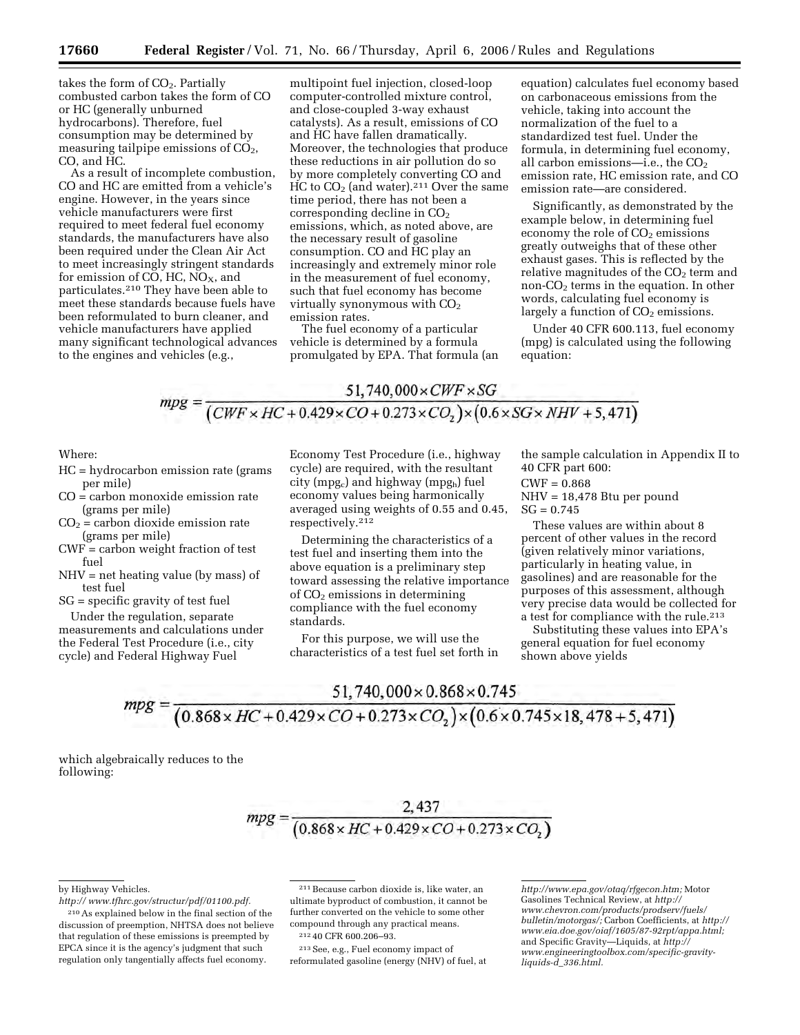takes the form of $CO_2$. Partially combusted carbon takes the form of CO or HC (generally unburned hydrocarbons). Therefore, fuel consumption may be determined by measuring tailpipe emissions of $CO_2$, CO, and HC.

As a result of incomplete combustion, CO and HC are emitted from a vehicle's engine. However, in the years since vehicle manufacturers were first required to meet federal fuel economy standards, the manufacturers have also been required under the Clean Air Act to meet increasingly stringent standards for emission of CO, HC, $NO_X$, and particulates.[210] They have been able to meet these standards because fuels have been reformulated to burn cleaner, and vehicle manufacturers have applied many significant technological advances to the engines and vehicles (e.g., multipoint fuel injection, closed-loop computer-controlled mixture control, and close-coupled 3-way exhaust catalysts). As a result, emissions of CO and HC have fallen dramatically. Moreover, the technologies that produce these reductions in air pollution do so by more completely converting CO and HC to $CO_2$ (and water).[211] Over the same time period, there has not been a corresponding decline in $CO_2$ emissions, which, as noted above, are the necessary result of gasoline consumption. CO and HC play an increasingly and extremely minor role in the measurement of fuel economy, such that fuel economy has become virtually synonymous with $CO_2$ emission rates.

The fuel economy of a particular vehicle is determined by a formula promulgated by EPA. That formula (an equation) calculates fuel economy based on carbonaceous emissions from the vehicle, taking into account the normalization of the fuel to a standardized test fuel. Under the formula, in determining fuel economy, all carbon emissions—i.e., the $CO_2$ emission rate, HC emission rate, and CO emission rate—are considered.

Significantly, as demonstrated by the example below, in determining fuel economy the role of $CO_2$ emissions greatly outweighs that of these other exhaust gases. This is reflected by the relative magnitudes of the $CO_2$ term and non-$CO_2$ terms in the equation. In other words, calculating fuel economy is largely a function of $CO_2$ emissions.

Under 40 CFR 600.113, fuel economy (mpg) is calculated using the following equation:

$$mpg = \frac{51,740,000 \times CWF \times SG}{(CWF \times HC + 0.429 \times CO + 0.273 \times CO_2) \times (0.6 \times SG \times NHV + 5,471)}$$

Where:

- HC = hydrocarbon emission rate (grams per mile)
- CO = carbon monoxide emission rate (grams per mile)
- $CO_2$ = carbon dioxide emission rate (grams per mile)
- CWF = carbon weight fraction of test fuel
- NHV = net heating value (by mass) of test fuel
- SG = specific gravity of test fuel

Under the regulation, separate measurements and calculations under the Federal Test Procedure (i.e., city cycle) and Federal Highway Fuel Economy Test Procedure (i.e., highway cycle) are required, with the resultant city ($mpg_c$) and highway ($mpg_h$) fuel economy values being harmonically averaged using weights of 0.55 and 0.45, respectively.[212]

Determining the characteristics of a test fuel and inserting them into the above equation is a preliminary step toward assessing the relative importance of $CO_2$ emissions in determining compliance with the fuel economy standards.

For this purpose, we will use the characteristics of a test fuel set forth in the sample calculation in Appendix II to 40 CFR part 600:

CWF = 0.868
NHV = 18,478 Btu per pound
SG = 0.745

These values are within about 8 percent of other values in the record (given relatively minor variations, particularly in heating value, in gasolines) and are reasonable for the purposes of this assessment, although very precise data would be collected for a test for compliance with the rule.[213]

Substituting these values into EPA's general equation for fuel economy shown above yields

$$mpg = \frac{51,740,000 \times 0.868 \times 0.745}{(0.868 \times HC + 0.429 \times CO + 0.273 \times CO_2) \times (0.6 \times 0.745 \times 18,478 + 5,471)}$$

which algebraically reduces to the following:

$$mpg = \frac{2,437}{(0.868 \times HC + 0.429 \times CO + 0.273 \times CO_2)}$$

---

by Highway Vehicles. *http:// www.tfhrc.gov/structur/pdf/01100.pdf*.

[210] As explained below in the final section of the discussion of preemption, NHTSA does not believe that regulation of these emissions is preempted by EPCA since it is the agency's judgment that such regulation only tangentially affects fuel economy.

[211] Because carbon dioxide is, like water, an ultimate byproduct of combustion, it cannot be further converted on the vehicle to some other compound through any practical means.

[212] 40 CFR 600.206–93.

[213] See, e.g., Fuel economy impact of reformulated gasoline (energy (NHV) of fuel, at *http://www.epa.gov/otaq/rfgecon.htm;* Motor Gasolines Technical Review, at *http:// www.chevron.com/products/prodserv/fuels/ bulletin/motorgas/;* Carbon Coefficients, at *http:// www.eia.doe.gov/oiaf/1605/87-92rpt/appa.html;* and Specific Gravity—Liquids, at *http:// www.engineeringtoolbox.com/specific-gravity-liquids-d_336.html*.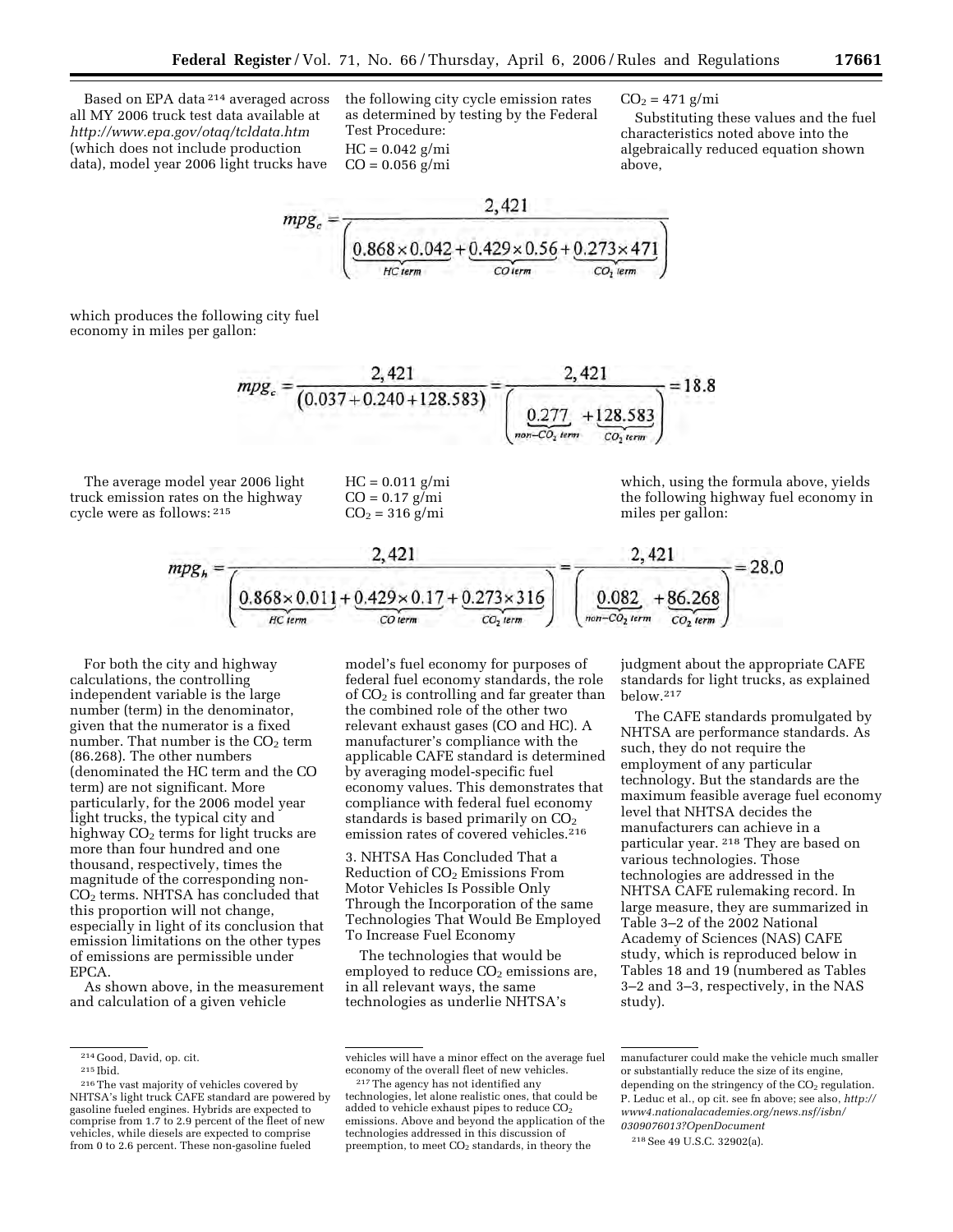Based on EPA data[214] averaged across all MY 2006 truck test data available at *http://www.epa.gov/otaq/tcldata.htm* (which does not include production data), model year 2006 light trucks have the following city cycle emission rates as determined by testing by the Federal Test Procedure:

HC = 0.042 g/mi
CO = 0.056 g/mi
$CO_2$ = 471 g/mi

Substituting these values and the fuel characteristics noted above into the algebraically reduced equation shown above,

$$mpg_c = \frac{2,421}{\left(\underbrace{0.868 \times 0.042}_{HC\ term} + \underbrace{0.429 \times 0.56}_{CO\ term} + \underbrace{0.273 \times 471}_{CO_2\ term}\right)}$$

which produces the following city fuel economy in miles per gallon:

$$mpg_c = \frac{2,421}{(0.037 + 0.240 + 128.583)} = \frac{2,421}{\left(\underbrace{0.277}_{non-CO_2\ term} + \underbrace{128.583}_{CO_2\ term}\right)} = 18.8$$

The average model year 2006 light truck emission rates on the highway cycle were as follows:[215]

HC = 0.011 g/mi
CO = 0.17 g/mi
$CO_2$ = 316 g/mi

which, using the formula above, yields the following highway fuel economy in miles per gallon:

$$mpg_h = \frac{2,421}{\left(\underbrace{0.868 \times 0.011}_{HC\ term} + \underbrace{0.429 \times 0.17}_{CO\ term} + \underbrace{0.273 \times 316}_{CO_2\ term}\right)} = \frac{2,421}{\left(\underbrace{0.082}_{non-CO_2\ term} + \underbrace{86.268}_{CO_2\ term}\right)} = 28.0$$

For both the city and highway calculations, the controlling independent variable is the large number (term) in the denominator, given that the numerator is a fixed number. That number is the $CO_2$ term (86.268). The other numbers (denominated the HC term and the CO term) are not significant. More particularly, for the 2006 model year light trucks, the typical city and highway $CO_2$ terms for light trucks are more than four hundred and one thousand, respectively, times the magnitude of the corresponding non-$CO_2$ terms. NHTSA has concluded that this proportion will not change, especially in light of its conclusion that emission limitations on the other types of emissions are permissible under EPCA.

As shown above, in the measurement and calculation of a given vehicle model's fuel economy for purposes of federal fuel economy standards, the role of $CO_2$ is controlling and far greater than the combined role of the other two relevant exhaust gases (CO and HC). A manufacturer's compliance with the applicable CAFE standard is determined by averaging model-specific fuel economy values. This demonstrates that compliance with federal fuel economy standards is based primarily on $CO_2$ emission rates of covered vehicles.[216]

### 3. NHTSA Has Concluded That a Reduction of $CO_2$ Emissions From Motor Vehicles Is Possible Only Through the Incorporation of the same Technologies That Would Be Employed To Increase Fuel Economy

The technologies that would be employed to reduce $CO_2$ emissions are, in all relevant ways, the same technologies as underlie NHTSA's judgment about the appropriate CAFE standards for light trucks, as explained below.[217]

The CAFE standards promulgated by NHTSA are performance standards. As such, they do not require the employment of any particular technology. But the standards are the maximum feasible average fuel economy level that NHTSA decides the manufacturers can achieve in a particular year.[218] They are based on various technologies. Those technologies are addressed in the NHTSA CAFE rulemaking record. In large measure, they are summarized in Table 3–2 of the 2002 National Academy of Sciences (NAS) CAFE study, which is reproduced below in Tables 18 and 19 (numbered as Tables 3–2 and 3–3, respectively, in the NAS study).

---

[214] Good, David, op. cit.

[215] Ibid.

[216] The vast majority of vehicles covered by NHTSA's light truck CAFE standard are powered by gasoline fueled engines. Hybrids are expected to comprise from 1.7 to 2.9 percent of the fleet of new vehicles, while diesels are expected to comprise from 0 to 2.6 percent. These non-gasoline fueled vehicles will have a minor effect on the average fuel economy of the overall fleet of new vehicles.

[217] The agency has not identified any technologies, let alone realistic ones, that could be added to vehicle exhaust pipes to reduce $CO_2$ emissions. Above and beyond the application of the technologies addressed in this discussion of preemption, to meet $CO_2$ standards, in theory the manufacturer could make the vehicle much smaller or substantially reduce the size of its engine, depending on the stringency of the $CO_2$ regulation. P. Leduc et al., op cit. see fn above; see also, *http://www4.nationalacademies.org/news.nsf/isbn/0309076013?OpenDocument*

[218] See 49 U.S.C. 32902(a).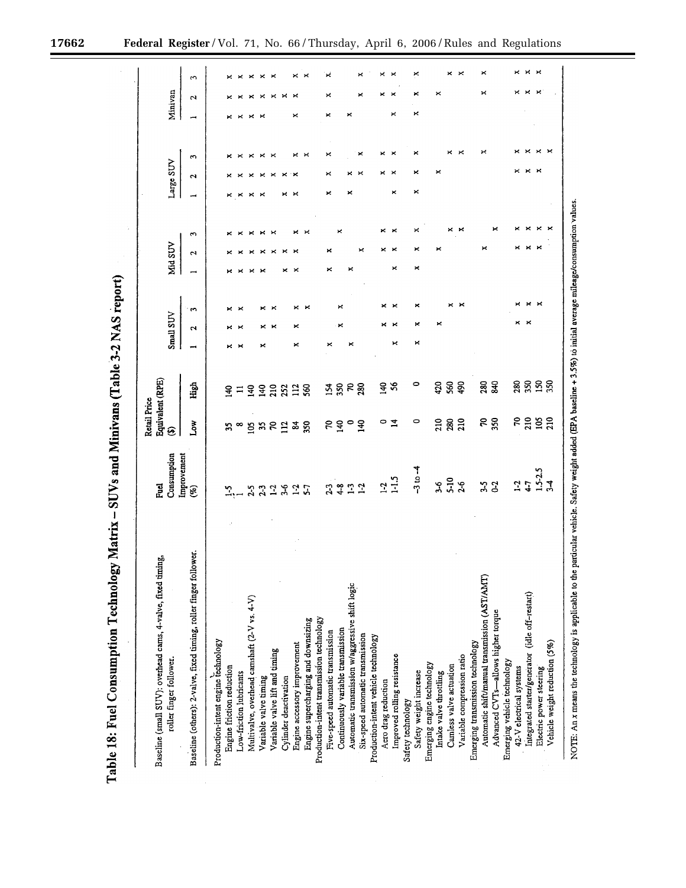# Table 18: Fuel Consumption Technology Matrix – SUVs and Minivans (Table 3-2 NAS report)

| Baseline (small SUV): overhead cams, 4-valve, fixed timing, roller finger follower.<br>Baseline (others): 2-valve, fixed timing, roller finger follower. | Fuel Consumption Improvement (%) | Retail Price Equivalent (RPE) ($) | | Small SUV | | | Mid SUV | | | Large SUV | | | Minivan | | |
|---|---|---|---|---|---|---|---|---|---|---|---|---|---|---|---|
| | | Low | High | 1 | 2 | 3 | 1 | 2 | 3 | 1 | 2 | 3 | 1 | 2 | 3 |
| Production-intent engine technology | | | | | | | | | | | | | | | |
| Engine friction reduction | 1-5 | 35 | 140 | x | x | x | x | x | x | x | x | x | x | x | x |
| Low-friction lubricants | 1 | 8 | 11 | x | x | x | x | x | x | x | x | x | x | x | x |
| Multivalve, overhead camshaft (2-V vs. 4-V) | 2-5 | 105 | 140 | | | | x | x | x | x | x | x | x | x | x |
| Variable valve timing | 2-3 | 35 | 140 | x | x | x | x | x | x | x | x | x | x | x | x |
| Variable valve lift and timing | 1-2 | 70 | 210 | | x | x | | x | x | | x | x | | x | x |
| Cylinder deactivation | 3-6 | 112 | 252 | | | | x | x | | x | x | | | x | |
| Engine accessory improvement | 1-2 | 84 | 112 | x | x | x | x | x | x | x | x | x | x | x | x |
| Engine supercharging and downsizing | 5-7 | 350 | 560 | | | x | | | x | | | x | | | x |
| Production-intent transmission technology | | | | | | | | | | | | | | | |
| Five-speed automatic transmission | 2-3 | 70 | 154 | x | | | x | x | | x | x | x | x | x | x |
| Continuously variable transmission | 4-8 | 140 | 350 | | x | x | | | x | | | | | | |
| Automatic transmission w/aggressive shift logic | 1-3 | 0 | 70 | x | | | x | | | x | x | | x | | |
| Six-speed automatic transmission | 1-2 | 140 | 280 | | | | | x | | | x | x | | x | x |
| Production-intent vehicle technology | | | | | | | | | | | | | | | |
| Aero drag reduction | 1-2 | 0 | 140 | | x | x | | x | x | | x | x | | x | x |
| Improved rolling resistance | 1-1.5 | 14 | 56 | x | x | x | x | x | x | x | x | x | x | x | x |
| Safety technology | | | | | | | | | | | | | | | |
| Safety weight increase | −3 to −4 | 0 | 0 | x | x | x | x | x | x | x | x | x | x | x | x |
| Emerging engine technology | | | | | | | | | | | | | | | |
| Intake valve throttling | 3-6 | 210 | 420 | | x | | | x | | | x | | | x | |
| Camless valve actuation | 5-10 | 280 | 560 | | | x | | | x | | | x | | | x |
| Variable compression ratio | 2-6 | 210 | 490 | | | x | | | x | | | x | | | x |
| Emerging transmission technology | | | | | | | | | | | | | | | |
| Automatic shift/manual transmission (AST/AMT) | 3-5 | 70 | 280 | | | | | x | | | | x | | x | x |
| Advanced CVTs—allows higher torque | 0-2 | 350 | 840 | | | | | | x | | | | | | |
| Emerging vehicle technology | | | | | | | | | | | | | | | |
| 42-V electrical systems | 1-2 | 70 | 280 | | x | x | | x | x | | x | x | | x | x |
| Integrated starter/generator (idle off-restart) | 4-7 | 210 | 350 | | x | x | | x | x | | x | x | | x | x |
| Electric power steering | 1.5-2.5 | 105 | 150 | | | x | | x | x | | x | x | | x | x |
| Vehicle weight reduction (5%) | 3-4 | 210 | 350 | | | | | | x | | | x | | | |

NOTE: An x means the technology is applicable to the particular vehicle. Safety weight added (EPA baseline + 3.5%) to initial average mileage/consumption values.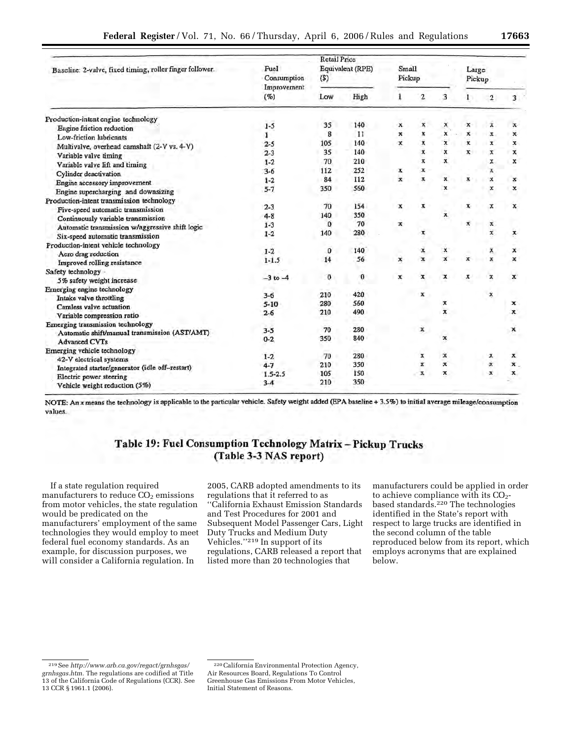| Baseline: 2-valve, fixed timing, roller finger follower. | Fuel Consumption Improvement (%) | Retail Price Equivalent (RPE) ($) | | Small Pickup | | | Large Pickup | | |
|---|---|---|---|---|---|---|---|---|---|
| | | Low | High | 1 | 2 | 3 | 1 | 2 | 3 |
| Production-intent engine technology | | | | | | | | | |
| Engine friction reduction | 1-5 | 35 | 140 | x | x | x | x | x | x |
| Low-friction lubricants | 1 | 8 | 11 | x | x | x | x | x | x |
| Multivalve, overhead camshaft (2-V vs. 4-V) | 2-5 | 105 | 140 | x | x | x | x | x | x |
| Variable valve timing | 2-3 | 35 | 140 | | x | x | x | x | x |
| Variable valve lift and timing | 1-2 | 70 | 210 | | x | x | | x | x |
| Cylinder deactivation | 3-6 | 112 | 252 | x | x | | | x | |
| Engine accessory improvement | 1-2 | 84 | 112 | x | x | x | x | x | x |
| Engine supercharging and downsizing | 5-7 | 350 | 560 | | | x | | x | x |
| Production-intent transmission technology | | | | | | | | | |
| Five-speed automatic transmission | 2-3 | 70 | 154 | x | x | | x | x | x |
| Continuously variable transmission | 4-8 | 140 | 350 | | | x | | | |
| Automatic transmission w/aggressive shift logic | 1-3 | 0 | 70 | x | | | x | x | |
| Six-speed automatic transmission | 1-2 | 140 | 280 | | x | | | x | x |
| Production-intent vehicle technology | | | | | | | | | |
| Aero drag reduction | 1-2 | 0 | 140 | | x | x | | x | x |
| Improved rolling resistance | 1-1.5 | 14 | 56 | x | x | x | x | x | x |
| Safety technology | | | | | | | | | |
| 5% safety weight increase | −3 to −4 | 0 | 0 | x | x | x | x | x | x |
| Emerging engine technology | | | | | | | | | |
| Intake valve throttling | 3-6 | 210 | 420 | | x | | | x | |
| Camless valve actuation | 5-10 | 280 | 560 | | | x | | | x |
| Variable compression ratio | 2-6 | 210 | 490 | | | x | | | x |
| Emerging transmission technology | | | | | | | | | |
| Automatic shift/manual transmission (AST/AMT) | 3-5 | 70 | 280 | | x | | | | x |
| Advanced CVTs | 0-2 | 350 | 840 | | | x | | | |
| Emerging vehicle technology | | | | | | | | | |
| 42-V electrical systems | 1-2 | 70 | 280 | | x | x | | x | x |
| Integrated starter/generator (idle off–restart) | 4-7 | 210 | 350 | | x | x | | x | x |
| Electric power steering | 1.5-2.5 | 105 | 150 | | x | x | | x | x |
| Vehicle weight reduction (5%) | 3-4 | 210 | 350 | | | | | | |

NOTE: An x means the technology is applicable to the particular vehicle. Safety weight added (EPA baseline + 3.5%) to initial average mileage/consumption values.

**Table 19: Fuel Consumption Technology Matrix – Pickup Trucks (Table 3-3 NAS report)**

If a state regulation required manufacturers to reduce $CO_2$ emissions from motor vehicles, the state regulation would be predicated on the manufacturers' employment of the same technologies they would employ to meet federal fuel economy standards. As an example, for discussion purposes, we will consider a California regulation. In 2005, CARB adopted amendments to its regulations that it referred to as "California Exhaust Emission Standards and Test Procedures for 2001 and Subsequent Model Passenger Cars, Light Duty Trucks and Medium Duty Vehicles."[219] In support of its regulations, CARB released a report that listed more than 20 technologies that manufacturers could be applied in order to achieve compliance with its $CO_2$-based standards.[220] The technologies identified in the State's report with respect to large trucks are identified in the second column of the table reproduced below from its report, which employs acronyms that are explained below.

[219] See *http://www.arb.ca.gov/regact/grnhsgas/grnhsgas.htm*. The regulations are codified at Title 13 of the California Code of Regulations (CCR). See 13 CCR § 1961.1 (2006).

[220] California Environmental Protection Agency, Air Resources Board, Regulations To Control Greenhouse Gas Emissions From Motor Vehicles, Initial Statement of Reasons.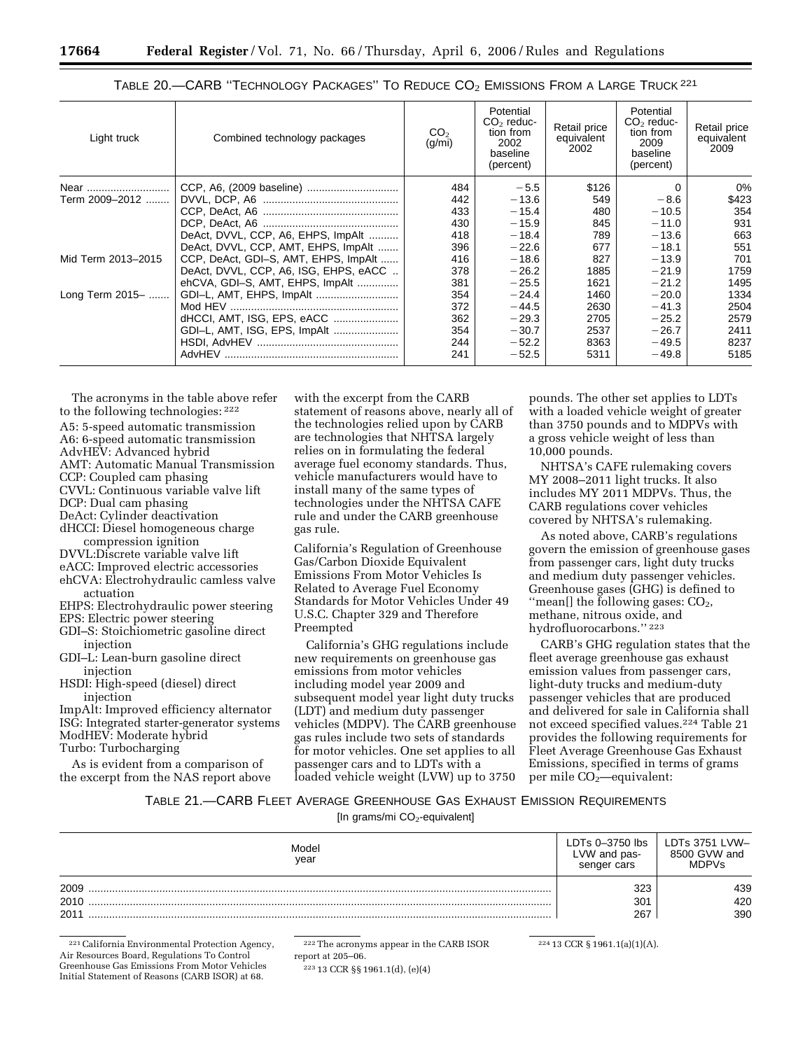TABLE 20.—CARB "TECHNOLOGY PACKAGES" TO REDUCE $CO_2$ EMISSIONS FROM A LARGE TRUCK [221]

| Light truck | Combined technology packages | $CO_2$ (g/mi) | Potential $CO_2$ reduction from 2002 baseline (percent) | Retail price equivalent 2002 | Potential $CO_2$ reduction from 2009 baseline (percent) | Retail price equivalent 2009 |
|---|---|---|---|---|---|---|
| Near | CCP, A6, (2009 baseline) | 484 | −5.5 | $126 | 0 | 0% |
| Term 2009–2012 | DVVL, DCP, A6 | 442 | −13.6 | 549 | −8.6 | $423 |
| | CCP, DeAct, A6 | 433 | −15.4 | 480 | −10.5 | 354 |
| | DCP, DeAct, A6 | 430 | −15.9 | 845 | −11.0 | 931 |
| | DeAct, DVVL, CCP, A6, EHPS, ImpAlt | 418 | −18.4 | 789 | −13.6 | 663 |
| | DeAct, DVVL, CCP, AMT, EHPS, ImpAlt | 396 | −22.6 | 677 | −18.1 | 551 |
| Mid Term 2013–2015 | CCP, DeAct, GDI–S, AMT, EHPS, ImpAlt | 416 | −18.6 | 827 | −13.9 | 701 |
| | DeAct, DVVL, CCP, A6, ISG, EHPS, eACC | 378 | −26.2 | 1885 | −21.9 | 1759 |
| | ehCVA, GDI–S, AMT, EHPS, ImpAlt | 381 | −25.5 | 1621 | −21.2 | 1495 |
| Long Term 2015– | GDI–L, AMT, EHPS, ImpAlt | 354 | −24.4 | 1460 | −20.0 | 1334 |
| | Mod HEV | 372 | −44.5 | 2630 | −41.3 | 2504 |
| | dHCCI, AMT, ISG, EPS, eACC | 362 | −29.3 | 2705 | −25.2 | 2579 |
| | GDI–L, AMT, ISG, EPS, ImpAlt | 354 | −30.7 | 2537 | −26.7 | 2411 |
| | HSDI, AdvHEV | 244 | −52.2 | 8363 | −49.5 | 8237 |
| | AdvHEV | 241 | −52.5 | 5311 | −49.8 | 5185 |

The acronyms in the table above refer to the following technologies: [222]

A5: 5-speed automatic transmission
A6: 6-speed automatic transmission
AdvHEV: Advanced hybrid
AMT: Automatic Manual Transmission
CCP: Coupled cam phasing
CVVL: Continuous variable valve lift
DCP: Dual cam phasing
DeAct: Cylinder deactivation
dHCCI: Diesel homogeneous charge compression ignition
DVVL:Discrete variable valve lift
eACC: Improved electric accessories
ehCVA: Electrohydraulic camless valve actuation
EHPS: Electrohydraulic power steering
EPS: Electric power steering
GDI–S: Stoichiometric gasoline direct injection
GDI–L: Lean-burn gasoline direct injection
HSDI: High-speed (diesel) direct injection
ImpAlt: Improved efficiency alternator
ISG: Integrated starter-generator systems
ModHEV: Moderate hybrid
Turbo: Turbocharging

As is evident from a comparison of the excerpt from the NAS report above with the excerpt from the CARB statement of reasons above, nearly all of the technologies relied upon by CARB are technologies that NHTSA largely relies on in formulating the federal average fuel economy standards. Thus, vehicle manufacturers would have to install many of the same types of technologies under the NHTSA CAFE rule and under the CARB greenhouse gas rule.

## California's Regulation of Greenhouse Gas/Carbon Dioxide Equivalent Emissions From Motor Vehicles Is Related to Average Fuel Economy Standards for Motor Vehicles Under 49 U.S.C. Chapter 329 and Therefore Preempted

California's GHG regulations include new requirements on greenhouse gas emissions from motor vehicles including model year 2009 and subsequent model year light duty trucks (LDT) and medium duty passenger vehicles (MDPV). The CARB greenhouse gas rules include two sets of standards for motor vehicles. One set applies to all passenger cars and to LDTs with a loaded vehicle weight (LVW) up to 3750 pounds. The other set applies to LDTs with a loaded vehicle weight of greater than 3750 pounds and to MDPVs with a gross vehicle weight of less than 10,000 pounds.

NHTSA's CAFE rulemaking covers MY 2008–2011 light trucks. It also includes MY 2011 MDPVs. Thus, the CARB regulations cover vehicles covered by NHTSA's rulemaking.

As noted above, CARB's regulations govern the emission of greenhouse gases from passenger cars, light duty trucks and medium duty passenger vehicles. Greenhouse gases (GHG) is defined to "mean[] the following gases: $CO_2$, methane, nitrous oxide, and hydrofluorocarbons." [223]

CARB's GHG regulation states that the fleet average greenhouse gas exhaust emission values from passenger cars, light-duty trucks and medium-duty passenger vehicles that are produced and delivered for sale in California shall not exceed specified values.[224] Table 21 provides the following requirements for Fleet Average Greenhouse Gas Exhaust Emissions, specified in terms of grams per mile $CO_2$—equivalent:

TABLE 21.—CARB FLEET AVERAGE GREENHOUSE GAS EXHAUST EMISSION REQUIREMENTS

[In grams/mi $CO_2$-equivalent]

| Model year | LDTs 0–3750 lbs LVW and passenger cars | LDTs 3751 LVW–8500 GVW and MDPVs |
|---|---|---|
| 2009 | 323 | 439 |
| 2010 | 301 | 420 |
| 2011 | 267 | 390 |

[221] California Environmental Protection Agency, Air Resources Board, Regulations To Control Greenhouse Gas Emissions From Motor Vehicles Initial Statement of Reasons (CARB ISOR) at 68.

[222] The acronyms appear in the CARB ISOR report at 205–06.

[223] 13 CCR §§ 1961.1(d), (e)(4)

[224] 13 CCR § 1961.1(a)(1)(A).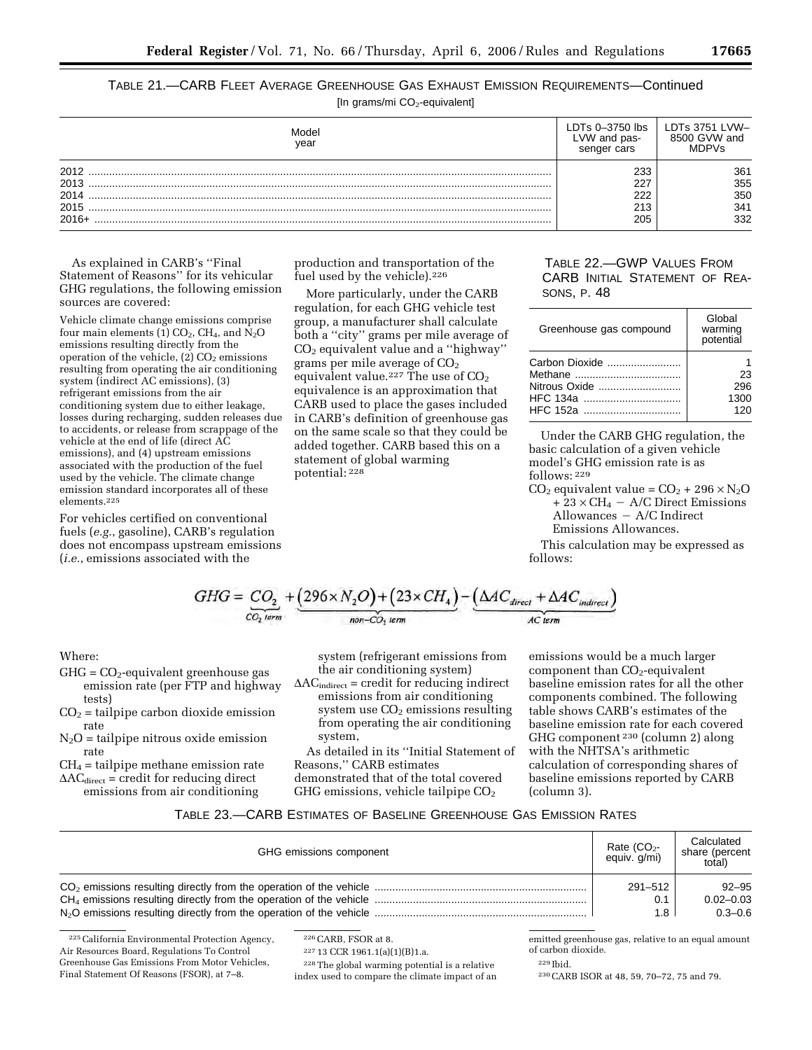TABLE 21.—CARB FLEET AVERAGE GREENHOUSE GAS EXHAUST EMISSION REQUIREMENTS—Continued

[In grams/mi $CO_2$-equivalent]

| Model year | LDTs 0–3750 lbs LVW and passenger cars | LDTs 3751 LVW–8500 GVW and MDPVs |
|---|---|---|
| 2012 | 233 | 361 |
| 2013 | 227 | 355 |
| 2014 | 222 | 350 |
| 2015 | 213 | 341 |
| 2016+ | 205 | 332 |

As explained in CARB's "Final Statement of Reasons" for its vehicular GHG regulations, the following emission sources are covered:

> Vehicle climate change emissions comprise four main elements (1) $CO_2$, $CH_4$, and $N_2O$ emissions resulting directly from the operation of the vehicle, (2) $CO_2$ emissions resulting from operating the air conditioning system (indirect AC emissions), (3) refrigerant emissions from the air conditioning system due to either leakage, losses during recharging, sudden releases due to accidents, or release from scrappage of the vehicle at the end of life (direct AC emissions), and (4) upstream emissions associated with the production of the fuel used by the vehicle. The climate change emission standard incorporates all of these elements.[225]

For vehicles certified on conventional fuels (*e.g.*, gasoline), CARB's regulation does not encompass upstream emissions (*i.e.*, emissions associated with the production and transportation of the fuel used by the vehicle).[226]

More particularly, under the CARB regulation, for each GHG vehicle test group, a manufacturer shall calculate both a "city" grams per mile average of $CO_2$ equivalent value and a "highway" grams per mile average of $CO_2$ equivalent value.[227] The use of $CO_2$ equivalence is an approximation that CARB used to place the gases included in CARB's definition of greenhouse gas on the same scale so that they could be added together. CARB based this on a statement of global warming potential:[228]

TABLE 22.—GWP VALUES FROM CARB INITIAL STATEMENT OF REASONS, P. 48

| Greenhouse gas compound | Global warming potential |
|---|---|
| Carbon Dioxide | 1 |
| Methane | 23 |
| Nitrous Oxide | 296 |
| HFC 134a | 1300 |
| HFC 152a | 120 |

Under the CARB GHG regulation, the basic calculation of a given vehicle model's GHG emission rate is as follows:[229]

$CO_2$ equivalent value = $CO_2 + 296 \times N_2O + 23 \times CH_4$ − A/C Direct Emissions Allowances − A/C Indirect Emissions Allowances.

This calculation may be expressed as follows:

$$GHG = \underbrace{CO_2}_{CO_2\ term} + \underbrace{(296 \times N_2O) + (23 \times CH_4)}_{non-CO_2\ term} - \underbrace{(\Delta AC_{direct} + \Delta AC_{indirect})}_{AC\ term}$$

Where:

- $GHG$ = $CO_2$-equivalent greenhouse gas emission rate (per FTP and highway tests)
- $CO_2$ = tailpipe carbon dioxide emission rate
- $N_2O$ = tailpipe nitrous oxide emission rate
- $CH_4$ = tailpipe methane emission rate
- $\Delta AC_{direct}$ = credit for reducing direct emissions from air conditioning system (refrigerant emissions from the air conditioning system)
- $\Delta AC_{indirect}$ = credit for reducing indirect emissions from air conditioning system use $CO_2$ emissions resulting from operating the air conditioning system,

As detailed in its "Initial Statement of Reasons," CARB estimates demonstrated that of the total covered GHG emissions, vehicle tailpipe $CO_2$ emissions would be a much larger component than $CO_2$-equivalent baseline emission rates for all the other components combined. The following table shows CARB's estimates of the baseline emission rate for each covered GHG component[230] (column 2) along with the NHTSA's arithmetic calculation of corresponding shares of baseline emissions reported by CARB (column 3).

TABLE 23.—CARB ESTIMATES OF BASELINE GREENHOUSE GAS EMISSION RATES

| GHG emissions component | Rate ($CO_2$-equiv. g/mi) | Calculated share (percent total) |
|---|---|---|
| $CO_2$ emissions resulting directly from the operation of the vehicle | 291–512 | 92–95 |
| $CH_4$ emissions resulting directly from the operation of the vehicle | 0.1 | 0.02–0.03 |
| $N_2O$ emissions resulting directly from the operation of the vehicle | 1.8 | 0.3–0.6 |

[225] California Environmental Protection Agency, Air Resources Board, Regulations To Control Greenhouse Gas Emissions From Motor Vehicles, Final Statement Of Reasons (FSOR), at 7–8.

[226] CARB, FSOR at 8.

[227] 13 CCR 1961.1(a)(1)(B)1.a.

[228] The global warming potential is a relative index used to compare the climate impact of an emitted greenhouse gas, relative to an equal amount of carbon dioxide.

[229] Ibid.

[230] CARB ISOR at 48, 59, 70–72, 75 and 79.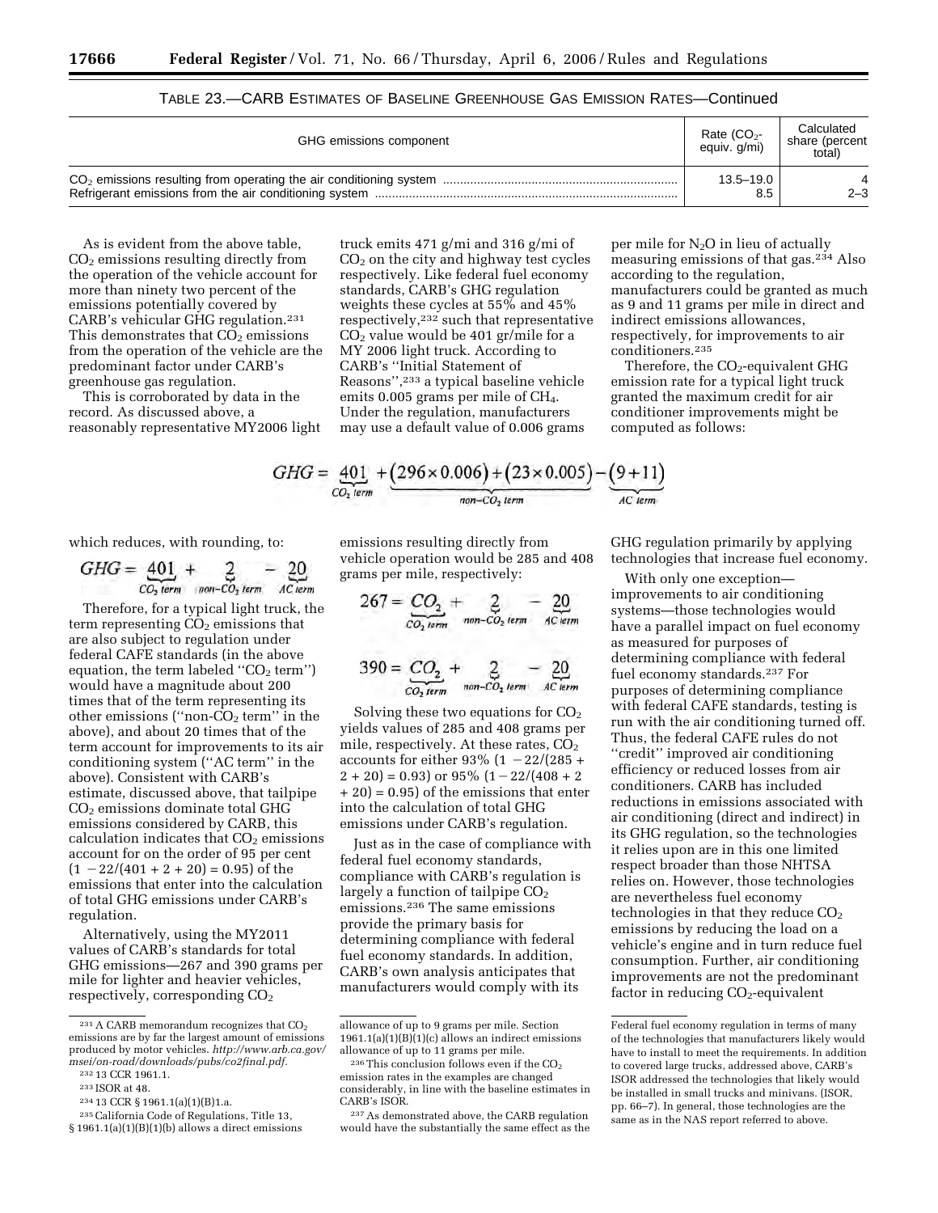TABLE 23.—CARB ESTIMATES OF BASELINE GREENHOUSE GAS EMISSION RATES—Continued

| GHG emissions component | Rate ($CO_2$-equiv. g/mi) | Calculated share (percent total) |
|---|---|---|
| $CO_2$ emissions resulting from operating the air conditioning system | 13.5–19.0 | 4 |
| Refrigerant emissions from the air conditioning system | 8.5 | 2–3 |

As is evident from the above table, $CO_2$ emissions resulting directly from the operation of the vehicle account for more than ninety two percent of the emissions potentially covered by CARB's vehicular GHG regulation.[231] This demonstrates that $CO_2$ emissions from the operation of the vehicle are the predominant factor under CARB's greenhouse gas regulation.

This is corroborated by data in the record. As discussed above, a reasonably representative MY2006 light truck emits 471 g/mi and 316 g/mi of $CO_2$ on the city and highway test cycles respectively. Like federal fuel economy standards, CARB's GHG regulation weights these cycles at 55% and 45% respectively,[232] such that representative $CO_2$ value would be 401 gr/mile for a MY 2006 light truck. According to CARB's "Initial Statement of Reasons",[233] a typical baseline vehicle emits 0.005 grams per mile of $CH_4$. Under the regulation, manufacturers may use a default value of 0.006 grams per mile for $N_2O$ in lieu of actually measuring emissions of that gas.[234] Also according to the regulation, manufacturers could be granted as much as 9 and 11 grams per mile in direct and indirect emissions allowances, respectively, for improvements to air conditioners.[235]

Therefore, the $CO_2$-equivalent GHG emission rate for a typical light truck granted the maximum credit for air conditioner improvements might be computed as follows:

$$GHG = \underbrace{401}_{CO_2\ term} + \underbrace{(296 \times 0.006) + (23 \times 0.005)}_{non\text{-}CO_2\ term} - \underbrace{(9 + 11)}_{AC\ term}$$

which reduces, with rounding, to:

$$GHG = \underbrace{401}_{CO_2\ term} + \underbrace{2}_{non\text{-}CO_2\ term} - \underbrace{20}_{AC\ term}$$

Therefore, for a typical light truck, the term representing $CO_2$ emissions that are also subject to regulation under federal CAFE standards (in the above equation, the term labeled "$CO_2$ term") would have a magnitude about 200 times that of the term representing its other emissions ("non-$CO_2$ term" in the above), and about 20 times that of the term account for improvements to its air conditioning system ("AC term" in the above). Consistent with CARB's estimate, discussed above, that tailpipe $CO_2$ emissions dominate total GHG emissions considered by CARB, this calculation indicates that $CO_2$ emissions account for on the order of 95 per cent $(1 - 22/(401 + 2 + 20) = 0.95)$ of the emissions that enter into the calculation of total GHG emissions under CARB's regulation.

Alternatively, using the MY2011 values of CARB's standards for total GHG emissions—267 and 390 grams per mile for lighter and heavier vehicles, respectively, corresponding $CO_2$ emissions resulting directly from vehicle operation would be 285 and 408 grams per mile, respectively:

$$267 = \underbrace{CO_2}_{CO_2\ term} + \underbrace{2}_{non\text{-}CO_2\ term} - \underbrace{20}_{AC\ term}$$

$$390 = \underbrace{CO_2}_{CO_2\ term} + \underbrace{2}_{non\text{-}CO_2\ term} - \underbrace{20}_{AC\ term}$$

Solving these two equations for $CO_2$ yields values of 285 and 408 grams per mile, respectively. At these rates, $CO_2$ accounts for either 93% $(1 - 22/(285 + 2 + 20) = 0.93)$ or 95% $(1 - 22/(408 + 2 + 20) = 0.95)$ of the emissions that enter into the calculation of total GHG emissions under CARB's regulation.

Just as in the case of compliance with federal fuel economy standards, compliance with CARB's regulation is largely a function of tailpipe $CO_2$ emissions.[236] The same emissions provide the primary basis for determining compliance with federal fuel economy standards. In addition, CARB's own analysis anticipates that manufacturers would comply with its GHG regulation primarily by applying technologies that increase fuel economy.

With only one exception—improvements to air conditioning systems—those technologies would have a parallel impact on fuel economy as measured for purposes of determining compliance with federal fuel economy standards.[237] For purposes of determining compliance with federal CAFE standards, testing is run with the air conditioning turned off. Thus, the federal CAFE rules do not "credit" improved air conditioning efficiency or reduced losses from air conditioners. CARB has included reductions in emissions associated with air conditioning (direct and indirect) in its GHG regulation, so the technologies it relies upon are in this one limited respect broader than those NHTSA relies on. However, those technologies are nevertheless fuel economy technologies in that they reduce $CO_2$ emissions by reducing the load on a vehicle's engine and in turn reduce fuel consumption. Further, air conditioning improvements are not the predominant factor in reducing $CO_2$-equivalent

---

[231] A CARB memorandum recognizes that $CO_2$ emissions are by far the largest amount of emissions produced by motor vehicles. *http://www.arb.ca.gov/msei/on-road/downloads/pubs/co2final.pdf.*

[232] 13 CCR 1961.1.

[233] ISOR at 48.

[234] 13 CCR § 1961.1(a)(1)(B)1.a.

[235] California Code of Regulations, Title 13, § 1961.1(a)(1)(B)(1)(b) allows a direct emissions allowance of up to 9 grams per mile. Section 1961.1(a)(1)(B)(1)(c) allows an indirect emissions allowance of up to 11 grams per mile.

[236] This conclusion follows even if the $CO_2$ emission rates in the examples are changed considerably, in line with the baseline estimates in CARB's ISOR.

[237] As demonstrated above, the CARB regulation would have the substantially the same effect as the Federal fuel economy regulation in terms of many of the technologies that manufacturers likely would have to install to meet the requirements. In addition to covered large trucks, addressed above, CARB's ISOR addressed the technologies that likely would be installed in small trucks and minivans. (ISOR, pp. 66–7). In general, those technologies are the same as in the NAS report referred to above.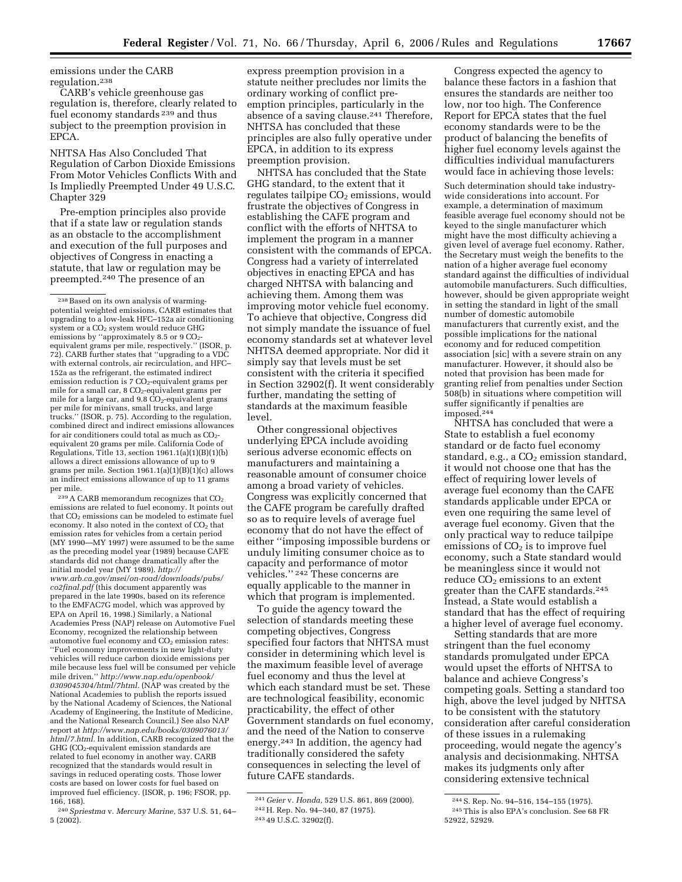emissions under the CARB regulation.[238]

CARB's vehicle greenhouse gas regulation is, therefore, clearly related to fuel economy standards [239] and thus subject to the preemption provision in EPCA.

NHTSA Has Also Concluded That Regulation of Carbon Dioxide Emissions From Motor Vehicles Conflicts With and Is Impliedly Preempted Under 49 U.S.C. Chapter 329

Pre-emption principles also provide that if a state law or regulation stands as an obstacle to the accomplishment and execution of the full purposes and objectives of Congress in enacting a statute, that law or regulation may be preempted.[240] The presence of an express preemption provision in a statute neither precludes nor limits the ordinary working of conflict pre-emption principles, particularly in the absence of a saving clause.[241] Therefore, NHTSA has concluded that these principles are also fully operative under EPCA, in addition to its express preemption provision.

NHTSA has concluded that the State GHG standard, to the extent that it regulates tailpipe $CO_2$ emissions, would frustrate the objectives of Congress in establishing the CAFE program and conflict with the efforts of NHTSA to implement the program in a manner consistent with the commands of EPCA. Congress had a variety of interrelated objectives in enacting EPCA and has charged NHTSA with balancing and achieving them. Among them was improving motor vehicle fuel economy. To achieve that objective, Congress did not simply mandate the issuance of fuel economy standards set at whatever level NHTSA deemed appropriate. Nor did it simply say that levels must be set consistent with the criteria it specified in Section 32902(f). It went considerably further, mandating the setting of standards at the maximum feasible level.

Other congressional objectives underlying EPCA include avoiding serious adverse economic effects on manufacturers and maintaining a reasonable amount of consumer choice among a broad variety of vehicles. Congress was explicitly concerned that the CAFE program be carefully drafted so as to require levels of average fuel economy that do not have the effect of either ''imposing impossible burdens or unduly limiting consumer choice as to capacity and performance of motor vehicles.'' [242] These concerns are equally applicable to the manner in which that program is implemented.

To guide the agency toward the selection of standards meeting these competing objectives, Congress specified four factors that NHTSA must consider in determining which level is the maximum feasible level of average fuel economy and thus the level at which each standard must be set. These are technological feasibility, economic practicability, the effect of other Government standards on fuel economy, and the need of the Nation to conserve energy.[243] In addition, the agency had traditionally considered the safety consequences in selecting the level of future CAFE standards.

Congress expected the agency to balance these factors in a fashion that ensures the standards are neither too low, nor too high. The Conference Report for EPCA states that the fuel economy standards were to be the product of balancing the benefits of higher fuel economy levels against the difficulties individual manufacturers would face in achieving those levels:

> Such determination should take industry-wide considerations into account. For example, a determination of maximum feasible average fuel economy should not be keyed to the single manufacturer which might have the most difficulty achieving a given level of average fuel economy. Rather, the Secretary must weigh the benefits to the nation of a higher average fuel economy standard against the difficulties of individual automobile manufacturers. Such difficulties, however, should be given appropriate weight in setting the standard in light of the small number of domestic automobile manufacturers that currently exist, and the possible implications for the national economy and for reduced competition association [sic] with a severe strain on any manufacturer. However, it should also be noted that provision has been made for granting relief from penalties under Section 508(b) in situations where competition will suffer significantly if penalties are imposed.[244]

NHTSA has concluded that were a State to establish a fuel economy standard or de facto fuel economy standard, e.g., a $CO_2$ emission standard, it would not choose one that has the effect of requiring lower levels of average fuel economy than the CAFE standards applicable under EPCA or even one requiring the same level of average fuel economy. Given that the only practical way to reduce tailpipe emissions of $CO_2$ is to improve fuel economy, such a State standard would be meaningless since it would not reduce $CO_2$ emissions to an extent greater than the CAFE standards.[245] Instead, a State would establish a standard that has the effect of requiring a higher level of average fuel economy.

Setting standards that are more stringent than the fuel economy standards promulgated under EPCA would upset the efforts of NHTSA to balance and achieve Congress's competing goals. Setting a standard too high, above the level judged by NHTSA to be consistent with the statutory consideration after careful consideration of these issues in a rulemaking proceeding, would negate the agency's analysis and decisionmaking. NHTSA makes its judgments only after considering extensive technical

---

[238] Based on its own analysis of warming-potential weighted emissions, CARB estimates that upgrading to a low-leak HFC–152a air conditioning system or a $CO_2$ system would reduce GHG emissions by ''approximately 8.5 or 9 $CO_2$-equivalent grams per mile, respectively.'' (ISOR, p. 72). CARB further states that ''upgrading to a VDC with external controls, air recirculation, and HFC–152a as the refrigerant, the estimated indirect emission reduction is 7 $CO_2$-equivalent grams per mile for a small car, 8 $CO_2$-equivalent grams per mile for a large car, and 9.8 $CO_2$-equivalent grams per mile for minivans, small trucks, and large trucks.'' (ISOR, p. 75). According to the regulation, combined direct and indirect emissions allowances for air conditioners could total as much as $CO_2$-equivalent 20 grams per mile. California Code of Regulations, Title 13, section 1961.1(a)(1)(B)(1)(b) allows a direct emissions allowance of up to 9 grams per mile. Section 1961.1(a)(1)(B)(1)(c) allows an indirect emissions allowance of up to 11 grams per mile.

[239] A CARB memorandum recognizes that $CO_2$ emissions are related to fuel economy. It points out that $CO_2$ emissions can be modeled to estimate fuel economy. It also noted in the context of $CO_2$ that emission rates for vehicles from a certain period (MY 1990—MY 1997) were assumed to be the same as the preceding model year (1989) because CAFE standards did not change dramatically after the initial model year (MY 1989). *http://www.arb.ca.gov/msei/on-road/downloads/pubs/co2final.pdf* (this document apparently was prepared in the late 1990s, based on its reference to the EMFAC7G model, which was approved by EPA on April 16, 1998.) Similarly, a National Academies Press (NAP) release on Automotive Fuel Economy, recognized the relationship between automotive fuel economy and $CO_2$ emission rates: ''Fuel economy improvements in new light-duty vehicles will reduce carbon dioxide emissions per mile because less fuel will be consumed per vehicle mile driven.'' *http://www.nap.edu/openbook/0309045304/html/7html.* (NAP was created by the National Academies to publish the reports issued by the National Academy of Sciences, the National Academy of Engineering, the Institute of Medicine, and the National Research Council.) See also NAP report at *http://www.nap.edu/books/0309076013/html/7.html.* In addition, CARB recognized that the GHG ($CO_2$-equivalent emission standards are related to fuel economy in another way. CARB recognized that the standards would result in savings in reduced operating costs. Those lower costs are based on lower costs for fuel based on improved fuel efficiency. (ISOR, p. 196; FSOR, pp. 166, 168).

[240] *Spriestma* v. *Mercury Marine,* 537 U.S. 51, 64–5 (2002).

[241] *Geier* v. *Honda,* 529 U.S. 861, 869 (2000).

[242] H. Rep. No. 94–340, 87 (1975).

[243] 49 U.S.C. 32902(f).

[244] S. Rep. No. 94–516, 154–155 (1975).

[245] This is also EPA's conclusion. See 68 FR 52922, 52929.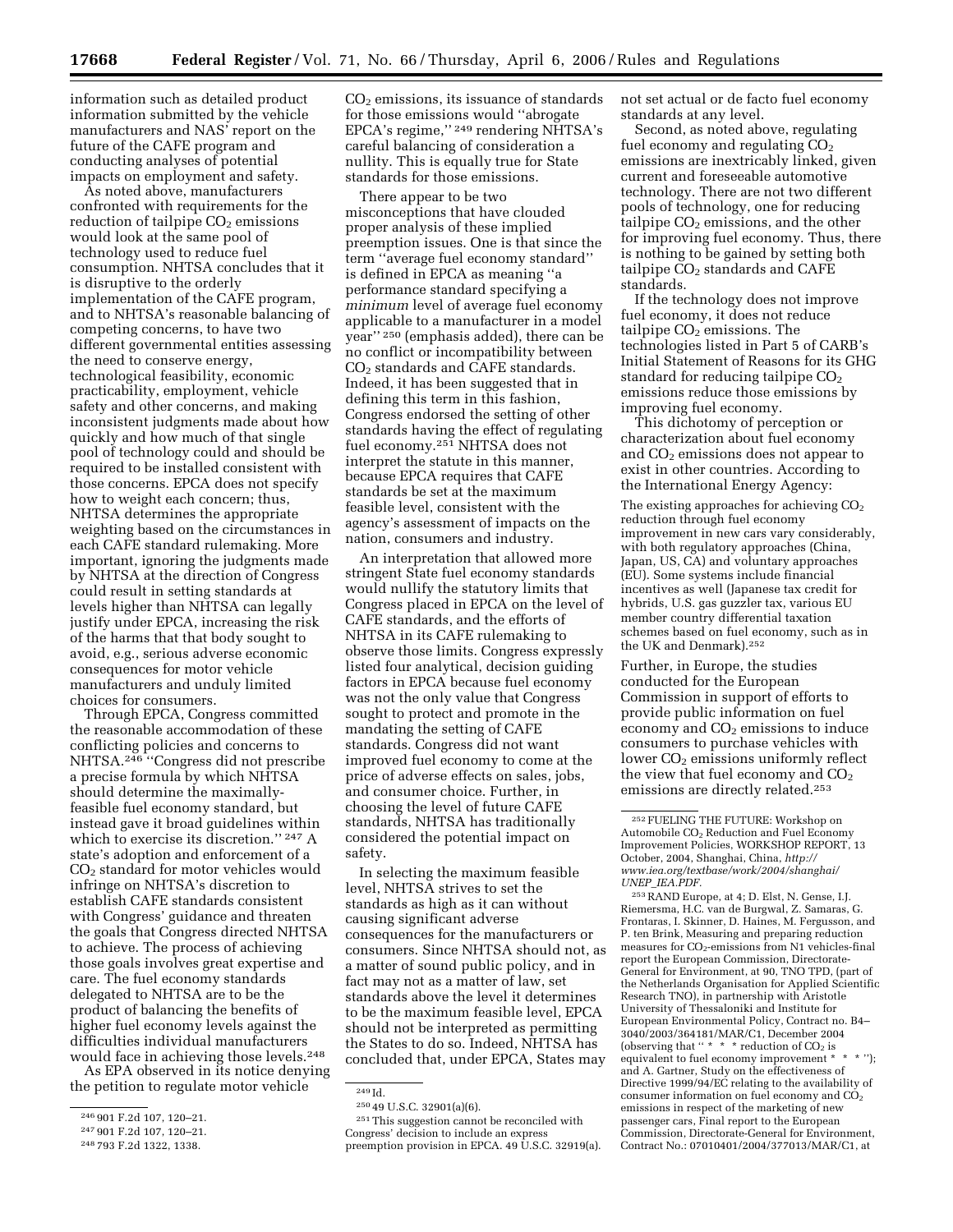information such as detailed product information submitted by the vehicle manufacturers and NAS' report on the future of the CAFE program and conducting analyses of potential impacts on employment and safety.

As noted above, manufacturers confronted with requirements for the reduction of tailpipe $CO_2$ emissions would look at the same pool of technology used to reduce fuel consumption. NHTSA concludes that it is disruptive to the orderly implementation of the CAFE program, and to NHTSA's reasonable balancing of competing concerns, to have two different governmental entities assessing the need to conserve energy, technological feasibility, economic practicability, employment, vehicle safety and other concerns, and making inconsistent judgments made about how quickly and how much of that single pool of technology could and should be required to be installed consistent with those concerns. EPCA does not specify how to weight each concern; thus, NHTSA determines the appropriate weighting based on the circumstances in each CAFE standard rulemaking. More important, ignoring the judgments made by NHTSA at the direction of Congress could result in setting standards at levels higher than NHTSA can legally justify under EPCA, increasing the risk of the harms that that body sought to avoid, e.g., serious adverse economic consequences for motor vehicle manufacturers and unduly limited choices for consumers.

Through EPCA, Congress committed the reasonable accommodation of these conflicting policies and concerns to NHTSA.[246] "Congress did not prescribe a precise formula by which NHTSA should determine the maximally-feasible fuel economy standard, but instead gave it broad guidelines within which to exercise its discretion." [247] A state's adoption and enforcement of a $CO_2$ standard for motor vehicles would infringe on NHTSA's discretion to establish CAFE standards consistent with Congress' guidance and threaten the goals that Congress directed NHTSA to achieve. The process of achieving those goals involves great expertise and care. The fuel economy standards delegated to NHTSA are to be the product of balancing the benefits of higher fuel economy levels against the difficulties individual manufacturers would face in achieving those levels.[248]

As EPA observed in its notice denying the petition to regulate motor vehicle $CO_2$ emissions, its issuance of standards for those emissions would "abrogate EPCA's regime," [249] rendering NHTSA's careful balancing of consideration a nullity. This is equally true for State standards for those emissions.

There appear to be two misconceptions that have clouded proper analysis of these implied preemption issues. One is that since the term "average fuel economy standard" is defined in EPCA as meaning "a performance standard specifying a *minimum* level of average fuel economy applicable to a manufacturer in a model year" [250] (emphasis added), there can be no conflict or incompatibility between $CO_2$ standards and CAFE standards. Indeed, it has been suggested that in defining this term in this fashion, Congress endorsed the setting of other standards having the effect of regulating fuel economy.[251] NHTSA does not interpret the statute in this manner, because EPCA requires that CAFE standards be set at the maximum feasible level, consistent with the agency's assessment of impacts on the nation, consumers and industry.

An interpretation that allowed more stringent State fuel economy standards would nullify the statutory limits that Congress placed in EPCA on the level of CAFE standards, and the efforts of NHTSA in its CAFE rulemaking to observe those limits. Congress expressly listed four analytical, decision guiding factors in EPCA because fuel economy was not the only value that Congress sought to protect and promote in the mandating the setting of CAFE standards. Congress did not want improved fuel economy to come at the price of adverse effects on sales, jobs, and consumer choice. Further, in choosing the level of future CAFE standards, NHTSA has traditionally considered the potential impact on safety.

In selecting the maximum feasible level, NHTSA strives to set the standards as high as it can without causing significant adverse consequences for the manufacturers or consumers. Since NHTSA should not, as a matter of sound public policy, and in fact may not as a matter of law, set standards above the level it determines to be the maximum feasible level, EPCA should not be interpreted as permitting the States to do so. Indeed, NHTSA has concluded that, under EPCA, States may not set actual or de facto fuel economy standards at any level.

Second, as noted above, regulating fuel economy and regulating $CO_2$ emissions are inextricably linked, given current and foreseeable automotive technology. There are not two different pools of technology, one for reducing tailpipe $CO_2$ emissions, and the other for improving fuel economy. Thus, there is nothing to be gained by setting both tailpipe $CO_2$ standards and CAFE standards.

If the technology does not improve fuel economy, it does not reduce tailpipe $CO_2$ emissions. The technologies listed in Part 5 of CARB's Initial Statement of Reasons for its GHG standard for reducing tailpipe $CO_2$ emissions reduce those emissions by improving fuel economy.

This dichotomy of perception or characterization about fuel economy and $CO_2$ emissions does not appear to exist in other countries. According to the International Energy Agency:

> The existing approaches for achieving $CO_2$ reduction through fuel economy improvement in new cars vary considerably, with both regulatory approaches (China, Japan, US, CA) and voluntary approaches (EU). Some systems include financial incentives as well (Japanese tax credit for hybrids, U.S. gas guzzler tax, various EU member country differential taxation schemes based on fuel economy, such as in the UK and Denmark).[252]

Further, in Europe, the studies conducted for the European Commission in support of efforts to provide public information on fuel economy and $CO_2$ emissions to induce consumers to purchase vehicles with lower $CO_2$ emissions uniformly reflect the view that fuel economy and $CO_2$ emissions are directly related.[253]

---

[246] 901 F.2d 107, 120–21.

[247] 901 F.2d 107, 120–21.

[248] 793 F.2d 1322, 1338.

[249] Id.

[250] 49 U.S.C. 32901(a)(6).

[251] This suggestion cannot be reconciled with Congress' decision to include an express preemption provision in EPCA. 49 U.S.C. 32919(a).

[252] FUELING THE FUTURE: Workshop on Automobile $CO_2$ Reduction and Fuel Economy Improvement Policies, WORKSHOP REPORT, 13 October, 2004, Shanghai, China, *http://www.iea.org/textbase/work/2004/shanghai/UNEP_IEA.PDF.*

[253] RAND Europe, at 4; D. Elst, N. Gense, I.J. Riemersma, H.C. van de Burgwal, Z. Samaras, G. Frontaras, I. Skinner, D. Haines, M. Fergusson, and P. ten Brink, Measuring and preparing reduction measures for $CO_2$-emissions from N1 vehicles-final report the European Commission, Directorate-General for Environment, at 90, TNO TPD, (part of the Netherlands Organisation for Applied Scientific Research TNO), in partnership with Aristotle University of Thessaloniki and Institute for European Environmental Policy, Contract no. B4–3040/2003/364181/MAR/C1, December 2004 (observing that " * * * reduction of $CO_2$ is equivalent to fuel economy improvement * * * "); and A. Gartner, Study on the effectiveness of Directive 1999/94/EC relating to the availability of consumer information on fuel economy and $CO_2$ emissions in respect of the marketing of new passenger cars, Final report to the European Commission, Directorate-General for Environment, Contract No.: 07010401/2004/377013/MAR/C1, at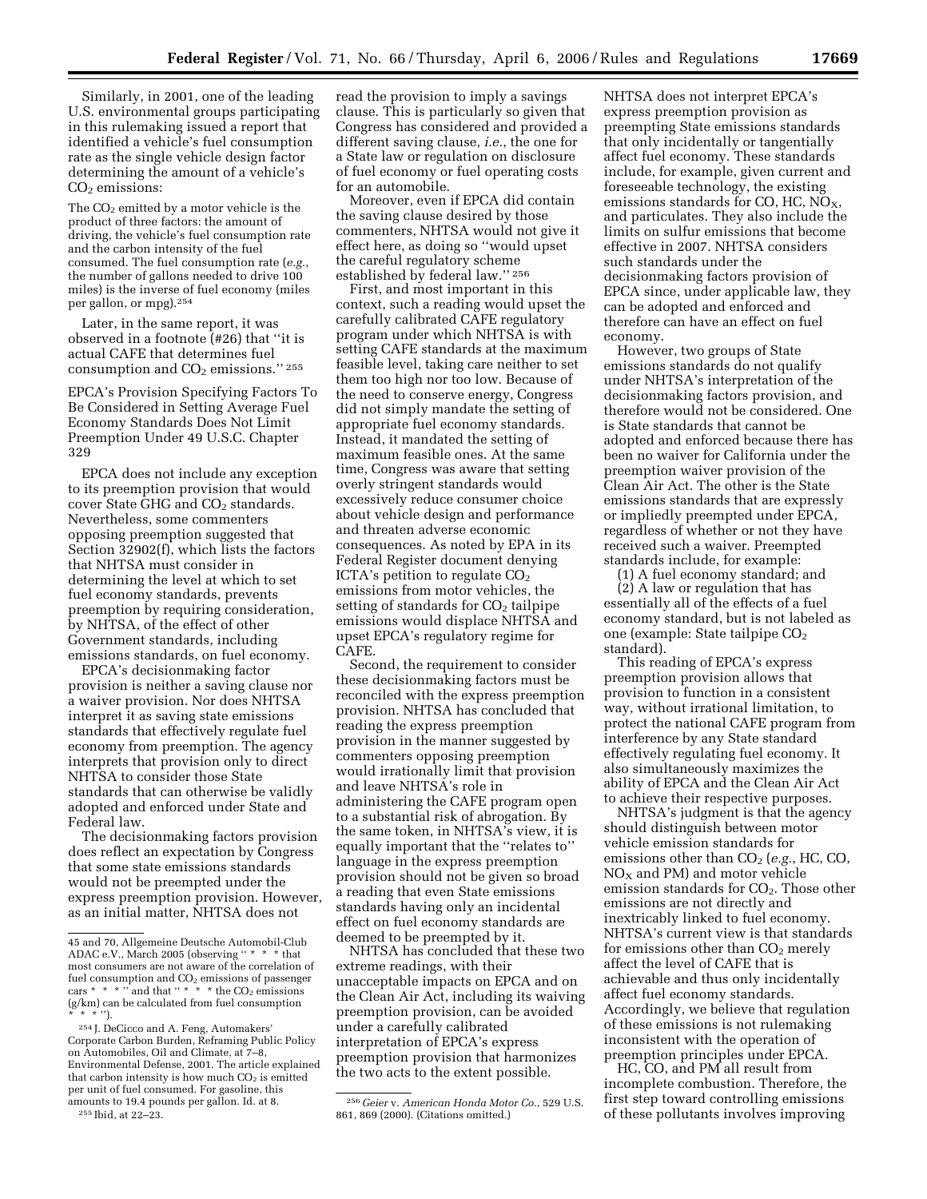Similarly, in 2001, one of the leading U.S. environmental groups participating in this rulemaking issued a report that identified a vehicle's fuel consumption rate as the single vehicle design factor determining the amount of a vehicle's $CO_2$ emissions:

The $CO_2$ emitted by a motor vehicle is the product of three factors: the amount of driving, the vehicle's fuel consumption rate and the carbon intensity of the fuel consumed. The fuel consumption rate (*e.g.*, the number of gallons needed to drive 100 miles) is the inverse of fuel economy (miles per gallon, or mpg).[254]

Later, in the same report, it was observed in a footnote (#26) that ''it is actual CAFE that determines fuel consumption and $CO_2$ emissions.'' [255]

### EPCA's Provision Specifying Factors To Be Considered in Setting Average Fuel Economy Standards Does Not Limit Preemption Under 49 U.S.C. Chapter 329

EPCA does not include any exception to its preemption provision that would cover State GHG and $CO_2$ standards. Nevertheless, some commenters opposing preemption suggested that Section 32902(f), which lists the factors that NHTSA must consider in determining the level at which to set fuel economy standards, prevents preemption by requiring consideration, by NHTSA, of the effect of other Government standards, including emissions standards, on fuel economy.

EPCA's decisionmaking factor provision is neither a saving clause nor a waiver provision. Nor does NHTSA interpret it as saving state emissions standards that effectively regulate fuel economy from preemption. The agency interprets that provision only to direct NHTSA to consider those State standards that can otherwise be validly adopted and enforced under State and Federal law.

The decisionmaking factors provision does reflect an expectation by Congress that some state emissions standards would not be preempted under the express preemption provision. However, as an initial matter, NHTSA does not read the provision to imply a savings clause. This is particularly so given that Congress has considered and provided a different saving clause, *i.e.*, the one for a State law or regulation on disclosure of fuel economy or fuel operating costs for an automobile.

Moreover, even if EPCA did contain the saving clause desired by those commenters, NHTSA would not give it effect here, as doing so ''would upset the careful regulatory scheme established by federal law.'' [256]

First, and most important in this context, such a reading would upset the carefully calibrated CAFE regulatory program under which NHTSA is with setting CAFE standards at the maximum feasible level, taking care neither to set them too high nor too low. Because of the need to conserve energy, Congress did not simply mandate the setting of appropriate fuel economy standards. Instead, it mandated the setting of maximum feasible ones. At the same time, Congress was aware that setting overly stringent standards would excessively reduce consumer choice about vehicle design and performance and threaten adverse economic consequences. As noted by EPA in its Federal Register document denying ICTA's petition to regulate $CO_2$ emissions from motor vehicles, the setting of standards for $CO_2$ tailpipe emissions would displace NHTSA and upset EPCA's regulatory regime for CAFE.

Second, the requirement to consider these decisionmaking factors must be reconciled with the express preemption provision. NHTSA has concluded that reading the express preemption provision in the manner suggested by commenters opposing preemption would irrationally limit that provision and leave NHTSA's role in administering the CAFE program open to a substantial risk of abrogation. By the same token, in NHTSA's view, it is equally important that the ''relates to'' language in the express preemption provision should not be given so broad a reading that even State emissions standards having only an incidental effect on fuel economy standards are deemed to be preempted by it.

NHTSA has concluded that these two extreme readings, with their unacceptable impacts on EPCA and on the Clean Air Act, including its waiving preemption provision, can be avoided under a carefully calibrated interpretation of EPCA's express preemption provision that harmonizes the two acts to the extent possible.

NHTSA does not interpret EPCA's express preemption provision as preempting State emissions standards that only incidentally or tangentially affect fuel economy. These standards include, for example, given current and foreseeable technology, the existing emissions standards for CO, HC, $NO_X$, and particulates. They also include the limits on sulfur emissions that become effective in 2007. NHTSA considers such standards under the decisionmaking factors provision of EPCA since, under applicable law, they can be adopted and enforced and therefore can have an effect on fuel economy.

However, two groups of State emissions standards do not qualify under NHTSA's interpretation of the decisionmaking factors provision, and therefore would not be considered. One is State standards that cannot be adopted and enforced because there has been no waiver for California under the preemption waiver provision of the Clean Air Act. The other is the State emissions standards that are expressly or impliedly preempted under EPCA, regardless of whether or not they have received such a waiver. Preempted standards include, for example:

(1) A fuel economy standard; and

(2) A law or regulation that has essentially all of the effects of a fuel economy standard, but is not labeled as one (example: State tailpipe $CO_2$ standard).

This reading of EPCA's express preemption provision allows that provision to function in a consistent way, without irrational limitation, to protect the national CAFE program from interference by any State standard effectively regulating fuel economy. It also simultaneously maximizes the ability of EPCA and the Clean Air Act to achieve their respective purposes.

NHTSA's judgment is that the agency should distinguish between motor vehicle emission standards for emissions other than $CO_2$ (*e.g.*, HC, CO, $NO_X$ and PM) and motor vehicle emission standards for $CO_2$. Those other emissions are not directly and inextricably linked to fuel economy. NHTSA's current view is that standards for emissions other than $CO_2$ merely affect the level of CAFE that is achievable and thus only incidentally affect fuel economy standards. Accordingly, we believe that regulation of these emissions is not rulemaking inconsistent with the operation of preemption principles under EPCA.

HC, CO, and PM all result from incomplete combustion. Therefore, the first step toward controlling emissions of these pollutants involves improving

---

45 and 70, Allgemeine Deutsche Automobil-Club ADAC e.V., March 2005 (observing '' * * * that most consumers are not aware of the correlation of fuel consumption and $CO_2$ emissions of passenger cars * * * '' and that '' * * * the $CO_2$ emissions (g/km) can be calculated from fuel consumption * * * '').

[254] J. DeCicco and A. Feng, Automakers' Corporate Carbon Burden, Reframing Public Policy on Automobiles, Oil and Climate, at 7–8, Environmental Defense, 2001. The article explained that carbon intensity is how much $CO_2$ is emitted per unit of fuel consumed. For gasoline, this amounts to 19.4 pounds per gallon. Id. at 8.

[255] Ibid, at 22–23.

[256] *Geier* v. *American Honda Motor Co.*, 529 U.S. 861, 869 (2000). (Citations omitted.)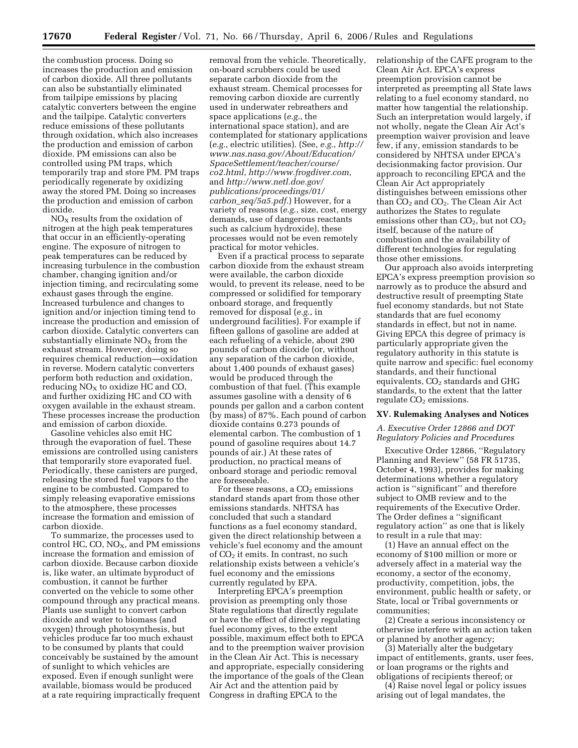the combustion process. Doing so increases the production and emission of carbon dioxide. All three pollutants can also be substantially eliminated from tailpipe emissions by placing catalytic converters between the engine and the tailpipe. Catalytic converters reduce emissions of these pollutants through oxidation, which also increases the production and emission of carbon dioxide. PM emissions can also be controlled using PM traps, which temporarily trap and store PM. PM traps periodically regenerate by oxidizing away the stored PM. Doing so increases the production and emission of carbon dioxide.

$NO_X$ results from the oxidation of nitrogen at the high peak temperatures that occur in an efficiently-operating engine. The exposure of nitrogen to peak temperatures can be reduced by increasing turbulence in the combustion chamber, changing ignition and/or injection timing, and recirculating some exhaust gases through the engine. Increased turbulence and changes to ignition and/or injection timing tend to increase the production and emission of carbon dioxide. Catalytic converters can substantially eliminate $NO_X$ from the exhaust stream. However, doing so requires chemical reduction—oxidation in reverse. Modern catalytic converters perform both reduction and oxidation, reducing $NO_X$ to oxidize HC and CO, and further oxidizing HC and CO with oxygen available in the exhaust stream. These processes increase the production and emission of carbon dioxide.

Gasoline vehicles also emit HC through the evaporation of fuel. These emissions are controlled using canisters that temporarily store evaporated fuel. Periodically, these canisters are purged, releasing the stored fuel vapors to the engine to be combusted. Compared to simply releasing evaporative emissions to the atmosphere, these processes increase the formation and emission of carbon dioxide.

To summarize, the processes used to control HC, CO, $NO_X$, and PM emissions increase the formation and emission of carbon dioxide. Because carbon dioxide is, like water, an ultimate byproduct of combustion, it cannot be further converted on the vehicle to some other compound through any practical means. Plants use sunlight to convert carbon dioxide and water to biomass (and oxygen) through photosynthesis, but vehicles produce far too much exhaust to be consumed by plants that could conceivably be sustained by the amount of sunlight to which vehicles are exposed. Even if enough sunlight were available, biomass would be produced at a rate requiring impractically frequent removal from the vehicle. Theoretically, on-board scrubbers could be used separate carbon dioxide from the exhaust stream. Chemical processes for removing carbon dioxide are currently used in underwater rebreathers and space applications (*e.g.*, the international space station), and are contemplated for stationary applications (*e.g.*, electric utilities). (See, *e.g.*, *http://www.nas.nasa.gov/About/Education/SpaceSettlement/teacher/course/co2.html*, *http://www.frogdiver.com*, and *http://www.netl.doe.gov/publications/proceedings/01/carbon_seq/5a5.pdf*.) However, for a variety of reasons (*e.g.*, size, cost, energy demands, use of dangerous reactants such as calcium hydroxide), these processes would not be even remotely practical for motor vehicles.

Even if a practical process to separate carbon dioxide from the exhaust stream were available, the carbon dioxide would, to prevent its release, need to be compressed or solidified for temporary onboard storage, and frequently removed for disposal (*e.g.*, in underground facilities). For example if fifteen gallons of gasoline are added at each refueling of a vehicle, about 290 pounds of carbon dioxide (or, without any separation of the carbon dioxide, about 1,400 pounds of exhaust gases) would be produced through the combustion of that fuel. (This example assumes gasoline with a density of 6 pounds per gallon and a carbon content (by mass) of 87%. Each pound of carbon dioxide contains 0.273 pounds of elemental carbon. The combustion of 1 pound of gasoline requires about 14.7 pounds of air.) At these rates of production, no practical means of onboard storage and periodic removal are foreseeable.

For these reasons, a $CO_2$ emissions standard stands apart from those other emissions standards. NHTSA has concluded that such a standard functions as a fuel economy standard, given the direct relationship between a vehicle's fuel economy and the amount of $CO_2$ it emits. In contrast, no such relationship exists between a vehicle's fuel economy and the emissions currently regulated by EPA.

Interpreting EPCA's preemption provision as preempting only those State regulations that directly regulate or have the effect of directly regulating fuel economy gives, to the extent possible, maximum effect both to EPCA and to the preemption waiver provision in the Clean Air Act. This is necessary and appropriate, especially considering the importance of the goals of the Clean Air Act and the attention paid by Congress in drafting EPCA to the relationship of the CAFE program to the Clean Air Act. EPCA's express preemption provision cannot be interpreted as preempting all State laws relating to a fuel economy standard, no matter how tangential the relationship. Such an interpretation would largely, if not wholly, negate the Clean Air Act's preemption waiver provision and leave few, if any, emission standards to be considered by NHTSA under EPCA's decisionmaking factor provision. Our approach to reconciling EPCA and the Clean Air Act appropriately distinguishes between emissions other than $CO_2$ and $CO_2$. The Clean Air Act authorizes the States to regulate emissions other than $CO_2$, but not $CO_2$ itself, because of the nature of combustion and the availability of different technologies for regulating those other emissions.

Our approach also avoids interpreting EPCA's express preemption provision so narrowly as to produce the absurd and destructive result of preempting State fuel economy standards, but not State standards that are fuel economy standards in effect, but not in name. Giving EPCA this degree of primacy is particularly appropriate given the regulatory authority in this statute is quite narrow and specific: fuel economy standards, and their functional equivalents, $CO_2$ standards and GHG standards, to the extent that the latter regulate $CO_2$ emissions.

## XV. Rulemaking Analyses and Notices

### A. Executive Order 12866 and DOT Regulatory Policies and Procedures

Executive Order 12866, "Regulatory Planning and Review" (58 FR 51735, October 4, 1993), provides for making determinations whether a regulatory action is "significant" and therefore subject to OMB review and to the requirements of the Executive Order. The Order defines a "significant regulatory action" as one that is likely to result in a rule that may:

(1) Have an annual effect on the economy of $100 million or more or adversely affect in a material way the economy, a sector of the economy, productivity, competition, jobs, the environment, public health or safety, or State, local or Tribal governments or communities;

(2) Create a serious inconsistency or otherwise interfere with an action taken or planned by another agency;

(3) Materially alter the budgetary impact of entitlements, grants, user fees, or loan programs or the rights and obligations of recipients thereof; or

(4) Raise novel legal or policy issues arising out of legal mandates, the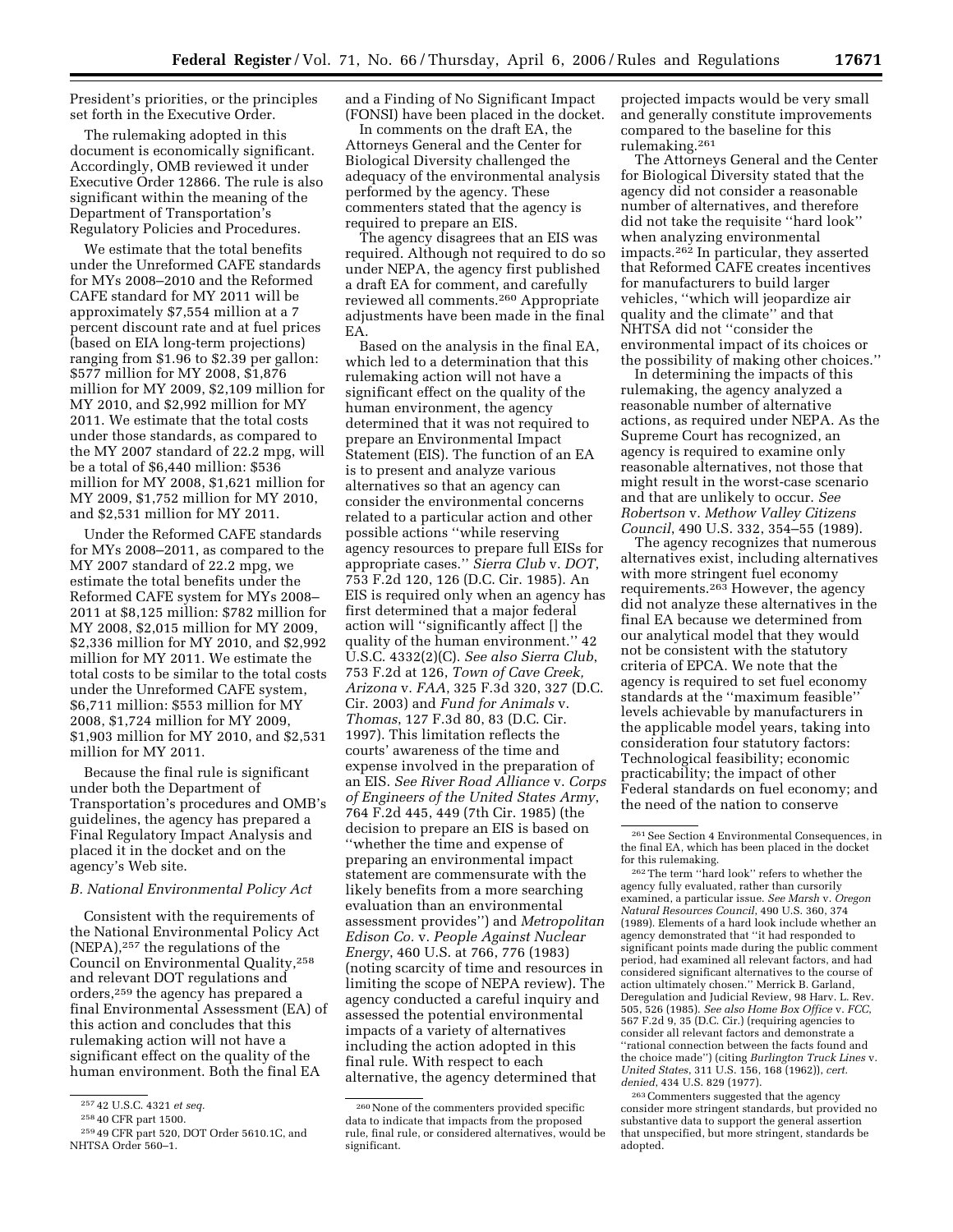President's priorities, or the principles set forth in the Executive Order.

The rulemaking adopted in this document is economically significant. Accordingly, OMB reviewed it under Executive Order 12866. The rule is also significant within the meaning of the Department of Transportation's Regulatory Policies and Procedures.

We estimate that the total benefits under the Unreformed CAFE standards for MYs 2008–2010 and the Reformed CAFE standard for MY 2011 will be approximately $7,554 million at a 7 percent discount rate and at fuel prices (based on EIA long-term projections) ranging from $1.96 to $2.39 per gallon: $577 million for MY 2008, $1,876 million for MY 2009, $2,109 million for MY 2010, and $2,992 million for MY 2011. We estimate that the total costs under those standards, as compared to the MY 2007 standard of 22.2 mpg, will be a total of $6,440 million: $536 million for MY 2008, $1,621 million for MY 2009, $1,752 million for MY 2010, and $2,531 million for MY 2011.

Under the Reformed CAFE standards for MYs 2008–2011, as compared to the MY 2007 standard of 22.2 mpg, we estimate the total benefits under the Reformed CAFE system for MYs 2008–2011 at $8,125 million: $782 million for MY 2008, $2,015 million for MY 2009, $2,336 million for MY 2010, and $2,992 million for MY 2011. We estimate the total costs to be similar to the total costs under the Unreformed CAFE system, $6,711 million: $553 million for MY 2008, $1,724 million for MY 2009, $1,903 million for MY 2010, and $2,531 million for MY 2011.

Because the final rule is significant under both the Department of Transportation's procedures and OMB's guidelines, the agency has prepared a Final Regulatory Impact Analysis and placed it in the docket and on the agency's Web site.

### *B. National Environmental Policy Act*

Consistent with the requirements of the National Environmental Policy Act (NEPA),[257] the regulations of the Council on Environmental Quality,[258] and relevant DOT regulations and orders,[259] the agency has prepared a final Environmental Assessment (EA) of this action and concludes that this rulemaking action will not have a significant effect on the quality of the human environment. Both the final EA and a Finding of No Significant Impact (FONSI) have been placed in the docket.

In comments on the draft EA, the Attorneys General and the Center for Biological Diversity challenged the adequacy of the environmental analysis performed by the agency. These commenters stated that the agency is required to prepare an EIS.

The agency disagrees that an EIS was required. Although not required to do so under NEPA, the agency first published a draft EA for comment, and carefully reviewed all comments.[260] Appropriate adjustments have been made in the final EA.

Based on the analysis in the final EA, which led to a determination that this rulemaking action will not have a significant effect on the quality of the human environment, the agency determined that it was not required to prepare an Environmental Impact Statement (EIS). The function of an EA is to present and analyze various alternatives so that an agency can consider the environmental concerns related to a particular action and other possible actions ''while reserving agency resources to prepare full EISs for appropriate cases.'' *Sierra Club* v. *DOT*, 753 F.2d 120, 126 (D.C. Cir. 1985). An EIS is required only when an agency has first determined that a major federal action will ''significantly affect [] the quality of the human environment.'' 42 U.S.C. 4332(2)(C). *See also Sierra Club*, 753 F.2d at 126, *Town of Cave Creek, Arizona* v. *FAA*, 325 F.3d 320, 327 (D.C. Cir. 2003) and *Fund for Animals* v. *Thomas*, 127 F.3d 80, 83 (D.C. Cir. 1997). This limitation reflects the courts' awareness of the time and expense involved in the preparation of an EIS. *See River Road Alliance* v. *Corps of Engineers of the United States Army*, 764 F.2d 445, 449 (7th Cir. 1985) (the decision to prepare an EIS is based on ''whether the time and expense of preparing an environmental impact statement are commensurate with the likely benefits from a more searching evaluation than an environmental assessment provides'') and *Metropolitan Edison Co.* v. *People Against Nuclear Energy*, 460 U.S. at 766, 776 (1983) (noting scarcity of time and resources in limiting the scope of NEPA review). The agency conducted a careful inquiry and assessed the potential environmental impacts of a variety of alternatives including the action adopted in this final rule. With respect to each alternative, the agency determined that projected impacts would be very small and generally constitute improvements compared to the baseline for this rulemaking.[261]

The Attorneys General and the Center for Biological Diversity stated that the agency did not consider a reasonable number of alternatives, and therefore did not take the requisite ''hard look'' when analyzing environmental impacts.[262] In particular, they asserted that Reformed CAFE creates incentives for manufacturers to build larger vehicles, ''which will jeopardize air quality and the climate'' and that NHTSA did not ''consider the environmental impact of its choices or the possibility of making other choices.''

In determining the impacts of this rulemaking, the agency analyzed a reasonable number of alternative actions, as required under NEPA. As the Supreme Court has recognized, an agency is required to examine only reasonable alternatives, not those that might result in the worst-case scenario and that are unlikely to occur. *See Robertson* v. *Methow Valley Citizens Council*, 490 U.S. 332, 354–55 (1989).

The agency recognizes that numerous alternatives exist, including alternatives with more stringent fuel economy requirements.[263] However, the agency did not analyze these alternatives in the final EA because we determined from our analytical model that they would not be consistent with the statutory criteria of EPCA. We note that the agency is required to set fuel economy standards at the ''maximum feasible'' levels achievable by manufacturers in the applicable model years, taking into consideration four statutory factors: Technological feasibility; economic practicability; the impact of other Federal standards on fuel economy; and the need of the nation to conserve

---

[257] 42 U.S.C. 4321 *et seq.*

[258] 40 CFR part 1500.

[259] 49 CFR part 520, DOT Order 5610.1C, and NHTSA Order 560–1.

[260] None of the commenters provided specific data to indicate that impacts from the proposed rule, final rule, or considered alternatives, would be significant.

[261] See Section 4 Environmental Consequences, in the final EA, which has been placed in the docket for this rulemaking.

[262] The term ''hard look'' refers to whether the agency fully evaluated, rather than cursorily examined, a particular issue. *See Marsh* v. *Oregon Natural Resources Council*, 490 U.S. 360, 374 (1989). Elements of a hard look include whether an agency demonstrated that ''it had responded to significant points made during the public comment period, had examined all relevant factors, and had considered significant alternatives to the course of action ultimately chosen.'' Merrick B. Garland, Deregulation and Judicial Review, 98 Harv. L. Rev. 505, 526 (1985). *See also Home Box Office* v. *FCC*, 567 F.2d 9, 35 (D.C. Cir.) (requiring agencies to consider all relevant factors and demonstrate a ''rational connection between the facts found and the choice made'') (citing *Burlington Truck Lines* v. *United States*, 311 U.S. 156, 168 (1962)), *cert. denied*, 434 U.S. 829 (1977).

[263] Commenters suggested that the agency consider more stringent standards, but provided no substantive data to support the general assertion that unspecified, but more stringent, standards be adopted.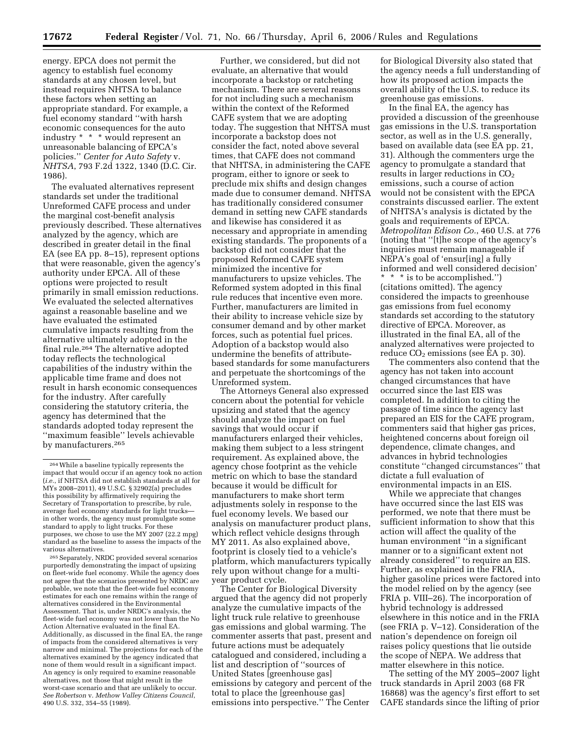energy. EPCA does not permit the agency to establish fuel economy standards at any chosen level, but instead requires NHTSA to balance these factors when setting an appropriate standard. For example, a fuel economy standard ''with harsh economic consequences for the auto industry * * * would represent an unreasonable balancing of EPCA's policies.'' *Center for Auto Safety* v. *NHTSA*, 793 F.2d 1322, 1340 (D.C. Cir. 1986).

The evaluated alternatives represent standards set under the traditional Unreformed CAFE process and under the marginal cost-benefit analysis previously described. These alternatives analyzed by the agency, which are described in greater detail in the final EA (see EA pp. 8–15), represent options that were reasonable, given the agency's authority under EPCA. All of these options were projected to result primarily in small emission reductions. We evaluated the selected alternatives against a reasonable baseline and we have evaluated the estimated cumulative impacts resulting from the alternative ultimately adopted in the final rule.[264] The alternative adopted today reflects the technological capabilities of the industry within the applicable time frame and does not result in harsh economic consequences for the industry. After carefully considering the statutory criteria, the agency has determined that the standards adopted today represent the ''maximum feasible'' levels achievable by manufacturers.[265]

Further, we considered, but did not evaluate, an alternative that would incorporate a backstop or ratcheting mechanism. There are several reasons for not including such a mechanism within the context of the Reformed CAFE system that we are adopting today. The suggestion that NHTSA must incorporate a backstop does not consider the fact, noted above several times, that CAFE does not command that NHTSA, in administering the CAFE program, either to ignore or seek to preclude mix shifts and design changes made due to consumer demand. NHTSA has traditionally considered consumer demand in setting new CAFE standards and likewise has considered it as necessary and appropriate in amending existing standards. The proponents of a backstop did not consider that the proposed Reformed CAFE system minimized the incentive for manufacturers to upsize vehicles. The Reformed system adopted in this final rule reduces that incentive even more. Further, manufacturers are limited in their ability to increase vehicle size by consumer demand and by other market forces, such as potential fuel prices. Adoption of a backstop would also undermine the benefits of attribute-based standards for some manufacturers and perpetuate the shortcomings of the Unreformed system.

The Attorneys General also expressed concern about the potential for vehicle upsizing and stated that the agency should analyze the impact on fuel savings that would occur if manufacturers enlarged their vehicles, making them subject to a less stringent requirement. As explained above, the agency chose footprint as the vehicle metric on which to base the standard because it would be difficult for manufacturers to make short term adjustments solely in response to the fuel economy levels. We based our analysis on manufacturer product plans, which reflect vehicle designs through MY 2011. As also explained above, footprint is closely tied to a vehicle's platform, which manufacturers typically rely upon without change for a multi-year product cycle.

The Center for Biological Diversity argued that the agency did not properly analyze the cumulative impacts of the light truck rule relative to greenhouse gas emissions and global warming. The commenter asserts that past, present and future actions must be adequately catalogued and considered, including a list and description of ''sources of United States [greenhouse gas] emissions by category and percent of the total to place the [greenhouse gas] emissions into perspective.'' The Center for Biological Diversity also stated that the agency needs a full understanding of how its proposed action impacts the overall ability of the U.S. to reduce its greenhouse gas emissions.

In the final EA, the agency has provided a discussion of the greenhouse gas emissions in the U.S. transportation sector, as well as in the U.S. generally, based on available data (see EA pp. 21, 31). Although the commenters urge the agency to promulgate a standard that results in larger reductions in $CO_2$ emissions, such a course of action would not be consistent with the EPCA constraints discussed earlier. The extent of NHTSA's analysis is dictated by the goals and requirements of EPCA. *Metropolitan Edison Co.*, 460 U.S. at 776 (noting that ''[t]he scope of the agency's inquiries must remain manageable if NEPA's goal of 'ensur[ing] a fully informed and well considered decision' * * * is to be accomplished.'') (citations omitted). The agency considered the impacts to greenhouse gas emissions from fuel economy standards set according to the statutory directive of EPCA. Moreover, as illustrated in the final EA, all of the analyzed alternatives were projected to reduce $CO_2$ emissions (see EA p. 30).

The commenters also contend that the agency has not taken into account changed circumstances that have occurred since the last EIS was completed. In addition to citing the passage of time since the agency last prepared an EIS for the CAFE program, commenters said that higher gas prices, heightened concerns about foreign oil dependence, climate changes, and advances in hybrid technologies constitute ''changed circumstances'' that dictate a full evaluation of environmental impacts in an EIS.

While we appreciate that changes have occurred since the last EIS was performed, we note that there must be sufficient information to show that this action will affect the quality of the human environment ''in a significant manner or to a significant extent not already considered'' to require an EIS. Further, as explained in the FRIA, higher gasoline prices were factored into the model relied on by the agency (see FRIA p. VIII–26). The incorporation of hybrid technology is addressed elsewhere in this notice and in the FRIA (see FRIA p. V–12). Consideration of the nation's dependence on foreign oil raises policy questions that lie outside the scope of NEPA. We address that matter elsewhere in this notice.

The setting of the MY 2005–2007 light truck standards in April 2003 (68 FR 16868) was the agency's first effort to set CAFE standards since the lifting of prior

---

[264] While a baseline typically represents the impact that would occur if an agency took no action (*i.e.*, if NHTSA did not establish standards at all for MYs 2008–2011), 49 U.S.C. § 32902(a) precludes this possibility by affirmatively requiring the Secretary of Transportation to prescribe, by rule, average fuel economy standards for light trucks—in other words, the agency must promulgate some standard to apply to light trucks. For these purposes, we chose to use the MY 2007 (22.2 mpg) standard as the baseline to assess the impacts of the various alternatives.

[265] Separately, NRDC provided several scenarios purportedly demonstrating the impact of upsizing on fleet-wide fuel economy. While the agency does not agree that the scenarios presented by NRDC are probable, we note that the fleet-wide fuel economy estimates for each one remains within the range of alternatives considered in the Environmental Assessment. That is, under NRDC's analysis, the fleet-wide fuel economy was not lower than the No Action Alternative evaluated in the final EA. Additionally, as discussed in the final EA, the range of impacts from the considered alternatives is very narrow and minimal. The projections for each of the alternatives examined by the agency indicated that none of them would result in a significant impact. An agency is only required to examine reasonable alternatives, not those that might result in the worst-case scenario and that are unlikely to occur. *See Robertson* v. *Methow Valley Citizens Council*, 490 U.S. 332, 354–55 (1989).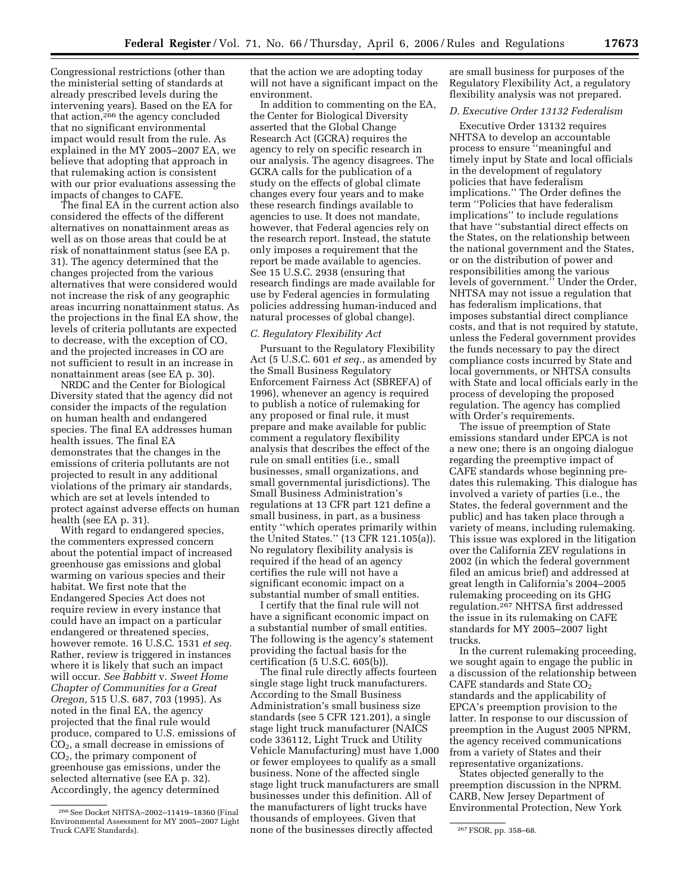Congressional restrictions (other than the ministerial setting of standards at already prescribed levels during the intervening years). Based on the EA for that action,[266] the agency concluded that no significant environmental impact would result from the rule. As explained in the MY 2005–2007 EA, we believe that adopting that approach in that rulemaking action is consistent with our prior evaluations assessing the impacts of changes to CAFE.

The final EA in the current action also considered the effects of the different alternatives on nonattainment areas as well as on those areas that could be at risk of nonattainment status (see EA p. 31). The agency determined that the changes projected from the various alternatives that were considered would not increase the risk of any geographic areas incurring nonattainment status. As the projections in the final EA show, the levels of criteria pollutants are expected to decrease, with the exception of CO, and the projected increases in CO are not sufficient to result in an increase in nonattainment areas (see EA p. 30).

NRDC and the Center for Biological Diversity stated that the agency did not consider the impacts of the regulation on human health and endangered species. The final EA addresses human health issues. The final EA demonstrates that the changes in the emissions of criteria pollutants are not projected to result in any additional violations of the primary air standards, which are set at levels intended to protect against adverse effects on human health (see EA p. 31).

With regard to endangered species, the commenters expressed concern about the potential impact of increased greenhouse gas emissions and global warming on various species and their habitat. We first note that the Endangered Species Act does not require review in every instance that could have an impact on a particular endangered or threatened species, however remote. 16 U.S.C. 1531 *et seq.* Rather, review is triggered in instances where it is likely that such an impact will occur. *See Babbitt* v. *Sweet Home Chapter of Communities for a Great Oregon,* 515 U.S. 687, 703 (1995). As noted in the final EA, the agency projected that the final rule would produce, compared to U.S. emissions of $CO_2$, a small decrease in emissions of $CO_2$, the primary component of greenhouse gas emissions, under the selected alternative (see EA p. 32). Accordingly, the agency determined that the action we are adopting today will not have a significant impact on the environment.

In addition to commenting on the EA, the Center for Biological Diversity asserted that the Global Change Research Act (GCRA) requires the agency to rely on specific research in our analysis. The agency disagrees. The GCRA calls for the publication of a study on the effects of global climate changes every four years and to make these research findings available to agencies to use. It does not mandate, however, that Federal agencies rely on the research report. Instead, the statute only imposes a requirement that the report be made available to agencies. See 15 U.S.C. 2938 (ensuring that research findings are made available for use by Federal agencies in formulating policies addressing human-induced and natural processes of global change).

*C. Regulatory Flexibility Act*

Pursuant to the Regulatory Flexibility Act (5 U.S.C. 601 *et seq.*, as amended by the Small Business Regulatory Enforcement Fairness Act (SBREFA) of 1996), whenever an agency is required to publish a notice of rulemaking for any proposed or final rule, it must prepare and make available for public comment a regulatory flexibility analysis that describes the effect of the rule on small entities (i.e., small businesses, small organizations, and small governmental jurisdictions). The Small Business Administration's regulations at 13 CFR part 121 define a small business, in part, as a business entity "which operates primarily within the United States." (13 CFR 121.105(a)). No regulatory flexibility analysis is required if the head of an agency certifies the rule will not have a significant economic impact on a substantial number of small entities.

I certify that the final rule will not have a significant economic impact on a substantial number of small entities. The following is the agency's statement providing the factual basis for the certification (5 U.S.C. 605(b)).

The final rule directly affects fourteen single stage light truck manufacturers. According to the Small Business Administration's small business size standards (see 5 CFR 121.201), a single stage light truck manufacturer (NAICS code 336112, Light Truck and Utility Vehicle Manufacturing) must have 1,000 or fewer employees to qualify as a small business. None of the affected single stage light truck manufacturers are small businesses under this definition. All of the manufacturers of light trucks have thousands of employees. Given that none of the businesses directly affected are small business for purposes of the Regulatory Flexibility Act, a regulatory flexibility analysis was not prepared.

*D. Executive Order 13132 Federalism*

Executive Order 13132 requires NHTSA to develop an accountable process to ensure "meaningful and timely input by State and local officials in the development of regulatory policies that have federalism implications." The Order defines the term "Policies that have federalism implications" to include regulations that have "substantial direct effects on the States, on the relationship between the national government and the States, or on the distribution of power and responsibilities among the various levels of government." Under the Order, NHTSA may not issue a regulation that has federalism implications, that imposes substantial direct compliance costs, and that is not required by statute, unless the Federal government provides the funds necessary to pay the direct compliance costs incurred by State and local governments, or NHTSA consults with State and local officials early in the process of developing the proposed regulation. The agency has complied with Order's requirements.

The issue of preemption of State emissions standard under EPCA is not a new one; there is an ongoing dialogue regarding the preemptive impact of CAFE standards whose beginning predates this rulemaking. This dialogue has involved a variety of parties (i.e., the States, the federal government and the public) and has taken place through a variety of means, including rulemaking. This issue was explored in the litigation over the California ZEV regulations in 2002 (in which the federal government filed an amicus brief) and addressed at great length in California's 2004–2005 rulemaking proceeding on its GHG regulation.[267] NHTSA first addressed the issue in its rulemaking on CAFE standards for MY 2005–2007 light trucks.

In the current rulemaking proceeding, we sought again to engage the public in a discussion of the relationship between CAFE standards and State $CO_2$ standards and the applicability of EPCA's preemption provision to the latter. In response to our discussion of preemption in the August 2005 NPRM, the agency received communications from a variety of States and their representative organizations.

States objected generally to the preemption discussion in the NPRM. CARB, New Jersey Department of Environmental Protection, New York

---

[266] See Docket NHTSA–2002–11419–18360 (Final Environmental Assessment for MY 2005–2007 Light Truck CAFE Standards).

[267] FSOR, pp. 358–68.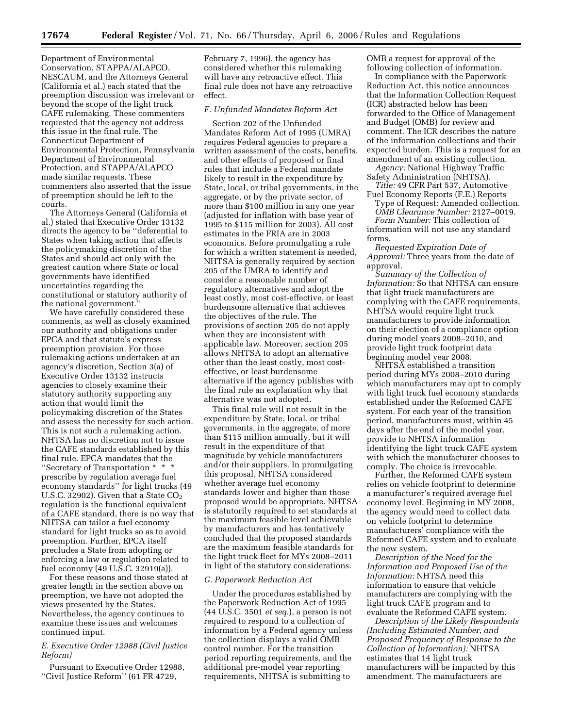Department of Environmental Conservation, STAPPA/ALAPCO, NESCAUM, and the Attorneys General (California et al.) each stated that the preemption discussion was irrelevant or beyond the scope of the light truck CAFE rulemaking. These commenters requested that the agency not address this issue in the final rule. The Connecticut Department of Environmental Protection, Pennsylvania Department of Environmental Protection, and STAPPA/ALAPCO made similar requests. These commenters also asserted that the issue of preemption should be left to the courts.

The Attorneys General (California et al.) stated that Executive Order 13132 directs the agency to be ''deferential to States when taking action that affects the policymaking discretion of the States and should act only with the greatest caution where State or local governments have identified uncertainties regarding the constitutional or statutory authority of the national government.''

We have carefully considered these comments, as well as closely examined our authority and obligations under EPCA and that statute's express preemption provision. For those rulemaking actions undertaken at an agency's discretion, Section 3(a) of Executive Order 13132 instructs agencies to closely examine their statutory authority supporting any action that would limit the policymaking discretion of the States and assess the necessity for such action. This is not such a rulemaking action. NHTSA has no discretion not to issue the CAFE standards established by this final rule. EPCA mandates that the ''Secretary of Transportation * * * prescribe by regulation average fuel economy standards'' for light trucks (49 U.S.C. 32902). Given that a State $CO_2$ regulation is the functional equivalent of a CAFE standard, there is no way that NHTSA can tailor a fuel economy standard for light trucks so as to avoid preemption. Further, EPCA itself precludes a State from adopting or enforcing a law or regulation related to fuel economy (49 U.S.C. 32919(a)).

For these reasons and those stated at greater length in the section above on preemption, we have not adopted the views presented by the States. Nevertheless, the agency continues to examine these issues and welcomes continued input.

### *E. Executive Order 12988 (Civil Justice Reform)*

Pursuant to Executive Order 12988, ''Civil Justice Reform'' (61 FR 4729, February 7, 1996), the agency has considered whether this rulemaking will have any retroactive effect. This final rule does not have any retroactive effect.

### *F. Unfunded Mandates Reform Act*

Section 202 of the Unfunded Mandates Reform Act of 1995 (UMRA) requires Federal agencies to prepare a written assessment of the costs, benefits, and other effects of proposed or final rules that include a Federal mandate likely to result in the expenditure by State, local, or tribal governments, in the aggregate, or by the private sector, of more than $100 million in any one year (adjusted for inflation with base year of 1995 to $115 million for 2003). All cost estimates in the FRIA are in 2003 economics. Before promulgating a rule for which a written statement is needed, NHTSA is generally required by section 205 of the UMRA to identify and consider a reasonable number of regulatory alternatives and adopt the least costly, most cost-effective, or least burdensome alternative that achieves the objectives of the rule. The provisions of section 205 do not apply when they are inconsistent with applicable law. Moreover, section 205 allows NHTSA to adopt an alternative other than the least costly, most cost-effective, or least burdensome alternative if the agency publishes with the final rule an explanation why that alternative was not adopted.

This final rule will not result in the expenditure by State, local, or tribal governments, in the aggregate, of more than $115 million annually, but it will result in the expenditure of that magnitude by vehicle manufacturers and/or their suppliers. In promulgating this proposal, NHTSA considered whether average fuel economy standards lower and higher than those proposed would be appropriate. NHTSA is statutorily required to set standards at the maximum feasible level achievable by manufacturers and has tentatively concluded that the proposed standards are the maximum feasible standards for the light truck fleet for MYs 2008–2011 in light of the statutory considerations.

### *G. Paperwork Reduction Act*

Under the procedures established by the Paperwork Reduction Act of 1995 (44 U.S.C. 3501 *et seq.*), a person is not required to respond to a collection of information by a Federal agency unless the collection displays a valid OMB control number. For the transition period reporting requirements, and the additional pre-model year reporting requirements, NHTSA is submitting to OMB a request for approval of the following collection of information.

In compliance with the Paperwork Reduction Act, this notice announces that the Information Collection Request (ICR) abstracted below has been forwarded to the Office of Management and Budget (OMB) for review and comment. The ICR describes the nature of the information collections and their expected burden. This is a request for an amendment of an existing collection.

*Agency:* National Highway Traffic Safety Administration (NHTSA).

*Title:* 49 CFR Part 537, Automotive Fuel Economy Reports (F.E.) Reports

Type of Request: Amended collection.

*OMB Clearance Number:* 2127–0019.

*Form Number:* This collection of information will not use any standard forms.

*Requested Expiration Date of Approval:* Three years from the date of approval.

*Summary of the Collection of Information:* So that NHTSA can ensure that light truck manufacturers are complying with the CAFE requirements, NHTSA would require light truck manufacturers to provide information on their election of a compliance option during model years 2008–2010, and provide light truck footprint data beginning model year 2008.

NHTSA established a transition period during MYs 2008–2010 during which manufacturers may opt to comply with light truck fuel economy standards established under the Reformed CAFE system. For each year of the transition period, manufacturers must, within 45 days after the end of the model year, provide to NHTSA information identifying the light truck CAFE system with which the manufacturer chooses to comply. The choice is irrevocable.

Further, the Reformed CAFE system relies on vehicle footprint to determine a manufacturer's required average fuel economy level. Beginning in MY 2008, the agency would need to collect data on vehicle footprint to determine manufacturers' compliance with the Reformed CAFE system and to evaluate the new system.

*Description of the Need for the Information and Proposed Use of the Information:* NHTSA need this information to ensure that vehicle manufacturers are complying with the light truck CAFE program and to evaluate the Reformed CAFE system.

*Description of the Likely Respondents (Including Estimated Number, and Proposed Frequency of Response to the Collection of Information):* NHTSA estimates that 14 light truck manufacturers will be impacted by this amendment. The manufacturers are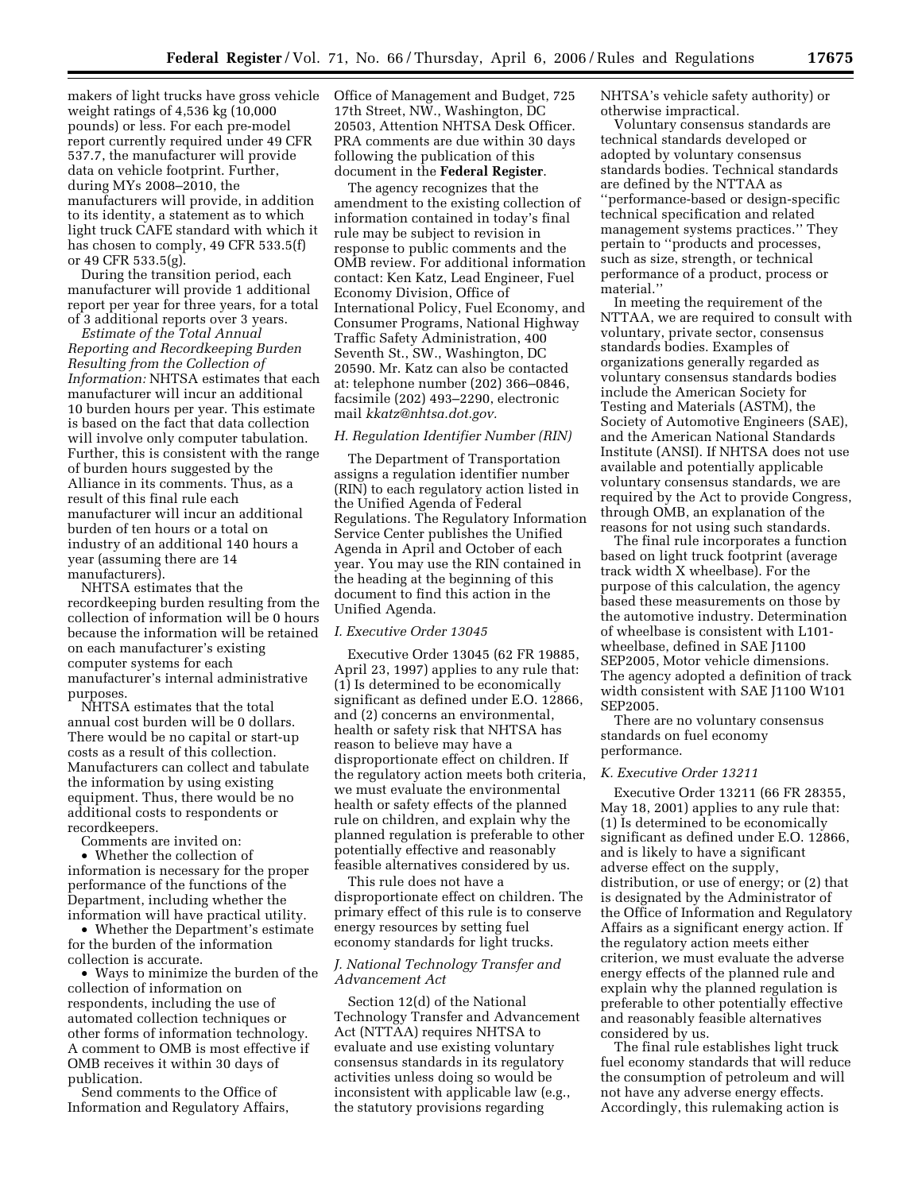makers of light trucks have gross vehicle weight ratings of 4,536 kg (10,000 pounds) or less. For each pre-model report currently required under 49 CFR 537.7, the manufacturer will provide data on vehicle footprint. Further, during MYs 2008–2010, the manufacturers will provide, in addition to its identity, a statement as to which light truck CAFE standard with which it has chosen to comply, 49 CFR 533.5(f) or 49 CFR 533.5(g).

During the transition period, each manufacturer will provide 1 additional report per year for three years, for a total of 3 additional reports over 3 years.

*Estimate of the Total Annual Reporting and Recordkeeping Burden Resulting from the Collection of Information:* NHTSA estimates that each manufacturer will incur an additional 10 burden hours per year. This estimate is based on the fact that data collection will involve only computer tabulation. Further, this is consistent with the range of burden hours suggested by the Alliance in its comments. Thus, as a result of this final rule each manufacturer will incur an additional burden of ten hours or a total on industry of an additional 140 hours a year (assuming there are 14 manufacturers).

NHTSA estimates that the recordkeeping burden resulting from the collection of information will be 0 hours because the information will be retained on each manufacturer's existing computer systems for each manufacturer's internal administrative purposes.

NHTSA estimates that the total annual cost burden will be 0 dollars. There would be no capital or start-up costs as a result of this collection. Manufacturers can collect and tabulate the information by using existing equipment. Thus, there would be no additional costs to respondents or recordkeepers.

Comments are invited on:

- Whether the collection of information is necessary for the proper performance of the functions of the Department, including whether the information will have practical utility.
- Whether the Department's estimate for the burden of the information collection is accurate.
- Ways to minimize the burden of the collection of information on respondents, including the use of automated collection techniques or other forms of information technology.

A comment to OMB is most effective if OMB receives it within 30 days of publication.

Send comments to the Office of Information and Regulatory Affairs, Office of Management and Budget, 725 17th Street, NW., Washington, DC 20503, Attention NHTSA Desk Officer. PRA comments are due within 30 days following the publication of this document in the **Federal Register**.

The agency recognizes that the amendment to the existing collection of information contained in today's final rule may be subject to revision in response to public comments and the OMB review. For additional information contact: Ken Katz, Lead Engineer, Fuel Economy Division, Office of International Policy, Fuel Economy, and Consumer Programs, National Highway Traffic Safety Administration, 400 Seventh St., SW., Washington, DC 20590. Mr. Katz can also be contacted at: telephone number (202) 366–0846, facsimile (202) 493–2290, electronic mail *kkatz@nhtsa.dot.gov.*

### *H. Regulation Identifier Number (RIN)*

The Department of Transportation assigns a regulation identifier number (RIN) to each regulatory action listed in the Unified Agenda of Federal Regulations. The Regulatory Information Service Center publishes the Unified Agenda in April and October of each year. You may use the RIN contained in the heading at the beginning of this document to find this action in the Unified Agenda.

### *I. Executive Order 13045*

Executive Order 13045 (62 FR 19885, April 23, 1997) applies to any rule that: (1) Is determined to be economically significant as defined under E.O. 12866, and (2) concerns an environmental, health or safety risk that NHTSA has reason to believe may have a disproportionate effect on children. If the regulatory action meets both criteria, we must evaluate the environmental health or safety effects of the planned rule on children, and explain why the planned regulation is preferable to other potentially effective and reasonably feasible alternatives considered by us.

This rule does not have a disproportionate effect on children. The primary effect of this rule is to conserve energy resources by setting fuel economy standards for light trucks.

### *J. National Technology Transfer and Advancement Act*

Section 12(d) of the National Technology Transfer and Advancement Act (NTTAA) requires NHTSA to evaluate and use existing voluntary consensus standards in its regulatory activities unless doing so would be inconsistent with applicable law (e.g., the statutory provisions regarding NHTSA's vehicle safety authority) or otherwise impractical.

Voluntary consensus standards are technical standards developed or adopted by voluntary consensus standards bodies. Technical standards are defined by the NTTAA as ''performance-based or design-specific technical specification and related management systems practices.'' They pertain to ''products and processes, such as size, strength, or technical performance of a product, process or material.''

In meeting the requirement of the NTTAA, we are required to consult with voluntary, private sector, consensus standards bodies. Examples of organizations generally regarded as voluntary consensus standards bodies include the American Society for Testing and Materials (ASTM), the Society of Automotive Engineers (SAE), and the American National Standards Institute (ANSI). If NHTSA does not use available and potentially applicable voluntary consensus standards, we are required by the Act to provide Congress, through OMB, an explanation of the reasons for not using such standards.

The final rule incorporates a function based on light truck footprint (average track width X wheelbase). For the purpose of this calculation, the agency based these measurements on those by the automotive industry. Determination of wheelbase is consistent with L101-wheelbase, defined in SAE J1100 SEP2005, Motor vehicle dimensions. The agency adopted a definition of track width consistent with SAE J1100 W101 SEP2005.

There are no voluntary consensus standards on fuel economy performance.

### *K. Executive Order 13211*

Executive Order 13211 (66 FR 28355, May 18, 2001) applies to any rule that: (1) Is determined to be economically significant as defined under E.O. 12866, and is likely to have a significant adverse effect on the supply, distribution, or use of energy; or (2) that is designated by the Administrator of the Office of Information and Regulatory Affairs as a significant energy action. If the regulatory action meets either criterion, we must evaluate the adverse energy effects of the planned rule and explain why the planned regulation is preferable to other potentially effective and reasonably feasible alternatives considered by us.

The final rule establishes light truck fuel economy standards that will reduce the consumption of petroleum and will not have any adverse energy effects. Accordingly, this rulemaking action is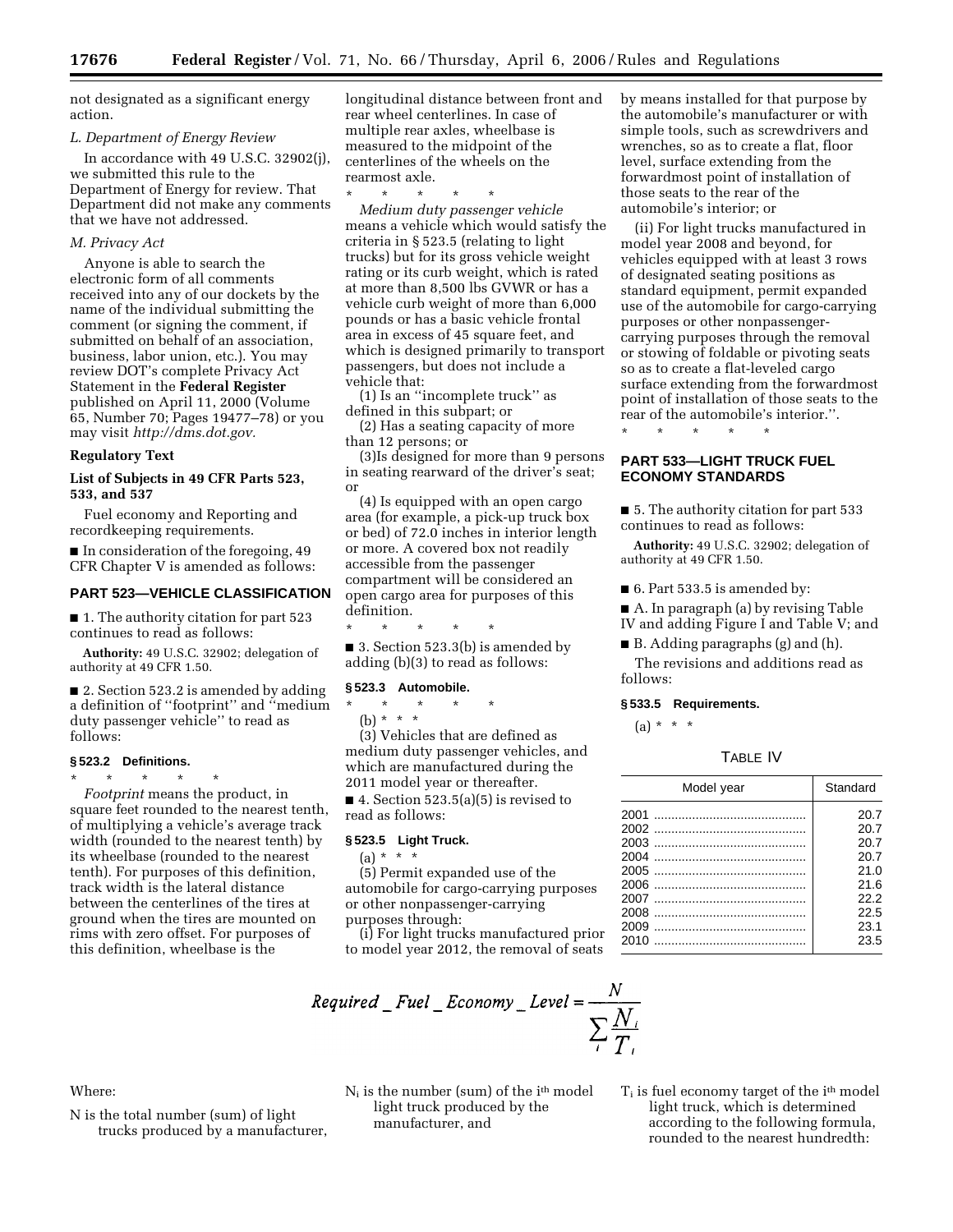not designated as a significant energy action.

*L. Department of Energy Review*

In accordance with 49 U.S.C. 32902(j), we submitted this rule to the Department of Energy for review. That Department did not make any comments that we have not addressed.

*M. Privacy Act*

Anyone is able to search the electronic form of all comments received into any of our dockets by the name of the individual submitting the comment (or signing the comment, if submitted on behalf of an association, business, labor union, etc.). You may review DOT's complete Privacy Act Statement in the **Federal Register** published on April 11, 2000 (Volume 65, Number 70; Pages 19477–78) or you may visit *http://dms.dot.gov.*

**Regulatory Text**

**List of Subjects in 49 CFR Parts 523, 533, and 537**

Fuel economy and Reporting and recordkeeping requirements.

■ In consideration of the foregoing, 49 CFR Chapter V is amended as follows:

## PART 523—VEHICLE CLASSIFICATION

■ 1. The authority citation for part 523 continues to read as follows:

**Authority:** 49 U.S.C. 32902; delegation of authority at 49 CFR 1.50.

■ 2. Section 523.2 is amended by adding a definition of ''footprint'' and ''medium duty passenger vehicle'' to read as follows:

### § 523.2 Definitions.

\* \* \* \* \*

*Footprint* means the product, in square feet rounded to the nearest tenth, of multiplying a vehicle's average track width (rounded to the nearest tenth) by its wheelbase (rounded to the nearest tenth). For purposes of this definition, track width is the lateral distance between the centerlines of the tires at ground when the tires are mounted on rims with zero offset. For purposes of this definition, wheelbase is the longitudinal distance between front and rear wheel centerlines. In case of multiple rear axles, wheelbase is measured to the midpoint of the centerlines of the wheels on the rearmost axle.

\* \* \* \* \*

*Medium duty passenger vehicle* means a vehicle which would satisfy the criteria in § 523.5 (relating to light trucks) but for its gross vehicle weight rating or its curb weight, which is rated at more than 8,500 lbs GVWR or has a vehicle curb weight of more than 6,000 pounds or has a basic vehicle frontal area in excess of 45 square feet, and which is designed primarily to transport passengers, but does not include a vehicle that:

(1) Is an ''incomplete truck'' as defined in this subpart; or

(2) Has a seating capacity of more than 12 persons; or

(3)Is designed for more than 9 persons in seating rearward of the driver's seat; or

(4) Is equipped with an open cargo area (for example, a pick-up truck box or bed) of 72.0 inches in interior length or more. A covered box not readily accessible from the passenger compartment will be considered an open cargo area for purposes of this definition.

\* \* \* \* \*

■ 3. Section 523.3(b) is amended by adding (b)(3) to read as follows:

### § 523.3 Automobile.

\* \* \* \* \*

(b) \* \* \*

(3) Vehicles that are defined as medium duty passenger vehicles, and which are manufactured during the 2011 model year or thereafter.

■ 4. Section 523.5(a)(5) is revised to read as follows:

### § 523.5 Light Truck.

(a) \* \* \*

(5) Permit expanded use of the automobile for cargo-carrying purposes or other nonpassenger-carrying purposes through:

(i) For light trucks manufactured prior to model year 2012, the removal of seats by means installed for that purpose by the automobile's manufacturer or with simple tools, such as screwdrivers and wrenches, so as to create a flat, floor level, surface extending from the forwardmost point of installation of those seats to the rear of the automobile's interior; or

(ii) For light trucks manufactured in model year 2008 and beyond, for vehicles equipped with at least 3 rows of designated seating positions as standard equipment, permit expanded use of the automobile for cargo-carrying purposes or other nonpassenger-carrying purposes through the removal or stowing of foldable or pivoting seats so as to create a flat-leveled cargo surface extending from the forwardmost point of installation of those seats to the rear of the automobile's interior.''.

\* \* \* \* \*

## PART 533—LIGHT TRUCK FUEL ECONOMY STANDARDS

■ 5. The authority citation for part 533 continues to read as follows:

**Authority:** 49 U.S.C. 32902; delegation of authority at 49 CFR 1.50.

■ 6. Part 533.5 is amended by:

■ A. In paragraph (a) by revising Table IV and adding Figure I and Table V; and

■ B. Adding paragraphs (g) and (h).

The revisions and additions read as follows:

### § 533.5 Requirements.

(a) \* \* \*

TABLE IV

| Model year | Standard |
|---|---|
| 2001 | 20.7 |
| 2002 | 20.7 |
| 2003 | 20.7 |
| 2004 | 20.7 |
| 2005 | 21.0 |
| 2006 | 21.6 |
| 2007 | 22.2 |
| 2008 | 22.5 |
| 2009 | 23.1 |
| 2010 | 23.5 |

$$Required\_Fuel\_Economy\_Level = \frac{N}{\sum_i \frac{N_i}{T_i}}$$

Where:

N is the total number (sum) of light trucks produced by a manufacturer,

$N_i$ is the number (sum) of the $i^{th}$ model light truck produced by the manufacturer, and

$T_i$ is fuel economy target of the $i^{th}$ model light truck, which is determined according to the following formula, rounded to the nearest hundredth: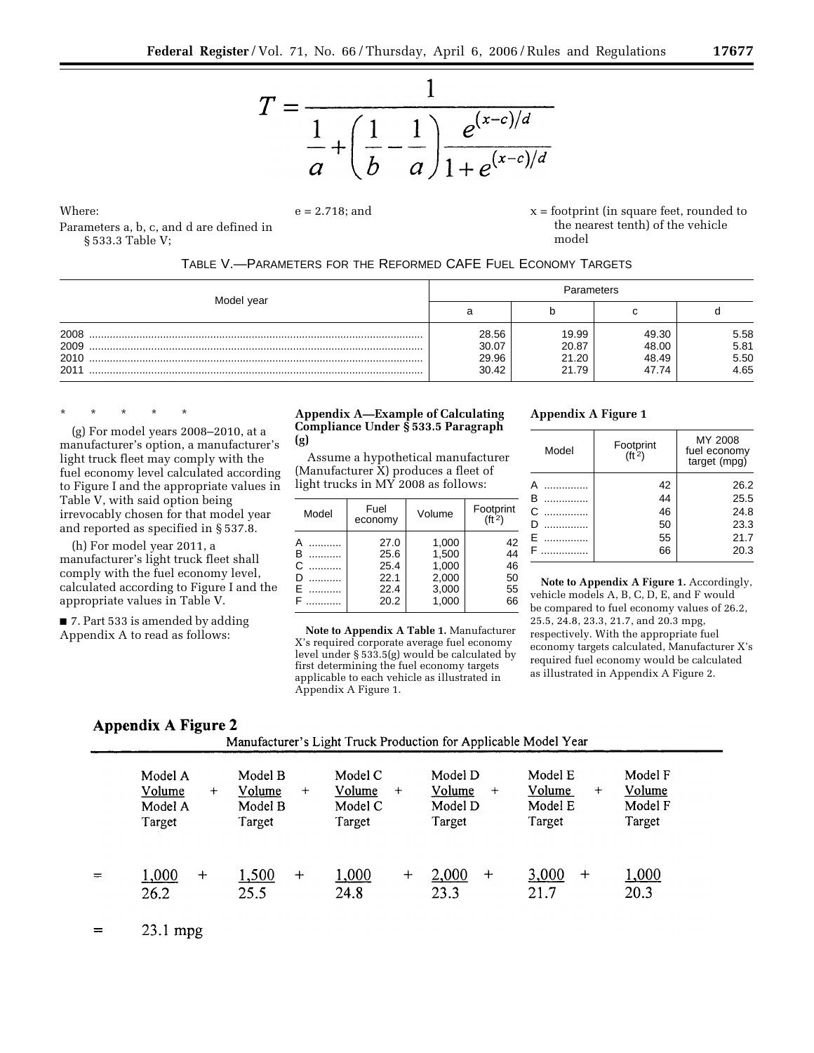$$T = \frac{1}{\frac{1}{a} + \left(\frac{1}{b} - \frac{1}{a}\right)\frac{e^{(x-c)/d}}{1+e^{(x-c)/d}}}$$

Where:

Parameters a, b, c, and d are defined in § 533.3 Table V;

e = 2.718; and

x = footprint (in square feet, rounded to the nearest tenth) of the vehicle model

TABLE V.—PARAMETERS FOR THE REFORMED CAFE FUEL ECONOMY TARGETS

| Model year | Parameters | | | |
|---|---|---|---|---|
| | a | b | c | d |
| 2008 | 28.56 | 19.99 | 49.30 | 5.58 |
| 2009 | 30.07 | 20.87 | 48.00 | 5.81 |
| 2010 | 29.96 | 21.20 | 48.49 | 5.50 |
| 2011 | 30.42 | 21.79 | 47.74 | 4.65 |

\* \* \* \* \*

(g) For model years 2008–2010, at a manufacturer's option, a manufacturer's light truck fleet may comply with the fuel economy level calculated according to Figure I and the appropriate values in Table V, with said option being irrevocably chosen for that model year and reported as specified in § 537.8.

(h) For model year 2011, a manufacturer's light truck fleet shall comply with the fuel economy level, calculated according to Figure I and the appropriate values in Table V.

■ 7. Part 533 is amended by adding Appendix A to read as follows:

### Appendix A—Example of Calculating Compliance Under § 533.5 Paragraph (g)

Assume a hypothetical manufacturer (Manufacturer X) produces a fleet of light trucks in MY 2008 as follows:

| Model | Fuel economy | Volume | Footprint (ft²) |
|---|---|---|---|
| A | 27.0 | 1,000 | 42 |
| B | 25.6 | 1,500 | 44 |
| C | 25.4 | 1,000 | 46 |
| D | 22.1 | 2,000 | 50 |
| E | 22.4 | 3,000 | 55 |
| F | 20.2 | 1,000 | 66 |

**Note to Appendix A Table 1.** Manufacturer X's required corporate average fuel economy level under § 533.5(g) would be calculated by first determining the fuel economy targets applicable to each vehicle as illustrated in Appendix A Figure 1.

**Appendix A Figure 1**

| Model | Footprint (ft²) | MY 2008 fuel economy target (mpg) |
|---|---|---|
| A | 42 | 26.2 |
| B | 44 | 25.5 |
| C | 46 | 24.8 |
| D | 50 | 23.3 |
| E | 55 | 21.7 |
| F | 66 | 20.3 |

**Note to Appendix A Figure 1.** Accordingly, vehicle models A, B, C, D, E, and F would be compared to fuel economy values of 26.2, 25.5, 24.8, 23.3, 21.7, and 20.3 mpg, respectively. With the appropriate fuel economy targets calculated, Manufacturer X's required fuel economy would be calculated as illustrated in Appendix A Figure 2.

**Appendix A Figure 2**

$$\text{Manufacturer's Light Truck Production for Applicable Model Year} \div \left( \frac{\text{Model A Volume}}{\text{Model A Target}} + \frac{\text{Model B Volume}}{\text{Model B Target}} + \frac{\text{Model C Volume}}{\text{Model C Target}} + \frac{\text{Model D Volume}}{\text{Model D Target}} + \frac{\text{Model E Volume}}{\text{Model E Target}} + \frac{\text{Model F Volume}}{\text{Model F Target}} \right)$$

$$= \frac{1{,}000}{26.2} + \frac{1{,}500}{25.5} + \frac{1{,}000}{24.8} + \frac{2{,}000}{23.3} + \frac{3{,}000}{21.7} + \frac{1{,}000}{20.3}$$

$$= 23.1 \text{ mpg}$$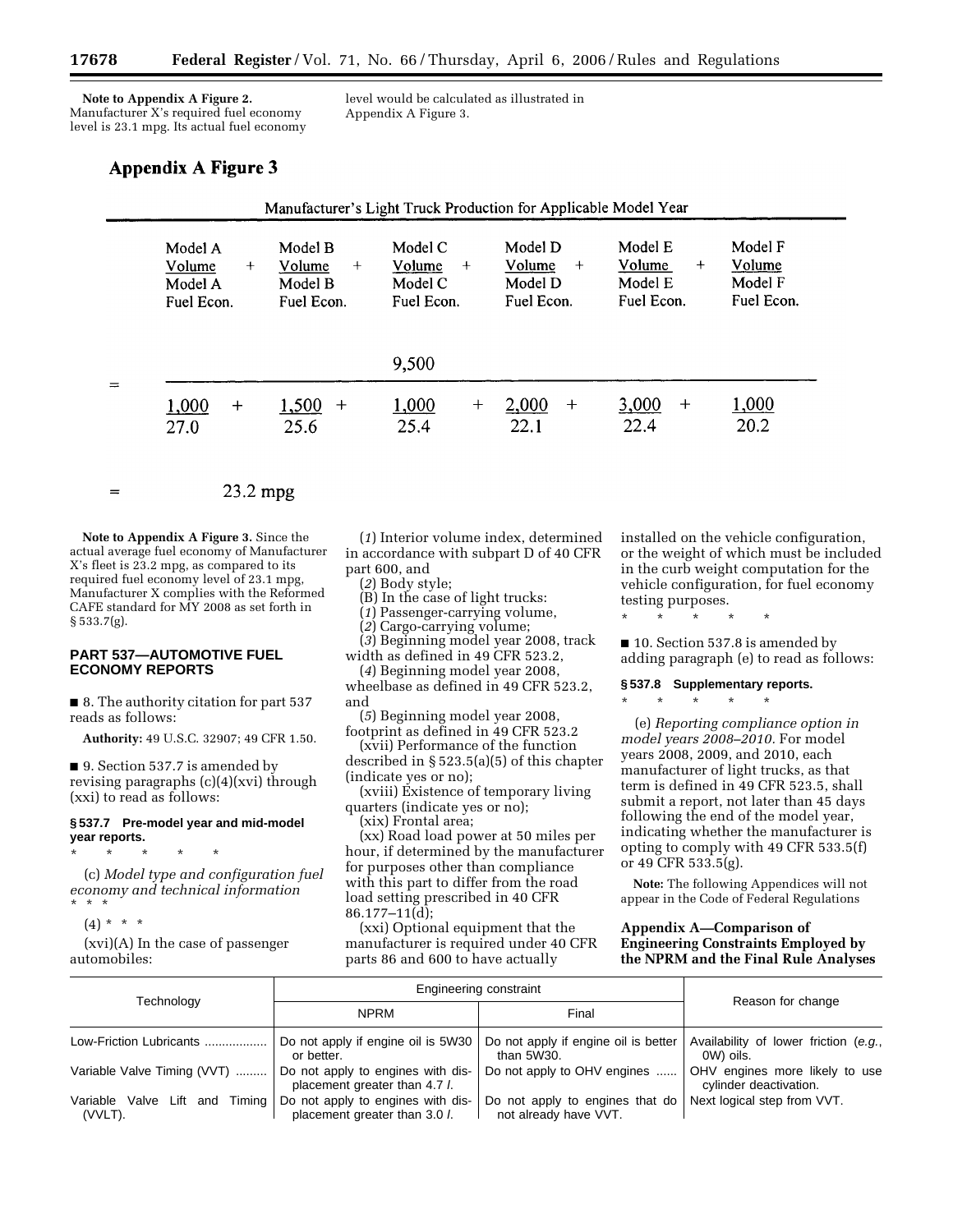**Note to Appendix A Figure 2.** Manufacturer X's required fuel economy level is 23.1 mpg. Its actual fuel economy level would be calculated as illustrated in Appendix A Figure 3.

## Appendix A Figure 3

Manufacturer's Light Truck Production for Applicable Model Year

$$\frac{\text{Manufacturer's Light Truck Production for Applicable Model Year}}{\frac{\text{Model A Volume}}{\text{Model A Fuel Econ.}} + \frac{\text{Model B Volume}}{\text{Model B Fuel Econ.}} + \frac{\text{Model C Volume}}{\text{Model C Fuel Econ.}} + \frac{\text{Model D Volume}}{\text{Model D Fuel Econ.}} + \frac{\text{Model E Volume}}{\text{Model E Fuel Econ.}} + \frac{\text{Model F Volume}}{\text{Model F Fuel Econ.}}}$$

$$= \frac{9{,}500}{\frac{1{,}000}{27.0} + \frac{1{,}500}{25.6} + \frac{1{,}000}{25.4} + \frac{2{,}000}{22.1} + \frac{3{,}000}{22.4} + \frac{1{,}000}{20.2}}$$

$$= 23.2 \text{ mpg}$$

**Note to Appendix A Figure 3.** Since the actual average fuel economy of Manufacturer X's fleet is 23.2 mpg, as compared to its required fuel economy level of 23.1 mpg, Manufacturer X complies with the Reformed CAFE standard for MY 2008 as set forth in § 533.7(g).

### PART 537—AUTOMOTIVE FUEL ECONOMY REPORTS

■ 8. The authority citation for part 537 reads as follows:

**Authority:** 49 U.S.C. 32907; 49 CFR 1.50.

■ 9. Section 537.7 is amended by revising paragraphs (c)(4)(xvi) through (xxi) to read as follows:

#### § 537.7 Pre-model year and mid-model year reports.

\* \* \* \* \*

(c) *Model type and configuration fuel economy and technical information*

\* \* \*

(4) \* \* \*

(xvi)(A) In the case of passenger automobiles:

(*1*) Interior volume index, determined in accordance with subpart D of 40 CFR part 600, and

(*2*) Body style;

(B) In the case of light trucks:

(*1*) Passenger-carrying volume,

(*2*) Cargo-carrying volume;

(*3*) Beginning model year 2008, track width as defined in 49 CFR 523.2,

(*4*) Beginning model year 2008, wheelbase as defined in 49 CFR 523.2, and

(*5*) Beginning model year 2008, footprint as defined in 49 CFR 523.2

(xvii) Performance of the function described in § 523.5(a)(5) of this chapter (indicate yes or no);

(xviii) Existence of temporary living quarters (indicate yes or no);

(xix) Frontal area;

(xx) Road load power at 50 miles per hour, if determined by the manufacturer for purposes other than compliance with this part to differ from the road load setting prescribed in 40 CFR 86.177–11(d);

(xxi) Optional equipment that the manufacturer is required under 40 CFR parts 86 and 600 to have actually installed on the vehicle configuration, or the weight of which must be included in the curb weight computation for the vehicle configuration, for fuel economy testing purposes.

\* \* \* \* \*

■ 10. Section 537.8 is amended by adding paragraph (e) to read as follows:

#### § 537.8 Supplementary reports.

\* \* \* \* \*

(e) *Reporting compliance option in model years 2008–2010.* For model years 2008, 2009, and 2010, each manufacturer of light trucks, as that term is defined in 49 CFR 523.5, shall submit a report, not later than 45 days following the end of the model year, indicating whether the manufacturer is opting to comply with 49 CFR 533.5(f) or 49 CFR 533.5(g).

**Note:** The following Appendices will not appear in the Code of Federal Regulations

### Appendix A—Comparison of Engineering Constraints Employed by the NPRM and the Final Rule Analyses

| Technology | Engineering constraint | | Reason for change |
|---|---|---|---|
| | NPRM | Final | |
| Low-Friction Lubricants | Do not apply if engine oil is 5W30 or better. | Do not apply if engine oil is better than 5W30. | Availability of lower friction (*e.g.*, 0W) oils. |
| Variable Valve Timing (VVT) | Do not apply to engines with displacement greater than 4.7 *l*. | Do not apply to OHV engines | OHV engines more likely to use cylinder deactivation. |
| Variable Valve Lift and Timing (VVLT). | Do not apply to engines with displacement greater than 3.0 *l*. | Do not apply to engines that do not already have VVT. | Next logical step from VVT. |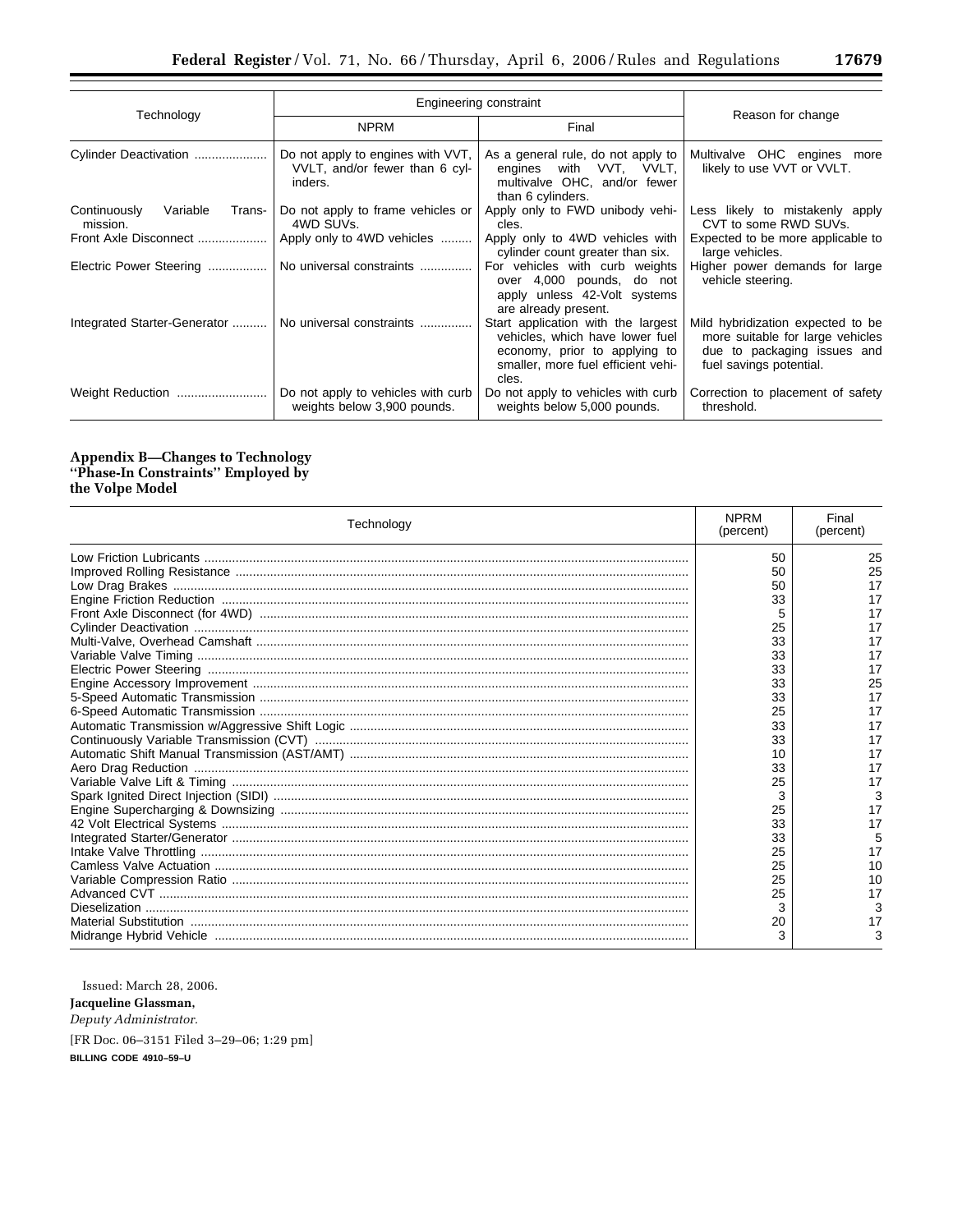| Technology | Engineering constraint | | Reason for change |
|---|---|---|---|
| | NPRM | Final | |
| Cylinder Deactivation | Do not apply to engines with VVT, VVLT, and/or fewer than 6 cylinders. | As a general rule, do not apply to engines with VVT, VVLT, multivalve OHC, and/or fewer than 6 cylinders. | Multivalve OHC engines more likely to use VVT or VVLT. |
| Continuously Variable Transmission. | Do not apply to frame vehicles or 4WD SUVs. | Apply only to FWD unibody vehicles. | Less likely to mistakenly apply CVT to some RWD SUVs. |
| Front Axle Disconnect | Apply only to 4WD vehicles | Apply only to 4WD vehicles with cylinder count greater than six. | Expected to be more applicable to large vehicles. |
| Electric Power Steering | No universal constraints | For vehicles with curb weights over 4,000 pounds, do not apply unless 42-Volt systems are already present. | Higher power demands for large vehicle steering. |
| Integrated Starter-Generator | No universal constraints | Start application with the largest vehicles, which have lower fuel economy, prior to applying to smaller, more fuel efficient vehicles. | Mild hybridization expected to be more suitable for large vehicles due to packaging issues and fuel savings potential. |
| Weight Reduction | Do not apply to vehicles with curb weights below 3,900 pounds. | Do not apply to vehicles with curb weights below 5,000 pounds. | Correction to placement of safety threshold. |

## Appendix B—Changes to Technology "Phase-In Constraints" Employed by the Volpe Model

| Technology | NPRM (percent) | Final (percent) |
|---|---|---|
| Low Friction Lubricants | 50 | 25 |
| Improved Rolling Resistance | 50 | 25 |
| Low Drag Brakes | 50 | 17 |
| Engine Friction Reduction | 33 | 17 |
| Front Axle Disconnect (for 4WD) | 5 | 17 |
| Cylinder Deactivation | 25 | 17 |
| Multi-Valve, Overhead Camshaft | 33 | 17 |
| Variable Valve Timing | 33 | 17 |
| Electric Power Steering | 33 | 17 |
| Engine Accessory Improvement | 33 | 25 |
| 5-Speed Automatic Transmission | 33 | 17 |
| 6-Speed Automatic Transmission | 25 | 17 |
| Automatic Transmission w/Aggressive Shift Logic | 33 | 17 |
| Continuously Variable Transmission (CVT) | 33 | 17 |
| Automatic Shift Manual Transmission (AST/AMT) | 10 | 17 |
| Aero Drag Reduction | 33 | 17 |
| Variable Valve Lift & Timing | 25 | 17 |
| Spark Ignited Direct Injection (SIDI) | 3 | 3 |
| Engine Supercharging & Downsizing | 25 | 17 |
| 42 Volt Electrical Systems | 33 | 17 |
| Integrated Starter/Generator | 33 | 5 |
| Intake Valve Throttling | 25 | 17 |
| Camless Valve Actuation | 25 | 10 |
| Variable Compression Ratio | 25 | 10 |
| Advanced CVT | 25 | 17 |
| Dieselization | 3 | 3 |
| Material Substitution | 20 | 17 |
| Midrange Hybrid Vehicle | 3 | 3 |

Issued: March 28, 2006.

**Jacqueline Glassman,**

*Deputy Administrator.*

[FR Doc. 06–3151 Filed 3–29–06; 1:29 pm]

**BILLING CODE 4910–59–U**